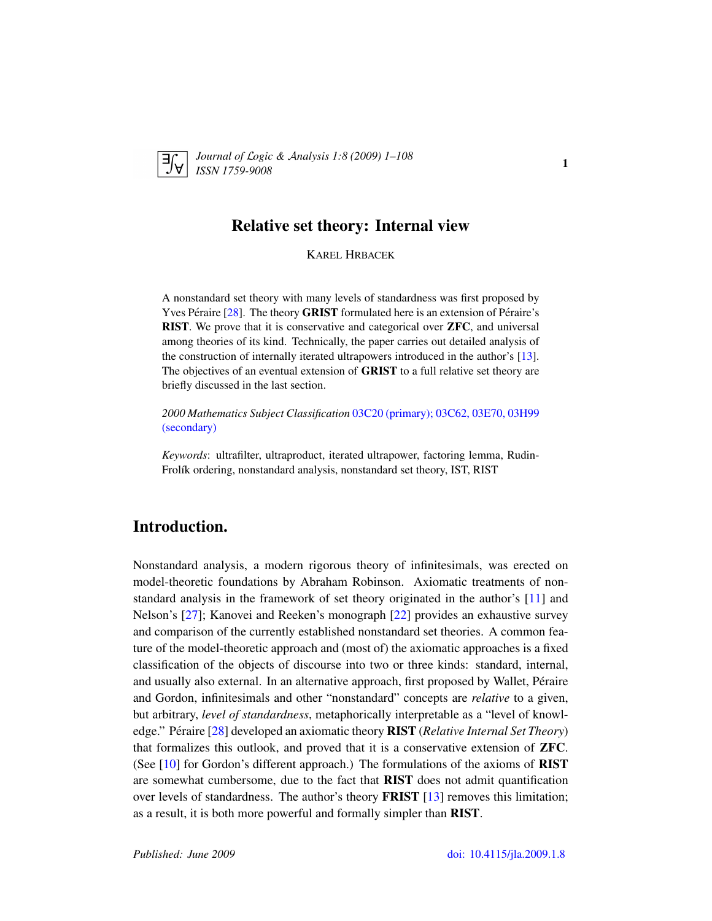# Relative set theory: Internal view

KAREL HRBACEK

A nonstandard set theory with many levels of standardness was first proposed by Yves Péraire [28]. The theory **GRIST** formulated here is an extension of Péraire's **RIST**. We prove that it is conservative and categorical over **ZFC**, and universal among theories of its kind. Technically, the paper carries out detailed analysis of the construction of internally iterated ultrapowers introduced in the author's [13]. The objectives of an eventual extension of **GRIST** to a full relative set theory are briefly discussed in the last section.

*2000 Mathematics Subject Classification* 03C20 (primary); 03C62, 03E70, 03H99 (secondary)

*Keywords*: ultrafilter, ultraproduct, iterated ultrapower, factoring lemma, Rudin-Frolík ordering, nonstandard analysis, nonstandard set theory, IST, RIST

## Introduction.

Nonstandard analysis, a modern rigorous theory of infinitesimals, was erected on model-theoretic foundations by Abraham Robinson. Axiomatic treatments of nonstandard analysis in the framework of set theory originated in the author's [11] and Nelson's [27]; Kanovei and Reeken's monograph [22] provides an exhaustive survey and comparison of the currently established nonstandard set theories. A common feature of the model-theoretic approach and (most of) the axiomatic approaches is a fixed classification of the objects of discourse into two or three kinds: standard, internal, and usually also external. In an alternative approach, first proposed by Wallet, Péraire and Gordon, infinitesimals and other "nonstandard" concepts are *relative* to a given, but arbitrary, *level of standardness*, metaphorically interpretable as a "level of knowledge." Péraire [28] developed an axiomatic theory **RIST** (*Relative Internal Set Theory*) that formalizes this outlook, and proved that it is a conservative extension of **ZFC**. (See [10] for Gordon's different approach.) The formulations of the axioms of **RIST** are somewhat cumbersome, due to the fact that **RIST** does not admit quantification over levels of standardness. The author's theory **FRIST** [13] removes this limitation; as a result, it is both more powerful and formally simpler than **RIST**.

Published: June 2009 doi: 10.4115/jla.2009.1.8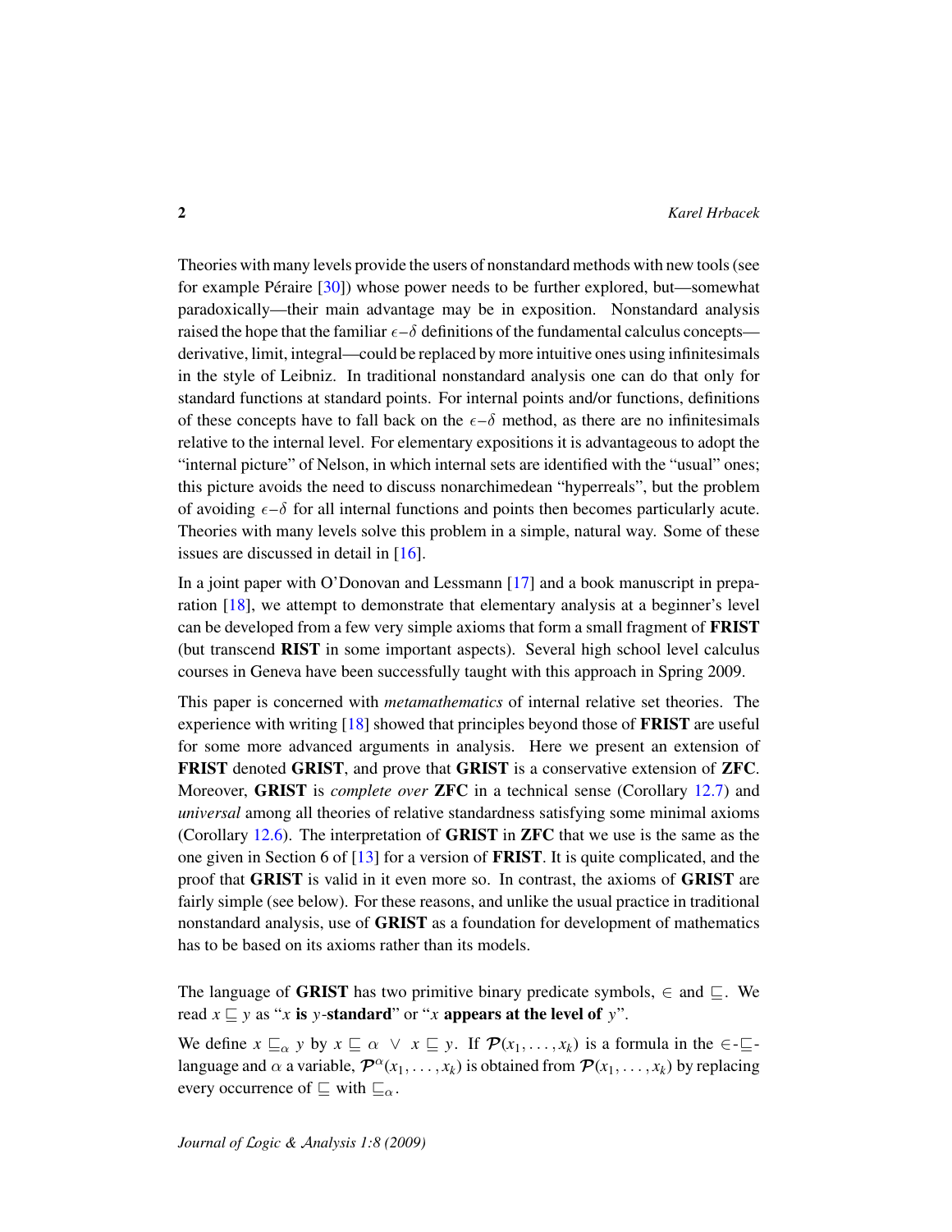Theories with many levels provide the users of nonstandard methods with new tools (see for example Péraire [30]) whose power needs to be further explored, but—somewhat paradoxically—their main advantage may be in exposition. Nonstandard analysis raised the hope that the familiar $\epsilon$–$\delta$ definitions of the fundamental calculus concepts—derivative, limit, integral—could be replaced by more intuitive ones using infinitesimals in the style of Leibniz. In traditional nonstandard analysis one can do that only for standard functions at standard points. For internal points and/or functions, definitions of these concepts have to fall back on the $\epsilon$–$\delta$ method, as there are no infinitesimals relative to the internal level. For elementary expositions it is advantageous to adopt the "internal picture" of Nelson, in which internal sets are identified with the "usual" ones; this picture avoids the need to discuss nonarchimedean "hyperreals", but the problem of avoiding $\epsilon$–$\delta$ for all internal functions and points then becomes particularly acute. Theories with many levels solve this problem in a simple, natural way. Some of these issues are discussed in detail in [16].

In a joint paper with O'Donovan and Lessmann [17] and a book manuscript in preparation [18], we attempt to demonstrate that elementary analysis at a beginner's level can be developed from a few very simple axioms that form a small fragment of **FRIST** (but transcend **RIST** in some important aspects). Several high school level calculus courses in Geneva have been successfully taught with this approach in Spring 2009.

This paper is concerned with *metamathematics* of internal relative set theories. The experience with writing [18] showed that principles beyond those of **FRIST** are useful for some more advanced arguments in analysis. Here we present an extension of **FRIST** denoted **GRIST**, and prove that **GRIST** is a conservative extension of **ZFC**. Moreover, **GRIST** is *complete over* **ZFC** in a technical sense (Corollary 12.7) and *universal* among all theories of relative standardness satisfying some minimal axioms (Corollary 12.6). The interpretation of **GRIST** in **ZFC** that we use is the same as the one given in Section 6 of [13] for a version of **FRIST**. It is quite complicated, and the proof that **GRIST** is valid in it even more so. In contrast, the axioms of **GRIST** are fairly simple (see below). For these reasons, and unlike the usual practice in traditional nonstandard analysis, use of **GRIST** as a foundation for development of mathematics has to be based on its axioms rather than its models.

The language of **GRIST** has two primitive binary predicate symbols, $\in$ and $\sqsubseteq$. We read $x \sqsubseteq y$ as "$x$ **is** $y$**-standard**" or "$x$ **appears at the level of** $y$".

We define $x \sqsubseteq_\alpha y$ by $x \sqsubseteq \alpha \ \vee \ x \sqsubseteq y$. If $\mathcal{P}(x_1, \ldots, x_k)$ is a formula in the $\in$-$\sqsubseteq$-language and $\alpha$ a variable, $\mathcal{P}^\alpha(x_1, \ldots, x_k)$ is obtained from $\mathcal{P}(x_1, \ldots, x_k)$ by replacing every occurrence of $\sqsubseteq$ with $\sqsubseteq_\alpha$.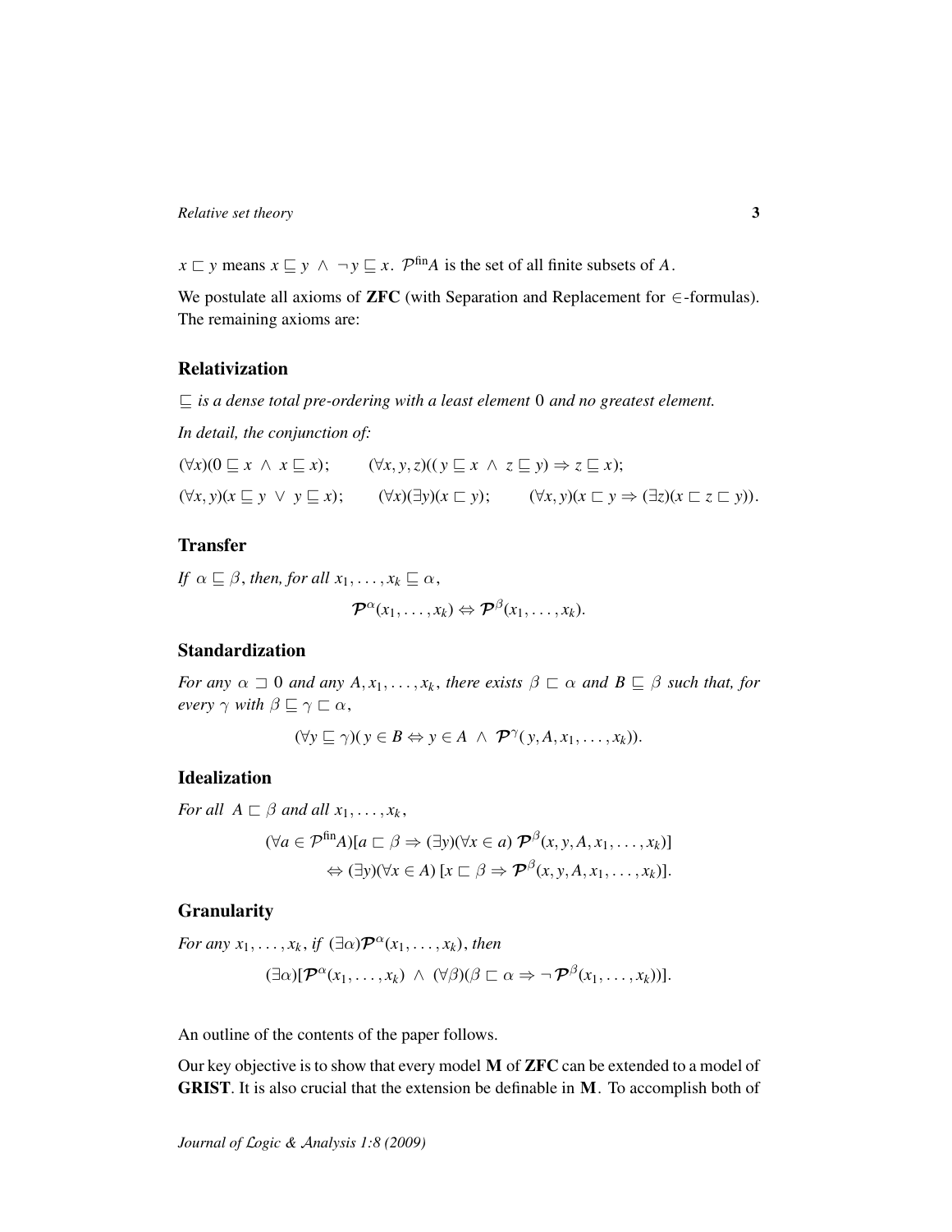$x \sqsubset y$ means $x \sqsubseteq y \;\wedge\; \neg\, y \sqsubseteq x$. $\mathcal{P}^{\text{fin}}A$ is the set of all finite subsets of $A$.

We postulate all axioms of **ZFC** (with Separation and Replacement for $\in$-formulas). The remaining axioms are:

## Relativization

*$\sqsubseteq$ is a dense total pre-ordering with a least element $0$ and no greatest element.*

*In detail, the conjunction of:*

$(\forall x)(0 \sqsubseteq x \;\wedge\; x \sqsubseteq x)$; $\qquad (\forall x, y, z)((y \sqsubseteq x \;\wedge\; z \sqsubseteq y) \Rightarrow z \sqsubseteq x)$;

$(\forall x, y)(x \sqsubseteq y \;\vee\; y \sqsubseteq x)$; $\qquad (\forall x)(\exists y)(x \sqsubset y)$; $\qquad (\forall x, y)(x \sqsubset y \Rightarrow (\exists z)(x \sqsubset z \sqsubset y))$.

## Transfer

*If $\alpha \sqsubseteq \beta$, then, for all $x_1, \ldots, x_k \sqsubseteq \alpha$,*

$$\boldsymbol{\mathcal{P}}^{\alpha}(x_1, \ldots, x_k) \Leftrightarrow \boldsymbol{\mathcal{P}}^{\beta}(x_1, \ldots, x_k).$$

## Standardization

*For any $\alpha \sqsupset 0$ and any $A, x_1, \ldots, x_k$, there exists $\beta \sqsubset \alpha$ and $B \sqsubseteq \beta$ such that, for every $\gamma$ with $\beta \sqsubseteq \gamma \sqsubset \alpha$,*

$$(\forall y \sqsubseteq \gamma)(\, y \in B \Leftrightarrow y \in A \;\wedge\; \boldsymbol{\mathcal{P}}^{\gamma}(\, y, A, x_1, \ldots, x_k)).$$

## Idealization

*For all $A \sqsubset \beta$ and all $x_1, \ldots, x_k$,*

$$\begin{aligned}(\forall a \in \mathcal{P}^{\text{fin}}A)[a \sqsubset \beta \Rightarrow (\exists y)(\forall x \in a)\, \boldsymbol{\mathcal{P}}^{\beta}(x, y, A, x_1, \ldots, x_k)]\\ \Leftrightarrow (\exists y)(\forall x \in A)\, [x \sqsubset \beta \Rightarrow \boldsymbol{\mathcal{P}}^{\beta}(x, y, A, x_1, \ldots, x_k)].\end{aligned}$$

## Granularity

*For any $x_1, \ldots, x_k$, if $(\exists \alpha)\boldsymbol{\mathcal{P}}^{\alpha}(x_1, \ldots, x_k)$, then*

$$(\exists \alpha)[\boldsymbol{\mathcal{P}}^{\alpha}(x_1, \ldots, x_k) \;\wedge\; (\forall \beta)(\beta \sqsubset \alpha \Rightarrow \neg\, \boldsymbol{\mathcal{P}}^{\beta}(x_1, \ldots, x_k))].$$

An outline of the contents of the paper follows.

Our key objective is to show that every model **M** of **ZFC** can be extended to a model of **GRIST**. It is also crucial that the extension be definable in **M**. To accomplish both of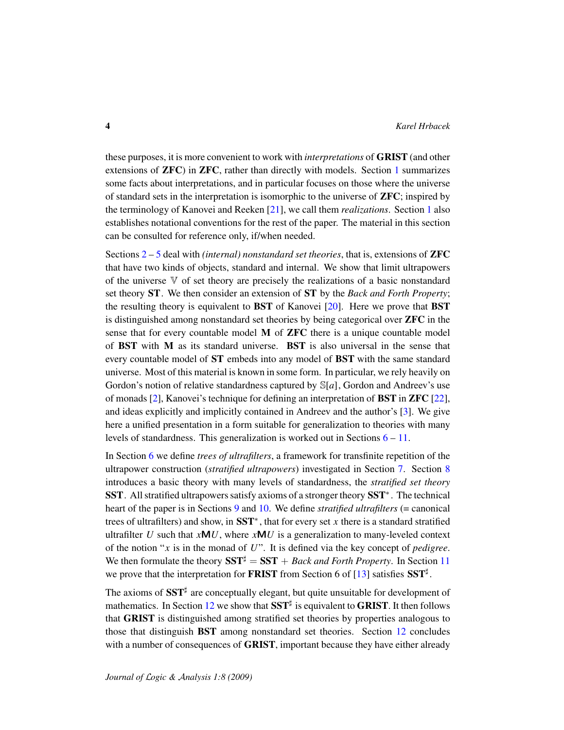these purposes, it is more convenient to work with *interpretations* of **GRIST** (and other extensions of **ZFC**) in **ZFC**, rather than directly with models. Section 1 summarizes some facts about interpretations, and in particular focuses on those where the universe of standard sets in the interpretation is isomorphic to the universe of **ZFC**; inspired by the terminology of Kanovei and Reeken [21], we call them *realizations*. Section 1 also establishes notational conventions for the rest of the paper. The material in this section can be consulted for reference only, if/when needed.

Sections 2 – 5 deal with *(internal) nonstandard set theories*, that is, extensions of **ZFC** that have two kinds of objects, standard and internal. We show that limit ultrapowers of the universe $\mathbb{V}$ of set theory are precisely the realizations of a basic nonstandard set theory **ST**. We then consider an extension of **ST** by the *Back and Forth Property*; the resulting theory is equivalent to **BST** of Kanovei [20]. Here we prove that **BST** is distinguished among nonstandard set theories by being categorical over **ZFC** in the sense that for every countable model **M** of **ZFC** there is a unique countable model of **BST** with **M** as its standard universe. **BST** is also universal in the sense that every countable model of **ST** embeds into any model of **BST** with the same standard universe. Most of this material is known in some form. In particular, we rely heavily on Gordon's notion of relative standardness captured by $\mathbb{S}[a]$, Gordon and Andreev's use of monads [2], Kanovei's technique for defining an interpretation of **BST** in **ZFC** [22], and ideas explicitly and implicitly contained in Andreev and the author's [3]. We give here a unified presentation in a form suitable for generalization to theories with many levels of standardness. This generalization is worked out in Sections 6 – 11.

In Section 6 we define *trees of ultrafilters*, a framework for transfinite repetition of the ultrapower construction (*stratified ultrapowers*) investigated in Section 7. Section 8 introduces a basic theory with many levels of standardness, the *stratified set theory* **SST**. All stratified ultrapowers satisfy axioms of a stronger theory **SST**$^*$. The technical heart of the paper is in Sections 9 and 10. We define *stratified ultrafilters* (= canonical trees of ultrafilters) and show, in **SST**$^*$, that for every set $x$ there is a standard stratified ultrafilter $U$ such that $x\mathsf{M}U$, where $x\mathsf{M}U$ is a generalization to many-leveled context of the notion "$x$ is in the monad of $U$". It is defined via the key concept of *pedigree*. We then formulate the theory **SST**$^\sharp$ = **SST** + *Back and Forth Property*. In Section 11 we prove that the interpretation for **FRIST** from Section 6 of [13] satisfies **SST**$^\sharp$.

The axioms of **SST**$^\sharp$ are conceptually elegant, but quite unsuitable for development of mathematics. In Section 12 we show that **SST**$^\sharp$ is equivalent to **GRIST**. It then follows that **GRIST** is distinguished among stratified set theories by properties analogous to those that distinguish **BST** among nonstandard set theories. Section 12 concludes with a number of consequences of **GRIST**, important because they have either already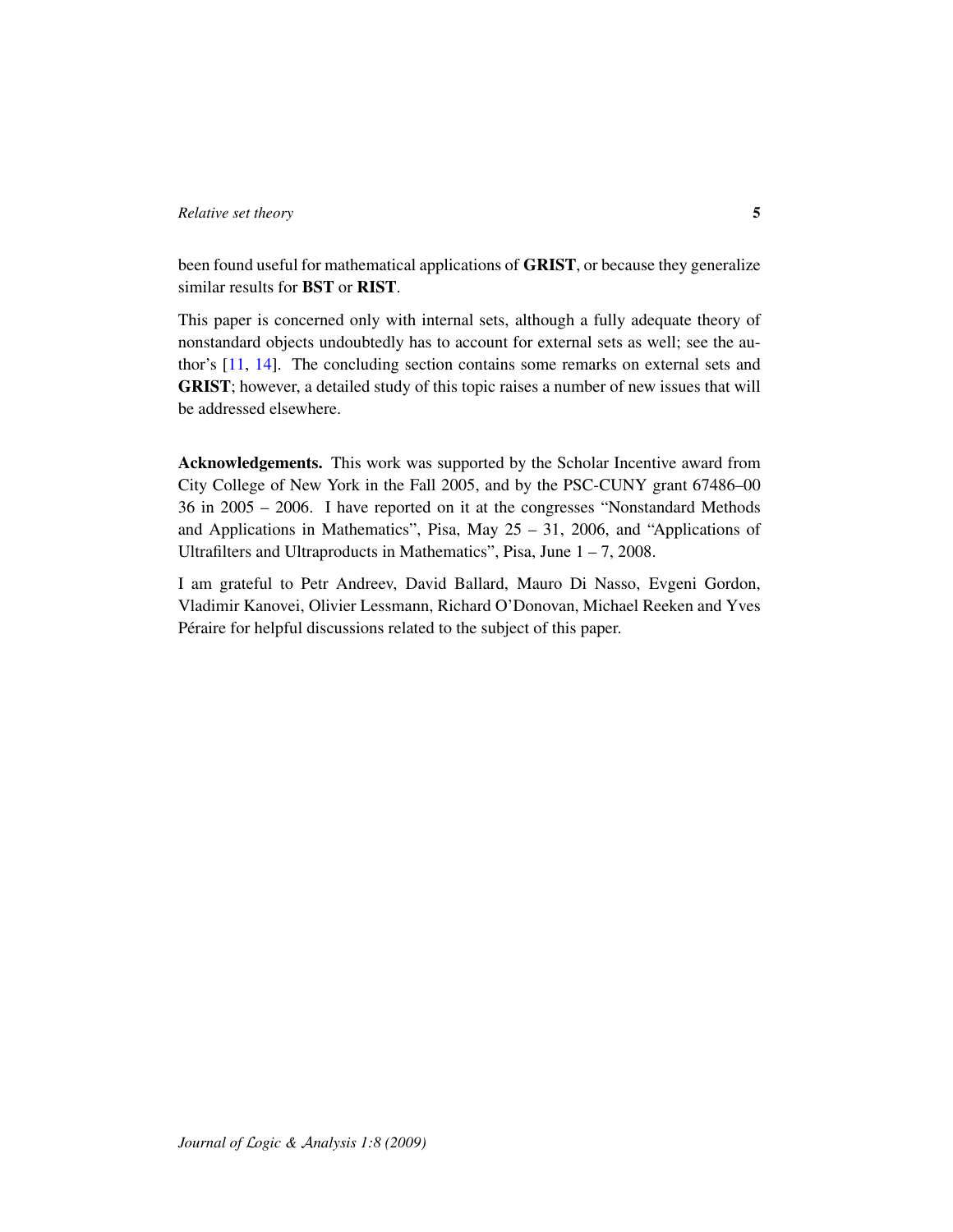been found useful for mathematical applications of **GRIST**, or because they generalize similar results for **BST** or **RIST**.

This paper is concerned only with internal sets, although a fully adequate theory of nonstandard objects undoubtedly has to account for external sets as well; see the author's [11, 14]. The concluding section contains some remarks on external sets and **GRIST**; however, a detailed study of this topic raises a number of new issues that will be addressed elsewhere.

**Acknowledgements.** This work was supported by the Scholar Incentive award from City College of New York in the Fall 2005, and by the PSC-CUNY grant 67486–00 36 in 2005 – 2006. I have reported on it at the congresses "Nonstandard Methods and Applications in Mathematics", Pisa, May 25 – 31, 2006, and "Applications of Ultrafilters and Ultraproducts in Mathematics", Pisa, June 1 – 7, 2008.

I am grateful to Petr Andreev, David Ballard, Mauro Di Nasso, Evgeni Gordon, Vladimir Kanovei, Olivier Lessmann, Richard O'Donovan, Michael Reeken and Yves Péraire for helpful discussions related to the subject of this paper.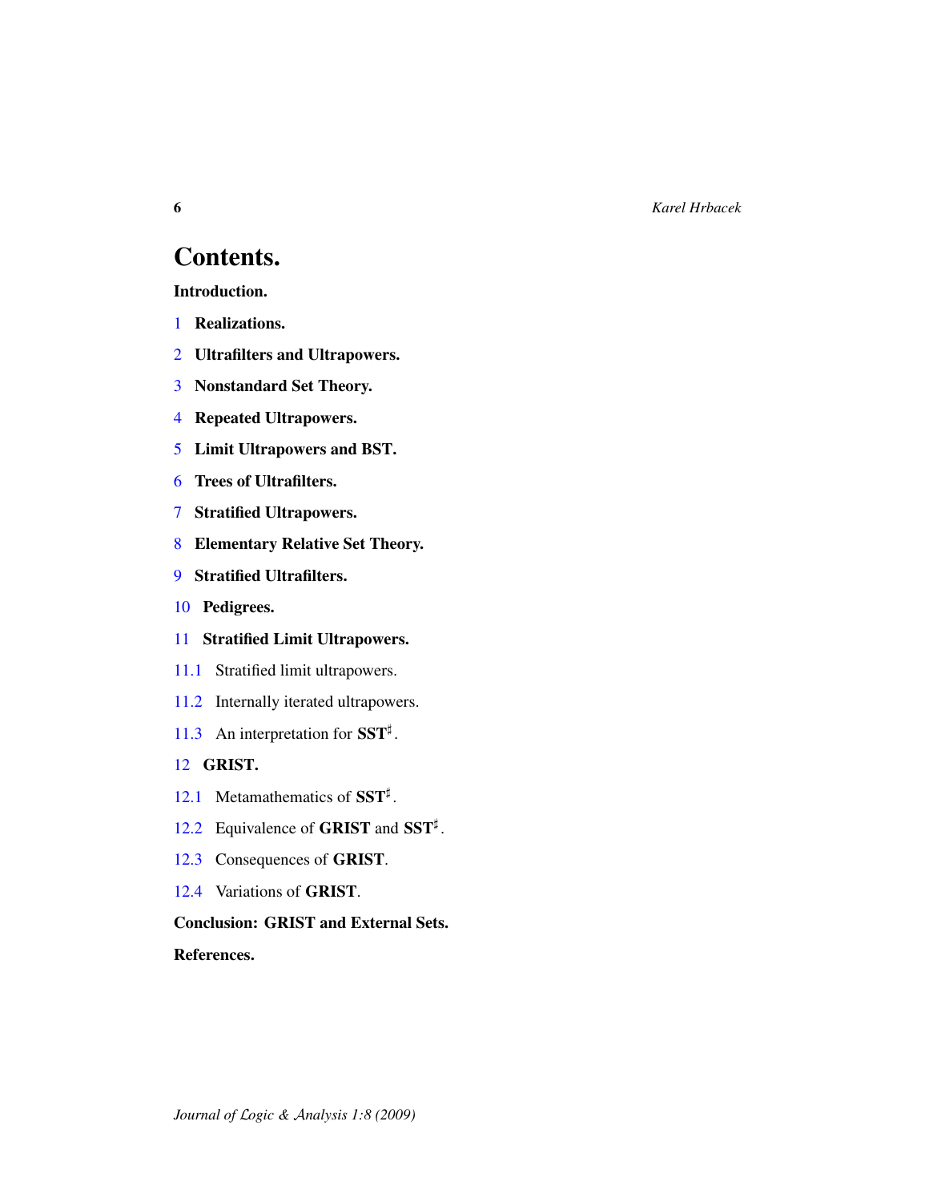# Contents.

**Introduction.**

1 **Realizations.**

2 **Ultrafilters and Ultrapowers.**

3 **Nonstandard Set Theory.**

4 **Repeated Ultrapowers.**

5 **Limit Ultrapowers and BST.**

6 **Trees of Ultrafilters.**

7 **Stratified Ultrapowers.**

8 **Elementary Relative Set Theory.**

9 **Stratified Ultrafilters.**

10 **Pedigrees.**

11 **Stratified Limit Ultrapowers.**

11.1 Stratified limit ultrapowers.

11.2 Internally iterated ultrapowers.

11.3 An interpretation for $\mathbf{SST}^\sharp$.

12 **GRIST.**

12.1 Metamathematics of $\mathbf{SST}^\sharp$.

12.2 Equivalence of **GRIST** and $\mathbf{SST}^\sharp$.

12.3 Consequences of **GRIST**.

12.4 Variations of **GRIST**.

**Conclusion: GRIST and External Sets.**

**References.**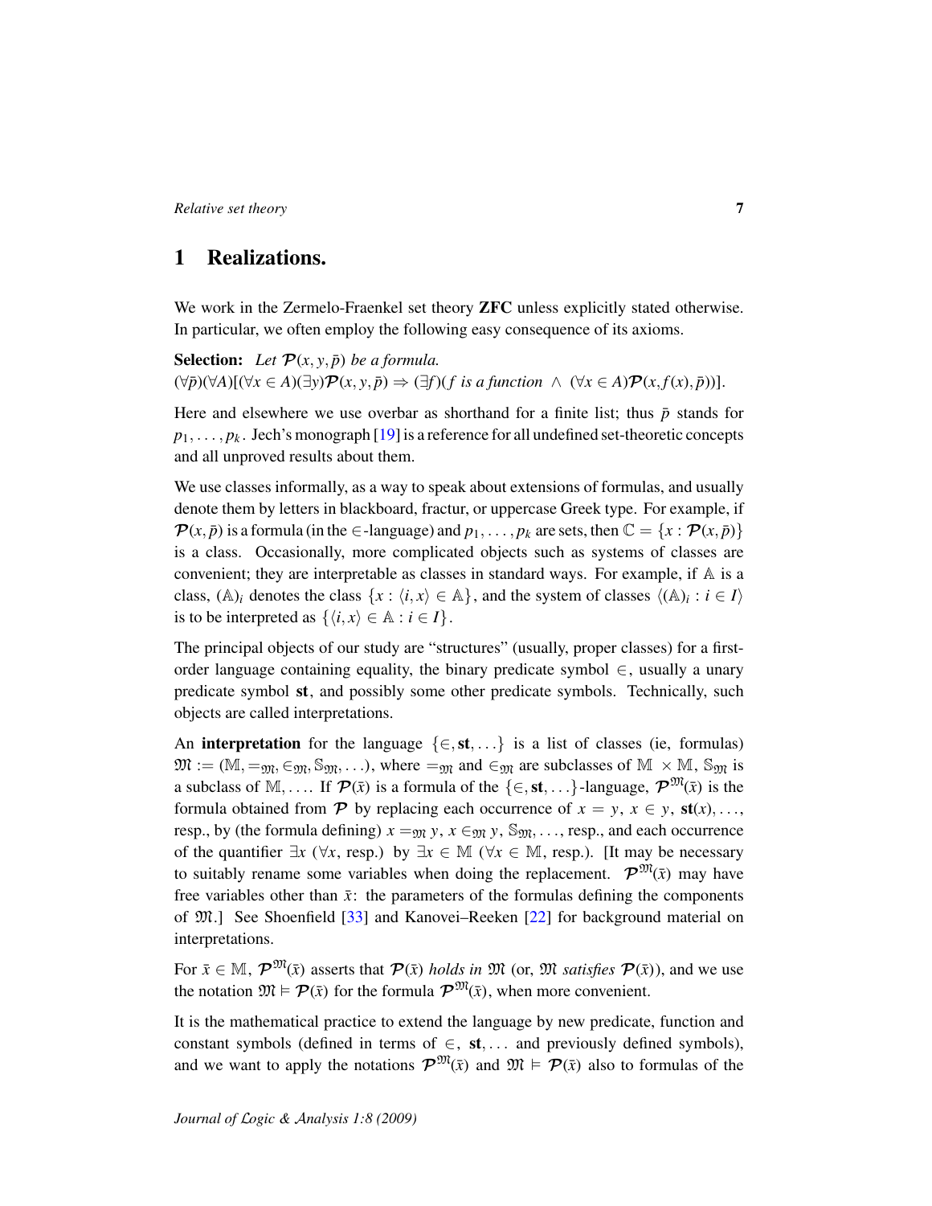# 1 Realizations.

We work in the Zermelo-Fraenkel set theory **ZFC** unless explicitly stated otherwise. In particular, we often employ the following easy consequence of its axioms.

**Selection:** *Let* $\mathcal{P}(x, y, \bar{p})$ *be a formula.*
$(\forall \bar{p})(\forall A)[(\forall x \in A)(\exists y)\mathcal{P}(x, y, \bar{p}) \Rightarrow (\exists f)(f \text{ is a function } \wedge (\forall x \in A)\mathcal{P}(x, f(x), \bar{p}))]$.

Here and elsewhere we use overbar as shorthand for a finite list; thus $\bar{p}$ stands for $p_1, \ldots, p_k$. Jech's monograph [19] is a reference for all undefined set-theoretic concepts and all unproved results about them.

We use classes informally, as a way to speak about extensions of formulas, and usually denote them by letters in blackboard, fractur, or uppercase Greek type. For example, if $\mathcal{P}(x, \bar{p})$ is a formula (in the $\in$-language) and $p_1, \ldots, p_k$ are sets, then $\mathbb{C} = \{x : \mathcal{P}(x, \bar{p})\}$ is a class. Occasionally, more complicated objects such as systems of classes are convenient; they are interpretable as classes in standard ways. For example, if $\mathbb{A}$ is a class, $(\mathbb{A})_i$ denotes the class $\{x : \langle i, x\rangle \in \mathbb{A}\}$, and the system of classes $\langle (\mathbb{A})_i : i \in I\rangle$ is to be interpreted as $\{\langle i, x\rangle \in \mathbb{A} : i \in I\}$.

The principal objects of our study are "structures" (usually, proper classes) for a first-order language containing equality, the binary predicate symbol $\in$, usually a unary predicate symbol **st**, and possibly some other predicate symbols. Technically, such objects are called interpretations.

An **interpretation** for the language $\{\in, \mathbf{st}, \ldots\}$ is a list of classes (ie, formulas) $\mathfrak{M} := (\mathbb{M}, =_{\mathfrak{M}}, \in_{\mathfrak{M}}, \mathbb{S}_{\mathfrak{M}}, \ldots)$, where $=_{\mathfrak{M}}$ and $\in_{\mathfrak{M}}$ are subclasses of $\mathbb{M} \times \mathbb{M}$, $\mathbb{S}_{\mathfrak{M}}$ is a subclass of $\mathbb{M}, \ldots$. If $\mathcal{P}(\bar{x})$ is a formula of the $\{\in, \mathbf{st}, \ldots\}$-language, $\mathcal{P}^{\mathfrak{M}}(\bar{x})$ is the formula obtained from $\mathcal{P}$ by replacing each occurrence of $x = y$, $x \in y$, $\mathbf{st}(x), \ldots$, resp., by (the formula defining) $x =_{\mathfrak{M}} y$, $x \in_{\mathfrak{M}} y$, $\mathbb{S}_{\mathfrak{M}}, \ldots$, resp., and each occurrence of the quantifier $\exists x$ ($\forall x$, resp.) by $\exists x \in \mathbb{M}$ ($\forall x \in \mathbb{M}$, resp.). [It may be necessary to suitably rename some variables when doing the replacement. $\mathcal{P}^{\mathfrak{M}}(\bar{x})$ may have free variables other than $\bar{x}$: the parameters of the formulas defining the components of $\mathfrak{M}$.] See Shoenfield [33] and Kanovei–Reeken [22] for background material on interpretations.

For $\bar{x} \in \mathbb{M}$, $\mathcal{P}^{\mathfrak{M}}(\bar{x})$ asserts that $\mathcal{P}(\bar{x})$ *holds in* $\mathfrak{M}$ (or, $\mathfrak{M}$ *satisfies* $\mathcal{P}(\bar{x})$), and we use the notation $\mathfrak{M} \models \mathcal{P}(\bar{x})$ for the formula $\mathcal{P}^{\mathfrak{M}}(\bar{x})$, when more convenient.

It is the mathematical practice to extend the language by new predicate, function and constant symbols (defined in terms of $\in$, $\mathbf{st}, \ldots$ and previously defined symbols), and we want to apply the notations $\mathcal{P}^{\mathfrak{M}}(\bar{x})$ and $\mathfrak{M} \models \mathcal{P}(\bar{x})$ also to formulas of the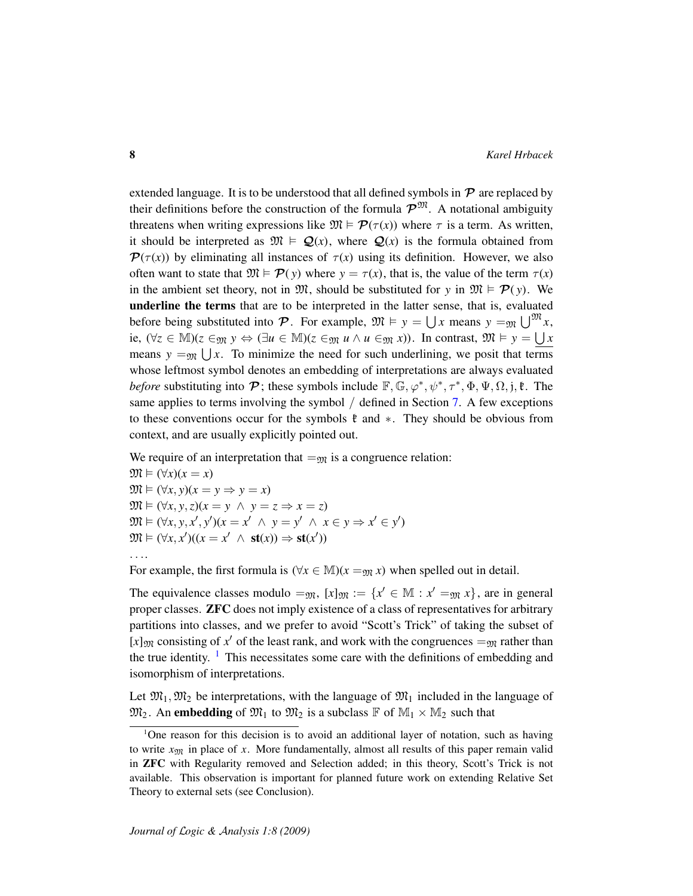extended language. It is to be understood that all defined symbols in $\mathcal{P}$ are replaced by their definitions before the construction of the formula $\mathcal{P}^{\mathfrak{M}}$. A notational ambiguity threatens when writing expressions like $\mathfrak{M} \vDash \mathcal{P}(\tau(x))$ where $\tau$ is a term. As written, it should be interpreted as $\mathfrak{M} \vDash \mathcal{Q}(x)$, where $\mathcal{Q}(x)$ is the formula obtained from $\mathcal{P}(\tau(x))$ by eliminating all instances of $\tau(x)$ using its definition. However, we also often want to state that $\mathfrak{M} \vDash \mathcal{P}(y)$ where $y = \tau(x)$, that is, the value of the term $\tau(x)$ in the ambient set theory, not in $\mathfrak{M}$, should be substituted for $y$ in $\mathfrak{M} \vDash \mathcal{P}(y)$. We **underline the terms** that are to be interpreted in the latter sense, that is, evaluated before being substituted into $\mathcal{P}$. For example, $\mathfrak{M} \vDash y = \bigcup x$ means $y =_{\mathfrak{M}} \bigcup^{\mathfrak{M}} x$, ie, $(\forall z \in \mathbb{M})(z \in_{\mathfrak{M}} y \Leftrightarrow (\exists u \in \mathbb{M})(z \in_{\mathfrak{M}} u \wedge u \in_{\mathfrak{M}} x))$. In contrast, $\mathfrak{M} \vDash y = \underline{\bigcup x}$ means $y =_{\mathfrak{M}} \bigcup x$. To minimize the need for such underlining, we posit that terms whose leftmost symbol denotes an embedding of interpretations are always evaluated *before* substituting into $\mathcal{P}$; these symbols include $\mathbb{F}, \mathbb{G}, \varphi^*, \psi^*, \tau^*, \Phi, \Psi, \Omega, \mathfrak{j}, \mathfrak{k}$. The same applies to terms involving the symbol $/$ defined in Section 7. A few exceptions to these conventions occur for the symbols $\mathfrak{k}$ and $*$. They should be obvious from context, and are usually explicitly pointed out.

We require of an interpretation that $=_{\mathfrak{M}}$ is a congruence relation:
$\mathfrak{M} \vDash (\forall x)(x = x)$
$\mathfrak{M} \vDash (\forall x, y)(x = y \Rightarrow y = x)$
$\mathfrak{M} \vDash (\forall x, y, z)(x = y \ \wedge \ y = z \Rightarrow x = z)$
$\mathfrak{M} \vDash (\forall x, y, x', y')(x = x' \ \wedge \ y = y' \ \wedge \ x \in y \Rightarrow x' \in y')$
$\mathfrak{M} \vDash (\forall x, x')((x = x' \ \wedge \ \mathbf{st}(x)) \Rightarrow \mathbf{st}(x'))$
....
For example, the first formula is $(\forall x \in \mathbb{M})(x =_{\mathfrak{M}} x)$ when spelled out in detail.

The equivalence classes modulo $=_{\mathfrak{M}}$, $[x]_{\mathfrak{M}} := \{x' \in \mathbb{M} : x' =_{\mathfrak{M}} x\}$, are in general proper classes. **ZFC** does not imply existence of a class of representatives for arbitrary partitions into classes, and we prefer to avoid "Scott's Trick" of taking the subset of $[x]_{\mathfrak{M}}$ consisting of $x'$ of the least rank, and work with the congruences $=_{\mathfrak{M}}$ rather than the true identity. [1] This necessitates some care with the definitions of embedding and isomorphism of interpretations.

Let $\mathfrak{M}_1, \mathfrak{M}_2$ be interpretations, with the language of $\mathfrak{M}_1$ included in the language of $\mathfrak{M}_2$. An **embedding** of $\mathfrak{M}_1$ to $\mathfrak{M}_2$ is a subclass $\mathbb{F}$ of $\mathbb{M}_1 \times \mathbb{M}_2$ such that

[1] One reason for this decision is to avoid an additional layer of notation, such as having to write $x_{\mathfrak{M}}$ in place of $x$. More fundamentally, almost all results of this paper remain valid in **ZFC** with Regularity removed and Selection added; in this theory, Scott's Trick is not available. This observation is important for planned future work on extending Relative Set Theory to external sets (see Conclusion).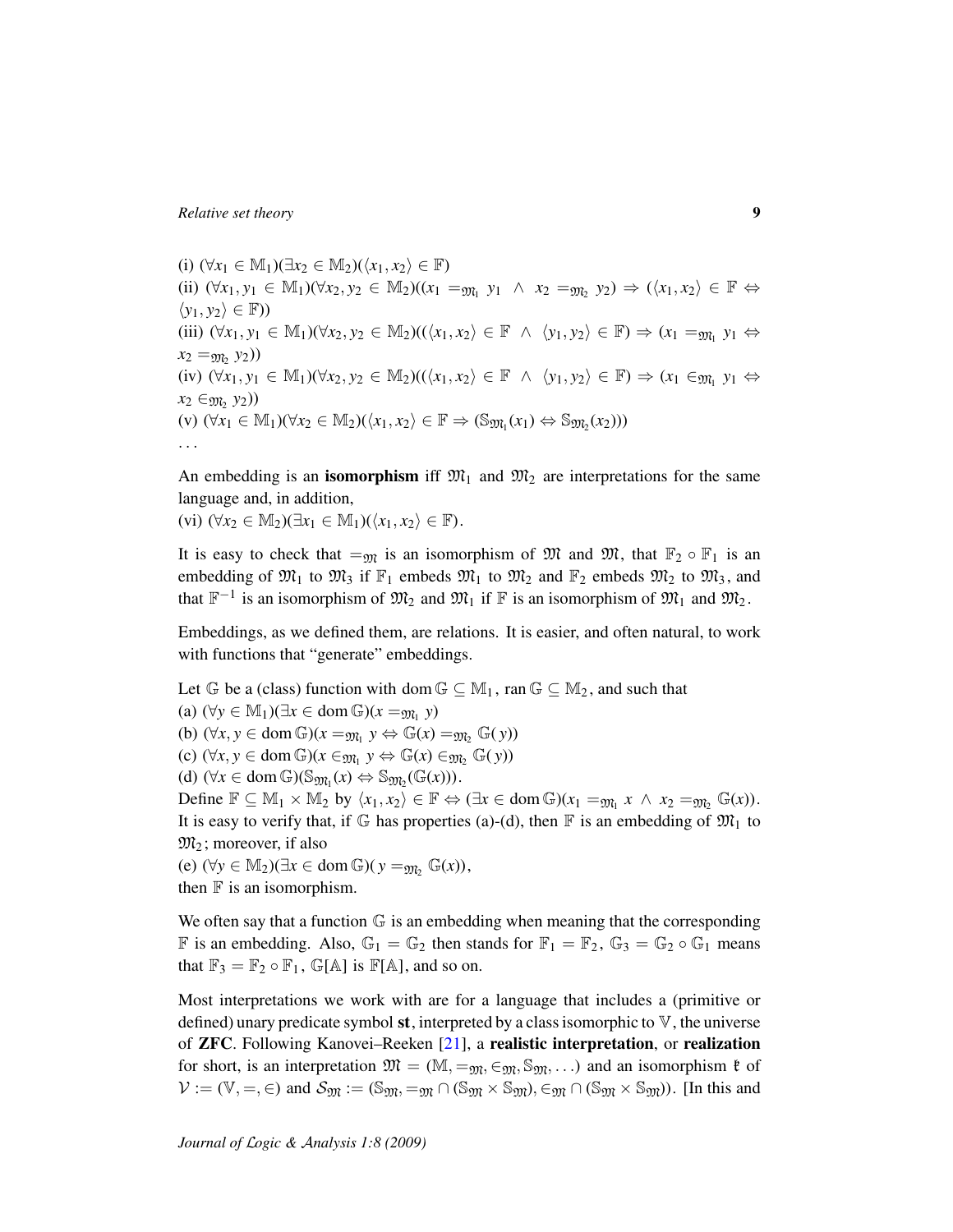(i) $(\forall x_1 \in \mathbb{M}_1)(\exists x_2 \in \mathbb{M}_2)(\langle x_1, x_2\rangle \in \mathbb{F})$
(ii) $(\forall x_1, y_1 \in \mathbb{M}_1)(\forall x_2, y_2 \in \mathbb{M}_2)((x_1 =_{\mathfrak{M}_1} y_1 \;\wedge\; x_2 =_{\mathfrak{M}_2} y_2) \Rightarrow (\langle x_1, x_2\rangle \in \mathbb{F} \Leftrightarrow \langle y_1, y_2\rangle \in \mathbb{F}))$
(iii) $(\forall x_1, y_1 \in \mathbb{M}_1)(\forall x_2, y_2 \in \mathbb{M}_2)((\langle x_1, x_2\rangle \in \mathbb{F} \;\wedge\; \langle y_1, y_2\rangle \in \mathbb{F}) \Rightarrow (x_1 =_{\mathfrak{M}_1} y_1 \Leftrightarrow x_2 =_{\mathfrak{M}_2} y_2))$
(iv) $(\forall x_1, y_1 \in \mathbb{M}_1)(\forall x_2, y_2 \in \mathbb{M}_2)((\langle x_1, x_2\rangle \in \mathbb{F} \;\wedge\; \langle y_1, y_2\rangle \in \mathbb{F}) \Rightarrow (x_1 \in_{\mathfrak{M}_1} y_1 \Leftrightarrow x_2 \in_{\mathfrak{M}_2} y_2))$
(v) $(\forall x_1 \in \mathbb{M}_1)(\forall x_2 \in \mathbb{M}_2)(\langle x_1, x_2\rangle \in \mathbb{F} \Rightarrow (\mathbb{S}_{\mathfrak{M}_1}(x_1) \Leftrightarrow \mathbb{S}_{\mathfrak{M}_2}(x_2)))$
...

An embedding is an **isomorphism** iff $\mathfrak{M}_1$ and $\mathfrak{M}_2$ are interpretations for the same language and, in addition,
(vi) $(\forall x_2 \in \mathbb{M}_2)(\exists x_1 \in \mathbb{M}_1)(\langle x_1, x_2\rangle \in \mathbb{F})$.

It is easy to check that $=_{\mathfrak{M}}$ is an isomorphism of $\mathfrak{M}$ and $\mathfrak{M}$, that $\mathbb{F}_2 \circ \mathbb{F}_1$ is an embedding of $\mathfrak{M}_1$ to $\mathfrak{M}_3$ if $\mathbb{F}_1$ embeds $\mathfrak{M}_1$ to $\mathfrak{M}_2$ and $\mathbb{F}_2$ embeds $\mathfrak{M}_2$ to $\mathfrak{M}_3$, and that $\mathbb{F}^{-1}$ is an isomorphism of $\mathfrak{M}_2$ and $\mathfrak{M}_1$ if $\mathbb{F}$ is an isomorphism of $\mathfrak{M}_1$ and $\mathfrak{M}_2$.

Embeddings, as we defined them, are relations. It is easier, and often natural, to work with functions that "generate" embeddings.

Let $\mathbb{G}$ be a (class) function with $\operatorname{dom}\mathbb{G} \subseteq \mathbb{M}_1$, $\operatorname{ran}\mathbb{G} \subseteq \mathbb{M}_2$, and such that
(a) $(\forall y \in \mathbb{M}_1)(\exists x \in \operatorname{dom}\mathbb{G})(x =_{\mathfrak{M}_1} y)$
(b) $(\forall x, y \in \operatorname{dom}\mathbb{G})(x =_{\mathfrak{M}_1} y \Leftrightarrow \mathbb{G}(x) =_{\mathfrak{M}_2} \mathbb{G}(y))$
(c) $(\forall x, y \in \operatorname{dom}\mathbb{G})(x \in_{\mathfrak{M}_1} y \Leftrightarrow \mathbb{G}(x) \in_{\mathfrak{M}_2} \mathbb{G}(y))$
(d) $(\forall x \in \operatorname{dom}\mathbb{G})(\mathbb{S}_{\mathfrak{M}_1}(x) \Leftrightarrow \mathbb{S}_{\mathfrak{M}_2}(\mathbb{G}(x)))$.
Define $\mathbb{F} \subseteq \mathbb{M}_1 \times \mathbb{M}_2$ by $\langle x_1, x_2\rangle \in \mathbb{F} \Leftrightarrow (\exists x \in \operatorname{dom}\mathbb{G})(x_1 =_{\mathfrak{M}_1} x \;\wedge\; x_2 =_{\mathfrak{M}_2} \mathbb{G}(x))$.
It is easy to verify that, if $\mathbb{G}$ has properties (a)-(d), then $\mathbb{F}$ is an embedding of $\mathfrak{M}_1$ to $\mathfrak{M}_2$; moreover, if also
(e) $(\forall y \in \mathbb{M}_2)(\exists x \in \operatorname{dom}\mathbb{G})(y =_{\mathfrak{M}_2} \mathbb{G}(x))$,
then $\mathbb{F}$ is an isomorphism.

We often say that a function $\mathbb{G}$ is an embedding when meaning that the corresponding $\mathbb{F}$ is an embedding. Also, $\mathbb{G}_1 = \mathbb{G}_2$ then stands for $\mathbb{F}_1 = \mathbb{F}_2$, $\mathbb{G}_3 = \mathbb{G}_2 \circ \mathbb{G}_1$ means that $\mathbb{F}_3 = \mathbb{F}_2 \circ \mathbb{F}_1$, $\mathbb{G}[\mathbb{A}]$ is $\mathbb{F}[\mathbb{A}]$, and so on.

Most interpretations we work with are for a language that includes a (primitive or defined) unary predicate symbol **st**, interpreted by a class isomorphic to $\mathbb{V}$, the universe of **ZFC**. Following Kanovei–Reeken [21], a **realistic interpretation**, or **realization** for short, is an interpretation $\mathfrak{M} = (\mathbb{M}, =_{\mathfrak{M}}, \in_{\mathfrak{M}}, \mathbb{S}_{\mathfrak{M}}, \ldots)$ and an isomorphism $\mathfrak{k}$ of $\mathcal{V} := (\mathbb{V}, =, \in)$ and $\mathcal{S}_{\mathfrak{M}} := (\mathbb{S}_{\mathfrak{M}}, =_{\mathfrak{M}} \cap (\mathbb{S}_{\mathfrak{M}} \times \mathbb{S}_{\mathfrak{M}}), \in_{\mathfrak{M}} \cap (\mathbb{S}_{\mathfrak{M}} \times \mathbb{S}_{\mathfrak{M}}))$. [In this and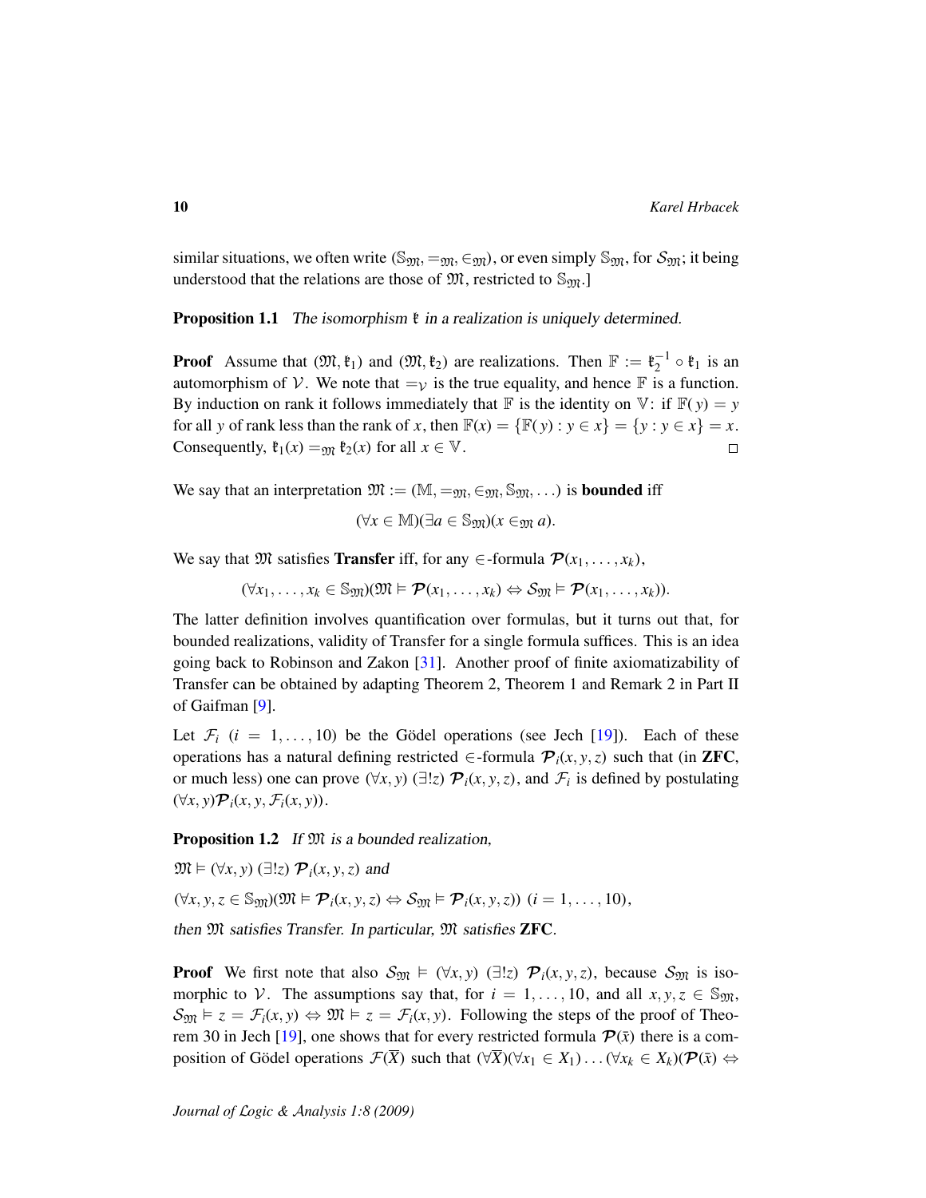similar situations, we often write $(\mathbb{S}_{\mathfrak{M}}, =_{\mathfrak{M}}, \in_{\mathfrak{M}})$, or even simply $\mathbb{S}_{\mathfrak{M}}$, for $\mathcal{S}_{\mathfrak{M}}$; it being understood that the relations are those of $\mathfrak{M}$, restricted to $\mathbb{S}_{\mathfrak{M}}$.]

**Proposition 1.1** *The isomorphism $\mathfrak{k}$ in a realization is uniquely determined.*

**Proof** Assume that $(\mathfrak{M}, \mathfrak{k}_1)$ and $(\mathfrak{M}, \mathfrak{k}_2)$ are realizations. Then $\mathbb{F} := \mathfrak{k}_2^{-1} \circ \mathfrak{k}_1$ is an automorphism of $\mathcal{V}$. We note that $=_{\mathcal{V}}$ is the true equality, and hence $\mathbb{F}$ is a function. By induction on rank it follows immediately that $\mathbb{F}$ is the identity on $\mathbb{V}$: if $\mathbb{F}(y) = y$ for all $y$ of rank less than the rank of $x$, then $\mathbb{F}(x) = \{\mathbb{F}(y) : y \in x\} = \{y : y \in x\} = x$. Consequently, $\mathfrak{k}_1(x) =_{\mathfrak{M}} \mathfrak{k}_2(x)$ for all $x \in \mathbb{V}$. □

We say that an interpretation $\mathfrak{M} := (\mathbb{M}, =_{\mathfrak{M}}, \in_{\mathfrak{M}}, \mathbb{S}_{\mathfrak{M}}, \ldots)$ is **bounded** iff

$$(\forall x \in \mathbb{M})(\exists a \in \mathbb{S}_{\mathfrak{M}})(x \in_{\mathfrak{M}} a).$$

We say that $\mathfrak{M}$ satisfies **Transfer** iff, for any $\in$-formula $\boldsymbol{\mathcal{P}}(x_1, \ldots, x_k)$,

$$(\forall x_1, \ldots, x_k \in \mathbb{S}_{\mathfrak{M}})(\mathfrak{M} \vDash \boldsymbol{\mathcal{P}}(x_1, \ldots, x_k) \Leftrightarrow \mathcal{S}_{\mathfrak{M}} \vDash \boldsymbol{\mathcal{P}}(x_1, \ldots, x_k)).$$

The latter definition involves quantification over formulas, but it turns out that, for bounded realizations, validity of Transfer for a single formula suffices. This is an idea going back to Robinson and Zakon [31]. Another proof of finite axiomatizability of Transfer can be obtained by adapting Theorem 2, Theorem 1 and Remark 2 in Part II of Gaifman [9].

Let $\mathcal{F}_i$ $(i = 1, \ldots, 10)$ be the Gödel operations (see Jech [19]). Each of these operations has a natural defining restricted $\in$-formula $\boldsymbol{\mathcal{P}}_i(x, y, z)$ such that (in **ZFC**, or much less) one can prove $(\forall x, y)$ $(\exists! z)$ $\boldsymbol{\mathcal{P}}_i(x, y, z)$, and $\mathcal{F}_i$ is defined by postulating $(\forall x, y)\boldsymbol{\mathcal{P}}_i(x, y, \mathcal{F}_i(x, y))$.

**Proposition 1.2** *If $\mathfrak{M}$ is a bounded realization,*

$\mathfrak{M} \vDash (\forall x, y)$ $(\exists! z)$ $\boldsymbol{\mathcal{P}}_i(x, y, z)$ *and*

$(\forall x, y, z \in \mathbb{S}_{\mathfrak{M}})(\mathfrak{M} \vDash \boldsymbol{\mathcal{P}}_i(x, y, z) \Leftrightarrow \mathcal{S}_{\mathfrak{M}} \vDash \boldsymbol{\mathcal{P}}_i(x, y, z))$ $(i = 1, \ldots, 10)$,

*then $\mathfrak{M}$ satisfies Transfer. In particular, $\mathfrak{M}$ satisfies* **ZFC**.

**Proof** We first note that also $\mathcal{S}_{\mathfrak{M}} \vDash (\forall x, y)$ $(\exists! z)$ $\boldsymbol{\mathcal{P}}_i(x, y, z)$, because $\mathcal{S}_{\mathfrak{M}}$ is isomorphic to $\mathcal{V}$. The assumptions say that, for $i = 1, \ldots, 10$, and all $x, y, z \in \mathbb{S}_{\mathfrak{M}}$, $\mathcal{S}_{\mathfrak{M}} \vDash z = \mathcal{F}_i(x, y) \Leftrightarrow \mathfrak{M} \vDash z = \mathcal{F}_i(x, y)$. Following the steps of the proof of Theorem 30 in Jech [19], one shows that for every restricted formula $\boldsymbol{\mathcal{P}}(\bar{x})$ there is a composition of Gödel operations $\mathcal{F}(\overline{X})$ such that $(\forall \overline{X})(\forall x_1 \in X_1) \ldots (\forall x_k \in X_k)(\boldsymbol{\mathcal{P}}(\bar{x}) \Leftrightarrow$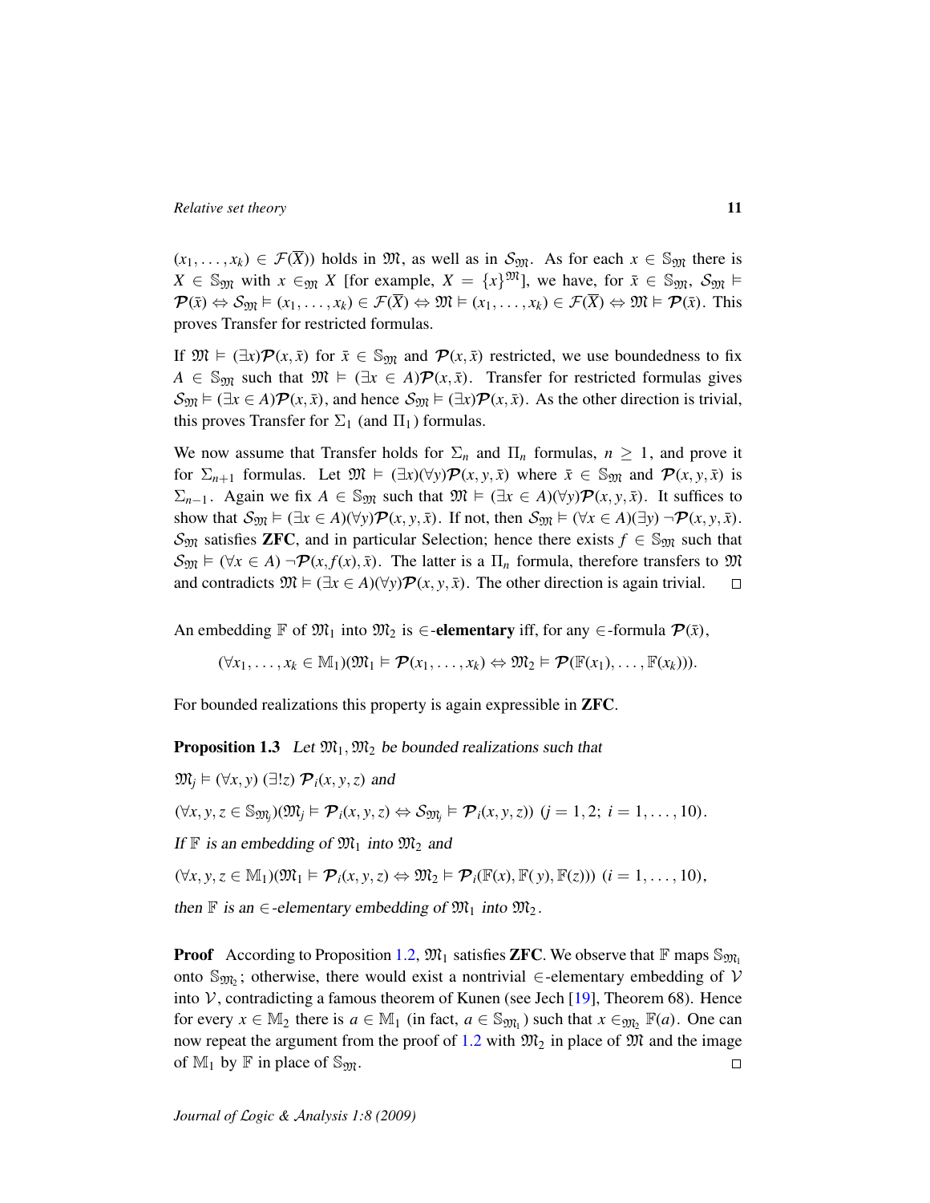$(x_1, \ldots, x_k) \in \mathcal{F}(\overline{X}))$ holds in $\mathfrak{M}$, as well as in $\mathcal{S}_{\mathfrak{M}}$. As for each $x \in \mathbb{S}_{\mathfrak{M}}$ there is $X \in \mathbb{S}_{\mathfrak{M}}$ with $x \in_{\mathfrak{M}} X$ [for example, $X = \{x\}^{\mathfrak{M}}$], we have, for $\bar{x} \in \mathbb{S}_{\mathfrak{M}}$, $\mathcal{S}_{\mathfrak{M}} \vDash \mathcal{P}(\bar{x}) \Leftrightarrow \mathcal{S}_{\mathfrak{M}} \vDash (x_1, \ldots, x_k) \in \mathcal{F}(\overline{X}) \Leftrightarrow \mathfrak{M} \vDash (x_1, \ldots, x_k) \in \mathcal{F}(\overline{X}) \Leftrightarrow \mathfrak{M} \vDash \mathcal{P}(\bar{x})$. This proves Transfer for restricted formulas.

If $\mathfrak{M} \vDash (\exists x)\mathcal{P}(x, \bar{x})$ for $\bar{x} \in \mathbb{S}_{\mathfrak{M}}$ and $\mathcal{P}(x, \bar{x})$ restricted, we use boundedness to fix $A \in \mathbb{S}_{\mathfrak{M}}$ such that $\mathfrak{M} \vDash (\exists x \in A)\mathcal{P}(x, \bar{x})$. Transfer for restricted formulas gives $\mathcal{S}_{\mathfrak{M}} \vDash (\exists x \in A)\mathcal{P}(x, \bar{x})$, and hence $\mathcal{S}_{\mathfrak{M}} \vDash (\exists x)\mathcal{P}(x, \bar{x})$. As the other direction is trivial, this proves Transfer for $\Sigma_1$ (and $\Pi_1$) formulas.

We now assume that Transfer holds for $\Sigma_n$ and $\Pi_n$ formulas, $n \geq 1$, and prove it for $\Sigma_{n+1}$ formulas. Let $\mathfrak{M} \vDash (\exists x)(\forall y)\mathcal{P}(x, y, \bar{x})$ where $\bar{x} \in \mathbb{S}_{\mathfrak{M}}$ and $\mathcal{P}(x, y, \bar{x})$ is $\Sigma_{n-1}$. Again we fix $A \in \mathbb{S}_{\mathfrak{M}}$ such that $\mathfrak{M} \vDash (\exists x \in A)(\forall y)\mathcal{P}(x, y, \bar{x})$. It suffices to show that $\mathcal{S}_{\mathfrak{M}} \vDash (\exists x \in A)(\forall y)\mathcal{P}(x, y, \bar{x})$. If not, then $\mathcal{S}_{\mathfrak{M}} \vDash (\forall x \in A)(\exists y) \neg\mathcal{P}(x, y, \bar{x})$. $\mathcal{S}_{\mathfrak{M}}$ satisfies **ZFC**, and in particular Selection; hence there exists $f \in \mathbb{S}_{\mathfrak{M}}$ such that $\mathcal{S}_{\mathfrak{M}} \vDash (\forall x \in A) \neg\mathcal{P}(x, f(x), \bar{x})$. The latter is a $\Pi_n$ formula, therefore transfers to $\mathfrak{M}$ and contradicts $\mathfrak{M} \vDash (\exists x \in A)(\forall y)\mathcal{P}(x, y, \bar{x})$. The other direction is again trivial. □

An embedding $\mathbb{F}$ of $\mathfrak{M}_1$ into $\mathfrak{M}_2$ is $\in$-**elementary** iff, for any $\in$-formula $\mathcal{P}(\bar{x})$,

$$(\forall x_1, \ldots, x_k \in \mathbb{M}_1)(\mathfrak{M}_1 \vDash \mathcal{P}(x_1, \ldots, x_k) \Leftrightarrow \mathfrak{M}_2 \vDash \mathcal{P}(\mathbb{F}(x_1), \ldots, \mathbb{F}(x_k))).$$

For bounded realizations this property is again expressible in **ZFC**.

**Proposition 1.3** *Let $\mathfrak{M}_1, \mathfrak{M}_2$ be bounded realizations such that*

$\mathfrak{M}_j \vDash (\forall x, y)\, (\exists! z)\, \mathcal{P}_i(x, y, z)$ *and*

$(\forall x, y, z \in \mathbb{S}_{\mathfrak{M}_j})(\mathfrak{M}_j \vDash \mathcal{P}_i(x, y, z) \Leftrightarrow \mathcal{S}_{\mathfrak{M}_j} \vDash \mathcal{P}_i(x, y, z))$ $(j = 1, 2;\ i = 1, \ldots, 10)$.

*If $\mathbb{F}$ is an embedding of $\mathfrak{M}_1$ into $\mathfrak{M}_2$ and*

$(\forall x, y, z \in \mathbb{M}_1)(\mathfrak{M}_1 \vDash \mathcal{P}_i(x, y, z) \Leftrightarrow \mathfrak{M}_2 \vDash \mathcal{P}_i(\mathbb{F}(x), \mathbb{F}(y), \mathbb{F}(z)))$ $(i = 1, \ldots, 10)$,

*then $\mathbb{F}$ is an $\in$-elementary embedding of $\mathfrak{M}_1$ into $\mathfrak{M}_2$.*

**Proof** According to Proposition 1.2, $\mathfrak{M}_1$ satisfies **ZFC**. We observe that $\mathbb{F}$ maps $\mathbb{S}_{\mathfrak{M}_1}$ onto $\mathbb{S}_{\mathfrak{M}_2}$; otherwise, there would exist a nontrivial $\in$-elementary embedding of $\mathcal{V}$ into $\mathcal{V}$, contradicting a famous theorem of Kunen (see Jech [19], Theorem 68). Hence for every $x \in \mathbb{M}_2$ there is $a \in \mathbb{M}_1$ (in fact, $a \in \mathbb{S}_{\mathfrak{M}_1}$) such that $x \in_{\mathfrak{M}_2} \mathbb{F}(a)$. One can now repeat the argument from the proof of 1.2 with $\mathfrak{M}_2$ in place of $\mathfrak{M}$ and the image of $\mathbb{M}_1$ by $\mathbb{F}$ in place of $\mathbb{S}_{\mathfrak{M}}$. □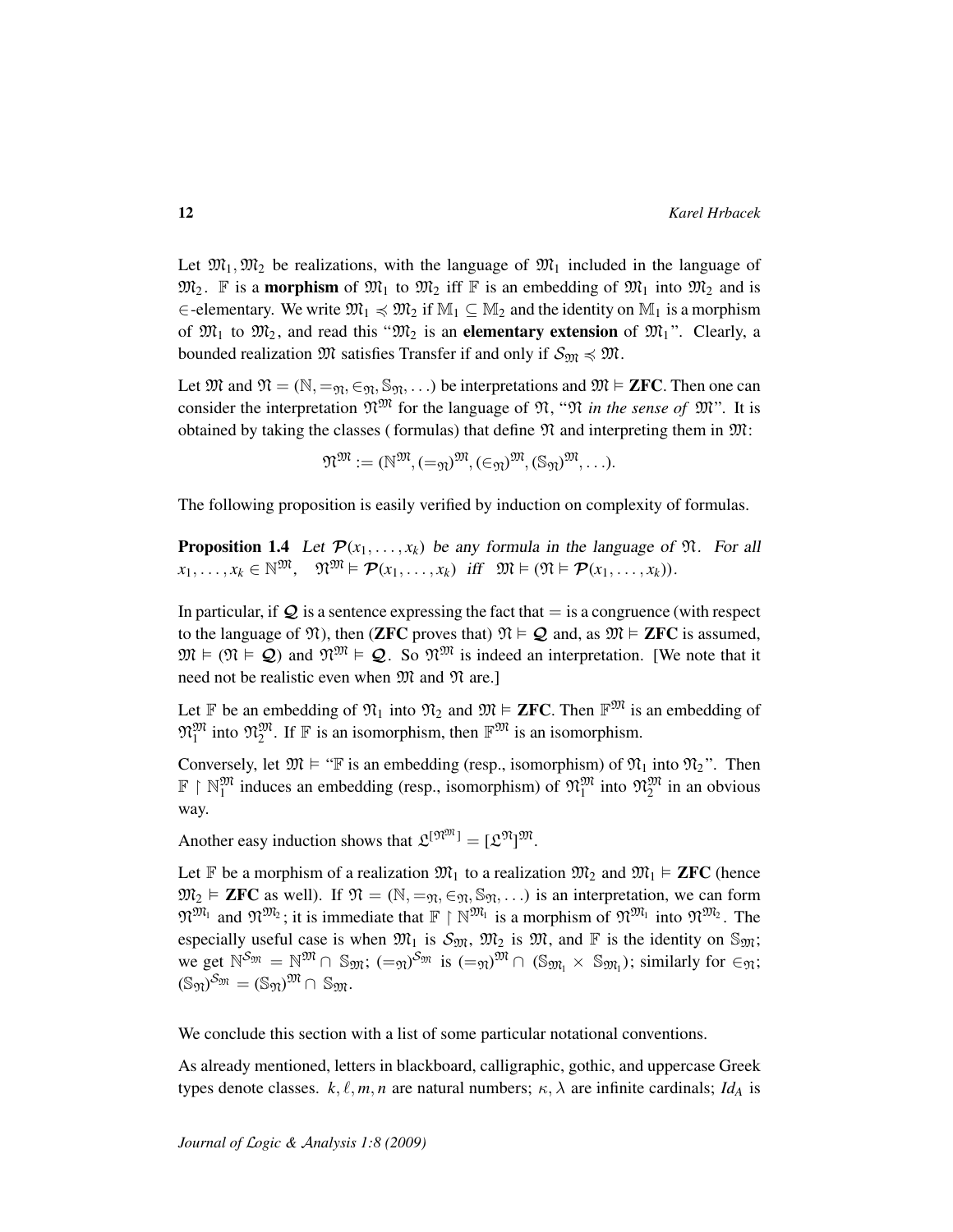Let $\mathfrak{M}_1, \mathfrak{M}_2$ be realizations, with the language of $\mathfrak{M}_1$ included in the language of $\mathfrak{M}_2$. $\mathbb{F}$ is a **morphism** of $\mathfrak{M}_1$ to $\mathfrak{M}_2$ iff $\mathbb{F}$ is an embedding of $\mathfrak{M}_1$ into $\mathfrak{M}_2$ and is $\in$-elementary. We write $\mathfrak{M}_1 \preccurlyeq \mathfrak{M}_2$ if $\mathbb{M}_1 \subseteq \mathbb{M}_2$ and the identity on $\mathbb{M}_1$ is a morphism of $\mathfrak{M}_1$ to $\mathfrak{M}_2$, and read this "$\mathfrak{M}_2$ is an **elementary extension** of $\mathfrak{M}_1$". Clearly, a bounded realization $\mathfrak{M}$ satisfies Transfer if and only if $\mathcal{S}_{\mathfrak{M}} \preccurlyeq \mathfrak{M}$.

Let $\mathfrak{M}$ and $\mathfrak{N} = (\mathbb{N}, =_{\mathfrak{N}}, \in_{\mathfrak{N}}, \mathbb{S}_{\mathfrak{N}}, \ldots)$ be interpretations and $\mathfrak{M} \vDash$ **ZFC**. Then one can consider the interpretation $\mathfrak{N}^{\mathfrak{M}}$ for the language of $\mathfrak{N}$, "$\mathfrak{N}$ *in the sense of* $\mathfrak{M}$". It is obtained by taking the classes ( formulas) that define $\mathfrak{N}$ and interpreting them in $\mathfrak{M}$:

$$\mathfrak{N}^{\mathfrak{M}} := (\mathbb{N}^{\mathfrak{M}}, (=_{\mathfrak{N}})^{\mathfrak{M}}, (\in_{\mathfrak{N}})^{\mathfrak{M}}, (\mathbb{S}_{\mathfrak{N}})^{\mathfrak{M}}, \ldots).$$

The following proposition is easily verified by induction on complexity of formulas.

**Proposition 1.4** *Let $\mathcal{P}(x_1, \ldots, x_k)$ be any formula in the language of $\mathfrak{N}$. For all $x_1, \ldots, x_k \in \mathbb{N}^{\mathfrak{M}}$, $\mathfrak{N}^{\mathfrak{M}} \vDash \mathcal{P}(x_1, \ldots, x_k)$ iff $\mathfrak{M} \vDash (\mathfrak{N} \vDash \mathcal{P}(x_1, \ldots, x_k))$.*

In particular, if $\mathcal{Q}$ is a sentence expressing the fact that $=$ is a congruence (with respect to the language of $\mathfrak{N}$), then (**ZFC** proves that) $\mathfrak{N} \vDash \mathcal{Q}$ and, as $\mathfrak{M} \vDash$ **ZFC** is assumed, $\mathfrak{M} \vDash (\mathfrak{N} \vDash \mathcal{Q})$ and $\mathfrak{N}^{\mathfrak{M}} \vDash \mathcal{Q}$. So $\mathfrak{N}^{\mathfrak{M}}$ is indeed an interpretation. [We note that it need not be realistic even when $\mathfrak{M}$ and $\mathfrak{N}$ are.]

Let $\mathbb{F}$ be an embedding of $\mathfrak{N}_1$ into $\mathfrak{N}_2$ and $\mathfrak{M} \vDash$ **ZFC**. Then $\mathbb{F}^{\mathfrak{M}}$ is an embedding of $\mathfrak{N}_1^{\mathfrak{M}}$ into $\mathfrak{N}_2^{\mathfrak{M}}$. If $\mathbb{F}$ is an isomorphism, then $\mathbb{F}^{\mathfrak{M}}$ is an isomorphism.

Conversely, let $\mathfrak{M} \vDash$ "$\mathbb{F}$ is an embedding (resp., isomorphism) of $\mathfrak{N}_1$ into $\mathfrak{N}_2$". Then $\mathbb{F} \upharpoonright \mathbb{N}_1^{\mathfrak{M}}$ induces an embedding (resp., isomorphism) of $\mathfrak{N}_1^{\mathfrak{M}}$ into $\mathfrak{N}_2^{\mathfrak{M}}$ in an obvious way.

Another easy induction shows that $\mathfrak{L}^{[\mathfrak{N}^{\mathfrak{M}}]} = [\mathfrak{L}^{\mathfrak{N}}]^{\mathfrak{M}}$.

Let $\mathbb{F}$ be a morphism of a realization $\mathfrak{M}_1$ to a realization $\mathfrak{M}_2$ and $\mathfrak{M}_1 \vDash$ **ZFC** (hence $\mathfrak{M}_2 \vDash$ **ZFC** as well). If $\mathfrak{N} = (\mathbb{N}, =_{\mathfrak{N}}, \in_{\mathfrak{N}}, \mathbb{S}_{\mathfrak{N}}, \ldots)$ is an interpretation, we can form $\mathfrak{N}^{\mathfrak{M}_1}$ and $\mathfrak{N}^{\mathfrak{M}_2}$; it is immediate that $\mathbb{F} \upharpoonright \mathbb{N}^{\mathfrak{M}_1}$ is a morphism of $\mathfrak{N}^{\mathfrak{M}_1}$ into $\mathfrak{N}^{\mathfrak{M}_2}$. The especially useful case is when $\mathfrak{M}_1$ is $\mathcal{S}_{\mathfrak{M}}$, $\mathfrak{M}_2$ is $\mathfrak{M}$, and $\mathbb{F}$ is the identity on $\mathbb{S}_{\mathfrak{M}}$; we get $\mathbb{N}^{\mathcal{S}_{\mathfrak{M}}} = \mathbb{N}^{\mathfrak{M}} \cap \mathbb{S}_{\mathfrak{M}}$; $(=_{\mathfrak{N}})^{\mathcal{S}_{\mathfrak{M}}}$ is $(=_{\mathfrak{N}})^{\mathfrak{M}} \cap (\mathbb{S}_{\mathfrak{M}_1} \times \mathbb{S}_{\mathfrak{M}_1})$; similarly for $\in_{\mathfrak{N}}$; $(\mathbb{S}_{\mathfrak{N}})^{\mathcal{S}_{\mathfrak{M}}} = (\mathbb{S}_{\mathfrak{N}})^{\mathfrak{M}} \cap \mathbb{S}_{\mathfrak{M}}$.

We conclude this section with a list of some particular notational conventions.

As already mentioned, letters in blackboard, calligraphic, gothic, and uppercase Greek types denote classes. $k, \ell, m, n$ are natural numbers; $\kappa, \lambda$ are infinite cardinals; $Id_A$ is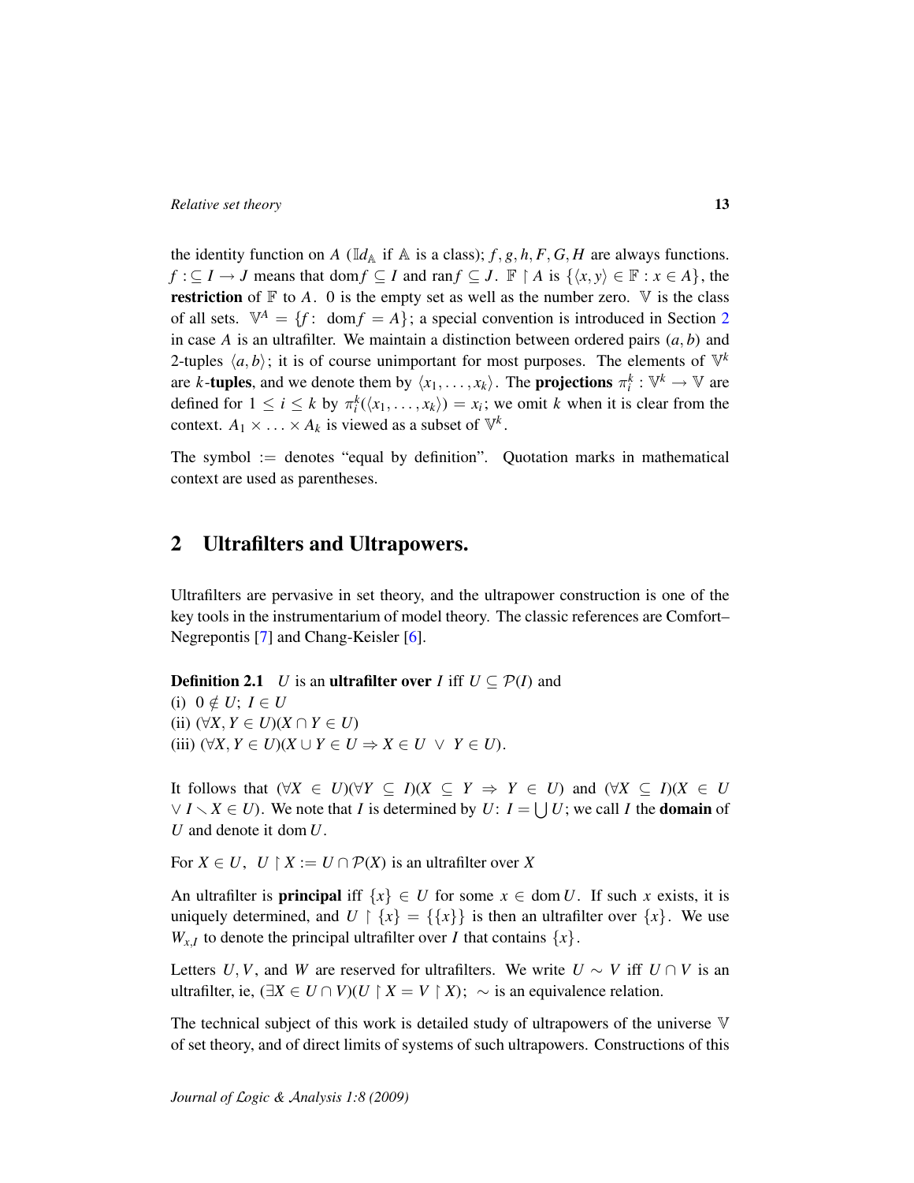the identity function on $A$ ($\mathbb{I}d_{\mathbb{A}}$ if $\mathbb{A}$ is a class); $f, g, h, F, G, H$ are always functions. $f :\subseteq I \to J$ means that $\operatorname{dom} f \subseteq I$ and $\operatorname{ran} f \subseteq J$. $\mathbb{F} \restriction A$ is $\{\langle x, y\rangle \in \mathbb{F} : x \in A\}$, the **restriction** of $\mathbb{F}$ to $A$. $0$ is the empty set as well as the number zero. $\mathbb{V}$ is the class of all sets. $\mathbb{V}^A = \{f : \operatorname{dom} f = A\}$; a special convention is introduced in Section 2 in case $A$ is an ultrafilter. We maintain a distinction between ordered pairs $(a, b)$ and 2-tuples $\langle a, b\rangle$; it is of course unimportant for most purposes. The elements of $\mathbb{V}^k$ are $k$-**tuples**, and we denote them by $\langle x_1, \ldots, x_k\rangle$. The **projections** $\pi_i^k : \mathbb{V}^k \to \mathbb{V}$ are defined for $1 \le i \le k$ by $\pi_i^k(\langle x_1, \ldots, x_k\rangle) = x_i$; we omit $k$ when it is clear from the context. $A_1 \times \ldots \times A_k$ is viewed as a subset of $\mathbb{V}^k$.

The symbol $:=$ denotes "equal by definition". Quotation marks in mathematical context are used as parentheses.

## 2 Ultrafilters and Ultrapowers.

Ultrafilters are pervasive in set theory, and the ultrapower construction is one of the key tools in the instrumentarium of model theory. The classic references are Comfort–Negrepontis [7] and Chang-Keisler [6].

**Definition 2.1** $U$ is an **ultrafilter over** $I$ iff $U \subseteq \mathcal{P}(I)$ and
(i) $0 \notin U$; $I \in U$
(ii) $(\forall X, Y \in U)(X \cap Y \in U)$
(iii) $(\forall X, Y \in U)(X \cup Y \in U \Rightarrow X \in U \ \vee \ Y \in U)$.

It follows that $(\forall X \in U)(\forall Y \subseteq I)(X \subseteq Y \Rightarrow Y \in U)$ and $(\forall X \subseteq I)(X \in U \vee I \smallsetminus X \in U)$. We note that $I$ is determined by $U$: $I = \bigcup U$; we call $I$ the **domain** of $U$ and denote it $\operatorname{dom} U$.

For $X \in U$, $U \restriction X := U \cap \mathcal{P}(X)$ is an ultrafilter over $X$

An ultrafilter is **principal** iff $\{x\} \in U$ for some $x \in \operatorname{dom} U$. If such $x$ exists, it is uniquely determined, and $U \restriction \{x\} = \{\{x\}\}$ is then an ultrafilter over $\{x\}$. We use $W_{x,I}$ to denote the principal ultrafilter over $I$ that contains $\{x\}$.

Letters $U, V$, and $W$ are reserved for ultrafilters. We write $U \sim V$ iff $U \cap V$ is an ultrafilter, ie, $(\exists X \in U \cap V)(U \restriction X = V \restriction X)$; $\sim$ is an equivalence relation.

The technical subject of this work is detailed study of ultrapowers of the universe $\mathbb{V}$ of set theory, and of direct limits of systems of such ultrapowers. Constructions of this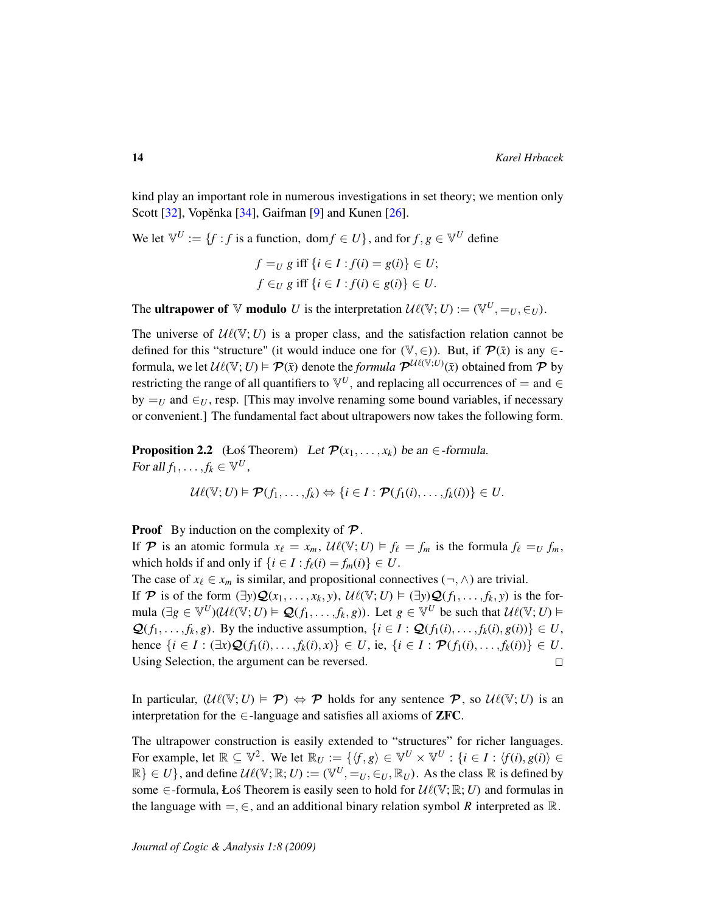kind play an important role in numerous investigations in set theory; we mention only Scott [32], Vopěnka [34], Gaifman [9] and Kunen [26].

We let $\mathbb{V}^U := \{f : f \text{ is a function, } \operatorname{dom} f \in U\}$, and for $f, g \in \mathbb{V}^U$ define

$$f =_U g \text{ iff } \{i \in I : f(i) = g(i)\} \in U;$$
$$f \in_U g \text{ iff } \{i \in I : f(i) \in g(i)\} \in U.$$

The **ultrapower of** $\mathbb{V}$ **modulo** $U$ is the interpretation $\mathcal{U}\ell(\mathbb{V}; U) := (\mathbb{V}^U, =_U, \in_U)$.

The universe of $\mathcal{U}\ell(\mathbb{V}; U)$ is a proper class, and the satisfaction relation cannot be defined for this "structure" (it would induce one for $(\mathbb{V}, \in)$). But, if $\mathcal{P}(\bar{x})$ is any $\in$-formula, we let $\mathcal{U}\ell(\mathbb{V}; U) \vDash \mathcal{P}(\bar{x})$ denote the *formula* $\mathcal{P}^{\mathcal{U}\ell(\mathbb{V};U)}(\bar{x})$ obtained from $\mathcal{P}$ by restricting the range of all quantifiers to $\mathbb{V}^U$, and replacing all occurrences of $=$ and $\in$ by $=_U$ and $\in_U$, resp. [This may involve renaming some bound variables, if necessary or convenient.] The fundamental fact about ultrapowers now takes the following form.

**Proposition 2.2** (Łoś Theorem) *Let $\mathcal{P}(x_1, \ldots, x_k)$ be an $\in$-formula. For all $f_1, \ldots, f_k \in \mathbb{V}^U$,*

$$\mathcal{U}\ell(\mathbb{V}; U) \vDash \mathcal{P}(f_1, \ldots, f_k) \Leftrightarrow \{i \in I : \mathcal{P}(f_1(i), \ldots, f_k(i))\} \in U.$$

**Proof** By induction on the complexity of $\mathcal{P}$.
If $\mathcal{P}$ is an atomic formula $x_\ell = x_m$, $\mathcal{U}\ell(\mathbb{V}; U) \vDash f_\ell = f_m$ is the formula $f_\ell =_U f_m$, which holds if and only if $\{i \in I : f_\ell(i) = f_m(i)\} \in U$.
The case of $x_\ell \in x_m$ is similar, and propositional connectives $(\neg, \wedge)$ are trivial.
If $\mathcal{P}$ is of the form $(\exists y)\mathcal{Q}(x_1, \ldots, x_k, y)$, $\mathcal{U}\ell(\mathbb{V}; U) \vDash (\exists y)\mathcal{Q}(f_1, \ldots, f_k, y)$ is the formula $(\exists g \in \mathbb{V}^U)(\mathcal{U}\ell(\mathbb{V}; U) \vDash \mathcal{Q}(f_1, \ldots, f_k, g))$. Let $g \in \mathbb{V}^U$ be such that $\mathcal{U}\ell(\mathbb{V}; U) \vDash \mathcal{Q}(f_1, \ldots, f_k, g)$. By the inductive assumption, $\{i \in I : \mathcal{Q}(f_1(i), \ldots, f_k(i), g(i))\} \in U$, hence $\{i \in I : (\exists x)\mathcal{Q}(f_1(i), \ldots, f_k(i), x)\} \in U$, ie, $\{i \in I : \mathcal{P}(f_1(i), \ldots, f_k(i))\} \in U$. Using Selection, the argument can be reversed. □

In particular, $(\mathcal{U}\ell(\mathbb{V}; U) \vDash \mathcal{P}) \Leftrightarrow \mathcal{P}$ holds for any sentence $\mathcal{P}$, so $\mathcal{U}\ell(\mathbb{V}; U)$ is an interpretation for the $\in$-language and satisfies all axioms of **ZFC**.

The ultrapower construction is easily extended to "structures" for richer languages. For example, let $\mathbb{R} \subseteq \mathbb{V}^2$. We let $\mathbb{R}_U := \{\langle f, g\rangle \in \mathbb{V}^U \times \mathbb{V}^U : \{i \in I : \langle f(i), g(i)\rangle \in \mathbb{R}\} \in U\}$, and define $\mathcal{U}\ell(\mathbb{V}; \mathbb{R}; U) := (\mathbb{V}^U, =_U, \in_U, \mathbb{R}_U)$. As the class $\mathbb{R}$ is defined by some $\in$-formula, Łoś Theorem is easily seen to hold for $\mathcal{U}\ell(\mathbb{V}; \mathbb{R}; U)$ and formulas in the language with $=, \in$, and an additional binary relation symbol $R$ interpreted as $\mathbb{R}$.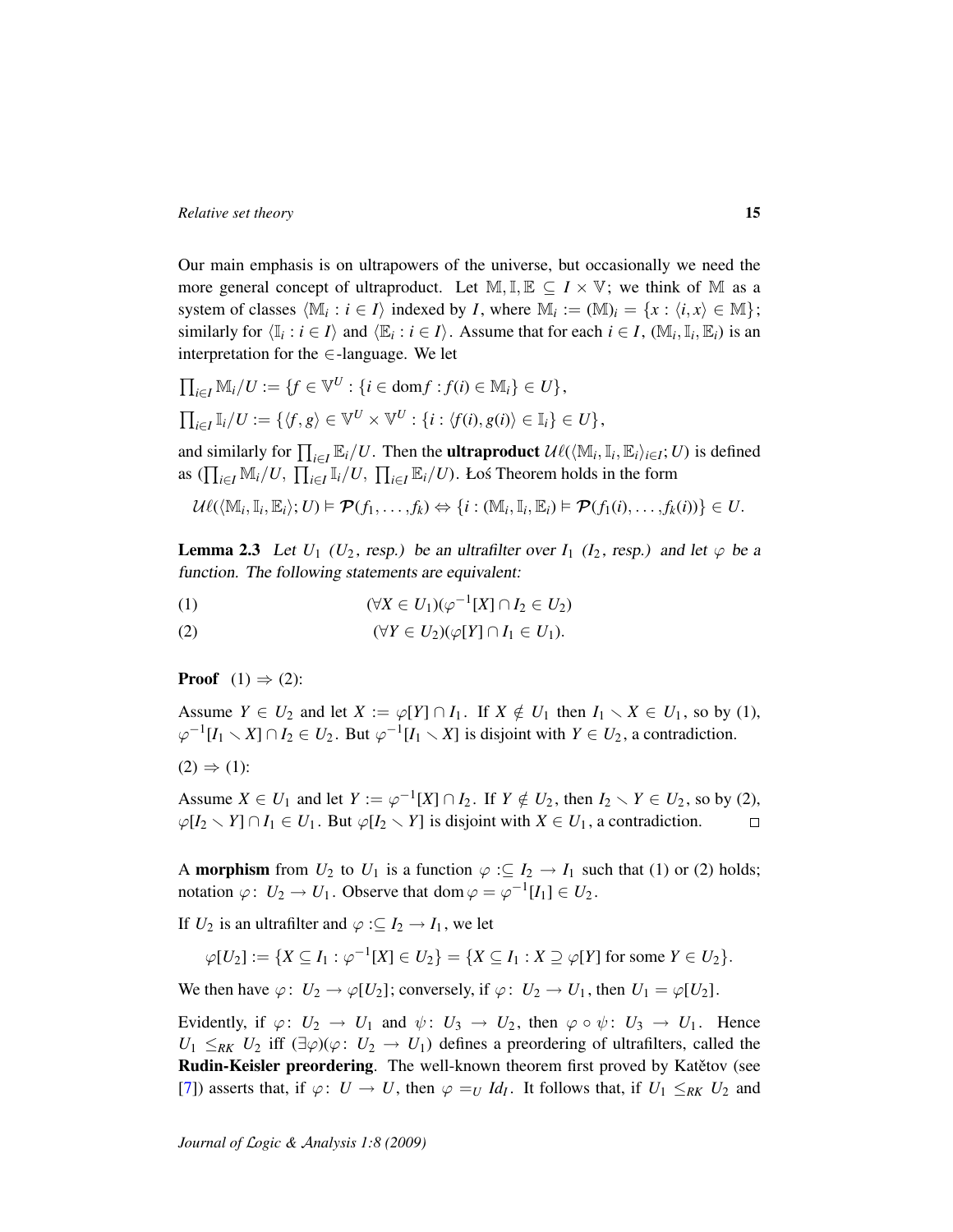Our main emphasis is on ultrapowers of the universe, but occasionally we need the more general concept of ultraproduct. Let $\mathbb{M}, \mathbb{I}, \mathbb{E} \subseteq I \times \mathbb{V}$; we think of $\mathbb{M}$ as a system of classes $\langle \mathbb{M}_i : i \in I \rangle$ indexed by $I$, where $\mathbb{M}_i := (\mathbb{M})_i = \{x : \langle i, x \rangle \in \mathbb{M}\}$; similarly for $\langle \mathbb{I}_i : i \in I \rangle$ and $\langle \mathbb{E}_i : i \in I \rangle$. Assume that for each $i \in I$, $(\mathbb{M}_i, \mathbb{I}_i, \mathbb{E}_i)$ is an interpretation for the $\in$-language. We let

$$\prod_{i \in I} \mathbb{M}_i / U := \{f \in \mathbb{V}^U : \{i \in \operatorname{dom} f : f(i) \in \mathbb{M}_i\} \in U\},$$

$$\prod_{i \in I} \mathbb{I}_i / U := \{\langle f, g \rangle \in \mathbb{V}^U \times \mathbb{V}^U : \{i : \langle f(i), g(i) \rangle \in \mathbb{I}_i\} \in U\},$$

and similarly for $\prod_{i \in I} \mathbb{E}_i / U$. Then the **ultraproduct** $\mathcal{U}\ell(\langle \mathbb{M}_i, \mathbb{I}_i, \mathbb{E}_i \rangle_{i \in I}; U)$ is defined as $(\prod_{i \in I} \mathbb{M}_i / U,\ \prod_{i \in I} \mathbb{I}_i / U,\ \prod_{i \in I} \mathbb{E}_i / U)$. Łoś Theorem holds in the form

$$\mathcal{U}\ell(\langle \mathbb{M}_i, \mathbb{I}_i, \mathbb{E}_i \rangle; U) \vDash \mathcal{P}(f_1, \ldots, f_k) \Leftrightarrow \{i : (\mathbb{M}_i, \mathbb{I}_i, \mathbb{E}_i) \vDash \mathcal{P}(f_1(i), \ldots, f_k(i))\} \in U.$$

**Lemma 2.3** *Let $U_1$ ($U_2$, resp.) be an ultrafilter over $I_1$ ($I_2$, resp.) and let $\varphi$ be a function. The following statements are equivalent:*

$$(1) \qquad (\forall X \in U_1)(\varphi^{-1}[X] \cap I_2 \in U_2)$$

$$(2) \qquad (\forall Y \in U_2)(\varphi[Y] \cap I_1 \in U_1).$$

**Proof** (1) $\Rightarrow$ (2):

Assume $Y \in U_2$ and let $X := \varphi[Y] \cap I_1$. If $X \notin U_1$ then $I_1 \smallsetminus X \in U_1$, so by (1), $\varphi^{-1}[I_1 \smallsetminus X] \cap I_2 \in U_2$. But $\varphi^{-1}[I_1 \smallsetminus X]$ is disjoint with $Y \in U_2$, a contradiction.

(2) $\Rightarrow$ (1):

Assume $X \in U_1$ and let $Y := \varphi^{-1}[X] \cap I_2$. If $Y \notin U_2$, then $I_2 \smallsetminus Y \in U_2$, so by (2), $\varphi[I_2 \smallsetminus Y] \cap I_1 \in U_1$. But $\varphi[I_2 \smallsetminus Y]$ is disjoint with $X \in U_1$, a contradiction. $\square$

A **morphism** from $U_2$ to $U_1$ is a function $\varphi :\subseteq I_2 \to I_1$ such that (1) or (2) holds; notation $\varphi \colon U_2 \to U_1$. Observe that $\operatorname{dom} \varphi = \varphi^{-1}[I_1] \in U_2$.

If $U_2$ is an ultrafilter and $\varphi :\subseteq I_2 \to I_1$, we let

$$\varphi[U_2] := \{X \subseteq I_1 : \varphi^{-1}[X] \in U_2\} = \{X \subseteq I_1 : X \supseteq \varphi[Y] \text{ for some } Y \in U_2\}.$$

We then have $\varphi \colon U_2 \to \varphi[U_2]$; conversely, if $\varphi \colon U_2 \to U_1$, then $U_1 = \varphi[U_2]$.

Evidently, if $\varphi \colon U_2 \to U_1$ and $\psi \colon U_3 \to U_2$, then $\varphi \circ \psi \colon U_3 \to U_1$. Hence $U_1 \leq_{RK} U_2$ iff $(\exists \varphi)(\varphi \colon U_2 \to U_1)$ defines a preordering of ultrafilters, called the **Rudin-Keisler preordering**. The well-known theorem first proved by Katětov (see [7]) asserts that, if $\varphi \colon U \to U$, then $\varphi =_U Id_I$. It follows that, if $U_1 \leq_{RK} U_2$ and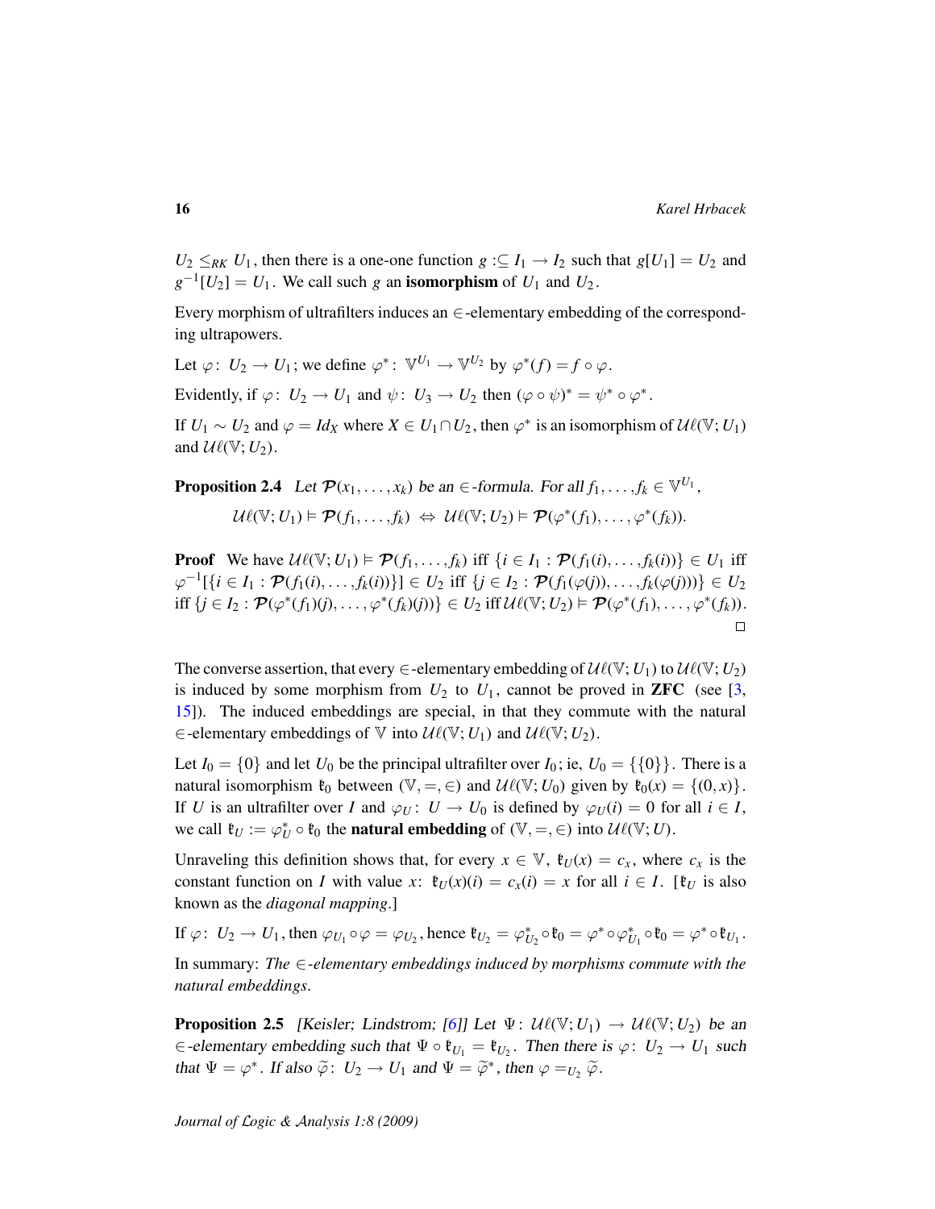$U_2 \leq_{RK} U_1$, then there is a one-one function $g :\subseteq I_1 \to I_2$ such that $g[U_1] = U_2$ and $g^{-1}[U_2] = U_1$. We call such $g$ an **isomorphism** of $U_1$ and $U_2$.

Every morphism of ultrafilters induces an $\in$-elementary embedding of the corresponding ultrapowers.

Let $\varphi\colon\ U_2 \to U_1$; we define $\varphi^*\colon\ \mathbb{V}^{U_1} \to \mathbb{V}^{U_2}$ by $\varphi^*(f) = f \circ \varphi$.

Evidently, if $\varphi\colon\ U_2 \to U_1$ and $\psi\colon\ U_3 \to U_2$ then $(\varphi \circ \psi)^* = \psi^* \circ \varphi^*$.

If $U_1 \sim U_2$ and $\varphi = Id_X$ where $X \in U_1 \cap U_2$, then $\varphi^*$ is an isomorphism of $\mathcal{U}\ell(\mathbb{V}; U_1)$ and $\mathcal{U}\ell(\mathbb{V}; U_2)$.

**Proposition 2.4** *Let $\mathcal{P}(x_1, \ldots, x_k)$ be an $\in$-formula. For all $f_1, \ldots, f_k \in \mathbb{V}^{U_1}$,*

$$\mathcal{U}\ell(\mathbb{V}; U_1) \vDash \mathcal{P}(f_1, \ldots, f_k) \ \Leftrightarrow\ \mathcal{U}\ell(\mathbb{V}; U_2) \vDash \mathcal{P}(\varphi^*(f_1), \ldots, \varphi^*(f_k)).$$

**Proof** We have $\mathcal{U}\ell(\mathbb{V}; U_1) \vDash \mathcal{P}(f_1, \ldots, f_k)$ iff $\{i \in I_1 : \mathcal{P}(f_1(i), \ldots, f_k(i))\} \in U_1$ iff $\varphi^{-1}[\{i \in I_1 : \mathcal{P}(f_1(i), \ldots, f_k(i))\}] \in U_2$ iff $\{j \in I_2 : \mathcal{P}(f_1(\varphi(j)), \ldots, f_k(\varphi(j)))\} \in U_2$ iff $\{j \in I_2 : \mathcal{P}(\varphi^*(f_1)(j), \ldots, \varphi^*(f_k)(j))\} \in U_2$ iff $\mathcal{U}\ell(\mathbb{V}; U_2) \vDash \mathcal{P}(\varphi^*(f_1), \ldots, \varphi^*(f_k))$. □

The converse assertion, that every $\in$-elementary embedding of $\mathcal{U}\ell(\mathbb{V}; U_1)$ to $\mathcal{U}\ell(\mathbb{V}; U_2)$ is induced by some morphism from $U_2$ to $U_1$, cannot be proved in **ZFC** (see [3, 15]). The induced embeddings are special, in that they commute with the natural $\in$-elementary embeddings of $\mathbb{V}$ into $\mathcal{U}\ell(\mathbb{V}; U_1)$ and $\mathcal{U}\ell(\mathbb{V}; U_2)$.

Let $I_0 = \{0\}$ and let $U_0$ be the principal ultrafilter over $I_0$; ie, $U_0 = \{\{0\}\}$. There is a natural isomorphism $\mathfrak{k}_0$ between $(\mathbb{V}, =, \in)$ and $\mathcal{U}\ell(\mathbb{V}; U_0)$ given by $\mathfrak{k}_0(x) = \{(0, x)\}$. If $U$ is an ultrafilter over $I$ and $\varphi_U\colon\ U \to U_0$ is defined by $\varphi_U(i) = 0$ for all $i \in I$, we call $\mathfrak{k}_U := \varphi_U^* \circ \mathfrak{k}_0$ the **natural embedding** of $(\mathbb{V}, =, \in)$ into $\mathcal{U}\ell(\mathbb{V}; U)$.

Unraveling this definition shows that, for every $x \in \mathbb{V}$, $\mathfrak{k}_U(x) = c_x$, where $c_x$ is the constant function on $I$ with value $x$: $\mathfrak{k}_U(x)(i) = c_x(i) = x$ for all $i \in I$. [$\mathfrak{k}_U$ is also known as the *diagonal mapping*.]

If $\varphi\colon\ U_2 \to U_1$, then $\varphi_{U_1} \circ \varphi = \varphi_{U_2}$, hence $\mathfrak{k}_{U_2} = \varphi_{U_2}^* \circ \mathfrak{k}_0 = \varphi^* \circ \varphi_{U_1}^* \circ \mathfrak{k}_0 = \varphi^* \circ \mathfrak{k}_{U_1}$.

In summary: *The $\in$-elementary embeddings induced by morphisms commute with the natural embeddings.*

**Proposition 2.5** *[Keisler; Lindstrom; [6]] Let $\Psi\colon\ \mathcal{U}\ell(\mathbb{V}; U_1) \to \mathcal{U}\ell(\mathbb{V}; U_2)$ be an $\in$-elementary embedding such that $\Psi \circ \mathfrak{k}_{U_1} = \mathfrak{k}_{U_2}$. Then there is $\varphi\colon\ U_2 \to U_1$ such that $\Psi = \varphi^*$. If also $\widetilde{\varphi}\colon\ U_2 \to U_1$ and $\Psi = \widetilde{\varphi}^*$, then $\varphi =_{U_2} \widetilde{\varphi}$.*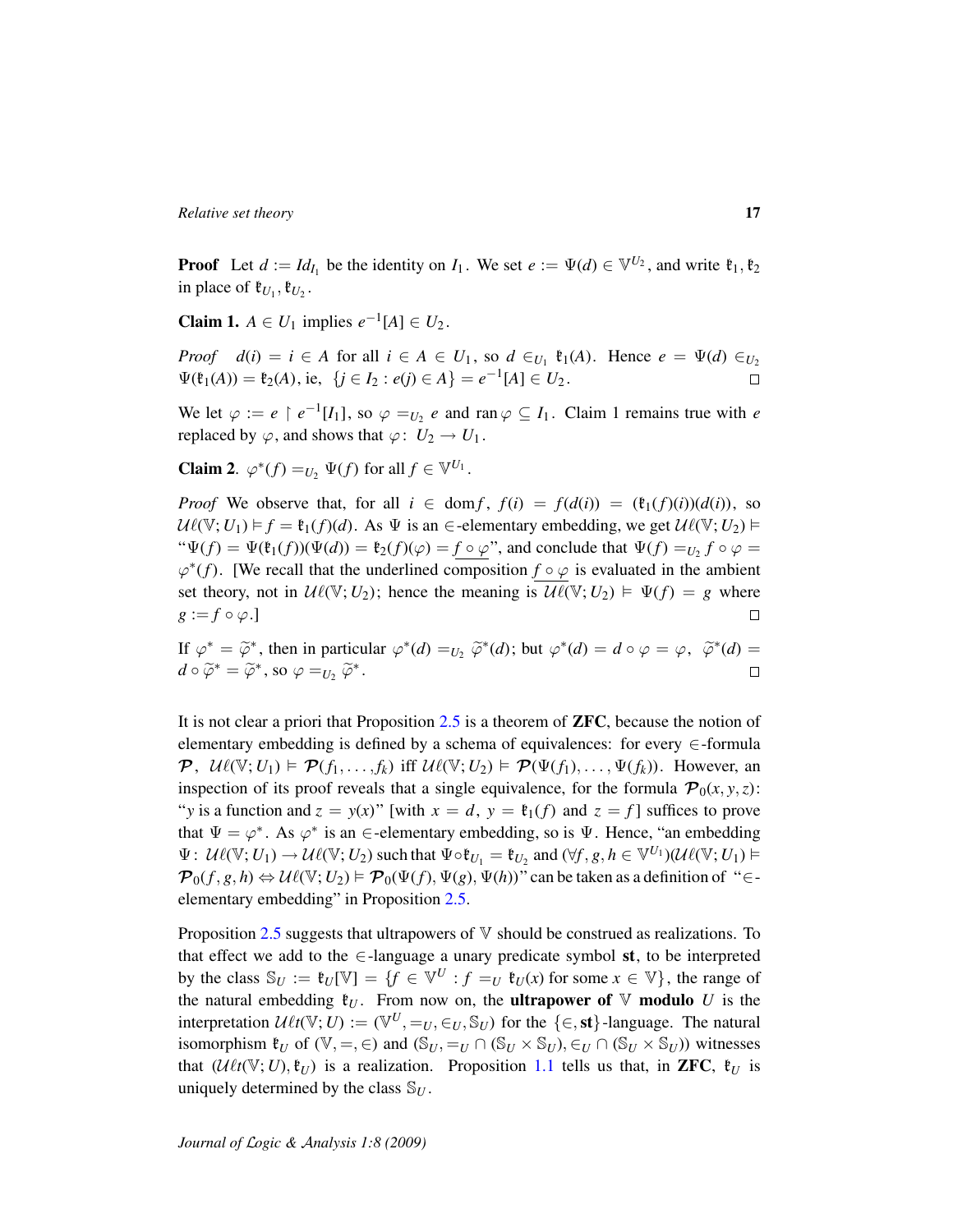**Proof** Let $d := Id_{I_1}$ be the identity on $I_1$. We set $e := \Psi(d) \in \mathbb{V}^{U_2}$, and write $\mathfrak{k}_1, \mathfrak{k}_2$ in place of $\mathfrak{k}_{U_1}, \mathfrak{k}_{U_2}$.

**Claim 1.** $A \in U_1$ implies $e^{-1}[A] \in U_2$.

*Proof* $d(i) = i \in A$ for all $i \in A \in U_1$, so $d \in_{U_1} \mathfrak{k}_1(A)$. Hence $e = \Psi(d) \in_{U_2} \Psi(\mathfrak{k}_1(A)) = \mathfrak{k}_2(A)$, ie, $\{j \in I_2 : e(j) \in A\} = e^{-1}[A] \in U_2$. □

We let $\varphi := e \restriction e^{-1}[I_1]$, so $\varphi =_{U_2} e$ and $\operatorname{ran} \varphi \subseteq I_1$. Claim 1 remains true with $e$ replaced by $\varphi$, and shows that $\varphi \colon U_2 \to U_1$.

**Claim 2.** $\varphi^*(f) =_{U_2} \Psi(f)$ for all $f \in \mathbb{V}^{U_1}$.

*Proof* We observe that, for all $i \in \operatorname{dom} f$, $f(i) = f(d(i)) = (\mathfrak{k}_1(f)(i))(d(i))$, so $\mathcal{U}\ell(\mathbb{V}; U_1) \models f = \mathfrak{k}_1(f)(d)$. As $\Psi$ is an $\in$-elementary embedding, we get $\mathcal{U}\ell(\mathbb{V}; U_2) \models$ "$\Psi(f) = \Psi(\mathfrak{k}_1(f))(\Psi(d)) = \mathfrak{k}_2(f)(\varphi) = \underline{f \circ \varphi}$", and conclude that $\Psi(f) =_{U_2} f \circ \varphi = \varphi^*(f)$. [We recall that the underlined composition $\underline{f \circ \varphi}$ is evaluated in the ambient set theory, not in $\mathcal{U}\ell(\mathbb{V}; U_2)$; hence the meaning is $\mathcal{U}\ell(\mathbb{V}; U_2) \models \Psi(f) = g$ where $g := f \circ \varphi$.] □

If $\varphi^* = \widetilde{\varphi}^*$, then in particular $\varphi^*(d) =_{U_2} \widetilde{\varphi}^*(d)$; but $\varphi^*(d) = d \circ \varphi = \varphi$, $\widetilde{\varphi}^*(d) = d \circ \widetilde{\varphi}^* = \widetilde{\varphi}^*$, so $\varphi =_{U_2} \widetilde{\varphi}^*$. □

It is not clear a priori that Proposition 2.5 is a theorem of **ZFC**, because the notion of elementary embedding is defined by a schema of equivalences: for every $\in$-formula $\mathcal{P}$, $\mathcal{U}\ell(\mathbb{V}; U_1) \models \mathcal{P}(f_1, \ldots, f_k)$ iff $\mathcal{U}\ell(\mathbb{V}; U_2) \models \mathcal{P}(\Psi(f_1), \ldots, \Psi(f_k))$. However, an inspection of its proof reveals that a single equivalence, for the formula $\mathcal{P}_0(x, y, z)$: "$y$ is a function and $z = y(x)$" [with $x = d$, $y = \mathfrak{k}_1(f)$ and $z = f$] suffices to prove that $\Psi = \varphi^*$. As $\varphi^*$ is an $\in$-elementary embedding, so is $\Psi$. Hence, "an embedding $\Psi \colon \mathcal{U}\ell(\mathbb{V}; U_1) \to \mathcal{U}\ell(\mathbb{V}; U_2)$ such that $\Psi \circ \mathfrak{k}_{U_1} = \mathfrak{k}_{U_2}$ and $(\forall f, g, h \in \mathbb{V}^{U_1})(\mathcal{U}\ell(\mathbb{V}; U_1) \models \mathcal{P}_0(f, g, h) \Leftrightarrow \mathcal{U}\ell(\mathbb{V}; U_2) \models \mathcal{P}_0(\Psi(f), \Psi(g), \Psi(h))$" can be taken as a definition of "$\in$-elementary embedding" in Proposition 2.5.

Proposition 2.5 suggests that ultrapowers of $\mathbb{V}$ should be construed as realizations. To that effect we add to the $\in$-language a unary predicate symbol **st**, to be interpreted by the class $\mathbb{S}_U := \mathfrak{k}_U[\mathbb{V}] = \{f \in \mathbb{V}^U : f =_U \mathfrak{k}_U(x) \text{ for some } x \in \mathbb{V}\}$, the range of the natural embedding $\mathfrak{k}_U$. From now on, the **ultrapower of** $\mathbb{V}$ **modulo** $U$ is the interpretation $\mathcal{U}\ell t(\mathbb{V}; U) := (\mathbb{V}^U, =_U, \in_U, \mathbb{S}_U)$ for the $\{\in, \mathbf{st}\}$-language. The natural isomorphism $\mathfrak{k}_U$ of $(\mathbb{V}, =, \in)$ and $(\mathbb{S}_U, =_U \cap (\mathbb{S}_U \times \mathbb{S}_U), \in_U \cap (\mathbb{S}_U \times \mathbb{S}_U))$ witnesses that $(\mathcal{U}\ell t(\mathbb{V}; U), \mathfrak{k}_U)$ is a realization. Proposition 1.1 tells us that, in **ZFC**, $\mathfrak{k}_U$ is uniquely determined by the class $\mathbb{S}_U$.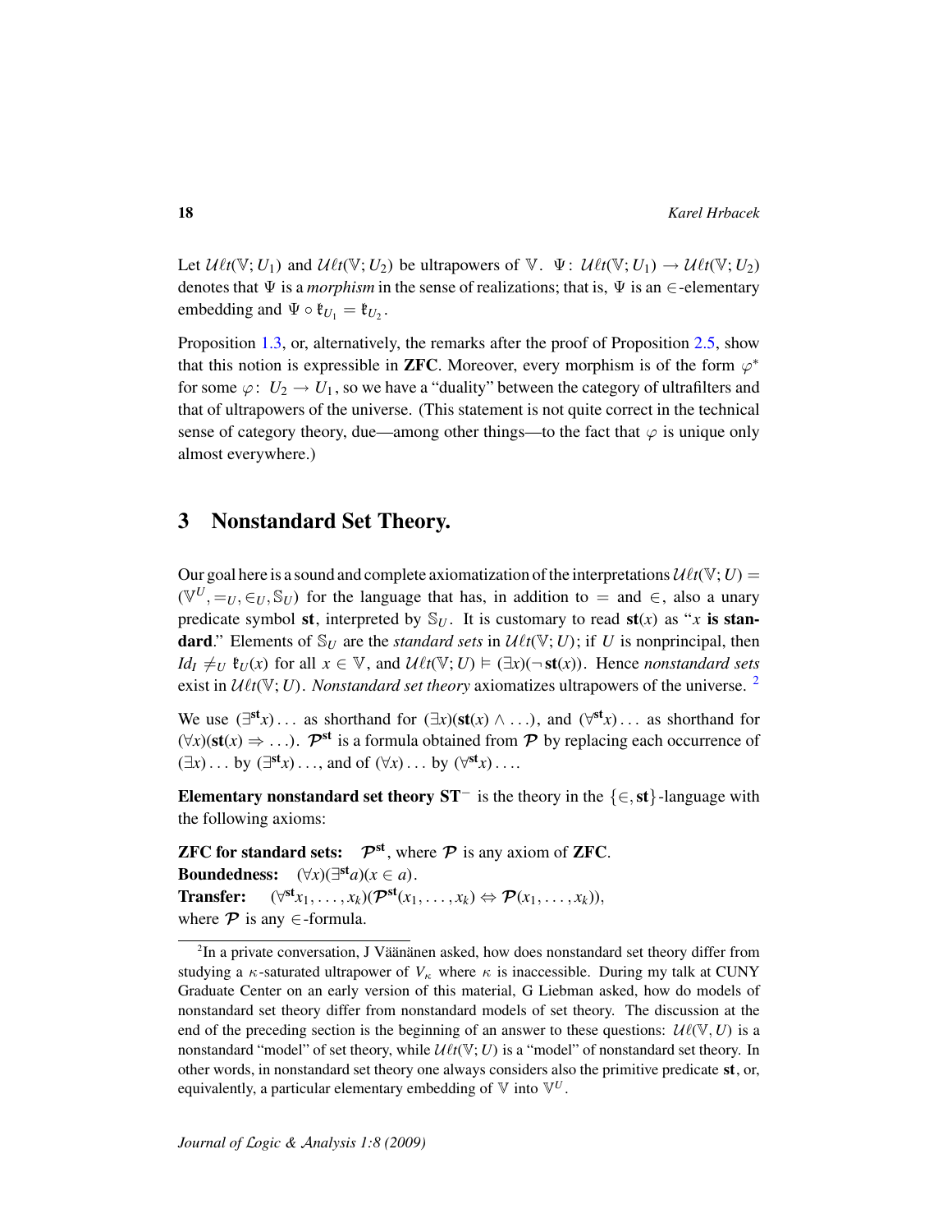Let $\mathcal{U}\ell t(\mathbb{V};U_1)$ and $\mathcal{U}\ell t(\mathbb{V};U_2)$ be ultrapowers of $\mathbb{V}$. $\Psi\colon \mathcal{U}\ell t(\mathbb{V};U_1) \to \mathcal{U}\ell t(\mathbb{V};U_2)$ denotes that $\Psi$ is a *morphism* in the sense of realizations; that is, $\Psi$ is an $\in$-elementary embedding and $\Psi \circ \mathfrak{k}_{U_1} = \mathfrak{k}_{U_2}$.

Proposition 1.3, or, alternatively, the remarks after the proof of Proposition 2.5, show that this notion is expressible in **ZFC**. Moreover, every morphism is of the form $\varphi^*$ for some $\varphi\colon U_2 \to U_1$, so we have a "duality" between the category of ultrafilters and that of ultrapowers of the universe. (This statement is not quite correct in the technical sense of category theory, due—among other things—to the fact that $\varphi$ is unique only almost everywhere.)

## 3 Nonstandard Set Theory.

Our goal here is a sound and complete axiomatization of the interpretations $\mathcal{U}\ell t(\mathbb{V};U) = (\mathbb{V}^U, =_U, \in_U, \mathbb{S}_U)$ for the language that has, in addition to $=$ and $\in$, also a unary predicate symbol **st**, interpreted by $\mathbb{S}_U$. It is customary to read $\mathbf{st}(x)$ as "*x* **is standard**." Elements of $\mathbb{S}_U$ are the *standard sets* in $\mathcal{U}\ell t(\mathbb{V};U)$; if $U$ is nonprincipal, then $Id_I \neq_U \mathfrak{k}_U(x)$ for all $x \in \mathbb{V}$, and $\mathcal{U}\ell t(\mathbb{V};U) \vDash (\exists x)(\neg\,\mathbf{st}(x))$. Hence *nonstandard sets* exist in $\mathcal{U}\ell t(\mathbb{V};U)$. *Nonstandard set theory* axiomatizes ultrapowers of the universe. [2]

We use $(\exists^{\mathbf{st}} x)\ldots$ as shorthand for $(\exists x)(\mathbf{st}(x) \wedge \ldots)$, and $(\forall^{\mathbf{st}} x)\ldots$ as shorthand for $(\forall x)(\mathbf{st}(x) \Rightarrow \ldots)$. $\mathcal{P}^{\mathbf{st}}$ is a formula obtained from $\mathcal{P}$ by replacing each occurrence of $(\exists x)\ldots$ by $(\exists^{\mathbf{st}} x)\ldots$, and of $(\forall x)\ldots$ by $(\forall^{\mathbf{st}} x)\ldots$.

**Elementary nonstandard set theory $\mathbf{ST}^-$** is the theory in the $\{\in, \mathbf{st}\}$-language with the following axioms:

**ZFC for standard sets:** $\mathcal{P}^{\mathbf{st}}$, where $\mathcal{P}$ is any axiom of **ZFC**.
**Boundedness:** $(\forall x)(\exists^{\mathbf{st}} a)(x \in a)$.
**Transfer:** $(\forall^{\mathbf{st}} x_1, \ldots, x_k)(\mathcal{P}^{\mathbf{st}}(x_1, \ldots, x_k) \Leftrightarrow \mathcal{P}(x_1, \ldots, x_k))$, where $\mathcal{P}$ is any $\in$-formula.

[2] In a private conversation, J Väänänen asked, how does nonstandard set theory differ from studying a $\kappa$-saturated ultrapower of $V_\kappa$ where $\kappa$ is inaccessible. During my talk at CUNY Graduate Center on an early version of this material, G Liebman asked, how do models of nonstandard set theory differ from nonstandard models of set theory. The discussion at the end of the preceding section is the beginning of an answer to these questions: $\mathcal{U}\ell(\mathbb{V}, U)$ is a nonstandard "model" of set theory, while $\mathcal{U}\ell t(\mathbb{V};U)$ is a "model" of nonstandard set theory. In other words, in nonstandard set theory one always considers also the primitive predicate **st**, or, equivalently, a particular elementary embedding of $\mathbb{V}$ into $\mathbb{V}^U$.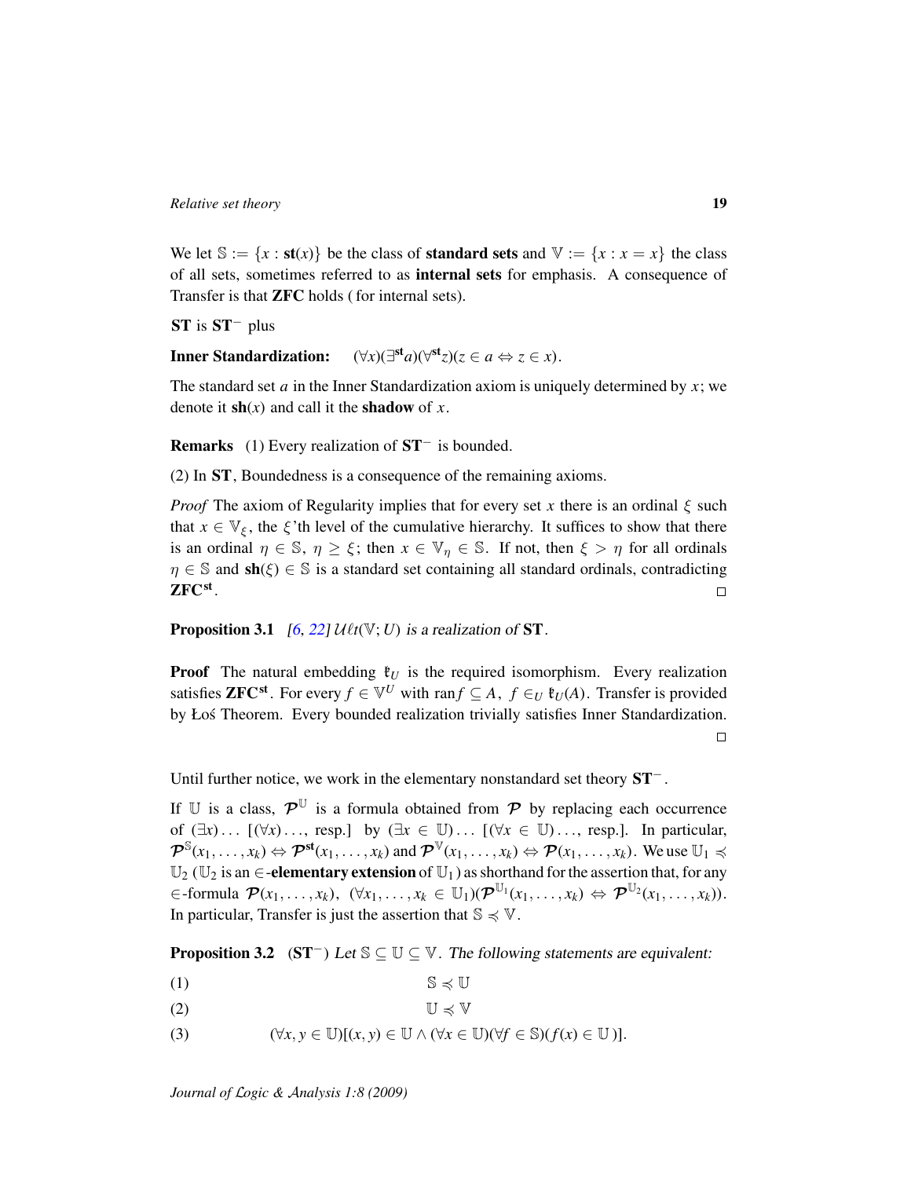We let $\mathbb{S} := \{x : \mathbf{st}(x)\}$ be the class of **standard sets** and $\mathbb{V} := \{x : x = x\}$ the class of all sets, sometimes referred to as **internal sets** for emphasis. A consequence of Transfer is that **ZFC** holds ( for internal sets).

**ST** is $\mathbf{ST}^-$ plus

**Inner Standardization:** $\quad (\forall x)(\exists^{\mathbf{st}} a)(\forall^{\mathbf{st}} z)(z \in a \Leftrightarrow z \in x)$.

The standard set $a$ in the Inner Standardization axiom is uniquely determined by $x$; we denote it $\mathbf{sh}(x)$ and call it the **shadow** of $x$.

**Remarks** (1) Every realization of $\mathbf{ST}^-$ is bounded.

(2) In **ST**, Boundedness is a consequence of the remaining axioms.

*Proof* The axiom of Regularity implies that for every set $x$ there is an ordinal $\xi$ such that $x \in \mathbb{V}_\xi$, the $\xi$'th level of the cumulative hierarchy. It suffices to show that there is an ordinal $\eta \in \mathbb{S}$, $\eta \geq \xi$; then $x \in \mathbb{V}_\eta \in \mathbb{S}$. If not, then $\xi > \eta$ for all ordinals $\eta \in \mathbb{S}$ and $\mathbf{sh}(\xi) \in \mathbb{S}$ is a standard set containing all standard ordinals, contradicting $\mathbf{ZFC}^{\mathbf{st}}$. □

**Proposition 3.1** *[6, 22] $\mathcal{U}\ell t(\mathbb{V}; U)$ is a realization of* **ST**.

**Proof** The natural embedding $\mathfrak{k}_U$ is the required isomorphism. Every realization satisfies $\mathbf{ZFC}^{\mathbf{st}}$. For every $f \in \mathbb{V}^U$ with $\operatorname{ran} f \subseteq A$, $f \in_U \mathfrak{k}_U(A)$. Transfer is provided by Łoś Theorem. Every bounded realization trivially satisfies Inner Standardization. □

Until further notice, we work in the elementary nonstandard set theory $\mathbf{ST}^-$.

If $\mathbb{U}$ is a class, $\boldsymbol{\mathcal{P}}^{\mathbb{U}}$ is a formula obtained from $\boldsymbol{\mathcal{P}}$ by replacing each occurrence of $(\exists x)\ldots$ $[(\forall x)\ldots$, resp.] by $(\exists x \in \mathbb{U})\ldots$ $[(\forall x \in \mathbb{U})\ldots$, resp.]. In particular, $\boldsymbol{\mathcal{P}}^{\mathbb{S}}(x_1,\ldots,x_k) \Leftrightarrow \boldsymbol{\mathcal{P}}^{\mathbf{st}}(x_1,\ldots,x_k)$ and $\boldsymbol{\mathcal{P}}^{\mathbb{V}}(x_1,\ldots,x_k) \Leftrightarrow \boldsymbol{\mathcal{P}}(x_1,\ldots,x_k)$. We use $\mathbb{U}_1 \preccurlyeq \mathbb{U}_2$ ($\mathbb{U}_2$ is an $\in$-**elementary extension** of $\mathbb{U}_1$) as shorthand for the assertion that, for any $\in$-formula $\boldsymbol{\mathcal{P}}(x_1,\ldots,x_k)$, $(\forall x_1,\ldots,x_k \in \mathbb{U}_1)(\boldsymbol{\mathcal{P}}^{\mathbb{U}_1}(x_1,\ldots,x_k) \Leftrightarrow \boldsymbol{\mathcal{P}}^{\mathbb{U}_2}(x_1,\ldots,x_k))$. In particular, Transfer is just the assertion that $\mathbb{S} \preccurlyeq \mathbb{V}$.

**Proposition 3.2** ($\mathbf{ST}^-$) *Let $\mathbb{S} \subseteq \mathbb{U} \subseteq \mathbb{V}$. The following statements are equivalent:*

(1) $$\mathbb{S} \preccurlyeq \mathbb{U}$$

(2) $$\mathbb{U} \preccurlyeq \mathbb{V}$$

(3) $$(\forall x, y \in \mathbb{U})[(x, y) \in \mathbb{U} \wedge (\forall x \in \mathbb{U})(\forall f \in \mathbb{S})(f(x) \in \mathbb{U})].$$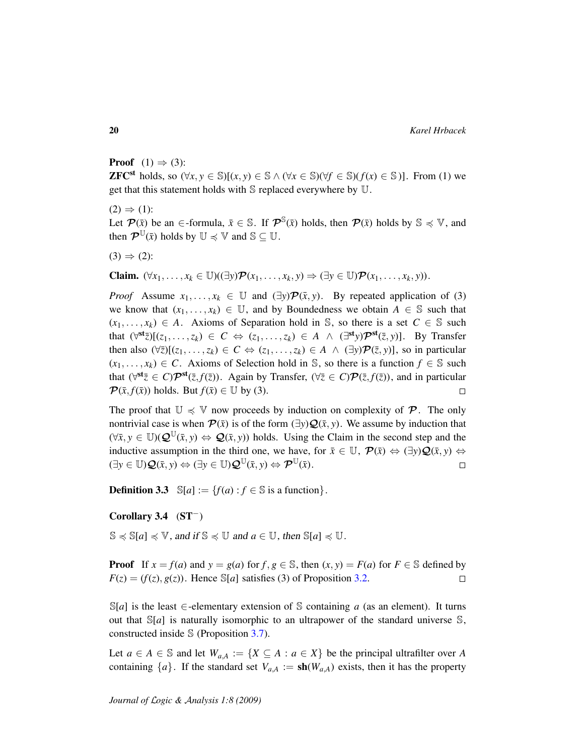**Proof** (1) $\Rightarrow$ (3):
$\mathbf{ZFC^{st}}$ holds, so $(\forall x, y \in \mathbb{S})[(x, y) \in \mathbb{S} \wedge (\forall x \in \mathbb{S})(\forall f \in \mathbb{S})(f(x) \in \mathbb{S})]$. From (1) we get that this statement holds with $\mathbb{S}$ replaced everywhere by $\mathbb{U}$.

(2) $\Rightarrow$ (1):
Let $\mathcal{P}(\bar{x})$ be an $\in$-formula, $\bar{x} \in \mathbb{S}$. If $\mathcal{P}^{\mathbb{S}}(\bar{x})$ holds, then $\mathcal{P}(\bar{x})$ holds by $\mathbb{S} \preccurlyeq \mathbb{V}$, and then $\mathcal{P}^{\mathbb{U}}(\bar{x})$ holds by $\mathbb{U} \preccurlyeq \mathbb{V}$ and $\mathbb{S} \subseteq \mathbb{U}$.

(3) $\Rightarrow$ (2):

**Claim.** $(\forall x_1, \ldots, x_k \in \mathbb{U})((\exists y)\mathcal{P}(x_1, \ldots, x_k, y) \Rightarrow (\exists y \in \mathbb{U})\mathcal{P}(x_1, \ldots, x_k, y))$.

*Proof* Assume $x_1, \ldots, x_k \in \mathbb{U}$ and $(\exists y)\mathcal{P}(\bar{x}, y)$. By repeated application of (3) we know that $(x_1, \ldots, x_k) \in \mathbb{U}$, and by Boundedness we obtain $A \in \mathbb{S}$ such that $(x_1, \ldots, x_k) \in A$. Axioms of Separation hold in $\mathbb{S}$, so there is a set $C \in \mathbb{S}$ such that $(\forall^{\mathbf{st}} \bar{z})[(z_1, \ldots, z_k) \in C \Leftrightarrow (z_1, \ldots, z_k) \in A \wedge (\exists^{\mathbf{st}} y)\mathcal{P}^{\mathbf{st}}(\bar{z}, y)]$. By Transfer then also $(\forall \bar{z})[(z_1, \ldots, z_k) \in C \Leftrightarrow (z_1, \ldots, z_k) \in A \wedge (\exists y)\mathcal{P}(\bar{z}, y)]$, so in particular $(x_1, \ldots, x_k) \in C$. Axioms of Selection hold in $\mathbb{S}$, so there is a function $f \in \mathbb{S}$ such that $(\forall^{\mathbf{st}} \bar{z} \in C)\mathcal{P}^{\mathbf{st}}(\bar{z}, f(\bar{z}))$. Again by Transfer, $(\forall \bar{z} \in C)\mathcal{P}(\bar{z}, f(\bar{z}))$, and in particular $\mathcal{P}(\bar{x}, f(\bar{x}))$ holds. But $f(\bar{x}) \in \mathbb{U}$ by (3). $\square$

The proof that $\mathbb{U} \preccurlyeq \mathbb{V}$ now proceeds by induction on complexity of $\mathcal{P}$. The only nontrivial case is when $\mathcal{P}(\bar{x})$ is of the form $(\exists y)\mathcal{Q}(\bar{x}, y)$. We assume by induction that $(\forall \bar{x}, y \in \mathbb{U})(\mathcal{Q}^{\mathbb{U}}(\bar{x}, y) \Leftrightarrow \mathcal{Q}(\bar{x}, y))$ holds. Using the Claim in the second step and the inductive assumption in the third one, we have, for $\bar{x} \in \mathbb{U}$, $\mathcal{P}(\bar{x}) \Leftrightarrow (\exists y)\mathcal{Q}(\bar{x}, y) \Leftrightarrow (\exists y \in \mathbb{U})\mathcal{Q}(\bar{x}, y) \Leftrightarrow (\exists y \in \mathbb{U})\mathcal{Q}^{\mathbb{U}}(\bar{x}, y) \Leftrightarrow \mathcal{P}^{\mathbb{U}}(\bar{x})$. $\square$

**Definition 3.3** $\mathbb{S}[a] := \{f(a) : f \in \mathbb{S} \text{ is a function}\}$.

**Corollary 3.4** $(\mathbf{ST}^-)$

*$\mathbb{S} \preccurlyeq \mathbb{S}[a] \preccurlyeq \mathbb{V}$, and if $\mathbb{S} \preccurlyeq \mathbb{U}$ and $a \in \mathbb{U}$, then $\mathbb{S}[a] \preccurlyeq \mathbb{U}$.*

**Proof** If $x = f(a)$ and $y = g(a)$ for $f, g \in \mathbb{S}$, then $(x, y) = F(a)$ for $F \in \mathbb{S}$ defined by $F(z) = (f(z), g(z))$. Hence $\mathbb{S}[a]$ satisfies (3) of Proposition 3.2. $\square$

$\mathbb{S}[a]$ is the least $\in$-elementary extension of $\mathbb{S}$ containing $a$ (as an element). It turns out that $\mathbb{S}[a]$ is naturally isomorphic to an ultrapower of the standard universe $\mathbb{S}$, constructed inside $\mathbb{S}$ (Proposition 3.7).

Let $a \in A \in \mathbb{S}$ and let $W_{a,A} := \{X \subseteq A : a \in X\}$ be the principal ultrafilter over $A$ containing $\{a\}$. If the standard set $V_{a,A} := \mathbf{sh}(W_{a,A})$ exists, then it has the property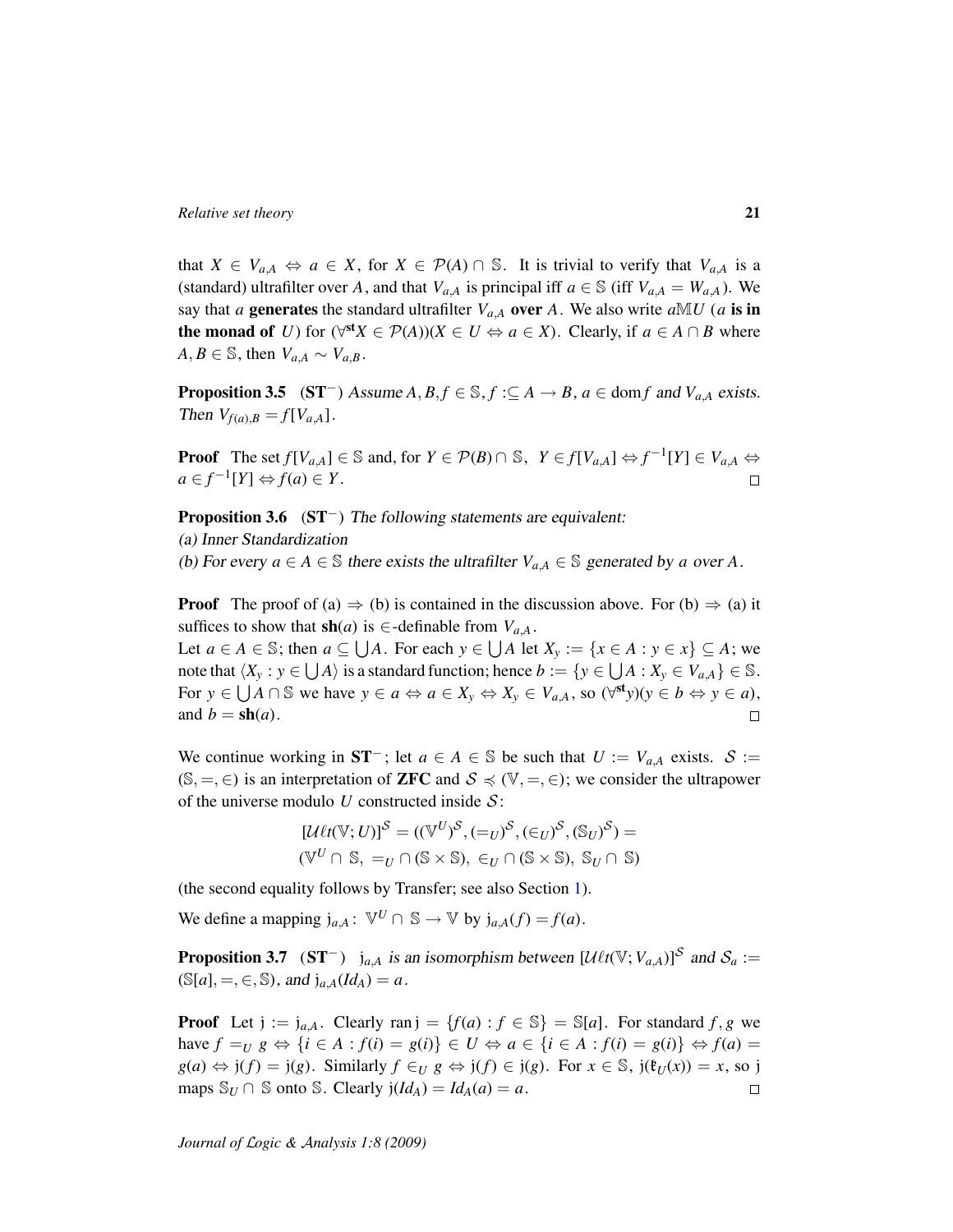that $X \in V_{a,A} \Leftrightarrow a \in X$, for $X \in \mathcal{P}(A) \cap \mathbb{S}$. It is trivial to verify that $V_{a,A}$ is a (standard) ultrafilter over $A$, and that $V_{a,A}$ is principal iff $a \in \mathbb{S}$ (iff $V_{a,A} = W_{a,A}$). We say that $a$ **generates** the standard ultrafilter $V_{a,A}$ **over** $A$. We also write $a\mathbb{M}U$ ($a$ **is in the monad of** $U$) for $(\forall^{\mathbf{st}} X \in \mathcal{P}(A))(X \in U \Leftrightarrow a \in X)$. Clearly, if $a \in A \cap B$ where $A, B \in \mathbb{S}$, then $V_{a,A} \sim V_{a,B}$.

**Proposition 3.5** ($\mathbf{ST}^-$) *Assume $A, B, f \in \mathbb{S}$, $f :\subseteq A \to B$, $a \in \operatorname{dom} f$ and $V_{a,A}$ exists. Then $V_{f(a),B} = f[V_{a,A}]$.*

**Proof** The set $f[V_{a,A}] \in \mathbb{S}$ and, for $Y \in \mathcal{P}(B) \cap \mathbb{S}$, $Y \in f[V_{a,A}] \Leftrightarrow f^{-1}[Y] \in V_{a,A} \Leftrightarrow a \in f^{-1}[Y] \Leftrightarrow f(a) \in Y$. □

**Proposition 3.6** ($\mathbf{ST}^-$) *The following statements are equivalent:*
*(a) Inner Standardization*
*(b) For every $a \in A \in \mathbb{S}$ there exists the ultrafilter $V_{a,A} \in \mathbb{S}$ generated by $a$ over $A$.*

**Proof** The proof of (a) $\Rightarrow$ (b) is contained in the discussion above. For (b) $\Rightarrow$ (a) it suffices to show that $\mathbf{sh}(a)$ is $\in$-definable from $V_{a,A}$.
Let $a \in A \in \mathbb{S}$; then $a \subseteq \bigcup A$. For each $y \in \bigcup A$ let $X_y := \{x \in A : y \in x\} \subseteq A$; we note that $\langle X_y : y \in \bigcup A \rangle$ is a standard function; hence $b := \{y \in \bigcup A : X_y \in V_{a,A}\} \in \mathbb{S}$. For $y \in \bigcup A \cap \mathbb{S}$ we have $y \in a \Leftrightarrow a \in X_y \Leftrightarrow X_y \in V_{a,A}$, so $(\forall^{\mathbf{st}} y)(y \in b \Leftrightarrow y \in a)$, and $b = \mathbf{sh}(a)$. □

We continue working in $\mathbf{ST}^-$; let $a \in A \in \mathbb{S}$ be such that $U := V_{a,A}$ exists. $\mathcal{S} := (\mathbb{S}, =, \in)$ is an interpretation of $\mathbf{ZFC}$ and $\mathcal{S} \preccurlyeq (\mathbb{V}, =, \in)$; we consider the ultrapower of the universe modulo $U$ constructed inside $\mathcal{S}$:

$$[\mathcal{U}\ell t(\mathbb{V}; U)]^{\mathcal{S}} = ((\mathbb{V}^U)^{\mathcal{S}}, (=_U)^{\mathcal{S}}, (\in_U)^{\mathcal{S}}, (\mathbb{S}_U)^{\mathcal{S}}) =$$
$$(\mathbb{V}^U \cap \mathbb{S},\ =_U \cap (\mathbb{S} \times \mathbb{S}),\ \in_U \cap (\mathbb{S} \times \mathbb{S}),\ \mathbb{S}_U \cap \mathbb{S})$$

(the second equality follows by Transfer; see also Section 1).

We define a mapping $\mathrm{j}_{a,A} \colon \mathbb{V}^U \cap \mathbb{S} \to \mathbb{V}$ by $\mathrm{j}_{a,A}(f) = f(a)$.

**Proposition 3.7** ($\mathbf{ST}^-$) *$\mathrm{j}_{a,A}$ is an isomorphism between $[\mathcal{U}\ell t(\mathbb{V}; V_{a,A})]^{\mathcal{S}}$ and $\mathcal{S}_a := (\mathbb{S}[a], =, \in, \mathbb{S})$, and $\mathrm{j}_{a,A}(Id_A) = a$.*

**Proof** Let $\mathrm{j} := \mathrm{j}_{a,A}$. Clearly $\operatorname{ran} \mathrm{j} = \{f(a) : f \in \mathbb{S}\} = \mathbb{S}[a]$. For standard $f, g$ we have $f =_U g \Leftrightarrow \{i \in A : f(i) = g(i)\} \in U \Leftrightarrow a \in \{i \in A : f(i) = g(i)\} \Leftrightarrow f(a) = g(a) \Leftrightarrow \mathrm{j}(f) = \mathrm{j}(g)$. Similarly $f \in_U g \Leftrightarrow \mathrm{j}(f) \in \mathrm{j}(g)$. For $x \in \mathbb{S}$, $\mathrm{j}(\mathfrak{k}_U(x)) = x$, so $\mathrm{j}$ maps $\mathbb{S}_U \cap \mathbb{S}$ onto $\mathbb{S}$. Clearly $\mathrm{j}(Id_A) = Id_A(a) = a$. □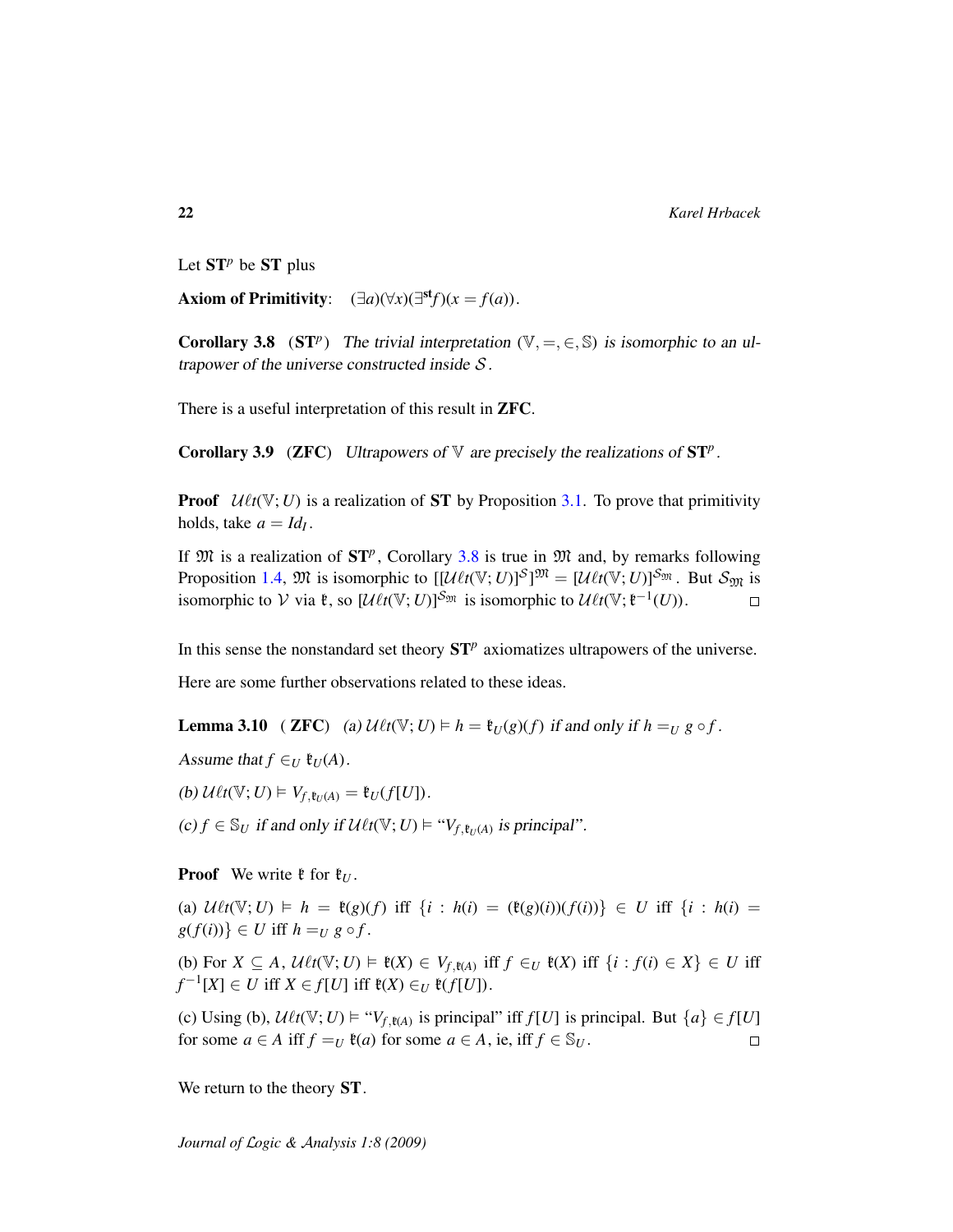Let $\mathbf{ST}^p$ be $\mathbf{ST}$ plus

**Axiom of Primitivity**: $\quad (\exists a)(\forall x)(\exists^{\mathbf{st}} f)(x = f(a))$.

**Corollary 3.8** $(\mathbf{ST}^p)$ *The trivial interpretation* $(\mathbb{V}, =, \in, \mathbb{S})$ *is isomorphic to an ultrapower of the universe constructed inside* $\mathcal{S}$.

There is a useful interpretation of this result in **ZFC**.

**Corollary 3.9** (**ZFC**) *Ultrapowers of* $\mathbb{V}$ *are precisely the realizations of* $\mathbf{ST}^p$.

**Proof** $\mathcal{U}\ell t(\mathbb{V}; U)$ is a realization of **ST** by Proposition 3.1. To prove that primitivity holds, take $a = Id_I$.

If $\mathfrak{M}$ is a realization of $\mathbf{ST}^p$, Corollary 3.8 is true in $\mathfrak{M}$ and, by remarks following Proposition 1.4, $\mathfrak{M}$ is isomorphic to $[[\mathcal{U}\ell t(\mathbb{V}; U)]^{\mathcal{S}}]^{\mathfrak{M}} = [\mathcal{U}\ell t(\mathbb{V}; U)]^{\mathcal{S}_{\mathfrak{M}}}$. But $\mathcal{S}_{\mathfrak{M}}$ is isomorphic to $\mathcal{V}$ via $\mathfrak{k}$, so $[\mathcal{U}\ell t(\mathbb{V}; U)]^{\mathcal{S}_{\mathfrak{M}}}$ is isomorphic to $\mathcal{U}\ell t(\mathbb{V}; \mathfrak{k}^{-1}(U))$. $\square$

In this sense the nonstandard set theory $\mathbf{ST}^p$ axiomatizes ultrapowers of the universe.

Here are some further observations related to these ideas.

**Lemma 3.10** ( **ZFC**) *(a)* $\mathcal{U}\ell t(\mathbb{V}; U) \models h = \mathfrak{k}_U(g)(f)$ *if and only if* $h =_U g \circ f$.

*Assume that* $f \in_U \mathfrak{k}_U(A)$.

*(b)* $\mathcal{U}\ell t(\mathbb{V}; U) \models V_{f,\mathfrak{k}_U(A)} = \mathfrak{k}_U(f[U])$.

*(c)* $f \in \mathbb{S}_U$ *if and only if* $\mathcal{U}\ell t(\mathbb{V}; U) \models$ "$V_{f,\mathfrak{k}_U(A)}$ *is principal".*

**Proof** We write $\mathfrak{k}$ for $\mathfrak{k}_U$.

(a) $\mathcal{U}\ell t(\mathbb{V}; U) \models h = \mathfrak{k}(g)(f)$ iff $\{i : h(i) = (\mathfrak{k}(g)(i))(f(i))\} \in U$ iff $\{i : h(i) = g(f(i))\} \in U$ iff $h =_U g \circ f$.

(b) For $X \subseteq A$, $\mathcal{U}\ell t(\mathbb{V}; U) \models \mathfrak{k}(X) \in V_{f,\mathfrak{k}(A)}$ iff $f \in_U \mathfrak{k}(X)$ iff $\{i : f(i) \in X\} \in U$ iff $f^{-1}[X] \in U$ iff $X \in f[U]$ iff $\mathfrak{k}(X) \in_U \mathfrak{k}(f[U])$.

(c) Using (b), $\mathcal{U}\ell t(\mathbb{V}; U) \models$ "$V_{f,\mathfrak{k}(A)}$ is principal" iff $f[U]$ is principal. But $\{a\} \in f[U]$ for some $a \in A$ iff $f =_U \mathfrak{k}(a)$ for some $a \in A$, ie, iff $f \in \mathbb{S}_U$. $\square$

We return to the theory **ST**.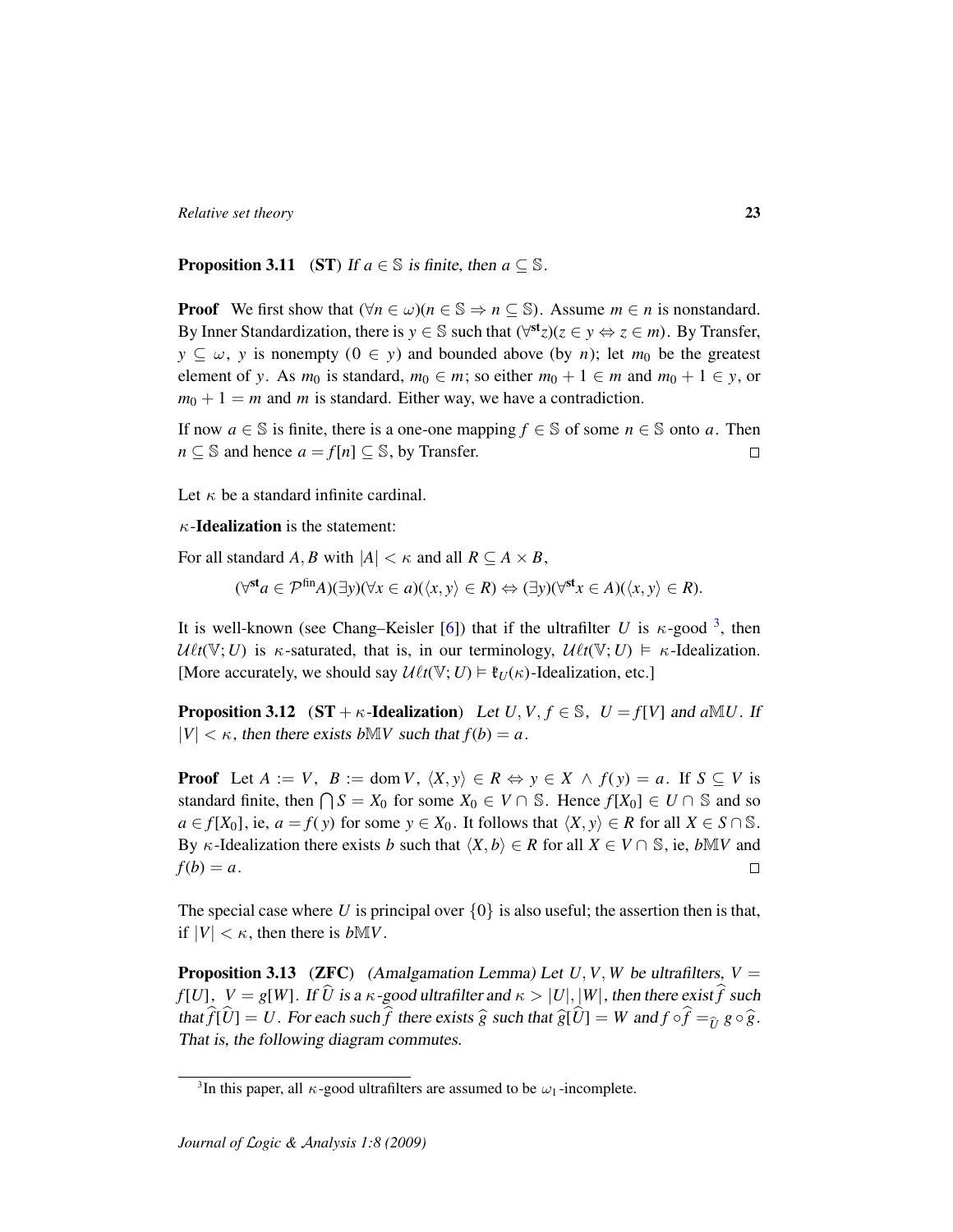**Proposition 3.11** (**ST**) *If $a \in \mathbb{S}$ is finite, then $a \subseteq \mathbb{S}$.*

**Proof** We first show that $(\forall n \in \omega)(n \in \mathbb{S} \Rightarrow n \subseteq \mathbb{S})$. Assume $m \in n$ is nonstandard. By Inner Standardization, there is $y \in \mathbb{S}$ such that $(\forall^{\mathbf{st}} z)(z \in y \Leftrightarrow z \in m)$. By Transfer, $y \subseteq \omega$, $y$ is nonempty ($0 \in y$) and bounded above (by $n$); let $m_0$ be the greatest element of $y$. As $m_0$ is standard, $m_0 \in m$; so either $m_0 + 1 \in m$ and $m_0 + 1 \in y$, or $m_0 + 1 = m$ and $m$ is standard. Either way, we have a contradiction.

If now $a \in \mathbb{S}$ is finite, there is a one-one mapping $f \in \mathbb{S}$ of some $n \in \mathbb{S}$ onto $a$. Then $n \subseteq \mathbb{S}$ and hence $a = f[n] \subseteq \mathbb{S}$, by Transfer. $\square$

Let $\kappa$ be a standard infinite cardinal.

$\kappa$-**Idealization** is the statement:

For all standard $A, B$ with $|A| < \kappa$ and all $R \subseteq A \times B$,

$$(\forall^{\mathbf{st}} a \in \mathcal{P}^{\mathrm{fin}} A)(\exists y)(\forall x \in a)(\langle x, y\rangle \in R) \Leftrightarrow (\exists y)(\forall^{\mathbf{st}} x \in A)(\langle x, y\rangle \in R).$$

It is well-known (see Chang–Keisler [6]) that if the ultrafilter $U$ is $\kappa$-good [3], then $\mathcal{U}\ell t(\mathbb{V}; U)$ is $\kappa$-saturated, that is, in our terminology, $\mathcal{U}\ell t(\mathbb{V}; U) \vDash \kappa$-Idealization. [More accurately, we should say $\mathcal{U}\ell t(\mathbb{V}; U) \vDash \mathfrak{k}_U(\kappa)$-Idealization, etc.]

**Proposition 3.12** (**ST** + $\kappa$-**Idealization**) *Let $U, V, f \in \mathbb{S}$, $U = f[V]$ and $a \mathbb{M} U$. If $|V| < \kappa$, then there exists $b \mathbb{M} V$ such that $f(b) = a$.*

**Proof** Let $A := V$, $B := \operatorname{dom} V$, $\langle X, y\rangle \in R \Leftrightarrow y \in X \wedge f(y) = a$. If $S \subseteq V$ is standard finite, then $\bigcap S = X_0$ for some $X_0 \in V \cap \mathbb{S}$. Hence $f[X_0] \in U \cap \mathbb{S}$ and so $a \in f[X_0]$, ie, $a = f(y)$ for some $y \in X_0$. It follows that $\langle X, y\rangle \in R$ for all $X \in S \cap \mathbb{S}$. By $\kappa$-Idealization there exists $b$ such that $\langle X, b\rangle \in R$ for all $X \in V \cap \mathbb{S}$, ie, $b \mathbb{M} V$ and $f(b) = a$. $\square$

The special case where $U$ is principal over $\{0\}$ is also useful; the assertion then is that, if $|V| < \kappa$, then there is $b \mathbb{M} V$.

**Proposition 3.13** (**ZFC**) *(Amalgamation Lemma) Let $U, V, W$ be ultrafilters, $V = f[U]$, $V = g[W]$. If $\widehat{U}$ is a $\kappa$-good ultrafilter and $\kappa > |U|, |W|$, then there exist $\widehat{f}$ such that $\widehat{f}[\widehat{U}] = U$. For each such $\widehat{f}$ there exists $\widehat{g}$ such that $\widehat{g}[\widehat{U}] = W$ and $f \circ \widehat{f} =_{\widehat{U}} g \circ \widehat{g}$. That is, the following diagram commutes.*

[3] In this paper, all $\kappa$-good ultrafilters are assumed to be $\omega_1$-incomplete.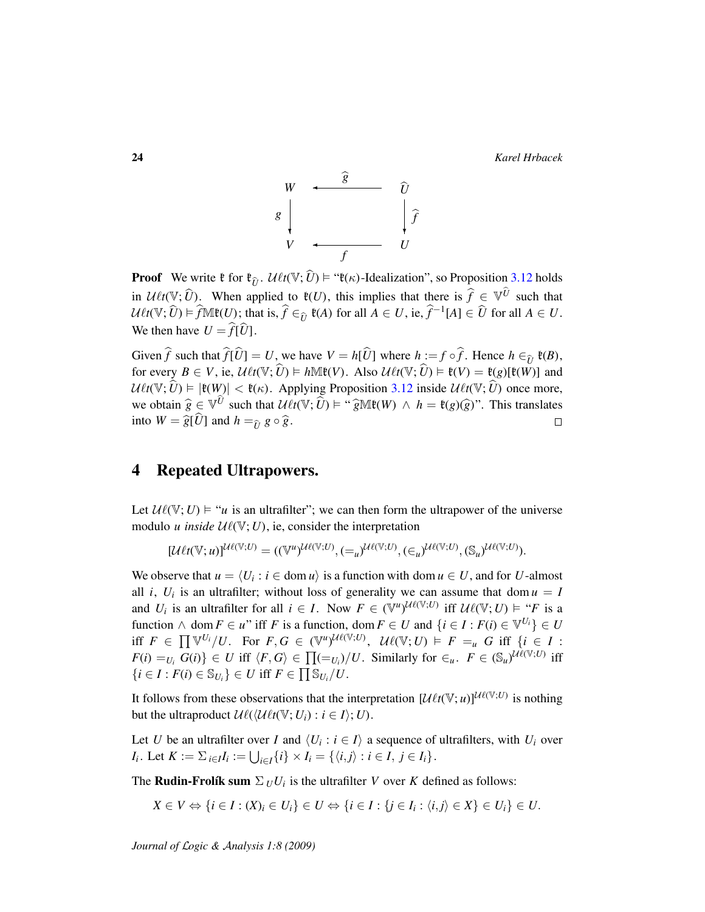$$\begin{array}{ccc} W & \xleftarrow{\ \widehat{g}\ } & \widehat{U} \\ {\scriptstyle g}\downarrow & & \downarrow{\scriptstyle \widehat{f}} \\ V & \xleftarrow[\ f\ ]{} & U \end{array}$$

**Proof** We write $\mathfrak{k}$ for $\mathfrak{k}_{\widehat{U}}$. $\mathcal{U}\ell t(\mathbb{V};\widehat{U}) \models$ "$\mathfrak{k}(\kappa)$-Idealization", so Proposition 3.12 holds in $\mathcal{U}\ell t(\mathbb{V};\widehat{U})$. When applied to $\mathfrak{k}(U)$, this implies that there is $\widehat{f} \in \mathbb{V}^{\widehat{U}}$ such that $\mathcal{U}\ell t(\mathbb{V};\widehat{U}) \models \widehat{f}\mathbb{M}\mathfrak{k}(U)$; that is, $\widehat{f} \in_{\widehat{U}} \mathfrak{k}(A)$ for all $A \in U$, ie, $\widehat{f}^{-1}[A] \in \widehat{U}$ for all $A \in U$. We then have $U = \widehat{f}[\widehat{U}]$.

Given $\widehat{f}$ such that $\widehat{f}[\widehat{U}] = U$, we have $V = h[\widehat{U}]$ where $h := f \circ \widehat{f}$. Hence $h \in_{\widehat{U}} \mathfrak{k}(B)$, for every $B \in V$, ie, $\mathcal{U}\ell t(\mathbb{V};\widehat{U}) \models h\mathbb{M}\mathfrak{k}(V)$. Also $\mathcal{U}\ell t(\mathbb{V};\widehat{U}) \models \mathfrak{k}(V) = \mathfrak{k}(g)[\mathfrak{k}(W)]$ and $\mathcal{U}\ell t(\mathbb{V};\widehat{U}) \models |\mathfrak{k}(W)| < \mathfrak{k}(\kappa)$. Applying Proposition 3.12 inside $\mathcal{U}\ell t(\mathbb{V};\widehat{U})$ once more, we obtain $\widehat{g} \in \mathbb{V}^{\widehat{U}}$ such that $\mathcal{U}\ell t(\mathbb{V};\widehat{U}) \models$ "$\widehat{g}\mathbb{M}\mathfrak{k}(W) \wedge h = \mathfrak{k}(g)(\widehat{g})$". This translates into $W = \widehat{g}[\widehat{U}]$ and $h =_{\widehat{U}} g \circ \widehat{g}$. □

## 4 Repeated Ultrapowers.

Let $\mathcal{U}\ell(\mathbb{V};U) \models$ "$u$ is an ultrafilter"; we can then form the ultrapower of the universe modulo $u$ *inside* $\mathcal{U}\ell(\mathbb{V};U)$, ie, consider the interpretation

$$[\mathcal{U}\ell t(\mathbb{V};u)]^{\mathcal{U}\ell(\mathbb{V};U)} = ((\mathbb{V}^u)^{\mathcal{U}\ell(\mathbb{V};U)}, (=_u)^{\mathcal{U}\ell(\mathbb{V};U)}, (\in_u)^{\mathcal{U}\ell(\mathbb{V};U)}, (\mathbb{S}_u)^{\mathcal{U}\ell(\mathbb{V};U)}).$$

We observe that $u = \langle U_i : i \in \operatorname{dom} u \rangle$ is a function with $\operatorname{dom} u \in U$, and for $U$-almost all $i$, $U_i$ is an ultrafilter; without loss of generality we can assume that $\operatorname{dom} u = I$ and $U_i$ is an ultrafilter for all $i \in I$. Now $F \in (\mathbb{V}^u)^{\mathcal{U}\ell(\mathbb{V};U)}$ iff $\mathcal{U}\ell(\mathbb{V};U) \models$ "$F$ is a function $\wedge \operatorname{dom} F \in u$" iff $F$ is a function, $\operatorname{dom} F \in U$ and $\{i \in I : F(i) \in \mathbb{V}^{U_i}\} \in U$ iff $F \in \prod \mathbb{V}^{U_i}/U$. For $F, G \in (\mathbb{V}^u)^{\mathcal{U}\ell(\mathbb{V};U)}$, $\mathcal{U}\ell(\mathbb{V};U) \models F =_u G$ iff $\{i \in I : F(i) =_{U_i} G(i)\} \in U$ iff $\langle F, G \rangle \in \prod (=_{U_i})/U$. Similarly for $\in_u$. $F \in (\mathbb{S}_u)^{\mathcal{U}\ell(\mathbb{V};U)}$ iff $\{i \in I : F(i) \in \mathbb{S}_{U_i}\} \in U$ iff $F \in \prod \mathbb{S}_{U_i}/U$.

It follows from these observations that the interpretation $[\mathcal{U}\ell t(\mathbb{V};u)]^{\mathcal{U}\ell(\mathbb{V};U)}$ is nothing but the ultraproduct $\mathcal{U}\ell(\langle \mathcal{U}\ell t(\mathbb{V};U_i) : i \in I \rangle; U)$.

Let $U$ be an ultrafilter over $I$ and $\langle U_i : i \in I \rangle$ a sequence of ultrafilters, with $U_i$ over $I_i$. Let $K := \Sigma_{i \in I} I_i := \bigcup_{i \in I} \{i\} \times I_i = \{\langle i, j \rangle : i \in I, \ j \in I_i\}$.

The **Rudin-Frolík sum** $\Sigma_U U_i$ is the ultrafilter $V$ over $K$ defined as follows:

$$X \in V \Leftrightarrow \{i \in I : (X)_i \in U_i\} \in U \Leftrightarrow \{i \in I : \{j \in I_i : \langle i, j \rangle \in X\} \in U_i\} \in U.$$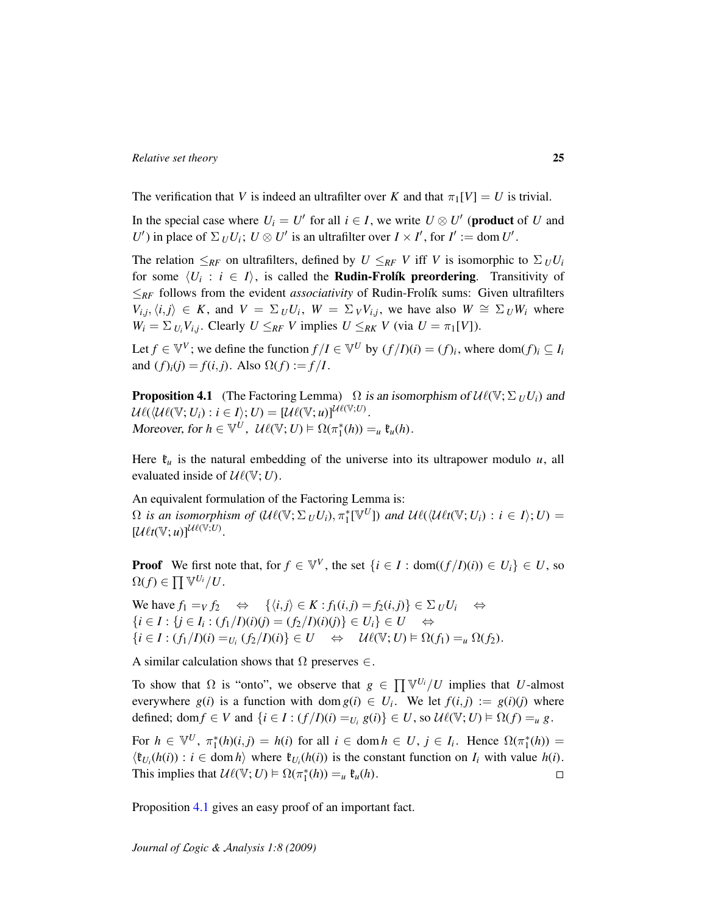The verification that $V$ is indeed an ultrafilter over $K$ and that $\pi_1[V] = U$ is trivial.

In the special case where $U_i = U'$ for all $i \in I$, we write $U \otimes U'$ (**product** of $U$ and $U'$) in place of $\Sigma_U U_i$; $U \otimes U'$ is an ultrafilter over $I \times I'$, for $I' := \operatorname{dom} U'$.

The relation $\leq_{RF}$ on ultrafilters, defined by $U \leq_{RF} V$ iff $V$ is isomorphic to $\Sigma_U U_i$ for some $\langle U_i : i \in I \rangle$, is called the **Rudin-Frolík preordering**. Transitivity of $\leq_{RF}$ follows from the evident *associativity* of Rudin-Frolík sums: Given ultrafilters $V_{i,j}, \langle i,j \rangle \in K$, and $V = \Sigma_U U_i$, $W = \Sigma_V V_{i,j}$, we have also $W \cong \Sigma_U W_i$ where $W_i = \Sigma_{U_i} V_{i,j}$. Clearly $U \leq_{RF} V$ implies $U \leq_{RK} V$ (via $U = \pi_1[V]$).

Let $f \in \mathbb{V}^V$; we define the function $f/I \in \mathbb{V}^U$ by $(f/I)(i) = (f)_i$, where $\operatorname{dom}(f)_i \subseteq I_i$ and $(f)_i(j) = f(i,j)$. Also $\Omega(f) := f/I$.

**Proposition 4.1** (The Factoring Lemma) *$\Omega$ is an isomorphism of $\mathcal{U}\ell(\mathbb{V}; \Sigma_U U_i)$ and $\mathcal{U}\ell(\langle \mathcal{U}\ell(\mathbb{V}; U_i) : i \in I \rangle; U) = [\mathcal{U}\ell(\mathbb{V}; u)]^{\mathcal{U}\ell(\mathbb{V};U)}$.*
*Moreover, for $h \in \mathbb{V}^U$, $\mathcal{U}\ell(\mathbb{V}; U) \vDash \Omega(\pi_1^*(h)) =_u \mathfrak{k}_u(h)$.*

Here $\mathfrak{k}_u$ is the natural embedding of the universe into its ultrapower modulo $u$, all evaluated inside of $\mathcal{U}\ell(\mathbb{V}; U)$.

An equivalent formulation of the Factoring Lemma is:
*$\Omega$ is an isomorphism of $(\mathcal{U}\ell(\mathbb{V}; \Sigma_U U_i), \pi_1^*[\mathbb{V}^U])$ and $\mathcal{U}\ell(\langle \mathcal{U}\ell t(\mathbb{V}; U_i) : i \in I \rangle; U) = [\mathcal{U}\ell t(\mathbb{V}; u)]^{\mathcal{U}\ell(\mathbb{V};U)}$.*

**Proof** We first note that, for $f \in \mathbb{V}^V$, the set $\{i \in I : \operatorname{dom}((f/I)(i)) \in U_i\} \in U$, so $\Omega(f) \in \prod \mathbb{V}^{U_i}/U$.

We have $f_1 =_V f_2 \quad \Leftrightarrow \quad \{\langle i,j \rangle \in K : f_1(i,j) = f_2(i,j)\} \in \Sigma_U U_i \quad \Leftrightarrow$
$\{i \in I : \{j \in I_i : (f_1/I)(i)(j) = (f_2/I)(i)(j)\} \in U_i\} \in U \quad \Leftrightarrow$
$\{i \in I : (f_1/I)(i) =_{U_i} (f_2/I)(i)\} \in U \quad \Leftrightarrow \quad \mathcal{U}\ell(\mathbb{V}; U) \vDash \Omega(f_1) =_u \Omega(f_2)$.

A similar calculation shows that $\Omega$ preserves $\in$.

To show that $\Omega$ is "onto", we observe that $g \in \prod \mathbb{V}^{U_i}/U$ implies that $U$-almost everywhere $g(i)$ is a function with $\operatorname{dom} g(i) \in U_i$. We let $f(i,j) := g(i)(j)$ where defined; $\operatorname{dom} f \in V$ and $\{i \in I : (f/I)(i) =_{U_i} g(i)\} \in U$, so $\mathcal{U}\ell(\mathbb{V}; U) \vDash \Omega(f) =_u g$.

For $h \in \mathbb{V}^U$, $\pi_1^*(h)(i,j) = h(i)$ for all $i \in \operatorname{dom} h \in U$, $j \in I_i$. Hence $\Omega(\pi_1^*(h)) = \langle \mathfrak{k}_{U_i}(h(i)) : i \in \operatorname{dom} h \rangle$ where $\mathfrak{k}_{U_i}(h(i))$ is the constant function on $I_i$ with value $h(i)$. This implies that $\mathcal{U}\ell(\mathbb{V}; U) \vDash \Omega(\pi_1^*(h)) =_u \mathfrak{k}_u(h)$. □

Proposition 4.1 gives an easy proof of an important fact.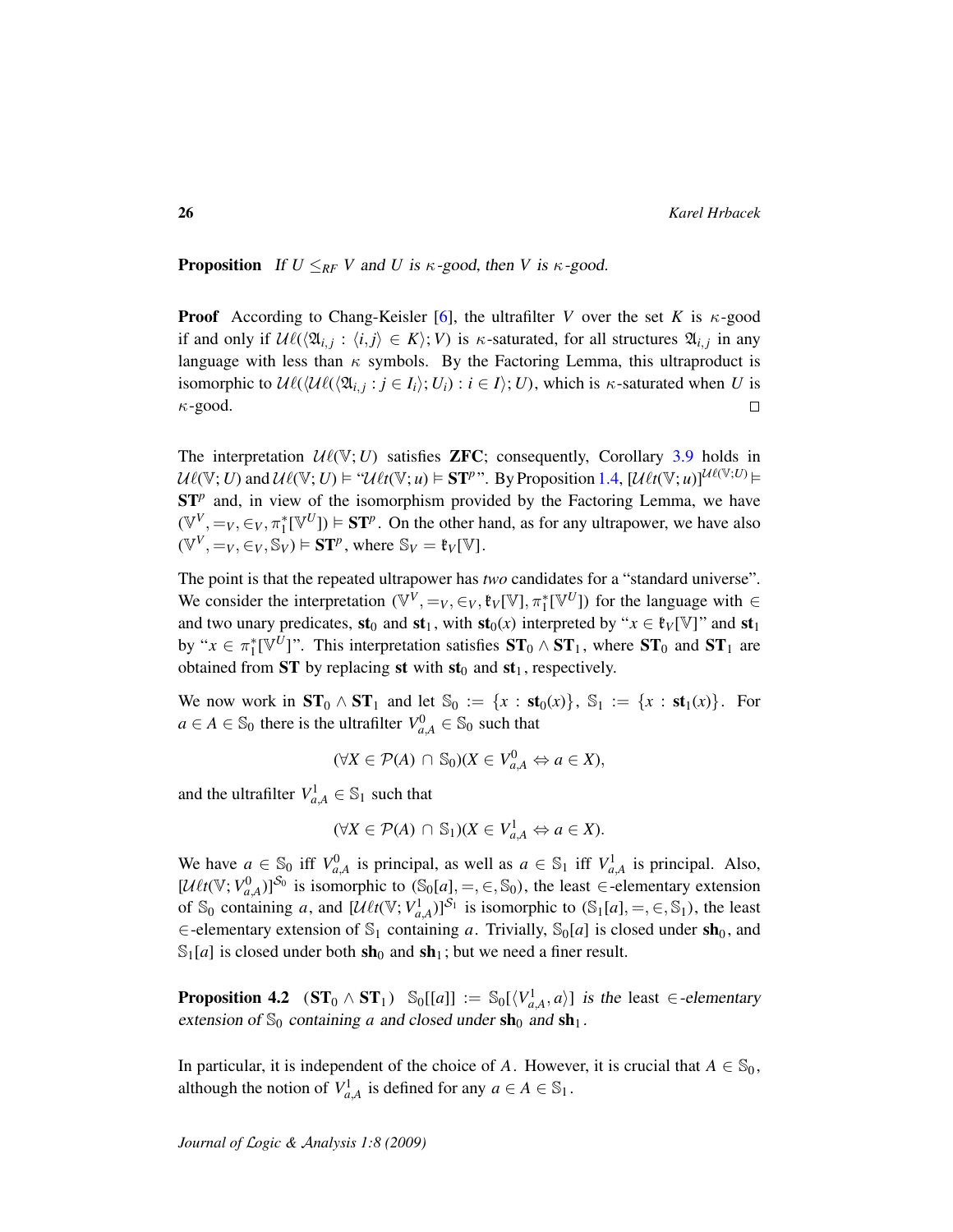**Proposition** *If $U \leq_{RF} V$ and $U$ is $\kappa$-good, then $V$ is $\kappa$-good.*

**Proof** According to Chang-Keisler [6], the ultrafilter $V$ over the set $K$ is $\kappa$-good if and only if $\mathcal{U}\ell(\langle \mathfrak{A}_{i,j} : \langle i,j\rangle \in K\rangle; V)$ is $\kappa$-saturated, for all structures $\mathfrak{A}_{i,j}$ in any language with less than $\kappa$ symbols. By the Factoring Lemma, this ultraproduct is isomorphic to $\mathcal{U}\ell(\langle \mathcal{U}\ell(\langle \mathfrak{A}_{i,j} : j \in I_i\rangle; U_i) : i \in I\rangle; U)$, which is $\kappa$-saturated when $U$ is $\kappa$-good. $\square$

The interpretation $\mathcal{U}\ell(\mathbb{V}; U)$ satisfies **ZFC**; consequently, Corollary 3.9 holds in $\mathcal{U}\ell(\mathbb{V}; U)$ and $\mathcal{U}\ell(\mathbb{V}; U) \models$ "$\mathcal{U}\ell t(\mathbb{V}; u) \models \mathbf{ST}^p$". By Proposition 1.4, $[\mathcal{U}\ell t(\mathbb{V}; u)]^{\mathcal{U}\ell(\mathbb{V};U)} \models \mathbf{ST}^p$ and, in view of the isomorphism provided by the Factoring Lemma, we have $(\mathbb{V}^V, =_V, \in_V, \pi_1^*[\mathbb{V}^U]) \models \mathbf{ST}^p$. On the other hand, as for any ultrapower, we have also $(\mathbb{V}^V, =_V, \in_V, \mathbb{S}_V) \models \mathbf{ST}^p$, where $\mathbb{S}_V = \mathfrak{k}_V[\mathbb{V}]$.

The point is that the repeated ultrapower has *two* candidates for a "standard universe". We consider the interpretation $(\mathbb{V}^V, =_V, \in_V, \mathfrak{k}_V[\mathbb{V}], \pi_1^*[\mathbb{V}^U])$ for the language with $\in$ and two unary predicates, $\mathbf{st}_0$ and $\mathbf{st}_1$, with $\mathbf{st}_0(x)$ interpreted by "$x \in \mathfrak{k}_V[\mathbb{V}]$" and $\mathbf{st}_1$ by "$x \in \pi_1^*[\mathbb{V}^U]$". This interpretation satisfies $\mathbf{ST}_0 \wedge \mathbf{ST}_1$, where $\mathbf{ST}_0$ and $\mathbf{ST}_1$ are obtained from $\mathbf{ST}$ by replacing $\mathbf{st}$ with $\mathbf{st}_0$ and $\mathbf{st}_1$, respectively.

We now work in $\mathbf{ST}_0 \wedge \mathbf{ST}_1$ and let $\mathbb{S}_0 := \{x : \mathbf{st}_0(x)\}$, $\mathbb{S}_1 := \{x : \mathbf{st}_1(x)\}$. For $a \in A \in \mathbb{S}_0$ there is the ultrafilter $V^0_{a,A} \in \mathbb{S}_0$ such that

$$(\forall X \in \mathcal{P}(A) \cap \mathbb{S}_0)(X \in V^0_{a,A} \Leftrightarrow a \in X),$$

and the ultrafilter $V^1_{a,A} \in \mathbb{S}_1$ such that

$$(\forall X \in \mathcal{P}(A) \cap \mathbb{S}_1)(X \in V^1_{a,A} \Leftrightarrow a \in X).$$

We have $a \in \mathbb{S}_0$ iff $V^0_{a,A}$ is principal, as well as $a \in \mathbb{S}_1$ iff $V^1_{a,A}$ is principal. Also, $[\mathcal{U}\ell t(\mathbb{V}; V^0_{a,A})]^{\mathbb{S}_0}$ is isomorphic to $(\mathbb{S}_0[a], =, \in, \mathbb{S}_0)$, the least $\in$-elementary extension of $\mathbb{S}_0$ containing $a$, and $[\mathcal{U}\ell t(\mathbb{V}; V^1_{a,A})]^{\mathbb{S}_1}$ is isomorphic to $(\mathbb{S}_1[a], =, \in, \mathbb{S}_1)$, the least $\in$-elementary extension of $\mathbb{S}_1$ containing $a$. Trivially, $\mathbb{S}_0[a]$ is closed under $\mathbf{sh}_0$, and $\mathbb{S}_1[a]$ is closed under both $\mathbf{sh}_0$ and $\mathbf{sh}_1$; but we need a finer result.

**Proposition 4.2** ($\mathbf{ST}_0 \wedge \mathbf{ST}_1$) *$\mathbb{S}_0[[a]] := \mathbb{S}_0[\langle V^1_{a,A}, a\rangle]$ is the least $\in$-elementary extension of $\mathbb{S}_0$ containing $a$ and closed under $\mathbf{sh}_0$ and $\mathbf{sh}_1$.*

In particular, it is independent of the choice of $A$. However, it is crucial that $A \in \mathbb{S}_0$, although the notion of $V^1_{a,A}$ is defined for any $a \in A \in \mathbb{S}_1$.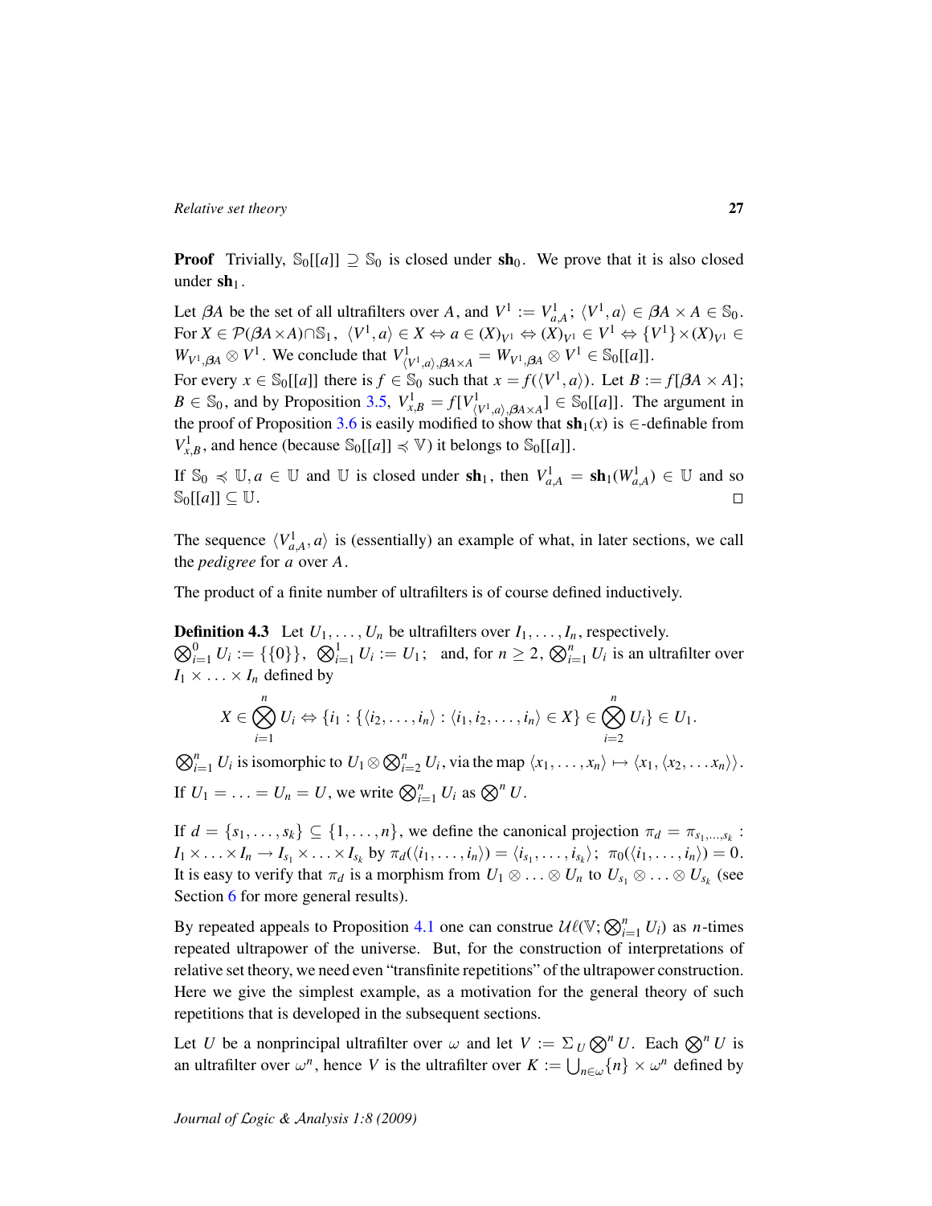**Proof** Trivially, $\mathbb{S}_0[[a]] \supseteq \mathbb{S}_0$ is closed under $\mathbf{sh}_0$. We prove that it is also closed under $\mathbf{sh}_1$.

Let $\beta A$ be the set of all ultrafilters over $A$, and $V^1 := V^1_{a,A}$; $\langle V^1, a\rangle \in \beta A \times A \in \mathbb{S}_0$. For $X \in \mathcal{P}(\beta A \times A) \cap \mathbb{S}_1$, $\langle V^1, a\rangle \in X \Leftrightarrow a \in (X)_{V^1} \Leftrightarrow (X)_{V^1} \in V^1 \Leftrightarrow \{V^1\} \times (X)_{V^1} \in W_{V^1,\beta A} \otimes V^1$. We conclude that $V^1_{\langle V^1,a\rangle,\beta A\times A} = W_{V^1,\beta A} \otimes V^1 \in \mathbb{S}_0[[a]]$.

For every $x \in \mathbb{S}_0[[a]]$ there is $f \in \mathbb{S}_0$ such that $x = f(\langle V^1, a\rangle)$. Let $B := f[\beta A \times A]$; $B \in \mathbb{S}_0$, and by Proposition 3.5, $V^1_{x,B} = f[V^1_{\langle V^1,a\rangle,\beta A\times A}] \in \mathbb{S}_0[[a]]$. The argument in the proof of Proposition 3.6 is easily modified to show that $\mathbf{sh}_1(x)$ is $\in$-definable from $V^1_{x,B}$, and hence (because $\mathbb{S}_0[[a]] \preccurlyeq \mathbb{V}$) it belongs to $\mathbb{S}_0[[a]]$.

If $\mathbb{S}_0 \preccurlyeq \mathbb{U}, a \in \mathbb{U}$ and $\mathbb{U}$ is closed under $\mathbf{sh}_1$, then $V^1_{a,A} = \mathbf{sh}_1(W^1_{a,A}) \in \mathbb{U}$ and so $\mathbb{S}_0[[a]] \subseteq \mathbb{U}$. $\square$

The sequence $\langle V^1_{a,A}, a\rangle$ is (essentially) an example of what, in later sections, we call the *pedigree* for $a$ over $A$.

The product of a finite number of ultrafilters is of course defined inductively.

**Definition 4.3** Let $U_1, \ldots, U_n$ be ultrafilters over $I_1, \ldots, I_n$, respectively. $\bigotimes_{i=1}^0 U_i := \{\{0\}\}$, $\bigotimes_{i=1}^1 U_i := U_1$; and, for $n \geq 2$, $\bigotimes_{i=1}^n U_i$ is an ultrafilter over $I_1 \times \ldots \times I_n$ defined by

$$X \in \bigotimes_{i=1}^n U_i \Leftrightarrow \{i_1 : \{\langle i_2, \ldots, i_n\rangle : \langle i_1, i_2, \ldots, i_n\rangle \in X\} \in \bigotimes_{i=2}^n U_i\} \in U_1.$$

$\bigotimes_{i=1}^n U_i$ is isomorphic to $U_1 \otimes \bigotimes_{i=2}^n U_i$, via the map $\langle x_1, \ldots, x_n\rangle \mapsto \langle x_1, \langle x_2, \ldots x_n\rangle\rangle$. If $U_1 = \ldots = U_n = U$, we write $\bigotimes_{i=1}^n U_i$ as $\bigotimes^n U$.

If $d = \{s_1, \ldots, s_k\} \subseteq \{1, \ldots, n\}$, we define the canonical projection $\pi_d = \pi_{s_1,\ldots,s_k} : I_1 \times \ldots \times I_n \to I_{s_1} \times \ldots \times I_{s_k}$ by $\pi_d(\langle i_1, \ldots, i_n\rangle) = \langle i_{s_1}, \ldots, i_{s_k}\rangle$; $\pi_0(\langle i_1, \ldots, i_n\rangle) = 0$. It is easy to verify that $\pi_d$ is a morphism from $U_1 \otimes \ldots \otimes U_n$ to $U_{s_1} \otimes \ldots \otimes U_{s_k}$ (see Section 6 for more general results).

By repeated appeals to Proposition 4.1 one can construe $\mathcal{U}\ell(\mathbb{V}; \bigotimes_{i=1}^n U_i)$ as $n$-times repeated ultrapower of the universe. But, for the construction of interpretations of relative set theory, we need even "transfinite repetitions" of the ultrapower construction. Here we give the simplest example, as a motivation for the general theory of such repetitions that is developed in the subsequent sections.

Let $U$ be a nonprincipal ultrafilter over $\omega$ and let $V := \Sigma_U \bigotimes^n U$. Each $\bigotimes^n U$ is an ultrafilter over $\omega^n$, hence $V$ is the ultrafilter over $K := \bigcup_{n\in\omega}\{n\} \times \omega^n$ defined by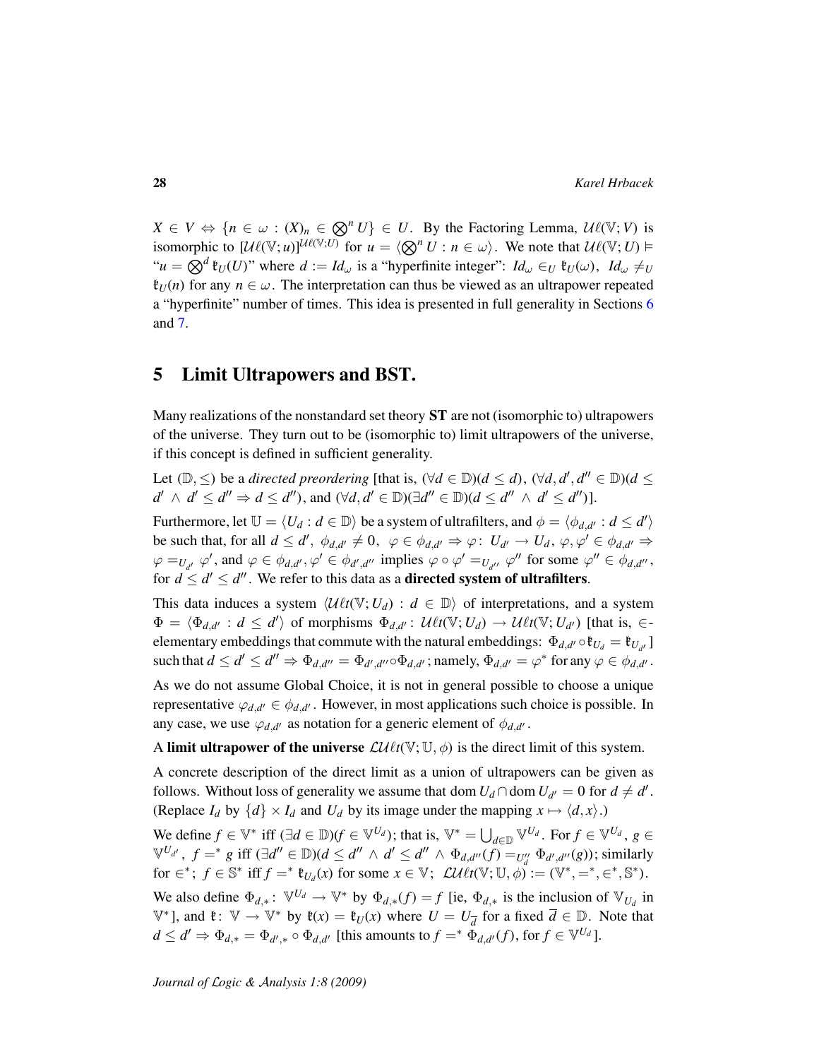$X \in V \Leftrightarrow \{n \in \omega : (X)_n \in \bigotimes^n U\} \in U$. By the Factoring Lemma, $\mathcal{U}\ell(\mathbb{V}; V)$ is isomorphic to $[\mathcal{U}\ell(\mathbb{V}; u)]^{\mathcal{U}\ell(\mathbb{V};U)}$ for $u = \langle \bigotimes^n U : n \in \omega\rangle$. We note that $\mathcal{U}\ell(\mathbb{V}; U) \models$ "$u = \bigotimes^d \mathfrak{k}_U(U)$" where $d := Id_\omega$ is a "hyperfinite integer": $Id_\omega \in_U \mathfrak{k}_U(\omega)$, $Id_\omega \neq_U \mathfrak{k}_U(n)$ for any $n \in \omega$. The interpretation can thus be viewed as an ultrapower repeated a "hyperfinite" number of times. This idea is presented in full generality in Sections 6 and 7.

## 5 Limit Ultrapowers and BST.

Many realizations of the nonstandard set theory **ST** are not (isomorphic to) ultrapowers of the universe. They turn out to be (isomorphic to) limit ultrapowers of the universe, if this concept is defined in sufficient generality.

Let $(\mathbb{D}, \leq)$ be a *directed preordering* [that is, $(\forall d \in \mathbb{D})(d \leq d)$, $(\forall d, d', d'' \in \mathbb{D})(d \leq d' \wedge d' \leq d'' \Rightarrow d \leq d'')$, and $(\forall d, d' \in \mathbb{D})(\exists d'' \in \mathbb{D})(d \leq d'' \wedge d' \leq d'')$].

Furthermore, let $\mathbb{U} = \langle U_d : d \in \mathbb{D}\rangle$ be a system of ultrafilters, and $\phi = \langle \phi_{d,d'} : d \leq d'\rangle$ be such that, for all $d \leq d'$, $\phi_{d,d'} \neq 0$, $\varphi \in \phi_{d,d'} \Rightarrow \varphi\colon U_{d'} \to U_d$, $\varphi, \varphi' \in \phi_{d,d'} \Rightarrow \varphi =_{U_{d'}} \varphi'$, and $\varphi \in \phi_{d,d'}, \varphi' \in \phi_{d',d''}$ implies $\varphi \circ \varphi' =_{U_{d''}} \varphi''$ for some $\varphi'' \in \phi_{d,d''}$, for $d \leq d' \leq d''$. We refer to this data as a **directed system of ultrafilters**.

This data induces a system $\langle \mathcal{U}\ell t(\mathbb{V}; U_d) : d \in \mathbb{D}\rangle$ of interpretations, and a system $\Phi = \langle \Phi_{d,d'} : d \leq d'\rangle$ of morphisms $\Phi_{d,d'}\colon \mathcal{U}\ell t(\mathbb{V}; U_d) \to \mathcal{U}\ell t(\mathbb{V}; U_{d'})$ [that is, $\in$-elementary embeddings that commute with the natural embeddings: $\Phi_{d,d'} \circ \mathfrak{k}_{U_d} = \mathfrak{k}_{U_{d'}}$] such that $d \leq d' \leq d'' \Rightarrow \Phi_{d,d''} = \Phi_{d',d''} \circ \Phi_{d,d'}$; namely, $\Phi_{d,d'} = \varphi^*$ for any $\varphi \in \phi_{d,d'}$.

As we do not assume Global Choice, it is not in general possible to choose a unique representative $\varphi_{d,d'} \in \phi_{d,d'}$. However, in most applications such choice is possible. In any case, we use $\varphi_{d,d'}$ as notation for a generic element of $\phi_{d,d'}$.

A **limit ultrapower of the universe** $\mathcal{LU}\ell t(\mathbb{V}; \mathbb{U}, \phi)$ is the direct limit of this system.

A concrete description of the direct limit as a union of ultrapowers can be given as follows. Without loss of generality we assume that $\operatorname{dom} U_d \cap \operatorname{dom} U_{d'} = 0$ for $d \neq d'$. (Replace $I_d$ by $\{d\} \times I_d$ and $U_d$ by its image under the mapping $x \mapsto \langle d, x\rangle$.)

We define $f \in \mathbb{V}^*$ iff $(\exists d \in \mathbb{D})(f \in \mathbb{V}^{U_d})$; that is, $\mathbb{V}^* = \bigcup_{d \in \mathbb{D}} \mathbb{V}^{U_d}$. For $f \in \mathbb{V}^{U_d}$, $g \in \mathbb{V}^{U_{d'}}$, $f =^* g$ iff $(\exists d'' \in \mathbb{D})(d \leq d'' \wedge d' \leq d'' \wedge \Phi_{d,d''}(f) =_{U''_d} \Phi_{d',d''}(g))$; similarly for $\in^*$; $f \in \mathbb{S}^*$ iff $f =^* \mathfrak{k}_{U_d}(x)$ for some $x \in \mathbb{V}$; $\mathcal{LU}\ell t(\mathbb{V}; \mathbb{U}, \phi) := (\mathbb{V}^*, =^*, \in^*, \mathbb{S}^*)$.

We also define $\Phi_{d,*}\colon \mathbb{V}^{U_d} \to \mathbb{V}^*$ by $\Phi_{d,*}(f) = f$ [ie, $\Phi_{d,*}$ is the inclusion of $\mathbb{V}_{U_d}$ in $\mathbb{V}^*$], and $\mathfrak{k}\colon \mathbb{V} \to \mathbb{V}^*$ by $\mathfrak{k}(x) = \mathfrak{k}_U(x)$ where $U = U_{\overline{d}}$ for a fixed $\overline{d} \in \mathbb{D}$. Note that $d \leq d' \Rightarrow \Phi_{d,*} = \Phi_{d',*} \circ \Phi_{d,d'}$ [this amounts to $f =^* \Phi_{d,d'}(f)$, for $f \in \mathbb{V}^{U_d}$].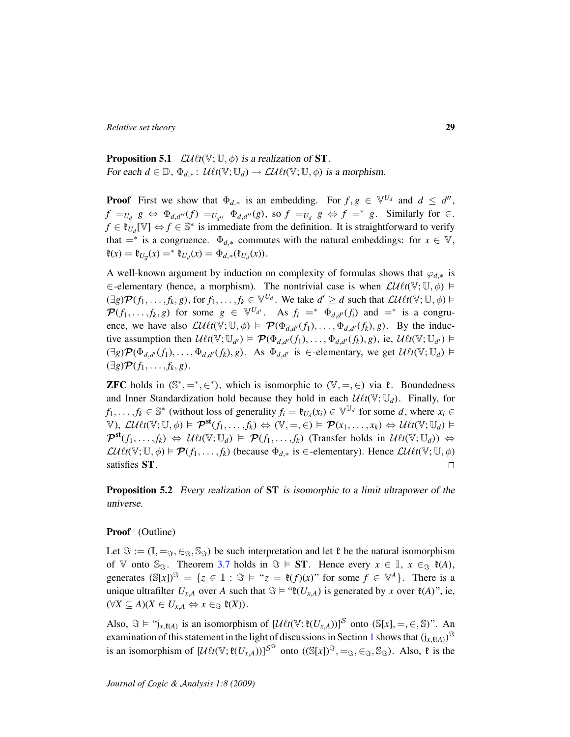**Proposition 5.1** *$\mathcal{LU}\ell t(\mathbb{V};\mathbb{U},\phi)$ is a realization of* **ST**.
*For each $d \in \mathbb{D}$, $\Phi_{d,*}\colon \mathcal{U}\ell t(\mathbb{V};\mathbb{U}_d) \to \mathcal{LU}\ell t(\mathbb{V};\mathbb{U},\phi)$ is a morphism.*

**Proof** First we show that $\Phi_{d,*}$ is an embedding. For $f, g \in \mathbb{V}^{U_d}$ and $d \le d''$, $f =_{U_d} g \Leftrightarrow \Phi_{d,d''}(f) =_{U_{d''}} \Phi_{d,d''}(g)$, so $f =_{U_d} g \Leftrightarrow f =^* g$. Similarly for $\in$. $f \in \mathfrak{k}_{U_d}[\mathbb{V}] \Leftrightarrow f \in \mathbb{S}^*$ is immediate from the definition. It is straightforward to verify that $=^*$ is a congruence. $\Phi_{d,*}$ commutes with the natural embeddings: for $x \in \mathbb{V}$, $\mathfrak{k}(x) = \mathfrak{k}_{U_{\overline{d}}}(x) =^* \mathfrak{k}_{U_d}(x) = \Phi_{d,*}(\mathfrak{k}_{U_d}(x))$.

A well-known argument by induction on complexity of formulas shows that $\varphi_{d,*}$ is $\in$-elementary (hence, a morphism). The nontrivial case is when $\mathcal{LU}\ell t(\mathbb{V};\mathbb{U},\phi) \models (\exists g)\mathcal{P}(f_1,\ldots,f_k,g)$, for $f_1,\ldots,f_k \in \mathbb{V}^{U_d}$. We take $d' \ge d$ such that $\mathcal{LU}\ell t(\mathbb{V};\mathbb{U},\phi) \models \mathcal{P}(f_1,\ldots,f_k,g)$ for some $g \in \mathbb{V}^{U_{d'}}$. As $f_i =^* \Phi_{d,d'}(f_i)$ and $=^*$ is a congruence, we have also $\mathcal{LU}\ell t(\mathbb{V};\mathbb{U},\phi) \models \mathcal{P}(\Phi_{d,d'}(f_1),\ldots,\Phi_{d,d'}(f_k),g)$. By the inductive assumption then $\mathcal{U}\ell t(\mathbb{V};\mathbb{U}_{d'}) \models \mathcal{P}(\Phi_{d,d'}(f_1),\ldots,\Phi_{d,d'}(f_k),g)$, ie, $\mathcal{U}\ell t(\mathbb{V};\mathbb{U}_{d'}) \models (\exists g)\mathcal{P}(\Phi_{d,d'}(f_1),\ldots,\Phi_{d,d'}(f_k),g)$. As $\Phi_{d,d'}$ is $\in$-elementary, we get $\mathcal{U}\ell t(\mathbb{V};\mathbb{U}_d) \models (\exists g)\mathcal{P}(f_1,\ldots,f_k,g)$.

**ZFC** holds in $(\mathbb{S}^*, =^*, \in^*)$, which is isomorphic to $(\mathbb{V}, =, \in)$ via $\mathfrak{k}$. Boundedness and Inner Standardization hold because they hold in each $\mathcal{U}\ell t(\mathbb{V};\mathbb{U}_d)$. Finally, for $f_1,\ldots,f_k \in \mathbb{S}^*$ (without loss of generality $f_i = \mathfrak{k}_{U_d}(x_i) \in \mathbb{V}^{\mathbb{U}_d}$ for some $d$, where $x_i \in \mathbb{V}$), $\mathcal{LU}\ell t(\mathbb{V};\mathbb{U},\phi) \models \mathcal{P}^{\mathbf{st}}(f_1,\ldots,f_k) \Leftrightarrow (\mathbb{V},=,\in) \models \mathcal{P}(x_1,\ldots,x_k) \Leftrightarrow \mathcal{U}\ell t(\mathbb{V};\mathbb{U}_d) \models \mathcal{P}^{\mathbf{st}}(f_1,\ldots,f_k) \Leftrightarrow \mathcal{U}\ell t(\mathbb{V};\mathbb{U}_d) \models \mathcal{P}(f_1,\ldots,f_k)$ (Transfer holds in $\mathcal{U}\ell t(\mathbb{V};\mathbb{U}_d)$) $\Leftrightarrow \mathcal{LU}\ell t(\mathbb{V};\mathbb{U},\phi) \models \mathcal{P}(f_1,\ldots,f_k)$ (because $\Phi_{d,*}$ is $\in$-elementary). Hence $\mathcal{LU}\ell t(\mathbb{V};\mathbb{U},\phi)$ satisfies **ST**. $\square$

**Proposition 5.2** *Every realization of* **ST** *is isomorphic to a limit ultrapower of the universe.*

**Proof** (Outline)

Let $\mathfrak{I} := (\mathbb{I}, =_{\mathfrak{I}}, \in_{\mathfrak{I}}, \mathbb{S}_{\mathfrak{I}})$ be such interpretation and let $\mathfrak{k}$ be the natural isomorphism of $\mathbb{V}$ onto $\mathbb{S}_{\mathfrak{I}}$. Theorem 3.7 holds in $\mathfrak{I} \models \mathbf{ST}$. Hence every $x \in \mathbb{I}$, $x \in_{\mathfrak{I}} \mathfrak{k}(A)$, generates $(\mathbb{S}[x])^{\mathfrak{I}} = \{z \in \mathbb{I} : \mathfrak{I} \models \text{“}z = \mathfrak{k}(f)(x)\text{” for some } f \in \mathbb{V}^A\}$. There is a unique ultrafilter $U_{x,A}$ over $A$ such that $\mathfrak{I} \models$ “$\mathfrak{k}(U_{x,A})$ is generated by $x$ over $\mathfrak{k}(A)$”, ie, $(\forall X \subseteq A)(X \in U_{x,A} \Leftrightarrow x \in_{\mathfrak{I}} \mathfrak{k}(X))$.

Also, $\mathfrak{I} \models$ “$\mathrm{j}_{x,\mathfrak{k}(A)}$ is an isomorphism of $[\mathcal{U}\ell t(\mathbb{V};\mathfrak{k}(U_{x,A}))]^{\mathcal{S}}$ onto $(\mathbb{S}[x],=,\in,\mathbb{S})$”. An examination of this statement in the light of discussions in Section 1 shows that $(\mathrm{j}_{x,\mathfrak{k}(A)})^{\mathfrak{I}}$ is an isomorphism of $[\mathcal{U}\ell t(\mathbb{V};\mathfrak{k}(U_{x,A}))]^{\mathcal{S}^{\mathfrak{I}}}$ onto $((\mathbb{S}[x])^{\mathfrak{I}}, =_{\mathfrak{I}}, \in_{\mathfrak{I}}, \mathbb{S}_{\mathfrak{I}})$. Also, $\mathfrak{k}$ is the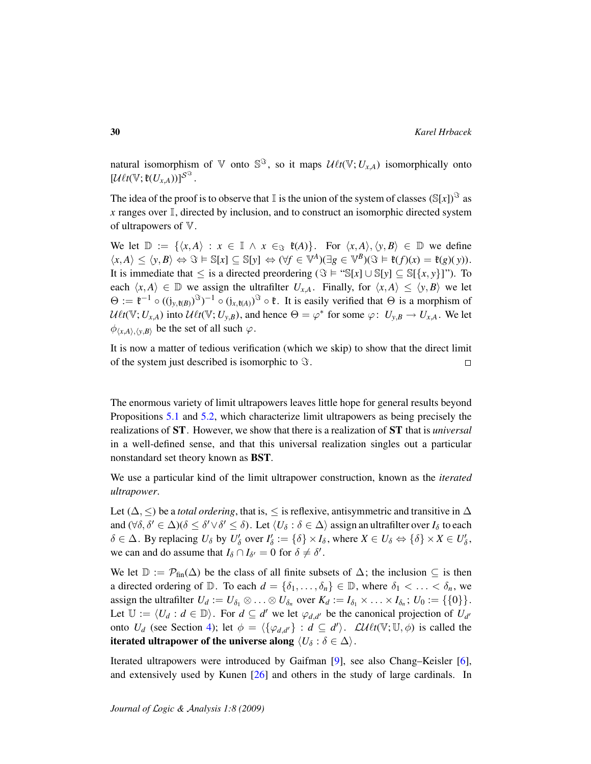natural isomorphism of $\mathbb{V}$ onto $\mathbb{S}^{\Im}$, so it maps $\mathcal{U}\ell t(\mathbb{V}; U_{x,A})$ isomorphically onto $[\mathcal{U}\ell t(\mathbb{V}; \mathfrak{k}(U_{x,A}))]^{\mathcal{S}^{\Im}}$.

The idea of the proof is to observe that $\mathbb{I}$ is the union of the system of classes $(\mathbb{S}[x])^{\Im}$ as $x$ ranges over $\mathbb{I}$, directed by inclusion, and to construct an isomorphic directed system of ultrapowers of $\mathbb{V}$.

We let $\mathbb{D} := \{\langle x, A\rangle : x \in \mathbb{I} \wedge x \in_{\Im} \mathfrak{k}(A)\}$. For $\langle x, A\rangle, \langle y, B\rangle \in \mathbb{D}$ we define $\langle x, A\rangle \leq \langle y, B\rangle \Leftrightarrow \Im \vDash \mathbb{S}[x] \subseteq \mathbb{S}[y] \Leftrightarrow (\forall f \in \mathbb{V}^A)(\exists g \in \mathbb{V}^B)(\Im \vDash \mathfrak{k}(f)(x) = \mathfrak{k}(g)(y))$. It is immediate that $\leq$ is a directed preordering ($\Im \vDash$ "$\mathbb{S}[x] \cup \mathbb{S}[y] \subseteq \mathbb{S}[\{x, y\}]$"). To each $\langle x, A\rangle \in \mathbb{D}$ we assign the ultrafilter $U_{x,A}$. Finally, for $\langle x, A\rangle \leq \langle y, B\rangle$ we let $\Theta := \mathfrak{k}^{-1} \circ ((\mathrm{j}_{y,\mathfrak{k}(B)})^{\Im})^{-1} \circ (\mathrm{j}_{x,\mathfrak{k}(A)})^{\Im} \circ \mathfrak{k}$. It is easily verified that $\Theta$ is a morphism of $\mathcal{U}\ell t(\mathbb{V}; U_{x,A})$ into $\mathcal{U}\ell t(\mathbb{V}; U_{y,B})$, and hence $\Theta = \varphi^*$ for some $\varphi\colon U_{y,B} \to U_{x,A}$. We let $\phi_{\langle x,A\rangle,\langle y,B\rangle}$ be the set of all such $\varphi$.

It is now a matter of tedious verification (which we skip) to show that the direct limit of the system just described is isomorphic to $\Im$. □

The enormous variety of limit ultrapowers leaves little hope for general results beyond Propositions 5.1 and 5.2, which characterize limit ultrapowers as being precisely the realizations of **ST**. However, we show that there is a realization of **ST** that is *universal* in a well-defined sense, and that this universal realization singles out a particular nonstandard set theory known as **BST**.

We use a particular kind of the limit ultrapower construction, known as the *iterated ultrapower*.

Let $(\Delta, \leq)$ be a *total ordering*, that is, $\leq$ is reflexive, antisymmetric and transitive in $\Delta$ and $(\forall \delta, \delta' \in \Delta)(\delta \leq \delta' \vee \delta' \leq \delta)$. Let $\langle U_\delta : \delta \in \Delta\rangle$ assign an ultrafilter over $I_\delta$ to each $\delta \in \Delta$. By replacing $U_\delta$ by $U'_\delta$ over $I'_\delta := \{\delta\} \times I_\delta$, where $X \in U_\delta \Leftrightarrow \{\delta\} \times X \in U'_\delta$, we can and do assume that $I_\delta \cap I_{\delta'} = 0$ for $\delta \neq \delta'$.

We let $\mathbb{D} := \mathcal{P}_{\text{fin}}(\Delta)$ be the class of all finite subsets of $\Delta$; the inclusion $\subseteq$ is then a directed ordering of $\mathbb{D}$. To each $d = \{\delta_1, \ldots, \delta_n\} \in \mathbb{D}$, where $\delta_1 < \ldots < \delta_n$, we assign the ultrafilter $U_d := U_{\delta_1} \otimes \ldots \otimes U_{\delta_n}$ over $K_d := I_{\delta_1} \times \ldots \times I_{\delta_n}$; $U_0 := \{\{0\}\}$. Let $\mathbb{U} := \langle U_d : d \in \mathbb{D}\rangle$. For $d \subseteq d'$ we let $\varphi_{d,d'}$ be the canonical projection of $U_{d'}$ onto $U_d$ (see Section 4); let $\phi = \langle\{\varphi_{d,d'}\} : d \subseteq d'\rangle$. $\mathcal{LU}\ell t(\mathbb{V}; \mathbb{U}, \phi)$ is called the **iterated ultrapower of the universe along** $\langle U_\delta : \delta \in \Delta\rangle$.

Iterated ultrapowers were introduced by Gaifman [9], see also Chang–Keisler [6], and extensively used by Kunen [26] and others in the study of large cardinals. In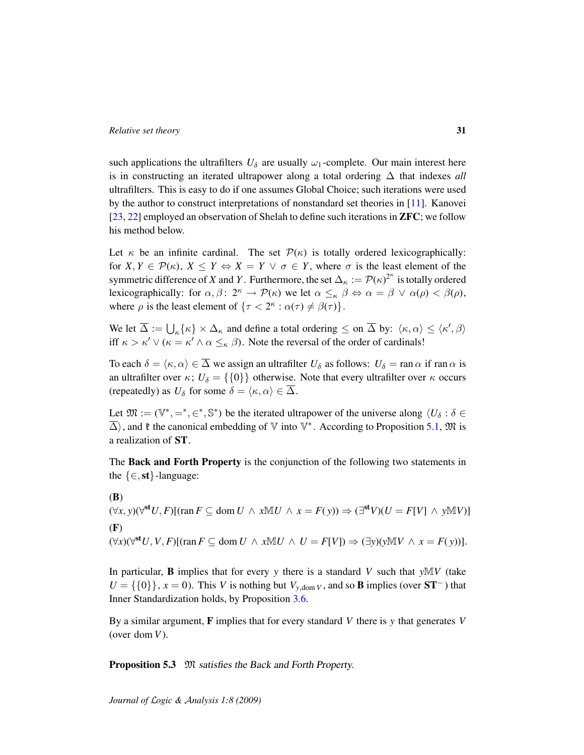such applications the ultrafilters $U_\delta$ are usually $\omega_1$-complete. Our main interest here is in constructing an iterated ultrapower along a total ordering $\Delta$ that indexes *all* ultrafilters. This is easy to do if one assumes Global Choice; such iterations were used by the author to construct interpretations of nonstandard set theories in [11]. Kanovei [23, 22] employed an observation of Shelah to define such iterations in **ZFC**; we follow his method below.

Let $\kappa$ be an infinite cardinal. The set $\mathcal{P}(\kappa)$ is totally ordered lexicographically: for $X, Y \in \mathcal{P}(\kappa)$, $X \leq Y \Leftrightarrow X = Y \vee \sigma \in Y$, where $\sigma$ is the least element of the symmetric difference of $X$ and $Y$. Furthermore, the set $\Delta_\kappa := \mathcal{P}(\kappa)^{2^\kappa}$ is totally ordered lexicographically: for $\alpha, \beta \colon 2^\kappa \to \mathcal{P}(\kappa)$ we let $\alpha \leq_\kappa \beta \Leftrightarrow \alpha = \beta \vee \alpha(\rho) < \beta(\rho)$, where $\rho$ is the least element of $\{\tau < 2^\kappa : \alpha(\tau) \neq \beta(\tau)\}$.

We let $\overline{\Delta} := \bigcup_\kappa \{\kappa\} \times \Delta_\kappa$ and define a total ordering $\leq$ on $\overline{\Delta}$ by: $\langle \kappa, \alpha \rangle \leq \langle \kappa', \beta \rangle$ iff $\kappa > \kappa' \vee (\kappa = \kappa' \wedge \alpha \leq_\kappa \beta)$. Note the reversal of the order of cardinals!

To each $\delta = \langle \kappa, \alpha \rangle \in \overline{\Delta}$ we assign an ultrafilter $U_\delta$ as follows: $U_\delta = \operatorname{ran} \alpha$ if $\operatorname{ran} \alpha$ is an ultrafilter over $\kappa$; $U_\delta = \{\{0\}\}$ otherwise. Note that every ultrafilter over $\kappa$ occurs (repeatedly) as $U_\delta$ for some $\delta = \langle \kappa, \alpha \rangle \in \overline{\Delta}$.

Let $\mathfrak{M} := (\mathbb{V}^*, =^*, \in^*, \mathbb{S}^*)$ be the iterated ultrapower of the universe along $\langle U_\delta : \delta \in \overline{\Delta} \rangle$, and $\mathfrak{k}$ the canonical embedding of $\mathbb{V}$ into $\mathbb{V}^*$. According to Proposition 5.1, $\mathfrak{M}$ is a realization of **ST**.

The **Back and Forth Property** is the conjunction of the following two statements in the $\{\in, \mathbf{st}\}$-language:

**(B)**
$(\forall x, y)(\forall^{\mathbf{st}} U, F)[(\operatorname{ran} F \subseteq \operatorname{dom} U \wedge x \mathbb{M} U \wedge x = F(y)) \Rightarrow (\exists^{\mathbf{st}} V)(U = F[V] \wedge y \mathbb{M} V)]$

**(F)**
$(\forall x)(\forall^{\mathbf{st}} U, V, F)[(\operatorname{ran} F \subseteq \operatorname{dom} U \wedge x \mathbb{M} U \wedge U = F[V]) \Rightarrow (\exists y)(y \mathbb{M} V \wedge x = F(y))]$.

In particular, **B** implies that for every $y$ there is a standard $V$ such that $y \mathbb{M} V$ (take $U = \{\{0\}\}$, $x = 0$). This $V$ is nothing but $V_{y, \operatorname{dom} V}$, and so **B** implies (over $\mathbf{ST}^-$) that Inner Standardization holds, by Proposition 3.6.

By a similar argument, **F** implies that for every standard $V$ there is $y$ that generates $V$ (over $\operatorname{dom} V$).

**Proposition 5.3** *$\mathfrak{M}$ satisfies the Back and Forth Property.*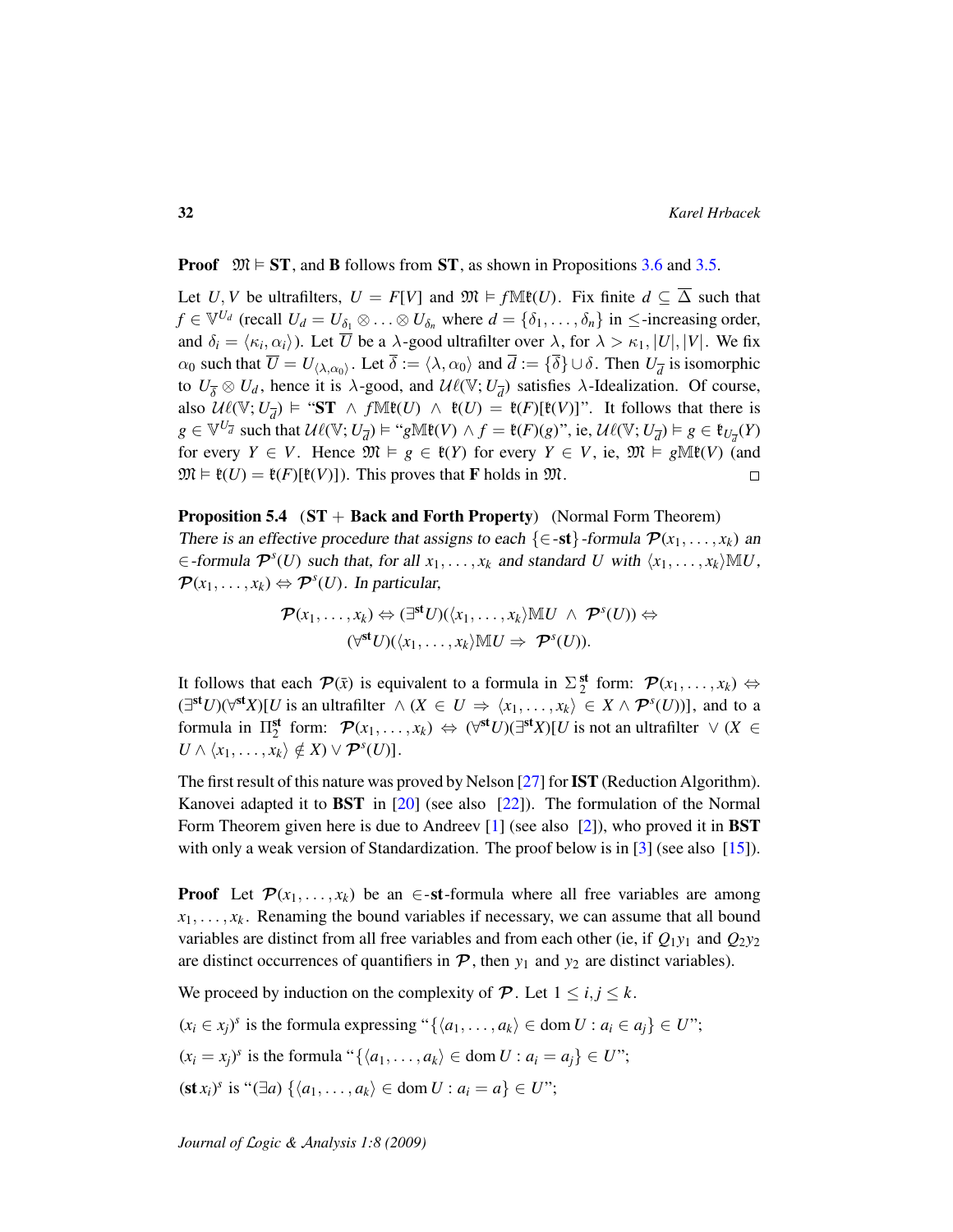**Proof** $\mathfrak{M} \models \mathbf{ST}$, and **B** follows from **ST**, as shown in Propositions 3.6 and 3.5.

Let $U, V$ be ultrafilters, $U = F[V]$ and $\mathfrak{M} \models f\mathbb{M}\mathfrak{k}(U)$. Fix finite $d \subseteq \overline{\Delta}$ such that $f \in \mathbb{V}^{U_d}$ (recall $U_d = U_{\delta_1} \otimes \ldots \otimes U_{\delta_n}$ where $d = \{\delta_1, \ldots, \delta_n\}$ in $\leq$-increasing order, and $\delta_i = \langle \kappa_i, \alpha_i \rangle$). Let $\overline{U}$ be a $\lambda$-good ultrafilter over $\lambda$, for $\lambda > \kappa_1, |U|, |V|$. We fix $\alpha_0$ such that $\overline{U} = U_{\langle \lambda, \alpha_0 \rangle}$. Let $\overline{\delta} := \langle \lambda, \alpha_0 \rangle$ and $\overline{d} := \{\overline{\delta}\} \cup \delta$. Then $U_{\overline{d}}$ is isomorphic to $U_{\overline{\delta}} \otimes U_d$, hence it is $\lambda$-good, and $\mathcal{U}\ell(\mathbb{V}; U_{\overline{d}})$ satisfies $\lambda$-Idealization. Of course, also $\mathcal{U}\ell(\mathbb{V}; U_{\overline{d}}) \models$ "$\mathbf{ST} \;\wedge\; f\mathbb{M}\mathfrak{k}(U) \;\wedge\; \mathfrak{k}(U) = \mathfrak{k}(F)[\mathfrak{k}(V)]$". It follows that there is $g \in \mathbb{V}^{U_{\overline{d}}}$ such that $\mathcal{U}\ell(\mathbb{V}; U_{\overline{d}}) \models$ "$g\mathbb{M}\mathfrak{k}(V) \wedge f = \mathfrak{k}(F)(g)$", ie, $\mathcal{U}\ell(\mathbb{V}; U_{\overline{d}}) \models g \in \mathfrak{k}_{U_{\overline{d}}}(Y)$ for every $Y \in V$. Hence $\mathfrak{M} \models g \in \mathfrak{k}(Y)$ for every $Y \in V$, ie, $\mathfrak{M} \models g\mathbb{M}\mathfrak{k}(V)$ (and $\mathfrak{M} \models \mathfrak{k}(U) = \mathfrak{k}(F)[\mathfrak{k}(V)]$). This proves that **F** holds in $\mathfrak{M}$. $\square$

**Proposition 5.4** (**ST** + **Back and Forth Property**) (Normal Form Theorem)
*There is an effective procedure that assigns to each $\{\in\text{-}\mathbf{st}\}$-formula $\mathcal{P}(x_1, \ldots, x_k)$ an $\in$-formula $\mathcal{P}^s(U)$ such that, for all $x_1, \ldots, x_k$ and standard $U$ with $\langle x_1, \ldots, x_k \rangle \mathbb{M} U$, $\mathcal{P}(x_1, \ldots, x_k) \Leftrightarrow \mathcal{P}^s(U)$. In particular,*

$$\mathcal{P}(x_1, \ldots, x_k) \Leftrightarrow (\exists^{\mathbf{st}} U)(\langle x_1, \ldots, x_k \rangle \mathbb{M} U \;\wedge\; \mathcal{P}^s(U)) \Leftrightarrow$$
$$(\forall^{\mathbf{st}} U)(\langle x_1, \ldots, x_k \rangle \mathbb{M} U \Rightarrow \; \mathcal{P}^s(U)).$$

It follows that each $\mathcal{P}(\bar{x})$ is equivalent to a formula in $\Sigma_2^{\mathbf{st}}$ form: $\mathcal{P}(x_1, \ldots, x_k) \Leftrightarrow (\exists^{\mathbf{st}} U)(\forall^{\mathbf{st}} X)[U$ is an ultrafilter $\wedge\, (X \in U \Rightarrow \langle x_1, \ldots, x_k \rangle \in X \wedge \mathcal{P}^s(U))]$, and to a formula in $\Pi_2^{\mathbf{st}}$ form: $\mathcal{P}(x_1, \ldots, x_k) \Leftrightarrow (\forall^{\mathbf{st}} U)(\exists^{\mathbf{st}} X)[U$ is not an ultrafilter $\vee\, (X \in U \wedge \langle x_1, \ldots, x_k \rangle \notin X) \vee \mathcal{P}^s(U)]$.

The first result of this nature was proved by Nelson [27] for **IST** (Reduction Algorithm). Kanovei adapted it to **BST** in [20] (see also [22]). The formulation of the Normal Form Theorem given here is due to Andreev [1] (see also [2]), who proved it in **BST** with only a weak version of Standardization. The proof below is in [3] (see also [15]).

**Proof** Let $\mathcal{P}(x_1, \ldots, x_k)$ be an $\in$-$\mathbf{st}$-formula where all free variables are among $x_1, \ldots, x_k$. Renaming the bound variables if necessary, we can assume that all bound variables are distinct from all free variables and from each other (ie, if $Q_1 y_1$ and $Q_2 y_2$ are distinct occurrences of quantifiers in $\mathcal{P}$, then $y_1$ and $y_2$ are distinct variables).

We proceed by induction on the complexity of $\mathcal{P}$. Let $1 \leq i, j \leq k$.

$(x_i \in x_j)^s$ is the formula expressing "$\{\langle a_1, \ldots, a_k \rangle \in \operatorname{dom} U : a_i \in a_j\} \in U$";

$(x_i = x_j)^s$ is the formula "$\{\langle a_1, \ldots, a_k \rangle \in \operatorname{dom} U : a_i = a_j\} \in U$";

$(\mathbf{st}\, x_i)^s$ is "$(\exists a)\; \{\langle a_1, \ldots, a_k \rangle \in \operatorname{dom} U : a_i = a\} \in U$";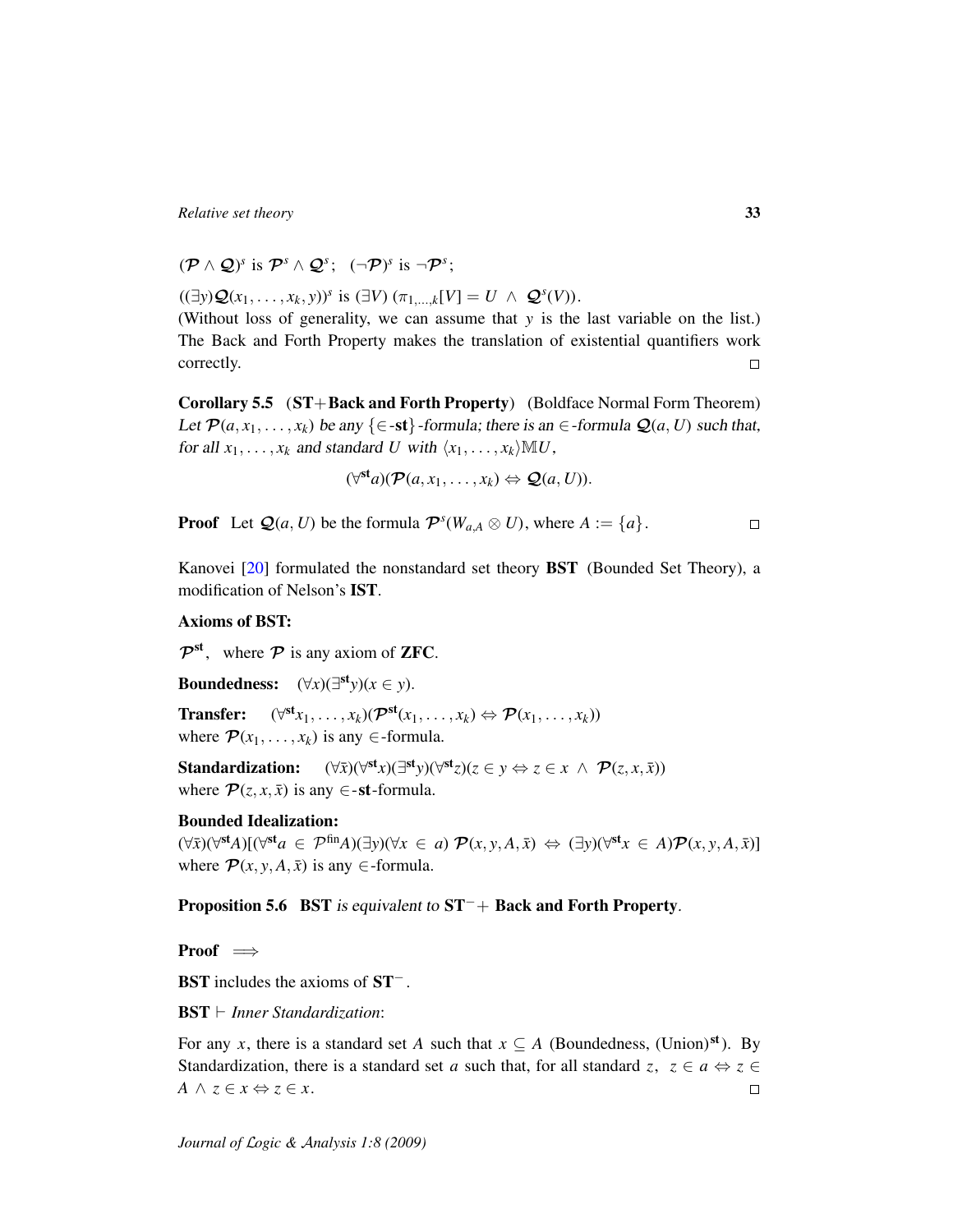$(\mathcal{P} \wedge \mathcal{Q})^s$ is $\mathcal{P}^s \wedge \mathcal{Q}^s$; $(\neg\mathcal{P})^s$ is $\neg\mathcal{P}^s$;

$((\exists y)\mathcal{Q}(x_1,\ldots,x_k,y))^s$ is $(\exists V)\,(\pi_{1,\ldots,k}[V] = U \;\wedge\; \mathcal{Q}^s(V))$.

(Without loss of generality, we can assume that $y$ is the last variable on the list.) The Back and Forth Property makes the translation of existential quantifiers work correctly. □

**Corollary 5.5** (**ST**+**Back and Forth Property**) (Boldface Normal Form Theorem) *Let $\mathcal{P}(a, x_1, \ldots, x_k)$ be any $\{\in\text{-}\mathbf{st}\}$-formula; there is an $\in$-formula $\mathcal{Q}(a, U)$ such that, for all $x_1, \ldots, x_k$ and standard $U$ with $\langle x_1, \ldots, x_k\rangle \mathbb{M} U$,*

$$(\forall^{\mathbf{st}} a)(\mathcal{P}(a, x_1, \ldots, x_k) \Leftrightarrow \mathcal{Q}(a, U)).$$

**Proof** Let $\mathcal{Q}(a, U)$ be the formula $\mathcal{P}^s(W_{a,A} \otimes U)$, where $A := \{a\}$. □

Kanovei [20] formulated the nonstandard set theory **BST** (Bounded Set Theory), a modification of Nelson's **IST**.

**Axioms of BST:**

$\mathcal{P}^{\mathbf{st}}$, where $\mathcal{P}$ is any axiom of **ZFC**.

**Boundedness:** $(\forall x)(\exists^{\mathbf{st}} y)(x \in y)$.

**Transfer:** $(\forall^{\mathbf{st}} x_1, \ldots, x_k)(\mathcal{P}^{\mathbf{st}}(x_1, \ldots, x_k) \Leftrightarrow \mathcal{P}(x_1, \ldots, x_k))$
where $\mathcal{P}(x_1, \ldots, x_k)$ is any $\in$-formula.

**Standardization:** $(\forall \bar{x})(\forall^{\mathbf{st}} x)(\exists^{\mathbf{st}} y)(\forall^{\mathbf{st}} z)(z \in y \Leftrightarrow z \in x \;\wedge\; \mathcal{P}(z, x, \bar{x}))$
where $\mathcal{P}(z, x, \bar{x})$ is any $\in$-$\mathbf{st}$-formula.

**Bounded Idealization:**
$(\forall \bar{x})(\forall^{\mathbf{st}} A)[(\forall^{\mathbf{st}} a \in \mathcal{P}^{\mathrm{fin}} A)(\exists y)(\forall x \in a)\, \mathcal{P}(x, y, A, \bar{x}) \Leftrightarrow (\exists y)(\forall^{\mathbf{st}} x \in A)\mathcal{P}(x, y, A, \bar{x})]$
where $\mathcal{P}(x, y, A, \bar{x})$ is any $\in$-formula.

**Proposition 5.6** **BST** *is equivalent to* $\mathbf{ST}^-$+ **Back and Forth Property**.

**Proof** $\Longrightarrow$

**BST** includes the axioms of $\mathbf{ST}^-$.

**BST** $\vdash$ *Inner Standardization*:

For any $x$, there is a standard set $A$ such that $x \subseteq A$ (Boundedness, (Union)$^{\mathbf{st}}$). By Standardization, there is a standard set $a$ such that, for all standard $z$, $z \in a \Leftrightarrow z \in A \;\wedge\; z \in x \Leftrightarrow z \in x$. □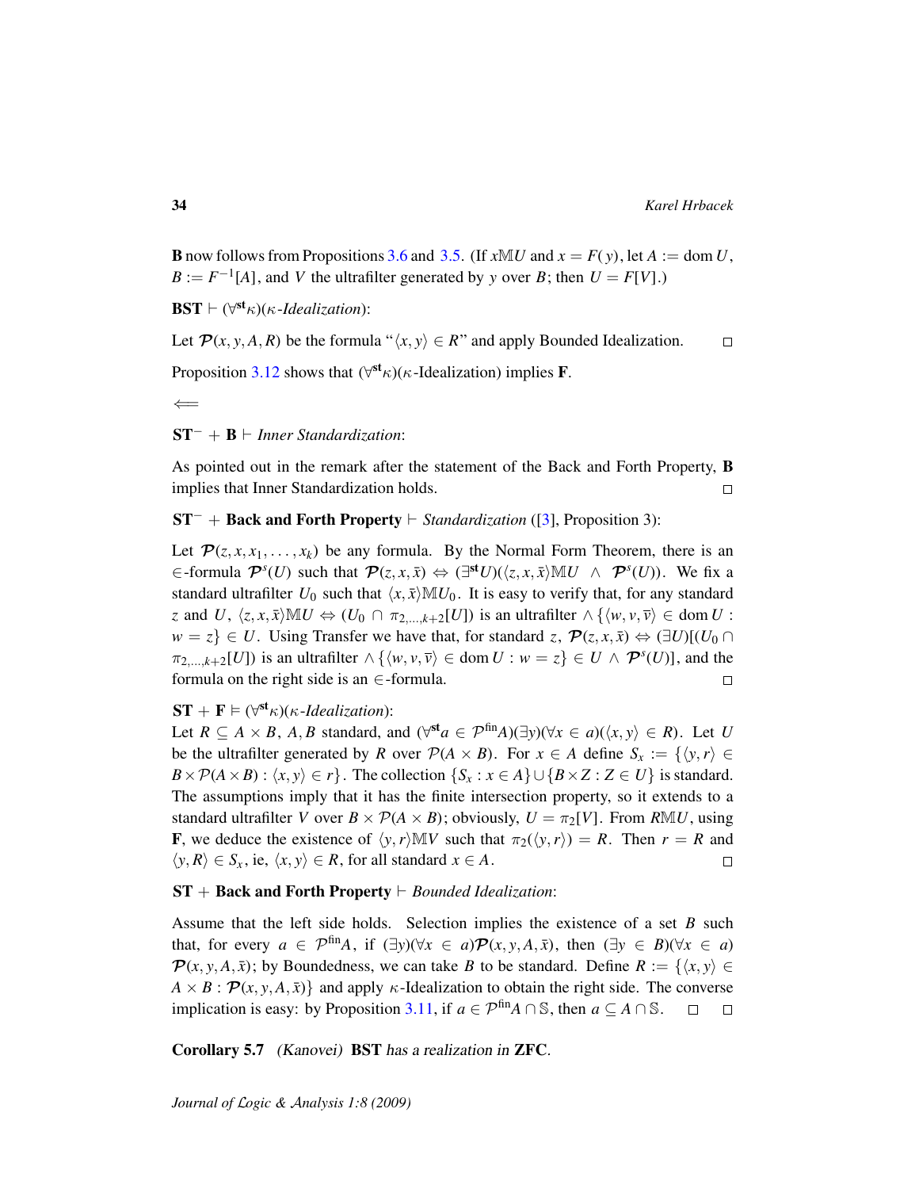**B** now follows from Propositions 3.6 and 3.5. (If $x\mathbb{M}U$ and $x = F(y)$, let $A := \operatorname{dom} U$, $B := F^{-1}[A]$, and $V$ the ultrafilter generated by $y$ over $B$; then $U = F[V]$.)

**BST** $\vdash (\forall^{\mathbf{st}}\kappa)(\kappa$*-Idealization*):

Let $\mathcal{P}(x, y, A, R)$ be the formula "$\langle x, y\rangle \in R$" and apply Bounded Idealization. $\square$

Proposition 3.12 shows that $(\forall^{\mathbf{st}}\kappa)(\kappa$-Idealization) implies **F**.

$\Longleftarrow$

$\mathbf{ST}^- + \mathbf{B} \vdash$ *Inner Standardization*:

As pointed out in the remark after the statement of the Back and Forth Property, **B** implies that Inner Standardization holds. $\square$

$\mathbf{ST}^-$ + **Back and Forth Property** $\vdash$ *Standardization* ([3], Proposition 3):

Let $\mathcal{P}(z, x, x_1, \ldots, x_k)$ be any formula. By the Normal Form Theorem, there is an $\in$-formula $\mathcal{P}^s(U)$ such that $\mathcal{P}(z, x, \bar{x}) \Leftrightarrow (\exists^{\mathbf{st}}U)(\langle z, x, \bar{x}\rangle \mathbb{M}U \;\wedge\; \mathcal{P}^s(U))$. We fix a standard ultrafilter $U_0$ such that $\langle x, \bar{x}\rangle\mathbb{M}U_0$. It is easy to verify that, for any standard $z$ and $U$, $\langle z, x, \bar{x}\rangle\mathbb{M}U \Leftrightarrow (U_0 \cap \pi_{2,\ldots,k+2}[U])$ is an ultrafilter $\wedge \{\langle w, v, \overline{v}\rangle \in \operatorname{dom} U : w = z\} \in U$. Using Transfer we have that, for standard $z$, $\mathcal{P}(z, x, \bar{x}) \Leftrightarrow (\exists U)[(U_0 \cap \pi_{2,\ldots,k+2}[U])$ is an ultrafilter $\wedge \{\langle w, v, \overline{v}\rangle \in \operatorname{dom} U : w = z\} \in U \;\wedge\; \mathcal{P}^s(U)]$, and the formula on the right side is an $\in$-formula. $\square$

$\mathbf{ST} + \mathbf{F} \vDash (\forall^{\mathbf{st}}\kappa)(\kappa$*-Idealization*):
Let $R \subseteq A \times B$, $A, B$ standard, and $(\forall^{\mathbf{st}} a \in \mathcal{P}^{\mathrm{fin}}A)(\exists y)(\forall x \in a)(\langle x, y\rangle \in R)$. Let $U$ be the ultrafilter generated by $R$ over $\mathcal{P}(A \times B)$. For $x \in A$ define $S_x := \{\langle y, r\rangle \in B \times \mathcal{P}(A \times B) : \langle x, y\rangle \in r\}$. The collection $\{S_x : x \in A\} \cup \{B \times Z : Z \in U\}$ is standard. The assumptions imply that it has the finite intersection property, so it extends to a standard ultrafilter $V$ over $B \times \mathcal{P}(A \times B)$; obviously, $U = \pi_2[V]$. From $R\mathbb{M}U$, using **F**, we deduce the existence of $\langle y, r\rangle\mathbb{M}V$ such that $\pi_2(\langle y, r\rangle) = R$. Then $r = R$ and $\langle y, R\rangle \in S_x$, ie, $\langle x, y\rangle \in R$, for all standard $x \in A$. $\square$

**ST** + **Back and Forth Property** $\vdash$ *Bounded Idealization*:

Assume that the left side holds. Selection implies the existence of a set $B$ such that, for every $a \in \mathcal{P}^{\mathrm{fin}}A$, if $(\exists y)(\forall x \in a)\mathcal{P}(x, y, A, \bar{x})$, then $(\exists y \in B)(\forall x \in a)$ $\mathcal{P}(x, y, A, \bar{x})$; by Boundedness, we can take $B$ to be standard. Define $R := \{\langle x, y\rangle \in A \times B : \mathcal{P}(x, y, A, \bar{x})\}$ and apply $\kappa$-Idealization to obtain the right side. The converse implication is easy: by Proposition 3.11, if $a \in \mathcal{P}^{\mathrm{fin}}A \cap \mathbb{S}$, then $a \subseteq A \cap \mathbb{S}$. $\square$ $\square$

**Corollary 5.7** *(Kanovei)* **BST** *has a realization in* **ZFC**.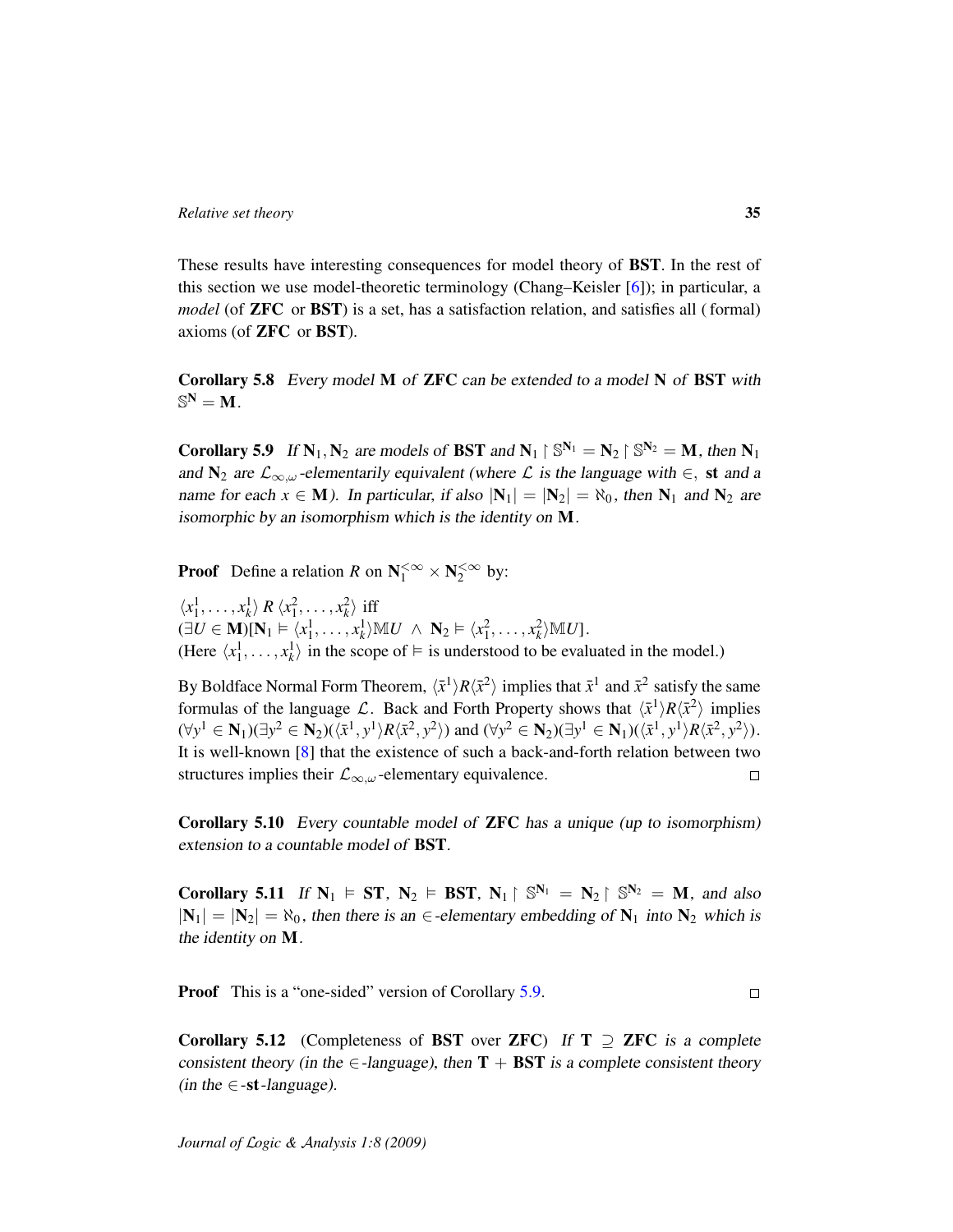These results have interesting consequences for model theory of **BST**. In the rest of this section we use model-theoretic terminology (Chang–Keisler [6]); in particular, a *model* (of **ZFC** or **BST**) is a set, has a satisfaction relation, and satisfies all ( formal) axioms (of **ZFC** or **BST**).

**Corollary 5.8** *Every model* $\mathbf{M}$ *of* **ZFC** *can be extended to a model* $\mathbf{N}$ *of* **BST** *with* $\mathbb{S}^{\mathbf{N}} = \mathbf{M}$.

**Corollary 5.9** *If* $\mathbf{N}_1, \mathbf{N}_2$ *are models of* **BST** *and* $\mathbf{N}_1 \upharpoonright \mathbb{S}^{\mathbf{N}_1} = \mathbf{N}_2 \upharpoonright \mathbb{S}^{\mathbf{N}_2} = \mathbf{M}$, *then* $\mathbf{N}_1$ *and* $\mathbf{N}_2$ *are* $\mathcal{L}_{\infty,\omega}$*-elementarily equivalent (where* $\mathcal{L}$ *is the language with* $\in$, **st** *and a name for each* $x \in \mathbf{M}$*). In particular, if also* $|\mathbf{N}_1| = |\mathbf{N}_2| = \aleph_0$, *then* $\mathbf{N}_1$ *and* $\mathbf{N}_2$ *are isomorphic by an isomorphism which is the identity on* $\mathbf{M}$.

**Proof** Define a relation $R$ on $\mathbf{N}_1^{<\infty} \times \mathbf{N}_2^{<\infty}$ by:

$\langle x_1^1, \ldots, x_k^1 \rangle \; R \; \langle x_1^2, \ldots, x_k^2 \rangle$ iff
$(\exists U \in \mathbf{M})[\mathbf{N}_1 \vDash \langle x_1^1, \ldots, x_k^1 \rangle \mathbb{M} U \;\wedge\; \mathbf{N}_2 \vDash \langle x_1^2, \ldots, x_k^2 \rangle \mathbb{M} U]$.
(Here $\langle x_1^1, \ldots, x_k^1 \rangle$ in the scope of $\vDash$ is understood to be evaluated in the model.)

By Boldface Normal Form Theorem, $\langle \bar{x}^1 \rangle R \langle \bar{x}^2 \rangle$ implies that $\bar{x}^1$ and $\bar{x}^2$ satisfy the same formulas of the language $\mathcal{L}$. Back and Forth Property shows that $\langle \bar{x}^1 \rangle R \langle \bar{x}^2 \rangle$ implies $(\forall y^1 \in \mathbf{N}_1)(\exists y^2 \in \mathbf{N}_2)(\langle \bar{x}^1, y^1 \rangle R \langle \bar{x}^2, y^2 \rangle)$ and $(\forall y^2 \in \mathbf{N}_2)(\exists y^1 \in \mathbf{N}_1)(\langle \bar{x}^1, y^1 \rangle R \langle \bar{x}^2, y^2 \rangle)$. It is well-known [8] that the existence of such a back-and-forth relation between two structures implies their $\mathcal{L}_{\infty,\omega}$-elementary equivalence. □

**Corollary 5.10** *Every countable model of* **ZFC** *has a unique (up to isomorphism) extension to a countable model of* **BST**.

**Corollary 5.11** *If* $\mathbf{N}_1 \vDash$ **ST**, $\mathbf{N}_2 \vDash$ **BST**, $\mathbf{N}_1 \upharpoonright \mathbb{S}^{\mathbf{N}_1} = \mathbf{N}_2 \upharpoonright \mathbb{S}^{\mathbf{N}_2} = \mathbf{M}$, *and also* $|\mathbf{N}_1| = |\mathbf{N}_2| = \aleph_0$, *then there is an* $\in$*-elementary embedding of* $\mathbf{N}_1$ *into* $\mathbf{N}_2$ *which is the identity on* $\mathbf{M}$.

**Proof** This is a "one-sided" version of Corollary 5.9. □

**Corollary 5.12** (Completeness of **BST** over **ZFC**) *If* $\mathbf{T} \supseteq$ **ZFC** *is a complete consistent theory (in the* $\in$*-language), then* $\mathbf{T} +$ **BST** *is a complete consistent theory (in the* $\in$-**st***-language).*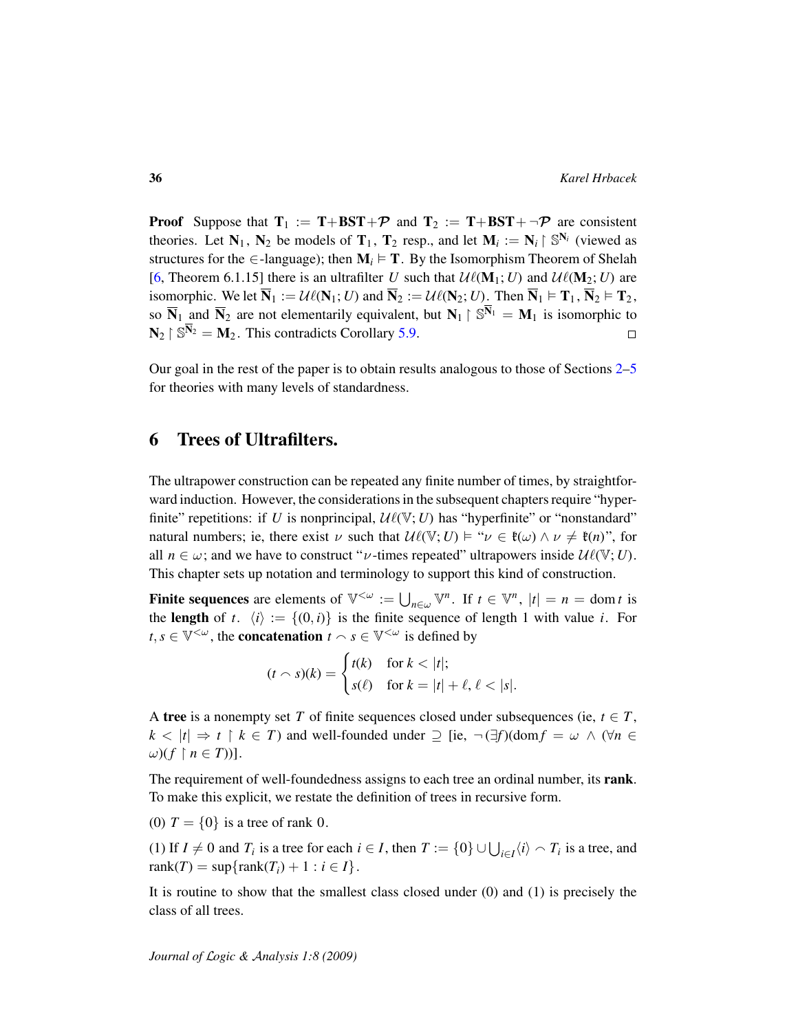**Proof** Suppose that $\mathbf{T}_1 := \mathbf{T}+\mathbf{BST}+\mathcal{P}$ and $\mathbf{T}_2 := \mathbf{T}+\mathbf{BST}+\neg\mathcal{P}$ are consistent theories. Let $\mathbf{N}_1$, $\mathbf{N}_2$ be models of $\mathbf{T}_1$, $\mathbf{T}_2$ resp., and let $\mathbf{M}_i := \mathbf{N}_i \upharpoonright \mathbb{S}^{\mathbf{N}_i}$ (viewed as structures for the $\in$-language); then $\mathbf{M}_i \vDash \mathbf{T}$. By the Isomorphism Theorem of Shelah [6, Theorem 6.1.15] there is an ultrafilter $U$ such that $\mathcal{U}\ell(\mathbf{M}_1; U)$ and $\mathcal{U}\ell(\mathbf{M}_2; U)$ are isomorphic. We let $\overline{\mathbf{N}}_1 := \mathcal{U}\ell(\mathbf{N}_1; U)$ and $\overline{\mathbf{N}}_2 := \mathcal{U}\ell(\mathbf{N}_2; U)$. Then $\overline{\mathbf{N}}_1 \vDash \mathbf{T}_1$, $\overline{\mathbf{N}}_2 \vDash \mathbf{T}_2$, so $\overline{\mathbf{N}}_1$ and $\overline{\mathbf{N}}_2$ are not elementarily equivalent, but $\mathbf{N}_1 \upharpoonright \mathbb{S}^{\overline{\mathbf{N}}_1} = \mathbf{M}_1$ is isomorphic to $\mathbf{N}_2 \upharpoonright \mathbb{S}^{\overline{\mathbf{N}}_2} = \mathbf{M}_2$. This contradicts Corollary 5.9. □

Our goal in the rest of the paper is to obtain results analogous to those of Sections 2–5 for theories with many levels of standardness.

## 6 Trees of Ultrafilters.

The ultrapower construction can be repeated any finite number of times, by straightforward induction. However, the considerations in the subsequent chapters require "hyperfinite" repetitions: if $U$ is nonprincipal, $\mathcal{U}\ell(\mathbb{V}; U)$ has "hyperfinite" or "nonstandard" natural numbers; ie, there exist $\nu$ such that $\mathcal{U}\ell(\mathbb{V}; U) \vDash$ "$\nu \in \mathfrak{k}(\omega) \wedge \nu \neq \mathfrak{k}(n)$", for all $n \in \omega$; and we have to construct "$\nu$-times repeated" ultrapowers inside $\mathcal{U}\ell(\mathbb{V}; U)$. This chapter sets up notation and terminology to support this kind of construction.

**Finite sequences** are elements of $\mathbb{V}^{<\omega} := \bigcup_{n\in\omega} \mathbb{V}^n$. If $t \in \mathbb{V}^n$, $|t| = n = \operatorname{dom} t$ is the **length** of $t$. $\langle i \rangle := \{(0, i)\}$ is the finite sequence of length 1 with value $i$. For $t, s \in \mathbb{V}^{<\omega}$, the **concatenation** $t \frown s \in \mathbb{V}^{<\omega}$ is defined by

$$(t \frown s)(k) = \begin{cases} t(k) & \text{for } k < |t|; \\ s(\ell) & \text{for } k = |t| + \ell,\ \ell < |s|. \end{cases}$$

A **tree** is a nonempty set $T$ of finite sequences closed under subsequences (ie, $t \in T$, $k < |t| \Rightarrow t \upharpoonright k \in T$) and well-founded under $\supseteq$ [ie, $\neg(\exists f)(\operatorname{dom} f = \omega \wedge (\forall n \in \omega)(f \upharpoonright n \in T))$].

The requirement of well-foundedness assigns to each tree an ordinal number, its **rank**. To make this explicit, we restate the definition of trees in recursive form.

(0) $T = \{0\}$ is a tree of rank 0.

(1) If $I \neq 0$ and $T_i$ is a tree for each $i \in I$, then $T := \{0\} \cup \bigcup_{i\in I} \langle i \rangle \frown T_i$ is a tree, and $\operatorname{rank}(T) = \sup\{\operatorname{rank}(T_i) + 1 : i \in I\}$.

It is routine to show that the smallest class closed under (0) and (1) is precisely the class of all trees.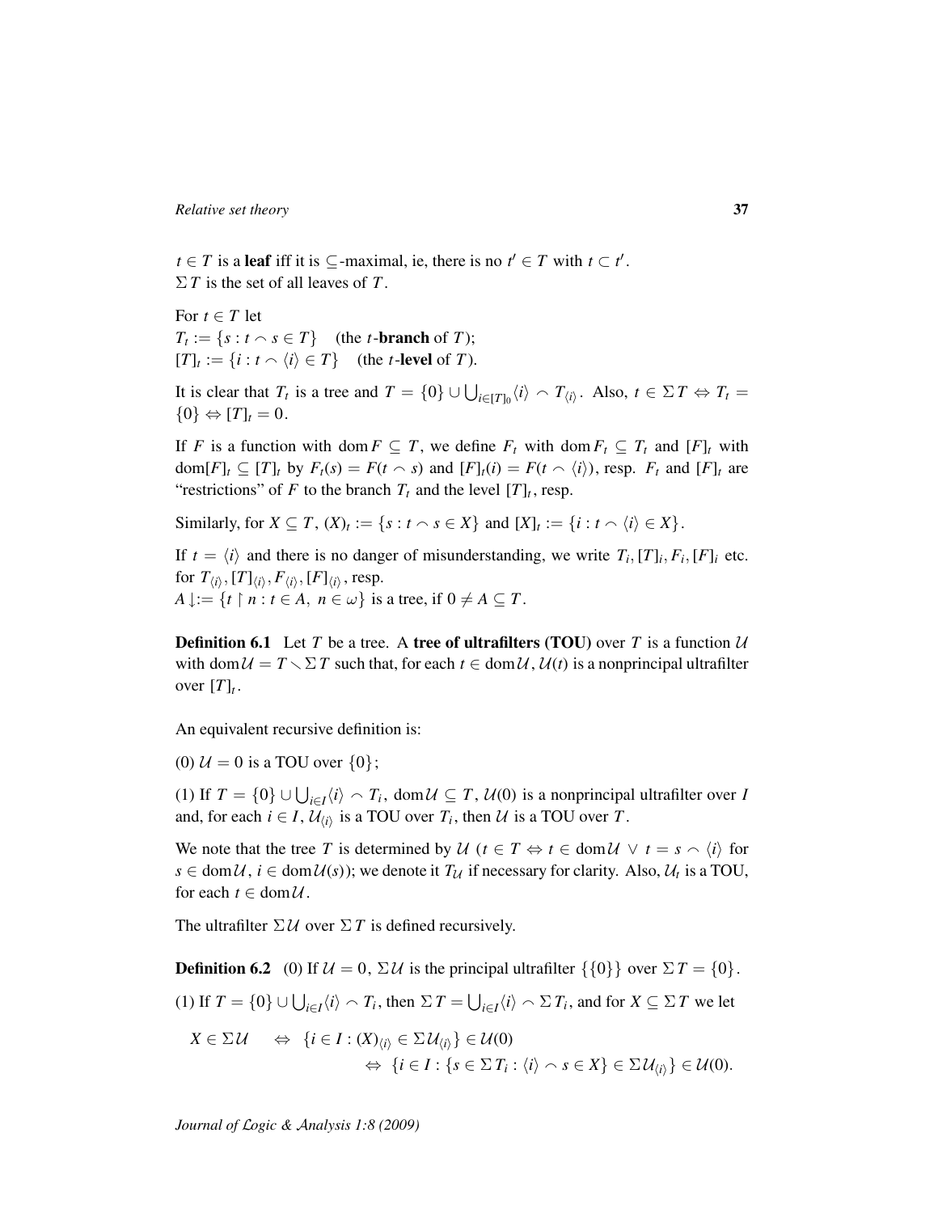$t \in T$ is a **leaf** iff it is $\subseteq$-maximal, ie, there is no $t' \in T$ with $t \subset t'$.
$\Sigma T$ is the set of all leaves of $T$.

For $t \in T$ let
$T_t := \{s : t \frown s \in T\}$ (the $t$-**branch** of $T$);
$[T]_t := \{i : t \frown \langle i \rangle \in T\}$ (the $t$-**level** of $T$).

It is clear that $T_t$ is a tree and $T = \{0\} \cup \bigcup_{i \in [T]_0} \langle i \rangle \frown T_{\langle i \rangle}$. Also, $t \in \Sigma T \Leftrightarrow T_t = \{0\} \Leftrightarrow [T]_t = 0$.

If $F$ is a function with $\operatorname{dom} F \subseteq T$, we define $F_t$ with $\operatorname{dom} F_t \subseteq T_t$ and $[F]_t$ with $\operatorname{dom}[F]_t \subseteq [T]_t$ by $F_t(s) = F(t \frown s)$ and $[F]_t(i) = F(t \frown \langle i \rangle)$, resp. $F_t$ and $[F]_t$ are "restrictions" of $F$ to the branch $T_t$ and the level $[T]_t$, resp.

Similarly, for $X \subseteq T$, $(X)_t := \{s : t \frown s \in X\}$ and $[X]_t := \{i : t \frown \langle i \rangle \in X\}$.

If $t = \langle i \rangle$ and there is no danger of misunderstanding, we write $T_i, [T]_i, F_i, [F]_i$ etc. for $T_{\langle i \rangle}, [T]_{\langle i \rangle}, F_{\langle i \rangle}, [F]_{\langle i \rangle}$, resp.
$A\!\downarrow := \{t \restriction n : t \in A,\ n \in \omega\}$ is a tree, if $0 \neq A \subseteq T$.

**Definition 6.1** Let $T$ be a tree. A **tree of ultrafilters (TOU)** over $T$ is a function $\mathcal{U}$ with $\operatorname{dom}\mathcal{U} = T \setminus \Sigma T$ such that, for each $t \in \operatorname{dom}\mathcal{U}$, $\mathcal{U}(t)$ is a nonprincipal ultrafilter over $[T]_t$.

An equivalent recursive definition is:

(0) $\mathcal{U} = 0$ is a TOU over $\{0\}$;

(1) If $T = \{0\} \cup \bigcup_{i \in I} \langle i \rangle \frown T_i$, $\operatorname{dom}\mathcal{U} \subseteq T$, $\mathcal{U}(0)$ is a nonprincipal ultrafilter over $I$ and, for each $i \in I$, $\mathcal{U}_{\langle i \rangle}$ is a TOU over $T_i$, then $\mathcal{U}$ is a TOU over $T$.

We note that the tree $T$ is determined by $\mathcal{U}$ ($t \in T \Leftrightarrow t \in \operatorname{dom}\mathcal{U} \ \vee\ t = s \frown \langle i \rangle$ for $s \in \operatorname{dom}\mathcal{U}$, $i \in \operatorname{dom}\mathcal{U}(s)$); we denote it $T_{\mathcal{U}}$ if necessary for clarity. Also, $\mathcal{U}_t$ is a TOU, for each $t \in \operatorname{dom}\mathcal{U}$.

The ultrafilter $\Sigma\mathcal{U}$ over $\Sigma T$ is defined recursively.

**Definition 6.2** (0) If $\mathcal{U} = 0$, $\Sigma\mathcal{U}$ is the principal ultrafilter $\{\{0\}\}$ over $\Sigma T = \{0\}$.

(1) If $T = \{0\} \cup \bigcup_{i \in I} \langle i \rangle \frown T_i$, then $\Sigma T = \bigcup_{i \in I} \langle i \rangle \frown \Sigma T_i$, and for $X \subseteq \Sigma T$ we let

$$
\begin{aligned}
X \in \Sigma\mathcal{U} \quad &\Leftrightarrow\ \{i \in I : (X)_{\langle i \rangle} \in \Sigma\mathcal{U}_{\langle i \rangle}\} \in \mathcal{U}(0) \\
&\Leftrightarrow\ \{i \in I : \{s \in \Sigma T_i : \langle i \rangle \frown s \in X\} \in \Sigma\mathcal{U}_{\langle i \rangle}\} \in \mathcal{U}(0).
\end{aligned}
$$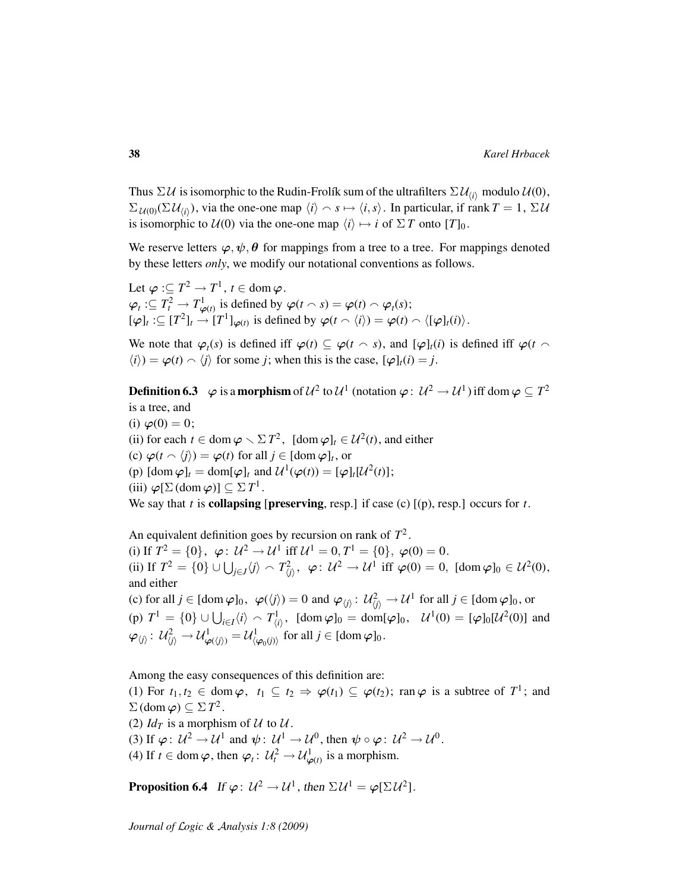Thus $\Sigma\mathcal{U}$ is isomorphic to the Rudin-Frolík sum of the ultrafilters $\Sigma\mathcal{U}_{\langle i\rangle}$ modulo $\mathcal{U}(0)$, $\Sigma_{\mathcal{U}(0)}(\Sigma\mathcal{U}_{\langle i\rangle})$, via the one-one map $\langle i\rangle \frown s \mapsto \langle i, s\rangle$. In particular, if rank $T = 1$, $\Sigma\mathcal{U}$ is isomorphic to $\mathcal{U}(0)$ via the one-one map $\langle i\rangle \mapsto i$ of $\Sigma T$ onto $[T]_0$.

We reserve letters $\varphi, \psi, \theta$ for mappings from a tree to a tree. For mappings denoted by these letters *only*, we modify our notational conventions as follows.

Let $\varphi :\subseteq T^2 \to T^1$, $t \in \operatorname{dom}\varphi$.
$\varphi_t :\subseteq T^2_t \to T^1_{\varphi(t)}$ is defined by $\varphi(t \frown s) = \varphi(t) \frown \varphi_t(s)$;
$[\varphi]_t :\subseteq [T^2]_t \to [T^1]_{\varphi(t)}$ is defined by $\varphi(t \frown \langle i\rangle) = \varphi(t) \frown \langle [\varphi]_t(i)\rangle$.

We note that $\varphi_t(s)$ is defined iff $\varphi(t) \subseteq \varphi(t \frown s)$, and $[\varphi]_t(i)$ is defined iff $\varphi(t \frown \langle i\rangle) = \varphi(t) \frown \langle j\rangle$ for some $j$; when this is the case, $[\varphi]_t(i) = j$.

**Definition 6.3** $\varphi$ is a **morphism** of $\mathcal{U}^2$ to $\mathcal{U}^1$ (notation $\varphi \colon \mathcal{U}^2 \to \mathcal{U}^1$) iff $\operatorname{dom}\varphi \subseteq T^2$ is a tree, and
(i) $\varphi(0) = 0$;
(ii) for each $t \in \operatorname{dom}\varphi \setminus \Sigma T^2$, $[\operatorname{dom}\varphi]_t \in \mathcal{U}^2(t)$, and either
(c) $\varphi(t \frown \langle j\rangle) = \varphi(t)$ for all $j \in [\operatorname{dom}\varphi]_t$, or
(p) $[\operatorname{dom}\varphi]_t = \operatorname{dom}[\varphi]_t$ and $\mathcal{U}^1(\varphi(t)) = [\varphi]_t[\mathcal{U}^2(t)]$;
(iii) $\varphi[\Sigma(\operatorname{dom}\varphi)] \subseteq \Sigma T^1$.
We say that $t$ is **collapsing** [**preserving**, resp.] if case (c) [(p), resp.] occurs for $t$.

An equivalent definition goes by recursion on rank of $T^2$.
(i) If $T^2 = \{0\}$, $\varphi \colon \mathcal{U}^2 \to \mathcal{U}^1$ iff $\mathcal{U}^1 = 0, T^1 = \{0\}$, $\varphi(0) = 0$.
(ii) If $T^2 = \{0\} \cup \bigcup_{j \in J}\langle j\rangle \frown T^2_{\langle j\rangle}$, $\varphi \colon \mathcal{U}^2 \to \mathcal{U}^1$ iff $\varphi(0) = 0$, $[\operatorname{dom}\varphi]_0 \in \mathcal{U}^2(0)$, and either
(c) for all $j \in [\operatorname{dom}\varphi]_0$, $\varphi(\langle j\rangle) = 0$ and $\varphi_{\langle j\rangle} \colon \mathcal{U}^2_{\langle j\rangle} \to \mathcal{U}^1$ for all $j \in [\operatorname{dom}\varphi]_0$, or
(p) $T^1 = \{0\} \cup \bigcup_{i \in I}\langle i\rangle \frown T^1_{\langle i\rangle}$, $[\operatorname{dom}\varphi]_0 = \operatorname{dom}[\varphi]_0$, $\mathcal{U}^1(0) = [\varphi]_0[\mathcal{U}^2(0)]$ and $\varphi_{\langle j\rangle} \colon \mathcal{U}^2_{\langle j\rangle} \to \mathcal{U}^1_{\varphi(\langle j\rangle)} = \mathcal{U}^1_{\langle \varphi_0(j)\rangle}$ for all $j \in [\operatorname{dom}\varphi]_0$.

Among the easy consequences of this definition are:
(1) For $t_1, t_2 \in \operatorname{dom}\varphi$, $t_1 \subseteq t_2 \Rightarrow \varphi(t_1) \subseteq \varphi(t_2)$; $\operatorname{ran}\varphi$ is a subtree of $T^1$; and $\Sigma(\operatorname{dom}\varphi) \subseteq \Sigma T^2$.
(2) $Id_T$ is a morphism of $\mathcal{U}$ to $\mathcal{U}$.
(3) If $\varphi \colon \mathcal{U}^2 \to \mathcal{U}^1$ and $\psi \colon \mathcal{U}^1 \to \mathcal{U}^0$, then $\psi \circ \varphi \colon \mathcal{U}^2 \to \mathcal{U}^0$.
(4) If $t \in \operatorname{dom}\varphi$, then $\varphi_t \colon \mathcal{U}^2_t \to \mathcal{U}^1_{\varphi(t)}$ is a morphism.

**Proposition 6.4** *If $\varphi \colon \mathcal{U}^2 \to \mathcal{U}^1$, then $\Sigma\mathcal{U}^1 = \varphi[\Sigma\mathcal{U}^2]$.*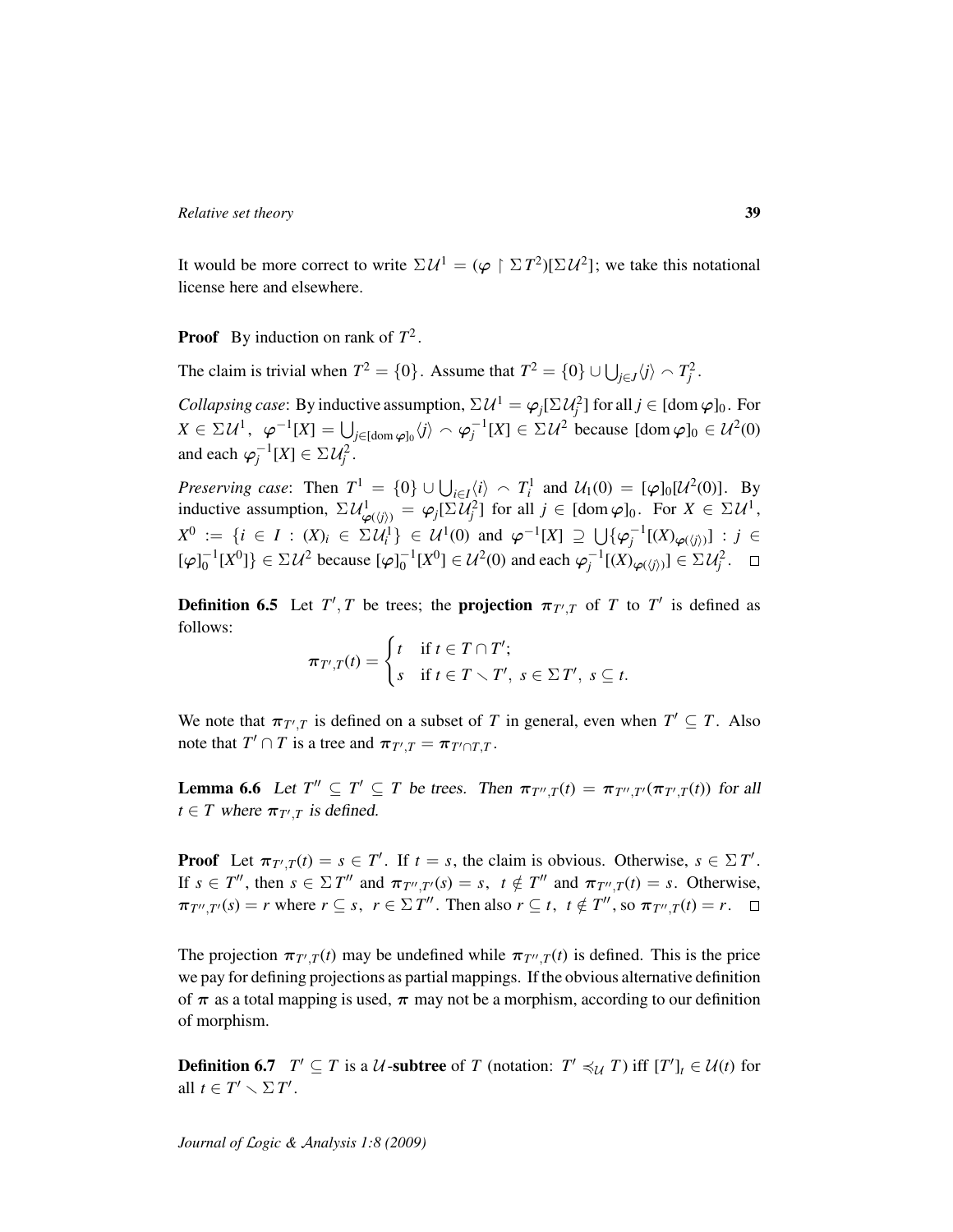It would be more correct to write $\Sigma\mathcal{U}^1 = (\varphi \upharpoonright \Sigma T^2)[\Sigma\mathcal{U}^2]$; we take this notational license here and elsewhere.

**Proof** By induction on rank of $T^2$.

The claim is trivial when $T^2 = \{0\}$. Assume that $T^2 = \{0\} \cup \bigcup_{j \in J} \langle j \rangle \frown T^2_j$.

*Collapsing case*: By inductive assumption, $\Sigma\mathcal{U}^1 = \varphi_j[\Sigma\mathcal{U}^2_j]$ for all $j \in [\operatorname{dom}\varphi]_0$. For $X \in \Sigma\mathcal{U}^1$, $\varphi^{-1}[X] = \bigcup_{j \in [\operatorname{dom}\varphi]_0} \langle j \rangle \frown \varphi_j^{-1}[X] \in \Sigma\mathcal{U}^2$ because $[\operatorname{dom}\varphi]_0 \in \mathcal{U}^2(0)$ and each $\varphi_j^{-1}[X] \in \Sigma\mathcal{U}^2_j$.

*Preserving case*: Then $T^1 = \{0\} \cup \bigcup_{i \in I} \langle i \rangle \frown T^1_i$ and $\mathcal{U}_1(0) = [\varphi]_0[\mathcal{U}^2(0)]$. By inductive assumption, $\Sigma\mathcal{U}^1_{\varphi(\langle j \rangle)} = \varphi_j[\Sigma\mathcal{U}^2_j]$ for all $j \in [\operatorname{dom}\varphi]_0$. For $X \in \Sigma\mathcal{U}^1$, $X^0 := \{i \in I : (X)_i \in \Sigma\mathcal{U}^1_i\} \in \mathcal{U}^1(0)$ and $\varphi^{-1}[X] \supseteq \bigcup\{\varphi_j^{-1}[(X)_{\varphi(\langle j \rangle)}] : j \in [\varphi]_0^{-1}[X^0]\} \in \Sigma\mathcal{U}^2$ because $[\varphi]_0^{-1}[X^0] \in \mathcal{U}^2(0)$ and each $\varphi_j^{-1}[(X)_{\varphi(\langle j \rangle)}] \in \Sigma\mathcal{U}^2_j$. $\square$

**Definition 6.5** Let $T', T$ be trees; the **projection** $\pi_{T',T}$ of $T$ to $T'$ is defined as follows:

$$\pi_{T',T}(t) = \begin{cases} t & \text{if } t \in T \cap T'; \\ s & \text{if } t \in T \smallsetminus T',\ s \in \Sigma T',\ s \subseteq t. \end{cases}$$

We note that $\pi_{T',T}$ is defined on a subset of $T$ in general, even when $T' \subseteq T$. Also note that $T' \cap T$ is a tree and $\pi_{T',T} = \pi_{T' \cap T, T}$.

**Lemma 6.6** *Let $T'' \subseteq T' \subseteq T$ be trees. Then $\pi_{T'',T}(t) = \pi_{T'',T'}(\pi_{T',T}(t))$ for all $t \in T$ where $\pi_{T',T}$ is defined.*

**Proof** Let $\pi_{T',T}(t) = s \in T'$. If $t = s$, the claim is obvious. Otherwise, $s \in \Sigma T'$. If $s \in T''$, then $s \in \Sigma T''$ and $\pi_{T'',T'}(s) = s$, $t \notin T''$ and $\pi_{T'',T}(t) = s$. Otherwise, $\pi_{T'',T'}(s) = r$ where $r \subseteq s$, $r \in \Sigma T''$. Then also $r \subseteq t$, $t \notin T''$, so $\pi_{T'',T}(t) = r$. $\square$

The projection $\pi_{T',T}(t)$ may be undefined while $\pi_{T'',T}(t)$ is defined. This is the price we pay for defining projections as partial mappings. If the obvious alternative definition of $\pi$ as a total mapping is used, $\pi$ may not be a morphism, according to our definition of morphism.

**Definition 6.7** $T' \subseteq T$ is a $\mathcal{U}$**-subtree** of $T$ (notation: $T' \preccurlyeq_{\mathcal{U}} T$) iff $[T']_t \in \mathcal{U}(t)$ for all $t \in T' \smallsetminus \Sigma T'$.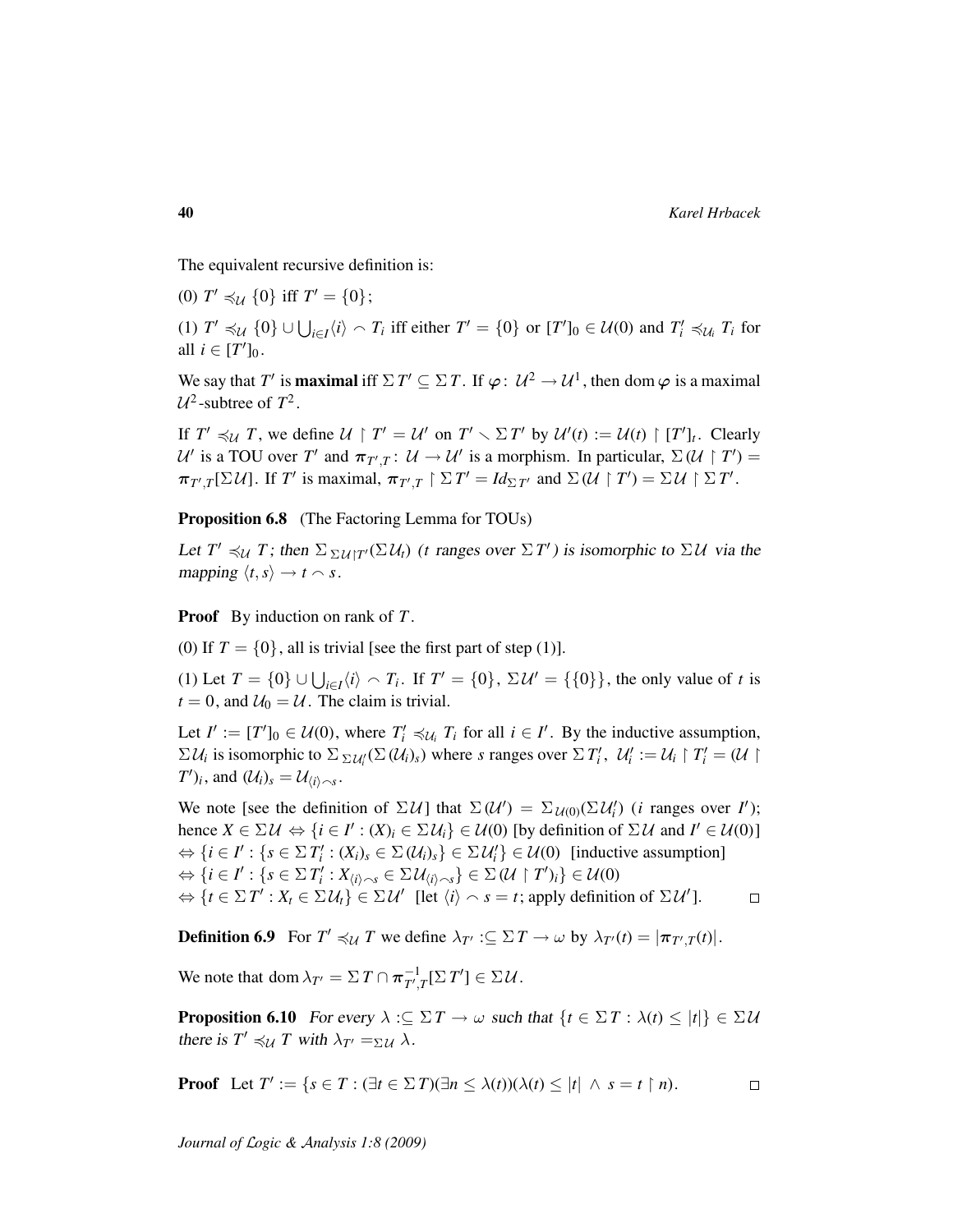The equivalent recursive definition is:

(0) $T' \preccurlyeq_{\mathcal{U}} \{0\}$ iff $T' = \{0\}$;

(1) $T' \preccurlyeq_{\mathcal{U}} \{0\} \cup \bigcup_{i \in I} \langle i \rangle \frown T_i$ iff either $T' = \{0\}$ or $[T']_0 \in \mathcal{U}(0)$ and $T'_i \preccurlyeq_{\mathcal{U}_i} T_i$ for all $i \in [T']_0$.

We say that $T'$ is **maximal** iff $\Sigma T' \subseteq \Sigma T$. If $\varphi \colon \mathcal{U}^2 \to \mathcal{U}^1$, then $\operatorname{dom} \varphi$ is a maximal $\mathcal{U}^2$-subtree of $T^2$.

If $T' \preccurlyeq_{\mathcal{U}} T$, we define $\mathcal{U} \restriction T' = \mathcal{U}'$ on $T' \smallsetminus \Sigma T'$ by $\mathcal{U}'(t) := \mathcal{U}(t) \restriction [T']_t$. Clearly $\mathcal{U}'$ is a TOU over $T'$ and $\boldsymbol{\pi}_{T',T} \colon \mathcal{U} \to \mathcal{U}'$ is a morphism. In particular, $\Sigma(\mathcal{U} \restriction T') = \boldsymbol{\pi}_{T',T}[\Sigma \mathcal{U}]$. If $T'$ is maximal, $\boldsymbol{\pi}_{T',T} \restriction \Sigma T' = Id_{\Sigma T'}$ and $\Sigma(\mathcal{U} \restriction T') = \Sigma \mathcal{U} \restriction \Sigma T'$.

**Proposition 6.8** (The Factoring Lemma for TOUs)

*Let $T' \preccurlyeq_{\mathcal{U}} T$; then $\Sigma_{\Sigma \mathcal{U} \restriction T'} (\Sigma \mathcal{U}_t)$ ($t$ ranges over $\Sigma T'$) is isomorphic to $\Sigma \mathcal{U}$ via the mapping $\langle t, s \rangle \to t \frown s$.*

**Proof** By induction on rank of $T$.

(0) If $T = \{0\}$, all is trivial [see the first part of step (1)].

(1) Let $T = \{0\} \cup \bigcup_{i \in I} \langle i \rangle \frown T_i$. If $T' = \{0\}$, $\Sigma \mathcal{U}' = \{\{0\}\}$, the only value of $t$ is $t = 0$, and $\mathcal{U}_0 = \mathcal{U}$. The claim is trivial.

Let $I' := [T']_0 \in \mathcal{U}(0)$, where $T'_i \preccurlyeq_{\mathcal{U}_i} T_i$ for all $i \in I'$. By the inductive assumption, $\Sigma \mathcal{U}_i$ is isomorphic to $\Sigma_{\Sigma \mathcal{U}'_i} (\Sigma (\mathcal{U}_i)_s)$ where $s$ ranges over $\Sigma T'_i$, $\mathcal{U}'_i := \mathcal{U}_i \restriction T'_i = (\mathcal{U} \restriction T')_i$, and $(\mathcal{U}_i)_s = \mathcal{U}_{\langle i \rangle \frown s}$.

We note [see the definition of $\Sigma \mathcal{U}$] that $\Sigma(\mathcal{U}') = \Sigma_{\mathcal{U}(0)} (\Sigma \mathcal{U}'_i)$ ($i$ ranges over $I'$); hence $X \in \Sigma \mathcal{U} \Leftrightarrow \{i \in I' : (X)_i \in \Sigma \mathcal{U}_i\} \in \mathcal{U}(0)$ [by definition of $\Sigma \mathcal{U}$ and $I' \in \mathcal{U}(0)$]
$\Leftrightarrow \{i \in I' : \{s \in \Sigma T'_i : (X_i)_s \in \Sigma (\mathcal{U}_i)_s\} \in \Sigma \mathcal{U}'_i\} \in \mathcal{U}(0)$ [inductive assumption]
$\Leftrightarrow \{i \in I' : \{s \in \Sigma T'_i : X_{\langle i \rangle \frown s} \in \Sigma \mathcal{U}_{\langle i \rangle \frown s}\} \in \Sigma (\mathcal{U} \restriction T')_i\} \in \mathcal{U}(0)$
$\Leftrightarrow \{t \in \Sigma T' : X_t \in \Sigma \mathcal{U}_t\} \in \Sigma \mathcal{U}'$ [let $\langle i \rangle \frown s = t$; apply definition of $\Sigma \mathcal{U}'$]. $\square$

**Definition 6.9** For $T' \preccurlyeq_{\mathcal{U}} T$ we define $\lambda_{T'} :\subseteq \Sigma T \to \omega$ by $\lambda_{T'}(t) = |\boldsymbol{\pi}_{T',T}(t)|$.

We note that $\operatorname{dom} \lambda_{T'} = \Sigma T \cap \boldsymbol{\pi}^{-1}_{T',T}[\Sigma T'] \in \Sigma \mathcal{U}$.

**Proposition 6.10** *For every $\lambda :\subseteq \Sigma T \to \omega$ such that $\{t \in \Sigma T : \lambda(t) \leq |t|\} \in \Sigma \mathcal{U}$ there is $T' \preccurlyeq_{\mathcal{U}} T$ with $\lambda_{T'} =_{\Sigma \mathcal{U}} \lambda$.*

**Proof** Let $T' := \{s \in T : (\exists t \in \Sigma T)(\exists n \leq \lambda(t))(\lambda(t) \leq |t| \wedge s = t \restriction n)$. $\square$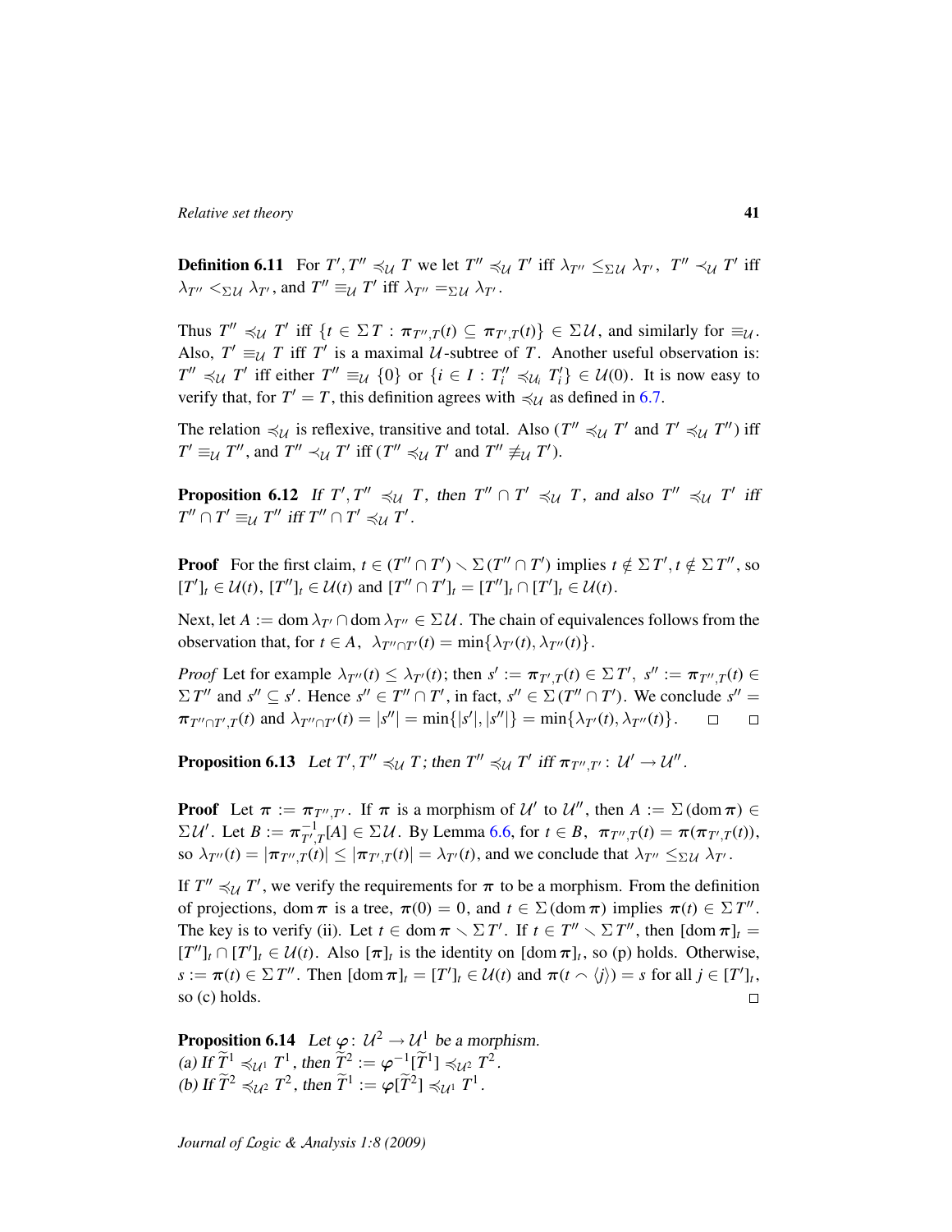**Definition 6.11** For $T', T'' \preccurlyeq_{\mathcal{U}} T$ we let $T'' \preccurlyeq_{\mathcal{U}} T'$ iff $\lambda_{T''} \leq_{\Sigma\mathcal{U}} \lambda_{T'}$, $T'' \prec_{\mathcal{U}} T'$ iff $\lambda_{T''} <_{\Sigma\mathcal{U}} \lambda_{T'}$, and $T'' \equiv_{\mathcal{U}} T'$ iff $\lambda_{T''} =_{\Sigma\mathcal{U}} \lambda_{T'}$.

Thus $T'' \preccurlyeq_{\mathcal{U}} T'$ iff $\{t \in \Sigma T : \pi_{T'',T}(t) \subseteq \pi_{T',T}(t)\} \in \Sigma\mathcal{U}$, and similarly for $\equiv_{\mathcal{U}}$. Also, $T' \equiv_{\mathcal{U}} T$ iff $T'$ is a maximal $\mathcal{U}$-subtree of $T$. Another useful observation is: $T'' \preccurlyeq_{\mathcal{U}} T'$ iff either $T'' \equiv_{\mathcal{U}} \{0\}$ or $\{i \in I : T''_i \preccurlyeq_{\mathcal{U}_i} T'_i\} \in \mathcal{U}(0)$. It is now easy to verify that, for $T' = T$, this definition agrees with $\preccurlyeq_{\mathcal{U}}$ as defined in 6.7.

The relation $\preccurlyeq_{\mathcal{U}}$ is reflexive, transitive and total. Also ($T'' \preccurlyeq_{\mathcal{U}} T'$ and $T' \preccurlyeq_{\mathcal{U}} T''$) iff $T' \equiv_{\mathcal{U}} T''$, and $T'' \prec_{\mathcal{U}} T'$ iff ($T'' \preccurlyeq_{\mathcal{U}} T'$ and $T'' \not\equiv_{\mathcal{U}} T'$).

**Proposition 6.12** *If $T', T'' \preccurlyeq_{\mathcal{U}} T$, then $T'' \cap T' \preccurlyeq_{\mathcal{U}} T$, and also $T'' \preccurlyeq_{\mathcal{U}} T'$ iff $T'' \cap T' \equiv_{\mathcal{U}} T''$ iff $T'' \cap T' \preccurlyeq_{\mathcal{U}} T'$.*

**Proof** For the first claim, $t \in (T'' \cap T') \setminus \Sigma(T'' \cap T')$ implies $t \notin \Sigma T', t \notin \Sigma T''$, so $[T']_t \in \mathcal{U}(t)$, $[T'']_t \in \mathcal{U}(t)$ and $[T'' \cap T']_t = [T'']_t \cap [T']_t \in \mathcal{U}(t)$.

Next, let $A := \operatorname{dom} \lambda_{T'} \cap \operatorname{dom} \lambda_{T''} \in \Sigma\mathcal{U}$. The chain of equivalences follows from the observation that, for $t \in A$, $\lambda_{T'' \cap T'}(t) = \min\{\lambda_{T'}(t), \lambda_{T''}(t)\}$.

*Proof* Let for example $\lambda_{T''}(t) \leq \lambda_{T'}(t)$; then $s' := \pi_{T',T}(t) \in \Sigma T'$, $s'' := \pi_{T'',T}(t) \in \Sigma T''$ and $s'' \subseteq s'$. Hence $s'' \in T'' \cap T'$, in fact, $s'' \in \Sigma(T'' \cap T')$. We conclude $s'' = \pi_{T'' \cap T',T}(t)$ and $\lambda_{T'' \cap T'}(t) = |s''| = \min\{|s'|, |s''|\} = \min\{\lambda_{T'}(t), \lambda_{T''}(t)\}$. □ □

**Proposition 6.13** *Let $T', T'' \preccurlyeq_{\mathcal{U}} T$; then $T'' \preccurlyeq_{\mathcal{U}} T'$ iff $\pi_{T'',T'} : \mathcal{U}' \to \mathcal{U}''$.*

**Proof** Let $\pi := \pi_{T'',T'}$. If $\pi$ is a morphism of $\mathcal{U}'$ to $\mathcal{U}''$, then $A := \Sigma(\operatorname{dom} \pi) \in \Sigma\mathcal{U}'$. Let $B := \pi^{-1}_{T',T}[A] \in \Sigma\mathcal{U}$. By Lemma 6.6, for $t \in B$, $\pi_{T'',T}(t) = \pi(\pi_{T',T}(t))$, so $\lambda_{T''}(t) = |\pi_{T'',T}(t)| \leq |\pi_{T',T}(t)| = \lambda_{T'}(t)$, and we conclude that $\lambda_{T''} \leq_{\Sigma\mathcal{U}} \lambda_{T'}$.

If $T'' \preccurlyeq_{\mathcal{U}} T'$, we verify the requirements for $\pi$ to be a morphism. From the definition of projections, $\operatorname{dom} \pi$ is a tree, $\pi(0) = 0$, and $t \in \Sigma(\operatorname{dom} \pi)$ implies $\pi(t) \in \Sigma T''$. The key is to verify (ii). Let $t \in \operatorname{dom} \pi \setminus \Sigma T'$. If $t \in T'' \setminus \Sigma T''$, then $[\operatorname{dom} \pi]_t = [T'']_t \cap [T']_t \in \mathcal{U}(t)$. Also $[\pi]_t$ is the identity on $[\operatorname{dom} \pi]_t$, so (p) holds. Otherwise, $s := \pi(t) \in \Sigma T''$. Then $[\operatorname{dom} \pi]_t = [T']_t \in \mathcal{U}(t)$ and $\pi(t \frown \langle j \rangle) = s$ for all $j \in [T']_t$, so (c) holds. □

**Proposition 6.14** *Let $\varphi : \mathcal{U}^2 \to \mathcal{U}^1$ be a morphism.*
*(a) If $\widetilde{T}^1 \preccurlyeq_{\mathcal{U}^1} T^1$, then $\widetilde{T}^2 := \varphi^{-1}[\widetilde{T}^1] \preccurlyeq_{\mathcal{U}^2} T^2$.*
*(b) If $\widetilde{T}^2 \preccurlyeq_{\mathcal{U}^2} T^2$, then $\widetilde{T}^1 := \varphi[\widetilde{T}^2] \preccurlyeq_{\mathcal{U}^1} T^1$.*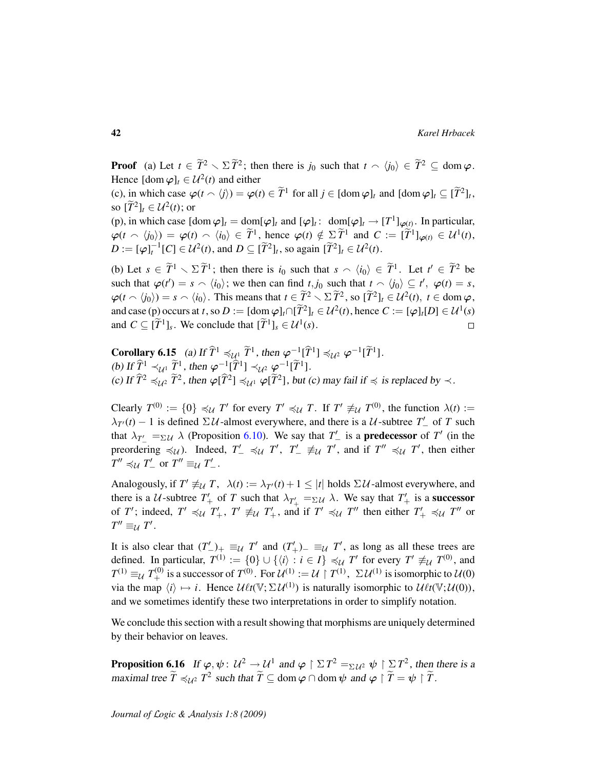**Proof** (a) Let $t \in \widetilde{T}^2 \smallsetminus \Sigma\widetilde{T}^2$; then there is $j_0$ such that $t \frown \langle j_0 \rangle \in \widetilde{T}^2 \subseteq \operatorname{dom}\varphi$. Hence $[\operatorname{dom}\varphi]_t \in \mathcal{U}^2(t)$ and either

(c), in which case $\varphi(t \frown \langle j \rangle) = \varphi(t) \in \widetilde{T}^1$ for all $j \in [\operatorname{dom}\varphi]_t$ and $[\operatorname{dom}\varphi]_t \subseteq [\widetilde{T}^2]_t$, so $[\widetilde{T}^2]_t \in \mathcal{U}^2(t)$; or

(p), in which case $[\operatorname{dom}\varphi]_t = \operatorname{dom}[\varphi]_t$ and $[\varphi]_t \colon \operatorname{dom}[\varphi]_t \to [T^1]_{\varphi(t)}$. In particular, $\varphi(t \frown \langle j_0 \rangle) = \varphi(t) \frown \langle i_0 \rangle \in \widetilde{T}^1$, hence $\varphi(t) \notin \Sigma\widetilde{T}^1$ and $C := [\widetilde{T}^1]_{\varphi(t)} \in \mathcal{U}^1(t)$, $D := [\varphi]_t^{-1}[C] \in \mathcal{U}^2(t)$, and $D \subseteq [\widetilde{T}^2]_t$, so again $[\widetilde{T}^2]_t \in \mathcal{U}^2(t)$.

(b) Let $s \in \widetilde{T}^1 \smallsetminus \Sigma\widetilde{T}^1$; then there is $i_0$ such that $s \frown \langle i_0 \rangle \in \widetilde{T}^1$. Let $t' \in \widetilde{T}^2$ be such that $\varphi(t') = s \frown \langle i_0 \rangle$; we then can find $t, j_0$ such that $t \frown \langle j_0 \rangle \subseteq t'$, $\varphi(t) = s$, $\varphi(t \frown \langle j_0 \rangle) = s \frown \langle i_0 \rangle$. This means that $t \in \widetilde{T}^2 \smallsetminus \Sigma\widetilde{T}^2$, so $[\widetilde{T}^2]_t \in \mathcal{U}^2(t)$, $t \in \operatorname{dom}\varphi$, and case (p) occurs at $t$, so $D := [\operatorname{dom}\varphi]_t \cap [\widetilde{T}^2]_t \in \mathcal{U}^2(t)$, hence $C := [\varphi]_t[D] \in \mathcal{U}^1(s)$ and $C \subseteq [\widetilde{T}^1]_s$. We conclude that $[\widetilde{T}^1]_s \in \mathcal{U}^1(s)$. $\square$

**Corollary 6.15** *(a) If $\widehat{T}^1 \preccurlyeq_{\mathcal{U}^1} \widetilde{T}^1$, then $\varphi^{-1}[\widehat{T}^1] \preccurlyeq_{\mathcal{U}^2} \varphi^{-1}[\widetilde{T}^1]$.*
*(b) If $\widehat{T}^1 \prec_{\mathcal{U}^1} \widetilde{T}^1$, then $\varphi^{-1}[\widehat{T}^1] \prec_{\mathcal{U}^2} \varphi^{-1}[\widetilde{T}^1]$.*
*(c) If $\widehat{T}^2 \preccurlyeq_{\mathcal{U}^2} \widetilde{T}^2$, then $\varphi[\widehat{T}^2] \preccurlyeq_{\mathcal{U}^1} \varphi[\widetilde{T}^2]$, but (c) may fail if $\preccurlyeq$ is replaced by $\prec$.*

Clearly $T^{(0)} := \{0\} \preccurlyeq_{\mathcal{U}} T'$ for every $T' \preccurlyeq_{\mathcal{U}} T$. If $T' \not\equiv_{\mathcal{U}} T^{(0)}$, the function $\lambda(t) := \lambda_{T'}(t) - 1$ is defined $\Sigma\mathcal{U}$-almost everywhere, and there is a $\mathcal{U}$-subtree $T'_-$ of $T$ such that $\lambda_{T'_-} =_{\Sigma\mathcal{U}} \lambda$ (Proposition 6.10). We say that $T'_-$ is a **predecessor** of $T'$ (in the preordering $\preccurlyeq_{\mathcal{U}}$). Indeed, $T'_- \preccurlyeq_{\mathcal{U}} T'$, $T'_- \not\equiv_{\mathcal{U}} T'$, and if $T'' \preccurlyeq_{\mathcal{U}} T'$, then either $T'' \preccurlyeq_{\mathcal{U}} T'_-$ or $T'' \equiv_{\mathcal{U}} T'_-$.

Analogously, if $T' \not\equiv_{\mathcal{U}} T$, $\lambda(t) := \lambda_{T'}(t) + 1 \leq |t|$ holds $\Sigma\mathcal{U}$-almost everywhere, and there is a $\mathcal{U}$-subtree $T'_+$ of $T$ such that $\lambda_{T'_+} =_{\Sigma\mathcal{U}} \lambda$. We say that $T'_+$ is a **successor** of $T'$; indeed, $T' \preccurlyeq_{\mathcal{U}} T'_+$, $T' \not\equiv_{\mathcal{U}} T'_+$, and if $T' \preccurlyeq_{\mathcal{U}} T''$ then either $T'_+ \preccurlyeq_{\mathcal{U}} T''$ or $T'' \equiv_{\mathcal{U}} T'$.

It is also clear that $(T'_-)_+ \equiv_{\mathcal{U}} T'$ and $(T'_+)_- \equiv_{\mathcal{U}} T'$, as long as all these trees are defined. In particular, $T^{(1)} := \{0\} \cup \{\langle i \rangle : i \in I\} \preccurlyeq_{\mathcal{U}} T'$ for every $T' \not\equiv_{\mathcal{U}} T^{(0)}$, and $T^{(1)} \equiv_{\mathcal{U}} T^{(0)}_+$ is a successor of $T^{(0)}$. For $\mathcal{U}^{(1)} := \mathcal{U} \upharpoonright T^{(1)}$, $\Sigma\mathcal{U}^{(1)}$ is isomorphic to $\mathcal{U}(0)$ via the map $\langle i \rangle \mapsto i$. Hence $\mathcal{U}\ell t(\mathbb{V}; \Sigma\mathcal{U}^{(1)})$ is naturally isomorphic to $\mathcal{U}\ell t(\mathbb{V}; \mathcal{U}(0))$, and we sometimes identify these two interpretations in order to simplify notation.

We conclude this section with a result showing that morphisms are uniquely determined by their behavior on leaves.

**Proposition 6.16** *If $\varphi, \psi \colon \mathcal{U}^2 \to \mathcal{U}^1$ and $\varphi \upharpoonright \Sigma T^2 =_{\Sigma\mathcal{U}^2} \psi \upharpoonright \Sigma T^2$, then there is a maximal tree $\widetilde{T} \preccurlyeq_{\mathcal{U}^2} T^2$ such that $\widetilde{T} \subseteq \operatorname{dom}\varphi \cap \operatorname{dom}\psi$ and $\varphi \upharpoonright \widetilde{T} = \psi \upharpoonright \widetilde{T}$.*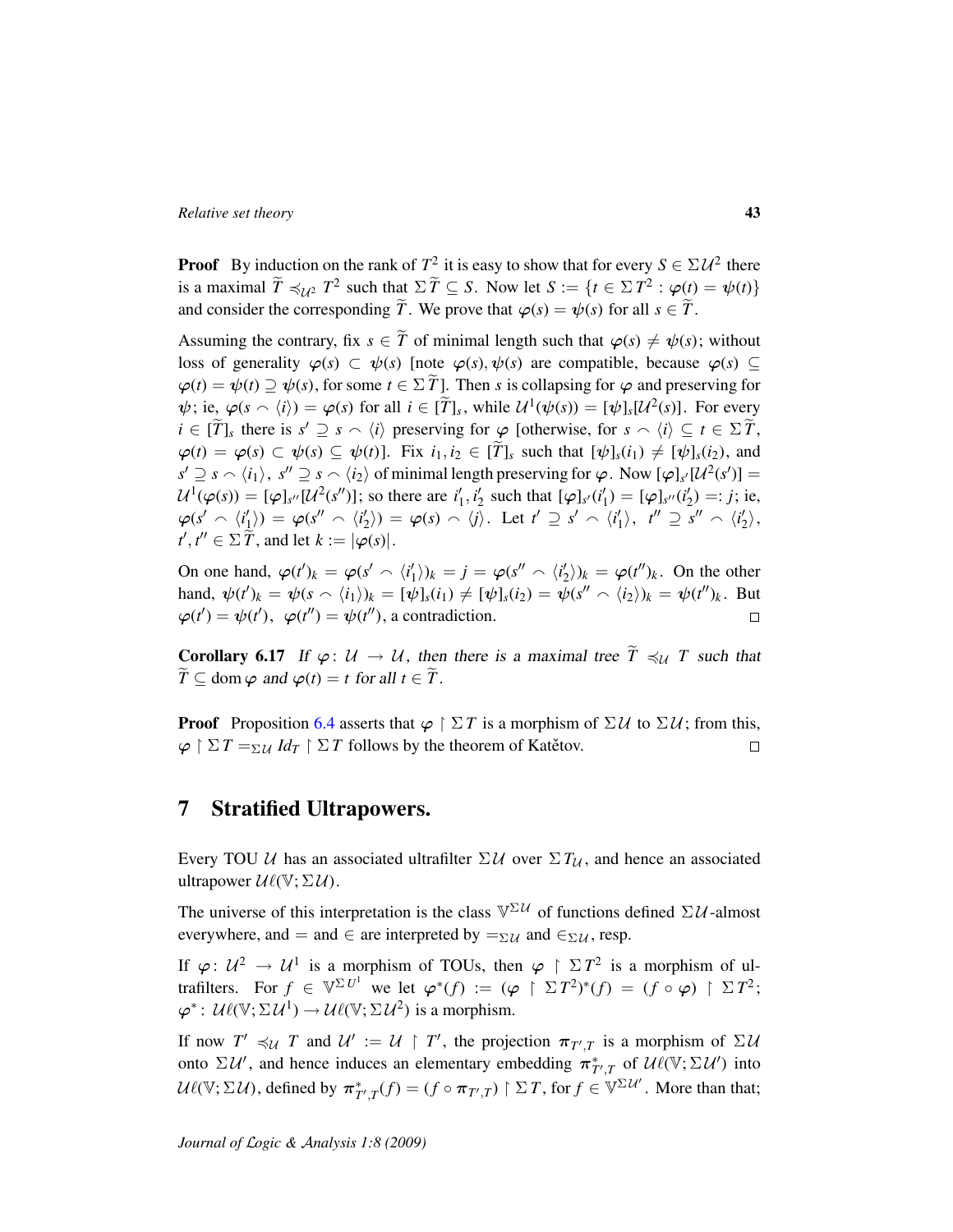**Proof** By induction on the rank of $T^2$ it is easy to show that for every $S \in \Sigma\mathcal{U}^2$ there is a maximal $\widetilde{T} \preccurlyeq_{\mathcal{U}^2} T^2$ such that $\Sigma\widetilde{T} \subseteq S$. Now let $S := \{t \in \Sigma T^2 : \varphi(t) = \psi(t)\}$ and consider the corresponding $\widetilde{T}$. We prove that $\varphi(s) = \psi(s)$ for all $s \in \widetilde{T}$.

Assuming the contrary, fix $s \in \widetilde{T}$ of minimal length such that $\varphi(s) \neq \psi(s)$; without loss of generality $\varphi(s) \subset \psi(s)$ [note $\varphi(s), \psi(s)$ are compatible, because $\varphi(s) \subseteq \varphi(t) = \psi(t) \supseteq \psi(s)$, for some $t \in \Sigma\widetilde{T}$]. Then $s$ is collapsing for $\varphi$ and preserving for $\psi$; ie, $\varphi(s \frown \langle i \rangle) = \varphi(s)$ for all $i \in [\widetilde{T}]_s$, while $\mathcal{U}^1(\psi(s)) = [\psi]_s[\mathcal{U}^2(s)]$. For every $i \in [\widetilde{T}]_s$ there is $s' \supseteq s \frown \langle i \rangle$ preserving for $\varphi$ [otherwise, for $s \frown \langle i \rangle \subseteq t \in \Sigma\widetilde{T}$, $\varphi(t) = \varphi(s) \subset \psi(s) \subseteq \psi(t)$]. Fix $i_1, i_2 \in [\widetilde{T}]_s$ such that $[\psi]_s(i_1) \neq [\psi]_s(i_2)$, and $s' \supseteq s \frown \langle i_1 \rangle,\ s'' \supseteq s \frown \langle i_2 \rangle$ of minimal length preserving for $\varphi$. Now $[\varphi]_{s'}[\mathcal{U}^2(s')] = \mathcal{U}^1(\varphi(s)) = [\varphi]_{s''}[\mathcal{U}^2(s'')]$; so there are $i'_1, i'_2$ such that $[\varphi]_{s'}(i'_1) = [\varphi]_{s''}(i'_2) =: j$; ie, $\varphi(s' \frown \langle i'_1 \rangle) = \varphi(s'' \frown \langle i'_2 \rangle) = \varphi(s) \frown \langle j \rangle$. Let $t' \supseteq s' \frown \langle i'_1 \rangle,\ t'' \supseteq s'' \frown \langle i'_2 \rangle$, $t', t'' \in \Sigma\widetilde{T}$, and let $k := |\varphi(s)|$.

On one hand, $\varphi(t')_k = \varphi(s' \frown \langle i'_1 \rangle)_k = j = \varphi(s'' \frown \langle i'_2 \rangle)_k = \varphi(t'')_k$. On the other hand, $\psi(t')_k = \psi(s \frown \langle i_1 \rangle)_k = [\psi]_s(i_1) \neq [\psi]_s(i_2) = \psi(s'' \frown \langle i_2 \rangle)_k = \psi(t'')_k$. But $\varphi(t') = \psi(t'),\ \varphi(t'') = \psi(t'')$, a contradiction. $\square$

**Corollary 6.17** *If $\varphi\colon \mathcal{U} \to \mathcal{U}$, then there is a maximal tree $\widetilde{T} \preccurlyeq_{\mathcal{U}} T$ such that $\widetilde{T} \subseteq \operatorname{dom}\varphi$ and $\varphi(t) = t$ for all $t \in \widetilde{T}$.*

**Proof** Proposition 6.4 asserts that $\varphi \restriction \Sigma T$ is a morphism of $\Sigma\mathcal{U}$ to $\Sigma\mathcal{U}$; from this, $\varphi \restriction \Sigma T =_{\Sigma\mathcal{U}} Id_T \restriction \Sigma T$ follows by the theorem of Katětov. $\square$

## 7 Stratified Ultrapowers.

Every TOU $\mathcal{U}$ has an associated ultrafilter $\Sigma\mathcal{U}$ over $\Sigma T_{\mathcal{U}}$, and hence an associated ultrapower $\mathcal{U}\ell(\mathbb{V}; \Sigma\mathcal{U})$.

The universe of this interpretation is the class $\mathbb{V}^{\Sigma\mathcal{U}}$ of functions defined $\Sigma\mathcal{U}$-almost everywhere, and $=$ and $\in$ are interpreted by $=_{\Sigma\mathcal{U}}$ and $\in_{\Sigma\mathcal{U}}$, resp.

If $\varphi\colon \mathcal{U}^2 \to \mathcal{U}^1$ is a morphism of TOUs, then $\varphi \restriction \Sigma T^2$ is a morphism of ultrafilters. For $f \in \mathbb{V}^{\Sigma U^1}$ we let $\varphi^*(f) := (\varphi \restriction \Sigma T^2)^*(f) = (f \circ \varphi) \restriction \Sigma T^2$; $\varphi^*\colon \mathcal{U}\ell(\mathbb{V}; \Sigma\mathcal{U}^1) \to \mathcal{U}\ell(\mathbb{V}; \Sigma\mathcal{U}^2)$ is a morphism.

If now $T' \preccurlyeq_{\mathcal{U}} T$ and $\mathcal{U}' := \mathcal{U} \restriction T'$, the projection $\pi_{T',T}$ is a morphism of $\Sigma\mathcal{U}$ onto $\Sigma\mathcal{U}'$, and hence induces an elementary embedding $\pi^*_{T',T}$ of $\mathcal{U}\ell(\mathbb{V}; \Sigma\mathcal{U}')$ into $\mathcal{U}\ell(\mathbb{V}; \Sigma\mathcal{U})$, defined by $\pi^*_{T',T}(f) = (f \circ \pi_{T',T}) \restriction \Sigma T$, for $f \in \mathbb{V}^{\Sigma\mathcal{U}'}$. More than that;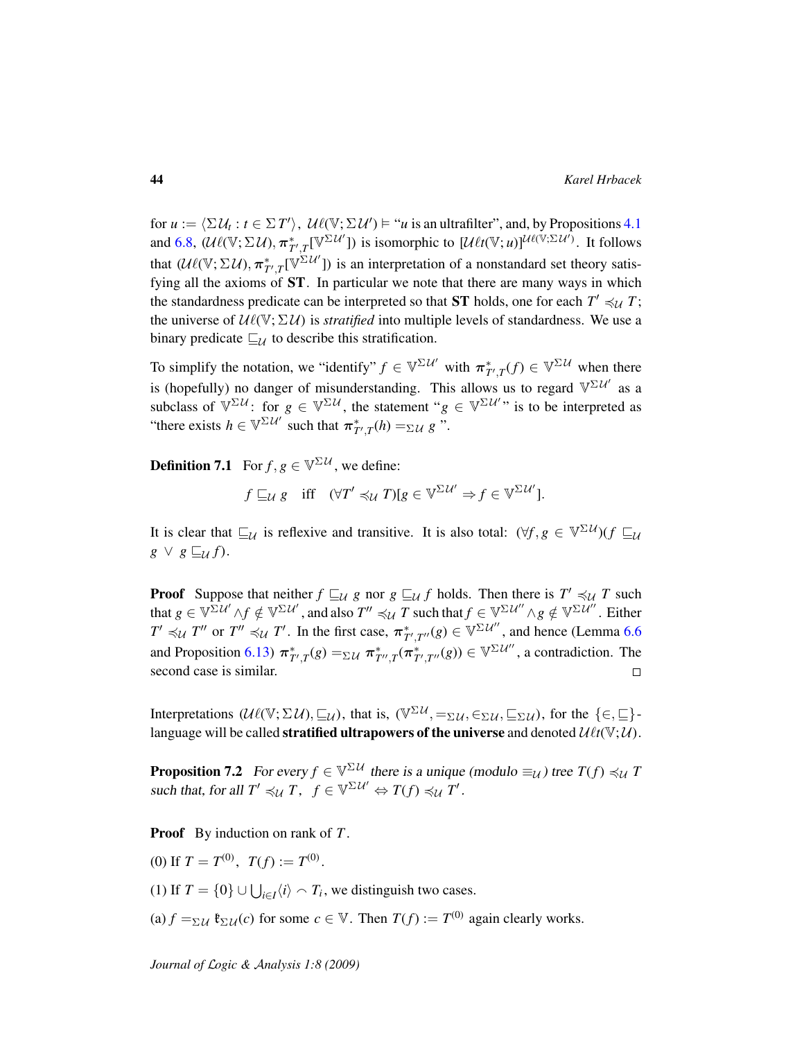for $u := \langle \Sigma\mathcal{U}_t : t \in \Sigma T' \rangle$, $\mathcal{U}\ell(\mathbb{V};\Sigma\mathcal{U}') \vDash$ "$u$ is an ultrafilter", and, by Propositions 4.1 and 6.8, $(\mathcal{U}\ell(\mathbb{V};\Sigma\mathcal{U}), \pi^*_{T',T}[\mathbb{V}^{\Sigma\mathcal{U}'}])$ is isomorphic to $[\mathcal{U}\ell t(\mathbb{V};u)]^{\mathcal{U}\ell(\mathbb{V};\Sigma\mathcal{U}')}$. It follows that $(\mathcal{U}\ell(\mathbb{V};\Sigma\mathcal{U}), \pi^*_{T',T}[\mathbb{V}^{\Sigma\mathcal{U}'}])$ is an interpretation of a nonstandard set theory satisfying all the axioms of **ST**. In particular we note that there are many ways in which the standardness predicate can be interpreted so that **ST** holds, one for each $T' \preccurlyeq_{\mathcal{U}} T$; the universe of $\mathcal{U}\ell(\mathbb{V};\Sigma\mathcal{U})$ is *stratified* into multiple levels of standardness. We use a binary predicate $\sqsubseteq_{\mathcal{U}}$ to describe this stratification.

To simplify the notation, we "identify" $f \in \mathbb{V}^{\Sigma\mathcal{U}'}$ with $\pi^*_{T',T}(f) \in \mathbb{V}^{\Sigma\mathcal{U}}$ when there is (hopefully) no danger of misunderstanding. This allows us to regard $\mathbb{V}^{\Sigma\mathcal{U}'}$ as a subclass of $\mathbb{V}^{\Sigma\mathcal{U}}$: for $g \in \mathbb{V}^{\Sigma\mathcal{U}}$, the statement "$g \in \mathbb{V}^{\Sigma\mathcal{U}'}$" is to be interpreted as "there exists $h \in \mathbb{V}^{\Sigma\mathcal{U}'}$ such that $\pi^*_{T',T}(h) =_{\Sigma\mathcal{U}} g$".

**Definition 7.1** For $f, g \in \mathbb{V}^{\Sigma\mathcal{U}}$, we define:

$$f \sqsubseteq_{\mathcal{U}} g \quad \text{iff} \quad (\forall T' \preccurlyeq_{\mathcal{U}} T)[g \in \mathbb{V}^{\Sigma\mathcal{U}'} \Rightarrow f \in \mathbb{V}^{\Sigma\mathcal{U}'}].$$

It is clear that $\sqsubseteq_{\mathcal{U}}$ is reflexive and transitive. It is also total: $(\forall f, g \in \mathbb{V}^{\Sigma\mathcal{U}})(f \sqsubseteq_{\mathcal{U}} g \vee g \sqsubseteq_{\mathcal{U}} f)$.

**Proof** Suppose that neither $f \sqsubseteq_{\mathcal{U}} g$ nor $g \sqsubseteq_{\mathcal{U}} f$ holds. Then there is $T' \preccurlyeq_{\mathcal{U}} T$ such that $g \in \mathbb{V}^{\Sigma\mathcal{U}'} \wedge f \notin \mathbb{V}^{\Sigma\mathcal{U}'}$, and also $T'' \preccurlyeq_{\mathcal{U}} T$ such that $f \in \mathbb{V}^{\Sigma\mathcal{U}''} \wedge g \notin \mathbb{V}^{\Sigma\mathcal{U}''}$. Either $T' \preccurlyeq_{\mathcal{U}} T''$ or $T'' \preccurlyeq_{\mathcal{U}} T'$. In the first case, $\pi^*_{T',T''}(g) \in \mathbb{V}^{\Sigma\mathcal{U}''}$, and hence (Lemma 6.6 and Proposition 6.13) $\pi^*_{T',T}(g) =_{\Sigma\mathcal{U}} \pi^*_{T'',T}(\pi^*_{T',T''}(g)) \in \mathbb{V}^{\Sigma\mathcal{U}''}$, a contradiction. The second case is similar. $\square$

Interpretations $(\mathcal{U}\ell(\mathbb{V};\Sigma\mathcal{U}), \sqsubseteq_{\mathcal{U}})$, that is, $(\mathbb{V}^{\Sigma\mathcal{U}}, =_{\Sigma\mathcal{U}}, \in_{\Sigma\mathcal{U}}, \sqsubseteq_{\Sigma\mathcal{U}})$, for the $\{\in, \sqsubseteq\}$-language will be called **stratified ultrapowers of the universe** and denoted $\mathcal{U}\ell t(\mathbb{V};\mathcal{U})$.

**Proposition 7.2** *For every $f \in \mathbb{V}^{\Sigma\mathcal{U}}$ there is a unique (modulo $\equiv_{\mathcal{U}}$) tree $T(f) \preccurlyeq_{\mathcal{U}} T$ such that, for all $T' \preccurlyeq_{\mathcal{U}} T$, $f \in \mathbb{V}^{\Sigma\mathcal{U}'} \Leftrightarrow T(f) \preccurlyeq_{\mathcal{U}} T'$.*

**Proof** By induction on rank of $T$.

(0) If $T = T^{(0)}$, $T(f) := T^{(0)}$.

(1) If $T = \{0\} \cup \bigcup_{i \in I} \langle i \rangle \frown T_i$, we distinguish two cases.

(a) $f =_{\Sigma\mathcal{U}} \mathfrak{k}_{\Sigma\mathcal{U}}(c)$ for some $c \in \mathbb{V}$. Then $T(f) := T^{(0)}$ again clearly works.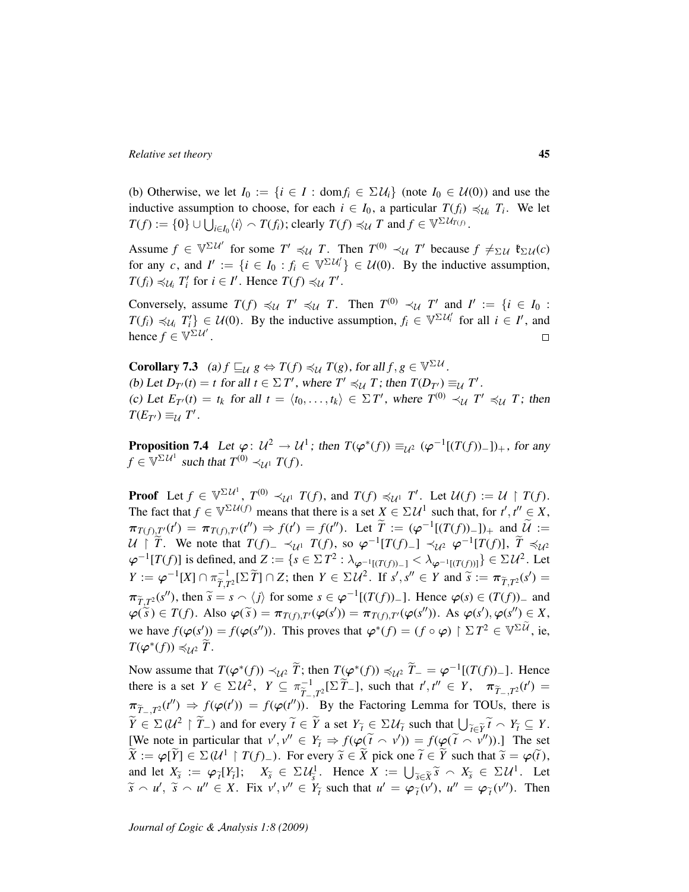(b) Otherwise, we let $I_0 := \{i \in I : \mathrm{dom} f_i \in \Sigma\mathcal{U}_i\}$ (note $I_0 \in \mathcal{U}(0)$) and use the inductive assumption to choose, for each $i \in I_0$, a particular $T(f_i) \preccurlyeq_{\mathcal{U}_i} T_i$. We let $T(f) := \{0\} \cup \bigcup_{i \in I_0} \langle i \rangle \frown T(f_i)$; clearly $T(f) \preccurlyeq_{\mathcal{U}} T$ and $f \in \mathbb{V}^{\Sigma\mathcal{U}_{T(f)}}$.

Assume $f \in \mathbb{V}^{\Sigma\mathcal{U}'}$ for some $T' \preccurlyeq_{\mathcal{U}} T$. Then $T^{(0)} \prec_{\mathcal{U}} T'$ because $f \neq_{\Sigma\mathcal{U}} \mathfrak{k}_{\Sigma\mathcal{U}}(c)$ for any $c$, and $I' := \{i \in I_0 : f_i \in \mathbb{V}^{\Sigma\mathcal{U}'_i}\} \in \mathcal{U}(0)$. By the inductive assumption, $T(f_i) \preccurlyeq_{\mathcal{U}_i} T'_i$ for $i \in I'$. Hence $T(f) \preccurlyeq_{\mathcal{U}} T'$.

Conversely, assume $T(f) \preccurlyeq_{\mathcal{U}} T' \preccurlyeq_{\mathcal{U}} T$. Then $T^{(0)} \prec_{\mathcal{U}} T'$ and $I' := \{i \in I_0 : T(f_i) \preccurlyeq_{\mathcal{U}_i} T'_i\} \in \mathcal{U}(0)$. By the inductive assumption, $f_i \in \mathbb{V}^{\Sigma\mathcal{U}'_i}$ for all $i \in I'$, and hence $f \in \mathbb{V}^{\Sigma\mathcal{U}'}$. $\square$

**Corollary 7.3** *(a)* $f \sqsubseteq_{\mathcal{U}} g \Leftrightarrow T(f) \preccurlyeq_{\mathcal{U}} T(g)$*, for all* $f, g \in \mathbb{V}^{\Sigma\mathcal{U}}$.
*(b) Let* $D_{T'}(t) = t$ *for all* $t \in \Sigma T'$*, where* $T' \preccurlyeq_{\mathcal{U}} T$*; then* $T(D_{T'}) \equiv_{\mathcal{U}} T'$.
*(c) Let* $E_{T'}(t) = t_k$ *for all* $t = \langle t_0, \ldots, t_k \rangle \in \Sigma T'$*, where* $T^{(0)} \prec_{\mathcal{U}} T' \preccurlyeq_{\mathcal{U}} T$*; then* $T(E_{T'}) \equiv_{\mathcal{U}} T'$.

**Proposition 7.4** *Let* $\varphi \colon \mathcal{U}^2 \to \mathcal{U}^1$*; then* $T(\varphi^*(f)) \equiv_{\mathcal{U}^2} (\varphi^{-1}[(T(f))_-])_+$*, for any* $f \in \mathbb{V}^{\Sigma\mathcal{U}^1}$ *such that* $T^{(0)} \prec_{\mathcal{U}^1} T(f)$.

**Proof** Let $f \in \mathbb{V}^{\Sigma\mathcal{U}^1}$, $T^{(0)} \prec_{\mathcal{U}^1} T(f)$, and $T(f) \preccurlyeq_{\mathcal{U}^1} T'$. Let $\mathcal{U}(f) := \mathcal{U} \upharpoonright T(f)$. The fact that $f \in \mathbb{V}^{\Sigma\mathcal{U}(f)}$ means that there is a set $X \in \Sigma\mathcal{U}^1$ such that, for $t', t'' \in X$, $\boldsymbol{\pi}_{T(f),T'}(t') = \boldsymbol{\pi}_{T(f),T'}(t'') \Rightarrow f(t') = f(t'')$. Let $\widetilde{T} := (\varphi^{-1}[(T(f))_-])_+$ and $\widetilde{\mathcal{U}} := \mathcal{U} \upharpoonright \widetilde{T}$. We note that $T(f)_- \prec_{\mathcal{U}^1} T(f)$, so $\varphi^{-1}[T(f)_-] \prec_{\mathcal{U}^2} \varphi^{-1}[T(f)]$, $\widetilde{T} \preccurlyeq_{\mathcal{U}^2} \varphi^{-1}[T(f)]$ is defined, and $Z := \{s \in \Sigma T^2 : \lambda_{\varphi^{-1}[(T(f))_-]} < \lambda_{\varphi^{-1}[(T(f))]}\} \in \Sigma\mathcal{U}^2$. Let $Y := \varphi^{-1}[X] \cap \pi^{-1}_{\widetilde{T},T^2}[\Sigma\widetilde{T}] \cap Z$; then $Y \in \Sigma\mathcal{U}^2$. If $s', s'' \in Y$ and $\widetilde{s} := \boldsymbol{\pi}_{\widetilde{T},T^2}(s') = \boldsymbol{\pi}_{\widetilde{T},T^2}(s'')$, then $\widetilde{s} = s \frown \langle j \rangle$ for some $s \in \varphi^{-1}[(T(f))_-]$. Hence $\varphi(s) \in (T(f))_-$ and $\varphi(\widetilde{s}) \in T(f)$. Also $\varphi(\widetilde{s}) = \boldsymbol{\pi}_{T(f),T'}(\varphi(s')) = \boldsymbol{\pi}_{T(f),T'}(\varphi(s''))$. As $\varphi(s'), \varphi(s'') \in X$, we have $f(\varphi(s')) = f(\varphi(s''))$. This proves that $\varphi^*(f) = (f \circ \varphi) \upharpoonright \Sigma T^2 \in \mathbb{V}^{\Sigma\widetilde{\mathcal{U}}}$, ie, $T(\varphi^*(f)) \preccurlyeq_{\mathcal{U}^2} \widetilde{T}$.

Now assume that $T(\varphi^*(f)) \prec_{\mathcal{U}^2} \widetilde{T}$; then $T(\varphi^*(f)) \preccurlyeq_{\mathcal{U}^2} \widetilde{T}_- = \varphi^{-1}[(T(f))_-]$. Hence there is a set $Y \in \Sigma\mathcal{U}^2$, $Y \subseteq \pi^{-1}_{\widetilde{T}_-,T^2}[\Sigma\widetilde{T}_-]$, such that $t', t'' \in Y$, $\boldsymbol{\pi}_{\widetilde{T}_-,T^2}(t') = \boldsymbol{\pi}_{\widetilde{T}_-,T^2}(t'') \Rightarrow f(\varphi(t')) = f(\varphi(t''))$. By the Factoring Lemma for TOUs, there is $\widetilde{Y} \in \Sigma(\mathcal{U}^2 \upharpoonright \widetilde{T}_-)$ and for every $\widetilde{t} \in \widetilde{Y}$ a set $Y_{\widetilde{t}} \in \Sigma\mathcal{U}_{\widetilde{t}}$ such that $\bigcup_{\widetilde{t} \in \widetilde{Y}} \widetilde{t} \frown Y_{\widetilde{t}} \subseteq Y$. [We note in particular that $v', v'' \in Y_{\widetilde{t}} \Rightarrow f(\varphi(\widetilde{t} \frown v')) = f(\varphi(\widetilde{t} \frown v''))$.] The set $\widetilde{X} := \varphi[\widetilde{Y}] \in \Sigma(\mathcal{U}^1 \upharpoonright T(f)_-)$. For every $\widetilde{s} \in \widetilde{X}$ pick one $\widetilde{t} \in \widetilde{Y}$ such that $\widetilde{s} = \varphi(\widetilde{t})$, and let $X_{\widetilde{s}} := \varphi_{\widetilde{t}}[Y_{\widetilde{t}}]$; $X_{\widetilde{s}} \in \Sigma\mathcal{U}^1_{\widetilde{s}}$. Hence $X := \bigcup_{\widetilde{s} \in \widetilde{X}} \widetilde{s} \frown X_{\widetilde{s}} \in \Sigma\mathcal{U}^1$. Let $\widetilde{s} \frown u'$, $\widetilde{s} \frown u'' \in X$. Fix $v', v'' \in Y_{\widetilde{t}}$ such that $u' = \varphi_{\widetilde{t}}(v')$, $u'' = \varphi_{\widetilde{t}}(v'')$. Then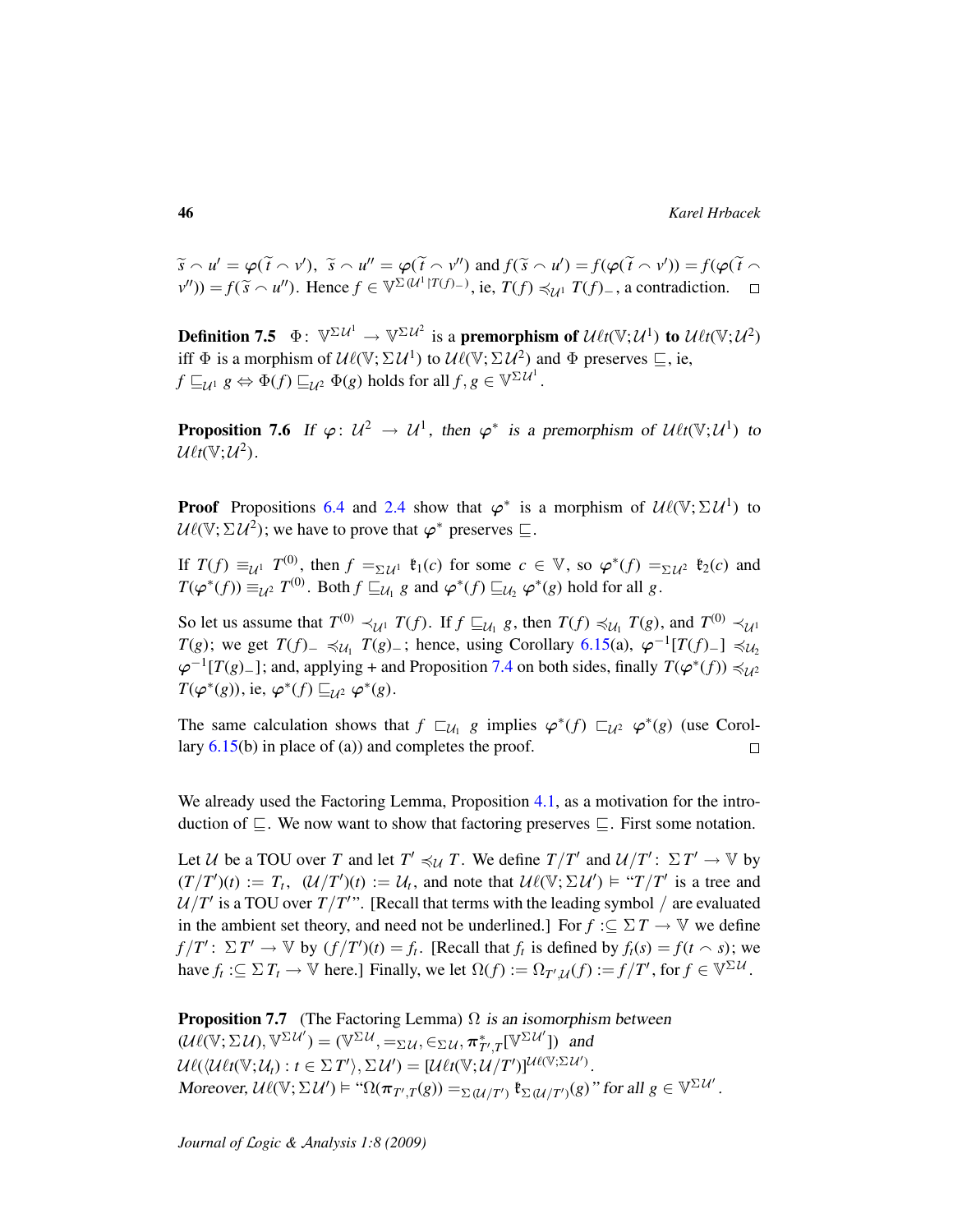$\widetilde{s} \frown u' = \varphi(\widetilde{t} \frown v')$, $\widetilde{s} \frown u'' = \varphi(\widetilde{t} \frown v'')$ and $f(\widetilde{s} \frown u') = f(\varphi(\widetilde{t} \frown v')) = f(\varphi(\widetilde{t} \frown v'')) = f(\widetilde{s} \frown u'')$. Hence $f \in \mathbb{V}^{\Sigma(\mathcal{U}^1 \upharpoonright T(f)_-)}$, ie, $T(f) \preccurlyeq_{\mathcal{U}^1} T(f)_-$, a contradiction. $\square$

**Definition 7.5** $\Phi\colon \mathbb{V}^{\Sigma\mathcal{U}^1} \to \mathbb{V}^{\Sigma\mathcal{U}^2}$ is a **premorphism of** $\mathcal{U}\ell t(\mathbb{V};\mathcal{U}^1)$ **to** $\mathcal{U}\ell t(\mathbb{V};\mathcal{U}^2)$ iff $\Phi$ is a morphism of $\mathcal{U}\ell(\mathbb{V};\Sigma\mathcal{U}^1)$ to $\mathcal{U}\ell(\mathbb{V};\Sigma\mathcal{U}^2)$ and $\Phi$ preserves $\sqsubseteq$, ie, $f \sqsubseteq_{\mathcal{U}^1} g \Leftrightarrow \Phi(f) \sqsubseteq_{\mathcal{U}^2} \Phi(g)$ holds for all $f, g \in \mathbb{V}^{\Sigma\mathcal{U}^1}$.

**Proposition 7.6** *If $\varphi\colon \mathcal{U}^2 \to \mathcal{U}^1$, then $\varphi^*$ is a premorphism of $\mathcal{U}\ell t(\mathbb{V};\mathcal{U}^1)$ to $\mathcal{U}\ell t(\mathbb{V};\mathcal{U}^2)$.*

**Proof** Propositions 6.4 and 2.4 show that $\varphi^*$ is a morphism of $\mathcal{U}\ell(\mathbb{V};\Sigma\mathcal{U}^1)$ to $\mathcal{U}\ell(\mathbb{V};\Sigma\mathcal{U}^2)$; we have to prove that $\varphi^*$ preserves $\sqsubseteq$.

If $T(f) \equiv_{\mathcal{U}^1} T^{(0)}$, then $f =_{\Sigma\mathcal{U}^1} \mathfrak{k}_1(c)$ for some $c \in \mathbb{V}$, so $\varphi^*(f) =_{\Sigma\mathcal{U}^2} \mathfrak{k}_2(c)$ and $T(\varphi^*(f)) \equiv_{\mathcal{U}^2} T^{(0)}$. Both $f \sqsubseteq_{\mathcal{U}_1} g$ and $\varphi^*(f) \sqsubseteq_{\mathcal{U}_2} \varphi^*(g)$ hold for all $g$.

So let us assume that $T^{(0)} \prec_{\mathcal{U}^1} T(f)$. If $f \sqsubseteq_{\mathcal{U}_1} g$, then $T(f) \preccurlyeq_{\mathcal{U}_1} T(g)$, and $T^{(0)} \prec_{\mathcal{U}^1} T(g)$; we get $T(f)_- \preccurlyeq_{\mathcal{U}_1} T(g)_-$; hence, using Corollary 6.15(a), $\varphi^{-1}[T(f)_-] \preccurlyeq_{\mathcal{U}_2} \varphi^{-1}[T(g)_-]$; and, applying + and Proposition 7.4 on both sides, finally $T(\varphi^*(f)) \preccurlyeq_{\mathcal{U}^2} T(\varphi^*(g))$, ie, $\varphi^*(f) \sqsubseteq_{\mathcal{U}^2} \varphi^*(g)$.

The same calculation shows that $f \sqsubset_{\mathcal{U}_1} g$ implies $\varphi^*(f) \sqsubset_{\mathcal{U}^2} \varphi^*(g)$ (use Corollary 6.15(b) in place of (a)) and completes the proof. $\square$

We already used the Factoring Lemma, Proposition 4.1, as a motivation for the introduction of $\sqsubseteq$. We now want to show that factoring preserves $\sqsubseteq$. First some notation.

Let $\mathcal{U}$ be a TOU over $T$ and let $T' \preccurlyeq_{\mathcal{U}} T$. We define $T/T'$ and $\mathcal{U}/T'\colon\ \Sigma T' \to \mathbb{V}$ by $(T/T')(t) := T_t$, $(\mathcal{U}/T')(t) := \mathcal{U}_t$, and note that $\mathcal{U}\ell(\mathbb{V};\Sigma\mathcal{U}') \vDash$ "$T/T'$ is a tree and $\mathcal{U}/T'$ is a TOU over $T/T'$". [Recall that terms with the leading symbol / are evaluated in the ambient set theory, and need not be underlined.] For $f :\subseteq \Sigma T \to \mathbb{V}$ we define $f/T'\colon\ \Sigma T' \to \mathbb{V}$ by $(f/T')(t) = f_t$. [Recall that $f_t$ is defined by $f_t(s) = f(t \frown s)$; we have $f_t :\subseteq \Sigma T_t \to \mathbb{V}$ here.] Finally, we let $\Omega(f) := \Omega_{T',\mathcal{U}}(f) := f/T'$, for $f \in \mathbb{V}^{\Sigma\mathcal{U}}$.

**Proposition 7.7** (The Factoring Lemma) *$\Omega$ is an isomorphism between $(\mathcal{U}\ell(\mathbb{V};\Sigma\mathcal{U}), \mathbb{V}^{\Sigma\mathcal{U}'}) = (\mathbb{V}^{\Sigma\mathcal{U}}, =_{\Sigma\mathcal{U}}, \in_{\Sigma\mathcal{U}}, \pi^*_{T',T}[\mathbb{V}^{\Sigma\mathcal{U}'}])$ and $\mathcal{U}\ell(\langle \mathcal{U}\ell t(\mathbb{V};\mathcal{U}_t) : t \in \Sigma T'\rangle, \Sigma\mathcal{U}') = [\mathcal{U}\ell t(\mathbb{V};\mathcal{U}/T')]^{\mathcal{U}\ell(\mathbb{V};\Sigma\mathcal{U}')}$. Moreover, $\mathcal{U}\ell(\mathbb{V};\Sigma\mathcal{U}') \vDash$ "$\Omega(\pi_{T',T}(g)) =_{\Sigma(\mathcal{U}/T')} \mathfrak{k}_{\Sigma(\mathcal{U}/T')}(g)$" for all $g \in \mathbb{V}^{\Sigma\mathcal{U}'}$.*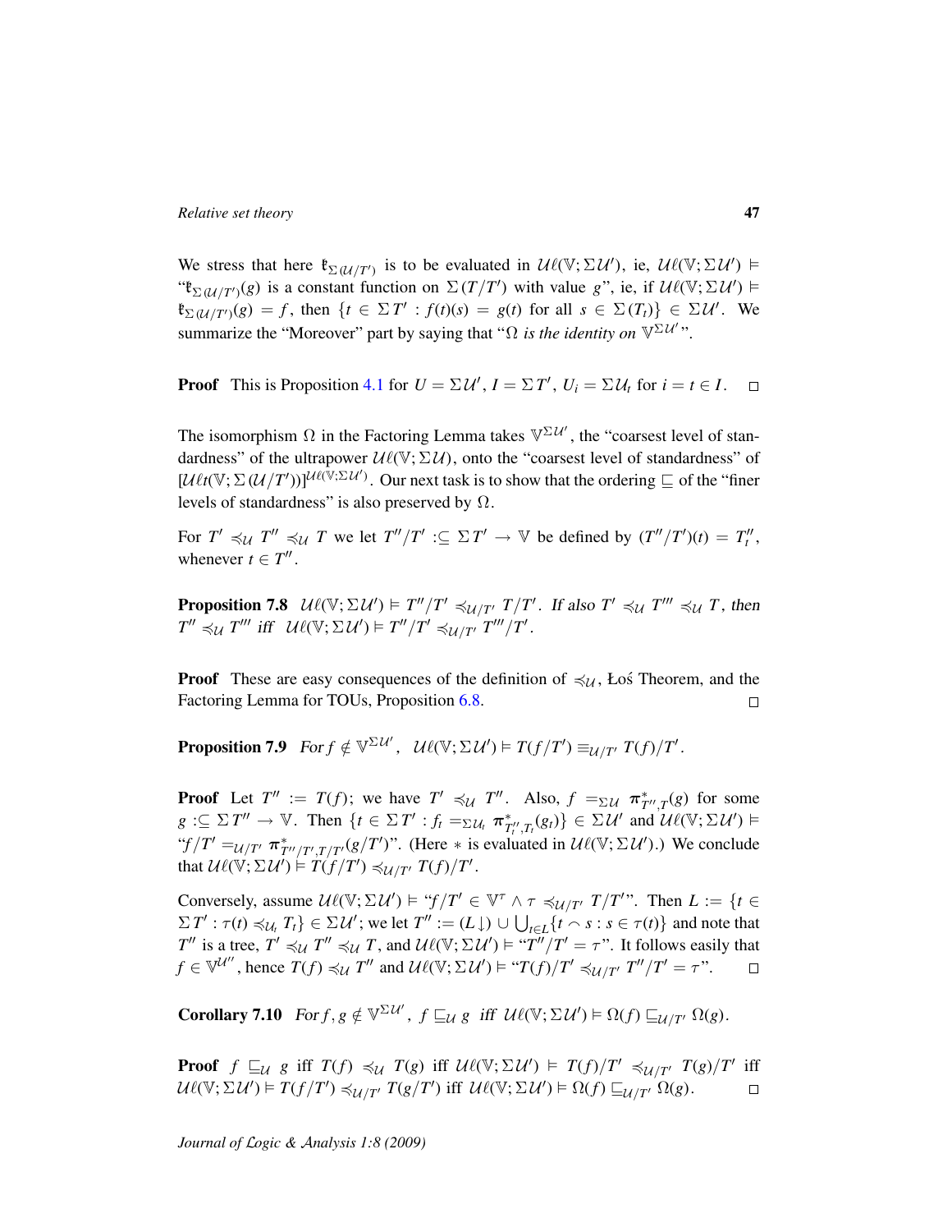We stress that here $\mathfrak{k}_{\Sigma(\mathcal{U}/T')}$ is to be evaluated in $\mathcal{U}\ell(\mathbb{V};\Sigma\mathcal{U}')$, ie, $\mathcal{U}\ell(\mathbb{V};\Sigma\mathcal{U}') \vDash$ "$\mathfrak{k}_{\Sigma(\mathcal{U}/T')}(g)$ is a constant function on $\Sigma(T/T')$ with value $g$", ie, if $\mathcal{U}\ell(\mathbb{V};\Sigma\mathcal{U}') \vDash \mathfrak{k}_{\Sigma(\mathcal{U}/T')}(g) = f$, then $\{t \in \Sigma T' : f(t)(s) = g(t) \text{ for all } s \in \Sigma(T_t)\} \in \Sigma\mathcal{U}'$. We summarize the "Moreover" part by saying that "$\Omega$ *is the identity on* $\mathbb{V}^{\Sigma\mathcal{U}'}$".

**Proof** This is Proposition 4.1 for $U = \Sigma\mathcal{U}'$, $I = \Sigma T'$, $U_i = \Sigma\mathcal{U}_t$ for $i = t \in I$. $\square$

The isomorphism $\Omega$ in the Factoring Lemma takes $\mathbb{V}^{\Sigma\mathcal{U}'}$, the "coarsest level of standardness" of the ultrapower $\mathcal{U}\ell(\mathbb{V};\Sigma\mathcal{U})$, onto the "coarsest level of standardness" of $[\mathcal{U}\ell t(\mathbb{V};\Sigma(\mathcal{U}/T'))]^{\mathcal{U}\ell(\mathbb{V};\Sigma\mathcal{U}')}$. Our next task is to show that the ordering $\sqsubseteq$ of the "finer levels of standardness" is also preserved by $\Omega$.

For $T' \preccurlyeq_{\mathcal{U}} T'' \preccurlyeq_{\mathcal{U}} T$ we let $T''/T' :\subseteq \Sigma T' \to \mathbb{V}$ be defined by $(T''/T')(t) = T''_t$, whenever $t \in T''$.

**Proposition 7.8** *$\mathcal{U}\ell(\mathbb{V};\Sigma\mathcal{U}') \vDash T''/T' \preccurlyeq_{\mathcal{U}/T'} T/T'$. If also $T' \preccurlyeq_{\mathcal{U}} T''' \preccurlyeq_{\mathcal{U}} T$, then $T'' \preccurlyeq_{\mathcal{U}} T'''$ iff $\mathcal{U}\ell(\mathbb{V};\Sigma\mathcal{U}') \vDash T''/T' \preccurlyeq_{\mathcal{U}/T'} T'''/T'$.*

**Proof** These are easy consequences of the definition of $\preccurlyeq_{\mathcal{U}}$, Łoś Theorem, and the Factoring Lemma for TOUs, Proposition 6.8. $\square$

**Proposition 7.9** *For $f \notin \mathbb{V}^{\Sigma\mathcal{U}'}$, $\mathcal{U}\ell(\mathbb{V};\Sigma\mathcal{U}') \vDash T(f/T') \equiv_{\mathcal{U}/T'} T(f)/T'$.*

**Proof** Let $T'' := T(f)$; we have $T' \preccurlyeq_{\mathcal{U}} T''$. Also, $f =_{\Sigma\mathcal{U}} \pi^*_{T'',T}(g)$ for some $g :\subseteq \Sigma T'' \to \mathbb{V}$. Then $\{t \in \Sigma T' : f_t =_{\Sigma\mathcal{U}_t} \pi^*_{T''_t,T_t}(g_t)\} \in \Sigma\mathcal{U}'$ and $\mathcal{U}\ell(\mathbb{V};\Sigma\mathcal{U}') \vDash$ "$f/T' =_{\mathcal{U}/T'} \pi^*_{T''/T',T/T'}(g/T')$". (Here $*$ is evaluated in $\mathcal{U}\ell(\mathbb{V};\Sigma\mathcal{U}')$.) We conclude that $\mathcal{U}\ell(\mathbb{V};\Sigma\mathcal{U}') \vDash T(f/T') \preccurlyeq_{\mathcal{U}/T'} T(f)/T'$.

Conversely, assume $\mathcal{U}\ell(\mathbb{V};\Sigma\mathcal{U}') \vDash$ "$f/T' \in \mathbb{V}^{\tau} \wedge \tau \preccurlyeq_{\mathcal{U}/T'} T/T'$". Then $L := \{t \in \Sigma T' : \tau(t) \preccurlyeq_{\mathcal{U}_t} T_t\} \in \Sigma\mathcal{U}'$; we let $T'' := (L\downarrow) \cup \bigcup_{t \in L}\{t \frown s : s \in \tau(t)\}$ and note that $T''$ is a tree, $T' \preccurlyeq_{\mathcal{U}} T'' \preccurlyeq_{\mathcal{U}} T$, and $\mathcal{U}\ell(\mathbb{V};\Sigma\mathcal{U}') \vDash$ "$T''/T' = \tau$". It follows easily that $f \in \mathbb{V}^{\mathcal{U}''}$, hence $T(f) \preccurlyeq_{\mathcal{U}} T''$ and $\mathcal{U}\ell(\mathbb{V};\Sigma\mathcal{U}') \vDash$ "$T(f)/T' \preccurlyeq_{\mathcal{U}/T'} T''/T' = \tau$". $\square$

**Corollary 7.10** *For $f,g \notin \mathbb{V}^{\Sigma\mathcal{U}'}$, $f \sqsubseteq_{\mathcal{U}} g$ iff $\mathcal{U}\ell(\mathbb{V};\Sigma\mathcal{U}') \vDash \Omega(f) \sqsubseteq_{\mathcal{U}/T'} \Omega(g)$.*

**Proof** $f \sqsubseteq_{\mathcal{U}} g$ iff $T(f) \preccurlyeq_{\mathcal{U}} T(g)$ iff $\mathcal{U}\ell(\mathbb{V};\Sigma\mathcal{U}') \vDash T(f)/T' \preccurlyeq_{\mathcal{U}/T'} T(g)/T'$ iff $\mathcal{U}\ell(\mathbb{V};\Sigma\mathcal{U}') \vDash T(f/T') \preccurlyeq_{\mathcal{U}/T'} T(g/T')$ iff $\mathcal{U}\ell(\mathbb{V};\Sigma\mathcal{U}') \vDash \Omega(f) \sqsubseteq_{\mathcal{U}/T'} \Omega(g)$. $\square$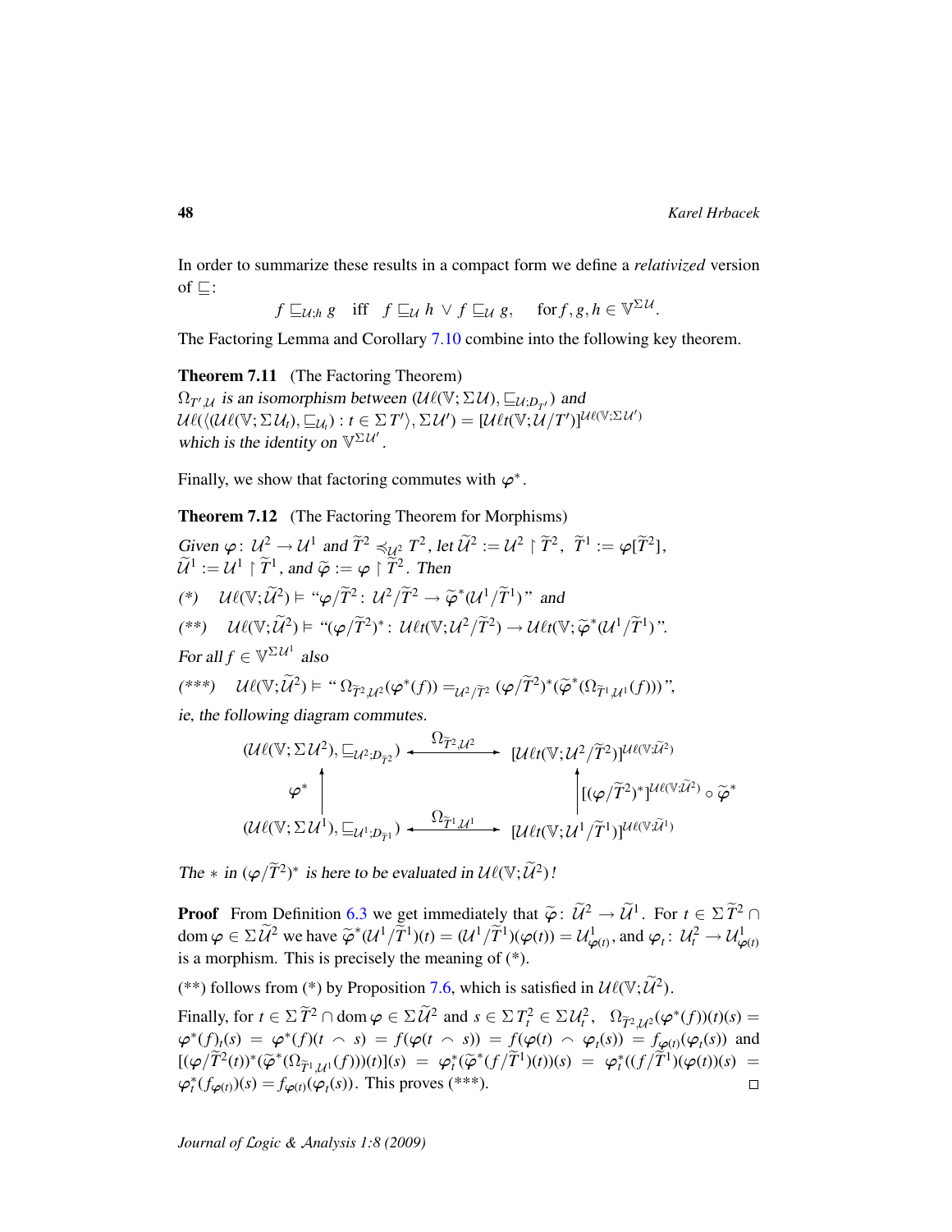In order to summarize these results in a compact form we define a *relativized* version of $\sqsubseteq$:

$$f \sqsubseteq_{\mathcal{U};h} g \quad \text{iff} \quad f \sqsubseteq_{\mathcal{U}} h \vee f \sqsubseteq_{\mathcal{U}} g, \qquad \text{for } f,g,h \in \mathbb{V}^{\Sigma\mathcal{U}}.$$

The Factoring Lemma and Corollary 7.10 combine into the following key theorem.

**Theorem 7.11** (The Factoring Theorem)
*$\Omega_{T',\mathcal{U}}$ is an isomorphism between $(\mathcal{U}\ell(\mathbb{V};\Sigma\mathcal{U}), \sqsubseteq_{\mathcal{U};D_{T'}})$ and $\mathcal{U}\ell(\langle(\mathcal{U}\ell(\mathbb{V};\Sigma\mathcal{U}_t),\sqsubseteq_{\mathcal{U}_t}) : t \in \Sigma T'\rangle, \Sigma\mathcal{U}') = [\mathcal{U}\ell t(\mathbb{V};\mathcal{U}/T')]^{\mathcal{U}\ell(\mathbb{V};\Sigma\mathcal{U}')}$ which is the identity on $\mathbb{V}^{\Sigma\mathcal{U}'}$.*

Finally, we show that factoring commutes with $\varphi^*$.

**Theorem 7.12** (The Factoring Theorem for Morphisms)
*Given $\varphi\colon \mathcal{U}^2 \to \mathcal{U}^1$ and $\widetilde{T}^2 \preccurlyeq_{\mathcal{U}^2} T^2$, let $\widetilde{\mathcal{U}}^2 := \mathcal{U}^2 \upharpoonright \widetilde{T}^2$, $\widetilde{T}^1 := \varphi[\widetilde{T}^2]$, $\widetilde{\mathcal{U}}^1 := \mathcal{U}^1 \upharpoonright \widetilde{T}^1$, and $\widetilde{\varphi} := \varphi \upharpoonright \widetilde{T}^2$. Then*

*(\*)* $\quad \mathcal{U}\ell(\mathbb{V};\widetilde{\mathcal{U}}^2) \vDash$ "$\varphi/\widetilde{T}^2\colon \mathcal{U}^2/\widetilde{T}^2 \to \widetilde{\varphi}^*(\mathcal{U}^1/\widetilde{T}^1)$" *and*

*(\*\*)* $\quad \mathcal{U}\ell(\mathbb{V};\widetilde{\mathcal{U}}^2) \vDash$ "$(\varphi/\widetilde{T}^2)^*\colon \mathcal{U}\ell t(\mathbb{V};\mathcal{U}^2/\widetilde{T}^2) \to \mathcal{U}\ell t(\mathbb{V};\widetilde{\varphi}^*(\mathcal{U}^1/\widetilde{T}^1)$".

*For all $f \in \mathbb{V}^{\Sigma\mathcal{U}^1}$ also*

*(\*\*\*)* $\quad \mathcal{U}\ell(\mathbb{V};\widetilde{\mathcal{U}}^2) \vDash$ " $\Omega_{\widetilde{T}^2,\mathcal{U}^2}(\varphi^*(f)) =_{\mathcal{U}^2/\widetilde{T}^2} (\varphi/\widetilde{T}^2)^*(\widetilde{\varphi}^*(\Omega_{\widetilde{T}^1,\mathcal{U}^1}(f)))$",

*ie, the following diagram commutes.*

$$\begin{array}{ccc}
(\mathcal{U}\ell(\mathbb{V};\Sigma\mathcal{U}^2),\sqsubseteq_{\mathcal{U}^2;D_{\widetilde{T}^2}}) & \xleftrightarrow{\ \Omega_{\widetilde{T}^2,\mathcal{U}^2}\ } & [\mathcal{U}\ell t(\mathbb{V};\mathcal{U}^2/\widetilde{T}^2)]^{\mathcal{U}\ell(\mathbb{V};\widetilde{\mathcal{U}}^2)} \\
\varphi^* \Big\uparrow & & \Big\uparrow [(\varphi/\widetilde{T}^2)^*]^{\mathcal{U}\ell(\mathbb{V};\widetilde{\mathcal{U}}^2)} \circ \widetilde{\varphi}^* \\
(\mathcal{U}\ell(\mathbb{V};\Sigma\mathcal{U}^1),\sqsubseteq_{\mathcal{U}^1;D_{\widetilde{T}^1}}) & \xleftrightarrow{\ \Omega_{\widetilde{T}^1,\mathcal{U}^1}\ } & [\mathcal{U}\ell t(\mathbb{V};\mathcal{U}^1/\widetilde{T}^1)]^{\mathcal{U}\ell(\mathbb{V};\widetilde{\mathcal{U}}^1)}
\end{array}$$

*The $*$ in $(\varphi/\widetilde{T}^2)^*$ is here to be evaluated in $\mathcal{U}\ell(\mathbb{V};\widetilde{\mathcal{U}}^2)$!*

**Proof** From Definition 6.3 we get immediately that $\widetilde{\varphi}\colon \widetilde{\mathcal{U}}^2 \to \widetilde{\mathcal{U}}^1$. For $t \in \Sigma\widetilde{T}^2 \cap \operatorname{dom}\varphi \in \Sigma\widetilde{\mathcal{U}}^2$ we have $\widetilde{\varphi}^*(\mathcal{U}^1/\widetilde{T}^1)(t) = (\mathcal{U}^1/\widetilde{T}^1)(\varphi(t)) = \mathcal{U}^1_{\varphi(t)}$, and $\varphi_t\colon \mathcal{U}^2_t \to \mathcal{U}^1_{\varphi(t)}$ is a morphism. This is precisely the meaning of (\*).

(\*\*) follows from (\*) by Proposition 7.6, which is satisfied in $\mathcal{U}\ell(\mathbb{V};\widetilde{\mathcal{U}}^2)$.

Finally, for $t \in \Sigma\widetilde{T}^2 \cap \operatorname{dom}\varphi \in \Sigma\widetilde{\mathcal{U}}^2$ and $s \in \Sigma T^2_t \in \Sigma\mathcal{U}^2_t$, $\Omega_{\widetilde{T}^2,\mathcal{U}^2}(\varphi^*(f))(t)(s) = \varphi^*(f)_t(s) = \varphi^*(f)(t \frown s) = f(\varphi(t \frown s)) = f(\varphi(t) \frown \varphi_t(s)) = f_{\varphi(t)}(\varphi_t(s))$ and $[(\varphi/\widetilde{T}^2(t))^*(\widetilde{\varphi}^*(\Omega_{\widetilde{T}^1,\mathcal{U}^1}(f)))(t)](s) = \varphi^*_t(\widetilde{\varphi}^*(f/\widetilde{T}^1)(t))(s) = \varphi^*_t((f/\widetilde{T}^1)(\varphi(t))(s) = \varphi^*_t(f_{\varphi(t)})(s) = f_{\varphi(t)}(\varphi_t(s))$. This proves (\*\*\*). $\square$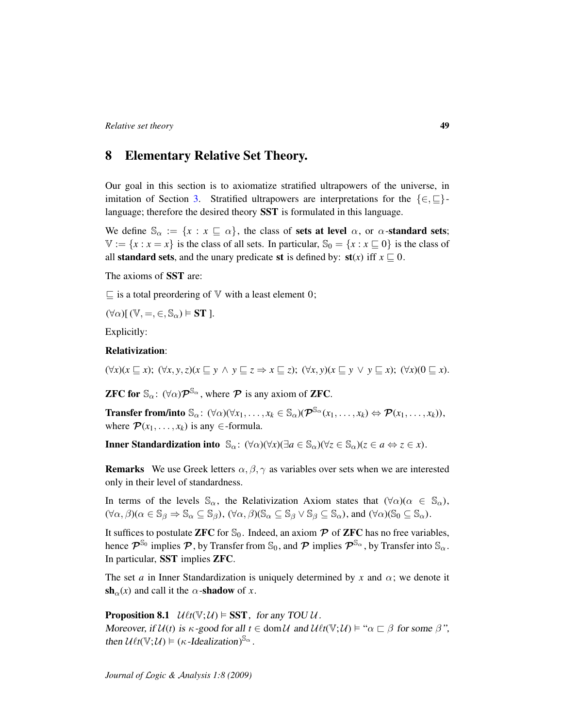# 8 Elementary Relative Set Theory.

Our goal in this section is to axiomatize stratified ultrapowers of the universe, in imitation of Section 3. Stratified ultrapowers are interpretations for the $\{\in, \sqsubseteq\}$-language; therefore the desired theory **SST** is formulated in this language.

We define $\mathbb{S}_\alpha := \{x : x \sqsubseteq \alpha\}$, the class of **sets at level** $\alpha$, or $\alpha$-**standard sets**; $\mathbb{V} := \{x : x = x\}$ is the class of all sets. In particular, $\mathbb{S}_0 = \{x : x \sqsubseteq 0\}$ is the class of all **standard sets**, and the unary predicate **st** is defined by: $\mathbf{st}(x)$ iff $x \sqsubseteq 0$.

The axioms of **SST** are:

$\sqsubseteq$ is a total preordering of $\mathbb{V}$ with a least element $0$;

$(\forall \alpha)[\,(\mathbb{V}, =, \in, \mathbb{S}_\alpha) \vDash \mathbf{ST}\,]$.

Explicitly:

**Relativization**:

$(\forall x)(x \sqsubseteq x)$; $(\forall x, y, z)(x \sqsubseteq y \,\wedge\, y \sqsubseteq z \Rightarrow x \sqsubseteq z)$; $(\forall x, y)(x \sqsubseteq y \,\vee\, y \sqsubseteq x)$; $(\forall x)(0 \sqsubseteq x)$.

**ZFC for** $\mathbb{S}_\alpha$: $(\forall \alpha)\boldsymbol{\mathcal{P}}^{\mathbb{S}_\alpha}$, where $\boldsymbol{\mathcal{P}}$ is any axiom of **ZFC**.

**Transfer from/into** $\mathbb{S}_\alpha$: $(\forall \alpha)(\forall x_1, \ldots, x_k \in \mathbb{S}_\alpha)(\boldsymbol{\mathcal{P}}^{\mathbb{S}_\alpha}(x_1, \ldots, x_k) \Leftrightarrow \boldsymbol{\mathcal{P}}(x_1, \ldots, x_k))$, where $\boldsymbol{\mathcal{P}}(x_1, \ldots, x_k)$ is any $\in$-formula.

**Inner Standardization into** $\mathbb{S}_\alpha$: $(\forall \alpha)(\forall x)(\exists a \in \mathbb{S}_\alpha)(\forall z \in \mathbb{S}_\alpha)(z \in a \Leftrightarrow z \in x)$.

**Remarks** We use Greek letters $\alpha, \beta, \gamma$ as variables over sets when we are interested only in their level of standardness.

In terms of the levels $\mathbb{S}_\alpha$, the Relativization Axiom states that $(\forall \alpha)(\alpha \in \mathbb{S}_\alpha)$, $(\forall \alpha, \beta)(\alpha \in \mathbb{S}_\beta \Rightarrow \mathbb{S}_\alpha \subseteq \mathbb{S}_\beta)$, $(\forall \alpha, \beta)(\mathbb{S}_\alpha \subseteq \mathbb{S}_\beta \vee \mathbb{S}_\beta \subseteq \mathbb{S}_\alpha)$, and $(\forall \alpha)(\mathbb{S}_0 \subseteq \mathbb{S}_\alpha)$.

It suffices to postulate **ZFC** for $\mathbb{S}_0$. Indeed, an axiom $\boldsymbol{\mathcal{P}}$ of **ZFC** has no free variables, hence $\boldsymbol{\mathcal{P}}^{\mathbb{S}_0}$ implies $\boldsymbol{\mathcal{P}}$, by Transfer from $\mathbb{S}_0$, and $\boldsymbol{\mathcal{P}}$ implies $\boldsymbol{\mathcal{P}}^{\mathbb{S}_\alpha}$, by Transfer into $\mathbb{S}_\alpha$. In particular, **SST** implies **ZFC**.

The set $a$ in Inner Standardization is uniquely determined by $x$ and $\alpha$; we denote it $\mathbf{sh}_\alpha(x)$ and call it the $\alpha$-**shadow** of $x$.

**Proposition 8.1** *$\mathcal{U}\ell t(\mathbb{V}; \mathcal{U}) \vDash$ **SST**, for any TOU $\mathcal{U}$.*
*Moreover, if $\mathcal{U}(t)$ is $\kappa$-good for all $t \in \operatorname{dom}\mathcal{U}$ and $\mathcal{U}\ell t(\mathbb{V}; \mathcal{U}) \vDash$ "$\alpha \sqsubset \beta$ for some $\beta$", then $\mathcal{U}\ell t(\mathbb{V}; \mathcal{U}) \vDash (\kappa\text{-Idealization})^{\mathbb{S}_\alpha}$.*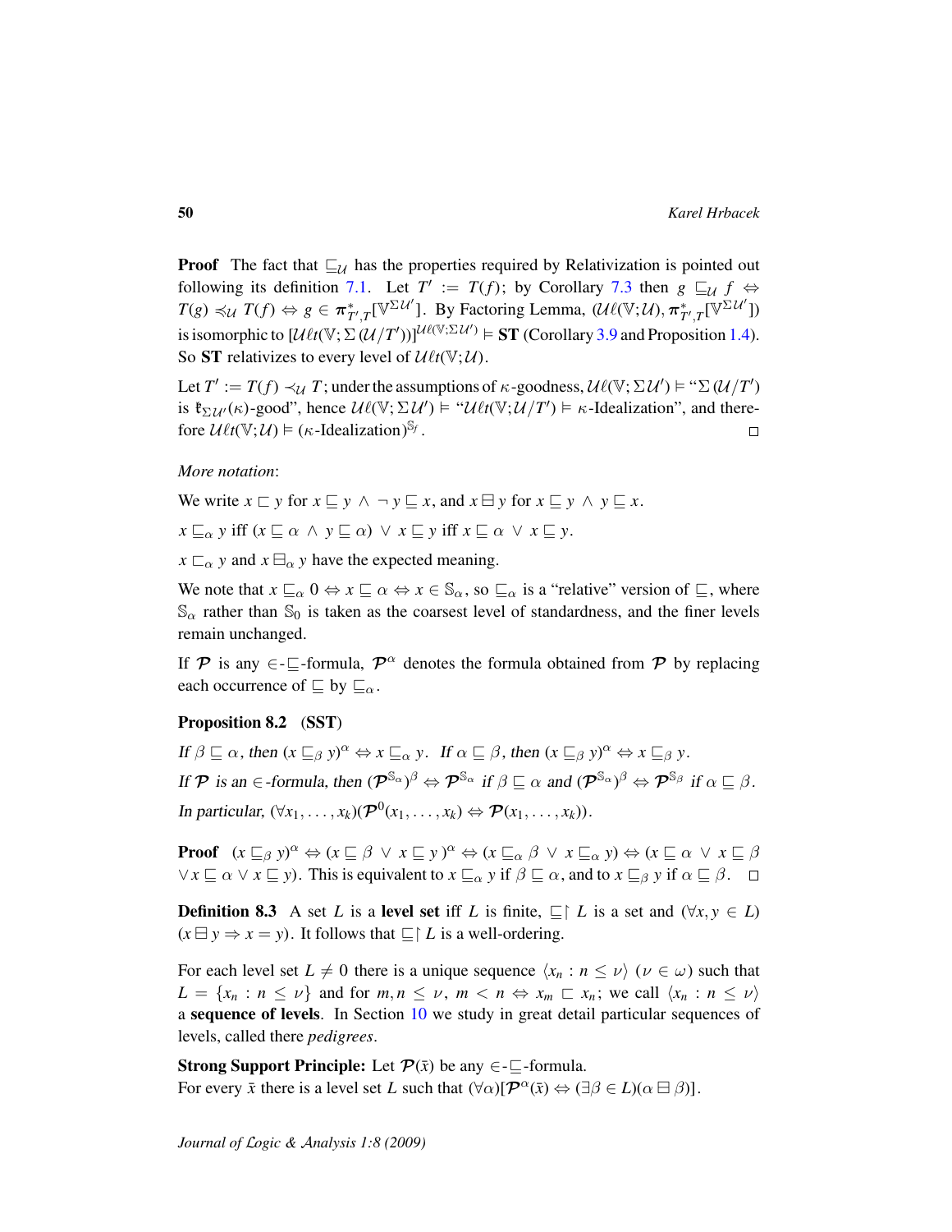**Proof** The fact that $\sqsubseteq_{\mathcal{U}}$ has the properties required by Relativization is pointed out following its definition 7.1. Let $T' := T(f)$; by Corollary 7.3 then $g \sqsubseteq_{\mathcal{U}} f \Leftrightarrow T(g) \preccurlyeq_{\mathcal{U}} T(f) \Leftrightarrow g \in \boldsymbol{\pi}^*_{T',T}[\mathbb{V}^{\Sigma\mathcal{U}'}]$. By Factoring Lemma, $(\mathcal{U}\ell(\mathbb{V};\mathcal{U}), \boldsymbol{\pi}^*_{T',T}[\mathbb{V}^{\Sigma\mathcal{U}'}])$ is isomorphic to $[\mathcal{U}\ell t(\mathbb{V};\Sigma(\mathcal{U}/T'))]^{\mathcal{U}\ell(\mathbb{V};\Sigma\mathcal{U}')} \vDash \mathbf{ST}$ (Corollary 3.9 and Proposition 1.4). So **ST** relativizes to every level of $\mathcal{U}\ell t(\mathbb{V};\mathcal{U})$.

Let $T' := T(f) \prec_{\mathcal{U}} T$; under the assumptions of $\kappa$-goodness, $\mathcal{U}\ell(\mathbb{V};\Sigma\mathcal{U}') \vDash$ "$\Sigma(\mathcal{U}/T')$ is $\mathfrak{k}_{\Sigma\mathcal{U}'}(\kappa)$-good", hence $\mathcal{U}\ell(\mathbb{V};\Sigma\mathcal{U}') \vDash$ "$\mathcal{U}\ell t(\mathbb{V};\mathcal{U}/T') \vDash \kappa$-Idealization", and therefore $\mathcal{U}\ell t(\mathbb{V};\mathcal{U}) \vDash (\kappa\text{-Idealization})^{\mathbb{S}_f}$. $\square$

*More notation*:

We write $x \sqsubset y$ for $x \sqsubseteq y \,\wedge\, \neg\, y \sqsubseteq x$, and $x \boxminus y$ for $x \sqsubseteq y \,\wedge\, y \sqsubseteq x$.

$x \sqsubseteq_\alpha y$ iff $(x \sqsubseteq \alpha \,\wedge\, y \sqsubseteq \alpha) \,\vee\, x \sqsubseteq y$ iff $x \sqsubseteq \alpha \,\vee\, x \sqsubseteq y$.

$x \sqsubset_\alpha y$ and $x \boxminus_\alpha y$ have the expected meaning.

We note that $x \sqsubseteq_\alpha 0 \Leftrightarrow x \sqsubseteq \alpha \Leftrightarrow x \in \mathbb{S}_\alpha$, so $\sqsubseteq_\alpha$ is a "relative" version of $\sqsubseteq$, where $\mathbb{S}_\alpha$ rather than $\mathbb{S}_0$ is taken as the coarsest level of standardness, and the finer levels remain unchanged.

If $\mathcal{P}$ is any $\in$-$\sqsubseteq$-formula, $\mathcal{P}^\alpha$ denotes the formula obtained from $\mathcal{P}$ by replacing each occurrence of $\sqsubseteq$ by $\sqsubseteq_\alpha$.

**Proposition 8.2** (**SST**)

*If $\beta \sqsubseteq \alpha$, then $(x \sqsubseteq_\beta y)^\alpha \Leftrightarrow x \sqsubseteq_\alpha y$. If $\alpha \sqsubseteq \beta$, then $(x \sqsubseteq_\beta y)^\alpha \Leftrightarrow x \sqsubseteq_\beta y$.*

*If $\mathcal{P}$ is an $\in$-formula, then $(\mathcal{P}^{\mathbb{S}_\alpha})^\beta \Leftrightarrow \mathcal{P}^{\mathbb{S}_\alpha}$ if $\beta \sqsubseteq \alpha$ and $(\mathcal{P}^{\mathbb{S}_\alpha})^\beta \Leftrightarrow \mathcal{P}^{\mathbb{S}_\beta}$ if $\alpha \sqsubseteq \beta$.*

*In particular, $(\forall x_1,\ldots,x_k)(\mathcal{P}^0(x_1,\ldots,x_k) \Leftrightarrow \mathcal{P}(x_1,\ldots,x_k))$.*

**Proof** $(x \sqsubseteq_\beta y)^\alpha \Leftrightarrow (x \sqsubseteq \beta \,\vee\, x \sqsubseteq y)^\alpha \Leftrightarrow (x \sqsubseteq_\alpha \beta \,\vee\, x \sqsubseteq_\alpha y) \Leftrightarrow (x \sqsubseteq \alpha \,\vee\, x \sqsubseteq \beta \,\vee x \sqsubseteq \alpha \vee x \sqsubseteq y)$. This is equivalent to $x \sqsubseteq_\alpha y$ if $\beta \sqsubseteq \alpha$, and to $x \sqsubseteq_\beta y$ if $\alpha \sqsubseteq \beta$. $\square$

**Definition 8.3** A set $L$ is a **level set** iff $L$ is finite, $\sqsubseteq\restriction L$ is a set and $(\forall x, y \in L)$ $(x \boxminus y \Rightarrow x = y)$. It follows that $\sqsubseteq\restriction L$ is a well-ordering.

For each level set $L \neq 0$ there is a unique sequence $\langle x_n : n \leq \nu\rangle$ $(\nu \in \omega)$ such that $L = \{x_n : n \leq \nu\}$ and for $m, n \leq \nu$, $m < n \Leftrightarrow x_m \sqsubset x_n$; we call $\langle x_n : n \leq \nu\rangle$ a **sequence of levels**. In Section 10 we study in great detail particular sequences of levels, called there *pedigrees*.

**Strong Support Principle:** Let $\mathcal{P}(\bar{x})$ be any $\in$-$\sqsubseteq$-formula.
For every $\bar{x}$ there is a level set $L$ such that $(\forall\alpha)[\mathcal{P}^\alpha(\bar{x}) \Leftrightarrow (\exists\beta \in L)(\alpha \boxminus \beta)]$.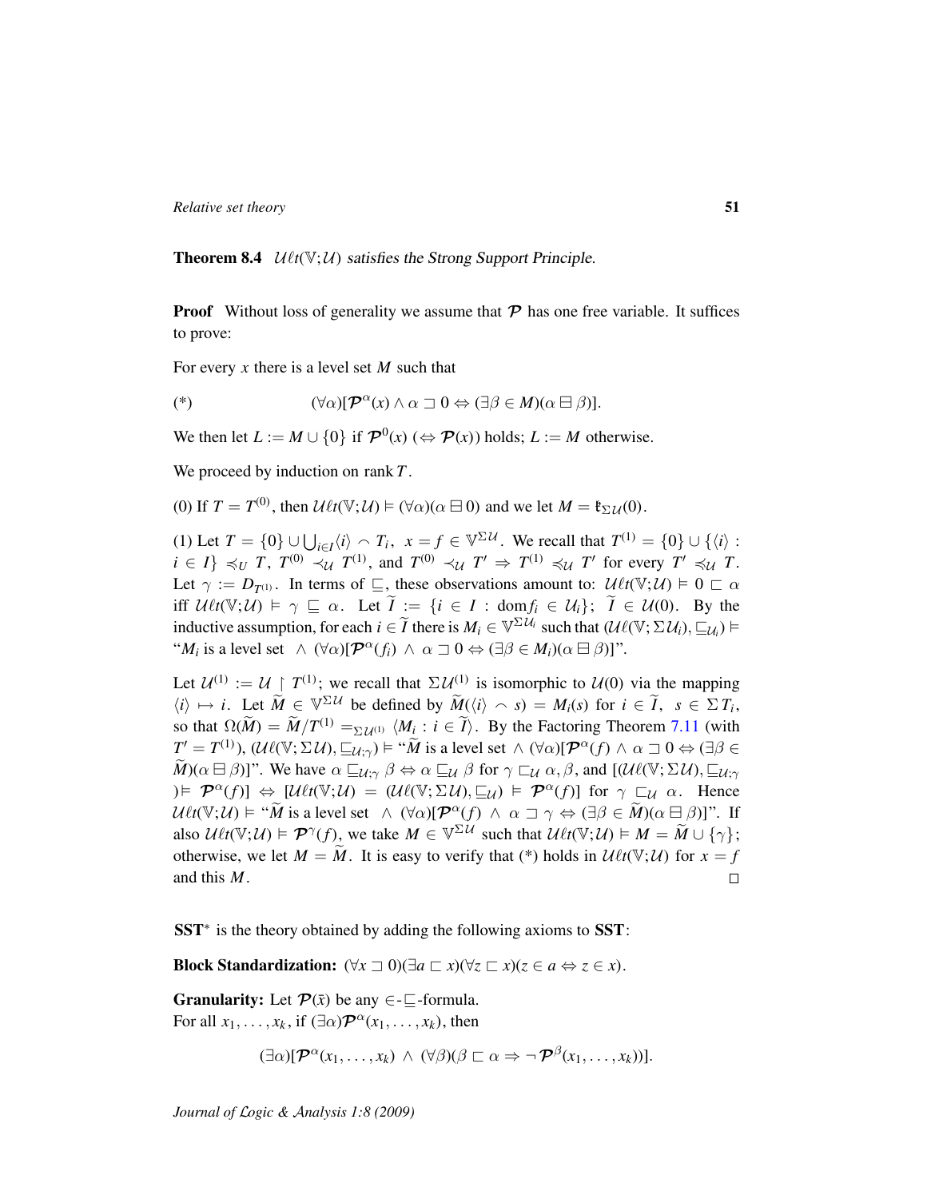**Theorem 8.4** *$\mathcal{U}\ell t(\mathbb{V};\mathcal{U})$ satisfies the Strong Support Principle.*

**Proof** Without loss of generality we assume that $\mathcal{P}$ has one free variable. It suffices to prove:

For every $x$ there is a level set $M$ such that

$$(*) \qquad (\forall \alpha)[\mathcal{P}^{\alpha}(x) \wedge \alpha \sqsupset 0 \Leftrightarrow (\exists \beta \in M)(\alpha \boxminus \beta)].$$

We then let $L := M \cup \{0\}$ if $\mathcal{P}^0(x)$ ($\Leftrightarrow \mathcal{P}(x)$) holds; $L := M$ otherwise.

We proceed by induction on rank $T$.

(0) If $T = T^{(0)}$, then $\mathcal{U}\ell t(\mathbb{V};\mathcal{U}) \vDash (\forall \alpha)(\alpha \boxminus 0)$ and we let $M = \mathfrak{k}_{\Sigma\mathcal{U}}(0)$.

(1) Let $T = \{0\} \cup \bigcup_{i \in I} \langle i \rangle \frown T_i,\ x = f \in \mathbb{V}^{\Sigma\mathcal{U}}$. We recall that $T^{(1)} = \{0\} \cup \{\langle i \rangle : i \in I\} \preccurlyeq_U T$, $T^{(0)} \prec_{\mathcal{U}} T^{(1)}$, and $T^{(0)} \prec_{\mathcal{U}} T' \Rightarrow T^{(1)} \preccurlyeq_{\mathcal{U}} T'$ for every $T' \preccurlyeq_{\mathcal{U}} T$. Let $\gamma := D_{T^{(1)}}$. In terms of $\sqsubseteq$, these observations amount to: $\mathcal{U}\ell t(\mathbb{V};\mathcal{U}) \vDash 0 \sqsubset \alpha$ iff $\mathcal{U}\ell t(\mathbb{V};\mathcal{U}) \vDash \gamma \sqsubseteq \alpha$. Let $\widetilde{I} := \{i \in I : \mathrm{dom} f_i \in \mathcal{U}_i\}$; $\widetilde{I} \in \mathcal{U}(0)$. By the inductive assumption, for each $i \in \widetilde{I}$ there is $M_i \in \mathbb{V}^{\Sigma\mathcal{U}_i}$ such that $(\mathcal{U}\ell(\mathbb{V};\Sigma\mathcal{U}_i), \sqsubseteq_{\mathcal{U}_i}) \vDash$ "$M_i$ is a level set $\wedge\ (\forall \alpha)[\mathcal{P}^{\alpha}(f_i) \wedge \alpha \sqsupset 0 \Leftrightarrow (\exists \beta \in M_i)(\alpha \boxminus \beta)]$".

Let $\mathcal{U}^{(1)} := \mathcal{U} \restriction T^{(1)}$; we recall that $\Sigma\mathcal{U}^{(1)}$ is isomorphic to $\mathcal{U}(0)$ via the mapping $\langle i \rangle \mapsto i$. Let $\widetilde{M} \in \mathbb{V}^{\Sigma\mathcal{U}}$ be defined by $\widetilde{M}(\langle i \rangle \frown s) = M_i(s)$ for $i \in \widetilde{I},\ s \in \Sigma T_i$, so that $\Omega(\widetilde{M}) = \widetilde{M}/T^{(1)} =_{\Sigma\mathcal{U}^{(1)}} \langle M_i : i \in \widetilde{I} \rangle$. By the Factoring Theorem 7.11 (with $T' = T^{(1)}$), $(\mathcal{U}\ell(\mathbb{V};\Sigma\mathcal{U}), \sqsubseteq_{\mathcal{U};\gamma}) \vDash$ "$\widetilde{M}$ is a level set $\wedge\ (\forall \alpha)[\mathcal{P}^{\alpha}(f) \wedge \alpha \sqsupset 0 \Leftrightarrow (\exists \beta \in \widetilde{M})(\alpha \boxminus \beta)]$". We have $\alpha \sqsubseteq_{\mathcal{U};\gamma} \beta \Leftrightarrow \alpha \sqsubseteq_{\mathcal{U}} \beta$ for $\gamma \sqsubset_{\mathcal{U}} \alpha, \beta$, and $[(\mathcal{U}\ell(\mathbb{V};\Sigma\mathcal{U}), \sqsubseteq_{\mathcal{U};\gamma}) \vDash \mathcal{P}^{\alpha}(f)] \Leftrightarrow [\mathcal{U}\ell t(\mathbb{V};\mathcal{U}) = (\mathcal{U}\ell(\mathbb{V};\Sigma\mathcal{U}), \sqsubseteq_{\mathcal{U}}) \vDash \mathcal{P}^{\alpha}(f)]$ for $\gamma \sqsubset_{\mathcal{U}} \alpha$. Hence $\mathcal{U}\ell t(\mathbb{V};\mathcal{U}) \vDash$ "$\widetilde{M}$ is a level set $\wedge\ (\forall \alpha)[\mathcal{P}^{\alpha}(f) \wedge \alpha \sqsupset \gamma \Leftrightarrow (\exists \beta \in \widetilde{M})(\alpha \boxminus \beta)]$". If also $\mathcal{U}\ell t(\mathbb{V};\mathcal{U}) \vDash \mathcal{P}^{\gamma}(f)$, we take $M \in \mathbb{V}^{\Sigma\mathcal{U}}$ such that $\mathcal{U}\ell t(\mathbb{V};\mathcal{U}) \vDash M = \widetilde{M} \cup \{\gamma\}$; otherwise, we let $M = \widetilde{M}$. It is easy to verify that (*) holds in $\mathcal{U}\ell t(\mathbb{V};\mathcal{U})$ for $x = f$ and this $M$. $\square$

$\mathbf{SST}^*$ is the theory obtained by adding the following axioms to **SST**:

**Block Standardization:** $(\forall x \sqsupset 0)(\exists a \sqsubset x)(\forall z \sqsubset x)(z \in a \Leftrightarrow z \in x)$.

**Granularity:** Let $\mathcal{P}(\bar{x})$ be any $\in$-$\sqsubseteq$-formula.
For all $x_1, \ldots, x_k$, if $(\exists \alpha)\mathcal{P}^{\alpha}(x_1, \ldots, x_k)$, then

$$(\exists \alpha)[\mathcal{P}^{\alpha}(x_1, \ldots, x_k)\ \wedge\ (\forall \beta)(\beta \sqsubset \alpha \Rightarrow \neg\, \mathcal{P}^{\beta}(x_1, \ldots, x_k))].$$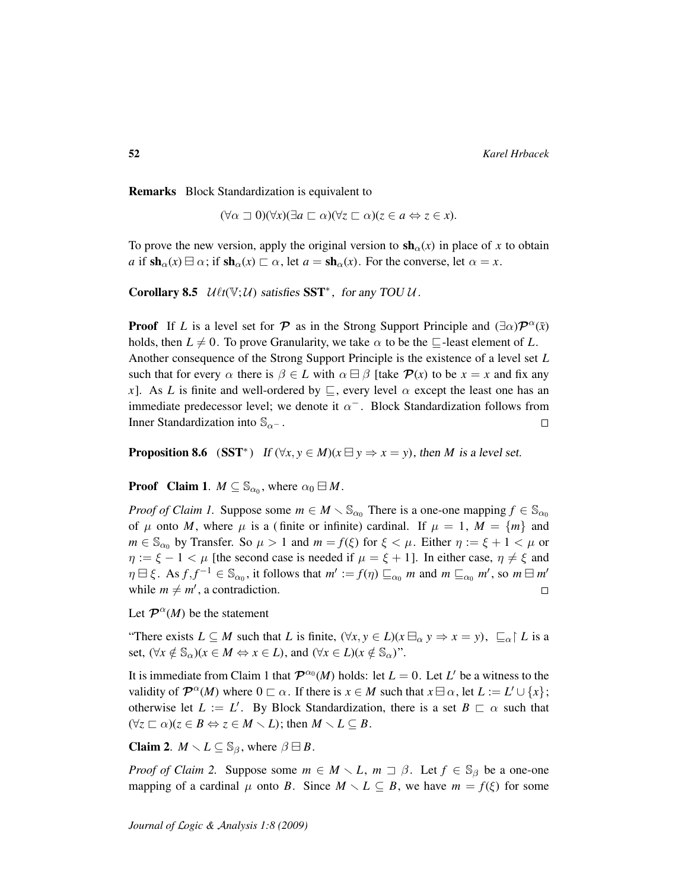**Remarks** Block Standardization is equivalent to

$$(\forall \alpha \sqsupset 0)(\forall x)(\exists a \sqsubset \alpha)(\forall z \sqsubset \alpha)(z \in a \Leftrightarrow z \in x).$$

To prove the new version, apply the original version to $\mathbf{sh}_\alpha(x)$ in place of $x$ to obtain $a$ if $\mathbf{sh}_\alpha(x) \boxminus \alpha$; if $\mathbf{sh}_\alpha(x) \sqsubset \alpha$, let $a = \mathbf{sh}_\alpha(x)$. For the converse, let $\alpha = x$.

**Corollary 8.5** *$\mathcal{U}\ell t(\mathbb{V};\mathcal{U})$ satisfies $\mathbf{SST}^*$, for any TOU $\mathcal{U}$.*

**Proof** If $L$ is a level set for $\mathcal{P}$ as in the Strong Support Principle and $(\exists \alpha)\mathcal{P}^\alpha(\bar{x})$ holds, then $L \neq 0$. To prove Granularity, we take $\alpha$ to be the $\sqsubseteq$-least element of $L$.
Another consequence of the Strong Support Principle is the existence of a level set $L$ such that for every $\alpha$ there is $\beta \in L$ with $\alpha \boxminus \beta$ [take $\mathcal{P}(x)$ to be $x = x$ and fix any $x$]. As $L$ is finite and well-ordered by $\sqsubseteq$, every level $\alpha$ except the least one has an immediate predecessor level; we denote it $\alpha^-$. Block Standardization follows from Inner Standardization into $\mathbb{S}_{\alpha^-}$. $\square$

**Proposition 8.6** ($\mathbf{SST}^*$) *If $(\forall x, y \in M)(x \boxminus y \Rightarrow x = y)$, then $M$ is a level set.*

**Proof** **Claim 1**. $M \subseteq \mathbb{S}_{\alpha_0}$, where $\alpha_0 \boxminus M$.

*Proof of Claim 1.* Suppose some $m \in M \smallsetminus \mathbb{S}_{\alpha_0}$ There is a one-one mapping $f \in \mathbb{S}_{\alpha_0}$ of $\mu$ onto $M$, where $\mu$ is a (finite or infinite) cardinal. If $\mu = 1$, $M = \{m\}$ and $m \in \mathbb{S}_{\alpha_0}$ by Transfer. So $\mu > 1$ and $m = f(\xi)$ for $\xi < \mu$. Either $\eta := \xi + 1 < \mu$ or $\eta := \xi - 1 < \mu$ [the second case is needed if $\mu = \xi + 1$]. In either case, $\eta \neq \xi$ and $\eta \boxminus \xi$. As $f, f^{-1} \in \mathbb{S}_{\alpha_0}$, it follows that $m' := f(\eta) \sqsubseteq_{\alpha_0} m$ and $m \sqsubseteq_{\alpha_0} m'$, so $m \boxminus m'$ while $m \neq m'$, a contradiction. $\square$

Let $\mathcal{P}^\alpha(M)$ be the statement

"There exists $L \subseteq M$ such that $L$ is finite, $(\forall x, y \in L)(x \boxminus_\alpha y \Rightarrow x = y)$, $\sqsubseteq_\alpha \restriction L$ is a set, $(\forall x \notin \mathbb{S}_\alpha)(x \in M \Leftrightarrow x \in L)$, and $(\forall x \in L)(x \notin \mathbb{S}_\alpha)$".

It is immediate from Claim 1 that $\mathcal{P}^{\alpha_0}(M)$ holds: let $L = 0$. Let $L'$ be a witness to the validity of $\mathcal{P}^\alpha(M)$ where $0 \sqsubset \alpha$. If there is $x \in M$ such that $x \boxminus \alpha$, let $L := L' \cup \{x\}$; otherwise let $L := L'$. By Block Standardization, there is a set $B \sqsubset \alpha$ such that $(\forall z \sqsubset \alpha)(z \in B \Leftrightarrow z \in M \smallsetminus L)$; then $M \smallsetminus L \subseteq B$.

**Claim 2**. $M \smallsetminus L \subseteq \mathbb{S}_\beta$, where $\beta \boxminus B$.

*Proof of Claim 2.* Suppose some $m \in M \smallsetminus L$, $m \sqsupset \beta$. Let $f \in \mathbb{S}_\beta$ be a one-one mapping of a cardinal $\mu$ onto $B$. Since $M \smallsetminus L \subseteq B$, we have $m = f(\xi)$ for some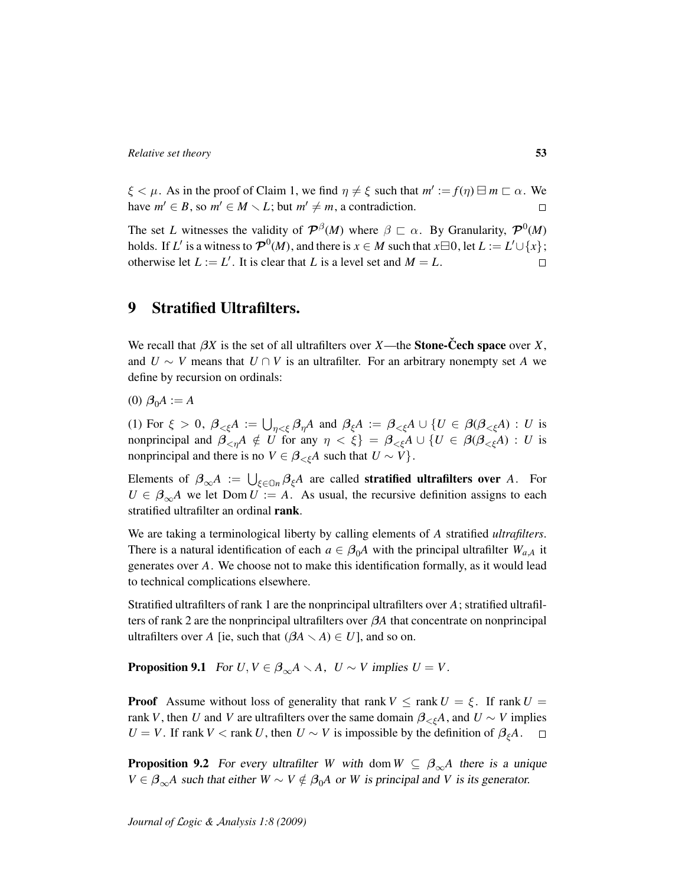$\xi < \mu$. As in the proof of Claim 1, we find $\eta \neq \xi$ such that $m' := f(\eta) \boxminus m \sqsubset \alpha$. We have $m' \in B$, so $m' \in M \smallsetminus L$; but $m' \neq m$, a contradiction. $\square$

The set $L$ witnesses the validity of $\mathcal{P}^{\beta}(M)$ where $\beta \sqsubset \alpha$. By Granularity, $\mathcal{P}^0(M)$ holds. If $L'$ is a witness to $\mathcal{P}^0(M)$, and there is $x \in M$ such that $x \boxminus 0$, let $L := L' \cup \{x\}$; otherwise let $L := L'$. It is clear that $L$ is a level set and $M = L$. $\square$

## 9 Stratified Ultrafilters.

We recall that $\beta X$ is the set of all ultrafilters over $X$—the **Stone-Čech space** over $X$, and $U \sim V$ means that $U \cap V$ is an ultrafilter. For an arbitrary nonempty set $A$ we define by recursion on ordinals:

(0) $\boldsymbol{\beta}_0 A := A$

(1) For $\xi > 0$, $\boldsymbol{\beta}_{<\xi} A := \bigcup_{\eta < \xi} \boldsymbol{\beta}_\eta A$ and $\boldsymbol{\beta}_\xi A := \boldsymbol{\beta}_{<\xi} A \cup \{U \in \boldsymbol{\beta}(\boldsymbol{\beta}_{<\xi} A) : U$ is nonprincipal and $\boldsymbol{\beta}_{<\eta} A \notin U$ for any $\eta < \xi\} = \boldsymbol{\beta}_{<\xi} A \cup \{U \in \boldsymbol{\beta}(\boldsymbol{\beta}_{<\xi} A) : U$ is nonprincipal and there is no $V \in \boldsymbol{\beta}_{<\xi} A$ such that $U \sim V\}$.

Elements of $\boldsymbol{\beta}_\infty A := \bigcup_{\xi \in \mathbb{O}n} \boldsymbol{\beta}_\xi A$ are called **stratified ultrafilters over** $A$. For $U \in \boldsymbol{\beta}_\infty A$ we let $\operatorname{Dom} U := A$. As usual, the recursive definition assigns to each stratified ultrafilter an ordinal **rank**.

We are taking a terminological liberty by calling elements of $A$ stratified *ultrafilters*. There is a natural identification of each $a \in \boldsymbol{\beta}_0 A$ with the principal ultrafilter $W_{a,A}$ it generates over $A$. We choose not to make this identification formally, as it would lead to technical complications elsewhere.

Stratified ultrafilters of rank 1 are the nonprincipal ultrafilters over $A$; stratified ultrafilters of rank 2 are the nonprincipal ultrafilters over $\beta A$ that concentrate on nonprincipal ultrafilters over $A$ [ie, such that $(\beta A \smallsetminus A) \in U$], and so on.

**Proposition 9.1** *For $U, V \in \boldsymbol{\beta}_\infty A \smallsetminus A$, $U \sim V$ implies $U = V$.*

**Proof** Assume without loss of generality that $\operatorname{rank} V \leq \operatorname{rank} U = \xi$. If $\operatorname{rank} U = \operatorname{rank} V$, then $U$ and $V$ are ultrafilters over the same domain $\boldsymbol{\beta}_{<\xi} A$, and $U \sim V$ implies $U = V$. If $\operatorname{rank} V < \operatorname{rank} U$, then $U \sim V$ is impossible by the definition of $\boldsymbol{\beta}_\xi A$. $\square$

**Proposition 9.2** *For every ultrafilter $W$ with $\operatorname{dom} W \subseteq \boldsymbol{\beta}_\infty A$ there is a unique $V \in \boldsymbol{\beta}_\infty A$ such that either $W \sim V \notin \boldsymbol{\beta}_0 A$ or $W$ is principal and $V$ is its generator.*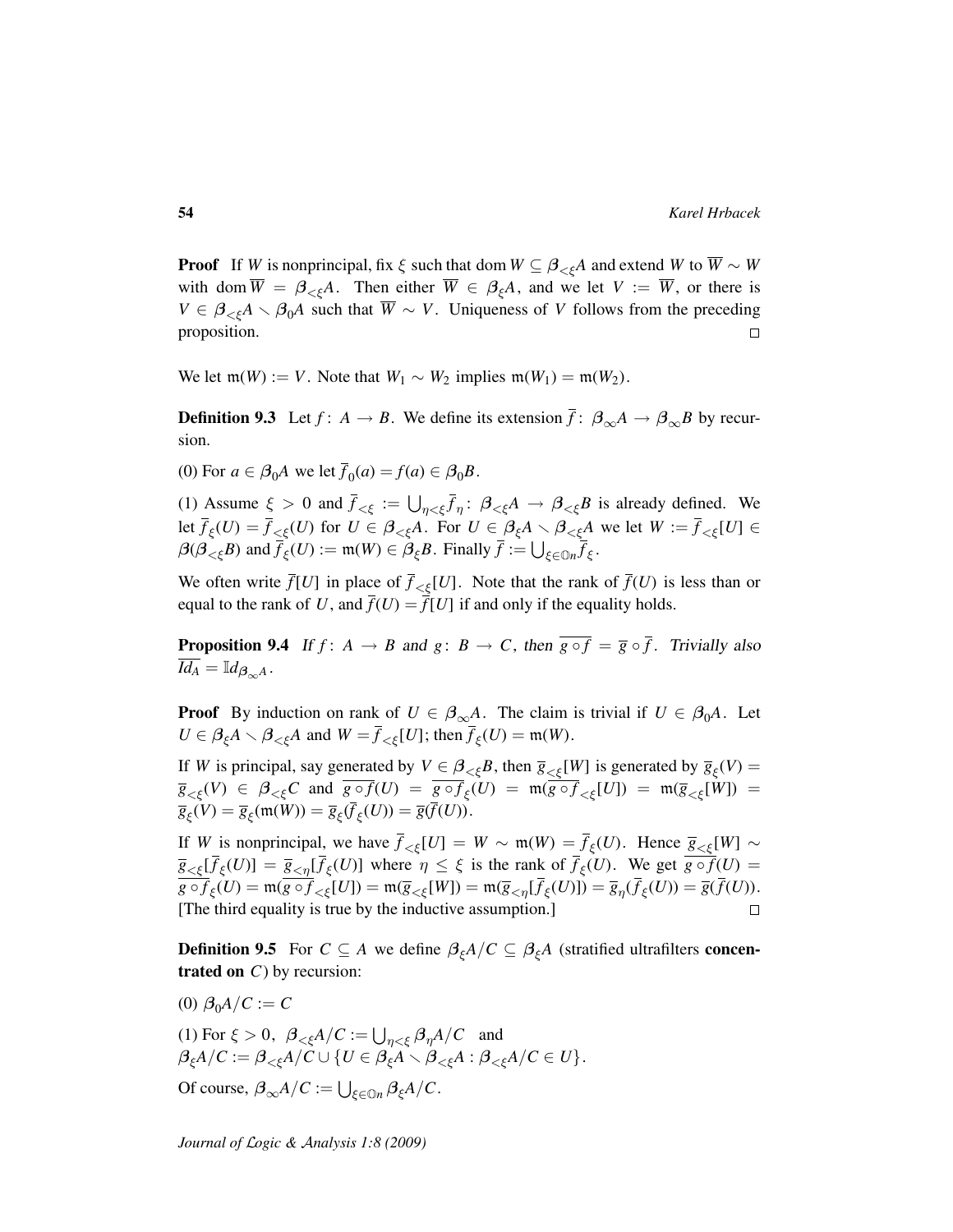**Proof** If $W$ is nonprincipal, fix $\xi$ such that $\operatorname{dom} W \subseteq \boldsymbol{\beta}_{<\xi}A$ and extend $W$ to $\overline{W} \sim W$ with $\operatorname{dom} \overline{W} = \boldsymbol{\beta}_{<\xi}A$. Then either $\overline{W} \in \boldsymbol{\beta}_{\xi}A$, and we let $V := \overline{W}$, or there is $V \in \boldsymbol{\beta}_{<\xi}A \smallsetminus \boldsymbol{\beta}_0 A$ such that $\overline{W} \sim V$. Uniqueness of $V$ follows from the preceding proposition. $\square$

We let $\mathfrak{m}(W) := V$. Note that $W_1 \sim W_2$ implies $\mathfrak{m}(W_1) = \mathfrak{m}(W_2)$.

**Definition 9.3** Let $f \colon A \to B$. We define its extension $\overline{f} \colon \boldsymbol{\beta}_{\infty}A \to \boldsymbol{\beta}_{\infty}B$ by recursion.

(0) For $a \in \boldsymbol{\beta}_0 A$ we let $\overline{f}_0(a) = f(a) \in \boldsymbol{\beta}_0 B$.

(1) Assume $\xi > 0$ and $\overline{f}_{<\xi} := \bigcup_{\eta<\xi} \overline{f}_{\eta} \colon \boldsymbol{\beta}_{<\xi}A \to \boldsymbol{\beta}_{<\xi}B$ is already defined. We let $\overline{f}_{\xi}(U) = \overline{f}_{<\xi}(U)$ for $U \in \boldsymbol{\beta}_{<\xi}A$. For $U \in \boldsymbol{\beta}_{\xi}A \smallsetminus \boldsymbol{\beta}_{<\xi}A$ we let $W := \overline{f}_{<\xi}[U] \in \boldsymbol{\beta}(\boldsymbol{\beta}_{<\xi}B)$ and $\overline{f}_{\xi}(U) := \mathfrak{m}(W) \in \boldsymbol{\beta}_{\xi}B$. Finally $\overline{f} := \bigcup_{\xi \in \mathbb{O}n} \overline{f}_{\xi}$.

We often write $\overline{f}[U]$ in place of $\overline{f}_{<\xi}[U]$. Note that the rank of $\overline{f}(U)$ is less than or equal to the rank of $U$, and $\overline{f}(U) = \overline{f}[U]$ if and only if the equality holds.

**Proposition 9.4** *If $f \colon A \to B$ and $g \colon B \to C$, then $\overline{g \circ f} = \overline{g} \circ \overline{f}$. Trivially also $\overline{Id_A} = \mathbb{I}d_{\boldsymbol{\beta}_{\infty}A}$.*

**Proof** By induction on rank of $U \in \boldsymbol{\beta}_{\infty}A$. The claim is trivial if $U \in \boldsymbol{\beta}_0 A$. Let $U \in \boldsymbol{\beta}_{\xi}A \smallsetminus \boldsymbol{\beta}_{<\xi}A$ and $W = \overline{f}_{<\xi}[U]$; then $\overline{f}_{\xi}(U) = \mathfrak{m}(W)$.

If $W$ is principal, say generated by $V \in \boldsymbol{\beta}_{<\xi}B$, then $\overline{g}_{<\xi}[W]$ is generated by $\overline{g}_{\xi}(V) = \overline{g}_{<\xi}(V) \in \boldsymbol{\beta}_{<\xi}C$ and $\overline{g \circ f}(U) = \overline{g \circ f}_{\xi}(U) = \mathfrak{m}(\overline{g \circ f}_{<\xi}[U]) = \mathfrak{m}(\overline{g}_{<\xi}[W]) = \overline{g}_{\xi}(V) = \overline{g}_{\xi}(\mathfrak{m}(W)) = \overline{g}_{\xi}(\overline{f}_{\xi}(U)) = \overline{g}(\overline{f}(U))$.

If $W$ is nonprincipal, we have $\overline{f}_{<\xi}[U] = W \sim \mathfrak{m}(W) = \overline{f}_{\xi}(U)$. Hence $\overline{g}_{<\xi}[W] \sim \overline{g}_{<\xi}[\overline{f}_{\xi}(U)] = \overline{g}_{<\eta}[\overline{f}_{\xi}(U)]$ where $\eta \leq \xi$ is the rank of $\overline{f}_{\xi}(U)$. We get $\overline{g \circ f}(U) = \overline{g \circ f}_{\xi}(U) = \mathfrak{m}(\overline{g \circ f}_{<\xi}[U]) = \mathfrak{m}(\overline{g}_{<\xi}[W]) = \mathfrak{m}(\overline{g}_{<\eta}[\overline{f}_{\xi}(U)]) = \overline{g}_{\eta}(\overline{f}_{\xi}(U)) = \overline{g}(\overline{f}(U))$. [The third equality is true by the inductive assumption.] $\square$

**Definition 9.5** For $C \subseteq A$ we define $\boldsymbol{\beta}_{\xi}A/C \subseteq \boldsymbol{\beta}_{\xi}A$ (stratified ultrafilters **concentrated on** $C$) by recursion:

(0) $\boldsymbol{\beta}_0 A/C := C$

(1) For $\xi > 0$, $\boldsymbol{\beta}_{<\xi}A/C := \bigcup_{\eta<\xi} \boldsymbol{\beta}_{\eta}A/C$ and
$\boldsymbol{\beta}_{\xi}A/C := \boldsymbol{\beta}_{<\xi}A/C \cup \{U \in \boldsymbol{\beta}_{\xi}A \smallsetminus \boldsymbol{\beta}_{<\xi}A : \boldsymbol{\beta}_{<\xi}A/C \in U\}$.

Of course, $\boldsymbol{\beta}_{\infty}A/C := \bigcup_{\xi \in \mathbb{O}n} \boldsymbol{\beta}_{\xi}A/C$.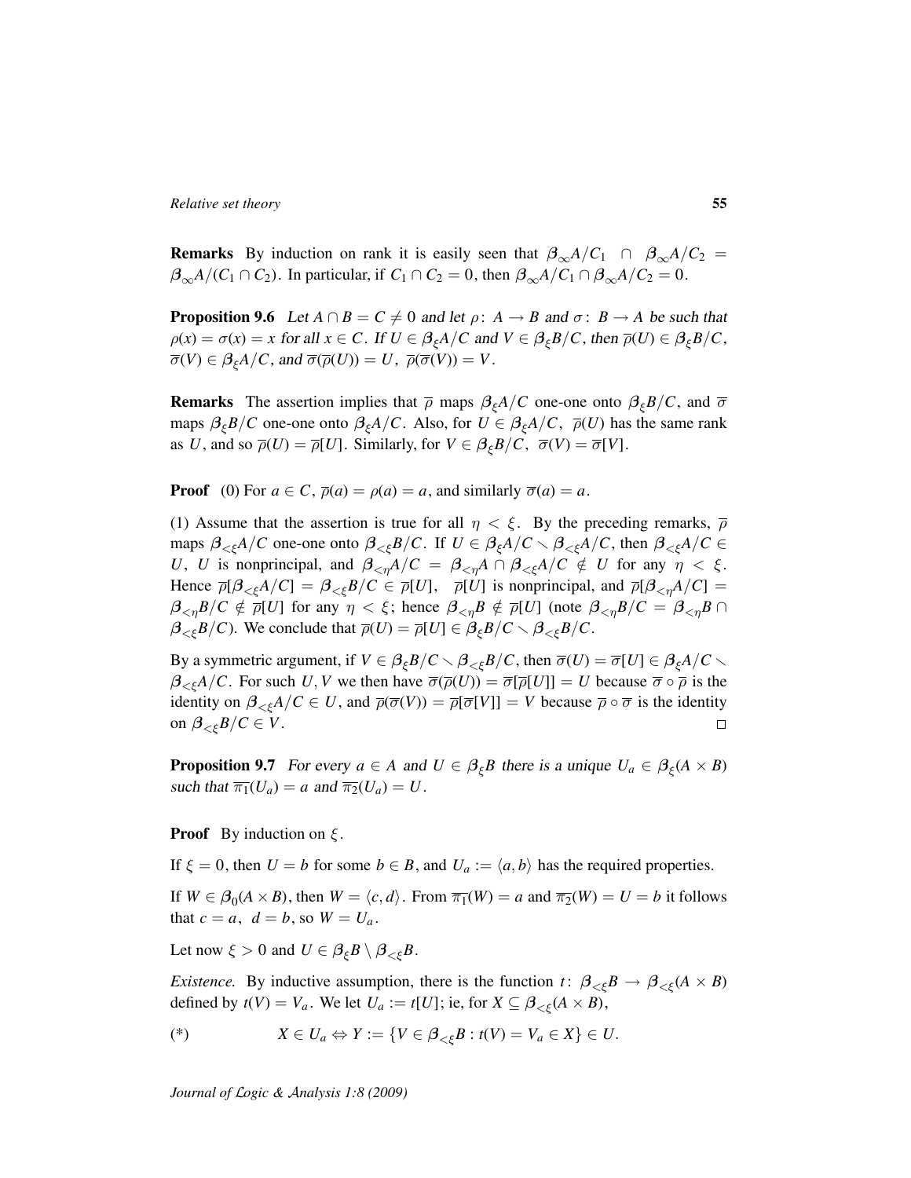**Remarks** By induction on rank it is easily seen that $\boldsymbol{\beta}_\infty A/C_1 \cap \boldsymbol{\beta}_\infty A/C_2 = \boldsymbol{\beta}_\infty A/(C_1 \cap C_2)$. In particular, if $C_1 \cap C_2 = 0$, then $\boldsymbol{\beta}_\infty A/C_1 \cap \boldsymbol{\beta}_\infty A/C_2 = 0$.

**Proposition 9.6** *Let $A \cap B = C \neq 0$ and let $\rho\colon A \to B$ and $\sigma\colon B \to A$ be such that $\rho(x) = \sigma(x) = x$ for all $x \in C$. If $U \in \boldsymbol{\beta}_\xi A/C$ and $V \in \boldsymbol{\beta}_\xi B/C$, then $\overline{\rho}(U) \in \boldsymbol{\beta}_\xi B/C$, $\overline{\sigma}(V) \in \boldsymbol{\beta}_\xi A/C$, and $\overline{\sigma}(\overline{\rho}(U)) = U$, $\overline{\rho}(\overline{\sigma}(V)) = V$.*

**Remarks** The assertion implies that $\overline{\rho}$ maps $\boldsymbol{\beta}_\xi A/C$ one-one onto $\boldsymbol{\beta}_\xi B/C$, and $\overline{\sigma}$ maps $\boldsymbol{\beta}_\xi B/C$ one-one onto $\boldsymbol{\beta}_\xi A/C$. Also, for $U \in \boldsymbol{\beta}_\xi A/C$, $\overline{\rho}(U)$ has the same rank as $U$, and so $\overline{\rho}(U) = \overline{\rho}[U]$. Similarly, for $V \in \boldsymbol{\beta}_\xi B/C$, $\overline{\sigma}(V) = \overline{\sigma}[V]$.

**Proof** (0) For $a \in C$, $\overline{\rho}(a) = \rho(a) = a$, and similarly $\overline{\sigma}(a) = a$.

(1) Assume that the assertion is true for all $\eta < \xi$. By the preceding remarks, $\overline{\rho}$ maps $\boldsymbol{\beta}_{<\xi} A/C$ one-one onto $\boldsymbol{\beta}_{<\xi} B/C$. If $U \in \boldsymbol{\beta}_\xi A/C \smallsetminus \boldsymbol{\beta}_{<\xi} A/C$, then $\boldsymbol{\beta}_{<\xi} A/C \in U$, $U$ is nonprincipal, and $\boldsymbol{\beta}_{<\eta} A/C = \boldsymbol{\beta}_{<\eta} A \cap \boldsymbol{\beta}_{<\xi} A/C \notin U$ for any $\eta < \xi$. Hence $\overline{\rho}[\boldsymbol{\beta}_{<\xi} A/C] = \boldsymbol{\beta}_{<\xi} B/C \in \overline{\rho}[U]$, $\overline{\rho}[U]$ is nonprincipal, and $\overline{\rho}[\boldsymbol{\beta}_{<\eta} A/C] = \boldsymbol{\beta}_{<\eta} B/C \notin \overline{\rho}[U]$ for any $\eta < \xi$; hence $\boldsymbol{\beta}_{<\eta} B \notin \overline{\rho}[U]$ (note $\boldsymbol{\beta}_{<\eta} B/C = \boldsymbol{\beta}_{<\eta} B \cap \boldsymbol{\beta}_{<\xi} B/C$). We conclude that $\overline{\rho}(U) = \overline{\rho}[U] \in \boldsymbol{\beta}_\xi B/C \smallsetminus \boldsymbol{\beta}_{<\xi} B/C$.

By a symmetric argument, if $V \in \boldsymbol{\beta}_\xi B/C \smallsetminus \boldsymbol{\beta}_{<\xi} B/C$, then $\overline{\sigma}(U) = \overline{\sigma}[U] \in \boldsymbol{\beta}_\xi A/C \smallsetminus \boldsymbol{\beta}_{<\xi} A/C$. For such $U, V$ we then have $\overline{\sigma}(\overline{\rho}(U)) = \overline{\sigma}[\overline{\rho}[U]] = U$ because $\overline{\sigma} \circ \overline{\rho}$ is the identity on $\boldsymbol{\beta}_{<\xi} A/C \in U$, and $\overline{\rho}(\overline{\sigma}(V)) = \overline{\rho}[\overline{\sigma}[V]] = V$ because $\overline{\rho} \circ \overline{\sigma}$ is the identity on $\boldsymbol{\beta}_{<\xi} B/C \in V$. □

**Proposition 9.7** *For every $a \in A$ and $U \in \boldsymbol{\beta}_\xi B$ there is a unique $U_a \in \boldsymbol{\beta}_\xi(A \times B)$ such that $\overline{\pi_1}(U_a) = a$ and $\overline{\pi_2}(U_a) = U$.*

**Proof** By induction on $\xi$.

If $\xi = 0$, then $U = b$ for some $b \in B$, and $U_a := \langle a, b \rangle$ has the required properties.

If $W \in \boldsymbol{\beta}_0(A \times B)$, then $W = \langle c, d \rangle$. From $\overline{\pi_1}(W) = a$ and $\overline{\pi_2}(W) = U = b$ it follows that $c = a$, $d = b$, so $W = U_a$.

Let now $\xi > 0$ and $U \in \boldsymbol{\beta}_\xi B \setminus \boldsymbol{\beta}_{<\xi} B$.

*Existence.* By inductive assumption, there is the function $t\colon \boldsymbol{\beta}_{<\xi} B \to \boldsymbol{\beta}_{<\xi}(A \times B)$ defined by $t(V) = V_a$. We let $U_a := t[U]$; ie, for $X \subseteq \boldsymbol{\beta}_{<\xi}(A \times B)$,

$$(*) \qquad X \in U_a \Leftrightarrow Y := \{V \in \boldsymbol{\beta}_{<\xi} B : t(V) = V_a \in X\} \in U.$$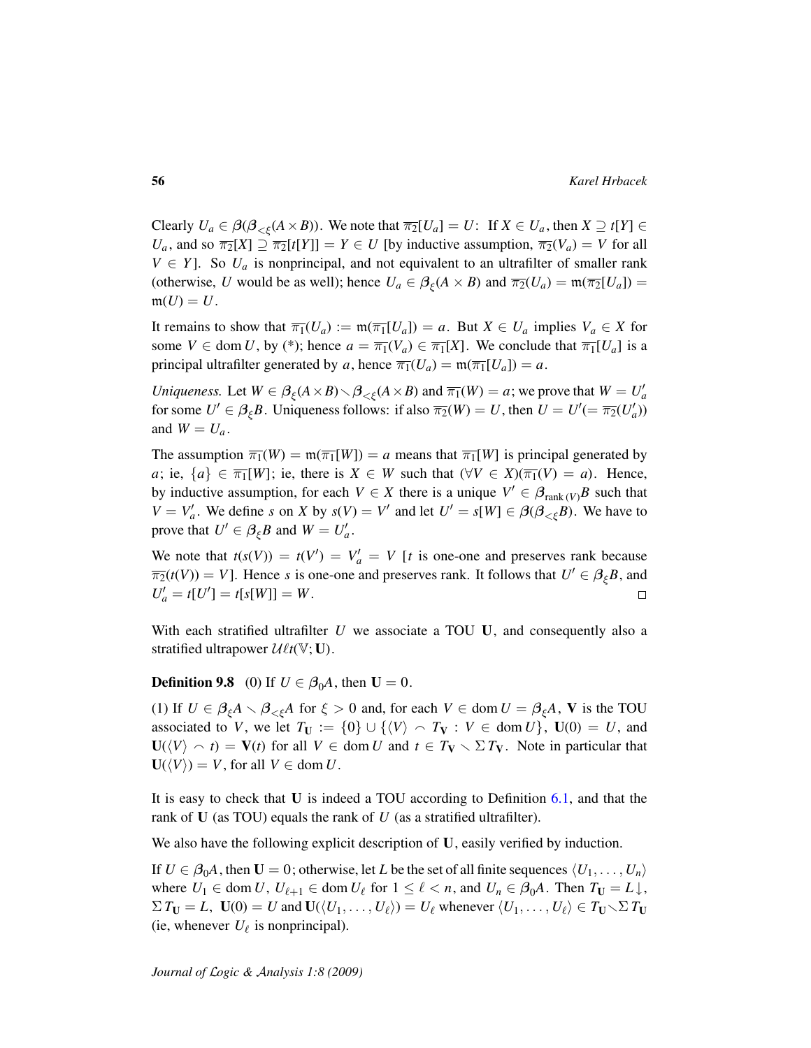Clearly $U_a \in \boldsymbol{\beta}(\boldsymbol{\beta}_{<\xi}(A \times B))$. We note that $\overline{\pi_2}[U_a] = U$: If $X \in U_a$, then $X \supseteq t[Y] \in U_a$, and so $\overline{\pi_2}[X] \supseteq \overline{\pi_2}[t[Y]] = Y \in U$ [by inductive assumption, $\overline{\pi_2}(V_a) = V$ for all $V \in Y$]. So $U_a$ is nonprincipal, and not equivalent to an ultrafilter of smaller rank (otherwise, $U$ would be as well); hence $U_a \in \boldsymbol{\beta}_\xi(A \times B)$ and $\overline{\pi_2}(U_a) = \mathfrak{m}(\overline{\pi_2}[U_a]) = \mathfrak{m}(U) = U$.

It remains to show that $\overline{\pi_1}(U_a) := \mathfrak{m}(\overline{\pi_1}[U_a]) = a$. But $X \in U_a$ implies $V_a \in X$ for some $V \in \operatorname{dom} U$, by (\*); hence $a = \overline{\pi_1}(V_a) \in \overline{\pi_1}[X]$. We conclude that $\overline{\pi_1}[U_a]$ is a principal ultrafilter generated by $a$, hence $\overline{\pi_1}(U_a) = \mathfrak{m}(\overline{\pi_1}[U_a]) = a$.

*Uniqueness.* Let $W \in \boldsymbol{\beta}_\xi(A \times B) \smallsetminus \boldsymbol{\beta}_{<\xi}(A \times B)$ and $\overline{\pi_1}(W) = a$; we prove that $W = U'_a$ for some $U' \in \boldsymbol{\beta}_\xi B$. Uniqueness follows: if also $\overline{\pi_2}(W) = U$, then $U = U' (= \overline{\pi_2}(U'_a))$ and $W = U_a$.

The assumption $\overline{\pi_1}(W) = \mathfrak{m}(\overline{\pi_1}[W]) = a$ means that $\overline{\pi_1}[W]$ is principal generated by $a$; ie, $\{a\} \in \overline{\pi_1}[W]$; ie, there is $X \in W$ such that $(\forall V \in X)(\overline{\pi_1}(V) = a)$. Hence, by inductive assumption, for each $V \in X$ there is a unique $V' \in \boldsymbol{\beta}_{\operatorname{rank}(V)} B$ such that $V = V'_a$. We define $s$ on $X$ by $s(V) = V'$ and let $U' = s[W] \in \boldsymbol{\beta}(\boldsymbol{\beta}_{<\xi} B)$. We have to prove that $U' \in \boldsymbol{\beta}_\xi B$ and $W = U'_a$.

We note that $t(s(V)) = t(V') = V'_a = V$ [$t$ is one-one and preserves rank because $\overline{\pi_2}(t(V)) = V$]. Hence $s$ is one-one and preserves rank. It follows that $U' \in \boldsymbol{\beta}_\xi B$, and $U'_a = t[U'] = t[s[W]] = W$. □

With each stratified ultrafilter $U$ we associate a TOU $\mathbf{U}$, and consequently also a stratified ultrapower $\mathcal{U}\ell t(\mathbb{V}; \mathbf{U})$.

**Definition 9.8** (0) If $U \in \boldsymbol{\beta}_0 A$, then $\mathbf{U} = 0$.

(1) If $U \in \boldsymbol{\beta}_\xi A \smallsetminus \boldsymbol{\beta}_{<\xi} A$ for $\xi > 0$ and, for each $V \in \operatorname{dom} U = \boldsymbol{\beta}_\xi A$, $\mathbf{V}$ is the TOU associated to $V$, we let $T_{\mathbf{U}} := \{0\} \cup \{\langle V \rangle \frown T_{\mathbf{V}} : V \in \operatorname{dom} U\}$, $\mathbf{U}(0) = U$, and $\mathbf{U}(\langle V \rangle \frown t) = \mathbf{V}(t)$ for all $V \in \operatorname{dom} U$ and $t \in T_{\mathbf{V}} \smallsetminus \Sigma T_{\mathbf{V}}$. Note in particular that $\mathbf{U}(\langle V \rangle) = V$, for all $V \in \operatorname{dom} U$.

It is easy to check that $\mathbf{U}$ is indeed a TOU according to Definition 6.1, and that the rank of $\mathbf{U}$ (as TOU) equals the rank of $U$ (as a stratified ultrafilter).

We also have the following explicit description of $\mathbf{U}$, easily verified by induction.

If $U \in \boldsymbol{\beta}_0 A$, then $\mathbf{U} = 0$; otherwise, let $L$ be the set of all finite sequences $\langle U_1, \ldots, U_n \rangle$ where $U_1 \in \operatorname{dom} U$, $U_{\ell+1} \in \operatorname{dom} U_\ell$ for $1 \leq \ell < n$, and $U_n \in \boldsymbol{\beta}_0 A$. Then $T_{\mathbf{U}} = L{\downarrow}$, $\Sigma T_{\mathbf{U}} = L$, $\mathbf{U}(0) = U$ and $\mathbf{U}(\langle U_1, \ldots, U_\ell \rangle) = U_\ell$ whenever $\langle U_1, \ldots, U_\ell \rangle \in T_{\mathbf{U}} \smallsetminus \Sigma T_{\mathbf{U}}$ (ie, whenever $U_\ell$ is nonprincipal).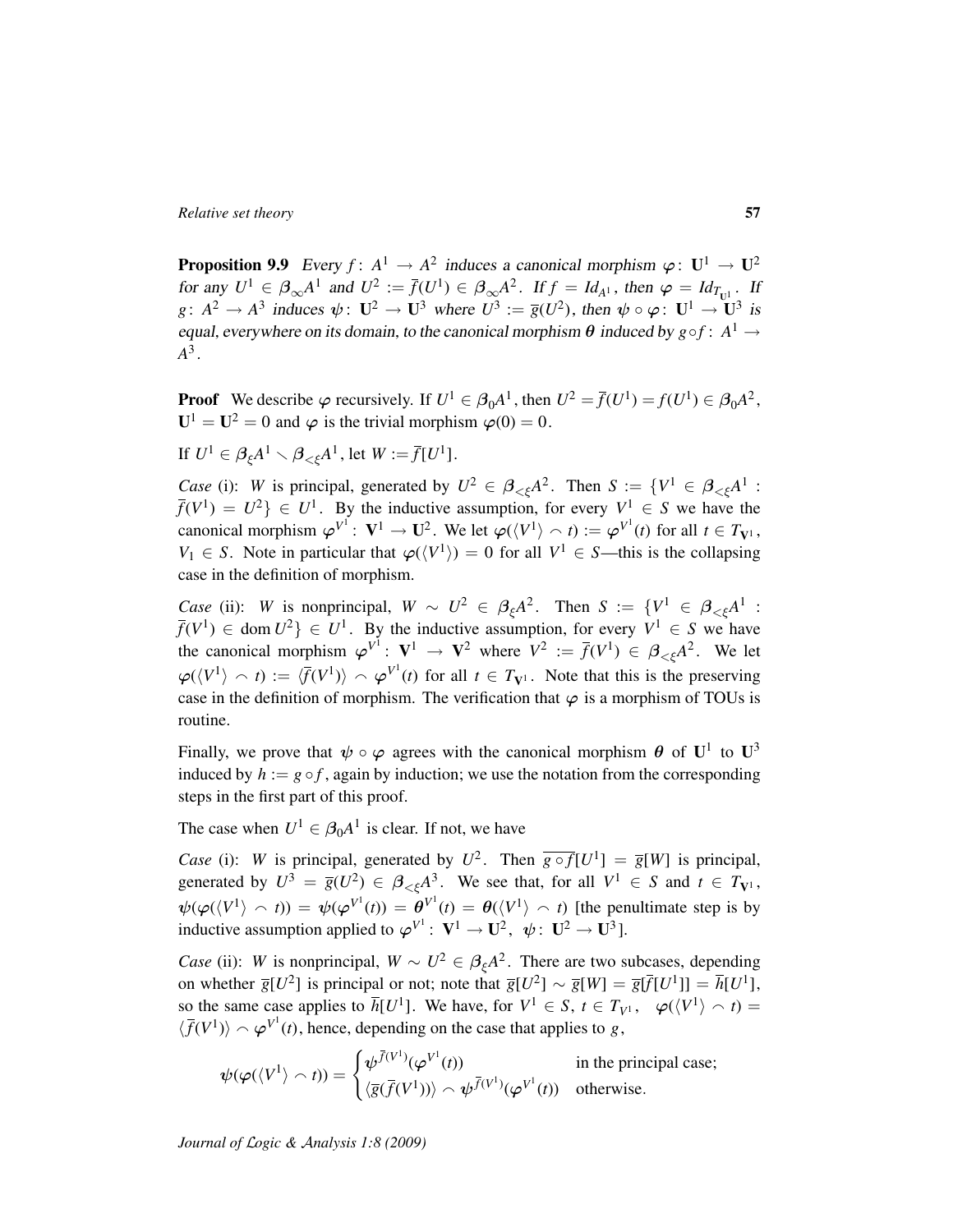**Proposition 9.9** *Every $f\colon A^1 \to A^2$ induces a canonical morphism $\boldsymbol{\varphi}\colon \mathbf{U}^1 \to \mathbf{U}^2$ for any $U^1 \in \boldsymbol{\beta}_\infty A^1$ and $U^2 := \overline{f}(U^1) \in \boldsymbol{\beta}_\infty A^2$. If $f = Id_{A^1}$, then $\boldsymbol{\varphi} = Id_{T_{\mathbf{U}^1}}$. If $g\colon A^2 \to A^3$ induces $\boldsymbol{\psi}\colon \mathbf{U}^2 \to \mathbf{U}^3$ where $U^3 := \overline{g}(U^2)$, then $\boldsymbol{\psi} \circ \boldsymbol{\varphi}\colon \mathbf{U}^1 \to \mathbf{U}^3$ is equal, everywhere on its domain, to the canonical morphism $\boldsymbol{\theta}$ induced by $g \circ f\colon A^1 \to A^3$.*

**Proof** We describe $\boldsymbol{\varphi}$ recursively. If $U^1 \in \boldsymbol{\beta}_0 A^1$, then $U^2 = \overline{f}(U^1) = f(U^1) \in \boldsymbol{\beta}_0 A^2$, $\mathbf{U}^1 = \mathbf{U}^2 = 0$ and $\boldsymbol{\varphi}$ is the trivial morphism $\boldsymbol{\varphi}(0) = 0$.

If $U^1 \in \boldsymbol{\beta}_\xi A^1 \smallsetminus \boldsymbol{\beta}_{<\xi} A^1$, let $W := \overline{f}[U^1]$.

*Case* (i): $W$ is principal, generated by $U^2 \in \boldsymbol{\beta}_{<\xi} A^2$. Then $S := \{V^1 \in \boldsymbol{\beta}_{<\xi} A^1 : \overline{f}(V^1) = U^2\} \in U^1$. By the inductive assumption, for every $V^1 \in S$ we have the canonical morphism $\boldsymbol{\varphi}^{V^1}\colon \mathbf{V}^1 \to \mathbf{U}^2$. We let $\boldsymbol{\varphi}(\langle V^1 \rangle \frown t) := \boldsymbol{\varphi}^{V^1}(t)$ for all $t \in T_{\mathbf{V}^1}$, $V_1 \in S$. Note in particular that $\boldsymbol{\varphi}(\langle V^1 \rangle) = 0$ for all $V^1 \in S$—this is the collapsing case in the definition of morphism.

*Case* (ii): $W$ is nonprincipal, $W \sim U^2 \in \boldsymbol{\beta}_\xi A^2$. Then $S := \{V^1 \in \boldsymbol{\beta}_{<\xi} A^1 : \overline{f}(V^1) \in \operatorname{dom} U^2\} \in U^1$. By the inductive assumption, for every $V^1 \in S$ we have the canonical morphism $\boldsymbol{\varphi}^{V^1}\colon \mathbf{V}^1 \to \mathbf{V}^2$ where $V^2 := \overline{f}(V^1) \in \boldsymbol{\beta}_{<\xi} A^2$. We let $\boldsymbol{\varphi}(\langle V^1 \rangle \frown t) := \langle \overline{f}(V^1) \rangle \frown \boldsymbol{\varphi}^{V^1}(t)$ for all $t \in T_{\mathbf{V}^1}$. Note that this is the preserving case in the definition of morphism. The verification that $\boldsymbol{\varphi}$ is a morphism of TOUs is routine.

Finally, we prove that $\boldsymbol{\psi} \circ \boldsymbol{\varphi}$ agrees with the canonical morphism $\boldsymbol{\theta}$ of $\mathbf{U}^1$ to $\mathbf{U}^3$ induced by $h := g \circ f$, again by induction; we use the notation from the corresponding steps in the first part of this proof.

The case when $U^1 \in \boldsymbol{\beta}_0 A^1$ is clear. If not, we have

*Case* (i): $W$ is principal, generated by $U^2$. Then $\overline{g \circ f}[U^1] = \overline{g}[W]$ is principal, generated by $U^3 = \overline{g}(U^2) \in \boldsymbol{\beta}_{<\xi} A^3$. We see that, for all $V^1 \in S$ and $t \in T_{\mathbf{V}^1}$, $\boldsymbol{\psi}(\boldsymbol{\varphi}(\langle V^1 \rangle \frown t)) = \boldsymbol{\psi}(\boldsymbol{\varphi}^{V^1}(t)) = \boldsymbol{\theta}^{V^1}(t) = \boldsymbol{\theta}(\langle V^1 \rangle \frown t)$ [the penultimate step is by inductive assumption applied to $\boldsymbol{\varphi}^{V^1}\colon \mathbf{V}^1 \to \mathbf{U}^2,\ \boldsymbol{\psi}\colon \mathbf{U}^2 \to \mathbf{U}^3$].

*Case* (ii): $W$ is nonprincipal, $W \sim U^2 \in \boldsymbol{\beta}_\xi A^2$. There are two subcases, depending on whether $\overline{g}[U^2]$ is principal or not; note that $\overline{g}[U^2] \sim \overline{g}[W] = \overline{g}[\overline{f}[U^1]] = \overline{h}[U^1]$, so the same case applies to $\overline{h}[U^1]$. We have, for $V^1 \in S$, $t \in T_{V^1}$, $\quad \boldsymbol{\varphi}(\langle V^1 \rangle \frown t) = \langle \overline{f}(V^1) \rangle \frown \boldsymbol{\varphi}^{V^1}(t)$, hence, depending on the case that applies to $g$,

$$\boldsymbol{\psi}(\boldsymbol{\varphi}(\langle V^1 \rangle \frown t)) = \begin{cases} \boldsymbol{\psi}^{\overline{f}(V^1)}(\boldsymbol{\varphi}^{V^1}(t)) & \text{in the principal case;} \\ \langle \overline{g}(\overline{f}(V^1)) \rangle \frown \boldsymbol{\psi}^{\overline{f}(V^1)}(\boldsymbol{\varphi}^{V^1}(t)) & \text{otherwise.} \end{cases}$$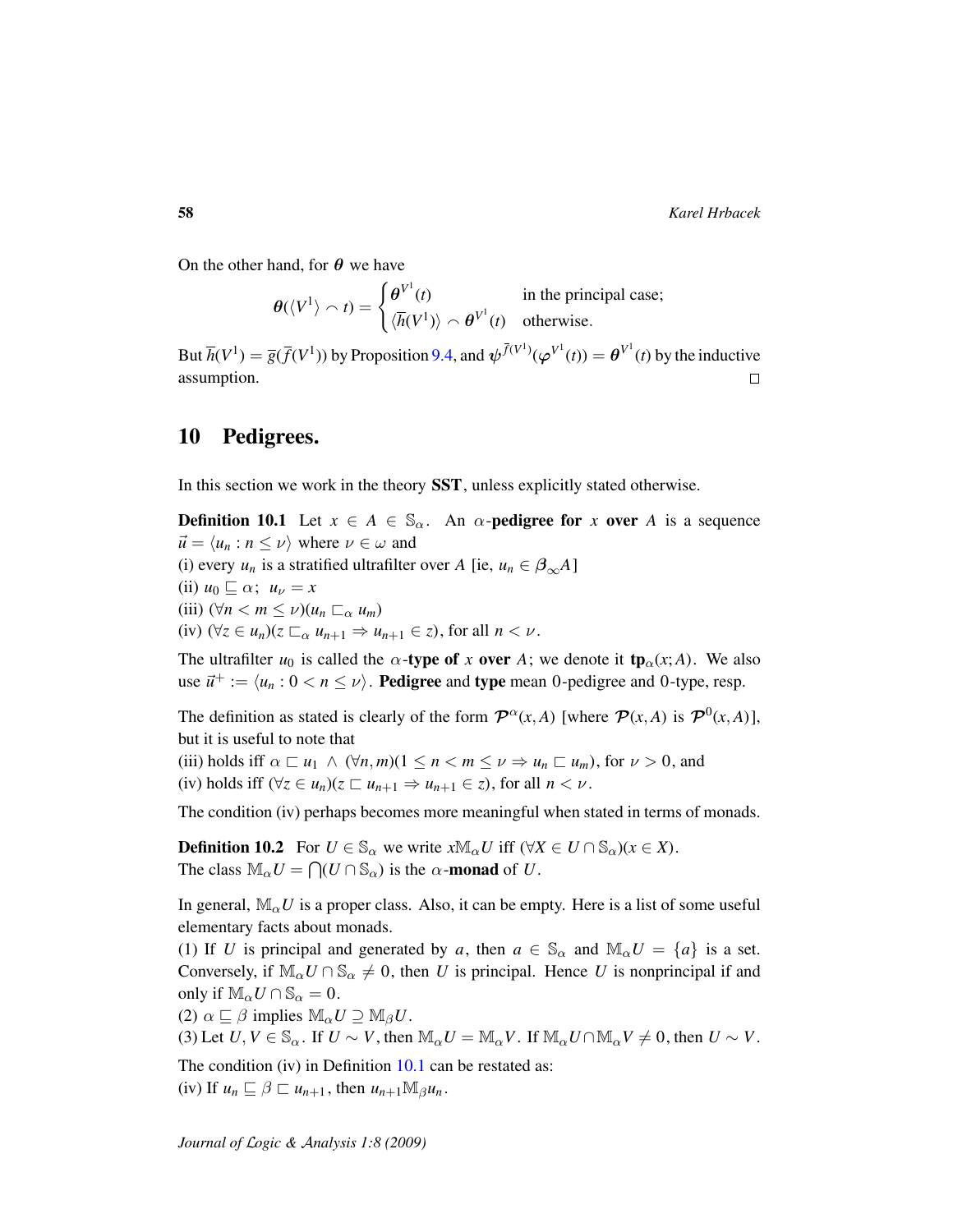On the other hand, for $\boldsymbol{\theta}$ we have

$$\boldsymbol{\theta}(\langle V^1\rangle \frown t) = \begin{cases} \boldsymbol{\theta}^{V^1}(t) & \text{in the principal case;} \\ \langle \overline{h}(V^1)\rangle \frown \boldsymbol{\theta}^{V^1}(t) & \text{otherwise.} \end{cases}$$

But $\overline{h}(V^1) = \overline{g}(\overline{f}(V^1))$ by Proposition 9.4, and $\psi^{\overline{f}(V^1)}(\varphi^{V^1}(t)) = \boldsymbol{\theta}^{V^1}(t)$ by the inductive assumption. □

## 10 Pedigrees.

In this section we work in the theory **SST**, unless explicitly stated otherwise.

**Definition 10.1** Let $x \in A \in \mathbb{S}_\alpha$. An $\alpha$-**pedigree for** $x$ **over** $A$ is a sequence $\vec{u} = \langle u_n : n \leq \nu\rangle$ where $\nu \in \omega$ and
(i) every $u_n$ is a stratified ultrafilter over $A$ [ie, $u_n \in \boldsymbol{\beta}_\infty A$]
(ii) $u_0 \sqsubseteq \alpha$; $u_\nu = x$
(iii) $(\forall n < m \leq \nu)(u_n \sqsubset_\alpha u_m)$
(iv) $(\forall z \in u_n)(z \sqsubset_\alpha u_{n+1} \Rightarrow u_{n+1} \in z)$, for all $n < \nu$.

The ultrafilter $u_0$ is called the $\alpha$-**type of** $x$ **over** $A$; we denote it $\mathbf{tp}_\alpha(x;A)$. We also use $\vec{u}^+ := \langle u_n : 0 < n \leq \nu\rangle$. **Pedigree** and **type** mean 0-pedigree and 0-type, resp.

The definition as stated is clearly of the form $\boldsymbol{\mathcal{P}}^\alpha(x,A)$ [where $\boldsymbol{\mathcal{P}}(x,A)$ is $\boldsymbol{\mathcal{P}}^0(x,A)$], but it is useful to note that
(iii) holds iff $\alpha \sqsubset u_1 \wedge (\forall n,m)(1 \leq n < m \leq \nu \Rightarrow u_n \sqsubset u_m)$, for $\nu > 0$, and
(iv) holds iff $(\forall z \in u_n)(z \sqsubset u_{n+1} \Rightarrow u_{n+1} \in z)$, for all $n < \nu$.

The condition (iv) perhaps becomes more meaningful when stated in terms of monads.

**Definition 10.2** For $U \in \mathbb{S}_\alpha$ we write $x\mathbb{M}_\alpha U$ iff $(\forall X \in U \cap \mathbb{S}_\alpha)(x \in X)$.
The class $\mathbb{M}_\alpha U = \bigcap(U \cap \mathbb{S}_\alpha)$ is the $\alpha$-**monad** of $U$.

In general, $\mathbb{M}_\alpha U$ is a proper class. Also, it can be empty. Here is a list of some useful elementary facts about monads.
(1) If $U$ is principal and generated by $a$, then $a \in \mathbb{S}_\alpha$ and $\mathbb{M}_\alpha U = \{a\}$ is a set. Conversely, if $\mathbb{M}_\alpha U \cap \mathbb{S}_\alpha \neq 0$, then $U$ is principal. Hence $U$ is nonprincipal if and only if $\mathbb{M}_\alpha U \cap \mathbb{S}_\alpha = 0$.
(2) $\alpha \sqsubseteq \beta$ implies $\mathbb{M}_\alpha U \supseteq \mathbb{M}_\beta U$.
(3) Let $U, V \in \mathbb{S}_\alpha$. If $U \sim V$, then $\mathbb{M}_\alpha U = \mathbb{M}_\alpha V$. If $\mathbb{M}_\alpha U \cap \mathbb{M}_\alpha V \neq 0$, then $U \sim V$.

The condition (iv) in Definition 10.1 can be restated as:
(iv) If $u_n \sqsubseteq \beta \sqsubset u_{n+1}$, then $u_{n+1}\mathbb{M}_\beta u_n$.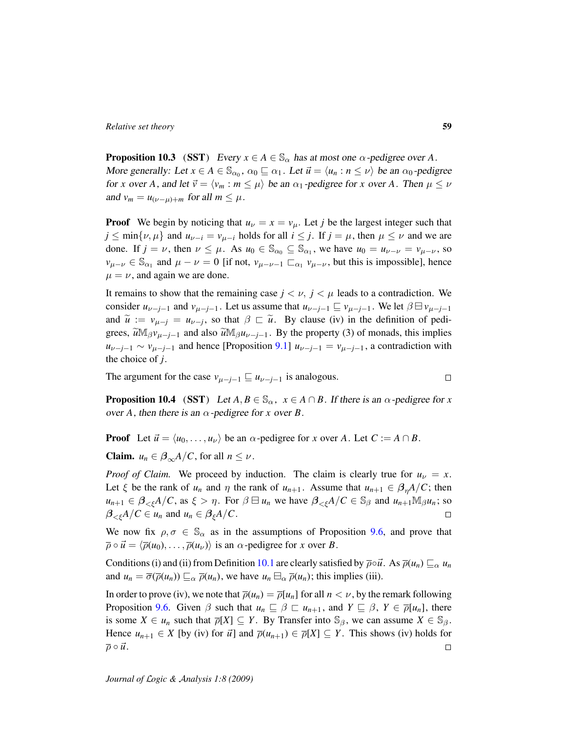**Proposition 10.3** (**SST**) *Every $x \in A \in \mathbb{S}_\alpha$ has at most one $\alpha$-pedigree over $A$. More generally: Let $x \in A \in \mathbb{S}_{\alpha_0}$, $\alpha_0 \sqsubseteq \alpha_1$. Let $\vec{u} = \langle u_n : n \leq \nu \rangle$ be an $\alpha_0$-pedigree for $x$ over $A$, and let $\vec{v} = \langle v_m : m \leq \mu \rangle$ be an $\alpha_1$-pedigree for $x$ over $A$. Then $\mu \leq \nu$ and $v_m = u_{(\nu-\mu)+m}$ for all $m \leq \mu$.*

**Proof** We begin by noticing that $u_\nu = x = v_\mu$. Let $j$ be the largest integer such that $j \leq \min\{\nu, \mu\}$ and $u_{\nu-i} = v_{\mu-i}$ holds for all $i \leq j$. If $j = \mu$, then $\mu \leq \nu$ and we are done. If $j = \nu$, then $\nu \leq \mu$. As $u_0 \in \mathbb{S}_{\alpha_0} \subseteq \mathbb{S}_{\alpha_1}$, we have $u_0 = u_{\nu-\nu} = v_{\mu-\nu}$, so $v_{\mu-\nu} \in \mathbb{S}_{\alpha_1}$ and $\mu - \nu = 0$ [if not, $v_{\mu-\nu-1} \sqsubset_{\alpha_1} v_{\mu-\nu}$, but this is impossible], hence $\mu = \nu$, and again we are done.

It remains to show that the remaining case $j < \nu$, $j < \mu$ leads to a contradiction. We consider $u_{\nu-j-1}$ and $v_{\mu-j-1}$. Let us assume that $u_{\nu-j-1} \sqsubseteq v_{\mu-j-1}$. We let $\beta \boxminus v_{\mu-j-1}$ and $\widetilde{u} := v_{\mu-j} = u_{\nu-j}$, so that $\beta \sqsubset \widetilde{u}$. By clause (iv) in the definition of pedigrees, $\widetilde{u} \mathbb{M}_\beta v_{\mu-j-1}$ and also $\widetilde{u} \mathbb{M}_\beta u_{\nu-j-1}$. By the property (3) of monads, this implies $u_{\nu-j-1} \sim v_{\mu-j-1}$ and hence [Proposition 9.1] $u_{\nu-j-1} = v_{\mu-j-1}$, a contradiction with the choice of $j$.

The argument for the case $v_{\mu-j-1} \sqsubseteq u_{\nu-j-1}$ is analogous. □

**Proposition 10.4** (**SST**) *Let $A, B \in \mathbb{S}_\alpha$, $x \in A \cap B$. If there is an $\alpha$-pedigree for $x$ over $A$, then there is an $\alpha$-pedigree for $x$ over $B$.*

**Proof** Let $\vec{u} = \langle u_0, \ldots, u_\nu \rangle$ be an $\alpha$-pedigree for $x$ over $A$. Let $C := A \cap B$.

**Claim.** $u_n \in \boldsymbol{\beta}_\infty A/C$, for all $n \leq \nu$.

*Proof of Claim.* We proceed by induction. The claim is clearly true for $u_\nu = x$. Let $\xi$ be the rank of $u_n$ and $\eta$ the rank of $u_{n+1}$. Assume that $u_{n+1} \in \boldsymbol{\beta}_\eta A/C$; then $u_{n+1} \in \boldsymbol{\beta}_{<\xi} A/C$, as $\xi > \eta$. For $\beta \boxminus u_n$ we have $\boldsymbol{\beta}_{<\xi} A/C \in \mathbb{S}_\beta$ and $u_{n+1} \mathbb{M}_\beta u_n$; so $\boldsymbol{\beta}_{<\xi} A/C \in u_n$ and $u_n \in \boldsymbol{\beta}_\xi A/C$. □

We now fix $\rho, \sigma \in \mathbb{S}_\alpha$ as in the assumptions of Proposition 9.6, and prove that $\overline{\rho} \circ \vec{u} = \langle \overline{\rho}(u_0), \ldots, \overline{\rho}(u_\nu) \rangle$ is an $\alpha$-pedigree for $x$ over $B$.

Conditions (i) and (ii) from Definition 10.1 are clearly satisfied by $\overline{\rho} \circ \vec{u}$. As $\overline{\rho}(u_n) \sqsubseteq_\alpha u_n$ and $u_n = \overline{\sigma}(\overline{\rho}(u_n)) \sqsubseteq_\alpha \overline{\rho}(u_n)$, we have $u_n \boxminus_\alpha \overline{\rho}(u_n)$; this implies (iii).

In order to prove (iv), we note that $\overline{\rho}(u_n) = \overline{\rho}[u_n]$ for all $n < \nu$, by the remark following Proposition 9.6. Given $\beta$ such that $u_n \sqsubseteq \beta \sqsubset u_{n+1}$, and $Y \sqsubseteq \beta$, $Y \in \overline{\rho}[u_n]$, there is some $X \in u_n$ such that $\overline{\rho}[X] \subseteq Y$. By Transfer into $\mathbb{S}_\beta$, we can assume $X \in \mathbb{S}_\beta$. Hence $u_{n+1} \in X$ [by (iv) for $\vec{u}$] and $\overline{\rho}(u_{n+1}) \in \overline{\rho}[X] \subseteq Y$. This shows (iv) holds for $\overline{\rho} \circ \vec{u}$. □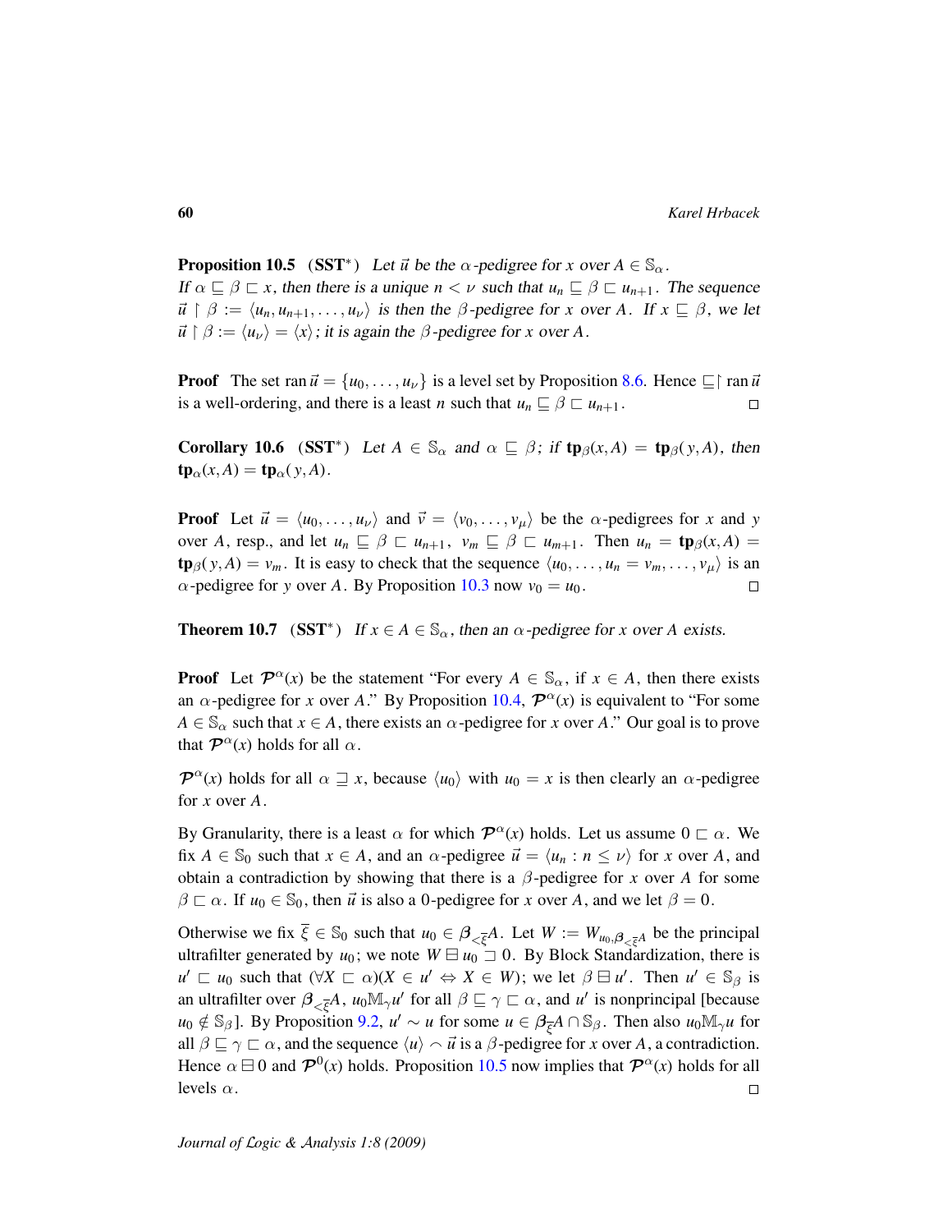**Proposition 10.5** (**SST**$^*$) *Let $\vec{u}$ be the $\alpha$-pedigree for $x$ over $A \in \mathbb{S}_\alpha$. If $\alpha \sqsubseteq \beta \sqsubset x$, then there is a unique $n < \nu$ such that $u_n \sqsubseteq \beta \sqsubset u_{n+1}$. The sequence $\vec{u} \restriction \beta := \langle u_n, u_{n+1}, \ldots, u_\nu \rangle$ is then the $\beta$-pedigree for $x$ over $A$. If $x \sqsubseteq \beta$, we let $\vec{u} \restriction \beta := \langle u_\nu \rangle = \langle x \rangle$; it is again the $\beta$-pedigree for $x$ over $A$.*

**Proof** The set $\operatorname{ran} \vec{u} = \{u_0, \ldots, u_\nu\}$ is a level set by Proposition 8.6. Hence $\sqsubseteq \restriction \operatorname{ran} \vec{u}$ is a well-ordering, and there is a least $n$ such that $u_n \sqsubseteq \beta \sqsubset u_{n+1}$. □

**Corollary 10.6** (**SST**$^*$) *Let $A \in \mathbb{S}_\alpha$ and $\alpha \sqsubseteq \beta$; if $\mathbf{tp}_\beta(x, A) = \mathbf{tp}_\beta(y, A)$, then $\mathbf{tp}_\alpha(x, A) = \mathbf{tp}_\alpha(y, A)$.*

**Proof** Let $\vec{u} = \langle u_0, \ldots, u_\nu \rangle$ and $\vec{v} = \langle v_0, \ldots, v_\mu \rangle$ be the $\alpha$-pedigrees for $x$ and $y$ over $A$, resp., and let $u_n \sqsubseteq \beta \sqsubset u_{n+1}$, $v_m \sqsubseteq \beta \sqsubset u_{m+1}$. Then $u_n = \mathbf{tp}_\beta(x, A) = \mathbf{tp}_\beta(y, A) = v_m$. It is easy to check that the sequence $\langle u_0, \ldots, u_n = v_m, \ldots, v_\mu \rangle$ is an $\alpha$-pedigree for $y$ over $A$. By Proposition 10.3 now $v_0 = u_0$. □

**Theorem 10.7** (**SST**$^*$) *If $x \in A \in \mathbb{S}_\alpha$, then an $\alpha$-pedigree for $x$ over $A$ exists.*

**Proof** Let $\boldsymbol{\mathcal{P}}^\alpha(x)$ be the statement "For every $A \in \mathbb{S}_\alpha$, if $x \in A$, then there exists an $\alpha$-pedigree for $x$ over $A$." By Proposition 10.4, $\boldsymbol{\mathcal{P}}^\alpha(x)$ is equivalent to "For some $A \in \mathbb{S}_\alpha$ such that $x \in A$, there exists an $\alpha$-pedigree for $x$ over $A$." Our goal is to prove that $\boldsymbol{\mathcal{P}}^\alpha(x)$ holds for all $\alpha$.

$\boldsymbol{\mathcal{P}}^\alpha(x)$ holds for all $\alpha \sqsupseteq x$, because $\langle u_0 \rangle$ with $u_0 = x$ is then clearly an $\alpha$-pedigree for $x$ over $A$.

By Granularity, there is a least $\alpha$ for which $\boldsymbol{\mathcal{P}}^\alpha(x)$ holds. Let us assume $0 \sqsubset \alpha$. We fix $A \in \mathbb{S}_0$ such that $x \in A$, and an $\alpha$-pedigree $\vec{u} = \langle u_n : n \le \nu \rangle$ for $x$ over $A$, and obtain a contradiction by showing that there is a $\beta$-pedigree for $x$ over $A$ for some $\beta \sqsubset \alpha$. If $u_0 \in \mathbb{S}_0$, then $\vec{u}$ is also a 0-pedigree for $x$ over $A$, and we let $\beta = 0$.

Otherwise we fix $\bar{\xi} \in \mathbb{S}_0$ such that $u_0 \in \boldsymbol{\beta}_{<\bar{\xi}}A$. Let $W := W_{u_0, \boldsymbol{\beta}_{<\bar{\xi}}A}$ be the principal ultrafilter generated by $u_0$; we note $W \boxminus u_0 \sqsupset 0$. By Block Standardization, there is $u' \sqsubset u_0$ such that $(\forall X \sqsubset \alpha)(X \in u' \Leftrightarrow X \in W)$; we let $\beta \boxminus u'$. Then $u' \in \mathbb{S}_\beta$ is an ultrafilter over $\boldsymbol{\beta}_{<\bar{\xi}}A$, $u_0 \mathbb{M}_\gamma u'$ for all $\beta \sqsubseteq \gamma \sqsubset \alpha$, and $u'$ is nonprincipal [because $u_0 \notin \mathbb{S}_\beta$]. By Proposition 9.2, $u' \sim u$ for some $u \in \boldsymbol{\beta}_{\bar{\xi}}A \cap \mathbb{S}_\beta$. Then also $u_0 \mathbb{M}_\gamma u$ for all $\beta \sqsubseteq \gamma \sqsubset \alpha$, and the sequence $\langle u \rangle \frown \vec{u}$ is a $\beta$-pedigree for $x$ over $A$, a contradiction. Hence $\alpha \boxminus 0$ and $\boldsymbol{\mathcal{P}}^0(x)$ holds. Proposition 10.5 now implies that $\boldsymbol{\mathcal{P}}^\alpha(x)$ holds for all levels $\alpha$. □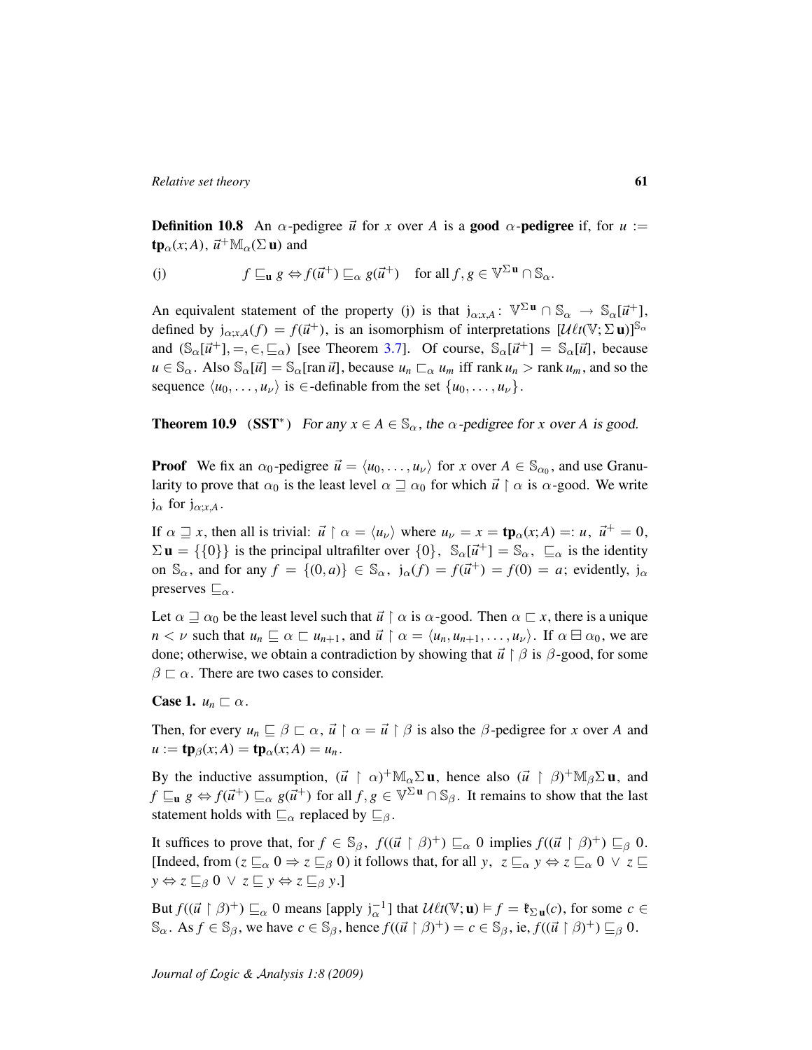**Definition 10.8** An $\alpha$-pedigree $\vec{u}$ for $x$ over $A$ is a **good** $\alpha$**-pedigree** if, for $u := \mathbf{tp}_\alpha(x;A)$, $\vec{u}^+\mathbb{M}_\alpha(\Sigma\,\mathbf{u})$ and

$$\text{(j)} \qquad f \sqsubseteq_{\mathbf{u}} g \Leftrightarrow f(\vec{u}^+) \sqsubseteq_\alpha g(\vec{u}^+) \quad \text{for all } f, g \in \mathbb{V}^{\Sigma\,\mathbf{u}} \cap \mathbb{S}_\alpha.$$

An equivalent statement of the property (j) is that $\mathrm{j}_{\alpha;x,A} \colon \mathbb{V}^{\Sigma\,\mathbf{u}} \cap \mathbb{S}_\alpha \to \mathbb{S}_\alpha[\vec{u}^+]$, defined by $\mathrm{j}_{\alpha;x,A}(f) = f(\vec{u}^+)$, is an isomorphism of interpretations $[\mathcal{U}\ell t(\mathbb{V};\Sigma\,\mathbf{u})]^{\mathbb{S}_\alpha}$ and $(\mathbb{S}_\alpha[\vec{u}^+], =, \in, \sqsubseteq_\alpha)$ [see Theorem 3.7]. Of course, $\mathbb{S}_\alpha[\vec{u}^+] = \mathbb{S}_\alpha[\vec{u}]$, because $u \in \mathbb{S}_\alpha$. Also $\mathbb{S}_\alpha[\vec{u}] = \mathbb{S}_\alpha[\operatorname{ran}\vec{u}]$, because $u_n \sqsubset_\alpha u_m$ iff $\operatorname{rank} u_n > \operatorname{rank} u_m$, and so the sequence $\langle u_0, \ldots, u_\nu \rangle$ is $\in$-definable from the set $\{u_0, \ldots, u_\nu\}$.

**Theorem 10.9** (**SST**$^*$) *For any $x \in A \in \mathbb{S}_\alpha$, the $\alpha$-pedigree for $x$ over $A$ is good.*

**Proof** We fix an $\alpha_0$-pedigree $\vec{u} = \langle u_0, \ldots, u_\nu \rangle$ for $x$ over $A \in \mathbb{S}_{\alpha_0}$, and use Granularity to prove that $\alpha_0$ is the least level $\alpha \sqsupseteq \alpha_0$ for which $\vec{u} \restriction \alpha$ is $\alpha$-good. We write $\mathrm{j}_\alpha$ for $\mathrm{j}_{\alpha;x,A}$.

If $\alpha \sqsupseteq x$, then all is trivial: $\vec{u} \restriction \alpha = \langle u_\nu \rangle$ where $u_\nu = x = \mathbf{tp}_\alpha(x;A) =: u$, $\vec{u}^+ = 0$, $\Sigma\,\mathbf{u} = \{\{0\}\}$ is the principal ultrafilter over $\{0\}$, $\mathbb{S}_\alpha[\vec{u}^+] = \mathbb{S}_\alpha$, $\sqsubseteq_\alpha$ is the identity on $\mathbb{S}_\alpha$, and for any $f = \{(0,a)\} \in \mathbb{S}_\alpha$, $\mathrm{j}_\alpha(f) = f(\vec{u}^+) = f(0) = a$; evidently, $\mathrm{j}_\alpha$ preserves $\sqsubseteq_\alpha$.

Let $\alpha \sqsupseteq \alpha_0$ be the least level such that $\vec{u} \restriction \alpha$ is $\alpha$-good. Then $\alpha \sqsubset x$, there is a unique $n < \nu$ such that $u_n \sqsubseteq \alpha \sqsubset u_{n+1}$, and $\vec{u} \restriction \alpha = \langle u_n, u_{n+1}, \ldots, u_\nu \rangle$. If $\alpha \boxminus \alpha_0$, we are done; otherwise, we obtain a contradiction by showing that $\vec{u} \restriction \beta$ is $\beta$-good, for some $\beta \sqsubset \alpha$. There are two cases to consider.

**Case 1.** $u_n \sqsubset \alpha$.

Then, for every $u_n \sqsubseteq \beta \sqsubset \alpha$, $\vec{u} \restriction \alpha = \vec{u} \restriction \beta$ is also the $\beta$-pedigree for $x$ over $A$ and $u := \mathbf{tp}_\beta(x;A) = \mathbf{tp}_\alpha(x;A) = u_n$.

By the inductive assumption, $(\vec{u} \restriction \alpha)^+\mathbb{M}_\alpha\Sigma\,\mathbf{u}$, hence also $(\vec{u} \restriction \beta)^+\mathbb{M}_\beta\Sigma\,\mathbf{u}$, and $f \sqsubseteq_{\mathbf{u}} g \Leftrightarrow f(\vec{u}^+) \sqsubseteq_\alpha g(\vec{u}^+)$ for all $f, g \in \mathbb{V}^{\Sigma\,\mathbf{u}} \cap \mathbb{S}_\beta$. It remains to show that the last statement holds with $\sqsubseteq_\alpha$ replaced by $\sqsubseteq_\beta$.

It suffices to prove that, for $f \in \mathbb{S}_\beta$, $f((\vec{u} \restriction \beta)^+) \sqsubseteq_\alpha 0$ implies $f((\vec{u} \restriction \beta)^+) \sqsubseteq_\beta 0$. [Indeed, from $(z \sqsubseteq_\alpha 0 \Rightarrow z \sqsubseteq_\beta 0)$ it follows that, for all $y$, $z \sqsubseteq_\alpha y \Leftrightarrow z \sqsubseteq_\alpha 0 \vee z \sqsubseteq y \Leftrightarrow z \sqsubseteq_\beta 0 \vee z \sqsubseteq y \Leftrightarrow z \sqsubseteq_\beta y$.]

But $f((\vec{u} \restriction \beta)^+) \sqsubseteq_\alpha 0$ means [apply $\mathrm{j}_\alpha^{-1}$] that $\mathcal{U}\ell t(\mathbb{V};\mathbf{u}) \models f = \mathfrak{k}_{\Sigma\,\mathbf{u}}(c)$, for some $c \in \mathbb{S}_\alpha$. As $f \in \mathbb{S}_\beta$, we have $c \in \mathbb{S}_\beta$, hence $f((\vec{u} \restriction \beta)^+) = c \in \mathbb{S}_\beta$, ie, $f((\vec{u} \restriction \beta)^+) \sqsubseteq_\beta 0$.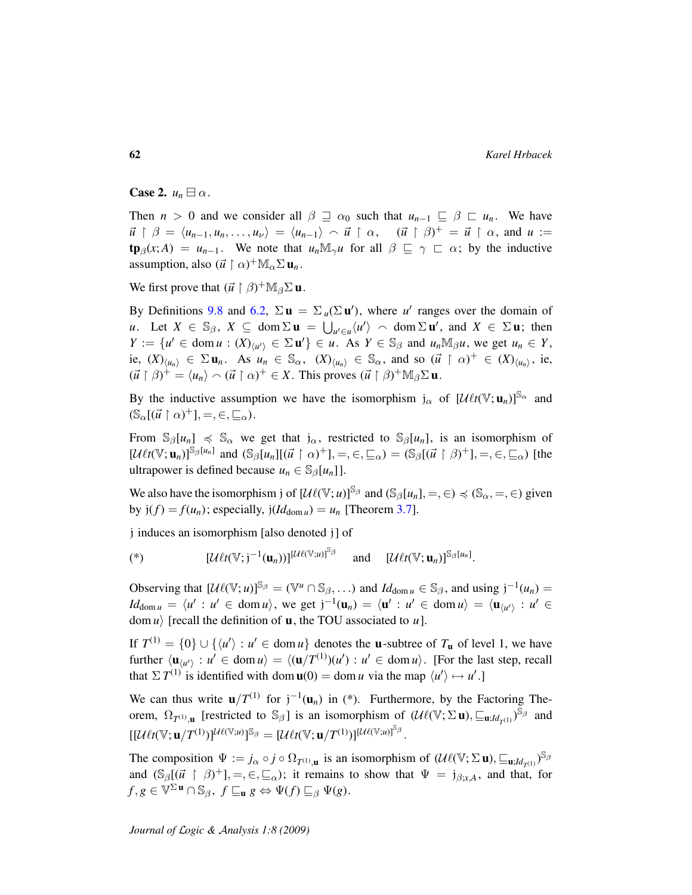**Case 2.** $u_n \boxminus \alpha$.

Then $n > 0$ and we consider all $\beta \sqsupseteq \alpha_0$ such that $u_{n-1} \sqsubseteq \beta \sqsubset u_n$. We have $\vec{u} \upharpoonright \beta = \langle u_{n-1}, u_n, \dots, u_\nu \rangle = \langle u_{n-1} \rangle \frown \vec{u} \upharpoonright \alpha$, $\quad (\vec{u} \upharpoonright \beta)^+ = \vec{u} \upharpoonright \alpha$, and $u := \mathbf{tp}_\beta(x; A) = u_{n-1}$. We note that $u_n \mathbb{M}_\gamma u$ for all $\beta \sqsubseteq \gamma \sqsubset \alpha$; by the inductive assumption, also $(\vec{u} \upharpoonright \alpha)^+ \mathbb{M}_\alpha \Sigma\, \mathbf{u}_n$.

We first prove that $(\vec{u} \upharpoonright \beta)^+ \mathbb{M}_\beta \Sigma\, \mathbf{u}$.

By Definitions 9.8 and 6.2, $\Sigma\, \mathbf{u} = \Sigma_u(\Sigma\, \mathbf{u}')$, where $u'$ ranges over the domain of $u$. Let $X \in \mathbb{S}_\beta$, $X \subseteq \operatorname{dom} \Sigma\, \mathbf{u} = \bigcup_{u' \in u} \langle u' \rangle \frown \operatorname{dom} \Sigma\, \mathbf{u}'$, and $X \in \Sigma\, \mathbf{u}$; then $Y := \{u' \in \operatorname{dom} u : (X)_{\langle u' \rangle} \in \Sigma\, \mathbf{u}'\} \in u$. As $Y \in \mathbb{S}_\beta$ and $u_n \mathbb{M}_\beta u$, we get $u_n \in Y$, ie, $(X)_{\langle u_n \rangle} \in \Sigma\, \mathbf{u}_n$. As $u_n \in \mathbb{S}_\alpha$, $(X)_{\langle u_n \rangle} \in \mathbb{S}_\alpha$, and so $(\vec{u} \upharpoonright \alpha)^+ \in (X)_{\langle u_n \rangle}$, ie, $(\vec{u} \upharpoonright \beta)^+ = \langle u_n \rangle \frown (\vec{u} \upharpoonright \alpha)^+ \in X$. This proves $(\vec{u} \upharpoonright \beta)^+ \mathbb{M}_\beta \Sigma\, \mathbf{u}$.

By the inductive assumption we have the isomorphism $\mathrm{j}_\alpha$ of $[\mathcal{U}\ell t(\mathbb{V}; \mathbf{u}_n)]^{\mathbb{S}_\alpha}$ and $(\mathbb{S}_\alpha[(\vec{u} \upharpoonright \alpha)^+], =, \in, \sqsubseteq_\alpha)$.

From $\mathbb{S}_\beta[u_n] \preccurlyeq \mathbb{S}_\alpha$ we get that $\mathrm{j}_\alpha$, restricted to $\mathbb{S}_\beta[u_n]$, is an isomorphism of $[\mathcal{U}\ell t(\mathbb{V}; \mathbf{u}_n)]^{\mathbb{S}_\beta[u_n]}$ and $(\mathbb{S}_\beta[u_n][(\vec{u} \upharpoonright \alpha)^+], =, \in, \sqsubseteq_\alpha) = (\mathbb{S}_\beta[(\vec{u} \upharpoonright \beta)^+], =, \in, \sqsubseteq_\alpha)$ [the ultrapower is defined because $u_n \in \mathbb{S}_\beta[u_n]$].

We also have the isomorphism $\mathrm{j}$ of $[\mathcal{U}\ell(\mathbb{V}; u)]^{\mathbb{S}_\beta}$ and $(\mathbb{S}_\beta[u_n], =, \in) \preccurlyeq (\mathbb{S}_\alpha, =, \in)$ given by $\mathrm{j}(f) = f(u_n)$; especially, $\mathrm{j}(Id_{\operatorname{dom} u}) = u_n$ [Theorem 3.7].

$\mathrm{j}$ induces an isomorphism [also denoted $\mathrm{j}$] of

$$(*) \qquad [\mathcal{U}\ell t(\mathbb{V}; \mathrm{j}^{-1}(\mathbf{u}_n))]^{[\mathcal{U}\ell(\mathbb{V};u)]^{\mathbb{S}_\beta}} \quad \text{and} \quad [\mathcal{U}\ell t(\mathbb{V}; \mathbf{u}_n)]^{\mathbb{S}_\beta[u_n]}.$$

Observing that $[\mathcal{U}\ell(\mathbb{V}; u)]^{\mathbb{S}_\beta} = (\mathbb{V}^u \cap \mathbb{S}_\beta, \dots)$ and $Id_{\operatorname{dom} u} \in \mathbb{S}_\beta$, and using $\mathrm{j}^{-1}(u_n) = Id_{\operatorname{dom} u} = \langle u' : u' \in \operatorname{dom} u \rangle$, we get $\mathrm{j}^{-1}(\mathbf{u}_n) = \langle \mathbf{u}' : u' \in \operatorname{dom} u \rangle = \langle \mathbf{u}_{\langle u' \rangle} : u' \in \operatorname{dom} u \rangle$ [recall the definition of $\mathbf{u}$, the TOU associated to $u$].

If $T^{(1)} = \{0\} \cup \{\langle u' \rangle : u' \in \operatorname{dom} u\}$ denotes the $\mathbf{u}$-subtree of $T_{\mathbf{u}}$ of level 1, we have further $\langle \mathbf{u}_{\langle u' \rangle} : u' \in \operatorname{dom} u \rangle = \langle (\mathbf{u}/T^{(1)})(u') : u' \in \operatorname{dom} u \rangle$. [For the last step, recall that $\Sigma\, T^{(1)}$ is identified with $\operatorname{dom} \mathbf{u}(0) = \operatorname{dom} u$ via the map $\langle u' \rangle \mapsto u'$.]

We can thus write $\mathbf{u}/T^{(1)}$ for $\mathrm{j}^{-1}(\mathbf{u}_n)$ in (*). Furthermore, by the Factoring Theorem, $\Omega_{T^{(1)}, \mathbf{u}}$ [restricted to $\mathbb{S}_\beta$] is an isomorphism of $(\mathcal{U}\ell(\mathbb{V}; \Sigma\, \mathbf{u}), \sqsubseteq_{\mathbf{u}; Id_{T^{(1)}}})^{\mathbb{S}_\beta}$ and $[[\mathcal{U}\ell t(\mathbb{V}; \mathbf{u}/T^{(1)})]^{\mathcal{U}\ell(\mathbb{V};u)}]^{\mathbb{S}_\beta} = [\mathcal{U}\ell t(\mathbb{V}; \mathbf{u}/T^{(1)})]^{[\mathcal{U}\ell(\mathbb{V};u)]^{\mathbb{S}_\beta}}$.

The composition $\Psi := j_\alpha \circ j \circ \Omega_{T^{(1)}, \mathbf{u}}$ is an isomorphism of $(\mathcal{U}\ell(\mathbb{V}; \Sigma\, \mathbf{u}), \sqsubseteq_{\mathbf{u}; Id_{T^{(1)}}})^{\mathbb{S}_\beta}$ and $(\mathbb{S}_\beta[(\vec{u} \upharpoonright \beta)^+], =, \in, \sqsubseteq_\alpha)$; it remains to show that $\Psi = \mathrm{j}_{\beta; x, A}$, and that, for $f, g \in \mathbb{V}^{\Sigma\, \mathbf{u}} \cap \mathbb{S}_\beta$, $f \sqsubseteq_{\mathbf{u}} g \Leftrightarrow \Psi(f) \sqsubseteq_\beta \Psi(g)$.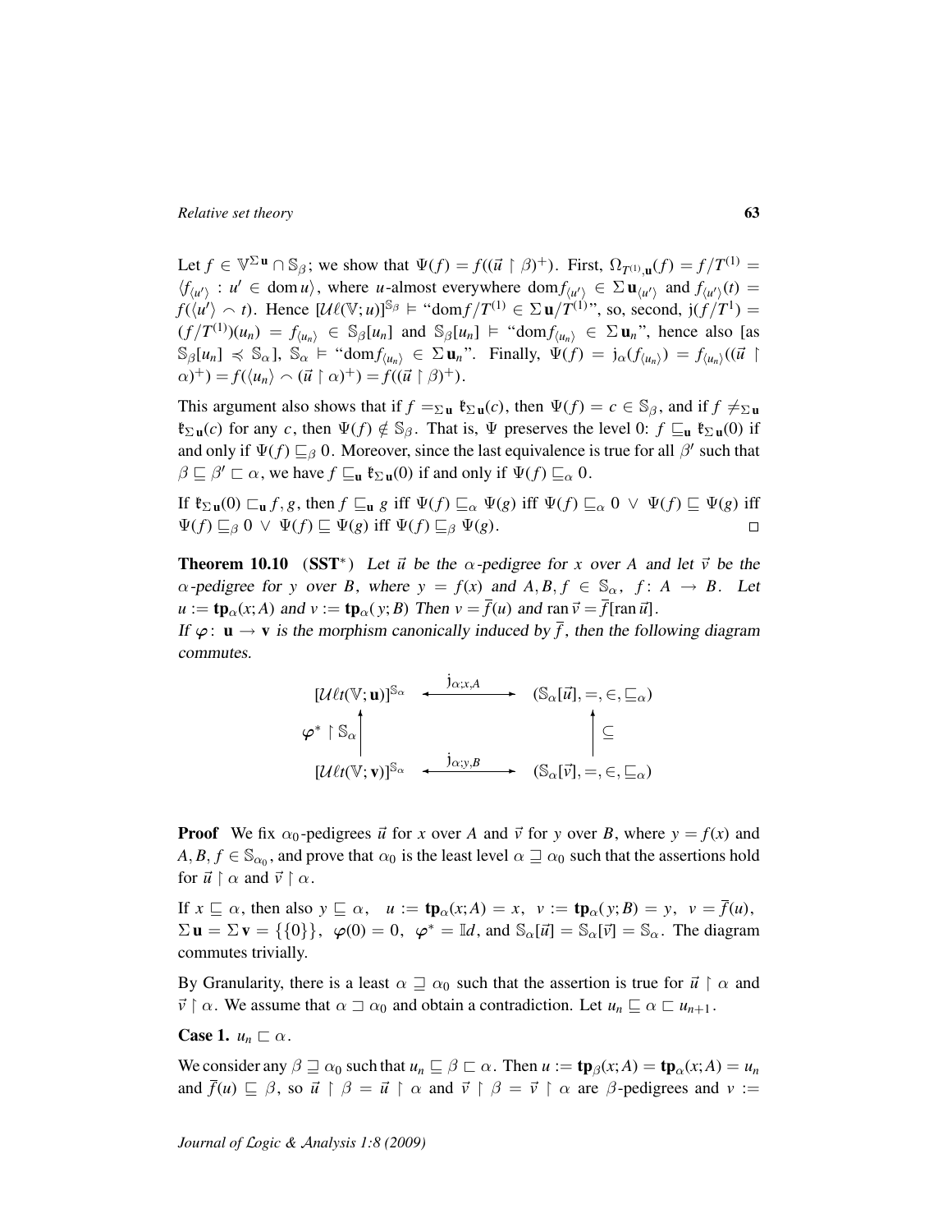Let $f \in \mathbb{V}^{\Sigma \mathbf{u}} \cap \mathbb{S}_\beta$; we show that $\Psi(f) = f((\vec{u} \restriction \beta)^+)$. First, $\Omega_{T^{(1)},\mathbf{u}}(f) = f/T^{(1)} = \langle f_{\langle u' \rangle} : u' \in \operatorname{dom} u \rangle$, where $u$-almost everywhere $\operatorname{dom} f_{\langle u' \rangle} \in \Sigma\, \mathbf{u}_{\langle u' \rangle}$ and $f_{\langle u' \rangle}(t) = f(\langle u' \rangle \frown t)$. Hence $[\mathcal{U}\ell(\mathbb{V}; u)]^{\mathbb{S}_\beta} \vDash$ "$\operatorname{dom} f/T^{(1)} \in \Sigma\, \mathbf{u}/T^{(1)}$", so, second, $\mathrm{j}(f/T^1) = (f/T^{(1)})(u_n) = f_{\langle u_n \rangle} \in \mathbb{S}_\beta[u_n]$ and $\mathbb{S}_\beta[u_n] \vDash$ "$\operatorname{dom} f_{\langle u_n \rangle} \in \Sigma\, \mathbf{u}_n$", hence also [as $\mathbb{S}_\beta[u_n] \preccurlyeq \mathbb{S}_\alpha$], $\mathbb{S}_\alpha \vDash$ "$\operatorname{dom} f_{\langle u_n \rangle} \in \Sigma\, \mathbf{u}_n$". Finally, $\Psi(f) = \mathrm{j}_\alpha(f_{\langle u_n \rangle}) = f_{\langle u_n \rangle}((\vec{u} \restriction \alpha)^+) = f(\langle u_n \rangle \frown (\vec{u} \restriction \alpha)^+) = f((\vec{u} \restriction \beta)^+)$.

This argument also shows that if $f =_{\Sigma\, \mathbf{u}} \mathfrak{k}_{\Sigma\, \mathbf{u}}(c)$, then $\Psi(f) = c \in \mathbb{S}_\beta$, and if $f \neq_{\Sigma\, \mathbf{u}} \mathfrak{k}_{\Sigma\, \mathbf{u}}(c)$ for any $c$, then $\Psi(f) \notin \mathbb{S}_\beta$. That is, $\Psi$ preserves the level 0: $f \sqsubseteq_{\mathbf{u}} \mathfrak{k}_{\Sigma\, \mathbf{u}}(0)$ if and only if $\Psi(f) \sqsubseteq_\beta 0$. Moreover, since the last equivalence is true for all $\beta'$ such that $\beta \sqsubseteq \beta' \sqsubset \alpha$, we have $f \sqsubseteq_{\mathbf{u}} \mathfrak{k}_{\Sigma\, \mathbf{u}}(0)$ if and only if $\Psi(f) \sqsubseteq_\alpha 0$.

If $\mathfrak{k}_{\Sigma\, \mathbf{u}}(0) \sqsubset_{\mathbf{u}} f, g$, then $f \sqsubseteq_{\mathbf{u}} g$ iff $\Psi(f) \sqsubseteq_\alpha \Psi(g)$ iff $\Psi(f) \sqsubseteq_\alpha 0 \ \vee\ \Psi(f) \sqsubseteq \Psi(g)$ iff $\Psi(f) \sqsubseteq_\beta 0 \ \vee\ \Psi(f) \sqsubseteq \Psi(g)$ iff $\Psi(f) \sqsubseteq_\beta \Psi(g)$. □

**Theorem 10.10** (**SST**$^*$) *Let $\vec{u}$ be the $\alpha$-pedigree for $x$ over $A$ and let $\vec{v}$ be the $\alpha$-pedigree for $y$ over $B$, where $y = f(x)$ and $A, B, f \in \mathbb{S}_\alpha$, $f \colon A \to B$. Let $u := \mathbf{tp}_\alpha(x; A)$ and $v := \mathbf{tp}_\alpha(y; B)$ Then $v = \bar{f}(u)$ and $\operatorname{ran} \vec{v} = \bar{f}[\operatorname{ran} \vec{u}]$.*

*If $\varphi \colon \mathbf{u} \to \mathbf{v}$ is the morphism canonically induced by $\bar{f}$, then the following diagram commutes.*

$$
\begin{array}{ccc}
[\mathcal{U}\ell t(\mathbb{V}; \mathbf{u})]^{\mathbb{S}_\alpha} & \xleftrightarrow{\ \mathrm{j}_{\alpha;x,A}\ } & (\mathbb{S}_\alpha[\vec{u}], =, \in, \sqsubseteq_\alpha) \\
\varphi^* \restriction \mathbb{S}_\alpha \Big\uparrow & & \Big\uparrow \subseteq \\
[\mathcal{U}\ell t(\mathbb{V}; \mathbf{v})]^{\mathbb{S}_\alpha} & \xleftrightarrow{\ \mathrm{j}_{\alpha;y,B}\ } & (\mathbb{S}_\alpha[\vec{v}], =, \in, \sqsubseteq_\alpha)
\end{array}
$$

**Proof** We fix $\alpha_0$-pedigrees $\vec{u}$ for $x$ over $A$ and $\vec{v}$ for $y$ over $B$, where $y = f(x)$ and $A, B, f \in \mathbb{S}_{\alpha_0}$, and prove that $\alpha_0$ is the least level $\alpha \sqsupseteq \alpha_0$ such that the assertions hold for $\vec{u} \restriction \alpha$ and $\vec{v} \restriction \alpha$.

If $x \sqsubseteq \alpha$, then also $y \sqsubseteq \alpha$, $\ u := \mathbf{tp}_\alpha(x; A) = x$, $\ v := \mathbf{tp}_\alpha(y; B) = y$, $\ v = \bar{f}(u)$, $\Sigma\, \mathbf{u} = \Sigma\, \mathbf{v} = \{\{0\}\}$, $\ \varphi(0) = 0$, $\ \varphi^* = \mathbb{I}d$, and $\mathbb{S}_\alpha[\vec{u}] = \mathbb{S}_\alpha[\vec{v}] = \mathbb{S}_\alpha$. The diagram commutes trivially.

By Granularity, there is a least $\alpha \sqsupseteq \alpha_0$ such that the assertion is true for $\vec{u} \restriction \alpha$ and $\vec{v} \restriction \alpha$. We assume that $\alpha \sqsupset \alpha_0$ and obtain a contradiction. Let $u_n \sqsubseteq \alpha \sqsubset u_{n+1}$.

**Case 1.** $u_n \sqsubset \alpha$.

We consider any $\beta \sqsupseteq \alpha_0$ such that $u_n \sqsubseteq \beta \sqsubset \alpha$. Then $u := \mathbf{tp}_\beta(x; A) = \mathbf{tp}_\alpha(x; A) = u_n$ and $\bar{f}(u) \sqsubseteq \beta$, so $\vec{u} \restriction \beta = \vec{u} \restriction \alpha$ and $\vec{v} \restriction \beta = \vec{v} \restriction \alpha$ are $\beta$-pedigrees and $v :=$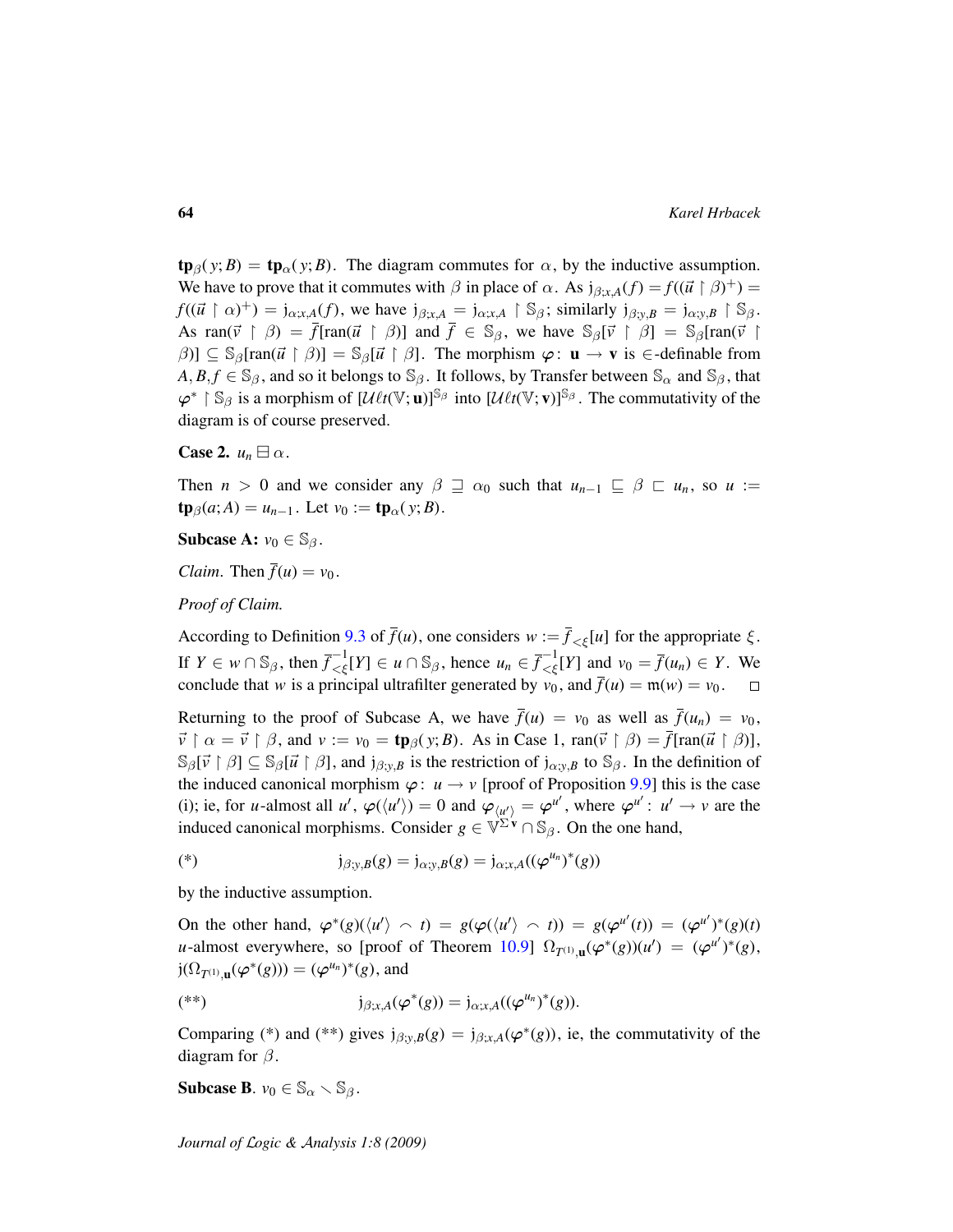$\mathbf{tp}_\beta(y;B) = \mathbf{tp}_\alpha(y;B)$. The diagram commutes for $\alpha$, by the inductive assumption. We have to prove that it commutes with $\beta$ in place of $\alpha$. As $\mathrm{j}_{\beta;x,A}(f) = f((\vec{u} \restriction \beta)^+) = f((\vec{u} \restriction \alpha)^+) = \mathrm{j}_{\alpha;x,A}(f)$, we have $\mathrm{j}_{\beta;x,A} = \mathrm{j}_{\alpha;x,A} \restriction \mathbb{S}_\beta$; similarly $\mathrm{j}_{\beta;y,B} = \mathrm{j}_{\alpha;y,B} \restriction \mathbb{S}_\beta$. As $\mathrm{ran}(\vec{v} \restriction \beta) = \overline{f}[\mathrm{ran}(\vec{u} \restriction \beta)]$ and $\overline{f} \in \mathbb{S}_\beta$, we have $\mathbb{S}_\beta[\vec{v} \restriction \beta] = \mathbb{S}_\beta[\mathrm{ran}(\vec{v} \restriction \beta)] \subseteq \mathbb{S}_\beta[\mathrm{ran}(\vec{u} \restriction \beta)] = \mathbb{S}_\beta[\vec{u} \restriction \beta]$. The morphism $\boldsymbol{\varphi}\colon \mathbf{u} \to \mathbf{v}$ is $\in$-definable from $A, B, f \in \mathbb{S}_\beta$, and so it belongs to $\mathbb{S}_\beta$. It follows, by Transfer between $\mathbb{S}_\alpha$ and $\mathbb{S}_\beta$, that $\boldsymbol{\varphi}^* \restriction \mathbb{S}_\beta$ is a morphism of $[\mathcal{U}\ell t(\mathbb{V};\mathbf{u})]^{\mathbb{S}_\beta}$ into $[\mathcal{U}\ell t(\mathbb{V};\mathbf{v})]^{\mathbb{S}_\beta}$. The commutativity of the diagram is of course preserved.

**Case 2.** $u_n \boxminus \alpha$.

Then $n > 0$ and we consider any $\beta \sqsupseteq \alpha_0$ such that $u_{n-1} \sqsubseteq \beta \sqsubset u_n$, so $u := \mathbf{tp}_\beta(a;A) = u_{n-1}$. Let $v_0 := \mathbf{tp}_\alpha(y;B)$.

**Subcase A:** $v_0 \in \mathbb{S}_\beta$.

*Claim.* Then $\overline{f}(u) = v_0$.

*Proof of Claim.*

According to Definition 9.3 of $\overline{f}(u)$, one considers $w := \overline{f}_{<\xi}[u]$ for the appropriate $\xi$. If $Y \in w \cap \mathbb{S}_\beta$, then $\overline{f}^{-1}_{<\xi}[Y] \in u \cap \mathbb{S}_\beta$, hence $u_n \in \overline{f}^{-1}_{<\xi}[Y]$ and $v_0 = \overline{f}(u_n) \in Y$. We conclude that $w$ is a principal ultrafilter generated by $v_0$, and $\overline{f}(u) = \mathfrak{m}(w) = v_0$. $\square$

Returning to the proof of Subcase A, we have $\overline{f}(u) = v_0$ as well as $\overline{f}(u_n) = v_0$, $\vec{v} \restriction \alpha = \vec{v} \restriction \beta$, and $v := v_0 = \mathbf{tp}_\beta(y;B)$. As in Case 1, $\mathrm{ran}(\vec{v} \restriction \beta) = \overline{f}[\mathrm{ran}(\vec{u} \restriction \beta)]$, $\mathbb{S}_\beta[\vec{v} \restriction \beta] \subseteq \mathbb{S}_\beta[\vec{u} \restriction \beta]$, and $\mathrm{j}_{\beta;y,B}$ is the restriction of $\mathrm{j}_{\alpha;y,B}$ to $\mathbb{S}_\beta$. In the definition of the induced canonical morphism $\varphi\colon u \to v$ [proof of Proposition 9.9] this is the case (i); ie, for $u$-almost all $u'$, $\varphi(\langle u' \rangle) = 0$ and $\varphi_{\langle u' \rangle} = \varphi^{u'}$, where $\varphi^{u'}\colon u' \to v$ are the induced canonical morphisms. Consider $g \in \mathbb{V}^{\Sigma \mathbf{v}} \cap \mathbb{S}_\beta$. On the one hand,

$$(*) \qquad \mathrm{j}_{\beta;y,B}(g) = \mathrm{j}_{\alpha;y,B}(g) = \mathrm{j}_{\alpha;x,A}((\varphi^{u_n})^*(g))$$

by the inductive assumption.

On the other hand, $\varphi^*(g)(\langle u' \rangle \frown t) = g(\varphi(\langle u' \rangle \frown t)) = g(\varphi^{u'}(t)) = (\varphi^{u'})^*(g)(t)$ $u$-almost everywhere, so [proof of Theorem 10.9] $\Omega_{T^{(1)},\mathbf{u}}(\varphi^*(g))(u') = (\varphi^{u'})^*(g)$, $\mathrm{j}(\Omega_{T^{(1)},\mathbf{u}}(\varphi^*(g))) = (\varphi^{u_n})^*(g)$, and

$$(**) \qquad \mathrm{j}_{\beta;x,A}(\varphi^*(g)) = \mathrm{j}_{\alpha;x,A}((\varphi^{u_n})^*(g)).$$

Comparing (*) and (**) gives $\mathrm{j}_{\beta;y,B}(g) = \mathrm{j}_{\beta;x,A}(\varphi^*(g))$, ie, the commutativity of the diagram for $\beta$.

**Subcase B**. $v_0 \in \mathbb{S}_\alpha \setminus \mathbb{S}_\beta$.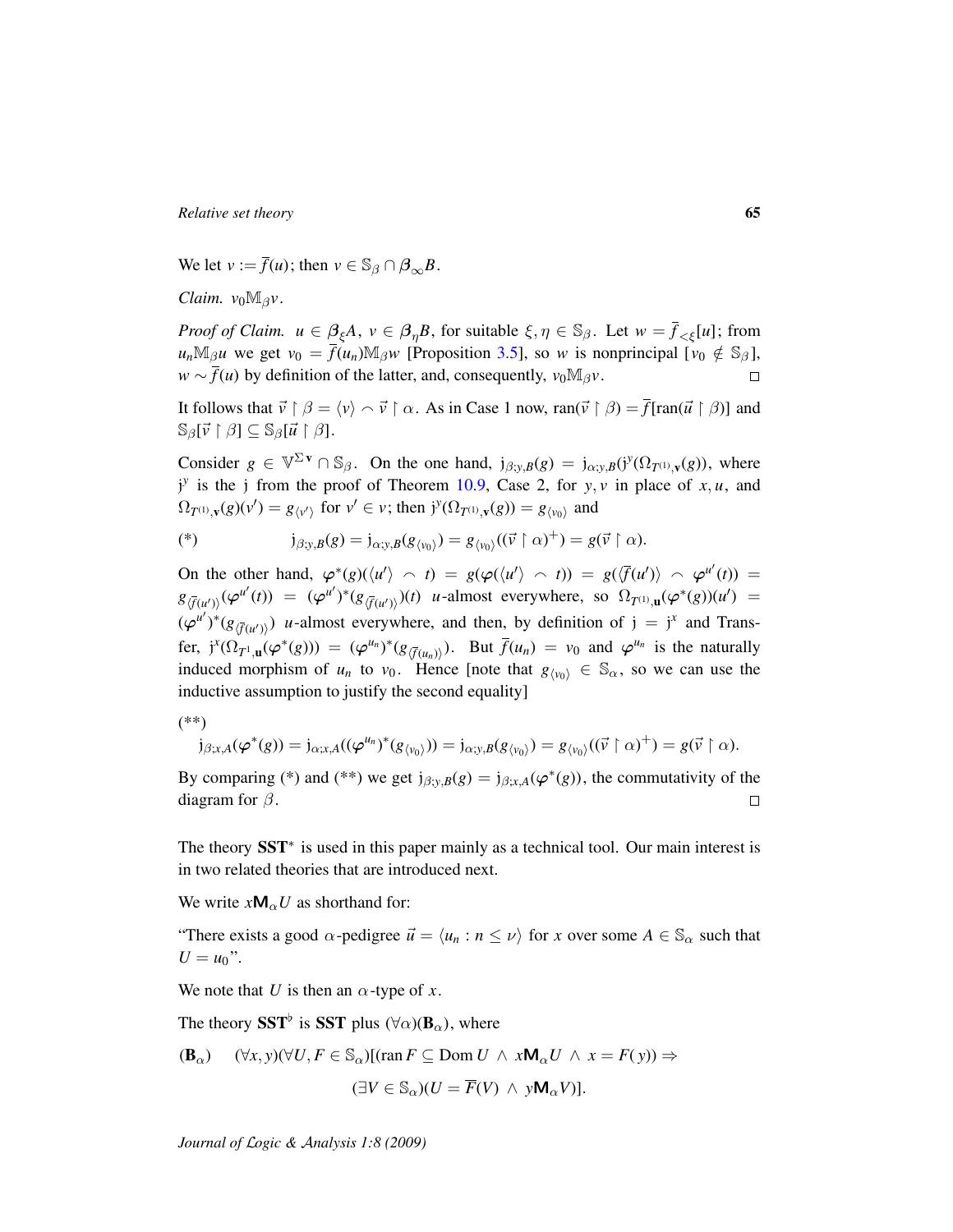We let $v := \overline{f}(u)$; then $v \in \mathbb{S}_\beta \cap \boldsymbol{\beta}_\infty B$.

*Claim.* $v_0 \mathbb{M}_\beta v$.

*Proof of Claim.* $u \in \boldsymbol{\beta}_\xi A$, $v \in \boldsymbol{\beta}_\eta B$, for suitable $\xi, \eta \in \mathbb{S}_\beta$. Let $w = \overline{f}_{<\xi}[u]$; from $u_n \mathbb{M}_\beta u$ we get $v_0 = \overline{f}(u_n) \mathbb{M}_\beta w$ [Proposition 3.5], so $w$ is nonprincipal [$v_0 \notin \mathbb{S}_\beta$], $w \sim \overline{f}(u)$ by definition of the latter, and, consequently, $v_0 \mathbb{M}_\beta v$. $\square$

It follows that $\vec{v} \restriction \beta = \langle v \rangle \frown \vec{v} \restriction \alpha$. As in Case 1 now, $\operatorname{ran}(\vec{v} \restriction \beta) = \overline{f}[\operatorname{ran}(\vec{u} \restriction \beta)]$ and $\mathbb{S}_\beta[\vec{v} \restriction \beta] \subseteq \mathbb{S}_\beta[\vec{u} \restriction \beta]$.

Consider $g \in \mathbb{V}^{\Sigma \mathbf{v}} \cap \mathbb{S}_\beta$. On the one hand, $\mathrm{j}_{\beta;y,B}(g) = \mathrm{j}_{\alpha;y,B}(\mathrm{j}^y(\Omega_{T^{(1)},\mathbf{v}}(g)))$, where $\mathrm{j}^y$ is the $\mathrm{j}$ from the proof of Theorem 10.9, Case 2, for $y, v$ in place of $x, u$, and $\Omega_{T^{(1)},\mathbf{v}}(g)(v') = g_{\langle v' \rangle}$ for $v' \in v$; then $\mathrm{j}^y(\Omega_{T^{(1)},\mathbf{v}}(g)) = g_{\langle v_0 \rangle}$ and

$$(*) \qquad \mathrm{j}_{\beta;y,B}(g) = \mathrm{j}_{\alpha;y,B}(g_{\langle v_0 \rangle}) = g_{\langle v_0 \rangle}((\vec{v} \restriction \alpha)^+) = g(\vec{v} \restriction \alpha).$$

On the other hand, $\varphi^*(g)(\langle u' \rangle \frown t) = g(\varphi(\langle u' \rangle \frown t)) = g(\langle \overline{f}(u') \rangle \frown \varphi^{u'}(t)) = g_{\langle \overline{f}(u') \rangle}(\varphi^{u'}(t)) = (\varphi^{u'})^*(g_{\langle \overline{f}(u') \rangle})(t)$ $u$-almost everywhere, so $\Omega_{T^{(1)},\mathbf{u}}(\varphi^*(g))(u') = (\varphi^{u'})^*(g_{\langle \overline{f}(u') \rangle})$ $u$-almost everywhere, and then, by definition of $\mathrm{j} = \mathrm{j}^x$ and Transfer, $\mathrm{j}^x(\Omega_{T^1,\mathbf{u}}(\varphi^*(g))) = (\varphi^{u_n})^*(g_{\langle \overline{f}(u_n) \rangle})$. But $\overline{f}(u_n) = v_0$ and $\varphi^{u_n}$ is the naturally induced morphism of $u_n$ to $v_0$. Hence [note that $g_{\langle v_0 \rangle} \in \mathbb{S}_\alpha$, so we can use the inductive assumption to justify the second equality]

(\*\*)

$$\mathrm{j}_{\beta;x,A}(\varphi^*(g)) = \mathrm{j}_{\alpha;x,A}((\varphi^{u_n})^*(g_{\langle v_0 \rangle})) = \mathrm{j}_{\alpha;y,B}(g_{\langle v_0 \rangle}) = g_{\langle v_0 \rangle}((\vec{v} \restriction \alpha)^+) = g(\vec{v} \restriction \alpha).$$

By comparing (\*) and (\*\*) we get $\mathrm{j}_{\beta;y,B}(g) = \mathrm{j}_{\beta;x,A}(\varphi^*(g))$, the commutativity of the diagram for $\beta$. $\square$

The theory $\mathbf{SST}^*$ is used in this paper mainly as a technical tool. Our main interest is in two related theories that are introduced next.

We write $x \mathsf{M}_\alpha U$ as shorthand for:

"There exists a good $\alpha$-pedigree $\vec{u} = \langle u_n : n \leq \nu \rangle$ for $x$ over some $A \in \mathbb{S}_\alpha$ such that $U = u_0$".

We note that $U$ is then an $\alpha$-type of $x$.

The theory $\mathbf{SST}^\flat$ is $\mathbf{SST}$ plus $(\forall \alpha)(\mathbf{B}_\alpha)$, where

$$(\mathbf{B}_\alpha) \qquad (\forall x, y)(\forall U, F \in \mathbb{S}_\alpha)[(\operatorname{ran} F \subseteq \operatorname{Dom} U \;\wedge\; x \mathsf{M}_\alpha U \;\wedge\; x = F(y)) \Rightarrow$$
$$(\exists V \in \mathbb{S}_\alpha)(U = \overline{F}(V) \;\wedge\; y \mathsf{M}_\alpha V)].$$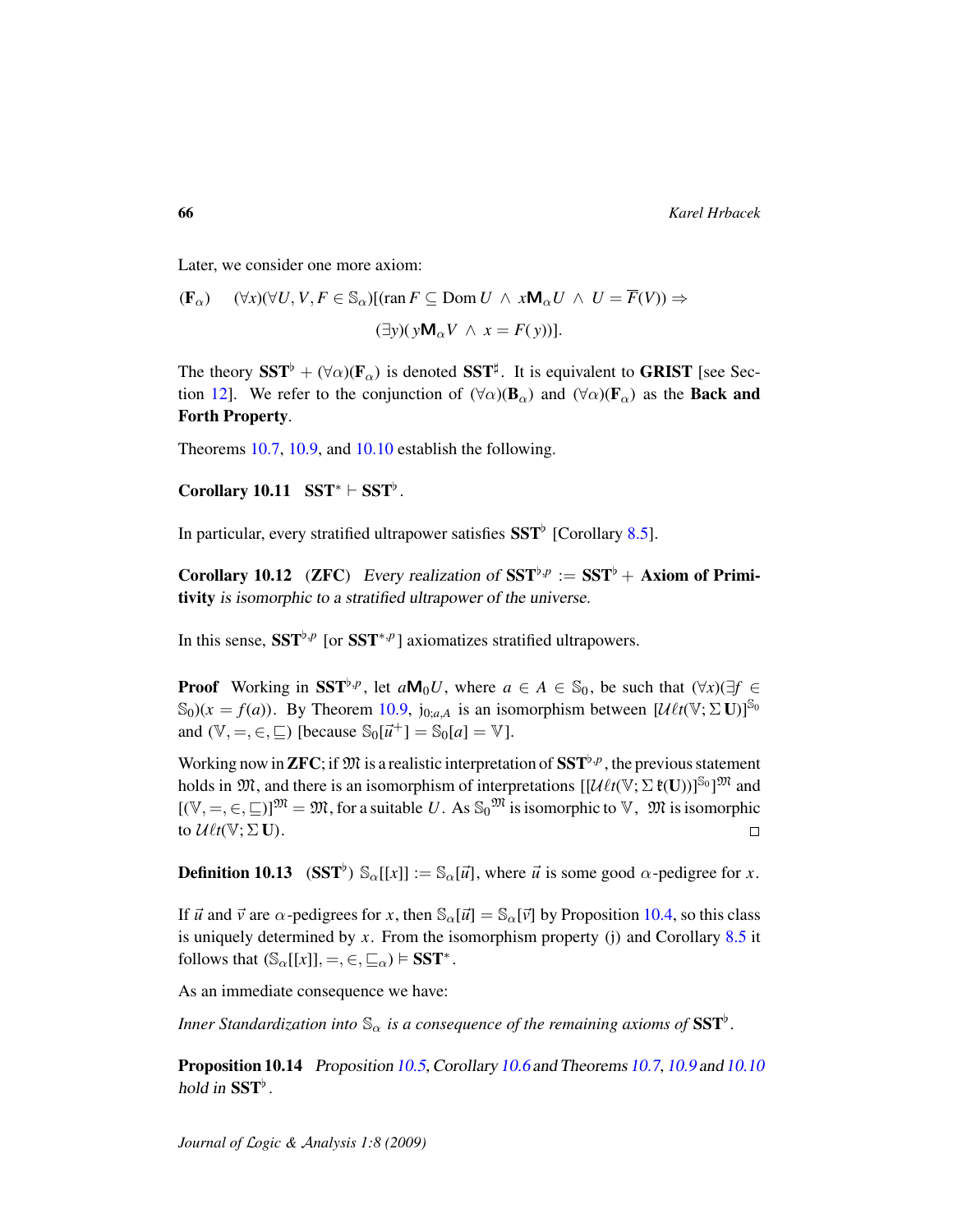Later, we consider one more axiom:

$$(\mathbf{F}_\alpha) \quad (\forall x)(\forall U, V, F \in \mathbb{S}_\alpha)[(\operatorname{ran} F \subseteq \operatorname{Dom} U \ \wedge\ x\mathsf{M}_\alpha U \ \wedge\ U = \overline{F}(V)) \Rightarrow$$
$$(\exists y)(\, y\mathsf{M}_\alpha V \ \wedge\ x = F(\,y))].$$

The theory $\mathbf{SST}^\flat + (\forall\alpha)(\mathbf{F}_\alpha)$ is denoted $\mathbf{SST}^\sharp$. It is equivalent to **GRIST** [see Section 12]. We refer to the conjunction of $(\forall\alpha)(\mathbf{B}_\alpha)$ and $(\forall\alpha)(\mathbf{F}_\alpha)$ as the **Back and Forth Property**.

Theorems 10.7, 10.9, and 10.10 establish the following.

**Corollary 10.11** $\mathbf{SST}^* \vdash \mathbf{SST}^\flat$.

In particular, every stratified ultrapower satisfies $\mathbf{SST}^\flat$ [Corollary 8.5].

**Corollary 10.12** (**ZFC**) *Every realization of* $\mathbf{SST}^{\flat,p} := \mathbf{SST}^\flat +$ **Axiom of Primitivity** *is isomorphic to a stratified ultrapower of the universe.*

In this sense, $\mathbf{SST}^{\flat,p}$ [or $\mathbf{SST}^{*,p}$] axiomatizes stratified ultrapowers.

**Proof** Working in $\mathbf{SST}^{\flat,p}$, let $a\mathsf{M}_0 U$, where $a \in A \in \mathbb{S}_0$, be such that $(\forall x)(\exists f \in \mathbb{S}_0)(x = f(a))$. By Theorem 10.9, $\mathfrak{j}_{0;a,A}$ is an isomorphism between $[\mathcal{U}\ell t(\mathbb{V};\Sigma\,\mathbf{U})]^{\mathbb{S}_0}$ and $(\mathbb{V}, =, \in, \sqsubseteq)$ [because $\mathbb{S}_0[\vec{u}^+] = \mathbb{S}_0[a] = \mathbb{V}$].

Working now in **ZFC**; if $\mathfrak{M}$ is a realistic interpretation of $\mathbf{SST}^{\flat,p}$, the previous statement holds in $\mathfrak{M}$, and there is an isomorphism of interpretations $[[\mathcal{U}\ell t(\mathbb{V};\Sigma\,\mathfrak{k}(\mathbf{U}))]^{\mathbb{S}_0}]^{\mathfrak{M}}$ and $[(\mathbb{V}, =, \in, \sqsubseteq)]^{\mathfrak{M}} = \mathfrak{M}$, for a suitable $U$. As $\mathbb{S}_0{}^{\mathfrak{M}}$ is isomorphic to $\mathbb{V}$, $\mathfrak{M}$ is isomorphic to $\mathcal{U}\ell t(\mathbb{V};\Sigma\,\mathbf{U})$. $\square$

**Definition 10.13** ($\mathbf{SST}^\flat$) $\mathbb{S}_\alpha[[x]] := \mathbb{S}_\alpha[\vec{u}]$, where $\vec{u}$ is some good $\alpha$-pedigree for $x$.

If $\vec{u}$ and $\vec{v}$ are $\alpha$-pedigrees for $x$, then $\mathbb{S}_\alpha[\vec{u}] = \mathbb{S}_\alpha[\vec{v}]$ by Proposition 10.4, so this class is uniquely determined by $x$. From the isomorphism property (j) and Corollary 8.5 it follows that $(\mathbb{S}_\alpha[[x]], =, \in, \sqsubseteq_\alpha) \vDash \mathbf{SST}^*$.

As an immediate consequence we have:

*Inner Standardization into* $\mathbb{S}_\alpha$ *is a consequence of the remaining axioms of* $\mathbf{SST}^\flat$.

**Proposition 10.14** *Proposition 10.5, Corollary 10.6 and Theorems 10.7, 10.9 and 10.10 hold in* $\mathbf{SST}^\flat$.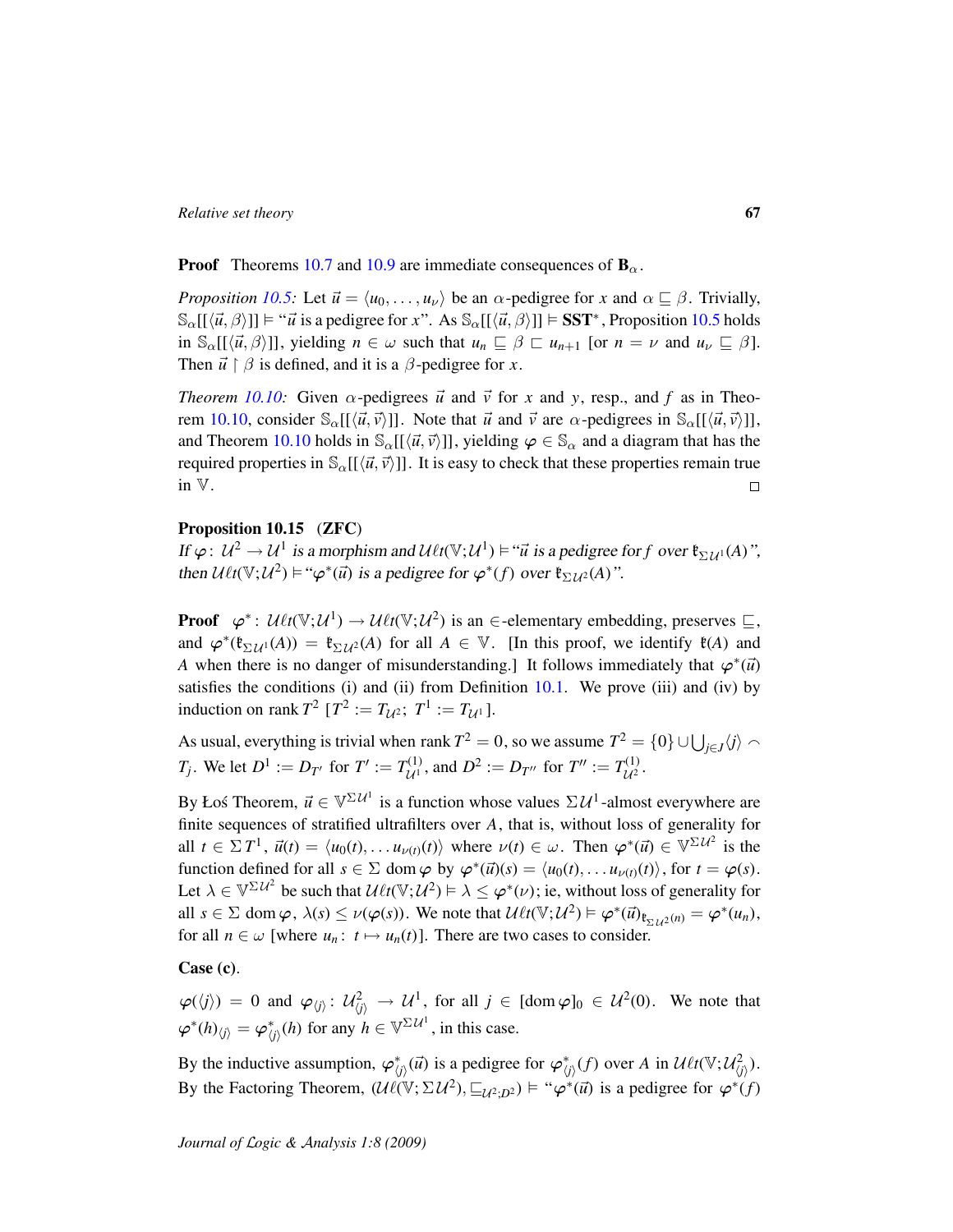**Proof** Theorems 10.7 and 10.9 are immediate consequences of $\mathbf{B}_\alpha$.

*Proposition 10.5:* Let $\vec{u} = \langle u_0, \ldots, u_\nu \rangle$ be an $\alpha$-pedigree for $x$ and $\alpha \sqsubseteq \beta$. Trivially, $\mathbb{S}_\alpha[[\langle \vec{u}, \beta \rangle]] \vDash$ "$\vec{u}$ is a pedigree for $x$". As $\mathbb{S}_\alpha[[\langle \vec{u}, \beta \rangle]] \vDash \mathbf{SST}^*$, Proposition 10.5 holds in $\mathbb{S}_\alpha[[\langle \vec{u}, \beta \rangle]]$, yielding $n \in \omega$ such that $u_n \sqsubseteq \beta \sqsubset u_{n+1}$ [or $n = \nu$ and $u_\nu \sqsubseteq \beta$]. Then $\vec{u} \restriction \beta$ is defined, and it is a $\beta$-pedigree for $x$.

*Theorem 10.10:* Given $\alpha$-pedigrees $\vec{u}$ and $\vec{v}$ for $x$ and $y$, resp., and $f$ as in Theorem 10.10, consider $\mathbb{S}_\alpha[[\langle \vec{u}, \vec{v} \rangle]]$. Note that $\vec{u}$ and $\vec{v}$ are $\alpha$-pedigrees in $\mathbb{S}_\alpha[[\langle \vec{u}, \vec{v} \rangle]]$, and Theorem 10.10 holds in $\mathbb{S}_\alpha[[\langle \vec{u}, \vec{v} \rangle]]$, yielding $\varphi \in \mathbb{S}_\alpha$ and a diagram that has the required properties in $\mathbb{S}_\alpha[[\langle \vec{u}, \vec{v} \rangle]]$. It is easy to check that these properties remain true in $\mathbb{V}$. □

**Proposition 10.15** (**ZFC**)
*If $\varphi \colon \mathcal{U}^2 \to \mathcal{U}^1$ is a morphism and $\mathcal{U}\ell t(\mathbb{V}; \mathcal{U}^1) \vDash$ "$\vec{u}$ is a pedigree for $f$ over $\mathfrak{k}_{\Sigma \mathcal{U}^1}(A)$", then $\mathcal{U}\ell t(\mathbb{V}; \mathcal{U}^2) \vDash$ "$\varphi^*(\vec{u})$ is a pedigree for $\varphi^*(f)$ over $\mathfrak{k}_{\Sigma \mathcal{U}^2}(A)$".*

**Proof** $\varphi^* \colon \mathcal{U}\ell t(\mathbb{V}; \mathcal{U}^1) \to \mathcal{U}\ell t(\mathbb{V}; \mathcal{U}^2)$ is an $\in$-elementary embedding, preserves $\sqsubseteq$, and $\varphi^*(\mathfrak{k}_{\Sigma \mathcal{U}^1}(A)) = \mathfrak{k}_{\Sigma \mathcal{U}^2}(A)$ for all $A \in \mathbb{V}$. [In this proof, we identify $\mathfrak{k}(A)$ and $A$ when there is no danger of misunderstanding.] It follows immediately that $\varphi^*(\vec{u})$ satisfies the conditions (i) and (ii) from Definition 10.1. We prove (iii) and (iv) by induction on rank $T^2$ [$T^2 := T_{\mathcal{U}^2}$; $T^1 := T_{\mathcal{U}^1}$].

As usual, everything is trivial when rank $T^2 = 0$, so we assume $T^2 = \{0\} \cup \bigcup_{j \in J} \langle j \rangle \frown T_j$. We let $D^1 := D_{T'}$ for $T' := T^{(1)}_{\mathcal{U}^1}$, and $D^2 := D_{T''}$ for $T'' := T^{(1)}_{\mathcal{U}^2}$.

By Łoś Theorem, $\vec{u} \in \mathbb{V}^{\Sigma \mathcal{U}^1}$ is a function whose values $\Sigma \mathcal{U}^1$-almost everywhere are finite sequences of stratified ultrafilters over $A$, that is, without loss of generality for all $t \in \Sigma T^1$, $\vec{u}(t) = \langle u_0(t), \ldots u_{\nu(t)}(t) \rangle$ where $\nu(t) \in \omega$. Then $\varphi^*(\vec{u}) \in \mathbb{V}^{\Sigma \mathcal{U}^2}$ is the function defined for all $s \in \Sigma \operatorname{dom} \varphi$ by $\varphi^*(\vec{u})(s) = \langle u_0(t), \ldots u_{\nu(t)}(t) \rangle$, for $t = \varphi(s)$. Let $\lambda \in \mathbb{V}^{\Sigma \mathcal{U}^2}$ be such that $\mathcal{U}\ell t(\mathbb{V}; \mathcal{U}^2) \vDash \lambda \leq \varphi^*(\nu)$; ie, without loss of generality for all $s \in \Sigma \operatorname{dom} \varphi$, $\lambda(s) \leq \nu(\varphi(s))$. We note that $\mathcal{U}\ell t(\mathbb{V}; \mathcal{U}^2) \vDash \varphi^*(\vec{u})_{\mathfrak{k}_{\Sigma \mathcal{U}^2}(n)} = \varphi^*(u_n)$, for all $n \in \omega$ [where $u_n \colon t \mapsto u_n(t)$]. There are two cases to consider.

**Case (c)**.

$\varphi(\langle j \rangle) = 0$ and $\varphi_{\langle j \rangle} \colon \mathcal{U}^2_{\langle j \rangle} \to \mathcal{U}^1$, for all $j \in [\operatorname{dom} \varphi]_0 \in \mathcal{U}^2(0)$. We note that $\varphi^*(h)_{\langle j \rangle} = \varphi^*_{\langle j \rangle}(h)$ for any $h \in \mathbb{V}^{\Sigma \mathcal{U}^1}$, in this case.

By the inductive assumption, $\varphi^*_{\langle j \rangle}(\vec{u})$ is a pedigree for $\varphi^*_{\langle j \rangle}(f)$ over $A$ in $\mathcal{U}\ell t(\mathbb{V}; \mathcal{U}^2_{\langle j \rangle})$. By the Factoring Theorem, $(\mathcal{U}\ell(\mathbb{V}; \Sigma \mathcal{U}^2), \sqsubseteq_{\mathcal{U}^2; D^2}) \vDash$ "$\varphi^*(\vec{u})$ is a pedigree for $\varphi^*(f)$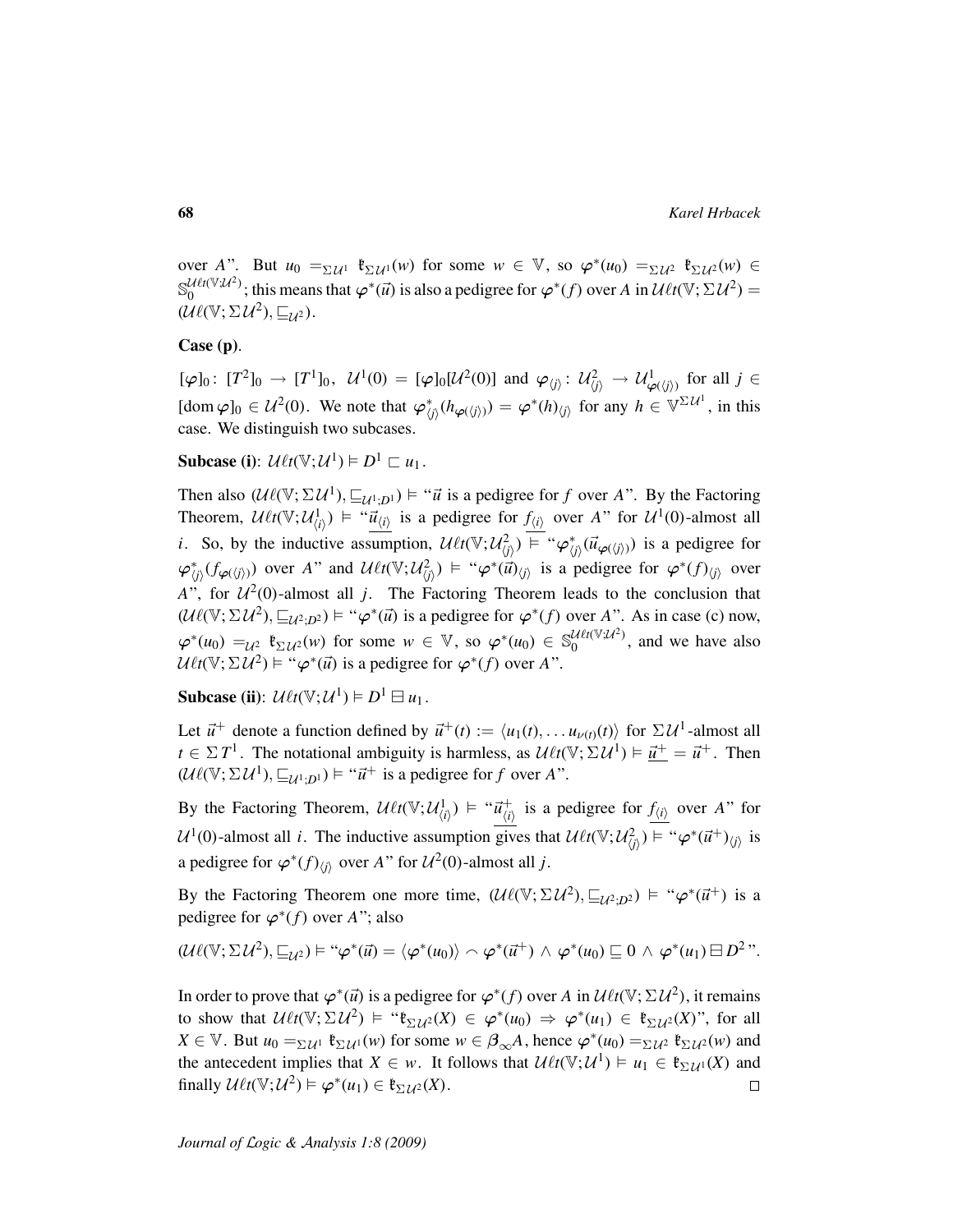over $A$". But $u_0 =_{\Sigma\mathcal{U}^1} \mathfrak{k}_{\Sigma\mathcal{U}^1}(w)$ for some $w \in \mathbb{V}$, so $\varphi^*(u_0) =_{\Sigma\mathcal{U}^2} \mathfrak{k}_{\Sigma\mathcal{U}^2}(w) \in \mathbb{S}_0^{\mathcal{U}\ell t(\mathbb{V};\mathcal{U}^2)}$; this means that $\varphi^*(\vec{u})$ is also a pedigree for $\varphi^*(f)$ over $A$ in $\mathcal{U}\ell t(\mathbb{V};\Sigma\mathcal{U}^2) = (\mathcal{U}\ell(\mathbb{V};\Sigma\mathcal{U}^2), \sqsubseteq_{\mathcal{U}^2})$.

**Case (p)**.

$[\varphi]_0 \colon [T^2]_0 \to [T^1]_0$, $\mathcal{U}^1(0) = [\varphi]_0[\mathcal{U}^2(0)]$ and $\varphi_{\langle j\rangle} \colon \mathcal{U}^2_{\langle j\rangle} \to \mathcal{U}^1_{\varphi(\langle j\rangle)}$ for all $j \in [\operatorname{dom}\varphi]_0 \in \mathcal{U}^2(0)$. We note that $\varphi^*_{\langle j\rangle}(h_{\varphi(\langle j\rangle)}) = \varphi^*(h)_{\langle j\rangle}$ for any $h \in \mathbb{V}^{\Sigma\mathcal{U}^1}$, in this case. We distinguish two subcases.

**Subcase (i)**: $\mathcal{U}\ell t(\mathbb{V};\mathcal{U}^1) \vDash D^1 \sqsubset u_1$.

Then also $(\mathcal{U}\ell(\mathbb{V};\Sigma\mathcal{U}^1), \sqsubseteq_{\mathcal{U}^1;D^1}) \vDash$ "$\vec{u}$ is a pedigree for $f$ over $A$". By the Factoring Theorem, $\mathcal{U}\ell t(\mathbb{V};\mathcal{U}^1_{\langle i\rangle}) \vDash$ "$\underline{\vec{u}_{\langle i\rangle}}$ is a pedigree for $\underline{f_{\langle i\rangle}}$ over $A$" for $\mathcal{U}^1(0)$-almost all $i$. So, by the inductive assumption, $\mathcal{U}\ell t(\mathbb{V};\mathcal{U}^2_{\langle j\rangle}) \vDash$ "$\varphi^*_{\langle j\rangle}(\vec{u}_{\varphi(\langle j\rangle)})$ is a pedigree for $\varphi^*_{\langle j\rangle}(f_{\varphi(\langle j\rangle)})$ over $A$" and $\mathcal{U}\ell t(\mathbb{V};\mathcal{U}^2_{\langle j\rangle}) \vDash$ "$\varphi^*(\vec{u})_{\langle j\rangle}$ is a pedigree for $\varphi^*(f)_{\langle j\rangle}$ over $A$", for $\mathcal{U}^2(0)$-almost all $j$. The Factoring Theorem leads to the conclusion that $(\mathcal{U}\ell(\mathbb{V};\Sigma\mathcal{U}^2), \sqsubseteq_{\mathcal{U}^2;D^2}) \vDash$ "$\varphi^*(\vec{u})$ is a pedigree for $\varphi^*(f)$ over $A$". As in case (c) now, $\varphi^*(u_0) =_{\mathcal{U}^2} \mathfrak{k}_{\Sigma\mathcal{U}^2}(w)$ for some $w \in \mathbb{V}$, so $\varphi^*(u_0) \in \mathbb{S}_0^{\mathcal{U}\ell t(\mathbb{V};\mathcal{U}^2)}$, and we have also $\mathcal{U}\ell t(\mathbb{V};\Sigma\mathcal{U}^2) \vDash$ "$\varphi^*(\vec{u})$ is a pedigree for $\varphi^*(f)$ over $A$".

**Subcase (ii)**: $\mathcal{U}\ell t(\mathbb{V};\mathcal{U}^1) \vDash D^1 \boxminus u_1$.

Let $\vec{u}^+$ denote a function defined by $\vec{u}^+(t) := \langle u_1(t), \ldots u_{\nu(t)}(t)\rangle$ for $\Sigma\mathcal{U}^1$-almost all $t \in \Sigma T^1$. The notational ambiguity is harmless, as $\mathcal{U}\ell t(\mathbb{V};\Sigma\mathcal{U}^1) \vDash \underline{\vec{u}^+} = \vec{u}^+$. Then $(\mathcal{U}\ell(\mathbb{V};\Sigma\mathcal{U}^1), \sqsubseteq_{\mathcal{U}^1;D^1}) \vDash$ "$\vec{u}^+$ is a pedigree for $f$ over $A$".

By the Factoring Theorem, $\mathcal{U}\ell t(\mathbb{V};\mathcal{U}^1_{\langle i\rangle}) \vDash$ "$\underline{\vec{u}^+_{\langle i\rangle}}$ is a pedigree for $\underline{f_{\langle i\rangle}}$ over $A$" for $\mathcal{U}^1(0)$-almost all $i$. The inductive assumption gives that $\mathcal{U}\ell t(\mathbb{V};\mathcal{U}^2_{\langle j\rangle}) \vDash$ "$\varphi^*(\vec{u}^+)_{\langle j\rangle}$ is a pedigree for $\varphi^*(f)_{\langle j\rangle}$ over $A$" for $\mathcal{U}^2(0)$-almost all $j$.

By the Factoring Theorem one more time, $(\mathcal{U}\ell(\mathbb{V};\Sigma\mathcal{U}^2), \sqsubseteq_{\mathcal{U}^2;D^2}) \vDash$ "$\varphi^*(\vec{u}^+)$ is a pedigree for $\varphi^*(f)$ over $A$"; also

$$(\mathcal{U}\ell(\mathbb{V};\Sigma\mathcal{U}^2), \sqsubseteq_{\mathcal{U}^2}) \vDash \text{“}\varphi^*(\vec{u}) = \langle\varphi^*(u_0)\rangle \frown \varphi^*(\vec{u}^+) \wedge \varphi^*(u_0) \sqsubseteq 0 \wedge \varphi^*(u_1) \boxminus D^2\text{”}.$$

In order to prove that $\varphi^*(\vec{u})$ is a pedigree for $\varphi^*(f)$ over $A$ in $\mathcal{U}\ell t(\mathbb{V};\Sigma\mathcal{U}^2)$, it remains to show that $\mathcal{U}\ell t(\mathbb{V};\Sigma\mathcal{U}^2) \vDash$ "$\mathfrak{k}_{\Sigma\mathcal{U}^2}(X) \in \varphi^*(u_0) \Rightarrow \varphi^*(u_1) \in \mathfrak{k}_{\Sigma\mathcal{U}^2}(X)$", for all $X \in \mathbb{V}$. But $u_0 =_{\Sigma\mathcal{U}^1} \mathfrak{k}_{\Sigma\mathcal{U}^1}(w)$ for some $w \in \boldsymbol{\beta}_\infty A$, hence $\varphi^*(u_0) =_{\Sigma\mathcal{U}^2} \mathfrak{k}_{\Sigma\mathcal{U}^2}(w)$ and the antecedent implies that $X \in w$. It follows that $\mathcal{U}\ell t(\mathbb{V};\mathcal{U}^1) \vDash u_1 \in \mathfrak{k}_{\Sigma\mathcal{U}^1}(X)$ and finally $\mathcal{U}\ell t(\mathbb{V};\mathcal{U}^2) \vDash \varphi^*(u_1) \in \mathfrak{k}_{\Sigma\mathcal{U}^2}(X)$. □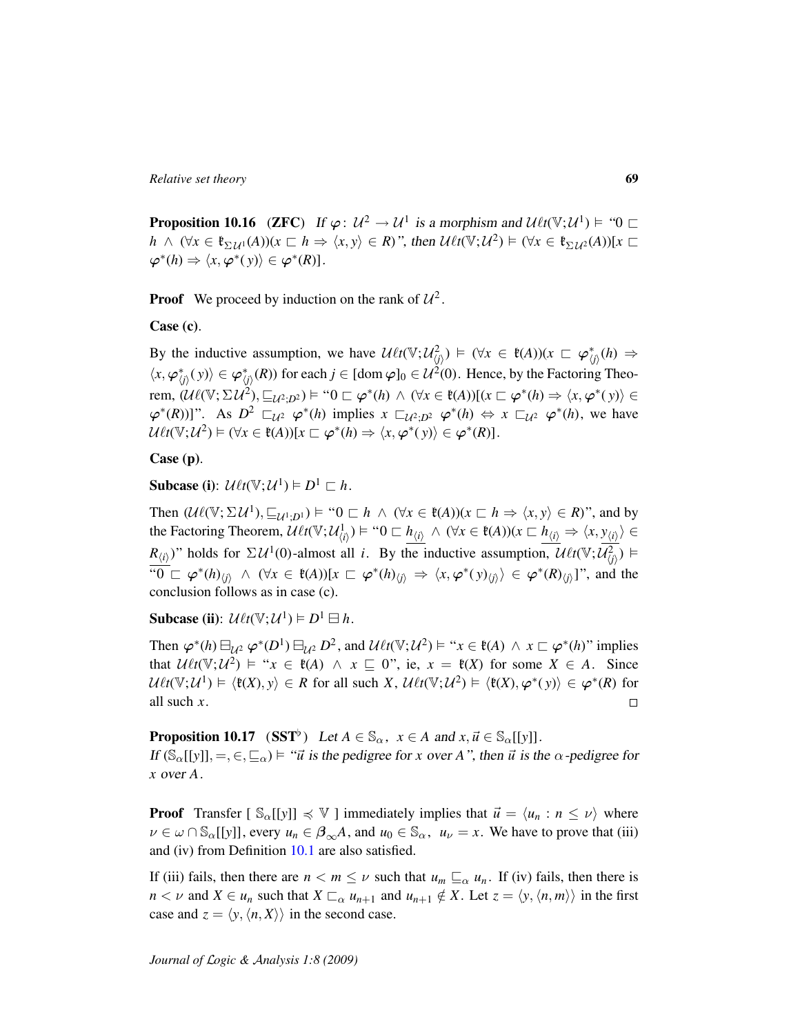**Proposition 10.16** (**ZFC**) *If $\varphi\colon \mathcal{U}^2 \to \mathcal{U}^1$ is a morphism and $\mathcal{U}\ell t(\mathbb{V};\mathcal{U}^1) \models$ "$0 \sqsubset h \;\wedge\; (\forall x \in \mathfrak{k}_{\Sigma\mathcal{U}^1}(A))(x \sqsubset h \Rightarrow \langle x, y\rangle \in R)$", then $\mathcal{U}\ell t(\mathbb{V};\mathcal{U}^2) \models (\forall x \in \mathfrak{k}_{\Sigma\mathcal{U}^2}(A))[x \sqsubset \varphi^*(h) \Rightarrow \langle x, \varphi^*(y)\rangle \in \varphi^*(R)]$.*

**Proof** We proceed by induction on the rank of $\mathcal{U}^2$.

**Case (c)**.

By the inductive assumption, we have $\mathcal{U}\ell t(\mathbb{V};\mathcal{U}^2_{\langle j\rangle}) \models (\forall x \in \mathfrak{k}(A))(x \sqsubset \varphi^*_{\langle j\rangle}(h) \Rightarrow \langle x, \varphi^*_{\langle j\rangle}(y)\rangle \in \varphi^*_{\langle j\rangle}(R))$ for each $j \in [\operatorname{dom}\varphi]_0 \in \mathcal{U}^2(0)$. Hence, by the Factoring Theorem, $(\mathcal{U}\ell(\mathbb{V};\Sigma\mathcal{U}^2), \sqsubseteq_{\mathcal{U}^2;D^2}) \models$ "$0 \sqsubset \varphi^*(h) \;\wedge\; (\forall x \in \mathfrak{k}(A))[(x \sqsubset \varphi^*(h) \Rightarrow \langle x, \varphi^*(y)\rangle \in \varphi^*(R))]$". As $D^2 \sqsubset_{\mathcal{U}^2} \varphi^*(h)$ implies $x \sqsubset_{\mathcal{U}^2;D^2} \varphi^*(h) \Leftrightarrow x \sqsubset_{\mathcal{U}^2} \varphi^*(h)$, we have $\mathcal{U}\ell t(\mathbb{V};\mathcal{U}^2) \models (\forall x \in \mathfrak{k}(A))[x \sqsubset \varphi^*(h) \Rightarrow \langle x, \varphi^*(y)\rangle \in \varphi^*(R)]$.

**Case (p)**.

**Subcase (i)**: $\mathcal{U}\ell t(\mathbb{V};\mathcal{U}^1) \models D^1 \sqsubset h$.

Then $(\mathcal{U}\ell(\mathbb{V};\Sigma\mathcal{U}^1), \sqsubseteq_{\mathcal{U}^1;D^1}) \models$ "$0 \sqsubset h \;\wedge\; (\forall x \in \mathfrak{k}(A))(x \sqsubset h \Rightarrow \langle x, y\rangle \in R)$", and by the Factoring Theorem, $\mathcal{U}\ell t(\mathbb{V};\mathcal{U}^1_{\langle i\rangle}) \models$ "$0 \sqsubset \underline{h_{\langle i\rangle}} \;\wedge\; (\forall x \in \mathfrak{k}(A))(x \sqsubset \underline{h_{\langle i\rangle}} \Rightarrow \langle x, \underline{y_{\langle i\rangle}}\rangle \in \underline{R_{\langle i\rangle}})$" holds for $\Sigma\mathcal{U}^1(0)$-almost all $i$. By the inductive assumption, $\mathcal{U}\ell t(\mathbb{V};\mathcal{U}^2_{\langle j\rangle}) \models$ "$0 \sqsubset \underline{\varphi^*(h)_{\langle j\rangle}} \;\wedge\; (\forall x \in \mathfrak{k}(A))[x \sqsubset \underline{\varphi^*(h)_{\langle j\rangle}} \Rightarrow \langle x, \underline{\varphi^*(y)_{\langle j\rangle}}\rangle \in \underline{\varphi^*(R)_{\langle j\rangle}}]$", and the conclusion follows as in case (c).

**Subcase (ii)**: $\mathcal{U}\ell t(\mathbb{V};\mathcal{U}^1) \models D^1 \sqsupseteq h$.

Then $\varphi^*(h) \sqsupseteq_{\mathcal{U}^2} \varphi^*(D^1) \sqsupseteq_{\mathcal{U}^2} D^2$, and $\mathcal{U}\ell t(\mathbb{V};\mathcal{U}^2) \models$ "$x \in \mathfrak{k}(A) \;\wedge\; x \sqsubset \varphi^*(h)$" implies that $\mathcal{U}\ell t(\mathbb{V};\mathcal{U}^2) \models$ "$x \in \mathfrak{k}(A) \;\wedge\; x \sqsubseteq 0$", ie, $x = \mathfrak{k}(X)$ for some $X \in A$. Since $\mathcal{U}\ell t(\mathbb{V};\mathcal{U}^1) \models \langle \mathfrak{k}(X), y\rangle \in R$ for all such $X$, $\mathcal{U}\ell t(\mathbb{V};\mathcal{U}^2) \models \langle \mathfrak{k}(X), \varphi^*(y)\rangle \in \varphi^*(R)$ for all such $x$. $\square$

**Proposition 10.17** ($\mathbf{SST}^\flat$) *Let $A \in \mathbb{S}_\alpha$, $x \in A$ and $x, \vec{u} \in \mathbb{S}_\alpha[[y]]$.
If $(\mathbb{S}_\alpha[[y]], =, \in, \sqsubseteq_\alpha) \models$ "$\vec{u}$ is the pedigree for $x$ over $A$", then $\vec{u}$ is the $\alpha$-pedigree for $x$ over $A$.*

**Proof** Transfer $[\ \mathbb{S}_\alpha[[y]] \preccurlyeq \mathbb{V}\ ]$ immediately implies that $\vec{u} = \langle u_n : n \leq \nu\rangle$ where $\nu \in \omega \cap \mathbb{S}_\alpha[[y]]$, every $u_n \in \boldsymbol{\beta}_\infty A$, and $u_0 \in \mathbb{S}_\alpha$, $u_\nu = x$. We have to prove that (iii) and (iv) from Definition 10.1 are also satisfied.

If (iii) fails, then there are $n < m \leq \nu$ such that $u_m \sqsubseteq_\alpha u_n$. If (iv) fails, then there is $n < \nu$ and $X \in u_n$ such that $X \sqsubset_\alpha u_{n+1}$ and $u_{n+1} \notin X$. Let $z = \langle y, \langle n, m\rangle\rangle$ in the first case and $z = \langle y, \langle n, X\rangle\rangle$ in the second case.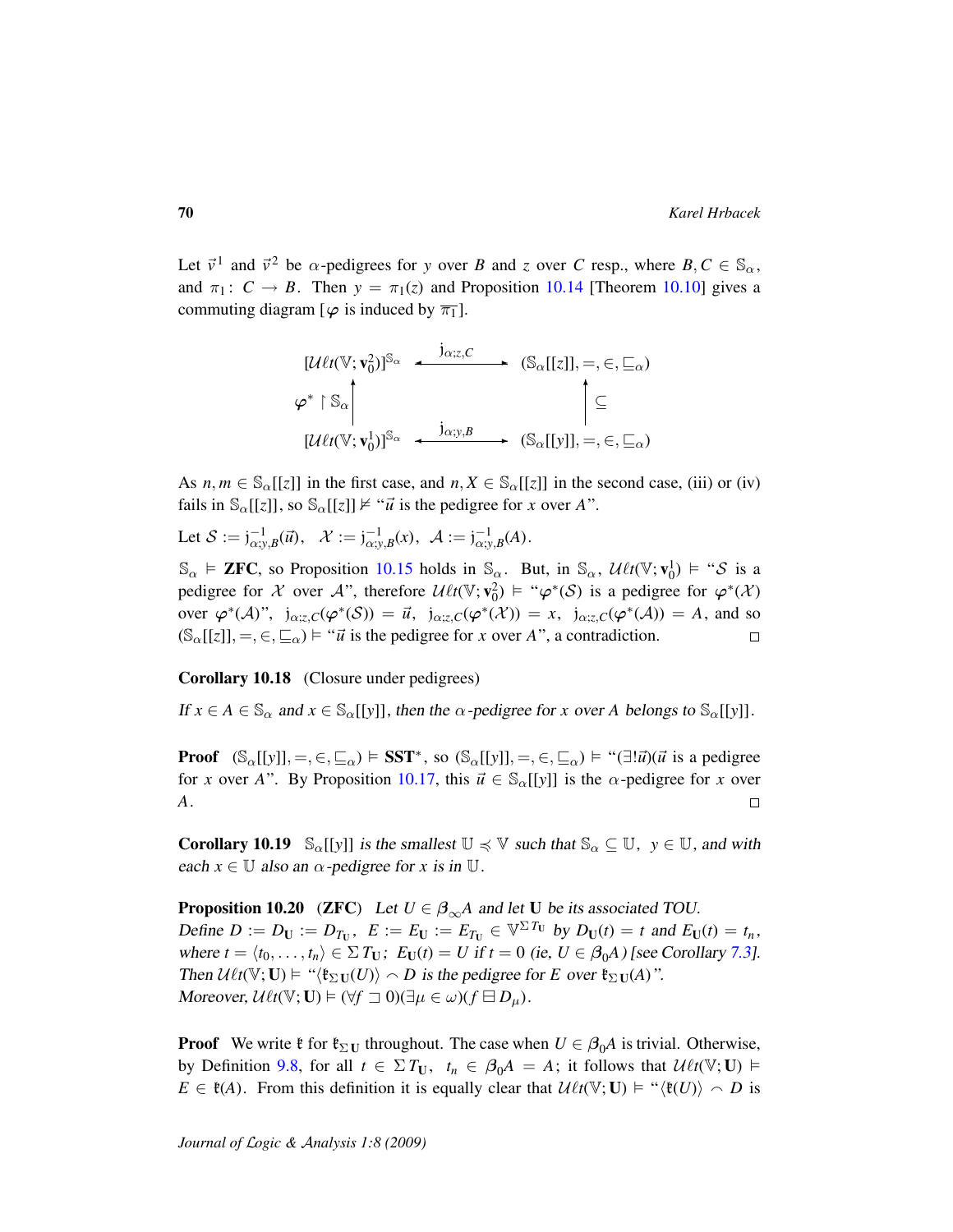Let $\vec{v}^1$ and $\vec{v}^2$ be $\alpha$-pedigrees for $y$ over $B$ and $z$ over $C$ resp., where $B, C \in \mathbb{S}_\alpha$, and $\pi_1\colon C \to B$. Then $y = \pi_1(z)$ and Proposition 10.14 [Theorem 10.10] gives a commuting diagram [$\varphi$ is induced by $\overline{\pi_1}$].

$$\begin{array}{ccc}
[\mathcal{U}\ell t(\mathbb{V}; \mathbf{v}_0^2)]^{\mathbb{S}_\alpha} & \xleftarrow{\quad \mathrm{j}_{\alpha;z,C} \quad} & (\mathbb{S}_\alpha[[z]], =, \in, \sqsubseteq_\alpha) \\
\varphi^* \restriction \mathbb{S}_\alpha \Big\uparrow & & \Big\uparrow \subseteq \\
[\mathcal{U}\ell t(\mathbb{V}; \mathbf{v}_0^1)]^{\mathbb{S}_\alpha} & \xleftarrow{\quad \mathrm{j}_{\alpha;y,B} \quad} & (\mathbb{S}_\alpha[[y]], =, \in, \sqsubseteq_\alpha)
\end{array}$$

As $n, m \in \mathbb{S}_\alpha[[z]]$ in the first case, and $n, X \in \mathbb{S}_\alpha[[z]]$ in the second case, (iii) or (iv) fails in $\mathbb{S}_\alpha[[z]]$, so $\mathbb{S}_\alpha[[z]] \nvDash$ "$\vec{u}$ is the pedigree for $x$ over $A$".

Let $\mathcal{S} := \mathrm{j}^{-1}_{\alpha;y,B}(\vec{u}), \quad \mathcal{X} := \mathrm{j}^{-1}_{\alpha;y,B}(x), \;\; \mathcal{A} := \mathrm{j}^{-1}_{\alpha;y,B}(A)$.

$\mathbb{S}_\alpha \vDash$ **ZFC**, so Proposition 10.15 holds in $\mathbb{S}_\alpha$. But, in $\mathbb{S}_\alpha$, $\mathcal{U}\ell t(\mathbb{V}; \mathbf{v}_0^1) \vDash$ "$\mathcal{S}$ is a pedigree for $\mathcal{X}$ over $\mathcal{A}$", therefore $\mathcal{U}\ell t(\mathbb{V}; \mathbf{v}_0^2) \vDash$ "$\varphi^*(\mathcal{S})$ is a pedigree for $\varphi^*(\mathcal{X})$ over $\varphi^*(\mathcal{A})$", $\mathrm{j}_{\alpha;z,C}(\varphi^*(\mathcal{S})) = \vec{u}$, $\mathrm{j}_{\alpha;z,C}(\varphi^*(\mathcal{X})) = x$, $\mathrm{j}_{\alpha;z,C}(\varphi^*(\mathcal{A})) = A$, and so $(\mathbb{S}_\alpha[[z]], =, \in, \sqsubseteq_\alpha) \vDash$ "$\vec{u}$ is the pedigree for $x$ over $A$", a contradiction. $\square$

**Corollary 10.18** (Closure under pedigrees)

*If $x \in A \in \mathbb{S}_\alpha$ and $x \in \mathbb{S}_\alpha[[y]]$, then the $\alpha$-pedigree for $x$ over $A$ belongs to $\mathbb{S}_\alpha[[y]]$.*

**Proof** $(\mathbb{S}_\alpha[[y]], =, \in, \sqsubseteq_\alpha) \vDash \mathbf{SST}^*$, so $(\mathbb{S}_\alpha[[y]], =, \in, \sqsubseteq_\alpha) \vDash$ "$(\exists! \vec{u})(\vec{u}$ is a pedigree for $x$ over $A$". By Proposition 10.17, this $\vec{u} \in \mathbb{S}_\alpha[[y]]$ is the $\alpha$-pedigree for $x$ over $A$. $\square$

**Corollary 10.19** *$\mathbb{S}_\alpha[[y]]$ is the smallest $\mathbb{U} \preccurlyeq \mathbb{V}$ such that $\mathbb{S}_\alpha \subseteq \mathbb{U}$, $y \in \mathbb{U}$, and with each $x \in \mathbb{U}$ also an $\alpha$-pedigree for $x$ is in $\mathbb{U}$.*

**Proposition 10.20** (**ZFC**) *Let $U \in \beta_\infty A$ and let $\mathbf{U}$ be its associated TOU. Define $D := D_{\mathbf{U}} := D_{T_{\mathbf{U}}}$, $E := E_{\mathbf{U}} := E_{T_{\mathbf{U}}} \in \mathbb{V}^{\Sigma T_{\mathbf{U}}}$ by $D_{\mathbf{U}}(t) = t$ and $E_{\mathbf{U}}(t) = t_n$, where $t = \langle t_0, \ldots, t_n \rangle \in \Sigma T_{\mathbf{U}}$; $E_{\mathbf{U}}(t) = U$ if $t = 0$ (ie, $U \in \beta_0 A$) [see Corollary 7.3]. Then $\mathcal{U}\ell t(\mathbb{V}; \mathbf{U}) \vDash$ "$\langle \mathfrak{k}_{\Sigma \mathbf{U}}(U) \rangle \frown D$ is the pedigree for $E$ over $\mathfrak{k}_{\Sigma \mathbf{U}}(A)$". Moreover, $\mathcal{U}\ell t(\mathbb{V}; \mathbf{U}) \vDash (\forall f \sqsupset 0)(\exists \mu \in \omega)(f \boxminus D_\mu)$.*

**Proof** We write $\mathfrak{k}$ for $\mathfrak{k}_{\Sigma \mathbf{U}}$ throughout. The case when $U \in \beta_0 A$ is trivial. Otherwise, by Definition 9.8, for all $t \in \Sigma T_{\mathbf{U}}$, $t_n \in \beta_0 A = A$; it follows that $\mathcal{U}\ell t(\mathbb{V}; \mathbf{U}) \vDash E \in \mathfrak{k}(A)$. From this definition it is equally clear that $\mathcal{U}\ell t(\mathbb{V}; \mathbf{U}) \vDash$ "$\langle \mathfrak{k}(U) \rangle \frown D$ is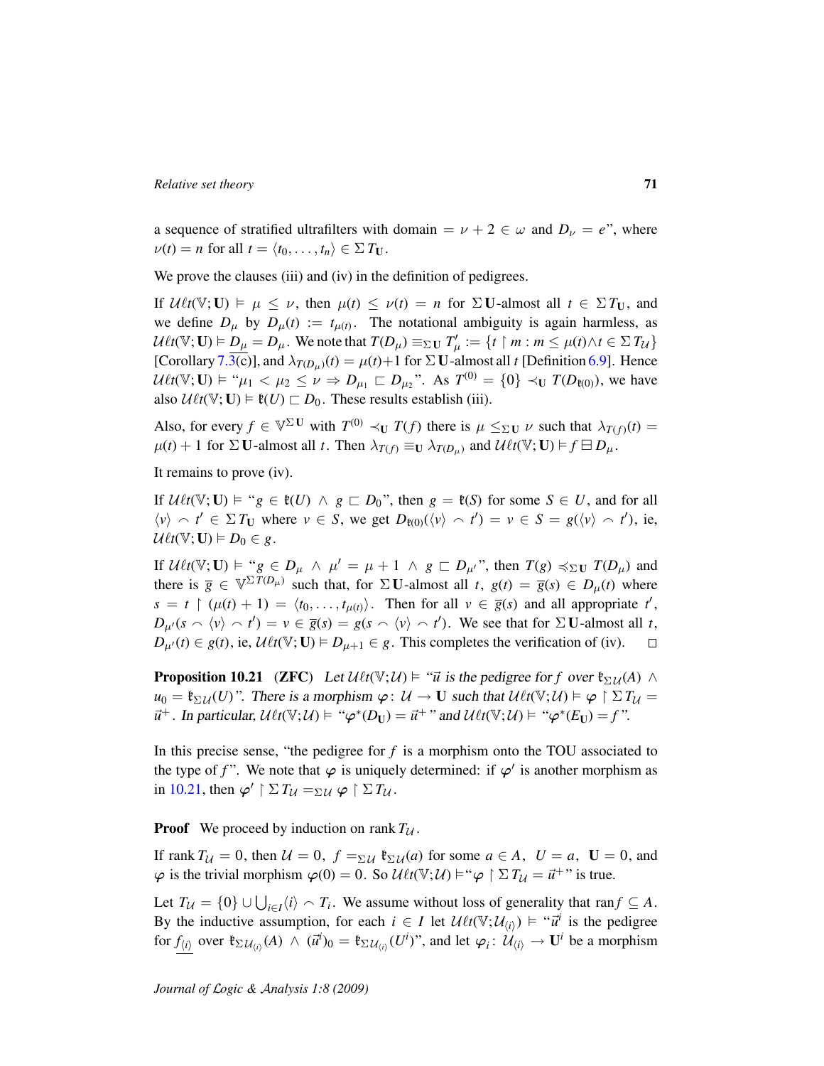a sequence of stratified ultrafilters with domain $= \nu + 2 \in \omega$ and $D_\nu = e$", where $\nu(t) = n$ for all $t = \langle t_0, \ldots, t_n \rangle \in \Sigma\, T_{\mathbf{U}}$.

We prove the clauses (iii) and (iv) in the definition of pedigrees.

If $\mathcal{U}\ell t(\mathbb{V}; \mathbf{U}) \vDash \mu \le \nu$, then $\mu(t) \le \nu(t) = n$ for $\Sigma\,\mathbf{U}$-almost all $t \in \Sigma\, T_{\mathbf{U}}$, and we define $D_\mu$ by $D_\mu(t) := t_{\mu(t)}$. The notational ambiguity is again harmless, as $\mathcal{U}\ell t(\mathbb{V}; \mathbf{U}) \vDash \underline{D_\mu} = D_\mu$. We note that $T(D_\mu) \equiv_{\Sigma\,\mathbf{U}} T'_\mu := \{t \restriction m : m \le \mu(t) \wedge t \in \Sigma\, T_{\mathcal{U}}\}$ [Corollary 7.3(c)], and $\lambda_{T(D_\mu)}(t) = \mu(t)+1$ for $\Sigma\,\mathbf{U}$-almost all $t$ [Definition 6.9]. Hence $\mathcal{U}\ell t(\mathbb{V}; \mathbf{U}) \vDash$ "$\mu_1 < \mu_2 \le \nu \Rightarrow D_{\mu_1} \sqsubset D_{\mu_2}$". As $T^{(0)} = \{0\} \prec_{\mathbf{U}} T(D_{\mathfrak{k}(0)})$, we have also $\mathcal{U}\ell t(\mathbb{V}; \mathbf{U}) \vDash \mathfrak{k}(U) \sqsubset D_0$. These results establish (iii).

Also, for every $f \in \mathbb{V}^{\Sigma\,\mathbf{U}}$ with $T^{(0)} \prec_{\mathbf{U}} T(f)$ there is $\mu \le_{\Sigma\,\mathbf{U}} \nu$ such that $\lambda_{T(f)}(t) = \mu(t) + 1$ for $\Sigma\,\mathbf{U}$-almost all $t$. Then $\lambda_{T(f)} \equiv_{\mathbf{U}} \lambda_{T(D_\mu)}$ and $\mathcal{U}\ell t(\mathbb{V}; \mathbf{U}) \vDash f \boxminus D_\mu$.

It remains to prove (iv).

If $\mathcal{U}\ell t(\mathbb{V}; \mathbf{U}) \vDash$ "$g \in \mathfrak{k}(U) \wedge g \sqsubset D_0$", then $g = \mathfrak{k}(S)$ for some $S \in U$, and for all $\langle v \rangle \frown t' \in \Sigma\, T_{\mathbf{U}}$ where $v \in S$, we get $D_{\mathfrak{k}(0)}(\langle v \rangle \frown t') = v \in S = g(\langle v \rangle \frown t')$, ie, $\mathcal{U}\ell t(\mathbb{V}; \mathbf{U}) \vDash D_0 \in g$.

If $\mathcal{U}\ell t(\mathbb{V}; \mathbf{U}) \vDash$ "$g \in D_\mu \wedge \mu' = \mu + 1 \wedge g \sqsubset D_{\mu'}$", then $T(g) \preccurlyeq_{\Sigma\,\mathbf{U}} T(D_\mu)$ and there is $\overline{g} \in \mathbb{V}^{\Sigma\, T(D_\mu)}$ such that, for $\Sigma\,\mathbf{U}$-almost all $t$, $g(t) = \overline{g}(s) \in D_\mu(t)$ where $s = t \restriction (\mu(t) + 1) = \langle t_0, \ldots, t_{\mu(t)} \rangle$. Then for all $v \in \overline{g}(s)$ and all appropriate $t'$, $D_{\mu'}(s \frown \langle v \rangle \frown t') = v \in \overline{g}(s) = g(s \frown \langle v \rangle \frown t')$. We see that for $\Sigma\,\mathbf{U}$-almost all $t$, $D_{\mu'}(t) \in g(t)$, ie, $\mathcal{U}\ell t(\mathbb{V}; \mathbf{U}) \vDash D_{\mu+1} \in g$. This completes the verification of (iv). $\square$

**Proposition 10.21** (**ZFC**) *Let $\mathcal{U}\ell t(\mathbb{V}; \mathcal{U}) \vDash$ "$\vec{u}$ is the pedigree for $f$ over $\mathfrak{k}_{\Sigma\,\mathcal{U}}(A)$ $\wedge$ $u_0 = \mathfrak{k}_{\Sigma\,\mathcal{U}}(U)$". There is a morphism $\varphi \colon \mathcal{U} \to \mathbf{U}$ such that $\mathcal{U}\ell t(\mathbb{V}; \mathcal{U}) \vDash \varphi \restriction \Sigma\, T_{\mathcal{U}} = \vec{u}^+$. In particular, $\mathcal{U}\ell t(\mathbb{V}; \mathcal{U}) \vDash$ "$\varphi^*(D_{\mathbf{U}}) = \vec{u}^+$" and $\mathcal{U}\ell t(\mathbb{V}; \mathcal{U}) \vDash$ "$\varphi^*(E_{\mathbf{U}}) = f$".*

In this precise sense, "the pedigree for $f$ is a morphism onto the TOU associated to the type of $f$". We note that $\varphi$ is uniquely determined: if $\varphi'$ is another morphism as in 10.21, then $\varphi' \restriction \Sigma\, T_{\mathcal{U}} =_{\Sigma\,\mathcal{U}} \varphi \restriction \Sigma\, T_{\mathcal{U}}$.

**Proof** We proceed by induction on rank $T_{\mathcal{U}}$.

If rank $T_{\mathcal{U}} = 0$, then $\mathcal{U} = 0$, $f =_{\Sigma\,\mathcal{U}} \mathfrak{k}_{\Sigma\,\mathcal{U}}(a)$ for some $a \in A$, $U = a$, $\mathbf{U} = 0$, and $\varphi$ is the trivial morphism $\varphi(0) = 0$. So $\mathcal{U}\ell t(\mathbb{V}; \mathcal{U}) \vDash$"$\varphi \restriction \Sigma\, T_{\mathcal{U}} = \vec{u}^+$" is true.

Let $T_{\mathcal{U}} = \{0\} \cup \bigcup_{i \in I} \langle i \rangle \frown T_i$. We assume without loss of generality that $\operatorname{ran} f \subseteq A$. By the inductive assumption, for each $i \in I$ let $\mathcal{U}\ell t(\mathbb{V}; \mathcal{U}_{\langle i \rangle}) \vDash$ "$\vec{u}^i$ is the pedigree for $\underline{f_{\langle i \rangle}}$ over $\mathfrak{k}_{\Sigma\,\mathcal{U}_{\langle i \rangle}}(A) \wedge (\vec{u}^i)_0 = \mathfrak{k}_{\Sigma\,\mathcal{U}_{\langle i \rangle}}(U^i)$", and let $\varphi_i \colon \mathcal{U}_{\langle i \rangle} \to \mathbf{U}^i$ be a morphism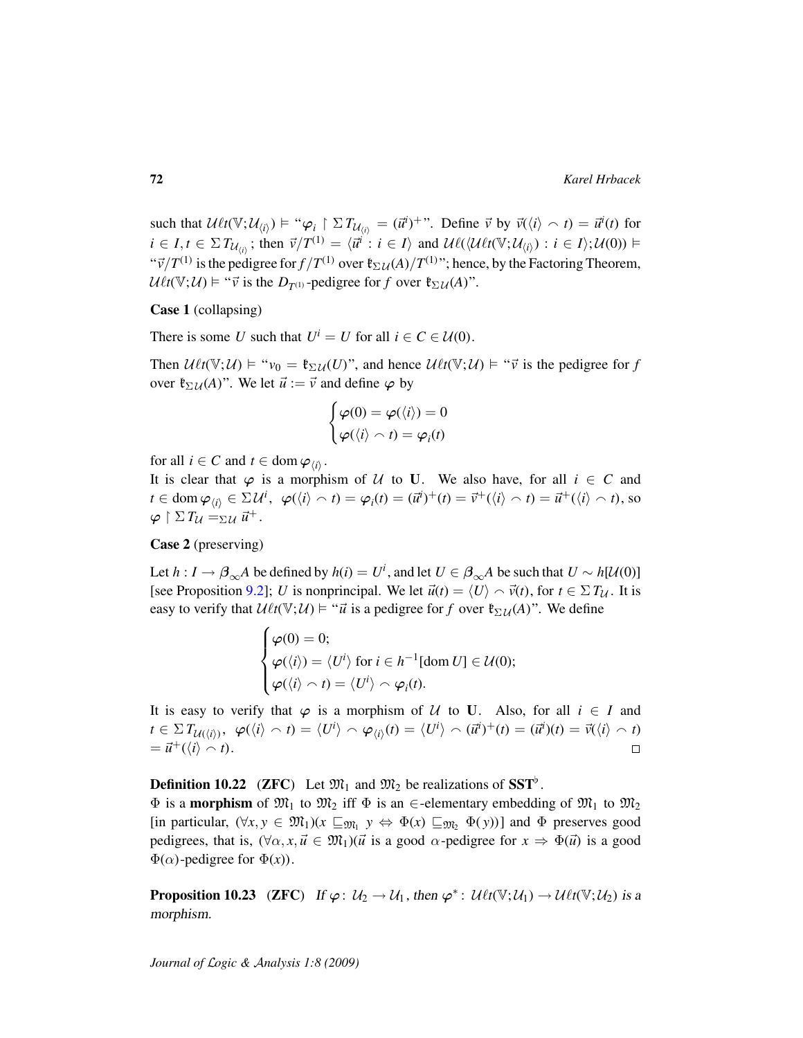such that $\mathcal{U}\ell t(\mathbb{V};\mathcal{U}_{\langle i\rangle}) \vDash$ "$\varphi_i \restriction \Sigma T_{\mathcal{U}_{\langle i\rangle}} = (\vec{u}^i)^+$". Define $\vec{v}$ by $\vec{v}(\langle i\rangle \frown t) = \vec{u}^i(t)$ for $i \in I, t \in \Sigma T_{\mathcal{U}_{\langle i\rangle}}$; then $\vec{v}/T^{(1)} = \langle \vec{u}^i : i \in I\rangle$ and $\mathcal{U}\ell(\langle \mathcal{U}\ell t(\mathbb{V};\mathcal{U}_{\langle i\rangle}) : i \in I\rangle;\mathcal{U}(0)) \vDash$ "$\vec{v}/T^{(1)}$ is the pedigree for $f/T^{(1)}$ over $\mathfrak{k}_{\Sigma\mathcal{U}}(A)/T^{(1)}$"; hence, by the Factoring Theorem, $\mathcal{U}\ell t(\mathbb{V};\mathcal{U}) \vDash$ "$\vec{v}$ is the $D_{T^{(1)}}$-pedigree for $f$ over $\mathfrak{k}_{\Sigma\mathcal{U}}(A)$".

**Case 1** (collapsing)

There is some $U$ such that $U^i = U$ for all $i \in C \in \mathcal{U}(0)$.

Then $\mathcal{U}\ell t(\mathbb{V};\mathcal{U}) \vDash$ "$v_0 = \mathfrak{k}_{\Sigma\mathcal{U}}(U)$", and hence $\mathcal{U}\ell t(\mathbb{V};\mathcal{U}) \vDash$ "$\vec{v}$ is the pedigree for $f$ over $\mathfrak{k}_{\Sigma\mathcal{U}}(A)$". We let $\vec{u} := \vec{v}$ and define $\varphi$ by

$$\begin{cases} \varphi(0) = \varphi(\langle i\rangle) = 0 \\ \varphi(\langle i\rangle \frown t) = \varphi_i(t) \end{cases}$$

for all $i \in C$ and $t \in \operatorname{dom}\varphi_{\langle i\rangle}$.
It is clear that $\varphi$ is a morphism of $\mathcal{U}$ to $\mathbf{U}$. We also have, for all $i \in C$ and $t \in \operatorname{dom}\varphi_{\langle i\rangle} \in \Sigma\mathcal{U}^i$, $\varphi(\langle i\rangle \frown t) = \varphi_i(t) = (\vec{u}^i)^+(t) = \vec{v}^+(\langle i\rangle \frown t) = \vec{u}^+(\langle i\rangle \frown t)$, so $\varphi \restriction \Sigma T_{\mathcal{U}} =_{\Sigma\mathcal{U}} \vec{u}^+$.

**Case 2** (preserving)

Let $h : I \to \boldsymbol{\beta}_\infty A$ be defined by $h(i) = U^i$, and let $U \in \boldsymbol{\beta}_\infty A$ be such that $U \sim h[\mathcal{U}(0)]$ [see Proposition 9.2]; $U$ is nonprincipal. We let $\vec{u}(t) = \langle U\rangle \frown \vec{v}(t)$, for $t \in \Sigma T_{\mathcal{U}}$. It is easy to verify that $\mathcal{U}\ell t(\mathbb{V};\mathcal{U}) \vDash$ "$\vec{u}$ is a pedigree for $f$ over $\mathfrak{k}_{\Sigma\mathcal{U}}(A)$". We define

$$\begin{cases} \varphi(0) = 0; \\ \varphi(\langle i\rangle) = \langle U^i\rangle \text{ for } i \in h^{-1}[\operatorname{dom} U] \in \mathcal{U}(0); \\ \varphi(\langle i\rangle \frown t) = \langle U^i\rangle \frown \varphi_i(t). \end{cases}$$

It is easy to verify that $\varphi$ is a morphism of $\mathcal{U}$ to $\mathbf{U}$. Also, for all $i \in I$ and $t \in \Sigma T_{\mathcal{U}(\langle i\rangle)}$, $\varphi(\langle i\rangle \frown t) = \langle U^i\rangle \frown \varphi_{\langle i\rangle}(t) = \langle U^i\rangle \frown (\vec{u}^i)^+(t) = (\vec{u}^i)(t) = \vec{v}(\langle i\rangle \frown t)$ $= \vec{u}^+(\langle i\rangle \frown t)$. $\square$

**Definition 10.22** (**ZFC**) Let $\mathfrak{M}_1$ and $\mathfrak{M}_2$ be realizations of $\mathbf{SST}^\flat$.
$\Phi$ is a **morphism** of $\mathfrak{M}_1$ to $\mathfrak{M}_2$ iff $\Phi$ is an $\in$-elementary embedding of $\mathfrak{M}_1$ to $\mathfrak{M}_2$ [in particular, $(\forall x, y \in \mathfrak{M}_1)(x \sqsubseteq_{\mathfrak{M}_1} y \Leftrightarrow \Phi(x) \sqsubseteq_{\mathfrak{M}_2} \Phi(y))$] and $\Phi$ preserves good pedigrees, that is, $(\forall \alpha, x, \vec{u} \in \mathfrak{M}_1)(\vec{u}$ is a good $\alpha$-pedigree for $x \Rightarrow \Phi(\vec{u})$ is a good $\Phi(\alpha)$-pedigree for $\Phi(x))$.

**Proposition 10.23** (**ZFC**) *If $\varphi : \mathcal{U}_2 \to \mathcal{U}_1$, then $\varphi^* : \mathcal{U}\ell t(\mathbb{V};\mathcal{U}_1) \to \mathcal{U}\ell t(\mathbb{V};\mathcal{U}_2)$ is a morphism.*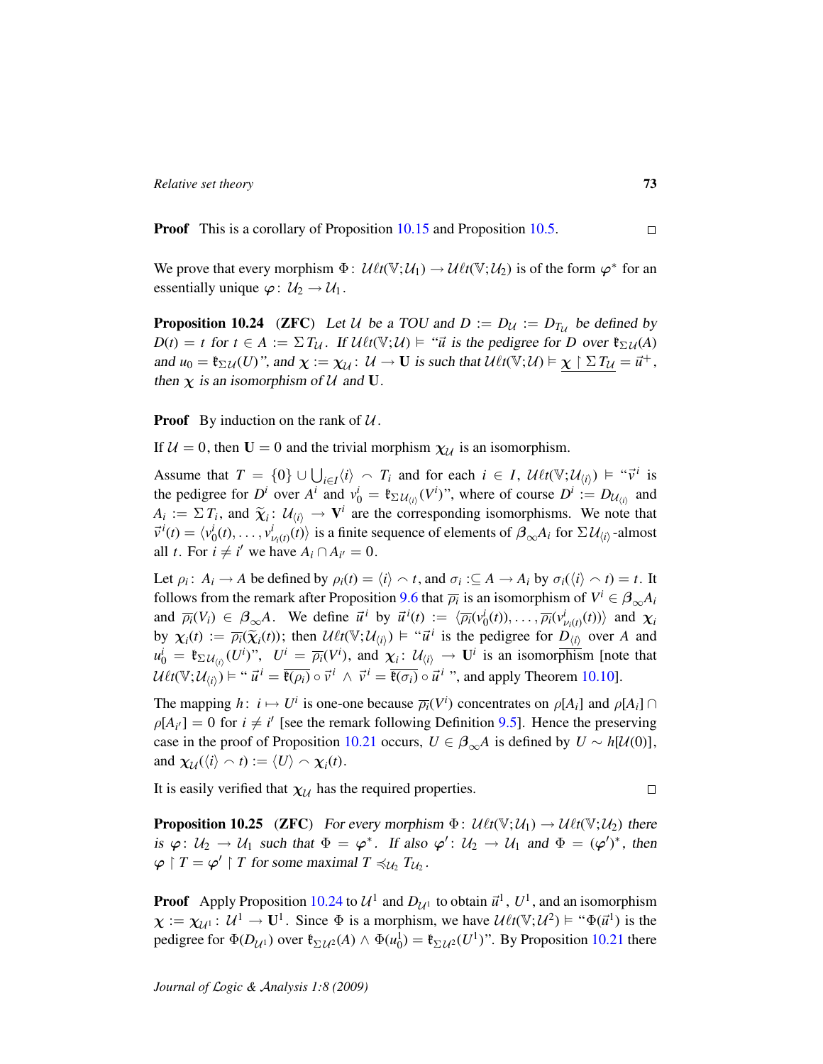**Proof** This is a corollary of Proposition 10.15 and Proposition 10.5. $\square$

We prove that every morphism $\Phi\colon \mathcal{U}\ell t(\mathbb{V};\mathcal{U}_1) \to \mathcal{U}\ell t(\mathbb{V};\mathcal{U}_2)$ is of the form $\varphi^*$ for an essentially unique $\varphi\colon \mathcal{U}_2 \to \mathcal{U}_1$.

**Proposition 10.24** (**ZFC**) *Let $\mathcal{U}$ be a TOU and $D := D_{\mathcal{U}} := D_{T_{\mathcal{U}}}$ be defined by $D(t) = t$ for $t \in A := \Sigma T_{\mathcal{U}}$. If $\mathcal{U}\ell t(\mathbb{V};\mathcal{U}) \vDash$ "$\vec{u}$ is the pedigree for $D$ over $\mathfrak{k}_{\Sigma\mathcal{U}}(A)$ and $u_0 = \mathfrak{k}_{\Sigma\mathcal{U}}(U)$", and $\chi := \chi_{\mathcal{U}}\colon \mathcal{U} \to \mathbf{U}$ is such that $\mathcal{U}\ell t(\mathbb{V};\mathcal{U}) \vDash \underline{\chi \restriction \Sigma T_{\mathcal{U}}} = \vec{u}^+$, then $\chi$ is an isomorphism of $\mathcal{U}$ and $\mathbf{U}$.*

**Proof** By induction on the rank of $\mathcal{U}$.

If $\mathcal{U} = 0$, then $\mathbf{U} = 0$ and the trivial morphism $\chi_{\mathcal{U}}$ is an isomorphism.

Assume that $T = \{0\} \cup \bigcup_{i\in I}\langle i\rangle \frown T_i$ and for each $i \in I$, $\mathcal{U}\ell t(\mathbb{V};\mathcal{U}_{\langle i\rangle}) \vDash$ "$\vec{v}^{\,i}$ is the pedigree for $D^i$ over $A^i$ and $v^i_0 = \mathfrak{k}_{\Sigma\mathcal{U}_{\langle i\rangle}}(V^i)$", where of course $D^i := D_{\mathcal{U}_{\langle i\rangle}}$ and $A_i := \Sigma T_i$, and $\widetilde{\chi}_i\colon \mathcal{U}_{\langle i\rangle} \to \mathbf{V}^i$ are the corresponding isomorphisms. We note that $\vec{v}^{\,i}(t) = \langle v^i_0(t), \dots, v^i_{\nu_i(t)}(t)\rangle$ is a finite sequence of elements of $\boldsymbol{\beta}_\infty A_i$ for $\Sigma\mathcal{U}_{\langle i\rangle}$-almost all $t$. For $i \neq i'$ we have $A_i \cap A_{i'} = 0$.

Let $\rho_i\colon A_i \to A$ be defined by $\rho_i(t) = \langle i\rangle \frown t$, and $\sigma_i :\subseteq A \to A_i$ by $\sigma_i(\langle i\rangle \frown t) = t$. It follows from the remark after Proposition 9.6 that $\overline{\rho_i}$ is an isomorphism of $V^i \in \boldsymbol{\beta}_\infty A_i$ and $\overline{\rho_i}(V_i) \in \boldsymbol{\beta}_\infty A$. We define $\vec{u}^{\,i}$ by $\vec{u}^{\,i}(t) := \langle \overline{\rho_i}(v^i_0(t)), \dots, \overline{\rho_i}(v^i_{\nu_i(t)}(t))\rangle$ and $\chi_i$ by $\chi_i(t) := \overline{\rho_i}(\widetilde{\chi}_i(t))$; then $\mathcal{U}\ell t(\mathbb{V};\mathcal{U}_{\langle i\rangle}) \vDash$ "$\vec{u}^{\,i}$ is the pedigree for $D_{\langle i\rangle}$ over $A$ and $u^i_0 = \mathfrak{k}_{\Sigma\mathcal{U}_{\langle i\rangle}}(U^i)$", $U^i = \overline{\rho_i}(V^i)$, and $\chi_i\colon \mathcal{U}_{\langle i\rangle} \to \mathbf{U}^i$ is an isomorphism [note that $\mathcal{U}\ell t(\mathbb{V};\mathcal{U}_{\langle i\rangle}) \vDash$ " $\vec{u}^{\,i} = \overline{\mathfrak{k}(\rho_i)} \circ \vec{v}^{\,i} \wedge \vec{v}^{\,i} = \overline{\mathfrak{k}(\sigma_i)} \circ \vec{u}^{\,i}$ ", and apply Theorem 10.10].

The mapping $h\colon i \mapsto U^i$ is one-one because $\overline{\rho_i}(V^i)$ concentrates on $\rho[A_i]$ and $\rho[A_i] \cap \rho[A_{i'}] = 0$ for $i \neq i'$ [see the remark following Definition 9.5]. Hence the preserving case in the proof of Proposition 10.21 occurs, $U \in \boldsymbol{\beta}_\infty A$ is defined by $U \sim h[\mathcal{U}(0)]$, and $\chi_{\mathcal{U}}(\langle i\rangle \frown t) := \langle U\rangle \frown \chi_i(t)$.

It is easily verified that $\chi_{\mathcal{U}}$ has the required properties. $\square$

**Proposition 10.25** (**ZFC**) *For every morphism $\Phi\colon \mathcal{U}\ell t(\mathbb{V};\mathcal{U}_1) \to \mathcal{U}\ell t(\mathbb{V};\mathcal{U}_2)$ there is $\varphi\colon \mathcal{U}_2 \to \mathcal{U}_1$ such that $\Phi = \varphi^*$. If also $\varphi'\colon \mathcal{U}_2 \to \mathcal{U}_1$ and $\Phi = (\varphi')^*$, then $\varphi \restriction T = \varphi' \restriction T$ for some maximal $T \preccurlyeq_{\mathcal{U}_2} T_{\mathcal{U}_2}$.*

**Proof** Apply Proposition 10.24 to $\mathcal{U}^1$ and $D_{\mathcal{U}^1}$ to obtain $\vec{u}^1$, $U^1$, and an isomorphism $\chi := \chi_{\mathcal{U}^1}\colon \mathcal{U}^1 \to \mathbf{U}^1$. Since $\Phi$ is a morphism, we have $\mathcal{U}\ell t(\mathbb{V};\mathcal{U}^2) \vDash$ "$\Phi(\vec{u}^1)$ is the pedigree for $\Phi(D_{\mathcal{U}^1})$ over $\mathfrak{k}_{\Sigma\mathcal{U}^2}(A) \wedge \Phi(u^1_0) = \mathfrak{k}_{\Sigma\mathcal{U}^2}(U^1)$". By Proposition 10.21 there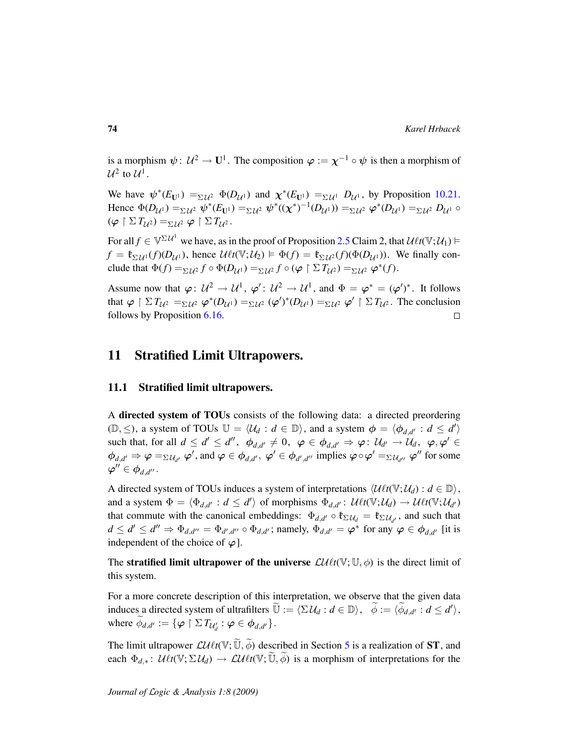is a morphism $\psi\colon \mathcal{U}^2 \to \mathbf{U}^1$. The composition $\varphi := \chi^{-1} \circ \psi$ is then a morphism of $\mathcal{U}^2$ to $\mathcal{U}^1$.

We have $\psi^*(E_{\mathbf{U}^1}) =_{\Sigma\mathcal{U}^2} \Phi(D_{\mathcal{U}^1})$ and $\chi^*(E_{\mathbf{U}^1}) =_{\Sigma\mathcal{U}^1} D_{\mathcal{U}^1}$, by Proposition 10.21. Hence $\Phi(D_{\mathcal{U}^1}) =_{\Sigma\mathcal{U}^2} \psi^*(E_{\mathbf{U}^1}) =_{\Sigma\mathcal{U}^2} \psi^*((\chi^*)^{-1}(D_{\mathcal{U}^1})) =_{\Sigma\mathcal{U}^2} \varphi^*(D_{\mathcal{U}^1}) =_{\Sigma\mathcal{U}^2} D_{\mathcal{U}^1} \circ (\varphi \restriction \Sigma\, T_{\mathcal{U}^2}) =_{\Sigma\mathcal{U}^2} \varphi \restriction \Sigma\, T_{\mathcal{U}^2}$.

For all $f \in \mathbb{V}^{\Sigma\mathcal{U}^1}$ we have, as in the proof of Proposition 2.5 Claim 2, that $\mathcal{U}\ell t(\mathbb{V};\mathcal{U}_1) \vDash f = \mathfrak{k}_{\Sigma\mathcal{U}^1}(f)(D_{\mathcal{U}^1})$, hence $\mathcal{U}\ell t(\mathbb{V};\mathcal{U}_2) \vDash \Phi(f) = \mathfrak{k}_{\Sigma\mathcal{U}^2}(f)(\Phi(D_{\mathcal{U}^1}))$. We finally conclude that $\Phi(f) =_{\Sigma\mathcal{U}^2} f \circ \Phi(D_{\mathcal{U}^1}) =_{\Sigma\mathcal{U}^2} f \circ (\varphi \restriction \Sigma\, T_{\mathcal{U}^2}) =_{\Sigma\mathcal{U}^2} \varphi^*(f)$.

Assume now that $\varphi\colon \mathcal{U}^2 \to \mathcal{U}^1$, $\varphi'\colon \mathcal{U}^2 \to \mathcal{U}^1$, and $\Phi = \varphi^* = (\varphi')^*$. It follows that $\varphi \restriction \Sigma\, T_{\mathcal{U}^2} =_{\Sigma\mathcal{U}^2} \varphi^*(D_{\mathcal{U}^1}) =_{\Sigma\mathcal{U}^2} (\varphi')^*(D_{\mathcal{U}^1}) =_{\Sigma\mathcal{U}^2} \varphi' \restriction \Sigma\, T_{\mathcal{U}^2}$. The conclusion follows by Proposition 6.16. □

## 11 Stratified Limit Ultrapowers.

### 11.1 Stratified limit ultrapowers.

A **directed system of TOUs** consists of the following data: a directed preordering $(\mathbb{D}, \leq)$, a system of TOUs $\mathbb{U} = \langle \mathcal{U}_d : d \in \mathbb{D}\rangle$, and a system $\phi = \langle \phi_{d,d'} : d \leq d'\rangle$ such that, for all $d \leq d' \leq d''$, $\phi_{d,d'} \neq 0$, $\varphi \in \phi_{d,d'} \Rightarrow \varphi\colon \mathcal{U}_{d'} \to \mathcal{U}_d$, $\varphi, \varphi' \in \phi_{d,d'} \Rightarrow \varphi =_{\Sigma\mathcal{U}_{d'}} \varphi'$, and $\varphi \in \phi_{d,d'}$, $\varphi' \in \phi_{d',d''}$ implies $\varphi \circ \varphi' =_{\Sigma\mathcal{U}_{d''}} \varphi''$ for some $\varphi'' \in \phi_{d,d''}$.

A directed system of TOUs induces a system of interpretations $\langle \mathcal{U}\ell t(\mathbb{V};\mathcal{U}_d) : d \in \mathbb{D}\rangle$, and a system $\Phi = \langle \Phi_{d,d'} : d \leq d'\rangle$ of morphisms $\Phi_{d,d'}\colon \mathcal{U}\ell t(\mathbb{V};\mathcal{U}_d) \to \mathcal{U}\ell t(\mathbb{V};\mathcal{U}_{d'})$ that commute with the canonical embeddings: $\Phi_{d,d'} \circ \mathfrak{k}_{\Sigma\mathcal{U}_d} = \mathfrak{k}_{\Sigma\mathcal{U}_{d'}}$, and such that $d \leq d' \leq d'' \Rightarrow \Phi_{d,d''} = \Phi_{d',d''} \circ \Phi_{d,d'}$; namely, $\Phi_{d,d'} = \varphi^*$ for any $\varphi \in \phi_{d,d'}$ [it is independent of the choice of $\varphi$].

The **stratified limit ultrapower of the universe** $\mathcal{LU}\ell t(\mathbb{V};\mathbb{U},\phi)$ is the direct limit of this system.

For a more concrete description of this interpretation, we observe that the given data induces a directed system of ultrafilters $\widetilde{\mathbb{U}} := \langle \Sigma\mathcal{U}_d : d \in \mathbb{D}\rangle$, $\widetilde{\phi} := \langle \widetilde{\phi}_{d,d'} : d \leq d'\rangle$, where $\widetilde{\phi}_{d,d'} := \{\varphi \restriction \Sigma\, T_{\mathcal{U}'_d} : \varphi \in \phi_{d,d'}\}$.

The limit ultrapower $\mathcal{LU}\ell t(\mathbb{V};\widetilde{\mathbb{U}},\widetilde{\phi})$ described in Section 5 is a realization of **ST**, and each $\Phi_{d,*}\colon \mathcal{U}\ell t(\mathbb{V};\Sigma\mathcal{U}_d) \to \mathcal{LU}\ell t(\mathbb{V};\widetilde{\mathbb{U}},\widetilde{\phi})$ is a morphism of interpretations for the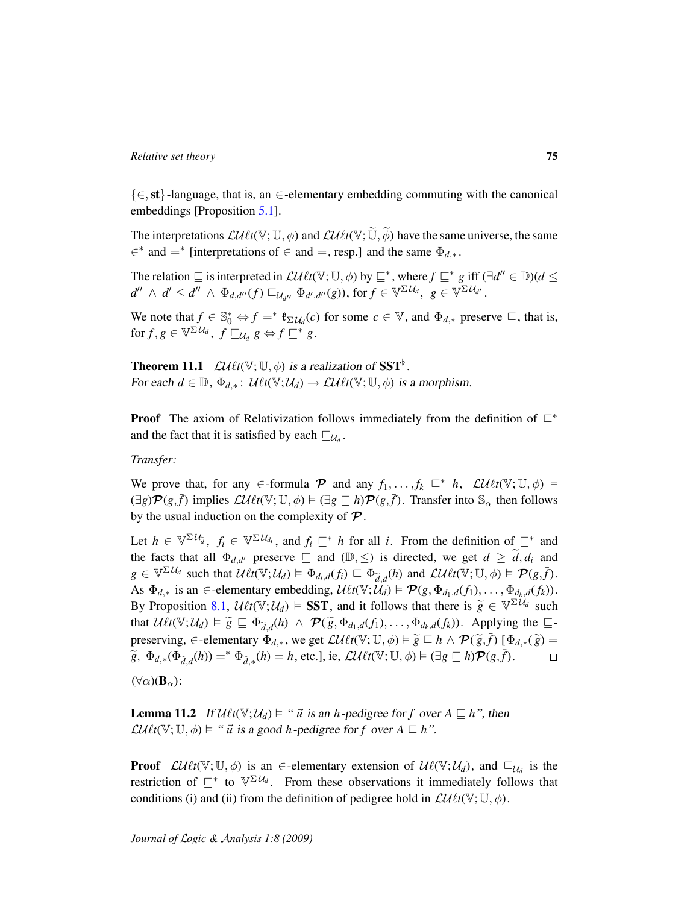$\{\in, \mathbf{st}\}$-language, that is, an $\in$-elementary embedding commuting with the canonical embeddings [Proposition 5.1].

The interpretations $\mathcal{LU}\ell t(\mathbb{V};\mathbb{U},\phi)$ and $\mathcal{LU}\ell t(\mathbb{V};\widetilde{\mathbb{U}},\widetilde{\phi})$ have the same universe, the same $\in^*$ and $=^*$ [interpretations of $\in$ and $=$, resp.] and the same $\Phi_{d,*}$.

The relation $\sqsubseteq$ is interpreted in $\mathcal{LU}\ell t(\mathbb{V};\mathbb{U},\phi)$ by $\sqsubseteq^*$, where $f \sqsubseteq^* g$ iff $(\exists d'' \in \mathbb{D})(d \leq d'' \wedge d' \leq d'' \wedge \Phi_{d,d''}(f) \sqsubseteq_{\mathcal{U}_{d''}} \Phi_{d',d''}(g))$, for $f \in \mathbb{V}^{\Sigma\mathcal{U}_d}$, $g \in \mathbb{V}^{\Sigma\mathcal{U}_{d'}}$.

We note that $f \in \mathbb{S}_0^* \Leftrightarrow f =^* \mathfrak{k}_{\Sigma\mathcal{U}_d}(c)$ for some $c \in \mathbb{V}$, and $\Phi_{d,*}$ preserve $\sqsubseteq$, that is, for $f,g \in \mathbb{V}^{\Sigma\mathcal{U}_d}$, $f \sqsubseteq_{\mathcal{U}_d} g \Leftrightarrow f \sqsubseteq^* g$.

**Theorem 11.1** *$\mathcal{LU}\ell t(\mathbb{V};\mathbb{U},\phi)$ is a realization of $\mathbf{SST}^\flat$.*
*For each $d \in \mathbb{D}$, $\Phi_{d,*}\colon \mathcal{U}\ell t(\mathbb{V};\mathcal{U}_d) \to \mathcal{LU}\ell t(\mathbb{V};\mathbb{U},\phi)$ is a morphism.*

**Proof** The axiom of Relativization follows immediately from the definition of $\sqsubseteq^*$ and the fact that it is satisfied by each $\sqsubseteq_{\mathcal{U}_d}$.

*Transfer:*

We prove that, for any $\in$-formula $\mathcal{P}$ and any $f_1,\ldots,f_k \sqsubseteq^* h$, $\mathcal{LU}\ell t(\mathbb{V};\mathbb{U},\phi) \vDash (\exists g)\mathcal{P}(g,\bar{f})$ implies $\mathcal{LU}\ell t(\mathbb{V};\mathbb{U},\phi) \vDash (\exists g \sqsubseteq h)\mathcal{P}(g,\bar{f})$. Transfer into $\mathbb{S}_\alpha$ then follows by the usual induction on the complexity of $\mathcal{P}$.

Let $h \in \mathbb{V}^{\Sigma\mathcal{U}_{\widetilde{d}}}$, $f_i \in \mathbb{V}^{\Sigma\mathcal{U}_{d_i}}$, and $f_i \sqsubseteq^* h$ for all $i$. From the definition of $\sqsubseteq^*$ and the facts that all $\Phi_{d,d'}$ preserve $\sqsubseteq$ and $(\mathbb{D},\leq)$ is directed, we get $d \geq \widetilde{d}, d_i$ and $g \in \mathbb{V}^{\Sigma\mathcal{U}_d}$ such that $\mathcal{U}\ell t(\mathbb{V};\mathcal{U}_d) \vDash \Phi_{d_i,d}(f_i) \sqsubseteq \Phi_{\widetilde{d},d}(h)$ and $\mathcal{LU}\ell t(\mathbb{V};\mathbb{U},\phi) \vDash \mathcal{P}(g,\bar{f})$. As $\Phi_{d,*}$ is an $\in$-elementary embedding, $\mathcal{U}\ell t(\mathbb{V};\mathcal{U}_d) \vDash \mathcal{P}(g,\Phi_{d_1,d}(f_1),\ldots,\Phi_{d_k,d}(f_k))$. By Proposition 8.1, $\mathcal{U}\ell t(\mathbb{V};\mathcal{U}_d) \vDash \mathbf{SST}$, and it follows that there is $\widetilde{g} \in \mathbb{V}^{\Sigma\mathcal{U}_d}$ such that $\mathcal{U}\ell t(\mathbb{V};\mathcal{U}_d) \vDash \widetilde{g} \sqsubseteq \Phi_{\widetilde{d},d}(h) \wedge \mathcal{P}(\widetilde{g},\Phi_{d_1,d}(f_1),\ldots,\Phi_{d_k,d}(f_k))$. Applying the $\sqsubseteq$-preserving, $\in$-elementary $\Phi_{d,*}$, we get $\mathcal{LU}\ell t(\mathbb{V};\mathbb{U},\phi) \vDash \widetilde{g} \sqsubseteq h \wedge \mathcal{P}(\widetilde{g},\bar{f})$ [$\Phi_{d,*}(\widetilde{g}) = \widetilde{g}$, $\Phi_{d,*}(\Phi_{\widetilde{d},d}(h)) =^* \Phi_{\widetilde{d},*}(h) = h$, etc.], ie, $\mathcal{LU}\ell t(\mathbb{V};\mathbb{U},\phi) \vDash (\exists g \sqsubseteq h)\mathcal{P}(g,\bar{f})$. □

$(\forall\alpha)(\mathbf{B}_\alpha)$:

**Lemma 11.2** *If $\mathcal{U}\ell t(\mathbb{V};\mathcal{U}_d) \vDash$ "$\vec{u}$ is an $h$-pedigree for $f$ over $A \sqsubseteq h$", then $\mathcal{LU}\ell t(\mathbb{V};\mathbb{U},\phi) \vDash$ "$\vec{u}$ is a good $h$-pedigree for $f$ over $A \sqsubseteq h$".*

**Proof** $\mathcal{LU}\ell t(\mathbb{V};\mathbb{U},\phi)$ is an $\in$-elementary extension of $\mathcal{U}\ell(\mathbb{V};\mathcal{U}_d)$, and $\sqsubseteq_{\mathcal{U}_d}$ is the restriction of $\sqsubseteq^*$ to $\mathbb{V}^{\Sigma\mathcal{U}_d}$. From these observations it immediately follows that conditions (i) and (ii) from the definition of pedigree hold in $\mathcal{LU}\ell t(\mathbb{V};\mathbb{U},\phi)$.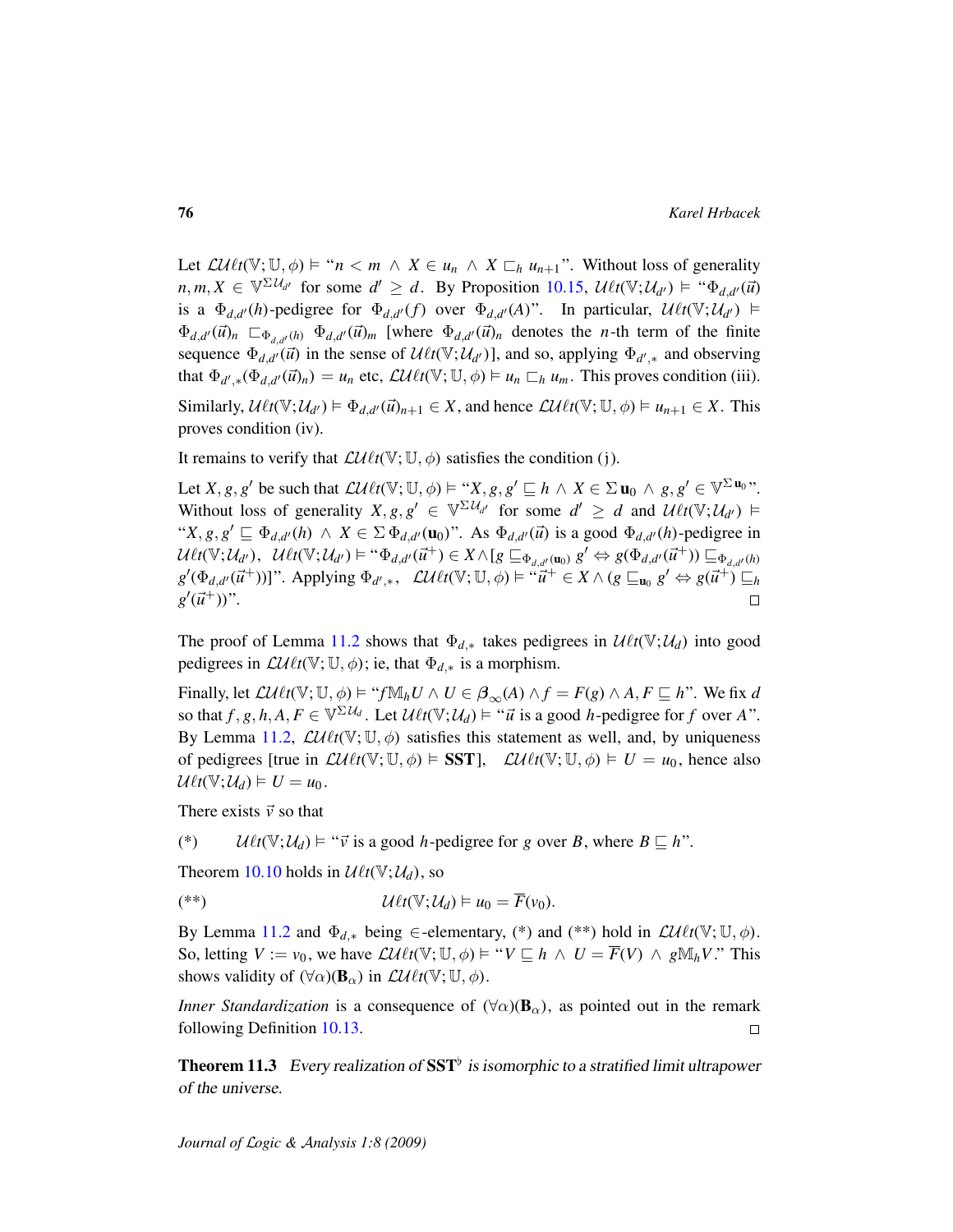Let $\mathcal{LU}\ell t(\mathbb{V};\mathbb{U},\phi) \vDash$ "$n < m \;\wedge\; X \in u_n \;\wedge\; X \sqsubset_h u_{n+1}$". Without loss of generality $n, m, X \in \mathbb{V}^{\Sigma\mathcal{U}_{d'}}$ for some $d' \geq d$. By Proposition 10.15, $\mathcal{U}\ell t(\mathbb{V};\mathcal{U}_{d'}) \vDash$ "$\Phi_{d,d'}(\vec{u})$ is a $\Phi_{d,d'}(h)$-pedigree for $\Phi_{d,d'}(f)$ over $\Phi_{d,d'}(A)$". In particular, $\mathcal{U}\ell t(\mathbb{V};\mathcal{U}_{d'}) \vDash \Phi_{d,d'}(\vec{u})_n \sqsubset_{\Phi_{d,d'}(h)} \Phi_{d,d'}(\vec{u})_m$ [where $\Phi_{d,d'}(\vec{u})_n$ denotes the $n$-th term of the finite sequence $\Phi_{d,d'}(\vec{u})$ in the sense of $\mathcal{U}\ell t(\mathbb{V};\mathcal{U}_{d'})$], and so, applying $\Phi_{d',*}$ and observing that $\Phi_{d',*}(\Phi_{d,d'}(\vec{u})_n) = u_n$ etc, $\mathcal{LU}\ell t(\mathbb{V};\mathbb{U},\phi) \vDash u_n \sqsubset_h u_m$. This proves condition (iii).

Similarly, $\mathcal{U}\ell t(\mathbb{V};\mathcal{U}_{d'}) \vDash \Phi_{d,d'}(\vec{u})_{n+1} \in X$, and hence $\mathcal{LU}\ell t(\mathbb{V};\mathbb{U},\phi) \vDash u_{n+1} \in X$. This proves condition (iv).

It remains to verify that $\mathcal{LU}\ell t(\mathbb{V};\mathbb{U},\phi)$ satisfies the condition (j).

Let $X, g, g'$ be such that $\mathcal{LU}\ell t(\mathbb{V};\mathbb{U},\phi) \vDash$ "$X, g, g' \sqsubseteq h \;\wedge\; X \in \Sigma\,\mathbf{u}_0 \;\wedge\; g, g' \in \mathbb{V}^{\Sigma\,\mathbf{u}_0}$". Without loss of generality $X, g, g' \in \mathbb{V}^{\Sigma\mathcal{U}_{d'}}$ for some $d' \geq d$ and $\mathcal{U}\ell t(\mathbb{V};\mathcal{U}_{d'}) \vDash$ "$X, g, g' \sqsubseteq \Phi_{d,d'}(h) \;\wedge\; X \in \Sigma\,\Phi_{d,d'}(\mathbf{u}_0)$". As $\Phi_{d,d'}(\vec{u})$ is a good $\Phi_{d,d'}(h)$-pedigree in $\mathcal{U}\ell t(\mathbb{V};\mathcal{U}_{d'})$, $\mathcal{U}\ell t(\mathbb{V};\mathcal{U}_{d'}) \vDash$ "$\Phi_{d,d'}(\vec{u}^+) \in X \wedge [g \sqsubseteq_{\Phi_{d,d'}(\mathbf{u}_0)} g' \Leftrightarrow g(\Phi_{d,d'}(\vec{u}^+)) \sqsubseteq_{\Phi_{d,d'}(h)} g'(\Phi_{d,d'}(\vec{u}^+))]$". Applying $\Phi_{d',*}$, $\mathcal{LU}\ell t(\mathbb{V};\mathbb{U},\phi) \vDash$ "$\vec{u}^+ \in X \wedge (g \sqsubseteq_{\mathbf{u}_0} g' \Leftrightarrow g(\vec{u}^+) \sqsubseteq_h g'(\vec{u}^+))$". $\square$

The proof of Lemma 11.2 shows that $\Phi_{d,*}$ takes pedigrees in $\mathcal{U}\ell t(\mathbb{V};\mathcal{U}_d)$ into good pedigrees in $\mathcal{LU}\ell t(\mathbb{V};\mathbb{U},\phi)$; ie, that $\Phi_{d,*}$ is a morphism.

Finally, let $\mathcal{LU}\ell t(\mathbb{V};\mathbb{U},\phi) \vDash$ "$f\mathbb{M}_h U \wedge U \in \boldsymbol{\beta}_\infty(A) \wedge f = F(g) \wedge A, F \sqsubseteq h$". We fix $d$ so that $f, g, h, A, F \in \mathbb{V}^{\Sigma\mathcal{U}_d}$. Let $\mathcal{U}\ell t(\mathbb{V};\mathcal{U}_d) \vDash$ "$\vec{u}$ is a good $h$-pedigree for $f$ over $A$". By Lemma 11.2, $\mathcal{LU}\ell t(\mathbb{V};\mathbb{U},\phi)$ satisfies this statement as well, and, by uniqueness of pedigrees [true in $\mathcal{LU}\ell t(\mathbb{V};\mathbb{U},\phi) \vDash \mathbf{SST}$], $\mathcal{LU}\ell t(\mathbb{V};\mathbb{U},\phi) \vDash U = u_0$, hence also $\mathcal{U}\ell t(\mathbb{V};\mathcal{U}_d) \vDash U = u_0$.

There exists $\vec{v}$ so that

(*) $\qquad \mathcal{U}\ell t(\mathbb{V};\mathcal{U}_d) \vDash$ "$\vec{v}$ is a good $h$-pedigree for $g$ over $B$, where $B \sqsubseteq h$".

Theorem 10.10 holds in $\mathcal{U}\ell t(\mathbb{V};\mathcal{U}_d)$, so

(**) $$\mathcal{U}\ell t(\mathbb{V};\mathcal{U}_d) \vDash u_0 = \overline{F}(v_0).$$

By Lemma 11.2 and $\Phi_{d,*}$ being $\in$-elementary, (*) and (**) hold in $\mathcal{LU}\ell t(\mathbb{V};\mathbb{U},\phi)$. So, letting $V := v_0$, we have $\mathcal{LU}\ell t(\mathbb{V};\mathbb{U},\phi) \vDash$ "$V \sqsubseteq h \;\wedge\; U = \overline{F}(V) \;\wedge\; g\mathbb{M}_h V$." This shows validity of $(\forall\alpha)(\mathbf{B}_\alpha)$ in $\mathcal{LU}\ell t(\mathbb{V};\mathbb{U},\phi)$.

*Inner Standardization* is a consequence of $(\forall\alpha)(\mathbf{B}_\alpha)$, as pointed out in the remark following Definition 10.13. $\square$

**Theorem 11.3** *Every realization of $\mathbf{SST}^\flat$ is isomorphic to a stratified limit ultrapower of the universe.*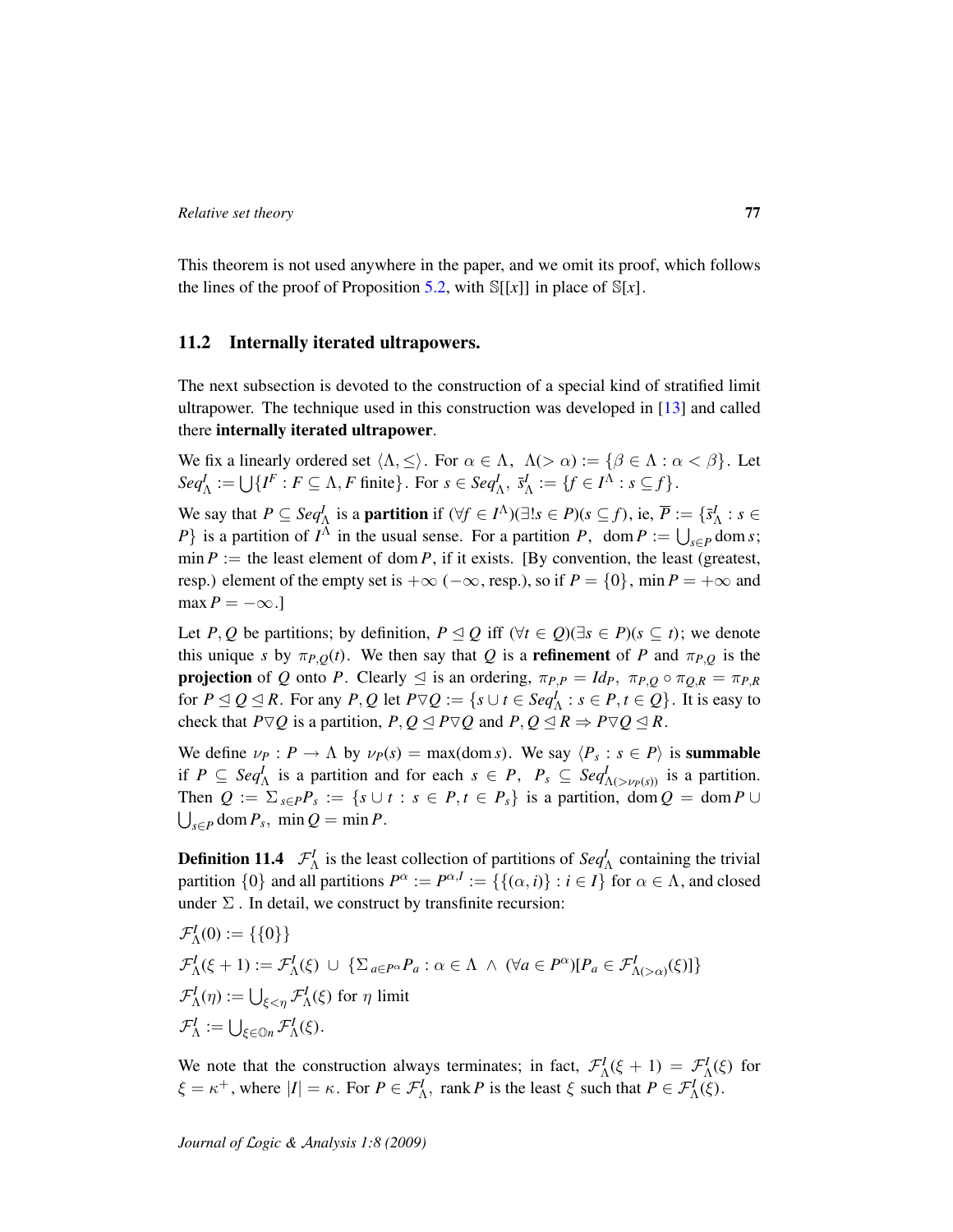This theorem is not used anywhere in the paper, and we omit its proof, which follows the lines of the proof of Proposition 5.2, with $\mathbb{S}[[x]]$ in place of $\mathbb{S}[x]$.

## 11.2 Internally iterated ultrapowers.

The next subsection is devoted to the construction of a special kind of stratified limit ultrapower. The technique used in this construction was developed in [13] and called there **internally iterated ultrapower**.

We fix a linearly ordered set $\langle \Lambda, \leq \rangle$. For $\alpha \in \Lambda$, $\Lambda(>\alpha) := \{\beta \in \Lambda : \alpha < \beta\}$. Let $Seq^I_\Lambda := \bigcup\{I^F : F \subseteq \Lambda, F \text{ finite}\}$. For $s \in Seq^I_\Lambda$, $\bar{s}^I_\Lambda := \{f \in I^\Lambda : s \subseteq f\}$.

We say that $P \subseteq Seq^I_\Lambda$ is a **partition** if $(\forall f \in I^\Lambda)(\exists! s \in P)(s \subseteq f)$, ie, $\overline{P} := \{\bar{s}^I_\Lambda : s \in P\}$ is a partition of $I^\Lambda$ in the usual sense. For a partition $P$, $\operatorname{dom} P := \bigcup_{s \in P} \operatorname{dom} s$; $\min P :=$ the least element of $\operatorname{dom} P$, if it exists. [By convention, the least (greatest, resp.) element of the empty set is $+\infty$ ($-\infty$, resp.), so if $P = \{0\}$, $\min P = +\infty$ and $\max P = -\infty$.]

Let $P, Q$ be partitions; by definition, $P \trianglelefteq Q$ iff $(\forall t \in Q)(\exists s \in P)(s \subseteq t)$; we denote this unique $s$ by $\pi_{P,Q}(t)$. We then say that $Q$ is a **refinement** of $P$ and $\pi_{P,Q}$ is the **projection** of $Q$ onto $P$. Clearly $\trianglelefteq$ is an ordering, $\pi_{P,P} = Id_P$, $\pi_{P,Q} \circ \pi_{Q,R} = \pi_{P,R}$ for $P \trianglelefteq Q \trianglelefteq R$. For any $P, Q$ let $P \triangledown Q := \{s \cup t \in Seq^I_\Lambda : s \in P, t \in Q\}$. It is easy to check that $P \triangledown Q$ is a partition, $P, Q \trianglelefteq P \triangledown Q$ and $P, Q \trianglelefteq R \Rightarrow P \triangledown Q \trianglelefteq R$.

We define $\nu_P : P \to \Lambda$ by $\nu_P(s) = \max(\operatorname{dom} s)$. We say $\langle P_s : s \in P\rangle$ is **summable** if $P \subseteq Seq^I_\Lambda$ is a partition and for each $s \in P$, $P_s \subseteq Seq^I_{\Lambda(>\nu_P(s))}$ is a partition. Then $Q := \Sigma_{s \in P} P_s := \{s \cup t : s \in P, t \in P_s\}$ is a partition, $\operatorname{dom} Q = \operatorname{dom} P \cup \bigcup_{s \in P} \operatorname{dom} P_s$, $\min Q = \min P$.

**Definition 11.4** $\mathcal{F}^I_\Lambda$ is the least collection of partitions of $Seq^I_\Lambda$ containing the trivial partition $\{0\}$ and all partitions $P^\alpha := P^{\alpha,I} := \{\{(\alpha, i)\} : i \in I\}$ for $\alpha \in \Lambda$, and closed under $\Sigma$. In detail, we construct by transfinite recursion:

$\mathcal{F}^I_\Lambda(0) := \{\{0\}\}$

$\mathcal{F}^I_\Lambda(\xi + 1) := \mathcal{F}^I_\Lambda(\xi) \cup \{\Sigma_{a \in P^\alpha} P_a : \alpha \in \Lambda \wedge (\forall a \in P^\alpha)[P_a \in \mathcal{F}^I_{\Lambda(>\alpha)}(\xi)]\}$

$\mathcal{F}^I_\Lambda(\eta) := \bigcup_{\xi < \eta} \mathcal{F}^I_\Lambda(\xi)$ for $\eta$ limit

$\mathcal{F}^I_\Lambda := \bigcup_{\xi \in \mathbb{O}n} \mathcal{F}^I_\Lambda(\xi)$.

We note that the construction always terminates; in fact, $\mathcal{F}^I_\Lambda(\xi + 1) = \mathcal{F}^I_\Lambda(\xi)$ for $\xi = \kappa^+$, where $|I| = \kappa$. For $P \in \mathcal{F}^I_\Lambda$, $\operatorname{rank} P$ is the least $\xi$ such that $P \in \mathcal{F}^I_\Lambda(\xi)$.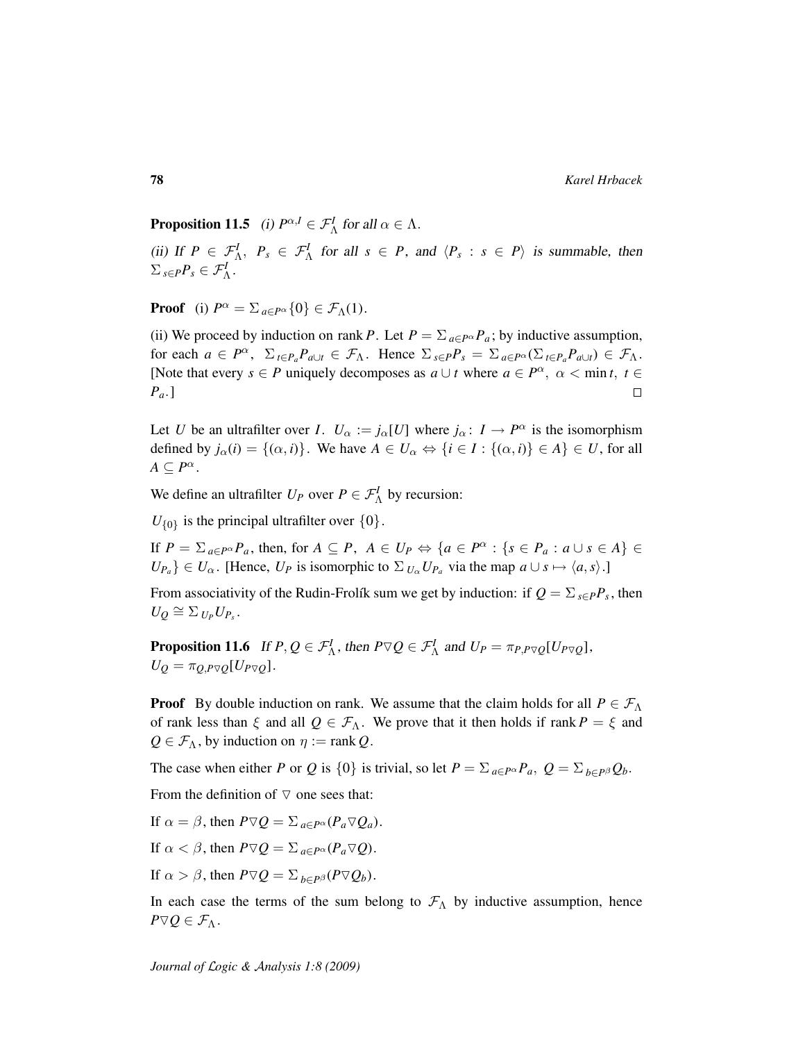**Proposition 11.5** *(i)* $P^{\alpha,I} \in \mathcal{F}^I_\Lambda$ *for all* $\alpha \in \Lambda$.

*(ii) If* $P \in \mathcal{F}^I_\Lambda$, $P_s \in \mathcal{F}^I_\Lambda$ *for all* $s \in P$, *and* $\langle P_s : s \in P\rangle$ *is summable, then* $\Sigma_{s\in P} P_s \in \mathcal{F}^I_\Lambda$.

**Proof** (i) $P^\alpha = \Sigma_{a\in P^\alpha}\{0\} \in \mathcal{F}_\Lambda(1)$.

(ii) We proceed by induction on rank $P$. Let $P = \Sigma_{a\in P^\alpha} P_a$; by inductive assumption, for each $a \in P^\alpha$, $\Sigma_{t\in P_a} P_{a\cup t} \in \mathcal{F}_\Lambda$. Hence $\Sigma_{s\in P} P_s = \Sigma_{a\in P^\alpha}(\Sigma_{t\in P_a} P_{a\cup t}) \in \mathcal{F}_\Lambda$. [Note that every $s \in P$ uniquely decomposes as $a \cup t$ where $a \in P^\alpha$, $\alpha < \min t$, $t \in P_a$.] $\square$

Let $U$ be an ultrafilter over $I$. $U_\alpha := j_\alpha[U]$ where $j_\alpha \colon I \to P^\alpha$ is the isomorphism defined by $j_\alpha(i) = \{(\alpha, i)\}$. We have $A \in U_\alpha \Leftrightarrow \{i \in I : \{(\alpha, i)\} \in A\} \in U$, for all $A \subseteq P^\alpha$.

We define an ultrafilter $U_P$ over $P \in \mathcal{F}^I_\Lambda$ by recursion:

$U_{\{0\}}$ is the principal ultrafilter over $\{0\}$.

If $P = \Sigma_{a\in P^\alpha} P_a$, then, for $A \subseteq P$, $A \in U_P \Leftrightarrow \{a \in P^\alpha : \{s \in P_a : a \cup s \in A\} \in U_{P_a}\} \in U_\alpha$. [Hence, $U_P$ is isomorphic to $\Sigma_{U_\alpha} U_{P_a}$ via the map $a \cup s \mapsto \langle a, s\rangle$.]

From associativity of the Rudin-Frolík sum we get by induction: if $Q = \Sigma_{s\in P} P_s$, then $U_Q \cong \Sigma_{U_P} U_{P_s}$.

**Proposition 11.6** *If* $P, Q \in \mathcal{F}^I_\Lambda$, *then* $P \triangledown Q \in \mathcal{F}^I_\Lambda$ *and* $U_P = \pi_{P,P\triangledown Q}[U_{P\triangledown Q}]$, $U_Q = \pi_{Q,P\triangledown Q}[U_{P\triangledown Q}]$.

**Proof** By double induction on rank. We assume that the claim holds for all $P \in \mathcal{F}_\Lambda$ of rank less than $\xi$ and all $Q \in \mathcal{F}_\Lambda$. We prove that it then holds if rank $P = \xi$ and $Q \in \mathcal{F}_\Lambda$, by induction on $\eta :=$ rank $Q$.

The case when either $P$ or $Q$ is $\{0\}$ is trivial, so let $P = \Sigma_{a\in P^\alpha} P_a$, $Q = \Sigma_{b\in P^\beta} Q_b$.

From the definition of $\triangledown$ one sees that:

If $\alpha = \beta$, then $P \triangledown Q = \Sigma_{a\in P^\alpha}(P_a \triangledown Q_a)$.

If $\alpha < \beta$, then $P \triangledown Q = \Sigma_{a\in P^\alpha}(P_a \triangledown Q)$.

If $\alpha > \beta$, then $P \triangledown Q = \Sigma_{b\in P^\beta}(P \triangledown Q_b)$.

In each case the terms of the sum belong to $\mathcal{F}_\Lambda$ by inductive assumption, hence $P \triangledown Q \in \mathcal{F}_\Lambda$.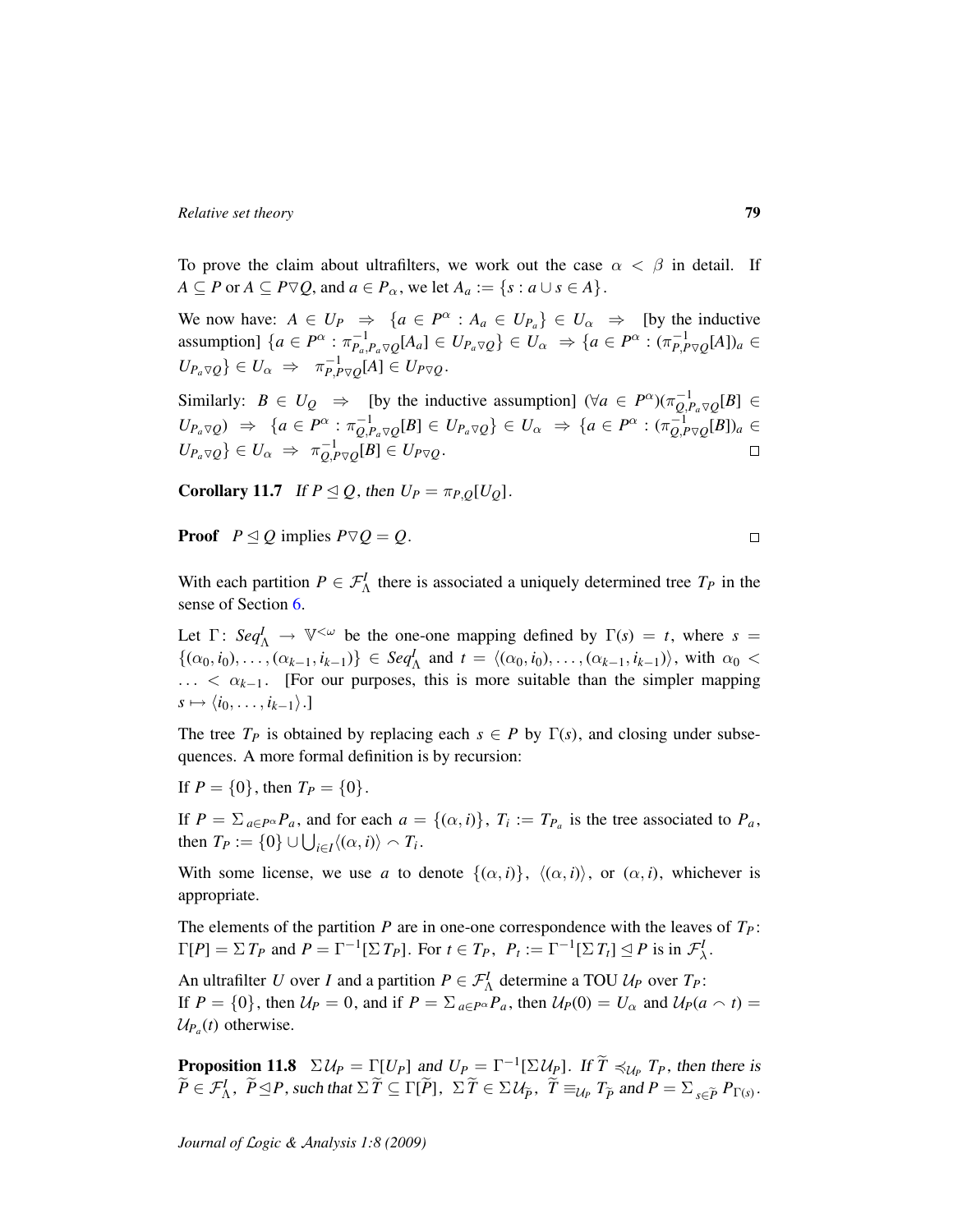To prove the claim about ultrafilters, we work out the case $\alpha < \beta$ in detail. If $A \subseteq P$ or $A \subseteq P \triangledown Q$, and $a \in P_\alpha$, we let $A_a := \{s : a \cup s \in A\}$.

We now have: $A \in U_P \;\Rightarrow\; \{a \in P^\alpha : A_a \in U_{P_a}\} \in U_\alpha \;\Rightarrow\;$ [by the inductive assumption] $\{a \in P^\alpha : \pi^{-1}_{P_a, P_a \triangledown Q}[A_a] \in U_{P_a \triangledown Q}\} \in U_\alpha \;\Rightarrow \{a \in P^\alpha : (\pi^{-1}_{P, P \triangledown Q}[A])_a \in U_{P_a \triangledown Q}\} \in U_\alpha \;\Rightarrow\; \pi^{-1}_{P, P \triangledown Q}[A] \in U_{P \triangledown Q}$.

Similarly: $B \in U_Q \;\Rightarrow\;$ [by the inductive assumption] $(\forall a \in P^\alpha)(\pi^{-1}_{Q, P_a \triangledown Q}[B] \in U_{P_a \triangledown Q}) \;\Rightarrow\; \{a \in P^\alpha : \pi^{-1}_{Q, P_a \triangledown Q}[B] \in U_{P_a \triangledown Q}\} \in U_\alpha \;\Rightarrow \{a \in P^\alpha : (\pi^{-1}_{Q, P \triangledown Q}[B])_a \in U_{P_a \triangledown Q}\} \in U_\alpha \;\Rightarrow\; \pi^{-1}_{Q, P \triangledown Q}[B] \in U_{P \triangledown Q}$. □

**Corollary 11.7** *If $P \trianglelefteq Q$, then $U_P = \pi_{P,Q}[U_Q]$.*

**Proof** $P \trianglelefteq Q$ implies $P \triangledown Q = Q$. □

With each partition $P \in \mathcal{F}^I_\Lambda$ there is associated a uniquely determined tree $T_P$ in the sense of Section 6.

Let $\Gamma \colon Seq^I_\Lambda \to \mathbb{V}^{<\omega}$ be the one-one mapping defined by $\Gamma(s) = t$, where $s = \{(\alpha_0, i_0), \ldots, (\alpha_{k-1}, i_{k-1})\} \in Seq^I_\Lambda$ and $t = \langle(\alpha_0, i_0), \ldots, (\alpha_{k-1}, i_{k-1})\rangle$, with $\alpha_0 < \ldots < \alpha_{k-1}$. [For our purposes, this is more suitable than the simpler mapping $s \mapsto \langle i_0, \ldots, i_{k-1}\rangle$.]

The tree $T_P$ is obtained by replacing each $s \in P$ by $\Gamma(s)$, and closing under subsequences. A more formal definition is by recursion:

If $P = \{0\}$, then $T_P = \{0\}$.

If $P = \Sigma_{a \in P^\alpha} P_a$, and for each $a = \{(\alpha, i)\}$, $T_i := T_{P_a}$ is the tree associated to $P_a$, then $T_P := \{0\} \cup \bigcup_{i \in I} \langle(\alpha, i)\rangle \frown T_i$.

With some license, we use $a$ to denote $\{(\alpha, i)\}$, $\langle(\alpha, i)\rangle$, or $(\alpha, i)$, whichever is appropriate.

The elements of the partition $P$ are in one-one correspondence with the leaves of $T_P$: $\Gamma[P] = \Sigma T_P$ and $P = \Gamma^{-1}[\Sigma T_P]$. For $t \in T_P$, $P_t := \Gamma^{-1}[\Sigma T_t] \trianglelefteq P$ is in $\mathcal{F}^I_\lambda$.

An ultrafilter $U$ over $I$ and a partition $P \in \mathcal{F}^I_\Lambda$ determine a TOU $\mathcal{U}_P$ over $T_P$:
If $P = \{0\}$, then $\mathcal{U}_P = 0$, and if $P = \Sigma_{a \in P^\alpha} P_a$, then $\mathcal{U}_P(0) = U_\alpha$ and $\mathcal{U}_P(a \frown t) = \mathcal{U}_{P_a}(t)$ otherwise.

**Proposition 11.8** *$\Sigma\,\mathcal{U}_P = \Gamma[U_P]$ and $U_P = \Gamma^{-1}[\Sigma\,\mathcal{U}_P]$. If $\widetilde{T} \preccurlyeq_{\mathcal{U}_P} T_P$, then there is $\widetilde{P} \in \mathcal{F}^I_\Lambda$, $\widetilde{P} \trianglelefteq P$, such that $\Sigma\,\widetilde{T} \subseteq \Gamma[\widetilde{P}]$, $\Sigma\,\widetilde{T} \in \Sigma\,\mathcal{U}_{\widetilde{P}}$, $\widetilde{T} \equiv_{\mathcal{U}_P} T_{\widetilde{P}}$ and $P = \Sigma_{s \in \widetilde{P}} P_{\Gamma(s)}$.*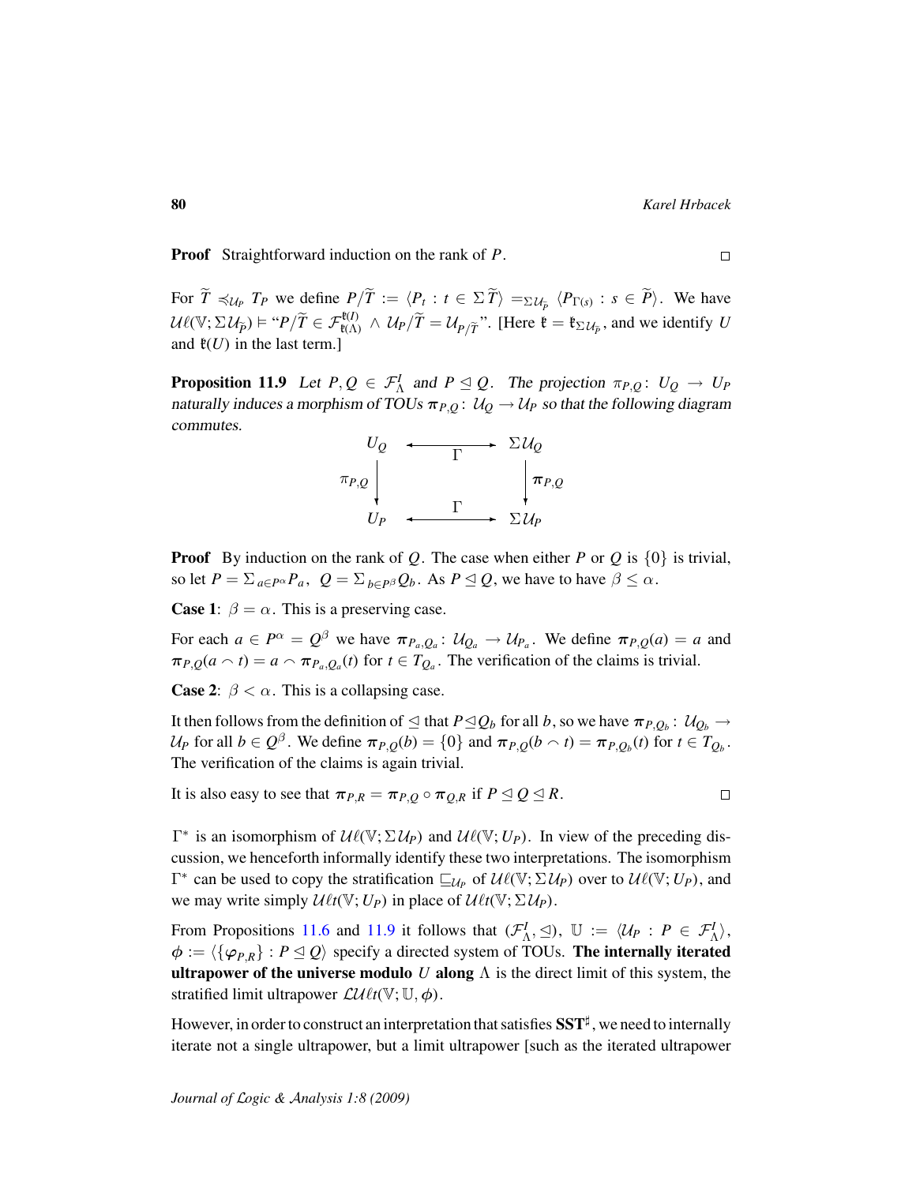**Proof** Straightforward induction on the rank of $P$. $\square$

For $\widetilde{T} \preccurlyeq_{\mathcal{U}_P} T_P$ we define $P/\widetilde{T} := \langle P_t : t \in \Sigma\,\widetilde{T}\rangle =_{\Sigma\mathcal{U}_{\widetilde{P}}} \langle P_{\Gamma(s)} : s \in \widetilde{P}\rangle$. We have $\mathcal{U}\ell(\mathbb{V};\Sigma\mathcal{U}_{\widetilde{P}}) \vDash$ "$P/\widetilde{T} \in \mathcal{F}^{\mathfrak{k}(I)}_{\mathfrak{k}(\Lambda)} \wedge \mathcal{U}_P/\widetilde{T} = \mathcal{U}_{P/\widetilde{T}}$". [Here $\mathfrak{k} = \mathfrak{k}_{\Sigma\mathcal{U}_{\widetilde{P}}}$, and we identify $U$ and $\mathfrak{k}(U)$ in the last term.]

**Proposition 11.9** *Let $P, Q \in \mathcal{F}^I_\Lambda$ and $P \trianglelefteq Q$. The projection $\pi_{P,Q}\colon U_Q \to U_P$ naturally induces a morphism of TOUs $\boldsymbol{\pi}_{P,Q}\colon \mathcal{U}_Q \to \mathcal{U}_P$ so that the following diagram commutes.*

$$
\begin{array}{ccc}
U_Q & \xleftrightarrow{\quad\Gamma\quad} & \Sigma\mathcal{U}_Q \\
{\scriptstyle \pi_{P,Q}}\downarrow & & \downarrow{\scriptstyle \boldsymbol{\pi}_{P,Q}} \\
U_P & \xleftrightarrow{\quad\Gamma\quad} & \Sigma\mathcal{U}_P
\end{array}
$$

**Proof** By induction on the rank of $Q$. The case when either $P$ or $Q$ is $\{0\}$ is trivial, so let $P = \Sigma_{a \in P^\alpha} P_a$, $Q = \Sigma_{b \in P^\beta} Q_b$. As $P \trianglelefteq Q$, we have to have $\beta \leq \alpha$.

**Case 1**: $\beta = \alpha$. This is a preserving case.

For each $a \in P^\alpha = Q^\beta$ we have $\boldsymbol{\pi}_{P_a,Q_a}\colon \mathcal{U}_{Q_a} \to \mathcal{U}_{P_a}$. We define $\boldsymbol{\pi}_{P,Q}(a) = a$ and $\boldsymbol{\pi}_{P,Q}(a \frown t) = a \frown \boldsymbol{\pi}_{P_a,Q_a}(t)$ for $t \in T_{Q_a}$. The verification of the claims is trivial.

**Case 2**: $\beta < \alpha$. This is a collapsing case.

It then follows from the definition of $\trianglelefteq$ that $P \trianglelefteq Q_b$ for all $b$, so we have $\boldsymbol{\pi}_{P,Q_b}\colon \mathcal{U}_{Q_b} \to \mathcal{U}_P$ for all $b \in Q^\beta$. We define $\boldsymbol{\pi}_{P,Q}(b) = \{0\}$ and $\boldsymbol{\pi}_{P,Q}(b \frown t) = \boldsymbol{\pi}_{P,Q_b}(t)$ for $t \in T_{Q_b}$. The verification of the claims is again trivial.

It is also easy to see that $\boldsymbol{\pi}_{P,R} = \boldsymbol{\pi}_{P,Q} \circ \boldsymbol{\pi}_{Q,R}$ if $P \trianglelefteq Q \trianglelefteq R$. $\square$

$\Gamma^*$ is an isomorphism of $\mathcal{U}\ell(\mathbb{V};\Sigma\mathcal{U}_P)$ and $\mathcal{U}\ell(\mathbb{V};U_P)$. In view of the preceding discussion, we henceforth informally identify these two interpretations. The isomorphism $\Gamma^*$ can be used to copy the stratification $\sqsubseteq_{\mathcal{U}_P}$ of $\mathcal{U}\ell(\mathbb{V};\Sigma\mathcal{U}_P)$ over to $\mathcal{U}\ell(\mathbb{V};U_P)$, and we may write simply $\mathcal{U}\ell t(\mathbb{V};U_P)$ in place of $\mathcal{U}\ell t(\mathbb{V};\Sigma\mathcal{U}_P)$.

From Propositions 11.6 and 11.9 it follows that $(\mathcal{F}^I_\Lambda, \trianglelefteq)$, $\mathbb{U} := \langle \mathcal{U}_P : P \in \mathcal{F}^I_\Lambda\rangle$, $\phi := \langle\{\varphi_{P,R}\} : P \trianglelefteq Q\rangle$ specify a directed system of TOUs. **The internally iterated ultrapower of the universe modulo** $U$ **along** $\Lambda$ is the direct limit of this system, the stratified limit ultrapower $\mathcal{LU}\ell t(\mathbb{V};\mathbb{U},\phi)$.

However, in order to construct an interpretation that satisfies $\mathbf{SST}^\sharp$, we need to internally iterate not a single ultrapower, but a limit ultrapower [such as the iterated ultrapower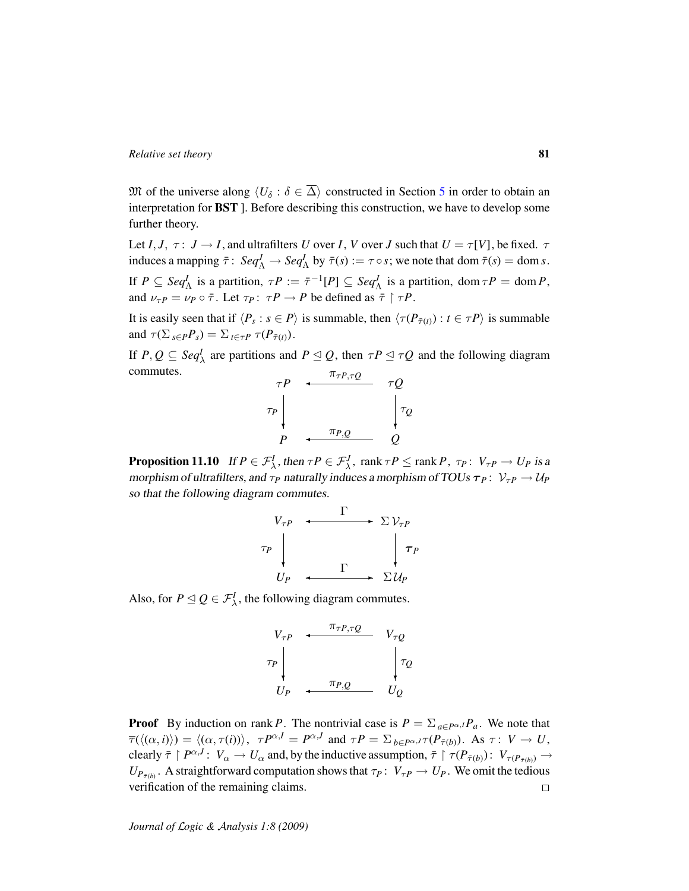$\mathfrak{M}$ of the universe along $\langle U_\delta : \delta \in \overline{\Delta}\rangle$ constructed in Section 5 in order to obtain an interpretation for **BST** ]. Before describing this construction, we have to develop some further theory.

Let $I, J,\ \tau\colon J \to I$, and ultrafilters $U$ over $I$, $V$ over $J$ such that $U = \tau[V]$, be fixed. $\tau$ induces a mapping $\bar{\tau}\colon \mathit{Seq}^J_\Lambda \to \mathit{Seq}^I_\Lambda$ by $\bar{\tau}(s) := \tau \circ s$; we note that $\operatorname{dom} \bar{\tau}(s) = \operatorname{dom} s$. If $P \subseteq \mathit{Seq}^I_\Lambda$ is a partition, $\tau P := \bar{\tau}^{-1}[P] \subseteq \mathit{Seq}^J_\Lambda$ is a partition, $\operatorname{dom} \tau P = \operatorname{dom} P$, and $\nu_{\tau P} = \nu_P \circ \bar{\tau}$. Let $\tau_P\colon \tau P \to P$ be defined as $\bar{\tau} \restriction \tau P$.

It is easily seen that if $\langle P_s : s \in P\rangle$ is summable, then $\langle \tau(P_{\bar{\tau}(t)}) : t \in \tau P\rangle$ is summable and $\tau(\Sigma_{s\in P} P_s) = \Sigma_{t \in \tau P}\, \tau(P_{\bar{\tau}(t)})$.

If $P, Q \subseteq \mathit{Seq}^I_\lambda$ are partitions and $P \trianglelefteq Q$, then $\tau P \trianglelefteq \tau Q$ and the following diagram commutes.

$$\begin{array}{ccc}
\tau P & \xleftarrow{\ \pi_{\tau P, \tau Q}\ } & \tau Q \\
\Big\downarrow{\scriptstyle \tau_P} & & \Big\downarrow{\scriptstyle \tau_Q} \\
P & \xleftarrow{\ \pi_{P,Q}\ } & Q
\end{array}$$

**Proposition 11.10** *If $P \in \mathcal{F}^I_\lambda$, then $\tau P \in \mathcal{F}^J_\lambda$, $\operatorname{rank} \tau P \le \operatorname{rank} P$, $\tau_P\colon V_{\tau P} \to U_P$ is a morphism of ultrafilters, and $\tau_P$ naturally induces a morphism of TOUs $\boldsymbol{\tau}_P\colon \mathcal{V}_{\tau P} \to \mathcal{U}_P$ so that the following diagram commutes.*

$$\begin{array}{ccc}
V_{\tau P} & \xleftrightarrow{\ \Gamma\ } & \Sigma\, \mathcal{V}_{\tau P} \\
\Big\downarrow{\scriptstyle \tau_P} & & \Big\downarrow{\scriptstyle \boldsymbol{\tau}_P} \\
U_P & \xleftrightarrow{\ \Gamma\ } & \Sigma\, \mathcal{U}_P
\end{array}$$

Also, for $P \trianglelefteq Q \in \mathcal{F}^I_\lambda$, the following diagram commutes.

$$\begin{array}{ccc}
V_{\tau P} & \xleftarrow{\ \pi_{\tau P, \tau Q}\ } & V_{\tau Q} \\
\Big\downarrow{\scriptstyle \tau_P} & & \Big\downarrow{\scriptstyle \tau_Q} \\
U_P & \xleftarrow{\ \pi_{P,Q}\ } & U_Q
\end{array}$$

**Proof** By induction on $\operatorname{rank} P$. The nontrivial case is $P = \Sigma_{a \in P^{\alpha,I}} P_a$. We note that $\overline{\tau}(\langle(\alpha, i)\rangle) = \langle(\alpha, \tau(i))\rangle$, $\tau P^{\alpha,I} = P^{\alpha,J}$ and $\tau P = \Sigma_{b \in P^{\alpha,J}} \tau(P_{\bar{\tau}(b)})$. As $\tau\colon V \to U$, clearly $\bar{\tau} \restriction P^{\alpha,J}\colon V_\alpha \to U_\alpha$ and, by the inductive assumption, $\bar{\tau} \restriction \tau(P_{\bar{\tau}(b)})\colon V_{\tau(P_{\bar{\tau}(b)})} \to U_{P_{\bar{\tau}(b)}}$. A straightforward computation shows that $\tau_P\colon V_{\tau P} \to U_P$. We omit the tedious verification of the remaining claims. $\square$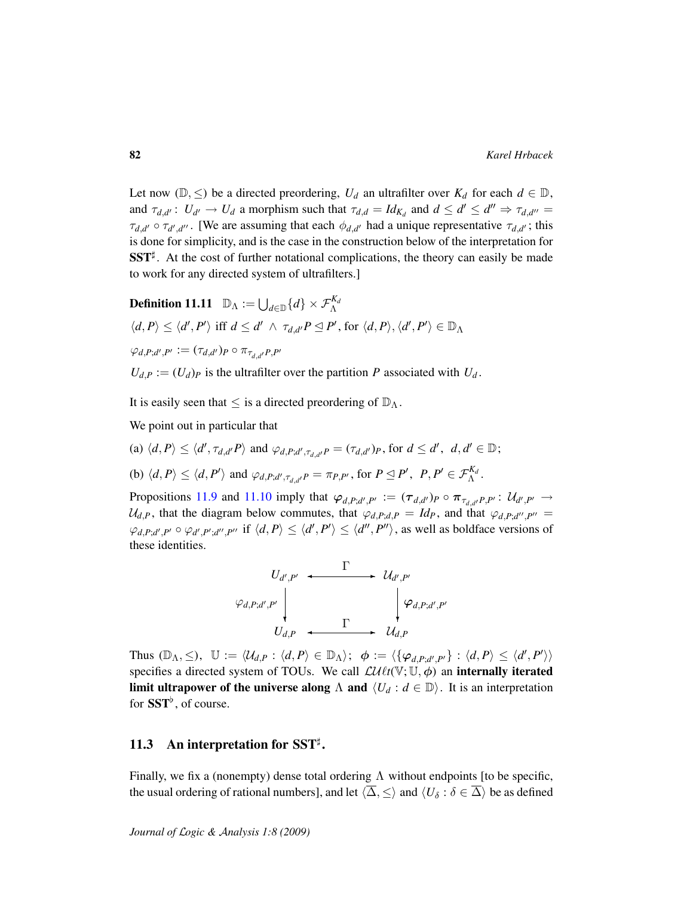Let now $(\mathbb{D}, \leq)$ be a directed preordering, $U_d$ an ultrafilter over $K_d$ for each $d \in \mathbb{D}$, and $\tau_{d,d'} \colon U_{d'} \to U_d$ a morphism such that $\tau_{d,d} = Id_{K_d}$ and $d \leq d' \leq d'' \Rightarrow \tau_{d,d''} = \tau_{d,d'} \circ \tau_{d',d''}$. [We are assuming that each $\phi_{d,d'}$ had a unique representative $\tau_{d,d'}$; this is done for simplicity, and is the case in the construction below of the interpretation for $\mathbf{SST}^\sharp$. At the cost of further notational complications, the theory can easily be made to work for any directed system of ultrafilters.]

**Definition 11.11** $\mathbb{D}_\Lambda := \bigcup_{d \in \mathbb{D}} \{d\} \times \mathcal{F}_\Lambda^{K_d}$

$\langle d, P \rangle \leq \langle d', P' \rangle$ iff $d \leq d' \wedge \tau_{d,d'} P \trianglelefteq P'$, for $\langle d, P \rangle, \langle d', P' \rangle \in \mathbb{D}_\Lambda$

$\varphi_{d,P;d',P'} := (\tau_{d,d'})_P \circ \pi_{\tau_{d,d'}P,P'}$

$U_{d,P} := (U_d)_P$ is the ultrafilter over the partition $P$ associated with $U_d$.

It is easily seen that $\leq$ is a directed preordering of $\mathbb{D}_\Lambda$.

We point out in particular that

(a) $\langle d, P \rangle \leq \langle d', \tau_{d,d'} P \rangle$ and $\varphi_{d,P;d',\tau_{d,d'}P} = (\tau_{d,d'})_P$, for $d \leq d'$, $d, d' \in \mathbb{D}$;

(b) $\langle d, P \rangle \leq \langle d, P' \rangle$ and $\varphi_{d,P;d',\tau_{d,d'}P} = \pi_{P,P'}$, for $P \trianglelefteq P'$, $P, P' \in \mathcal{F}_\Lambda^{K_d}$.

Propositions 11.9 and 11.10 imply that $\boldsymbol{\varphi}_{d,P;d',P'} := (\boldsymbol{\tau}_{d,d'})_P \circ \boldsymbol{\pi}_{\tau_{d,d'}P,P'} \colon \mathcal{U}_{d',P'} \to \mathcal{U}_{d,P}$, that the diagram below commutes, that $\varphi_{d,P;d,P} = Id_P$, and that $\varphi_{d,P;d'',P''} = \varphi_{d,P;d',P'} \circ \varphi_{d',P';d'',P''}$ if $\langle d, P \rangle \leq \langle d', P' \rangle \leq \langle d'', P'' \rangle$, as well as boldface versions of these identities.

$$\begin{array}{ccc} U_{d',P'} & \xleftrightarrow{\quad \Gamma \quad} & \mathcal{U}_{d',P'} \\ \Big\downarrow {\scriptstyle \varphi_{d,P;d',P'}} & & \Big\downarrow {\scriptstyle \boldsymbol{\varphi}_{d,P;d',P'}} \\ U_{d,P} & \xleftrightarrow{\quad \Gamma \quad} & \mathcal{U}_{d,P} \end{array}$$

Thus $(\mathbb{D}_\Lambda, \leq)$, $\mathbb{U} := \langle \mathcal{U}_{d,P} : \langle d, P \rangle \in \mathbb{D}_\Lambda \rangle$; $\boldsymbol{\phi} := \langle \{\boldsymbol{\varphi}_{d,P;d',P'}\} : \langle d, P \rangle \leq \langle d', P' \rangle \rangle$ specifies a directed system of TOUs. We call $\mathcal{LU}\ell t(\mathbb{V}; \mathbb{U}, \boldsymbol{\phi})$ an **internally iterated limit ultrapower of the universe along** $\Lambda$ **and** $\langle U_d : d \in \mathbb{D} \rangle$. It is an interpretation for $\mathbf{SST}^\flat$, of course.

## 11.3 An interpretation for $\mathbf{SST}^\sharp$.

Finally, we fix a (nonempty) dense total ordering $\Lambda$ without endpoints [to be specific, the usual ordering of rational numbers], and let $\langle \overline{\Delta}, \leq \rangle$ and $\langle U_\delta : \delta \in \overline{\Delta} \rangle$ be as defined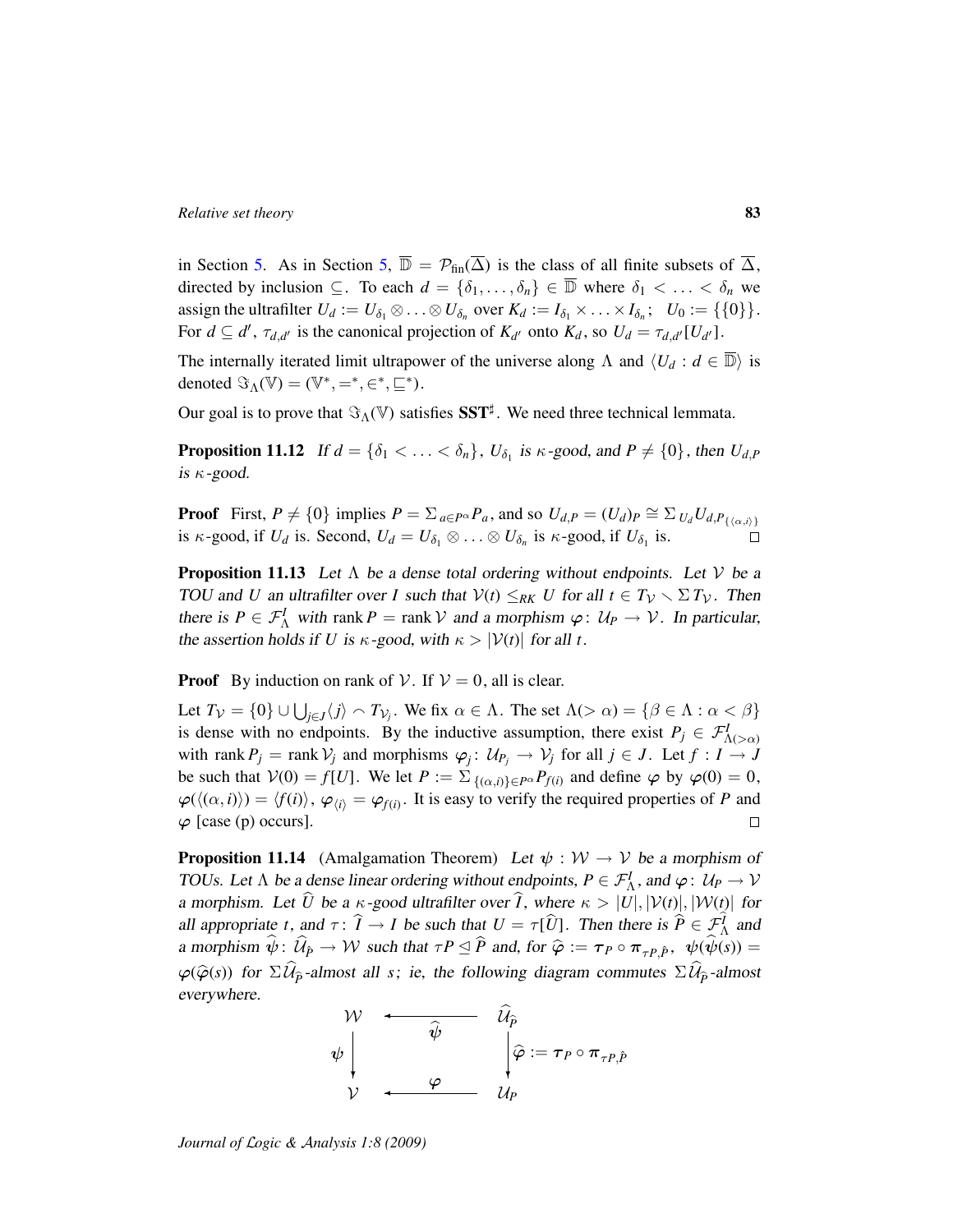in Section 5. As in Section 5, $\overline{\mathbb{D}} = \mathcal{P}_{\text{fin}}(\overline{\Delta})$ is the class of all finite subsets of $\overline{\Delta}$, directed by inclusion $\subseteq$. To each $d = \{\delta_1, \ldots, \delta_n\} \in \overline{\mathbb{D}}$ where $\delta_1 < \ldots < \delta_n$ we assign the ultrafilter $U_d := U_{\delta_1} \otimes \ldots \otimes U_{\delta_n}$ over $K_d := I_{\delta_1} \times \ldots \times I_{\delta_n}$; $U_0 := \{\{0\}\}$. For $d \subseteq d'$, $\tau_{d,d'}$ is the canonical projection of $K_{d'}$ onto $K_d$, so $U_d = \tau_{d,d'}[U_{d'}]$.

The internally iterated limit ultrapower of the universe along $\Lambda$ and $\langle U_d : d \in \overline{\mathbb{D}} \rangle$ is denoted $\Im_\Lambda(\mathbb{V}) = (\mathbb{V}^*, =^*, \in^*, \sqsubseteq^*)$.

Our goal is to prove that $\Im_\Lambda(\mathbb{V})$ satisfies $\mathbf{SST}^\sharp$. We need three technical lemmata.

**Proposition 11.12** *If $d = \{\delta_1 < \ldots < \delta_n\}$, $U_{\delta_1}$ is $\kappa$-good, and $P \neq \{0\}$, then $U_{d,P}$ is $\kappa$-good.*

**Proof** First, $P \neq \{0\}$ implies $P = \Sigma_{a \in P^\alpha} P_a$, and so $U_{d,P} = (U_d)_P \cong \Sigma_{U_d} U_{d,P_{\{\langle \alpha,i \rangle\}}}$ is $\kappa$-good, if $U_d$ is. Second, $U_d = U_{\delta_1} \otimes \ldots \otimes U_{\delta_n}$ is $\kappa$-good, if $U_{\delta_1}$ is. $\square$

**Proposition 11.13** *Let $\Lambda$ be a dense total ordering without endpoints. Let $\mathcal{V}$ be a TOU and $U$ an ultrafilter over $I$ such that $\mathcal{V}(t) \leq_{RK} U$ for all $t \in T_\mathcal{V} \smallsetminus \Sigma T_\mathcal{V}$. Then there is $P \in \mathcal{F}^I_\Lambda$ with $\operatorname{rank} P = \operatorname{rank} \mathcal{V}$ and a morphism $\varphi \colon \mathcal{U}_P \to \mathcal{V}$. In particular, the assertion holds if $U$ is $\kappa$-good, with $\kappa > |\mathcal{V}(t)|$ for all $t$.*

**Proof** By induction on rank of $\mathcal{V}$. If $\mathcal{V} = 0$, all is clear.

Let $T_\mathcal{V} = \{0\} \cup \bigcup_{j \in J} \langle j \rangle \frown T_{\mathcal{V}_j}$. We fix $\alpha \in \Lambda$. The set $\Lambda(> \alpha) = \{\beta \in \Lambda : \alpha < \beta\}$ is dense with no endpoints. By the inductive assumption, there exist $P_j \in \mathcal{F}^I_{\Lambda(>\alpha)}$ with $\operatorname{rank} P_j = \operatorname{rank} \mathcal{V}_j$ and morphisms $\varphi_j \colon \mathcal{U}_{P_j} \to \mathcal{V}_j$ for all $j \in J$. Let $f : I \to J$ be such that $\mathcal{V}(0) = f[U]$. We let $P := \Sigma_{\{(\alpha,i)\} \in P^\alpha} P_{f(i)}$ and define $\varphi$ by $\varphi(0) = 0$, $\varphi(\langle(\alpha, i)\rangle) = \langle f(i) \rangle$, $\varphi_{\langle i \rangle} = \varphi_{f(i)}$. It is easy to verify the required properties of $P$ and $\varphi$ [case (p) occurs]. $\square$

**Proposition 11.14** (Amalgamation Theorem) *Let $\psi : \mathcal{W} \to \mathcal{V}$ be a morphism of TOUs. Let $\Lambda$ be a dense linear ordering without endpoints, $P \in \mathcal{F}^I_\Lambda$, and $\varphi \colon \mathcal{U}_P \to \mathcal{V}$ a morphism. Let $\widehat{U}$ be a $\kappa$-good ultrafilter over $\widehat{I}$, where $\kappa > |U|, |\mathcal{V}(t)|, |\mathcal{W}(t)|$ for all appropriate $t$, and $\tau \colon \widehat{I} \to I$ be such that $U = \tau[\widehat{U}]$. Then there is $\widehat{P} \in \mathcal{F}^{\widehat{I}}_\Lambda$ and a morphism $\widehat{\psi} \colon \widehat{\mathcal{U}}_{\widehat{P}} \to \mathcal{W}$ such that $\tau P \trianglelefteq \widehat{P}$ and, for $\widehat{\varphi} := \boldsymbol{\tau}_P \circ \boldsymbol{\pi}_{\tau P, \widehat{P}}$, $\psi(\widehat{\psi}(s)) = \varphi(\widehat{\varphi}(s))$ for $\Sigma \widehat{\mathcal{U}}_{\widehat{P}}$-almost all $s$; ie, the following diagram commutes $\Sigma \widehat{\mathcal{U}}_{\widehat{P}}$-almost everywhere.*

$$
\begin{array}{ccc}
\mathcal{W} & \xleftarrow{\quad \widehat{\psi} \quad} & \widehat{\mathcal{U}}_{\widehat{P}} \\
\Big\downarrow \psi & & \Big\downarrow \widehat{\varphi} := \boldsymbol{\tau}_P \circ \boldsymbol{\pi}_{\tau P, \widehat{P}} \\
\mathcal{V} & \xleftarrow{\quad \varphi \quad} & \mathcal{U}_P
\end{array}
$$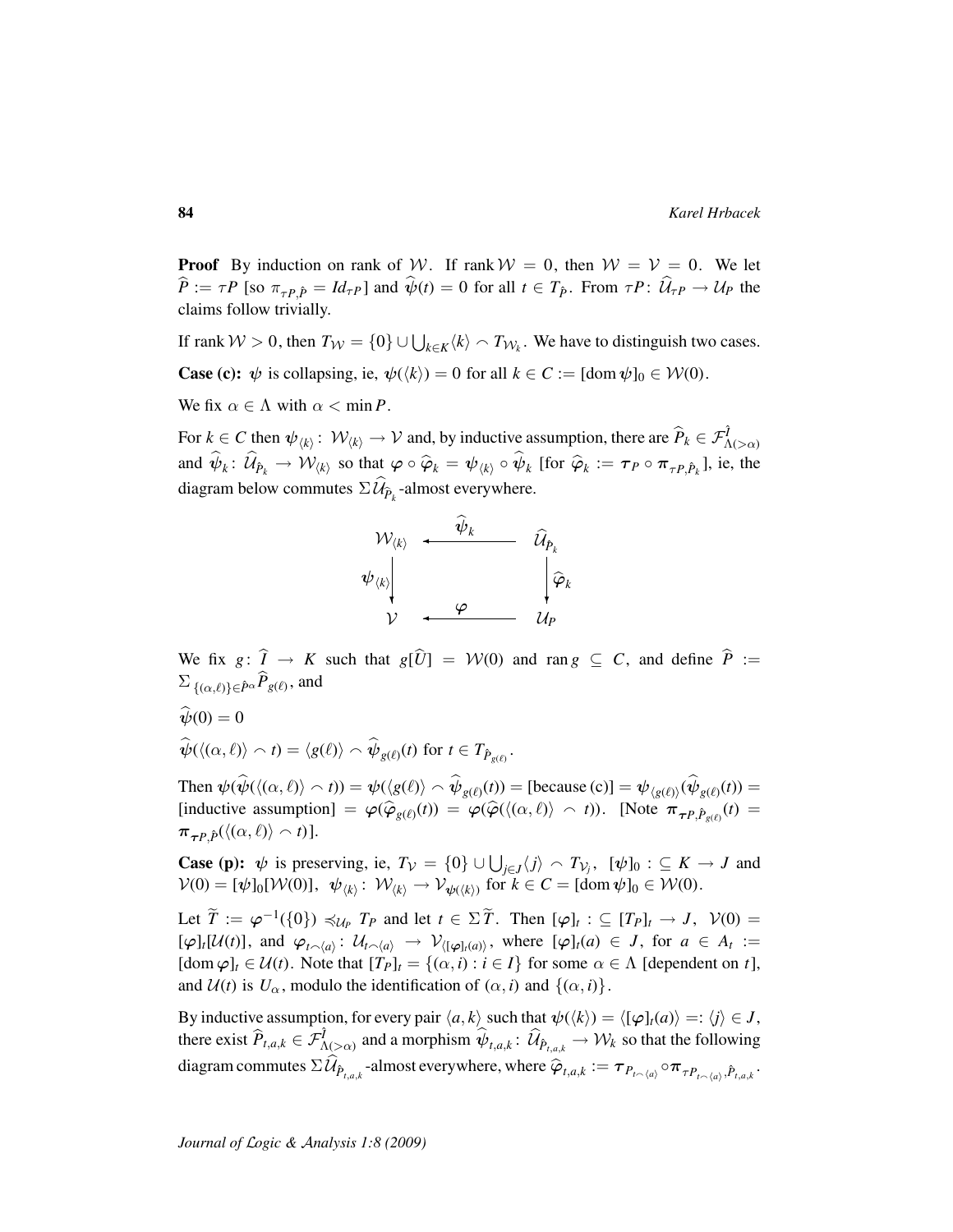**Proof** By induction on rank of $\mathcal{W}$. If rank $\mathcal{W} = 0$, then $\mathcal{W} = \mathcal{V} = 0$. We let $\widehat{P} := \tau P$ [so $\pi_{\tau P, \hat{P}} = Id_{\tau P}$] and $\widehat{\psi}(t) = 0$ for all $t \in T_{\hat{P}}$. From $\tau P \colon \widehat{\mathcal{U}}_{\tau P} \to \mathcal{U}_P$ the claims follow trivially.

If rank $\mathcal{W} > 0$, then $T_{\mathcal{W}} = \{0\} \cup \bigcup_{k \in K} \langle k \rangle \frown T_{\mathcal{W}_k}$. We have to distinguish two cases.

**Case (c):** $\psi$ is collapsing, ie, $\psi(\langle k \rangle) = 0$ for all $k \in C := [\operatorname{dom} \psi]_0 \in \mathcal{W}(0)$.

We fix $\alpha \in \Lambda$ with $\alpha < \min P$.

For $k \in C$ then $\psi_{\langle k \rangle} \colon \mathcal{W}_{\langle k \rangle} \to \mathcal{V}$ and, by inductive assumption, there are $\widehat{P}_k \in \mathcal{F}^{\hat{I}}_{\Lambda(>\alpha)}$ and $\widehat{\psi}_k \colon \widehat{\mathcal{U}}_{\hat{P}_k} \to \mathcal{W}_{\langle k \rangle}$ so that $\varphi \circ \widehat{\varphi}_k = \psi_{\langle k \rangle} \circ \widehat{\psi}_k$ [for $\widehat{\varphi}_k := \tau_P \circ \pi_{\tau P, \hat{P}_k}$], ie, the diagram below commutes $\Sigma \widehat{\mathcal{U}}_{\hat{P}_k}$-almost everywhere.

$$
\begin{array}{ccc}
\mathcal{W}_{\langle k \rangle} & \xleftarrow{\;\widehat{\psi}_k\;} & \widehat{\mathcal{U}}_{\hat{P}_k} \\
{\scriptstyle \psi_{\langle k \rangle}} \big\downarrow & & \big\downarrow {\scriptstyle \widehat{\varphi}_k} \\
\mathcal{V} & \xleftarrow{\;\varphi\;} & \mathcal{U}_P
\end{array}
$$

We fix $g \colon \widehat{I} \to K$ such that $g[\widehat{U}] = \mathcal{W}(0)$ and $\operatorname{ran} g \subseteq C$, and define $\widehat{P} := \Sigma_{\{(\alpha,\ell)\} \in \hat{P}^\alpha} \widehat{P}_{g(\ell)}$, and

$\widehat{\psi}(0) = 0$

$\widehat{\psi}(\langle (\alpha, \ell) \rangle \frown t) = \langle g(\ell) \rangle \frown \widehat{\psi}_{g(\ell)}(t)$ for $t \in T_{\hat{P}_{g(\ell)}}$.

Then $\psi(\widehat{\psi}(\langle (\alpha, \ell) \rangle \frown t)) = \psi(\langle g(\ell) \rangle \frown \widehat{\psi}_{g(\ell)}(t)) =$ [because (c)] $= \psi_{\langle g(\ell) \rangle}(\widehat{\psi}_{g(\ell)}(t)) =$ [inductive assumption] $= \varphi(\widehat{\varphi}_{g(\ell)}(t)) = \varphi(\widehat{\varphi}(\langle (\alpha, \ell) \rangle \frown t))$. [Note $\pi_{\tau P, \hat{P}_{g(\ell)}}(t) = \pi_{\tau P, \hat{P}}(\langle (\alpha, \ell) \rangle \frown t)$].

**Case (p):** $\psi$ is preserving, ie, $T_{\mathcal{V}} = \{0\} \cup \bigcup_{j \in J} \langle j \rangle \frown T_{\mathcal{V}_j}$, $[\psi]_0 : \subseteq K \to J$ and $\mathcal{V}(0) = [\psi]_0[\mathcal{W}(0)]$, $\psi_{\langle k \rangle} \colon \mathcal{W}_{\langle k \rangle} \to \mathcal{V}_{\psi(\langle k \rangle)}$ for $k \in C = [\operatorname{dom} \psi]_0 \in \mathcal{W}(0)$.

Let $\widetilde{T} := \varphi^{-1}(\{0\}) \preccurlyeq_{\mathcal{U}_P} T_P$ and let $t \in \Sigma \widetilde{T}$. Then $[\varphi]_t : \subseteq [T_P]_t \to J$, $\mathcal{V}(0) = [\varphi]_t[\mathcal{U}(t)]$, and $\varphi_{t \frown \langle a \rangle} \colon \mathcal{U}_{t \frown \langle a \rangle} \to \mathcal{V}_{\langle [\varphi]_t(a) \rangle}$, where $[\varphi]_t(a) \in J$, for $a \in A_t := [\operatorname{dom} \varphi]_t \in \mathcal{U}(t)$. Note that $[T_P]_t = \{(\alpha, i) : i \in I\}$ for some $\alpha \in \Lambda$ [dependent on $t$], and $\mathcal{U}(t)$ is $U_\alpha$, modulo the identification of $(\alpha, i)$ and $\{(\alpha, i)\}$.

By inductive assumption, for every pair $\langle a, k \rangle$ such that $\psi(\langle k \rangle) = \langle [\varphi]_t(a) \rangle =: \langle j \rangle \in J$, there exist $\widehat{P}_{t,a,k} \in \mathcal{F}^{\hat{I}}_{\Lambda(>\alpha)}$ and a morphism $\widehat{\psi}_{t,a,k} \colon \widehat{\mathcal{U}}_{\hat{P}_{t,a,k}} \to \mathcal{W}_k$ so that the following diagram commutes $\Sigma \widehat{\mathcal{U}}_{\hat{P}_{t,a,k}}$-almost everywhere, where $\widehat{\varphi}_{t,a,k} := \tau_{P_{t \frown \langle a \rangle}} \circ \pi_{\tau P_{t \frown \langle a \rangle}, \hat{P}_{t,a,k}}$.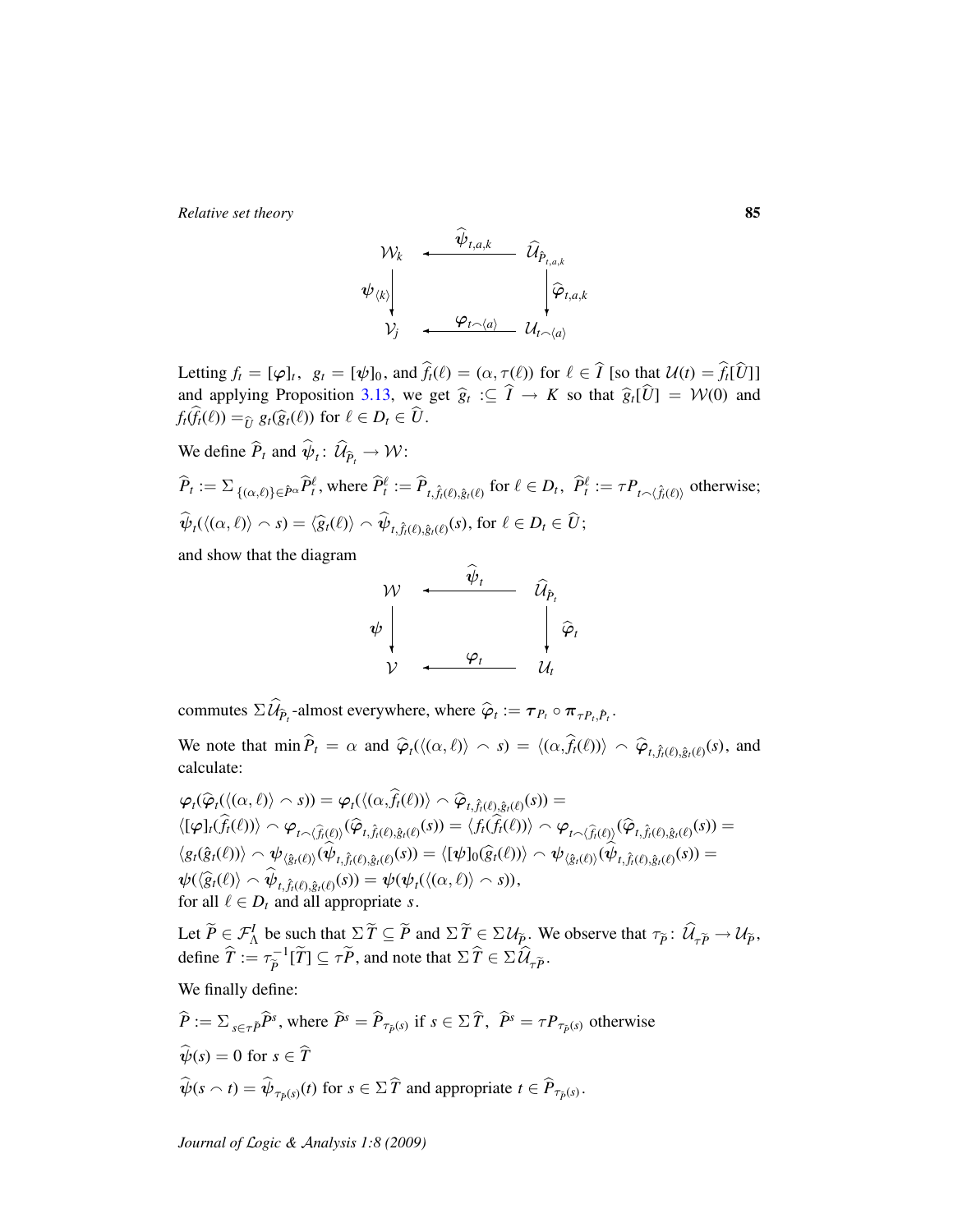$$
\begin{array}{ccc}
\mathcal{W}_k & \xleftarrow{\;\widehat{\psi}_{t,a,k}\;} & \widehat{\mathcal{U}}_{\hat{P}_{t,a,k}} \\
\psi_{\langle k \rangle}\downarrow & & \downarrow \widehat{\varphi}_{t,a,k} \\
\mathcal{V}_j & \xleftarrow{\;\varphi_{t\frown\langle a\rangle}\;} & \mathcal{U}_{t\frown\langle a\rangle}
\end{array}
$$

Letting $f_t = [\varphi]_t$, $g_t = [\psi]_0$, and $\widehat{f}_t(\ell) = (\alpha, \tau(\ell))$ for $\ell \in \widehat{I}$ [so that $\mathcal{U}(t) = \widehat{f}_t[\widehat{U}]$] and applying Proposition 3.13, we get $\widehat{g}_t :\subseteq \widehat{I} \to K$ so that $\widehat{g}_t[\widehat{U}] = \mathcal{W}(0)$ and $f_t(\widehat{f}_t(\ell)) =_{\widehat{U}} g_t(\widehat{g}_t(\ell))$ for $\ell \in D_t \in \widehat{U}$.

We define $\widehat{P}_t$ and $\widehat{\psi}_t \colon \widehat{\mathcal{U}}_{\widehat{P}_t} \to \mathcal{W}$:

$\widehat{P}_t := \Sigma_{\{(\alpha,\ell)\} \in \hat{P}^\alpha} \widehat{P}^\ell_t$, where $\widehat{P}^\ell_t := \widehat{P}_{t,\hat{f}_t(\ell),\hat{g}_t(\ell)}$ for $\ell \in D_t$, $\widehat{P}^\ell_t := \tau P_{t\frown\langle \hat{f}_t(\ell)\rangle}$ otherwise;

$\widehat{\psi}_t(\langle(\alpha,\ell)\rangle \frown s) = \langle \widehat{g}_t(\ell)\rangle \frown \widehat{\psi}_{t,\hat{f}_t(\ell),\hat{g}_t(\ell)}(s)$, for $\ell \in D_t \in \widehat{U}$;

and show that the diagram

$$
\begin{array}{ccc}
\mathcal{W} & \xleftarrow{\;\widehat{\psi}_t\;} & \widehat{\mathcal{U}}_{\hat{P}_t} \\
\psi\downarrow & & \downarrow \widehat{\varphi}_t \\
\mathcal{V} & \xleftarrow{\;\varphi_t\;} & \mathcal{U}_t
\end{array}
$$

commutes $\Sigma\widehat{\mathcal{U}}_{\widehat{P}_t}$-almost everywhere, where $\widehat{\varphi}_t := \boldsymbol{\tau}_{P_t} \circ \boldsymbol{\pi}_{\tau P_t, \hat{P}_t}$.

We note that $\min \widehat{P}_t = \alpha$ and $\widehat{\varphi}_t(\langle(\alpha,\ell)\rangle \frown s) = \langle(\alpha, \widehat{f}_t(\ell))\rangle \frown \widehat{\varphi}_{t,\hat{f}_t(\ell),\hat{g}_t(\ell)}(s)$, and calculate:

$\varphi_t(\widehat{\varphi}_t(\langle(\alpha,\ell)\rangle \frown s)) = \varphi_t(\langle(\alpha,\widehat{f}_t(\ell))\rangle \frown \widehat{\varphi}_{t,\hat{f}_t(\ell),\hat{g}_t(\ell)}(s)) =$
$\langle[\varphi]_t(\widehat{f}_t(\ell))\rangle \frown \varphi_{t\frown\langle\hat{f}_t(\ell)\rangle}(\widehat{\varphi}_{t,\hat{f}_t(\ell),\hat{g}_t(\ell)}(s)) = \langle f_t(\widehat{f}_t(\ell))\rangle \frown \varphi_{t\frown\langle\hat{f}_t(\ell)\rangle}(\widehat{\varphi}_{t,\hat{f}_t(\ell),\hat{g}_t(\ell)}(s)) =$
$\langle g_t(\hat{g}_t(\ell))\rangle \frown \psi_{\langle\hat{g}_t(\ell)\rangle}(\widehat{\psi}_{t,\hat{f}_t(\ell),\hat{g}_t(\ell)}(s)) = \langle[\psi]_0(\widehat{g}_t(\ell))\rangle \frown \psi_{\langle\hat{g}_t(\ell)\rangle}(\widehat{\psi}_{t,\hat{f}_t(\ell),\hat{g}_t(\ell)}(s)) =$
$\psi(\langle\widehat{g}_t(\ell)\rangle \frown \widehat{\psi}_{t,\hat{f}_t(\ell),\hat{g}_t(\ell)}(s)) = \psi(\psi_t(\langle(\alpha,\ell)\rangle \frown s))$,
for all $\ell \in D_t$ and all appropriate $s$.

Let $\widetilde{P} \in \mathcal{F}^I_\Lambda$ be such that $\Sigma\widetilde{T} \subseteq \widetilde{P}$ and $\Sigma\widetilde{T} \in \Sigma\mathcal{U}_{\widetilde{P}}$. We observe that $\tau_{\widetilde{P}} \colon \widehat{\mathcal{U}}_{\tau\widetilde{P}} \to \mathcal{U}_{\widetilde{P}}$, define $\widehat{T} := \tau^{-1}_{\widetilde{P}}[\widetilde{T}] \subseteq \tau\widetilde{P}$, and note that $\Sigma\widehat{T} \in \Sigma\widehat{\mathcal{U}}_{\tau\widetilde{P}}$.

We finally define:

$\widehat{P} := \Sigma_{s\in\tau\tilde{P}}\widehat{P}^s$, where $\widehat{P}^s = \widehat{P}_{\tau_{\tilde{P}}(s)}$ if $s \in \Sigma\widehat{T}$, $\widehat{P}^s = \tau P_{\tau_{\tilde{P}}(s)}$ otherwise

$\widehat{\psi}(s) = 0$ for $s \in \widehat{T}$

$\widehat{\psi}(s \frown t) = \widehat{\psi}_{\tau_{\tilde{P}}(s)}(t)$ for $s \in \Sigma\widehat{T}$ and appropriate $t \in \widehat{P}_{\tau_{\tilde{P}}(s)}$.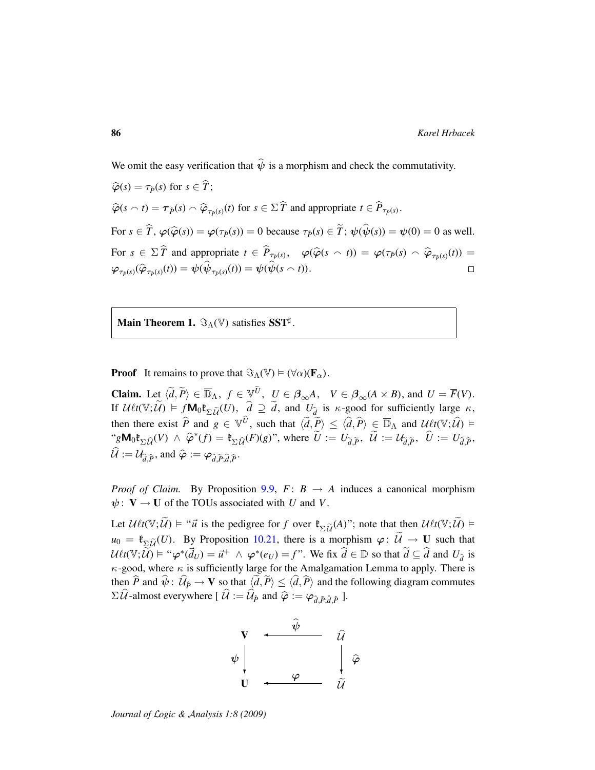We omit the easy verification that $\widehat{\psi}$ is a morphism and check the commutativity.

$\widehat{\varphi}(s) = \tau_{\tilde{P}}(s)$ for $s \in \widehat{T}$;

$\widehat{\varphi}(s \frown t) = \boldsymbol{\tau}_{\tilde{P}}(s) \frown \widehat{\varphi}_{\tau_{\tilde{P}}(s)}(t)$ for $s \in \Sigma\,\widehat{T}$ and appropriate $t \in \widehat{P}_{\tau_{\tilde{P}}(s)}$.

For $s \in \widehat{T}$, $\varphi(\widehat{\varphi}(s)) = \varphi(\tau_{\tilde{P}}(s)) = 0$ because $\tau_{\tilde{P}}(s) \in \widetilde{T}$; $\psi(\widehat{\psi}(s)) = \psi(0) = 0$ as well.

For $s \in \Sigma\,\widehat{T}$ and appropriate $t \in \widehat{P}_{\tau_{\tilde{P}}(s)}$, $\varphi(\widehat{\varphi}(s \frown t)) = \varphi(\tau_{\tilde{P}}(s) \frown \widehat{\varphi}_{\tau_{\tilde{P}}(s)}(t)) = \varphi_{\tau_{\tilde{P}}(s)}(\widehat{\varphi}_{\tau_{\tilde{P}}(s)}(t)) = \psi(\widehat{\psi}_{\tau_{\tilde{P}}(s)}(t)) = \psi(\widehat{\psi}(s \frown t))$. □

**Main Theorem 1.** $\Im_\Lambda(\mathbb{V})$ satisfies $\mathbf{SST}^\sharp$.

**Proof** It remains to prove that $\Im_\Lambda(\mathbb{V}) \vDash (\forall\alpha)(\mathbf{F}_\alpha)$.

**Claim.** Let $\langle \tilde{d}, \widetilde{P}\rangle \in \overline{\mathbb{D}}_\Lambda$, $f \in \mathbb{V}^{\widetilde{U}}$, $U \in \boldsymbol{\beta}_\infty A$, $V \in \boldsymbol{\beta}_\infty(A \times B)$, and $U = \overline{F}(V)$. If $\mathcal{U}\ell t(\mathbb{V};\widetilde{\mathcal{U}}) \vDash f\mathsf{M}_0\mathfrak{k}_{\Sigma\widetilde{\mathcal{U}}}(U)$, $\hat{d} \supseteq \tilde{d}$, and $U_{\hat{d}}$ is $\kappa$-good for sufficiently large $\kappa$, then there exist $\widehat{P}$ and $g \in \mathbb{V}^{\widehat{U}}$, such that $\langle \tilde{d}, \widetilde{P}\rangle \le \langle \hat{d}, \widehat{P}\rangle \in \overline{\mathbb{D}}_\Lambda$ and $\mathcal{U}\ell t(\mathbb{V};\widehat{\mathcal{U}}) \vDash$ "$g\mathsf{M}_0\mathfrak{k}_{\Sigma\widehat{\mathcal{U}}}(V) \wedge \widehat{\varphi}^*(f) = \mathfrak{k}_{\Sigma\widehat{\mathcal{U}}}(F)(g)$", where $\widetilde{U} := U_{\tilde{d},\widetilde{P}}$, $\widetilde{\mathcal{U}} := \mathcal{U}_{\tilde{d},\widetilde{P}}$, $\widehat{U} := U_{\hat{d},\widehat{P}}$, $\widehat{\mathcal{U}} := \mathcal{U}_{\hat{d},\widehat{P}}$, and $\widehat{\varphi} := \varphi_{\tilde{d},\tilde{P};\hat{d},\hat{P}}$.

*Proof of Claim.* By Proposition 9.9, $F\colon B \to A$ induces a canonical morphism $\psi\colon \mathbf{V} \to \mathbf{U}$ of the TOUs associated with $U$ and $V$.

Let $\mathcal{U}\ell t(\mathbb{V};\widetilde{\mathcal{U}}) \vDash$ "$\vec{u}$ is the pedigree for $f$ over $\mathfrak{k}_{\Sigma\widetilde{\mathcal{U}}}(A)$"; note that then $\mathcal{U}\ell t(\mathbb{V};\widetilde{\mathcal{U}}) \vDash u_0 = \mathfrak{k}_{\Sigma\widetilde{\mathcal{U}}}(U)$. By Proposition 10.21, there is a morphism $\varphi\colon \widetilde{\mathcal{U}} \to \mathbf{U}$ such that $\mathcal{U}\ell t(\mathbb{V};\widetilde{\mathcal{U}}) \vDash$ "$\varphi^*(\vec{d}_U) = \vec{u}^+ \wedge \varphi^*(e_U) = f$". We fix $\hat{d} \in \mathbb{D}$ so that $\tilde{d} \subseteq \hat{d}$ and $U_{\hat{d}}$ is $\kappa$-good, where $\kappa$ is sufficiently large for the Amalgamation Lemma to apply. There is then $\widehat{P}$ and $\widehat{\psi}\colon \widehat{\mathcal{U}}_{\hat{P}} \to \mathbf{V}$ so that $\langle \tilde{d}, \widetilde{P}\rangle \le \langle \hat{d}, \widehat{P}\rangle$ and the following diagram commutes $\Sigma\widehat{\mathcal{U}}$-almost everywhere [ $\widehat{\mathcal{U}} := \widehat{\mathcal{U}}_{\hat{P}}$ and $\widehat{\varphi} := \varphi_{\tilde{d},\tilde{P};\hat{d},\hat{P}}$ ].

$$
\begin{array}{ccc}
\mathbf{V} & \xleftarrow{\ \widehat{\psi}\ } & \widehat{\mathcal{U}} \\
\Big\downarrow{\scriptstyle \psi} & & \Big\downarrow{\scriptstyle \widehat{\varphi}} \\
\mathbf{U} & \xleftarrow{\ \varphi\ } & \widetilde{\mathcal{U}}
\end{array}
$$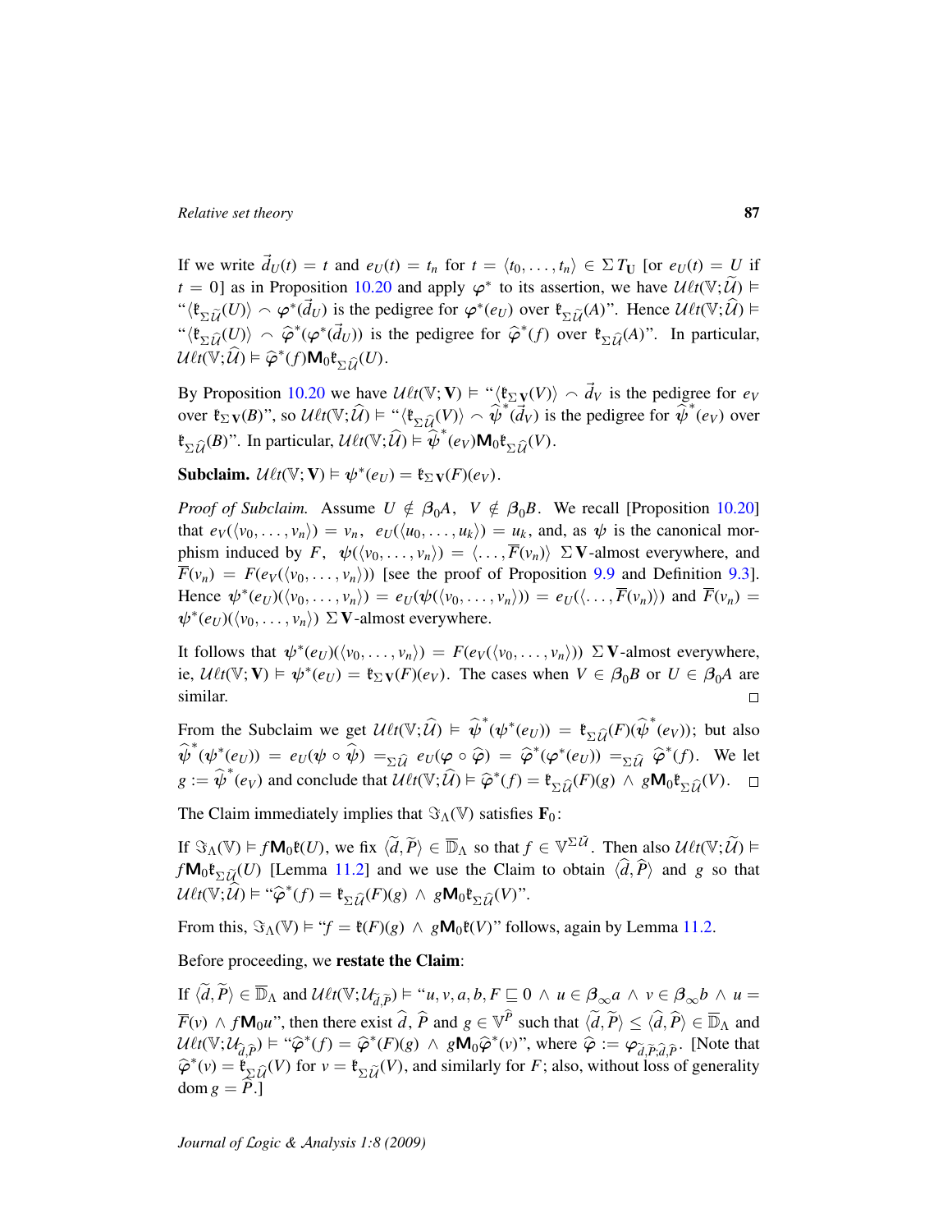If we write $\vec{d}_U(t) = t$ and $e_U(t) = t_n$ for $t = \langle t_0, \dots, t_n\rangle \in \Sigma T_{\mathbf{U}}$ [or $e_U(t) = U$ if $t = 0$] as in Proposition 10.20 and apply $\varphi^*$ to its assertion, we have $\mathcal{U}\ell t(\mathbb{V}; \widetilde{\mathcal{U}}) \vDash$ "$\langle \mathfrak{k}_{\Sigma\widetilde{\mathcal{U}}}(U)\rangle \frown \varphi^*(\vec{d}_U)$ is the pedigree for $\varphi^*(e_U)$ over $\mathfrak{k}_{\Sigma\widetilde{\mathcal{U}}}(A)$". Hence $\mathcal{U}\ell t(\mathbb{V}; \widehat{\mathcal{U}}) \vDash$ "$\langle \mathfrak{k}_{\Sigma\widehat{\mathcal{U}}}(U)\rangle \frown \widehat{\varphi}^*(\varphi^*(\vec{d}_U))$ is the pedigree for $\widehat{\varphi}^*(f)$ over $\mathfrak{k}_{\Sigma\widehat{\mathcal{U}}}(A)$". In particular, $\mathcal{U}\ell t(\mathbb{V}; \widehat{\mathcal{U}}) \vDash \widehat{\varphi}^*(f)\mathsf{M}_0\mathfrak{k}_{\Sigma\widehat{\mathcal{U}}}(U)$.

By Proposition 10.20 we have $\mathcal{U}\ell t(\mathbb{V}; \mathbf{V}) \vDash$ "$\langle \mathfrak{k}_{\Sigma\mathbf{V}}(V)\rangle \frown \vec{d}_V$ is the pedigree for $e_V$ over $\mathfrak{k}_{\Sigma\mathbf{V}}(B)$", so $\mathcal{U}\ell t(\mathbb{V}; \widehat{\mathcal{U}}) \vDash$ "$\langle \mathfrak{k}_{\Sigma\widehat{\mathcal{U}}}(V)\rangle \frown \widehat{\psi}^*(\vec{d}_V)$ is the pedigree for $\widehat{\psi}^*(e_V)$ over $\mathfrak{k}_{\Sigma\widehat{\mathcal{U}}}(B)$". In particular, $\mathcal{U}\ell t(\mathbb{V}; \widehat{\mathcal{U}}) \vDash \widehat{\psi}^*(e_V)\mathsf{M}_0\mathfrak{k}_{\Sigma\widehat{\mathcal{U}}}(V)$.

**Subclaim.** $\mathcal{U}\ell t(\mathbb{V}; \mathbf{V}) \vDash \psi^*(e_U) = \mathfrak{k}_{\Sigma\mathbf{V}}(F)(e_V)$.

*Proof of Subclaim.* Assume $U \notin \boldsymbol{\beta}_0 A$, $V \notin \boldsymbol{\beta}_0 B$. We recall [Proposition 10.20] that $e_V(\langle v_0, \dots, v_n\rangle) = v_n$, $e_U(\langle u_0, \dots, u_k\rangle) = u_k$, and, as $\psi$ is the canonical morphism induced by $F$, $\psi(\langle v_0, \dots, v_n\rangle) = \langle \dots, \overline{F}(v_n)\rangle$ $\Sigma\mathbf{V}$-almost everywhere, and $\overline{F}(v_n) = F(e_V(\langle v_0, \dots, v_n\rangle))$ [see the proof of Proposition 9.9 and Definition 9.3]. Hence $\psi^*(e_U)(\langle v_0, \dots, v_n\rangle) = e_U(\psi(\langle v_0, \dots, v_n\rangle)) = e_U(\langle \dots, \overline{F}(v_n)\rangle)$ and $\overline{F}(v_n) = \psi^*(e_U)(\langle v_0, \dots, v_n\rangle)$ $\Sigma\mathbf{V}$-almost everywhere.

It follows that $\psi^*(e_U)(\langle v_0, \dots, v_n\rangle) = F(e_V(\langle v_0, \dots, v_n\rangle))$ $\Sigma\mathbf{V}$-almost everywhere, ie, $\mathcal{U}\ell t(\mathbb{V}; \mathbf{V}) \vDash \psi^*(e_U) = \mathfrak{k}_{\Sigma\mathbf{V}}(F)(e_V)$. The cases when $V \in \boldsymbol{\beta}_0 B$ or $U \in \boldsymbol{\beta}_0 A$ are similar. □

From the Subclaim we get $\mathcal{U}\ell t(\mathbb{V}; \widehat{\mathcal{U}}) \vDash \widehat{\psi}^*(\psi^*(e_U)) = \mathfrak{k}_{\Sigma\widehat{\mathcal{U}}}(F)(\widehat{\psi}^*(e_V))$; but also $\widehat{\psi}^*(\psi^*(e_U)) = e_U(\psi \circ \widehat{\psi}) =_{\Sigma\widehat{\mathcal{U}}} e_U(\varphi \circ \widehat{\varphi}) = \widehat{\varphi}^*(\varphi^*(e_U)) =_{\Sigma\widehat{\mathcal{U}}} \widehat{\varphi}^*(f)$. We let $g := \widehat{\psi}^*(e_V)$ and conclude that $\mathcal{U}\ell t(\mathbb{V}; \widehat{\mathcal{U}}) \vDash \widehat{\varphi}^*(f) = \mathfrak{k}_{\Sigma\widehat{\mathcal{U}}}(F)(g) \wedge g\mathsf{M}_0\mathfrak{k}_{\Sigma\widehat{\mathcal{U}}}(V)$. □

The Claim immediately implies that $\Im_\Lambda(\mathbb{V})$ satisfies $\mathbf{F}_0$:

If $\Im_\Lambda(\mathbb{V}) \vDash f\mathsf{M}_0\mathfrak{k}(U)$, we fix $\langle \widetilde{d}, \widetilde{P}\rangle \in \overline{\mathbb{D}}_\Lambda$ so that $f \in \mathbb{V}^{\Sigma\widetilde{\mathcal{U}}}$. Then also $\mathcal{U}\ell t(\mathbb{V}; \widetilde{\mathcal{U}}) \vDash f\mathsf{M}_0\mathfrak{k}_{\Sigma\widetilde{\mathcal{U}}}(U)$ [Lemma 11.2] and we use the Claim to obtain $\langle \widehat{d}, \widehat{P}\rangle$ and $g$ so that $\mathcal{U}\ell t(\mathbb{V}; \widehat{\mathcal{U}}) \vDash$ "$\widehat{\varphi}^*(f) = \mathfrak{k}_{\Sigma\widehat{\mathcal{U}}}(F)(g) \wedge g\mathsf{M}_0\mathfrak{k}_{\Sigma\widehat{\mathcal{U}}}(V)$".

From this, $\Im_\Lambda(\mathbb{V}) \vDash$ "$f = \mathfrak{k}(F)(g) \wedge g\mathsf{M}_0\mathfrak{k}(V)$" follows, again by Lemma 11.2.

Before proceeding, we **restate the Claim**:

If $\langle \widetilde{d}, \widetilde{P}\rangle \in \overline{\mathbb{D}}_\Lambda$ and $\mathcal{U}\ell t(\mathbb{V}; \mathcal{U}_{\widetilde{d},\widetilde{P}}) \vDash$ "$u, v, a, b, F \sqsubseteq 0 \wedge u \in \boldsymbol{\beta}_\infty a \wedge v \in \boldsymbol{\beta}_\infty b \wedge u = \overline{F}(v) \wedge f\mathsf{M}_0 u$", then there exist $\widehat{d}$, $\widehat{P}$ and $g \in \mathbb{V}^{\widehat{P}}$ such that $\langle \widetilde{d}, \widetilde{P}\rangle \leq \langle \widehat{d}, \widehat{P}\rangle \in \overline{\mathbb{D}}_\Lambda$ and $\mathcal{U}\ell t(\mathbb{V}; \mathcal{U}_{\widehat{d},\widehat{P}}) \vDash$ "$\widehat{\varphi}^*(f) = \widehat{\varphi}^*(F)(g) \wedge g\mathsf{M}_0\widehat{\varphi}^*(v)$", where $\widehat{\varphi} := \varphi_{\widetilde{d},\widetilde{P};\widehat{d},\widehat{P}}$. [Note that $\widehat{\varphi}^*(v) = \mathfrak{k}_{\Sigma\widehat{\mathcal{U}}}(V)$ for $v = \mathfrak{k}_{\Sigma\widetilde{\mathcal{U}}}(V)$, and similarly for $F$; also, without loss of generality $\operatorname{dom} g = \widehat{P}$.]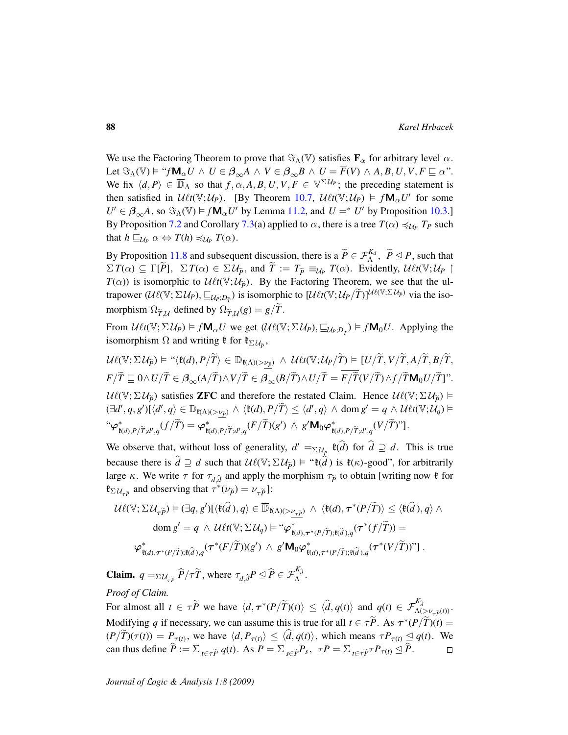We use the Factoring Theorem to prove that $\Im_\Lambda(\mathbb{V})$ satisfies $\mathbf{F}_\alpha$ for arbitrary level $\alpha$. Let $\Im_\Lambda(\mathbb{V}) \vDash$ "$f\mathbf{M}_\alpha U \wedge U \in \boldsymbol{\beta}_\infty A \wedge V \in \boldsymbol{\beta}_\infty B \wedge U = \overline{F}(V) \wedge A,B,U,V,F \sqsubseteq \alpha$". We fix $\langle d, P\rangle \in \overline{\mathbb{D}}_\Lambda$ so that $f,\alpha,A,B,U,V,F \in \mathbb{V}^{\Sigma\mathcal{U}_P}$; the preceding statement is then satisfied in $\mathcal{U}\ell t(\mathbb{V};\mathcal{U}_P)$. [By Theorem 10.7, $\mathcal{U}\ell t(\mathbb{V};\mathcal{U}_P) \vDash f\mathbf{M}_\alpha U'$ for some $U' \in \boldsymbol{\beta}_\infty A$, so $\Im_\Lambda(\mathbb{V}) \vDash f\mathbf{M}_\alpha U'$ by Lemma 11.2, and $U =^* U'$ by Proposition 10.3.] By Proposition 7.2 and Corollary 7.3(a) applied to $\alpha$, there is a tree $T(\alpha) \preccurlyeq_{\mathcal{U}_P} T_P$ such that $h \sqsubseteq_{\mathcal{U}_P} \alpha \Leftrightarrow T(h) \preccurlyeq_{\mathcal{U}_P} T(\alpha)$.

By Proposition 11.8 and subsequent discussion, there is a $\widetilde{P} \in \mathcal{F}^{K_d}_\Lambda$, $\widetilde{P} \trianglelefteq P$, such that $\Sigma\, T(\alpha) \subseteq \Gamma[\widetilde{P}]$, $\Sigma\, T(\alpha) \in \Sigma\mathcal{U}_{\widetilde{P}}$, and $\widetilde{T} := T_{\widetilde{P}} \equiv_{\mathcal{U}_P} T(\alpha)$. Evidently, $\mathcal{U}\ell t(\mathbb{V};\mathcal{U}_P \restriction T(\alpha))$ is isomorphic to $\mathcal{U}\ell t(\mathbb{V};\mathcal{U}_{\widetilde{P}})$. By the Factoring Theorem, we see that the ultrapower $(\mathcal{U}\ell(\mathbb{V};\Sigma\mathcal{U}_P), \sqsubseteq_{\mathcal{U}_P;D_{\widetilde{T}}})$ is isomorphic to $[\mathcal{U}\ell t(\mathbb{V};\mathcal{U}_P/\widetilde{T})]^{\mathcal{U}\ell(\mathbb{V};\Sigma\mathcal{U}_{\widetilde{P}})}$ via the isomorphism $\Omega_{\widetilde{T},\mathcal{U}}$ defined by $\Omega_{\widetilde{T},\mathcal{U}}(g) = g/\widetilde{T}$.

From $\mathcal{U}\ell t(\mathbb{V};\Sigma\mathcal{U}_P) \vDash f\mathbf{M}_\alpha U$ we get $(\mathcal{U}\ell(\mathbb{V};\Sigma\mathcal{U}_P), \sqsubseteq_{\mathcal{U}_P;D_{\widetilde{T}}}) \vDash f\mathbf{M}_0 U$. Applying the isomorphism $\Omega$ and writing $\mathfrak{k}$ for $\mathfrak{k}_{\Sigma\mathcal{U}_{\widetilde{P}}}$,

$\mathcal{U}\ell(\mathbb{V};\Sigma\mathcal{U}_{\widetilde{P}}) \vDash$ "$\langle \mathfrak{k}(d), P/\widetilde{T}\rangle \in \overline{\mathbb{D}}_{\mathfrak{k}(\Lambda)(>\underline{\nu_{\widetilde{P}}})} \wedge \mathcal{U}\ell t(\mathbb{V};\mathcal{U}_P/\widetilde{T}) \vDash [U/\widetilde{T}, V/\widetilde{T}, A/\widetilde{T}, B/\widetilde{T}, F/\widetilde{T} \sqsubseteq 0 \wedge U/\widetilde{T} \in \boldsymbol{\beta}_\infty(A/\widetilde{T}) \wedge V/\widetilde{T} \in \boldsymbol{\beta}_\infty(B/\widetilde{T}) \wedge U/\widetilde{T} = \overline{F/\widetilde{T}}(V/\widetilde{T}) \wedge f/\widetilde{T}\mathbf{M}_0 U/\widetilde{T}]$".

$\mathcal{U}\ell(\mathbb{V};\Sigma\mathcal{U}_{\widetilde{P}})$ satisfies **ZFC** and therefore the restated Claim. Hence $\mathcal{U}\ell(\mathbb{V};\Sigma\mathcal{U}_{\widetilde{P}}) \vDash (\exists d', q, g')[\langle d', q\rangle \in \overline{\mathbb{D}}_{\mathfrak{k}(\Lambda)(>\underline{\nu_{\widetilde{P}}})} \wedge \langle \mathfrak{k}(d), P/\widetilde{T}\rangle \le \langle d', q\rangle \wedge \operatorname{dom} g' = q \wedge \mathcal{U}\ell t(\mathbb{V};\mathcal{U}_q) \vDash$ "$\boldsymbol{\varphi}^*_{\mathfrak{k}(d),P/\widetilde{T};d',q}(f/\widetilde{T}) = \boldsymbol{\varphi}^*_{\mathfrak{k}(d),P/\widetilde{T};d',q}(F/\widetilde{T})(g') \wedge g'\mathbf{M}_0 \boldsymbol{\varphi}^*_{\mathfrak{k}(d),P/\widetilde{T};d',q}(V/\widetilde{T})$"$]$.

We observe that, without loss of generality, $d' =_{\Sigma\mathcal{U}_{\widetilde{P}}} \mathfrak{k}(\widehat{d})$ for $\widehat{d} \supseteq d$. This is true because there is $\widehat{d} \supseteq d$ such that $\mathcal{U}\ell(\mathbb{V};\Sigma\mathcal{U}_{\widetilde{P}}) \vDash$ "$\mathfrak{k}(\widehat{d})$ is $\mathfrak{k}(\kappa)$-good", for arbitrarily large $\kappa$. We write $\tau$ for $\tau_{d,\widehat{d}}$ and apply the morphism $\tau_{\widetilde{P}}$ to obtain [writing now $\mathfrak{k}$ for $\mathfrak{k}_{\Sigma\mathcal{U}_{\tau\widetilde{P}}}$ and observing that $\tau^*(\nu_{\widetilde{P}}) = \nu_{\tau\widetilde{P}}$]:

$$\mathcal{U}\ell(\mathbb{V};\Sigma\mathcal{U}_{\tau\widetilde{P}}) \vDash (\exists q, g')[\langle \mathfrak{k}(\widehat{d}), q\rangle \in \overline{\mathbb{D}}_{\mathfrak{k}(\Lambda)(>\underline{\nu_{\tau\widetilde{P}}})} \wedge \langle \mathfrak{k}(d), \boldsymbol{\tau}^*(P/\widetilde{T})\rangle \le \langle \mathfrak{k}(\widehat{d}), q\rangle \wedge$$
$$\operatorname{dom} g' = q \wedge \mathcal{U}\ell t(\mathbb{V};\Sigma\mathcal{U}_q) \vDash \text{"}\boldsymbol{\varphi}^*_{\mathfrak{k}(d),\boldsymbol{\tau}^*(P/\widetilde{T});\mathfrak{k}(\widehat{d}),q}(\boldsymbol{\tau}^*(f/\widetilde{T})) =$$
$$\boldsymbol{\varphi}^*_{\mathfrak{k}(d),\boldsymbol{\tau}^*(P/\widetilde{T});\mathfrak{k}(\widehat{d}),q}(\boldsymbol{\tau}^*(F/\widetilde{T}))(g') \wedge g'\mathbf{M}_0 \boldsymbol{\varphi}^*_{\mathfrak{k}(d),\boldsymbol{\tau}^*(P/\widetilde{T});\mathfrak{k}(\widehat{d}),q}(\boldsymbol{\tau}^*(V/\widetilde{T}))\text{"}]\,.$$

**Claim.** $q =_{\Sigma\mathcal{U}_{\tau\widetilde{P}}} \widehat{P}/\tau\widetilde{T}$, where $\tau_{d,\hat{d}}P \trianglelefteq \widehat{P} \in \mathcal{F}^{K_{\hat{d}}}_\Lambda$.

*Proof of Claim.*
For almost all $t \in \tau\widetilde{P}$ we have $\langle d, \boldsymbol{\tau}^*(P/\widetilde{T})(t)\rangle \le \langle \widehat{d}, q(t)\rangle$ and $q(t) \in \mathcal{F}^{K_{\hat{d}}}_{\Lambda(>\nu_{\tau\widetilde{P}(t)})}$. Modifying $q$ if necessary, we can assume this is true for all $t \in \tau\widetilde{P}$. As $\boldsymbol{\tau}^*(P/\widetilde{T})(t) = (P/\widetilde{T})(\tau(t)) = P_{\tau(t)}$, we have $\langle d, P_{\tau(t)}\rangle \le \langle \widehat{d}, q(t)\rangle$, which means $\tau P_{\tau(t)} \trianglelefteq q(t)$. We can thus define $\widehat{P} := \Sigma_{t\in\tau\widetilde{P}}\, q(t)$. As $P = \Sigma_{s\in\widetilde{P}} P_s$, $\tau P = \Sigma_{t\in\tau\widetilde{P}} \tau P_{\tau(t)} \trianglelefteq \widehat{P}$. $\square$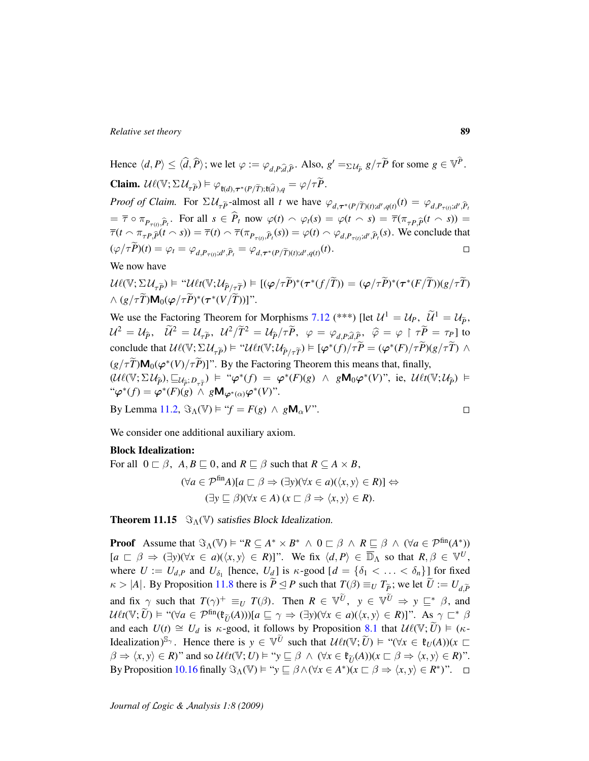Hence $\langle d, P\rangle \leq \langle \widehat{d}, \widehat{P}\rangle$; we let $\varphi := \varphi_{d,P;\widehat{d},\widehat{P}}$. Also, $g' =_{\Sigma\mathcal{U}_{\widetilde{P}}} g/\tau\widetilde{P}$ for some $g \in \mathbb{V}^{\widehat{P}}$.

**Claim.** $\mathcal{U}\ell(\mathbb{V}; \Sigma\mathcal{U}_{\tau\widetilde{P}}) \vDash \varphi_{\mathfrak{k}(d),\boldsymbol{\tau}^*(P/\widetilde{T});\mathfrak{k}(\widehat{d}),q} = \varphi/\tau\widetilde{P}$.

*Proof of Claim.* For $\Sigma\mathcal{U}_{\tau\widetilde{P}}$-almost all $t$ we have $\varphi_{d,\boldsymbol{\tau}^*(P/\widetilde{T})(t);d',q(t)}(t) = \varphi_{d,P_{\tau(t)};d',\widehat{P}_t}$ $= \overline{\tau} \circ \pi_{P_{\tau(t)},\widehat{P}_t}$. For all $s \in \widehat{P}_t$ now $\varphi(t) \frown \varphi_t(s) = \varphi(t \frown s) = \overline{\tau}(\pi_{\tau P,\widehat{P}}(t \frown s)) =$ $\overline{\tau}(t \frown \pi_{\tau P,\widehat{P}}(t \frown s)) = \overline{\tau}(t) \frown \overline{\tau}(\pi_{P_{\tau(t)},\widehat{P}_t}(s)) = \varphi(t) \frown \varphi_{d,P_{\tau(t)};d',\widehat{P}_t}(s)$. We conclude that $(\varphi/\tau\widetilde{P})(t) = \varphi_t = \varphi_{d,P_{\tau(t)};d',\widehat{P}_t} = \varphi_{d,\boldsymbol{\tau}^*(P/\widetilde{T})(t);d',q(t)}(t)$. $\square$

We now have

$\mathcal{U}\ell(\mathbb{V}; \Sigma\mathcal{U}_{\tau\widetilde{P}}) \vDash$ "$\mathcal{U}\ell t(\mathbb{V}; \mathcal{U}_{\widehat{P}/\tau\widetilde{T}}) \vDash [(\varphi/\tau\widetilde{P})^*(\boldsymbol{\tau}^*(f/\widetilde{T})) = (\varphi/\tau\widetilde{P})^*(\boldsymbol{\tau}^*(F/\widetilde{T}))(g/\tau\widetilde{T})$ $\wedge\, (g/\tau\widetilde{T})\mathsf{M}_0(\varphi/\tau\widetilde{P})^*(\boldsymbol{\tau}^*(V/\widetilde{T}))]$".

We use the Factoring Theorem for Morphisms 7.12 (\*\*\*) [let $\mathcal{U}^1 = \mathcal{U}_P$, $\widetilde{\mathcal{U}}^1 = \mathcal{U}_{\widetilde{P}}$, $\mathcal{U}^2 = \mathcal{U}_{\widehat{P}}$, $\widetilde{\mathcal{U}}^2 = \mathcal{U}_{\tau\widetilde{P}}$, $\mathcal{U}^2/\widetilde{T}^2 = \mathcal{U}_{\widehat{P}}/\tau\widetilde{P}$, $\varphi = \varphi_{d,P;\widehat{d},\widehat{P}}$, $\widehat{\varphi} = \varphi \upharpoonright \tau\widetilde{P} = \tau_P$] to conclude that $\mathcal{U}\ell(\mathbb{V}; \Sigma\mathcal{U}_{\tau\widetilde{P}}) \vDash$ "$\mathcal{U}\ell t(\mathbb{V}; \mathcal{U}_{\widehat{P}/\tau\widetilde{T}}) \vDash [\varphi^*(f)/\tau\widetilde{P} = (\varphi^*(F)/\tau\widetilde{P})(g/\tau\widetilde{T})\, \wedge$ $(g/\tau\widetilde{T})\mathsf{M}_0(\varphi^*(V)/\tau\widetilde{P})]$". By the Factoring Theorem this means that, finally, $(\mathcal{U}\ell(\mathbb{V}; \Sigma\mathcal{U}_{\widehat{P}}), \sqsubseteq_{\mathcal{U}_{\widehat{P}};D_{\tau\widetilde{T}}}) \vDash$ "$\varphi^*(f) = \varphi^*(F)(g) \;\wedge\; g\mathsf{M}_0\varphi^*(V)$", ie, $\mathcal{U}\ell t(\mathbb{V}; \mathcal{U}_{\widehat{P}}) \vDash$ "$\varphi^*(f) = \varphi^*(F)(g) \;\wedge\; g\mathsf{M}_{\varphi^*(\alpha)}\varphi^*(V)$".

By Lemma 11.2, $\Im_\Lambda(\mathbb{V}) \vDash$ "$f = F(g) \;\wedge\; g\mathsf{M}_\alpha V$". $\square$

We consider one additional auxiliary axiom.

**Block Idealization:**

For all $0 \sqsubset \beta$, $A, B \sqsubseteq 0$, and $R \sqsubseteq \beta$ such that $R \subseteq A \times B$,

$$(\forall a \in \mathcal{P}^{\text{fin}}A)[a \sqsubset \beta \Rightarrow (\exists y)(\forall x \in a)(\langle x, y\rangle \in R)] \Leftrightarrow$$
$$(\exists y \sqsubseteq \beta)(\forall x \in A)\,(x \sqsubset \beta \Rightarrow \langle x, y\rangle \in R).$$

**Theorem 11.15** *$\Im_\Lambda(\mathbb{V})$ satisfies Block Idealization.*

**Proof** Assume that $\Im_\Lambda(\mathbb{V}) \vDash$ "$R \subseteq A^* \times B^* \;\wedge\; 0 \sqsubset \beta \;\wedge\; R \sqsubseteq \beta \;\wedge\; (\forall a \in \mathcal{P}^{\text{fin}}(A^*))$ $[a \sqsubset \beta \Rightarrow (\exists y)(\forall x \in a)(\langle x, y\rangle \in R)]$". We fix $\langle d, P\rangle \in \overline{\mathbb{D}}_\Lambda$ so that $R, \beta \in \mathbb{V}^U$, where $U := U_{d,P}$ and $U_{\delta_1}$ [hence, $U_d$] is $\kappa$-good [$d = \{\delta_1 < \ldots < \delta_n\}$] for fixed $\kappa > |A|$. By Proposition 11.8 there is $\widetilde{P} \trianglelefteq P$ such that $T(\beta) \equiv_U T_{\widetilde{P}}$; we let $\widetilde{U} := U_{d,\widetilde{P}}$ and fix $\gamma$ such that $T(\gamma)^+ \equiv_U T(\beta)$. Then $R \in \mathbb{V}^{\widetilde{U}}$, $y \in \mathbb{V}^{\widetilde{U}} \Rightarrow y \sqsubseteq^* \beta$, and $\mathcal{U}\ell t(\mathbb{V}; \widetilde{U}) \vDash$ "$(\forall a \in \mathcal{P}^{\text{fin}}(\mathfrak{k}_{\widetilde{U}}(A)))[a \sqsubseteq \gamma \Rightarrow (\exists y)(\forall x \in a)(\langle x, y\rangle \in R)]$". As $\gamma \sqsubset^* \beta$ and each $U(t) \cong U_d$ is $\kappa$-good, it follows by Proposition 8.1 that $\mathcal{U}\ell(\mathbb{V}; \widetilde{U}) \vDash (\kappa$-Idealization$)^{\mathbb{S}_\gamma}$. Hence there is $y \in \mathbb{V}^{\widetilde{U}}$ such that $\mathcal{U}\ell t(\mathbb{V}; \widetilde{U}) \vDash$ "$(\forall x \in \mathfrak{k}_U(A))(x \sqsubset \beta \Rightarrow \langle x, y\rangle \in R)$" and so $\mathcal{U}\ell t(\mathbb{V}; U) \vDash$ "$y \sqsubseteq \beta \;\wedge\; (\forall x \in \mathfrak{k}_{\widetilde{U}}(A))(x \sqsubset \beta \Rightarrow \langle x, y\rangle \in R)$". By Proposition 10.16 finally $\Im_\Lambda(\mathbb{V}) \vDash$ "$y \sqsubseteq \beta \wedge (\forall x \in A^*)(x \sqsubset \beta \Rightarrow \langle x, y\rangle \in R^*)$". $\square$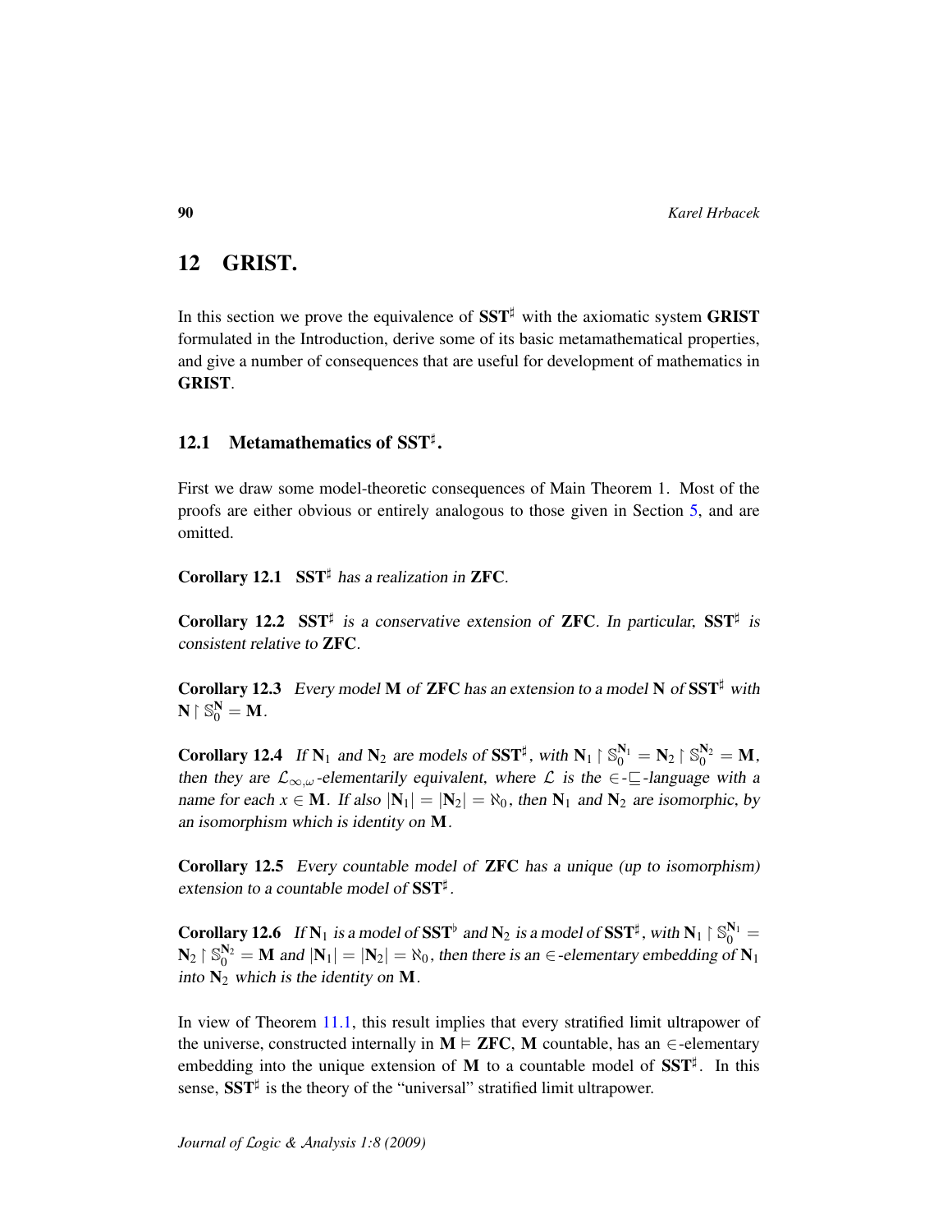## 12 GRIST.

In this section we prove the equivalence of $\mathbf{SST}^\sharp$ with the axiomatic system **GRIST** formulated in the Introduction, derive some of its basic metamathematical properties, and give a number of consequences that are useful for development of mathematics in **GRIST**.

### 12.1 Metamathematics of $\mathbf{SST}^\sharp$.

First we draw some model-theoretic consequences of Main Theorem 1. Most of the proofs are either obvious or entirely analogous to those given in Section 5, and are omitted.

**Corollary 12.1** *$\mathbf{SST}^\sharp$ has a realization in* **ZFC**.

**Corollary 12.2** *$\mathbf{SST}^\sharp$ is a conservative extension of* **ZFC**. *In particular, $\mathbf{SST}^\sharp$ is consistent relative to* **ZFC**.

**Corollary 12.3** *Every model $\mathbf{M}$ of* **ZFC** *has an extension to a model $\mathbf{N}$ of $\mathbf{SST}^\sharp$ with $\mathbf{N} \restriction \mathbb{S}_0^{\mathbf{N}} = \mathbf{M}$.*

**Corollary 12.4** *If $\mathbf{N}_1$ and $\mathbf{N}_2$ are models of $\mathbf{SST}^\sharp$, with $\mathbf{N}_1 \restriction \mathbb{S}_0^{\mathbf{N}_1} = \mathbf{N}_2 \restriction \mathbb{S}_0^{\mathbf{N}_2} = \mathbf{M}$, then they are $\mathcal{L}_{\infty,\omega}$-elementarily equivalent, where $\mathcal{L}$ is the $\in$-$\sqsubseteq$-language with a name for each $x \in \mathbf{M}$. If also $|\mathbf{N}_1| = |\mathbf{N}_2| = \aleph_0$, then $\mathbf{N}_1$ and $\mathbf{N}_2$ are isomorphic, by an isomorphism which is identity on $\mathbf{M}$.*

**Corollary 12.5** *Every countable model of* **ZFC** *has a unique (up to isomorphism) extension to a countable model of $\mathbf{SST}^\sharp$.*

**Corollary 12.6** *If $\mathbf{N}_1$ is a model of $\mathbf{SST}^\flat$ and $\mathbf{N}_2$ is a model of $\mathbf{SST}^\sharp$, with $\mathbf{N}_1 \restriction \mathbb{S}_0^{\mathbf{N}_1} = \mathbf{N}_2 \restriction \mathbb{S}_0^{\mathbf{N}_2} = \mathbf{M}$ and $|\mathbf{N}_1| = |\mathbf{N}_2| = \aleph_0$, then there is an $\in$-elementary embedding of $\mathbf{N}_1$ into $\mathbf{N}_2$ which is the identity on $\mathbf{M}$.*

In view of Theorem 11.1, this result implies that every stratified limit ultrapower of the universe, constructed internally in $\mathbf{M} \vDash$ **ZFC**, $\mathbf{M}$ countable, has an $\in$-elementary embedding into the unique extension of $\mathbf{M}$ to a countable model of $\mathbf{SST}^\sharp$. In this sense, $\mathbf{SST}^\sharp$ is the theory of the "universal" stratified limit ultrapower.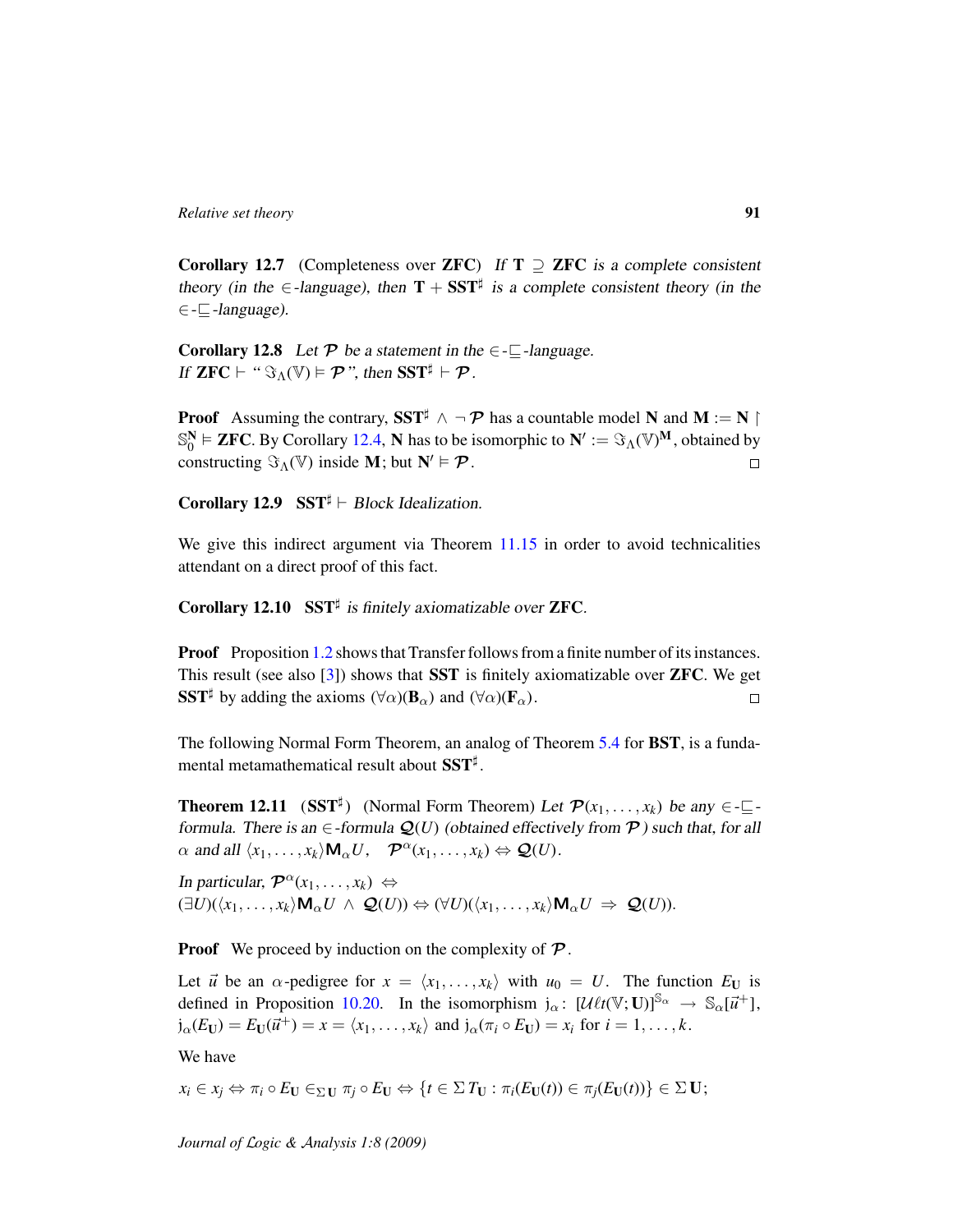**Corollary 12.7** (Completeness over **ZFC**) *If* $\mathbf{T} \supseteq \mathbf{ZFC}$ *is a complete consistent theory (in the* $\in$*-language), then* $\mathbf{T} + \mathbf{SST}^\sharp$ *is a complete consistent theory (in the* $\in$-$\sqsubseteq$*-language).*

**Corollary 12.8** *Let* $\mathcal{P}$ *be a statement in the* $\in$-$\sqsubseteq$*-language.*
*If* $\mathbf{ZFC} \vdash$ "$\Im_\Lambda(\mathbb{V}) \vDash \mathcal{P}$"*, then* $\mathbf{SST}^\sharp \vdash \mathcal{P}$*.*

**Proof** Assuming the contrary, $\mathbf{SST}^\sharp \wedge \neg \mathcal{P}$ has a countable model $\mathbf{N}$ and $\mathbf{M} := \mathbf{N} \upharpoonright \mathbb{S}_0^{\mathbf{N}} \vDash \mathbf{ZFC}$. By Corollary 12.4, $\mathbf{N}$ has to be isomorphic to $\mathbf{N}' := \Im_\Lambda(\mathbb{V})^{\mathbf{M}}$, obtained by constructing $\Im_\Lambda(\mathbb{V})$ inside $\mathbf{M}$; but $\mathbf{N}' \vDash \mathcal{P}$. □

**Corollary 12.9** $\mathbf{SST}^\sharp \vdash$ *Block Idealization.*

We give this indirect argument via Theorem 11.15 in order to avoid technicalities attendant on a direct proof of this fact.

**Corollary 12.10** $\mathbf{SST}^\sharp$ *is finitely axiomatizable over* **ZFC**.

**Proof** Proposition 1.2 shows that Transfer follows from a finite number of its instances. This result (see also [3]) shows that **SST** is finitely axiomatizable over **ZFC**. We get $\mathbf{SST}^\sharp$ by adding the axioms $(\forall\alpha)(\mathbf{B}_\alpha)$ and $(\forall\alpha)(\mathbf{F}_\alpha)$. □

The following Normal Form Theorem, an analog of Theorem 5.4 for **BST**, is a fundamental metamathematical result about $\mathbf{SST}^\sharp$.

**Theorem 12.11** ($\mathbf{SST}^\sharp$) (Normal Form Theorem) *Let* $\mathcal{P}(x_1, \ldots, x_k)$ *be any* $\in$-$\sqsubseteq$*-formula. There is an* $\in$*-formula* $\mathcal{Q}(U)$ *(obtained effectively from* $\mathcal{P}$*) such that, for all* $\alpha$ *and all* $\langle x_1, \ldots, x_k\rangle \mathsf{M}_\alpha U$, $\quad \mathcal{P}^\alpha(x_1, \ldots, x_k) \Leftrightarrow \mathcal{Q}(U)$.

*In particular,* $\mathcal{P}^\alpha(x_1, \ldots, x_k) \Leftrightarrow$
$(\exists U)(\langle x_1, \ldots, x_k\rangle \mathsf{M}_\alpha U \ \wedge\ \mathcal{Q}(U)) \Leftrightarrow (\forall U)(\langle x_1, \ldots, x_k\rangle \mathsf{M}_\alpha U \ \Rightarrow\ \mathcal{Q}(U))$.

**Proof** We proceed by induction on the complexity of $\mathcal{P}$.

Let $\vec{u}$ be an $\alpha$-pedigree for $x = \langle x_1, \ldots, x_k\rangle$ with $u_0 = U$. The function $E_{\mathbf{U}}$ is defined in Proposition 10.20. In the isomorphism $\mathrm{j}_\alpha \colon [\mathcal{U}\ell t(\mathbb{V}; \mathbf{U})]^{\mathbb{S}_\alpha} \to \mathbb{S}_\alpha[\vec{u}^+]$, $\mathrm{j}_\alpha(E_{\mathbf{U}}) = E_{\mathbf{U}}(\vec{u}^+) = x = \langle x_1, \ldots, x_k\rangle$ and $\mathrm{j}_\alpha(\pi_i \circ E_{\mathbf{U}}) = x_i$ for $i = 1, \ldots, k$.

We have

$$x_i \in x_j \Leftrightarrow \pi_i \circ E_{\mathbf{U}} \in_{\Sigma\mathbf{U}} \pi_j \circ E_{\mathbf{U}} \Leftrightarrow \{t \in \Sigma\, T_{\mathbf{U}} : \pi_i(E_{\mathbf{U}}(t)) \in \pi_j(E_{\mathbf{U}}(t))\} \in \Sigma\,\mathbf{U};$$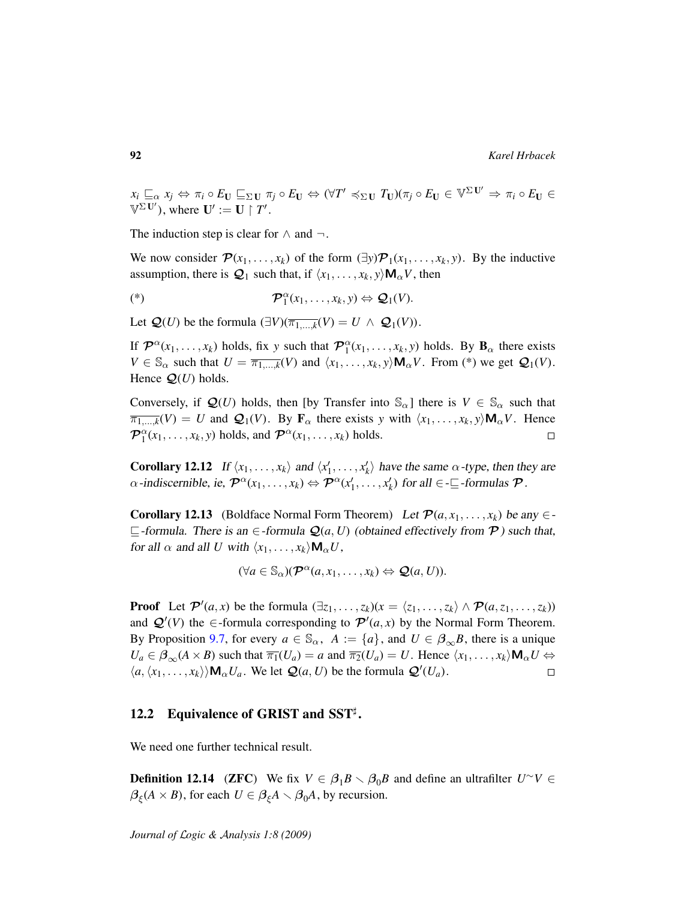$x_i \sqsubseteq_\alpha x_j \Leftrightarrow \pi_i \circ E_{\mathbf{U}} \sqsubseteq_{\Sigma \mathbf{U}} \pi_j \circ E_{\mathbf{U}} \Leftrightarrow (\forall T' \preccurlyeq_{\Sigma \mathbf{U}} T_{\mathbf{U}})(\pi_j \circ E_{\mathbf{U}} \in \mathbb{V}^{\Sigma \mathbf{U}'} \Rightarrow \pi_i \circ E_{\mathbf{U}} \in \mathbb{V}^{\Sigma \mathbf{U}'})$, where $\mathbf{U}' := \mathbf{U} \upharpoonright T'$.

The induction step is clear for $\wedge$ and $\neg$.

We now consider $\mathcal{P}(x_1, \ldots, x_k)$ of the form $(\exists y)\mathcal{P}_1(x_1, \ldots, x_k, y)$. By the inductive assumption, there is $\mathcal{Q}_1$ such that, if $\langle x_1, \ldots, x_k, y\rangle \mathsf{M}_\alpha V$, then

$$(*) \qquad \mathcal{P}_1^\alpha(x_1, \ldots, x_k, y) \Leftrightarrow \mathcal{Q}_1(V).$$

Let $\mathcal{Q}(U)$ be the formula $(\exists V)(\overline{\pi_{1,\ldots,k}}(V) = U \wedge \mathcal{Q}_1(V))$.

If $\mathcal{P}^\alpha(x_1, \ldots, x_k)$ holds, fix $y$ such that $\mathcal{P}_1^\alpha(x_1, \ldots, x_k, y)$ holds. By $\mathbf{B}_\alpha$ there exists $V \in \mathbb{S}_\alpha$ such that $U = \overline{\pi_{1,\ldots,k}}(V)$ and $\langle x_1, \ldots, x_k, y\rangle \mathsf{M}_\alpha V$. From (\*) we get $\mathcal{Q}_1(V)$. Hence $\mathcal{Q}(U)$ holds.

Conversely, if $\mathcal{Q}(U)$ holds, then [by Transfer into $\mathbb{S}_\alpha$] there is $V \in \mathbb{S}_\alpha$ such that $\overline{\pi_{1,\ldots,k}}(V) = U$ and $\mathcal{Q}_1(V)$. By $\mathbf{F}_\alpha$ there exists $y$ with $\langle x_1, \ldots, x_k, y\rangle \mathsf{M}_\alpha V$. Hence $\mathcal{P}_1^\alpha(x_1, \ldots, x_k, y)$ holds, and $\mathcal{P}^\alpha(x_1, \ldots, x_k)$ holds. □

**Corollary 12.12** *If $\langle x_1, \ldots, x_k\rangle$ and $\langle x_1', \ldots, x_k'\rangle$ have the same $\alpha$-type, then they are $\alpha$-indiscernible, ie, $\mathcal{P}^\alpha(x_1, \ldots, x_k) \Leftrightarrow \mathcal{P}^\alpha(x_1', \ldots, x_k')$ for all $\in$-$\sqsubseteq$-formulas $\mathcal{P}$.*

**Corollary 12.13** (Boldface Normal Form Theorem) *Let $\mathcal{P}(a, x_1, \ldots, x_k)$ be any $\in$-$\sqsubseteq$-formula. There is an $\in$-formula $\mathcal{Q}(a, U)$ (obtained effectively from $\mathcal{P}$) such that, for all $\alpha$ and all $U$ with $\langle x_1, \ldots, x_k\rangle \mathsf{M}_\alpha U$,*

$$(\forall a \in \mathbb{S}_\alpha)(\mathcal{P}^\alpha(a, x_1, \ldots, x_k) \Leftrightarrow \mathcal{Q}(a, U)).$$

**Proof** Let $\mathcal{P}'(a, x)$ be the formula $(\exists z_1, \ldots, z_k)(x = \langle z_1, \ldots, z_k\rangle \wedge \mathcal{P}(a, z_1, \ldots, z_k))$ and $\mathcal{Q}'(V)$ the $\in$-formula corresponding to $\mathcal{P}'(a, x)$ by the Normal Form Theorem. By Proposition 9.7, for every $a \in \mathbb{S}_\alpha$, $A := \{a\}$, and $U \in \boldsymbol{\beta}_\infty B$, there is a unique $U_a \in \boldsymbol{\beta}_\infty(A \times B)$ such that $\overline{\pi_1}(U_a) = a$ and $\overline{\pi_2}(U_a) = U$. Hence $\langle x_1, \ldots, x_k\rangle \mathsf{M}_\alpha U \Leftrightarrow \langle a, \langle x_1, \ldots, x_k\rangle\rangle \mathsf{M}_\alpha U_a$. We let $\mathcal{Q}(a, U)$ be the formula $\mathcal{Q}'(U_a)$. □

## 12.2 Equivalence of GRIST and SST$^\sharp$.

We need one further technical result.

**Definition 12.14** (**ZFC**) We fix $V \in \boldsymbol{\beta}_1 B \smallsetminus \boldsymbol{\beta}_0 B$ and define an ultrafilter $U^\frown V \in \boldsymbol{\beta}_\xi(A \times B)$, for each $U \in \boldsymbol{\beta}_\xi A \smallsetminus \boldsymbol{\beta}_0 A$, by recursion.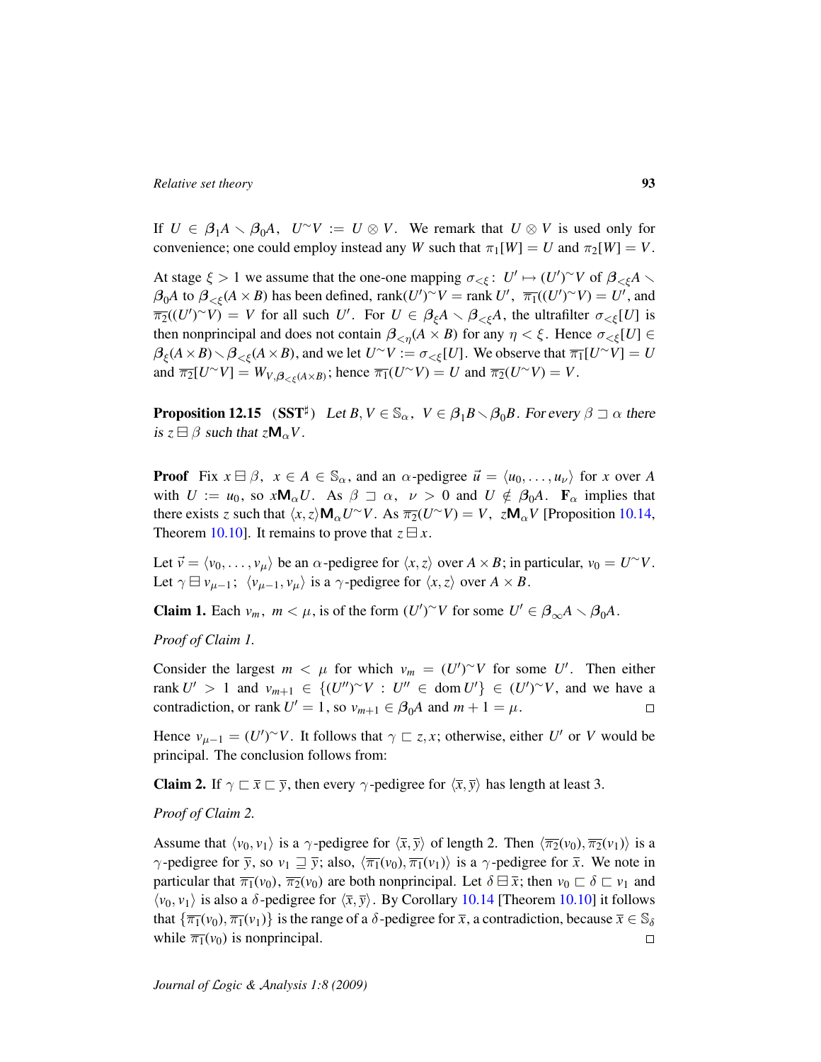If $U \in \boldsymbol{\beta}_1 A \smallsetminus \boldsymbol{\beta}_0 A$, $U^\frown V := U \otimes V$. We remark that $U \otimes V$ is used only for convenience; one could employ instead any $W$ such that $\pi_1[W] = U$ and $\pi_2[W] = V$.

At stage $\xi > 1$ we assume that the one-one mapping $\sigma_{<\xi}\colon\ U' \mapsto (U')^\frown V$ of $\boldsymbol{\beta}_{<\xi} A \smallsetminus \boldsymbol{\beta}_0 A$ to $\boldsymbol{\beta}_{<\xi}(A \times B)$ has been defined, $\operatorname{rank}(U')^\frown V = \operatorname{rank} U'$, $\overline{\pi_1}((U')^\frown V) = U'$, and $\overline{\pi_2}((U')^\frown V) = V$ for all such $U'$. For $U \in \boldsymbol{\beta}_\xi A \smallsetminus \boldsymbol{\beta}_{<\xi} A$, the ultrafilter $\sigma_{<\xi}[U]$ is then nonprincipal and does not contain $\boldsymbol{\beta}_{<\eta}(A \times B)$ for any $\eta < \xi$. Hence $\sigma_{<\xi}[U] \in \boldsymbol{\beta}_\xi(A \times B) \smallsetminus \boldsymbol{\beta}_{<\xi}(A \times B)$, and we let $U^\frown V := \sigma_{<\xi}[U]$. We observe that $\overline{\pi_1}[U^\frown V] = U$ and $\overline{\pi_2}[U^\frown V] = W_{V, \boldsymbol{\beta}_{<\xi}(A \times B)}$; hence $\overline{\pi_1}(U^\frown V) = U$ and $\overline{\pi_2}(U^\frown V) = V$.

**Proposition 12.15** $(\mathbf{SST}^\sharp)$ *Let $B, V \in \mathbb{S}_\alpha$, $V \in \boldsymbol{\beta}_1 B \smallsetminus \boldsymbol{\beta}_0 B$. For every $\beta \sqsupset \alpha$ there is $z \boxminus \beta$ such that $z \mathsf{M}_\alpha V$.*

**Proof** Fix $x \boxminus \beta$, $x \in A \in \mathbb{S}_\alpha$, and an $\alpha$-pedigree $\vec{u} = \langle u_0, \ldots, u_\nu \rangle$ for $x$ over $A$ with $U := u_0$, so $x \mathsf{M}_\alpha U$. As $\beta \sqsupset \alpha$, $\nu > 0$ and $U \notin \boldsymbol{\beta}_0 A$. $\mathbf{F}_\alpha$ implies that there exists $z$ such that $\langle x, z \rangle \mathsf{M}_\alpha U^\frown V$. As $\overline{\pi_2}(U^\frown V) = V$, $z \mathsf{M}_\alpha V$ [Proposition 10.14, Theorem 10.10]. It remains to prove that $z \boxminus x$.

Let $\vec{v} = \langle v_0, \ldots, v_\mu \rangle$ be an $\alpha$-pedigree for $\langle x, z \rangle$ over $A \times B$; in particular, $v_0 = U^\frown V$. Let $\gamma \boxminus v_{\mu-1}$; $\langle v_{\mu-1}, v_\mu \rangle$ is a $\gamma$-pedigree for $\langle x, z \rangle$ over $A \times B$.

**Claim 1.** Each $v_m$, $m < \mu$, is of the form $(U')^\frown V$ for some $U' \in \boldsymbol{\beta}_\infty A \smallsetminus \boldsymbol{\beta}_0 A$.

*Proof of Claim 1.*

Consider the largest $m < \mu$ for which $v_m = (U')^\frown V$ for some $U'$. Then either $\operatorname{rank} U' > 1$ and $v_{m+1} \in \{(U'')^\frown V : U'' \in \operatorname{dom} U'\} \in (U')^\frown V$, and we have a contradiction, or $\operatorname{rank} U' = 1$, so $v_{m+1} \in \boldsymbol{\beta}_0 A$ and $m + 1 = \mu$. $\square$

Hence $v_{\mu-1} = (U')^\frown V$. It follows that $\gamma \sqsubset z, x$; otherwise, either $U'$ or $V$ would be principal. The conclusion follows from:

**Claim 2.** If $\gamma \sqsubset \bar{x} \sqsubset \bar{y}$, then every $\gamma$-pedigree for $\langle \bar{x}, \bar{y} \rangle$ has length at least 3.

*Proof of Claim 2.*

Assume that $\langle v_0, v_1 \rangle$ is a $\gamma$-pedigree for $\langle \bar{x}, \bar{y} \rangle$ of length 2. Then $\langle \overline{\pi_2}(v_0), \overline{\pi_2}(v_1) \rangle$ is a $\gamma$-pedigree for $\bar{y}$, so $v_1 \sqsupseteq \bar{y}$; also, $\langle \overline{\pi_1}(v_0), \overline{\pi_1}(v_1) \rangle$ is a $\gamma$-pedigree for $\bar{x}$. We note in particular that $\overline{\pi_1}(v_0)$, $\overline{\pi_2}(v_0)$ are both nonprincipal. Let $\delta \boxminus \bar{x}$; then $v_0 \sqsubset \delta \sqsubset v_1$ and $\langle v_0, v_1 \rangle$ is also a $\delta$-pedigree for $\langle \bar{x}, \bar{y} \rangle$. By Corollary 10.14 [Theorem 10.10] it follows that $\{\overline{\pi_1}(v_0), \overline{\pi_1}(v_1)\}$ is the range of a $\delta$-pedigree for $\bar{x}$, a contradiction, because $\bar{x} \in \mathbb{S}_\delta$ while $\overline{\pi_1}(v_0)$ is nonprincipal. $\square$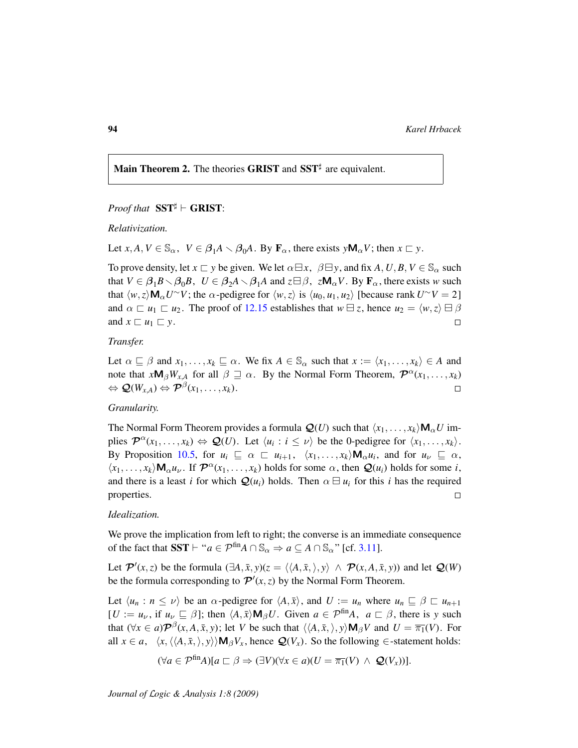**Main Theorem 2.** The theories **GRIST** and $\mathbf{SST}^\sharp$ are equivalent.

*Proof that* $\mathbf{SST}^\sharp \vdash \mathbf{GRIST}$:

*Relativization.*

Let $x, A, V \in \mathbb{S}_\alpha,\ V \in \boldsymbol{\beta}_1 A \smallsetminus \boldsymbol{\beta}_0 A$. By $\mathbf{F}_\alpha$, there exists $y \mathsf{M}_\alpha V$; then $x \sqsubset y$.

To prove density, let $x \sqsubset y$ be given. We let $\alpha \boxminus x,\ \ \beta \boxminus y$, and fix $A, U, B, V \in \mathbb{S}_\alpha$ such that $V \in \boldsymbol{\beta}_1 B \smallsetminus \boldsymbol{\beta}_0 B,\ \ U \in \boldsymbol{\beta}_2 A \smallsetminus \boldsymbol{\beta}_1 A$ and $z \boxminus \beta,\ \ z \mathsf{M}_\alpha V$. By $\mathbf{F}_\alpha$, there exists $w$ such that $\langle w, z \rangle \mathsf{M}_\alpha U^\frown V$; the $\alpha$-pedigree for $\langle w, z\rangle$ is $\langle u_0, u_1, u_2 \rangle$ [because rank $U^\frown V = 2$] and $\alpha \sqsubset u_1 \sqsubset u_2$. The proof of 12.15 establishes that $w \boxminus z$, hence $u_2 = \langle w, z \rangle \boxminus \beta$ and $x \sqsubset u_1 \sqsubset y$. $\square$

*Transfer.*

Let $\alpha \sqsubseteq \beta$ and $x_1, \ldots, x_k \sqsubseteq \alpha$. We fix $A \in \mathbb{S}_\alpha$ such that $x := \langle x_1, \ldots, x_k \rangle \in A$ and note that $x \mathsf{M}_\beta W_{x,A}$ for all $\beta \sqsupseteq \alpha$. By the Normal Form Theorem, $\boldsymbol{\mathcal{P}}^\alpha(x_1, \ldots, x_k) \Leftrightarrow \boldsymbol{\mathcal{Q}}(W_{x,A}) \Leftrightarrow \boldsymbol{\mathcal{P}}^\beta(x_1, \ldots, x_k)$. $\square$

*Granularity.*

The Normal Form Theorem provides a formula $\boldsymbol{\mathcal{Q}}(U)$ such that $\langle x_1, \ldots, x_k \rangle \mathsf{M}_\alpha U$ implies $\boldsymbol{\mathcal{P}}^\alpha(x_1, \ldots, x_k) \Leftrightarrow \boldsymbol{\mathcal{Q}}(U)$. Let $\langle u_i : i \leq \nu \rangle$ be the 0-pedigree for $\langle x_1, \ldots, x_k \rangle$. By Proposition 10.5, for $u_i \sqsubseteq \alpha \sqsubset u_{i+1},\ \ \langle x_1, \ldots, x_k \rangle \mathsf{M}_\alpha u_i$, and for $u_\nu \sqsubseteq \alpha$, $\langle x_1, \ldots, x_k \rangle \mathsf{M}_\alpha u_\nu$. If $\boldsymbol{\mathcal{P}}^\alpha(x_1, \ldots, x_k)$ holds for some $\alpha$, then $\boldsymbol{\mathcal{Q}}(u_i)$ holds for some $i$, and there is a least $i$ for which $\boldsymbol{\mathcal{Q}}(u_i)$ holds. Then $\alpha \boxminus u_i$ for this $i$ has the required properties. $\square$

*Idealization.*

We prove the implication from left to right; the converse is an immediate consequence of the fact that $\mathbf{SST} \vdash$ "$a \in \mathcal{P}^{\text{fin}} A \cap \mathbb{S}_\alpha \Rightarrow a \subseteq A \cap \mathbb{S}_\alpha$" [cf. 3.11].

Let $\boldsymbol{\mathcal{P}}'(x, z)$ be the formula $(\exists A, \bar{x}, y)(z = \langle \langle A, \bar{x}, \rangle, y \rangle\ \wedge\ \boldsymbol{\mathcal{P}}(x, A, \bar{x}, y))$ and let $\boldsymbol{\mathcal{Q}}(W)$ be the formula corresponding to $\boldsymbol{\mathcal{P}}'(x, z)$ by the Normal Form Theorem.

Let $\langle u_n : n \leq \nu \rangle$ be an $\alpha$-pedigree for $\langle A, \bar{x} \rangle$, and $U := u_n$ where $u_n \sqsubseteq \beta \sqsubset u_{n+1}$ [$U := u_\nu$, if $u_\nu \sqsubseteq \beta$]; then $\langle A, \bar{x} \rangle \mathsf{M}_\beta U$. Given $a \in \mathcal{P}^{\text{fin}} A,\ \ a \sqsubset \beta$, there is $y$ such that $(\forall x \in a) \boldsymbol{\mathcal{P}}^\beta(x, A, \bar{x}, y)$; let $V$ be such that $\langle \langle A, \bar{x}, \rangle, y \rangle \mathsf{M}_\beta V$ and $U = \overline{\pi_1}(V)$. For all $x \in a,\ \ \langle x, \langle \langle A, \bar{x}, \rangle, y \rangle \rangle \mathsf{M}_\beta V_x$, hence $\boldsymbol{\mathcal{Q}}(V_x)$. So the following $\in$-statement holds:

$$(\forall a \in \mathcal{P}^{\text{fin}} A)[a \sqsubset \beta \Rightarrow (\exists V)(\forall x \in a)(U = \overline{\pi_1}(V)\ \wedge\ \boldsymbol{\mathcal{Q}}(V_x))].$$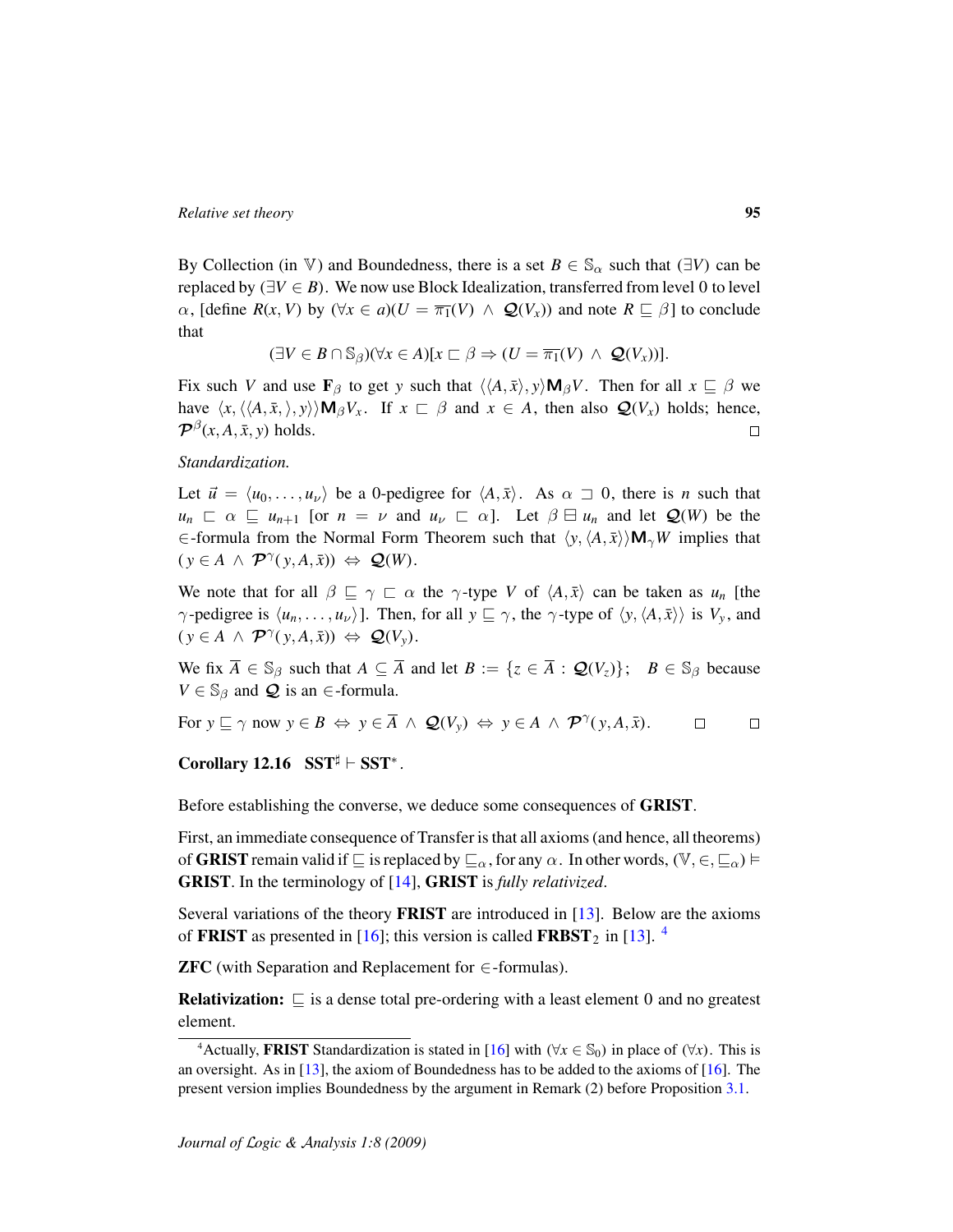By Collection (in $\mathbb{V}$) and Boundedness, there is a set $B \in \mathbb{S}_\alpha$ such that $(\exists V)$ can be replaced by $(\exists V \in B)$. We now use Block Idealization, transferred from level 0 to level $\alpha$, [define $R(x, V)$ by $(\forall x \in a)(U = \overline{\pi_1}(V) \ \wedge\ \mathcal{Q}(V_x))$ and note $R \sqsubseteq \beta$] to conclude that

$$(\exists V \in B \cap \mathbb{S}_\beta)(\forall x \in A)[x \sqsubset \beta \Rightarrow (U = \overline{\pi_1}(V) \ \wedge\ \mathcal{Q}(V_x))].$$

Fix such $V$ and use $\mathbf{F}_\beta$ to get $y$ such that $\langle\langle A, \bar{x}\rangle, y\rangle \mathsf{M}_\beta V$. Then for all $x \sqsubseteq \beta$ we have $\langle x, \langle\langle A, \bar{x}, \rangle, y\rangle\rangle \mathsf{M}_\beta V_x$. If $x \sqsubset \beta$ and $x \in A$, then also $\mathcal{Q}(V_x)$ holds; hence, $\mathcal{P}^\beta(x, A, \bar{x}, y)$ holds. □

*Standardization.*

Let $\vec{u} = \langle u_0, \ldots, u_\nu\rangle$ be a 0-pedigree for $\langle A, \bar{x}\rangle$. As $\alpha \sqsupset 0$, there is $n$ such that $u_n \sqsubset \alpha \sqsubseteq u_{n+1}$ [or $n = \nu$ and $u_\nu \sqsubset \alpha$]. Let $\beta \boxminus u_n$ and let $\mathcal{Q}(W)$ be the $\in$-formula from the Normal Form Theorem such that $\langle y, \langle A, \bar{x}\rangle\rangle \mathsf{M}_\gamma W$ implies that $(y \in A \ \wedge\ \mathcal{P}^\gamma(y, A, \bar{x})) \Leftrightarrow \mathcal{Q}(W)$.

We note that for all $\beta \sqsubseteq \gamma \sqsubset \alpha$ the $\gamma$-type $V$ of $\langle A, \bar{x}\rangle$ can be taken as $u_n$ [the $\gamma$-pedigree is $\langle u_n, \ldots, u_\nu\rangle$]. Then, for all $y \sqsubseteq \gamma$, the $\gamma$-type of $\langle y, \langle A, \bar{x}\rangle\rangle$ is $V_y$, and $(y \in A \ \wedge\ \mathcal{P}^\gamma(y, A, \bar{x})) \Leftrightarrow \mathcal{Q}(V_y)$.

We fix $\overline{A} \in \mathbb{S}_\beta$ such that $A \subseteq \overline{A}$ and let $B := \{z \in \overline{A} : \mathcal{Q}(V_z)\}$; $\ B \in \mathbb{S}_\beta$ because $V \in \mathbb{S}_\beta$ and $\mathcal{Q}$ is an $\in$-formula.

For $y \sqsubseteq \gamma$ now $y \in B \ \Leftrightarrow\ y \in \overline{A} \ \wedge\ \mathcal{Q}(V_y) \ \Leftrightarrow\ y \in A \ \wedge\ \mathcal{P}^\gamma(y, A, \bar{x})$. □ □

**Corollary 12.16** $\mathbf{SST}^\sharp \vdash \mathbf{SST}^*$.

Before establishing the converse, we deduce some consequences of **GRIST**.

First, an immediate consequence of Transfer is that all axioms (and hence, all theorems) of **GRIST** remain valid if $\sqsubseteq$ is replaced by $\sqsubseteq_\alpha$, for any $\alpha$. In other words, $(\mathbb{V}, \in, \sqsubseteq_\alpha) \models$ **GRIST**. In the terminology of [14], **GRIST** is *fully relativized*.

Several variations of the theory **FRIST** are introduced in [13]. Below are the axioms of **FRIST** as presented in [16]; this version is called $\mathbf{FRBST}_2$ in [13]. [4]

**ZFC** (with Separation and Replacement for $\in$-formulas).

**Relativization:** $\sqsubseteq$ is a dense total pre-ordering with a least element 0 and no greatest element.

[4] Actually, **FRIST** Standardization is stated in [16] with $(\forall x \in \mathbb{S}_0)$ in place of $(\forall x)$. This is an oversight. As in [13], the axiom of Boundedness has to be added to the axioms of [16]. The present version implies Boundedness by the argument in Remark (2) before Proposition 3.1.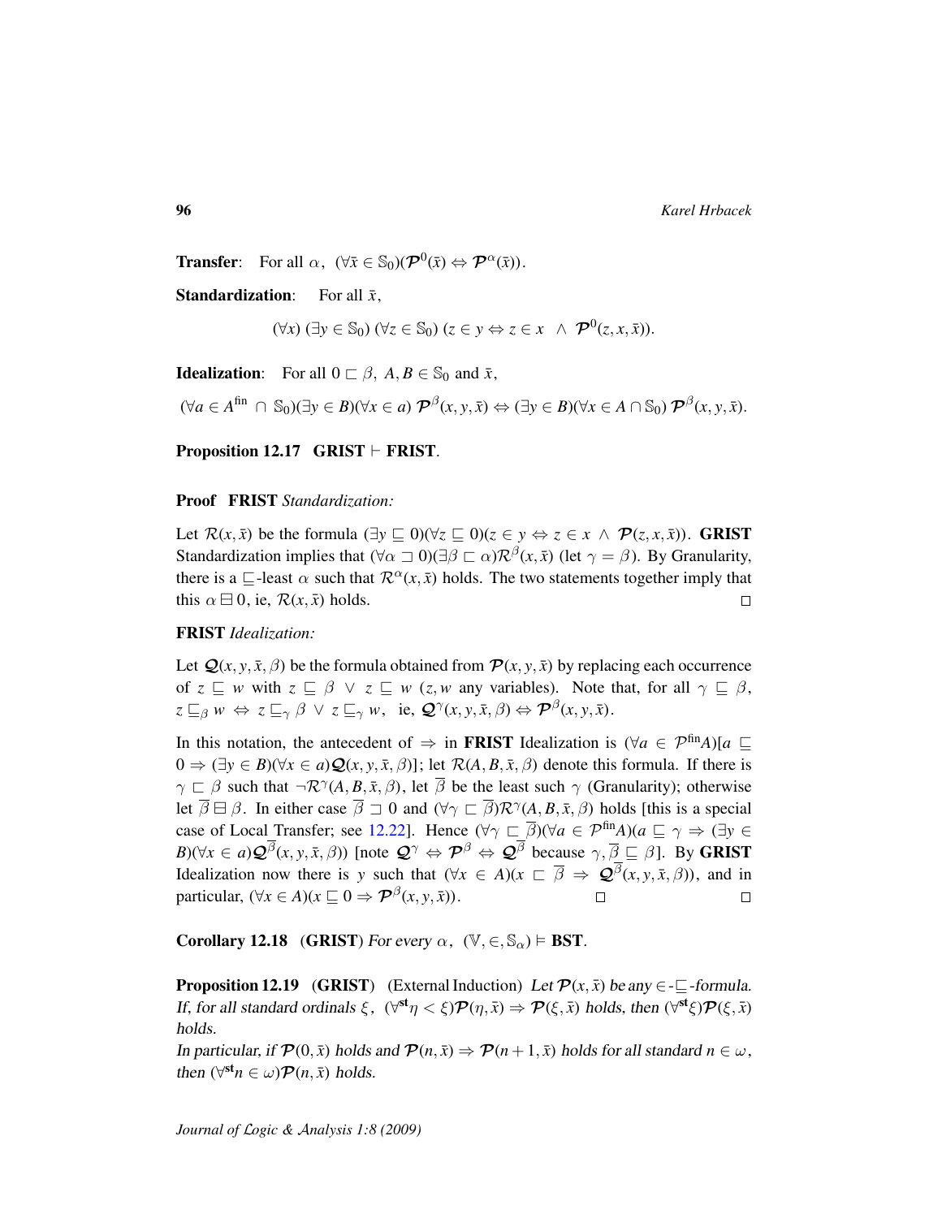**Transfer**: For all $\alpha$, $(\forall \bar{x} \in \mathbb{S}_0)(\boldsymbol{\mathcal{P}}^0(\bar{x}) \Leftrightarrow \boldsymbol{\mathcal{P}}^\alpha(\bar{x}))$.

**Standardization**: For all $\bar{x}$,

$$(\forall x)\ (\exists y \in \mathbb{S}_0)\ (\forall z \in \mathbb{S}_0)\ (z \in y \Leftrightarrow z \in x\ \wedge\ \boldsymbol{\mathcal{P}}^0(z, x, \bar{x})).$$

**Idealization**: For all $0 \sqsubset \beta$, $A, B \in \mathbb{S}_0$ and $\bar{x}$,

$$(\forall a \in A^{\text{fin}} \cap \mathbb{S}_0)(\exists y \in B)(\forall x \in a)\ \boldsymbol{\mathcal{P}}^\beta(x, y, \bar{x}) \Leftrightarrow (\exists y \in B)(\forall x \in A \cap \mathbb{S}_0)\ \boldsymbol{\mathcal{P}}^\beta(x, y, \bar{x}).$$

**Proposition 12.17** **GRIST** $\vdash$ **FRIST**.

**Proof** **FRIST** *Standardization:*

Let $\mathcal{R}(x, \bar{x})$ be the formula $(\exists y \sqsubseteq 0)(\forall z \sqsubseteq 0)(z \in y \Leftrightarrow z \in x\ \wedge\ \boldsymbol{\mathcal{P}}(z, x, \bar{x}))$. **GRIST** Standardization implies that $(\forall \alpha \sqsupset 0)(\exists \beta \sqsubset \alpha)\mathcal{R}^\beta(x, \bar{x})$ (let $\gamma = \beta$). By Granularity, there is a $\sqsubseteq$-least $\alpha$ such that $\mathcal{R}^\alpha(x, \bar{x})$ holds. The two statements together imply that this $\alpha \boxminus 0$, ie, $\mathcal{R}(x, \bar{x})$ holds. $\square$

**FRIST** *Idealization:*

Let $\boldsymbol{\mathcal{Q}}(x, y, \bar{x}, \beta)$ be the formula obtained from $\boldsymbol{\mathcal{P}}(x, y, \bar{x})$ by replacing each occurrence of $z \sqsubseteq w$ with $z \sqsubseteq \beta\ \vee\ z \sqsubseteq w$ ($z, w$ any variables). Note that, for all $\gamma \sqsubseteq \beta$, $z \sqsubseteq_\beta w\ \Leftrightarrow\ z \sqsubseteq_\gamma \beta\ \vee\ z \sqsubseteq_\gamma w$, ie, $\boldsymbol{\mathcal{Q}}^\gamma(x, y, \bar{x}, \beta) \Leftrightarrow \boldsymbol{\mathcal{P}}^\beta(x, y, \bar{x})$.

In this notation, the antecedent of $\Rightarrow$ in **FRIST** Idealization is $(\forall a \in \mathcal{P}^{\text{fin}}A)[a \sqsubseteq 0 \Rightarrow (\exists y \in B)(\forall x \in a)\boldsymbol{\mathcal{Q}}(x, y, \bar{x}, \beta)]$; let $\mathcal{R}(A, B, \bar{x}, \beta)$ denote this formula. If there is $\gamma \sqsubset \beta$ such that $\neg\mathcal{R}^\gamma(A, B, \bar{x}, \beta)$, let $\overline{\beta}$ be the least such $\gamma$ (Granularity); otherwise let $\overline{\beta} \boxminus \beta$. In either case $\overline{\beta} \sqsupset 0$ and $(\forall \gamma \sqsubset \overline{\beta})\mathcal{R}^\gamma(A, B, \bar{x}, \beta)$ holds [this is a special case of Local Transfer; see 12.22]. Hence $(\forall \gamma \sqsubset \overline{\beta})(\forall a \in \mathcal{P}^{\text{fin}}A)(a \sqsubseteq \gamma \Rightarrow (\exists y \in B)(\forall x \in a)\boldsymbol{\mathcal{Q}}^{\overline{\beta}}(x, y, \bar{x}, \beta))$ [note $\boldsymbol{\mathcal{Q}}^\gamma \Leftrightarrow \boldsymbol{\mathcal{P}}^\beta \Leftrightarrow \boldsymbol{\mathcal{Q}}^{\overline{\beta}}$ because $\gamma, \overline{\beta} \sqsubseteq \beta$]. By **GRIST** Idealization now there is $y$ such that $(\forall x \in A)(x \sqsubset \overline{\beta} \Rightarrow \boldsymbol{\mathcal{Q}}^{\overline{\beta}}(x, y, \bar{x}, \beta))$, and in particular, $(\forall x \in A)(x \sqsubseteq 0 \Rightarrow \boldsymbol{\mathcal{P}}^\beta(x, y, \bar{x}))$. $\square$ $\square$

**Corollary 12.18** (**GRIST**) *For every* $\alpha$, $(\mathbb{V}, \in, \mathbb{S}_\alpha) \vDash$ **BST**.

**Proposition 12.19** (**GRIST**) (External Induction) *Let* $\boldsymbol{\mathcal{P}}(x, \bar{x})$ *be any* $\in$-$\sqsubseteq$*-formula. If, for all standard ordinals* $\xi$, $(\forall^{\mathbf{st}} \eta < \xi)\boldsymbol{\mathcal{P}}(\eta, \bar{x}) \Rightarrow \boldsymbol{\mathcal{P}}(\xi, \bar{x})$ *holds, then* $(\forall^{\mathbf{st}} \xi)\boldsymbol{\mathcal{P}}(\xi, \bar{x})$ *holds.*

*In particular, if* $\boldsymbol{\mathcal{P}}(0, \bar{x})$ *holds and* $\boldsymbol{\mathcal{P}}(n, \bar{x}) \Rightarrow \boldsymbol{\mathcal{P}}(n+1, \bar{x})$ *holds for all standard* $n \in \omega$, *then* $(\forall^{\mathbf{st}} n \in \omega)\boldsymbol{\mathcal{P}}(n, \bar{x})$ *holds.*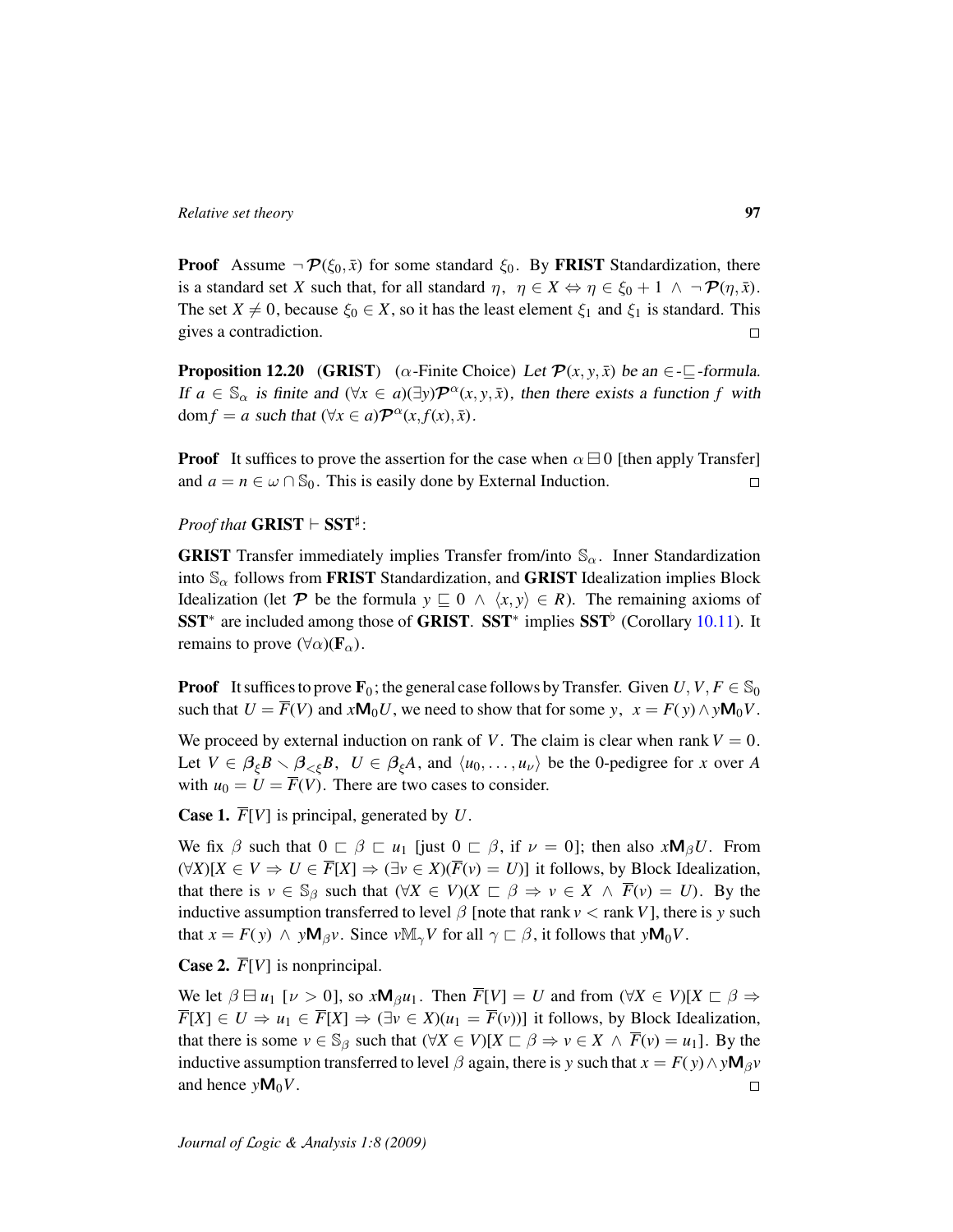**Proof** Assume $\neg\,\mathcal{P}(\xi_0, \bar{x})$ for some standard $\xi_0$. By **FRIST** Standardization, there is a standard set $X$ such that, for all standard $\eta$, $\eta \in X \Leftrightarrow \eta \in \xi_0 + 1 \;\wedge\; \neg\,\mathcal{P}(\eta, \bar{x})$. The set $X \neq 0$, because $\xi_0 \in X$, so it has the least element $\xi_1$ and $\xi_1$ is standard. This gives a contradiction. □

**Proposition 12.20** (**GRIST**) ($\alpha$-Finite Choice) *Let $\mathcal{P}(x, y, \bar{x})$ be an $\in$-$\sqsubseteq$-formula. If $a \in \mathbb{S}_\alpha$ is finite and $(\forall x \in a)(\exists y)\mathcal{P}^\alpha(x, y, \bar{x})$, then there exists a function $f$ with $\operatorname{dom} f = a$ such that $(\forall x \in a)\mathcal{P}^\alpha(x, f(x), \bar{x})$.*

**Proof** It suffices to prove the assertion for the case when $\alpha \boxminus 0$ [then apply Transfer] and $a = n \in \omega \cap \mathbb{S}_0$. This is easily done by External Induction. □

*Proof that* **GRIST** $\vdash$ **SST**$^\sharp$:

**GRIST** Transfer immediately implies Transfer from/into $\mathbb{S}_\alpha$. Inner Standardization into $\mathbb{S}_\alpha$ follows from **FRIST** Standardization, and **GRIST** Idealization implies Block Idealization (let $\mathcal{P}$ be the formula $y \sqsubseteq 0 \;\wedge\; \langle x, y\rangle \in R$). The remaining axioms of **SST**$^*$ are included among those of **GRIST**. **SST**$^*$ implies **SST**$^\flat$ (Corollary 10.11). It remains to prove $(\forall\alpha)(\mathbf{F}_\alpha)$.

**Proof** It suffices to prove $\mathbf{F}_0$; the general case follows by Transfer. Given $U, V, F \in \mathbb{S}_0$ such that $U = \overline{F}(V)$ and $x\mathbf{M}_0 U$, we need to show that for some $y$, $x = F(y) \wedge y\mathbf{M}_0 V$.

We proceed by external induction on rank of $V$. The claim is clear when rank $V = 0$. Let $V \in \boldsymbol{\beta}_\xi B \smallsetminus \boldsymbol{\beta}_{<\xi} B$, $U \in \boldsymbol{\beta}_\xi A$, and $\langle u_0, \ldots, u_\nu\rangle$ be the 0-pedigree for $x$ over $A$ with $u_0 = U = \overline{F}(V)$. There are two cases to consider.

**Case 1.** $\overline{F}[V]$ is principal, generated by $U$.

We fix $\beta$ such that $0 \sqsubset \beta \sqsubset u_1$ [just $0 \sqsubset \beta$, if $\nu = 0$]; then also $x\mathbf{M}_\beta U$. From $(\forall X)[X \in V \Rightarrow U \in \overline{F}[X] \Rightarrow (\exists v \in X)(\overline{F}(v) = U)]$ it follows, by Block Idealization, that there is $v \in \mathbb{S}_\beta$ such that $(\forall X \in V)(X \sqsubset \beta \Rightarrow v \in X \;\wedge\; \overline{F}(v) = U)$. By the inductive assumption transferred to level $\beta$ [note that rank $v <$ rank $V$], there is $y$ such that $x = F(y) \;\wedge\; y\mathbf{M}_\beta v$. Since $v\mathbb{M}_\gamma V$ for all $\gamma \sqsubset \beta$, it follows that $y\mathbf{M}_0 V$.

**Case 2.** $\overline{F}[V]$ is nonprincipal.

We let $\beta \boxminus u_1$ [$\nu > 0$], so $x\mathbf{M}_\beta u_1$. Then $\overline{F}[V] = U$ and from $(\forall X \in V)[X \sqsubset \beta \Rightarrow \overline{F}[X] \in U \Rightarrow u_1 \in \overline{F}[X] \Rightarrow (\exists v \in X)(u_1 = \overline{F}(v))]$ it follows, by Block Idealization, that there is some $v \in \mathbb{S}_\beta$ such that $(\forall X \in V)[X \sqsubset \beta \Rightarrow v \in X \;\wedge\; \overline{F}(v) = u_1]$. By the inductive assumption transferred to level $\beta$ again, there is $y$ such that $x = F(y) \wedge y\mathbf{M}_\beta v$ and hence $y\mathbf{M}_0 V$. □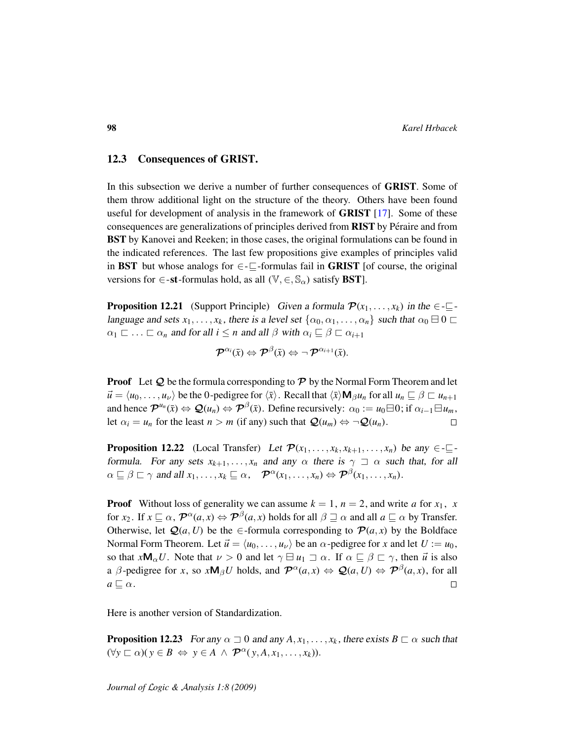### 12.3 Consequences of GRIST.

In this subsection we derive a number of further consequences of **GRIST**. Some of them throw additional light on the structure of the theory. Others have been found useful for development of analysis in the framework of **GRIST** [17]. Some of these consequences are generalizations of principles derived from **RIST** by Péraire and from **BST** by Kanovei and Reeken; in those cases, the original formulations can be found in the indicated references. The last few propositions give examples of principles valid in **BST** but whose analogs for $\in$-$\sqsubseteq$-formulas fail in **GRIST** [of course, the original versions for $\in$-**st**-formulas hold, as all $(\mathbb{V}, \in, \mathbb{S}_\alpha)$ satisfy **BST**].

**Proposition 12.21** (Support Principle) *Given a formula $\mathcal{P}(x_1, \ldots, x_k)$ in the $\in$-$\sqsubseteq$-language and sets $x_1, \ldots, x_k$, there is a level set $\{\alpha_0, \alpha_1, \ldots, \alpha_n\}$ such that $\alpha_0 \boxminus 0 \sqsubset \alpha_1 \sqsubset \ldots \sqsubset \alpha_n$ and for all $i \leq n$ and all $\beta$ with $\alpha_i \sqsubseteq \beta \sqsubset \alpha_{i+1}$*

$$\mathcal{P}^{\alpha_i}(\bar{x}) \Leftrightarrow \mathcal{P}^{\beta}(\bar{x}) \Leftrightarrow \neg\, \mathcal{P}^{\alpha_{i+1}}(\bar{x}).$$

**Proof** Let $\mathcal{Q}$ be the formula corresponding to $\mathcal{P}$ by the Normal Form Theorem and let $\vec{u} = \langle u_0, \ldots, u_\nu \rangle$ be the 0-pedigree for $\langle \bar{x} \rangle$. Recall that $\langle \bar{x} \rangle \mathsf{M}_\beta u_n$ for all $u_n \sqsubseteq \beta \sqsubset u_{n+1}$ and hence $\mathcal{P}^{u_n}(\bar{x}) \Leftrightarrow \mathcal{Q}(u_n) \Leftrightarrow \mathcal{P}^{\beta}(\bar{x})$. Define recursively: $\alpha_0 := u_0 \boxminus 0$; if $\alpha_{i-1} \boxminus u_m$, let $\alpha_i = u_n$ for the least $n > m$ (if any) such that $\mathcal{Q}(u_m) \Leftrightarrow \neg \mathcal{Q}(u_n)$. $\square$

**Proposition 12.22** (Local Transfer) *Let $\mathcal{P}(x_1, \ldots, x_k, x_{k+1}, \ldots, x_n)$ be any $\in$-$\sqsubseteq$-formula. For any sets $x_{k+1}, \ldots, x_n$ and any $\alpha$ there is $\gamma \sqsupset \alpha$ such that, for all $\alpha \sqsubseteq \beta \sqsubset \gamma$ and all $x_1, \ldots, x_k \sqsubseteq \alpha$, $\quad \mathcal{P}^{\alpha}(x_1, \ldots, x_n) \Leftrightarrow \mathcal{P}^{\beta}(x_1, \ldots, x_n)$.*

**Proof** Without loss of generality we can assume $k = 1$, $n = 2$, and write $a$ for $x_1$, $x$ for $x_2$. If $x \sqsubseteq \alpha$, $\mathcal{P}^{\alpha}(a, x) \Leftrightarrow \mathcal{P}^{\beta}(a, x)$ holds for all $\beta \sqsupseteq \alpha$ and all $a \sqsubseteq \alpha$ by Transfer. Otherwise, let $\mathcal{Q}(a, U)$ be the $\in$-formula corresponding to $\mathcal{P}(a, x)$ by the Boldface Normal Form Theorem. Let $\vec{u} = \langle u_0, \ldots, u_\nu \rangle$ be an $\alpha$-pedigree for $x$ and let $U := u_0$, so that $x \mathsf{M}_\alpha U$. Note that $\nu > 0$ and let $\gamma \boxminus u_1 \sqsupset \alpha$. If $\alpha \sqsubseteq \beta \sqsubset \gamma$, then $\vec{u}$ is also a $\beta$-pedigree for $x$, so $x \mathsf{M}_\beta U$ holds, and $\mathcal{P}^{\alpha}(a, x) \Leftrightarrow \mathcal{Q}(a, U) \Leftrightarrow \mathcal{P}^{\beta}(a, x)$, for all $a \sqsubseteq \alpha$. $\square$

Here is another version of Standardization.

**Proposition 12.23** *For any $\alpha \sqsupset 0$ and any $A, x_1, \ldots, x_k$, there exists $B \sqsubset \alpha$ such that $(\forall y \sqsubset \alpha)(\, y \in B \;\Leftrightarrow\; y \in A \;\wedge\; \mathcal{P}^{\alpha}(\, y, A, x_1, \ldots, x_k))$.*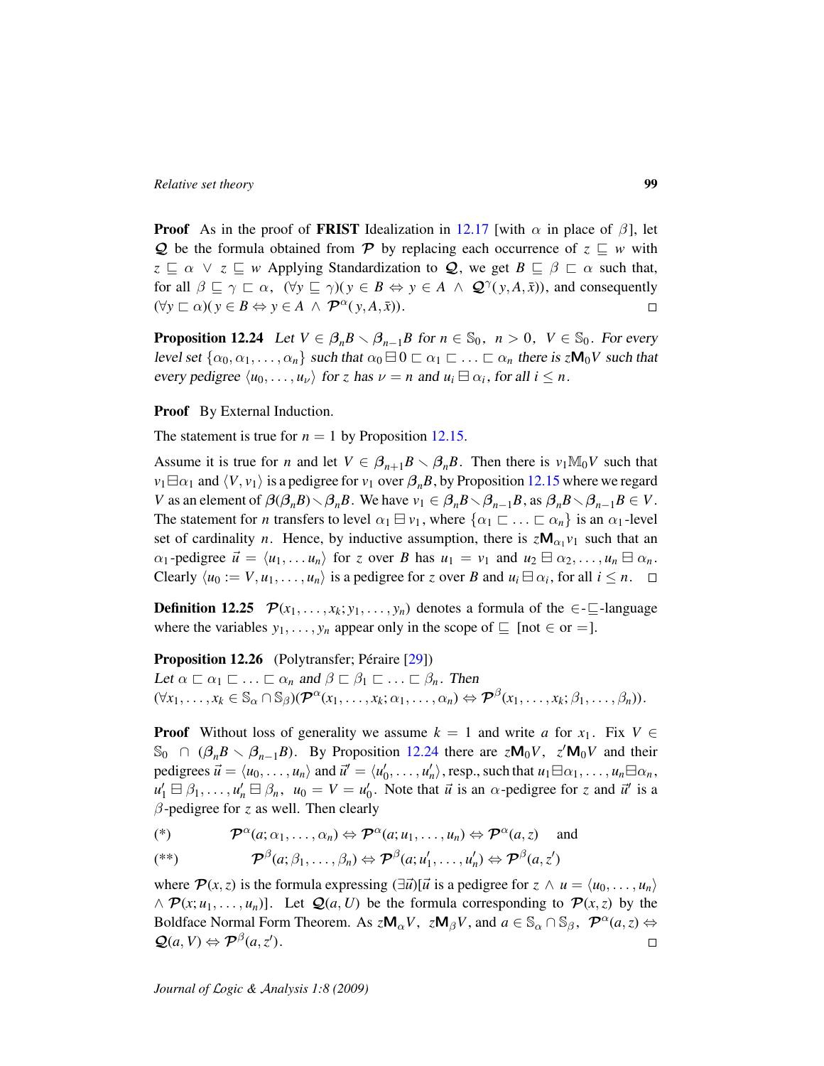**Proof** As in the proof of **FRIST** Idealization in 12.17 [with $\alpha$ in place of $\beta$], let $\mathcal{Q}$ be the formula obtained from $\mathcal{P}$ by replacing each occurrence of $z \sqsubseteq w$ with $z \sqsubseteq \alpha \vee z \sqsubseteq w$ Applying Standardization to $\mathcal{Q}$, we get $B \sqsubseteq \beta \sqsubset \alpha$ such that, for all $\beta \sqsubseteq \gamma \sqsubset \alpha$, $(\forall y \sqsubseteq \gamma)(y \in B \Leftrightarrow y \in A \wedge \mathcal{Q}^{\gamma}(y, A, \bar{x}))$, and consequently $(\forall y \sqsubset \alpha)(y \in B \Leftrightarrow y \in A \wedge \mathcal{P}^{\alpha}(y, A, \bar{x}))$. □

**Proposition 12.24** *Let $V \in \boldsymbol{\beta}_n B \setminus \boldsymbol{\beta}_{n-1} B$ for $n \in \mathbb{S}_0$, $n > 0$, $V \in \mathbb{S}_0$. For every level set $\{\alpha_0, \alpha_1, \ldots, \alpha_n\}$ such that $\alpha_0 \boxminus 0 \sqsubset \alpha_1 \sqsubset \ldots \sqsubset \alpha_n$ there is $z\mathbf{M}_0 V$ such that every pedigree $\langle u_0, \ldots, u_\nu \rangle$ for $z$ has $\nu = n$ and $u_i \boxminus \alpha_i$, for all $i \leq n$.*

**Proof** By External Induction.

The statement is true for $n = 1$ by Proposition 12.15.

Assume it is true for $n$ and let $V \in \boldsymbol{\beta}_{n+1} B \setminus \boldsymbol{\beta}_n B$. Then there is $v_1 \mathbb{M}_0 V$ such that $v_1 \boxminus \alpha_1$ and $\langle V, v_1 \rangle$ is a pedigree for $v_1$ over $\boldsymbol{\beta}_n B$, by Proposition 12.15 where we regard $V$ as an element of $\boldsymbol{\beta}(\boldsymbol{\beta}_n B) \setminus \boldsymbol{\beta}_n B$. We have $v_1 \in \boldsymbol{\beta}_n B \setminus \boldsymbol{\beta}_{n-1} B$, as $\boldsymbol{\beta}_n B \setminus \boldsymbol{\beta}_{n-1} B \in V$. The statement for $n$ transfers to level $\alpha_1 \boxminus v_1$, where $\{\alpha_1 \sqsubset \ldots \sqsubset \alpha_n\}$ is an $\alpha_1$-level set of cardinality $n$. Hence, by inductive assumption, there is $z\mathbf{M}_{\alpha_1} v_1$ such that an $\alpha_1$-pedigree $\vec{u} = \langle u_1, \ldots u_n \rangle$ for $z$ over $B$ has $u_1 = v_1$ and $u_2 \boxminus \alpha_2, \ldots, u_n \boxminus \alpha_n$. Clearly $\langle u_0 := V, u_1, \ldots, u_n \rangle$ is a pedigree for $z$ over $B$ and $u_i \boxminus \alpha_i$, for all $i \leq n$. □

**Definition 12.25** $\mathcal{P}(x_1, \ldots, x_k; y_1, \ldots, y_n)$ denotes a formula of the $\in$-$\sqsubseteq$-language where the variables $y_1, \ldots, y_n$ appear only in the scope of $\sqsubseteq$ [not $\in$ or $=$].

**Proposition 12.26** (Polytransfer; Péraire [29])
*Let $\alpha \sqsubset \alpha_1 \sqsubset \ldots \sqsubset \alpha_n$ and $\beta \sqsubset \beta_1 \sqsubset \ldots \sqsubset \beta_n$. Then $(\forall x_1, \ldots, x_k \in \mathbb{S}_\alpha \cap \mathbb{S}_\beta)(\mathcal{P}^{\alpha}(x_1, \ldots, x_k; \alpha_1, \ldots, \alpha_n) \Leftrightarrow \mathcal{P}^{\beta}(x_1, \ldots, x_k; \beta_1, \ldots, \beta_n))$.*

**Proof** Without loss of generality we assume $k = 1$ and write $a$ for $x_1$. Fix $V \in \mathbb{S}_0 \cap (\boldsymbol{\beta}_n B \setminus \boldsymbol{\beta}_{n-1} B)$. By Proposition 12.24 there are $z\mathbf{M}_0 V$, $z'\mathbf{M}_0 V$ and their pedigrees $\vec{u} = \langle u_0, \ldots, u_n \rangle$ and $\vec{u}' = \langle u'_0, \ldots, u'_n \rangle$, resp., such that $u_1 \boxminus \alpha_1, \ldots, u_n \boxminus \alpha_n$, $u'_1 \boxminus \beta_1, \ldots, u'_n \boxminus \beta_n$, $u_0 = V = u'_0$. Note that $\vec{u}$ is an $\alpha$-pedigree for $z$ and $\vec{u}'$ is a $\beta$-pedigree for $z$ as well. Then clearly

$$(*) \qquad \mathcal{P}^{\alpha}(a; \alpha_1, \ldots, \alpha_n) \Leftrightarrow \mathcal{P}^{\alpha}(a; u_1, \ldots, u_n) \Leftrightarrow \mathcal{P}^{\alpha}(a, z) \quad \text{and}$$

$$(**) \qquad \mathcal{P}^{\beta}(a; \beta_1, \ldots, \beta_n) \Leftrightarrow \mathcal{P}^{\beta}(a; u'_1, \ldots, u'_n) \Leftrightarrow \mathcal{P}^{\beta}(a, z')$$

where $\mathcal{P}(x, z)$ is the formula expressing $(\exists \vec{u})[\vec{u}$ is a pedigree for $z \wedge u = \langle u_0, \ldots, u_n \rangle \wedge \mathcal{P}(x; u_1, \ldots, u_n)]$. Let $\mathcal{Q}(a, U)$ be the formula corresponding to $\mathcal{P}(x, z)$ by the Boldface Normal Form Theorem. As $z\mathbf{M}_\alpha V$, $z\mathbf{M}_\beta V$, and $a \in \mathbb{S}_\alpha \cap \mathbb{S}_\beta$, $\mathcal{P}^{\alpha}(a, z) \Leftrightarrow \mathcal{Q}(a, V) \Leftrightarrow \mathcal{P}^{\beta}(a, z')$. □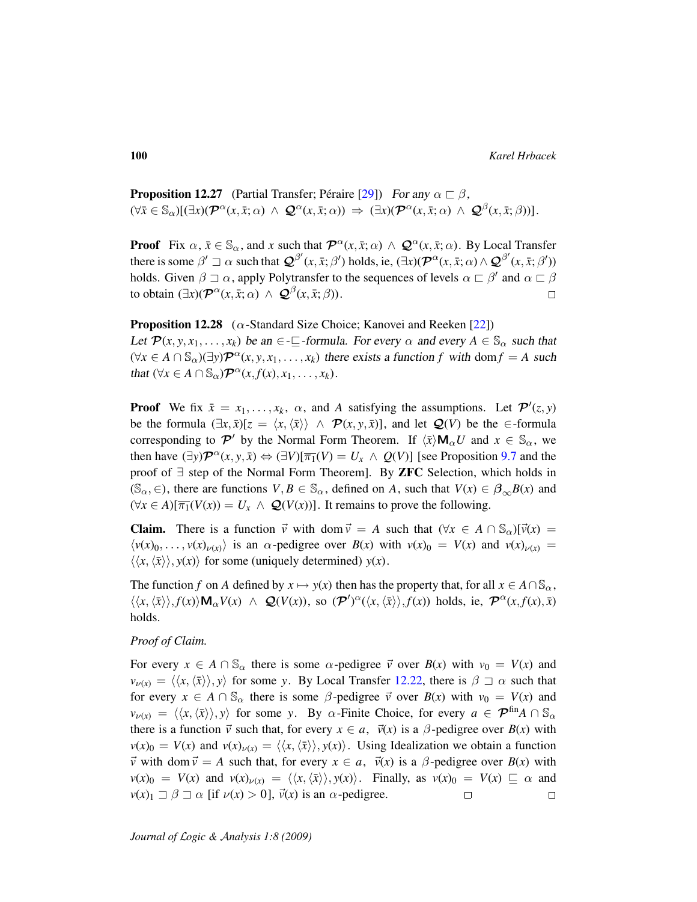**Proposition 12.27** (Partial Transfer; Péraire [29]) *For any* $\alpha \sqsubset \beta$, $(\forall \bar{x} \in \mathbb{S}_\alpha)[(\exists x)(\boldsymbol{\mathcal{P}}^\alpha(x, \bar{x}; \alpha) \;\wedge\; \boldsymbol{\mathcal{Q}}^\alpha(x, \bar{x}; \alpha)) \;\Rightarrow\; (\exists x)(\boldsymbol{\mathcal{P}}^\alpha(x, \bar{x}; \alpha) \;\wedge\; \boldsymbol{\mathcal{Q}}^\beta(x, \bar{x}; \beta))]$.

**Proof** Fix $\alpha$, $\bar{x} \in \mathbb{S}_\alpha$, and $x$ such that $\boldsymbol{\mathcal{P}}^\alpha(x, \bar{x}; \alpha) \wedge \boldsymbol{\mathcal{Q}}^\alpha(x, \bar{x}; \alpha)$. By Local Transfer there is some $\beta' \sqsupset \alpha$ such that $\boldsymbol{\mathcal{Q}}^{\beta'}(x, \bar{x}; \beta')$ holds, ie, $(\exists x)(\boldsymbol{\mathcal{P}}^\alpha(x, \bar{x}; \alpha) \wedge \boldsymbol{\mathcal{Q}}^{\beta'}(x, \bar{x}; \beta'))$ holds. Given $\beta \sqsupset \alpha$, apply Polytransfer to the sequences of levels $\alpha \sqsubset \beta'$ and $\alpha \sqsubset \beta$ to obtain $(\exists x)(\boldsymbol{\mathcal{P}}^\alpha(x, \bar{x}; \alpha) \;\wedge\; \boldsymbol{\mathcal{Q}}^\beta(x, \bar{x}; \beta))$. $\square$

**Proposition 12.28** ($\alpha$-Standard Size Choice; Kanovei and Reeken [22]) *Let* $\boldsymbol{\mathcal{P}}(x, y, x_1, \ldots, x_k)$ *be an* $\in$-$\sqsubseteq$*-formula. For every* $\alpha$ *and every* $A \in \mathbb{S}_\alpha$ *such that* $(\forall x \in A \cap \mathbb{S}_\alpha)(\exists y)\boldsymbol{\mathcal{P}}^\alpha(x, y, x_1, \ldots, x_k)$ *there exists a function* $f$ *with* $\operatorname{dom} f = A$ *such that* $(\forall x \in A \cap \mathbb{S}_\alpha)\boldsymbol{\mathcal{P}}^\alpha(x, f(x), x_1, \ldots, x_k)$.

**Proof** We fix $\bar{x} = x_1, \ldots, x_k$, $\alpha$, and $A$ satisfying the assumptions. Let $\boldsymbol{\mathcal{P}}'(z, y)$ be the formula $(\exists x, \bar{x})[z = \langle x, \langle \bar{x} \rangle\rangle \;\wedge\; \boldsymbol{\mathcal{P}}(x, y, \bar{x})]$, and let $\boldsymbol{\mathcal{Q}}(V)$ be the $\in$-formula corresponding to $\boldsymbol{\mathcal{P}}'$ by the Normal Form Theorem. If $\langle \bar{x} \rangle \mathsf{M}_\alpha U$ and $x \in \mathbb{S}_\alpha$, we then have $(\exists y)\boldsymbol{\mathcal{P}}^\alpha(x, y, \bar{x}) \Leftrightarrow (\exists V)[\overline{\pi_1}(V) = U_x \;\wedge\; Q(V)]$ [see Proposition 9.7 and the proof of $\exists$ step of the Normal Form Theorem]. By **ZFC** Selection, which holds in $(\mathbb{S}_\alpha, \in)$, there are functions $V, B \in \mathbb{S}_\alpha$, defined on $A$, such that $V(x) \in \boldsymbol{\beta}_\infty B(x)$ and $(\forall x \in A)[\overline{\pi_1}(V(x)) = U_x \;\wedge\; \boldsymbol{\mathcal{Q}}(V(x))]$. It remains to prove the following.

**Claim.** There is a function $\vec{v}$ with $\operatorname{dom} \vec{v} = A$ such that $(\forall x \in A \cap \mathbb{S}_\alpha)[\vec{v}(x) = \langle v(x)_0, \ldots, v(x)_{\nu(x)} \rangle$ is an $\alpha$-pedigree over $B(x)$ with $v(x)_0 = V(x)$ and $v(x)_{\nu(x)} = \langle\langle x, \langle \bar{x} \rangle\rangle, y(x)\rangle$ for some (uniquely determined) $y(x)$.

The function $f$ on $A$ defined by $x \mapsto y(x)$ then has the property that, for all $x \in A \cap \mathbb{S}_\alpha$, $\langle\langle x, \langle \bar{x} \rangle\rangle, f(x)\rangle \mathsf{M}_\alpha V(x) \;\wedge\; \boldsymbol{\mathcal{Q}}(V(x))$, so $(\boldsymbol{\mathcal{P}}')^\alpha(\langle x, \langle \bar{x} \rangle\rangle, f(x))$ holds, ie, $\boldsymbol{\mathcal{P}}^\alpha(x, f(x), \bar{x})$ holds.

*Proof of Claim.*

For every $x \in A \cap \mathbb{S}_\alpha$ there is some $\alpha$-pedigree $\vec{v}$ over $B(x)$ with $v_0 = V(x)$ and $v_{\nu(x)} = \langle\langle x, \langle \bar{x} \rangle\rangle, y\rangle$ for some $y$. By Local Transfer 12.22, there is $\beta \sqsupset \alpha$ such that for every $x \in A \cap \mathbb{S}_\alpha$ there is some $\beta$-pedigree $\vec{v}$ over $B(x)$ with $v_0 = V(x)$ and $v_{\nu(x)} = \langle\langle x, \langle \bar{x} \rangle\rangle, y\rangle$ for some $y$. By $\alpha$-Finite Choice, for every $a \in \boldsymbol{\mathcal{P}}^{\text{fin}} A \cap \mathbb{S}_\alpha$ there is a function $\vec{v}$ such that, for every $x \in a$, $\vec{v}(x)$ is a $\beta$-pedigree over $B(x)$ with $v(x)_0 = V(x)$ and $v(x)_{\nu(x)} = \langle\langle x, \langle \bar{x} \rangle\rangle, y(x)\rangle$. Using Idealization we obtain a function $\vec{v}$ with $\operatorname{dom} \vec{v} = A$ such that, for every $x \in a$, $\vec{v}(x)$ is a $\beta$-pedigree over $B(x)$ with $v(x)_0 = V(x)$ and $v(x)_{\nu(x)} = \langle\langle x, \langle \bar{x} \rangle\rangle, y(x)\rangle$. Finally, as $v(x)_0 = V(x) \sqsubseteq \alpha$ and $v(x)_1 \sqsupset \beta \sqsupset \alpha$ [if $\nu(x) > 0$], $\vec{v}(x)$ is an $\alpha$-pedigree. $\square$ $\square$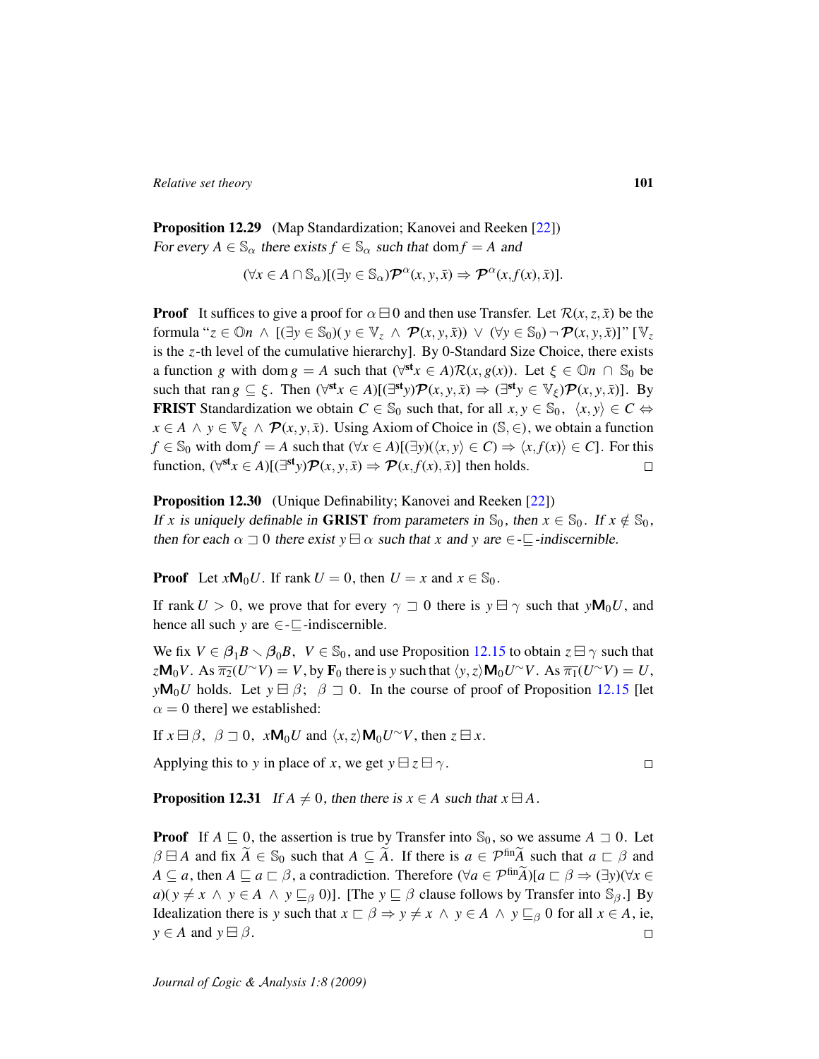**Proposition 12.29** (Map Standardization; Kanovei and Reeken [22])
*For every* $A \in \mathbb{S}_\alpha$ *there exists* $f \in \mathbb{S}_\alpha$ *such that* $\operatorname{dom} f = A$ *and*

$$(\forall x \in A \cap \mathbb{S}_\alpha)[(\exists y \in \mathbb{S}_\alpha)\mathcal{P}^\alpha(x, y, \bar{x}) \Rightarrow \mathcal{P}^\alpha(x, f(x), \bar{x})].$$

**Proof** It suffices to give a proof for $\alpha \boxminus 0$ and then use Transfer. Let $\mathcal{R}(x, z, \bar{x})$ be the formula "$z \in \mathbb{O}n \wedge [(\exists y \in \mathbb{S}_0)(y \in \mathbb{V}_z \wedge \mathcal{P}(x, y, \bar{x})) \vee (\forall y \in \mathbb{S}_0) \neg \mathcal{P}(x, y, \bar{x})]$" [$\mathbb{V}_z$ is the $z$-th level of the cumulative hierarchy]. By 0-Standard Size Choice, there exists a function $g$ with $\operatorname{dom} g = A$ such that $(\forall^{\mathbf{st}} x \in A)\mathcal{R}(x, g(x))$. Let $\xi \in \mathbb{O}n \cap \mathbb{S}_0$ be such that $\operatorname{ran} g \subseteq \xi$. Then $(\forall^{\mathbf{st}} x \in A)[(\exists^{\mathbf{st}} y)\mathcal{P}(x, y, \bar{x}) \Rightarrow (\exists^{\mathbf{st}} y \in \mathbb{V}_\xi)\mathcal{P}(x, y, \bar{x})]$. By **FRIST** Standardization we obtain $C \in \mathbb{S}_0$ such that, for all $x, y \in \mathbb{S}_0$, $\langle x, y\rangle \in C \Leftrightarrow x \in A \wedge y \in \mathbb{V}_\xi \wedge \mathcal{P}(x, y, \bar{x})$. Using Axiom of Choice in $(\mathbb{S}, \in)$, we obtain a function $f \in \mathbb{S}_0$ with $\operatorname{dom} f = A$ such that $(\forall x \in A)[(\exists y)(\langle x, y\rangle \in C) \Rightarrow \langle x, f(x)\rangle \in C]$. For this function, $(\forall^{\mathbf{st}} x \in A)[(\exists^{\mathbf{st}} y)\mathcal{P}(x, y, \bar{x}) \Rightarrow \mathcal{P}(x, f(x), \bar{x})]$ then holds. □

**Proposition 12.30** (Unique Definability; Kanovei and Reeken [22])
*If* $x$ *is uniquely definable in* **GRIST** *from parameters in* $\mathbb{S}_0$, *then* $x \in \mathbb{S}_0$. *If* $x \notin \mathbb{S}_0$, *then for each* $\alpha \sqsupset 0$ *there exist* $y \boxminus \alpha$ *such that* $x$ *and* $y$ *are* $\in$-$\sqsubseteq$*-indiscernible.*

**Proof** Let $x\mathsf{M}_0 U$. If $\operatorname{rank} U = 0$, then $U = x$ and $x \in \mathbb{S}_0$.

If $\operatorname{rank} U > 0$, we prove that for every $\gamma \sqsupset 0$ there is $y \boxminus \gamma$ such that $y\mathsf{M}_0 U$, and hence all such $y$ are $\in$-$\sqsubseteq$-indiscernible.

We fix $V \in \boldsymbol{\beta}_1 B \setminus \boldsymbol{\beta}_0 B$, $V \in \mathbb{S}_0$, and use Proposition 12.15 to obtain $z \boxminus \gamma$ such that $z\mathsf{M}_0 V$. As $\overline{\pi_2}(U^\frown V) = V$, by $\mathbf{F}_0$ there is $y$ such that $\langle y, z\rangle \mathsf{M}_0 U^\frown V$. As $\overline{\pi_1}(U^\frown V) = U$, $y\mathsf{M}_0 U$ holds. Let $y \boxminus \beta$; $\beta \sqsupset 0$. In the course of proof of Proposition 12.15 [let $\alpha = 0$ there] we established:

If $x \boxminus \beta$, $\beta \sqsupset 0$, $x\mathsf{M}_0 U$ and $\langle x, z\rangle \mathsf{M}_0 U^\frown V$, then $z \boxminus x$.

Applying this to $y$ in place of $x$, we get $y \boxminus z \boxminus \gamma$. □

**Proposition 12.31** *If* $A \neq 0$, *then there is* $x \in A$ *such that* $x \boxminus A$.

**Proof** If $A \sqsubseteq 0$, the assertion is true by Transfer into $\mathbb{S}_0$, so we assume $A \sqsupset 0$. Let $\beta \boxminus A$ and fix $\widetilde{A} \in \mathbb{S}_0$ such that $A \subseteq \widetilde{A}$. If there is $a \in \mathcal{P}^{\text{fin}}\widetilde{A}$ such that $a \sqsubset \beta$ and $A \subseteq a$, then $A \sqsubseteq a \sqsubset \beta$, a contradiction. Therefore $(\forall a \in \mathcal{P}^{\text{fin}}\widetilde{A})[a \sqsubset \beta \Rightarrow (\exists y)(\forall x \in a)(y \neq x \wedge y \in A \wedge y \sqsubseteq_\beta 0)]$. [The $y \sqsubseteq \beta$ clause follows by Transfer into $\mathbb{S}_\beta$.] By Idealization there is $y$ such that $x \sqsubset \beta \Rightarrow y \neq x \wedge y \in A \wedge y \sqsubseteq_\beta 0$ for all $x \in A$, ie, $y \in A$ and $y \boxminus \beta$. □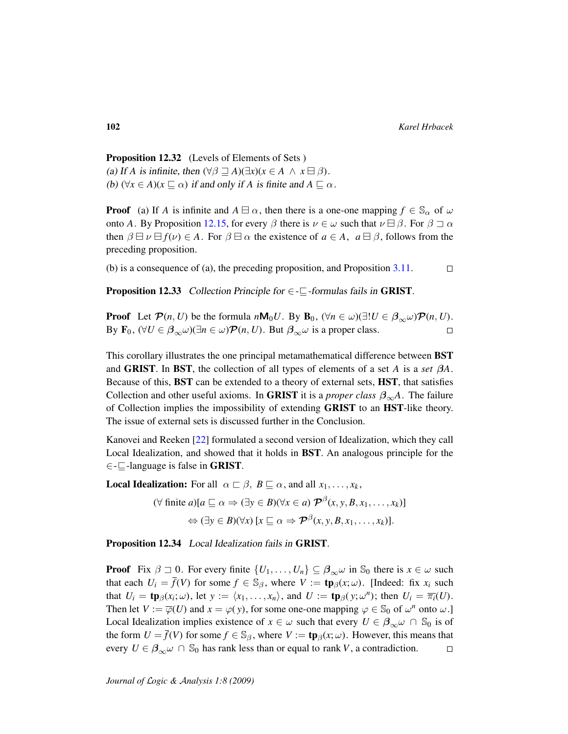**Proposition 12.32** (Levels of Elements of Sets )
*(a) If $A$ is infinite, then* $(\forall \beta \sqsupseteq A)(\exists x)(x \in A \ \wedge \ x \boxminus \beta)$.
*(b)* $(\forall x \in A)(x \sqsubseteq \alpha)$ *if and only if $A$ is finite and $A \sqsubseteq \alpha$.*

**Proof** (a) If $A$ is infinite and $A \boxminus \alpha$, then there is a one-one mapping $f \in \mathbb{S}_\alpha$ of $\omega$ onto $A$. By Proposition 12.15, for every $\beta$ there is $\nu \in \omega$ such that $\nu \boxminus \beta$. For $\beta \sqsupset \alpha$ then $\beta \boxminus \nu \boxminus f(\nu) \in A$. For $\beta \boxminus \alpha$ the existence of $a \in A, \ a \boxminus \beta$, follows from the preceding proposition.

(b) is a consequence of (a), the preceding proposition, and Proposition 3.11. □

**Proposition 12.33** *Collection Principle for $\in$-$\sqsubseteq$-formulas fails in* **GRIST**.

**Proof** Let $\mathcal{P}(n, U)$ be the formula $n\mathsf{M}_0 U$. By $\mathbf{B}_0$, $(\forall n \in \omega)(\exists! U \in \boldsymbol{\beta}_\infty \omega)\mathcal{P}(n, U)$. By $\mathbf{F}_0$, $(\forall U \in \boldsymbol{\beta}_\infty \omega)(\exists n \in \omega)\mathcal{P}(n, U)$. But $\boldsymbol{\beta}_\infty \omega$ is a proper class. □

This corollary illustrates the one principal metamathematical difference between **BST** and **GRIST**. In **BST**, the collection of all types of elements of a set $A$ is a *set* $\beta A$. Because of this, **BST** can be extended to a theory of external sets, **HST**, that satisfies Collection and other useful axioms. In **GRIST** it is a *proper class* $\boldsymbol{\beta}_\infty A$. The failure of Collection implies the impossibility of extending **GRIST** to an **HST**-like theory. The issue of external sets is discussed further in the Conclusion.

Kanovei and Reeken [22] formulated a second version of Idealization, which they call Local Idealization, and showed that it holds in **BST**. An analogous principle for the $\in$-$\sqsubseteq$-language is false in **GRIST**.

**Local Idealization:** For all $\alpha \sqsubset \beta$, $B \sqsubseteq \alpha$, and all $x_1, \ldots, x_k$,

$$(\forall \text{ finite } a)[a \sqsubseteq \alpha \Rightarrow (\exists y \in B)(\forall x \in a) \ \mathcal{P}^\beta(x, y, B, x_1, \ldots, x_k)]$$
$$\Leftrightarrow (\exists y \in B)(\forall x) \ [x \sqsubseteq \alpha \Rightarrow \mathcal{P}^\beta(x, y, B, x_1, \ldots, x_k)].$$

**Proposition 12.34** *Local Idealization fails in* **GRIST**.

**Proof** Fix $\beta \sqsupset 0$. For every finite $\{U_1, \ldots, U_n\} \subseteq \boldsymbol{\beta}_\infty \omega$ in $\mathbb{S}_0$ there is $x \in \omega$ such that each $U_i = \overline{f}(V)$ for some $f \in \mathbb{S}_\beta$, where $V := \mathbf{tp}_\beta(x; \omega)$. [Indeed: fix $x_i$ such that $U_i = \mathbf{tp}_\beta(x_i; \omega)$, let $y := \langle x_1, \ldots, x_n \rangle$, and $U := \mathbf{tp}_\beta(y; \omega^n)$; then $U_i = \overline{\pi_i}(U)$. Then let $V := \overline{\varphi}(U)$ and $x = \varphi(y)$, for some one-one mapping $\varphi \in \mathbb{S}_0$ of $\omega^n$ onto $\omega$.] Local Idealization implies existence of $x \in \omega$ such that every $U \in \boldsymbol{\beta}_\infty \omega \cap \mathbb{S}_0$ is of the form $U = \overline{f}(V)$ for some $f \in \mathbb{S}_\beta$, where $V := \mathbf{tp}_\beta(x; \omega)$. However, this means that every $U \in \boldsymbol{\beta}_\infty \omega \cap \mathbb{S}_0$ has rank less than or equal to rank $V$, a contradiction. □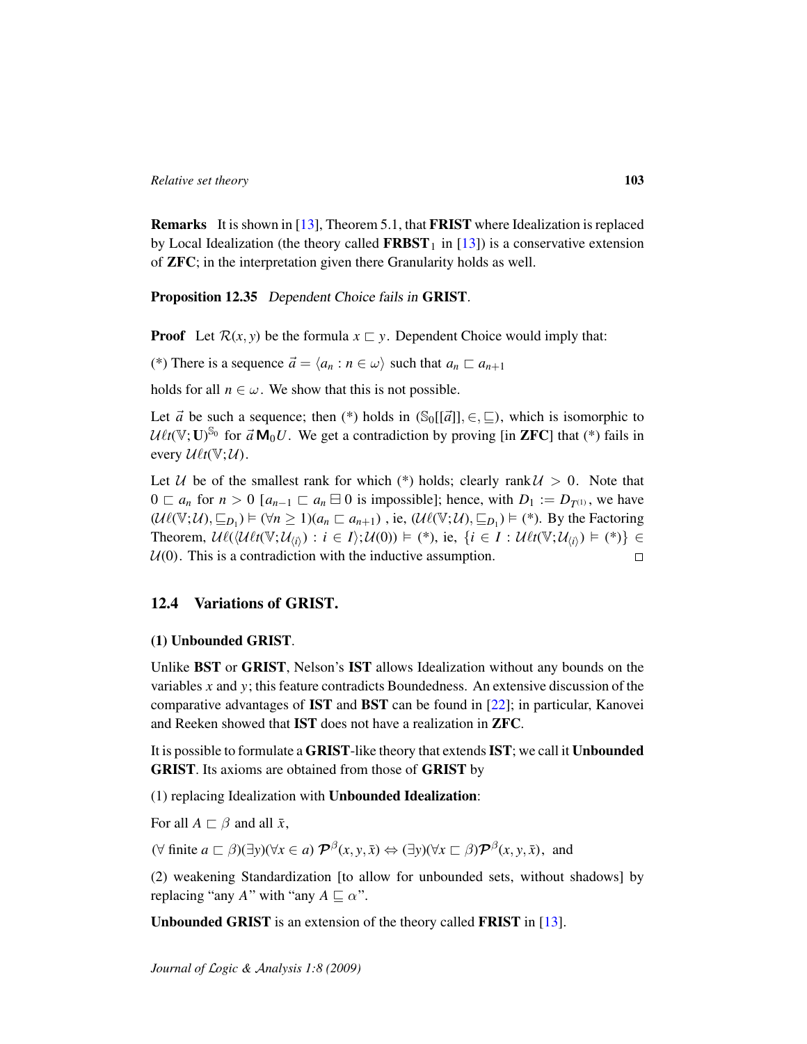**Remarks** It is shown in [13], Theorem 5.1, that **FRIST** where Idealization is replaced by Local Idealization (the theory called $\mathbf{FRBST}_1$ in [13]) is a conservative extension of **ZFC**; in the interpretation given there Granularity holds as well.

**Proposition 12.35** *Dependent Choice fails in* **GRIST**.

**Proof** Let $\mathcal{R}(x,y)$ be the formula $x \sqsubset y$. Dependent Choice would imply that:

(*) There is a sequence $\vec{a} = \langle a_n : n \in \omega \rangle$ such that $a_n \sqsubset a_{n+1}$

holds for all $n \in \omega$. We show that this is not possible.

Let $\vec{a}$ be such a sequence; then (*) holds in $(\mathbb{S}_0[[\vec{a}]], \in, \sqsubseteq)$, which is isomorphic to $\mathcal{U}\ell t(\mathbb{V};\mathbf{U})^{\mathbb{S}_0}$ for $\vec{a}\,\mathsf{M}_0 U$. We get a contradiction by proving [in **ZFC**] that (*) fails in every $\mathcal{U}\ell t(\mathbb{V};\mathcal{U})$.

Let $\mathcal{U}$ be of the smallest rank for which (*) holds; clearly $\operatorname{rank}\mathcal{U} > 0$. Note that $0 \sqsubset a_n$ for $n > 0$ [$a_{n-1} \sqsubset a_n \boxminus 0$ is impossible]; hence, with $D_1 := D_{T^{(1)}}$, we have $(\mathcal{U}\ell(\mathbb{V};\mathcal{U}), \sqsubseteq_{D_1}) \vDash (\forall n \geq 1)(a_n \sqsubset a_{n+1})$ , ie, $(\mathcal{U}\ell(\mathbb{V};\mathcal{U}), \sqsubseteq_{D_1}) \vDash (*)$. By the Factoring Theorem, $\mathcal{U}\ell(\langle \mathcal{U}\ell t(\mathbb{V};\mathcal{U}_{\langle i \rangle}) : i \in I \rangle; \mathcal{U}(0)) \vDash (*)$, ie, $\{i \in I : \mathcal{U}\ell t(\mathbb{V};\mathcal{U}_{\langle i \rangle}) \vDash (*)\} \in \mathcal{U}(0)$. This is a contradiction with the inductive assumption. $\square$

## 12.4 Variations of GRIST.

**(1) Unbounded GRIST**.

Unlike **BST** or **GRIST**, Nelson's **IST** allows Idealization without any bounds on the variables $x$ and $y$; this feature contradicts Boundedness. An extensive discussion of the comparative advantages of **IST** and **BST** can be found in [22]; in particular, Kanovei and Reeken showed that **IST** does not have a realization in **ZFC**.

It is possible to formulate a **GRIST**-like theory that extends **IST**; we call it **Unbounded GRIST**. Its axioms are obtained from those of **GRIST** by

(1) replacing Idealization with **Unbounded Idealization**:

For all $A \sqsubset \beta$ and all $\bar{x}$,

$(\forall \text{ finite } a \sqsubset \beta)(\exists y)(\forall x \in a)\, \mathcal{P}^{\beta}(x,y,\bar{x}) \Leftrightarrow (\exists y)(\forall x \sqsubset \beta)\mathcal{P}^{\beta}(x,y,\bar{x})$, and

(2) weakening Standardization [to allow for unbounded sets, without shadows] by replacing "any $A$" with "any $A \sqsubseteq \alpha$".

**Unbounded GRIST** is an extension of the theory called **FRIST** in [13].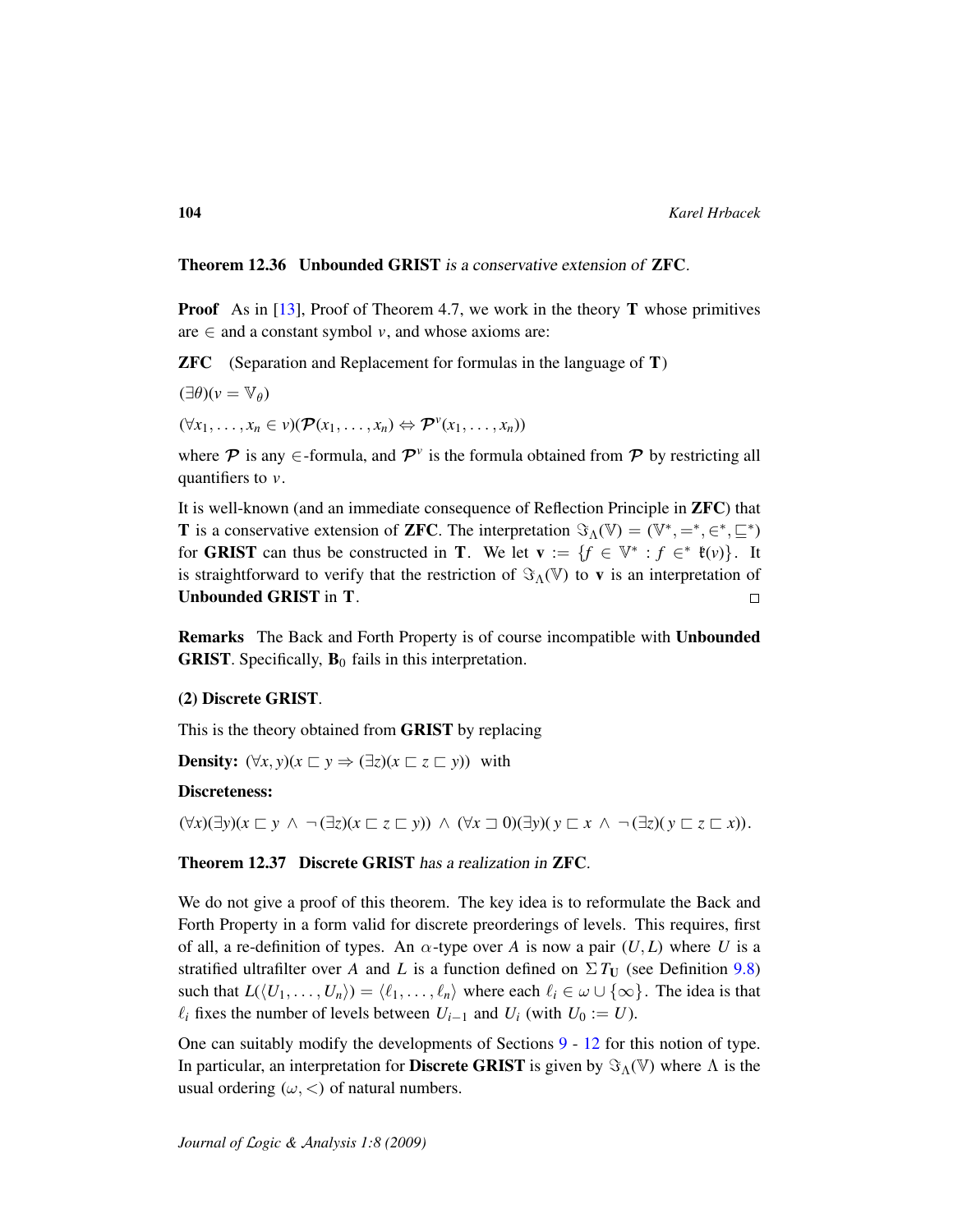**Theorem 12.36** **Unbounded GRIST** *is a conservative extension of* **ZFC**.

**Proof** As in [13], Proof of Theorem 4.7, we work in the theory **T** whose primitives are $\in$ and a constant symbol $v$, and whose axioms are:

**ZFC** (Separation and Replacement for formulas in the language of **T**)

$(\exists \theta)(v = \mathbb{V}_\theta)$

$(\forall x_1, \ldots, x_n \in v)(\mathcal{P}(x_1, \ldots, x_n) \Leftrightarrow \mathcal{P}^v(x_1, \ldots, x_n))$

where $\mathcal{P}$ is any $\in$-formula, and $\mathcal{P}^v$ is the formula obtained from $\mathcal{P}$ by restricting all quantifiers to $v$.

It is well-known (and an immediate consequence of Reflection Principle in **ZFC**) that **T** is a conservative extension of **ZFC**. The interpretation $\Im_\Lambda(\mathbb{V}) = (\mathbb{V}^*, =^*, \in^*, \sqsubseteq^*)$ for **GRIST** can thus be constructed in **T**. We let $\mathbf{v} := \{f \in \mathbb{V}^* : f \in^* \mathfrak{k}(v)\}$. It is straightforward to verify that the restriction of $\Im_\Lambda(\mathbb{V})$ to $\mathbf{v}$ is an interpretation of **Unbounded GRIST** in **T**. $\square$

**Remarks** The Back and Forth Property is of course incompatible with **Unbounded GRIST**. Specifically, $\mathbf{B}_0$ fails in this interpretation.

**(2) Discrete GRIST**.

This is the theory obtained from **GRIST** by replacing

**Density:** $(\forall x, y)(x \sqsubset y \Rightarrow (\exists z)(x \sqsubset z \sqsubset y))$ with

**Discreteness:**

$(\forall x)(\exists y)(x \sqsubset y \wedge \neg(\exists z)(x \sqsubset z \sqsubset y)) \wedge (\forall x \sqsupset 0)(\exists y)(y \sqsubset x \wedge \neg(\exists z)(y \sqsubset z \sqsubset x))$.

**Theorem 12.37** **Discrete GRIST** *has a realization in* **ZFC**.

We do not give a proof of this theorem. The key idea is to reformulate the Back and Forth Property in a form valid for discrete preorderings of levels. This requires, first of all, a re-definition of types. An $\alpha$-type over $A$ is now a pair $(U, L)$ where $U$ is a stratified ultrafilter over $A$ and $L$ is a function defined on $\Sigma T_{\mathbf{U}}$ (see Definition 9.8) such that $L(\langle U_1, \ldots, U_n \rangle) = \langle \ell_1, \ldots, \ell_n \rangle$ where each $\ell_i \in \omega \cup \{\infty\}$. The idea is that $\ell_i$ fixes the number of levels between $U_{i-1}$ and $U_i$ (with $U_0 := U$).

One can suitably modify the developments of Sections 9 - 12 for this notion of type. In particular, an interpretation for **Discrete GRIST** is given by $\Im_\Lambda(\mathbb{V})$ where $\Lambda$ is the usual ordering $(\omega, <)$ of natural numbers.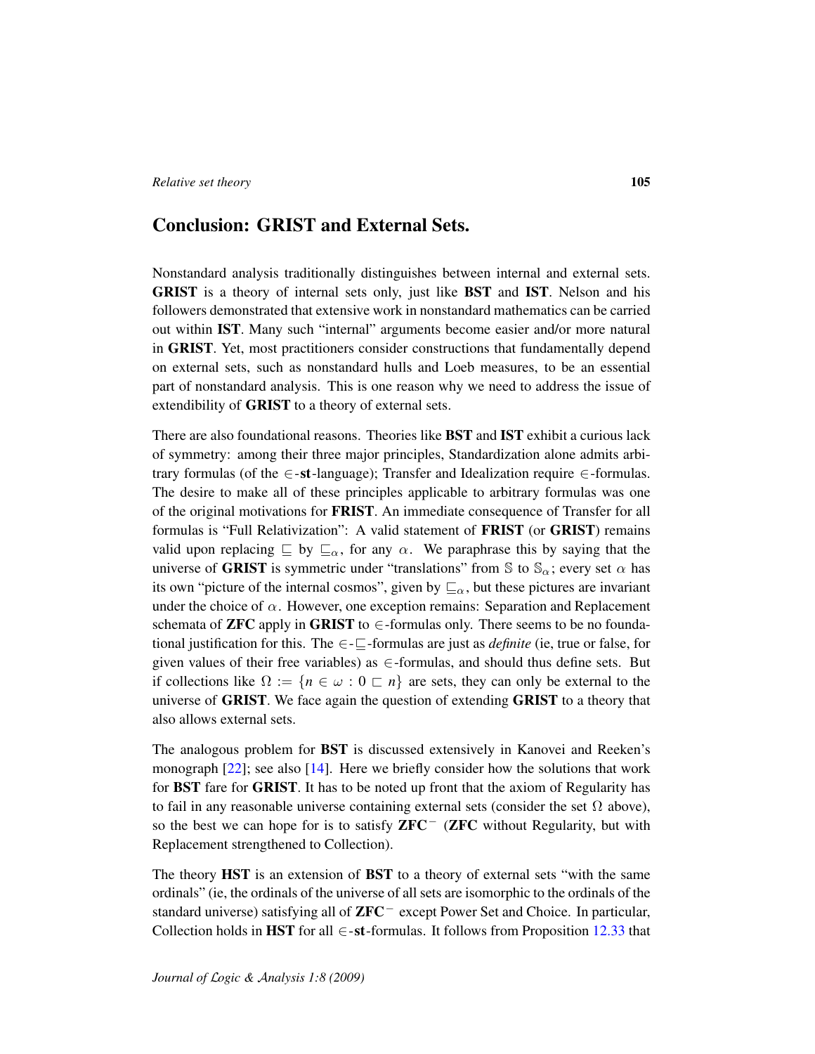## Conclusion: GRIST and External Sets.

Nonstandard analysis traditionally distinguishes between internal and external sets. **GRIST** is a theory of internal sets only, just like **BST** and **IST**. Nelson and his followers demonstrated that extensive work in nonstandard mathematics can be carried out within **IST**. Many such "internal" arguments become easier and/or more natural in **GRIST**. Yet, most practitioners consider constructions that fundamentally depend on external sets, such as nonstandard hulls and Loeb measures, to be an essential part of nonstandard analysis. This is one reason why we need to address the issue of extendibility of **GRIST** to a theory of external sets.

There are also foundational reasons. Theories like **BST** and **IST** exhibit a curious lack of symmetry: among their three major principles, Standardization alone admits arbitrary formulas (of the $\in$-**st**-language); Transfer and Idealization require $\in$-formulas. The desire to make all of these principles applicable to arbitrary formulas was one of the original motivations for **FRIST**. An immediate consequence of Transfer for all formulas is "Full Relativization": A valid statement of **FRIST** (or **GRIST**) remains valid upon replacing $\sqsubseteq$ by $\sqsubseteq_\alpha$, for any $\alpha$. We paraphrase this by saying that the universe of **GRIST** is symmetric under "translations" from $\mathbb{S}$ to $\mathbb{S}_\alpha$; every set $\alpha$ has its own "picture of the internal cosmos", given by $\sqsubseteq_\alpha$, but these pictures are invariant under the choice of $\alpha$. However, one exception remains: Separation and Replacement schemata of **ZFC** apply in **GRIST** to $\in$-formulas only. There seems to be no foundational justification for this. The $\in$-$\sqsubseteq$-formulas are just as *definite* (ie, true or false, for given values of their free variables) as $\in$-formulas, and should thus define sets. But if collections like $\Omega := \{n \in \omega : 0 \sqsubset n\}$ are sets, they can only be external to the universe of **GRIST**. We face again the question of extending **GRIST** to a theory that also allows external sets.

The analogous problem for **BST** is discussed extensively in Kanovei and Reeken's monograph [22]; see also [14]. Here we briefly consider how the solutions that work for **BST** fare for **GRIST**. It has to be noted up front that the axiom of Regularity has to fail in any reasonable universe containing external sets (consider the set $\Omega$ above), so the best we can hope for is to satisfy **ZFC**$^-$ (**ZFC** without Regularity, but with Replacement strengthened to Collection).

The theory **HST** is an extension of **BST** to a theory of external sets "with the same ordinals" (ie, the ordinals of the universe of all sets are isomorphic to the ordinals of the standard universe) satisfying all of **ZFC**$^-$ except Power Set and Choice. In particular, Collection holds in **HST** for all $\in$-**st**-formulas. It follows from Proposition 12.33 that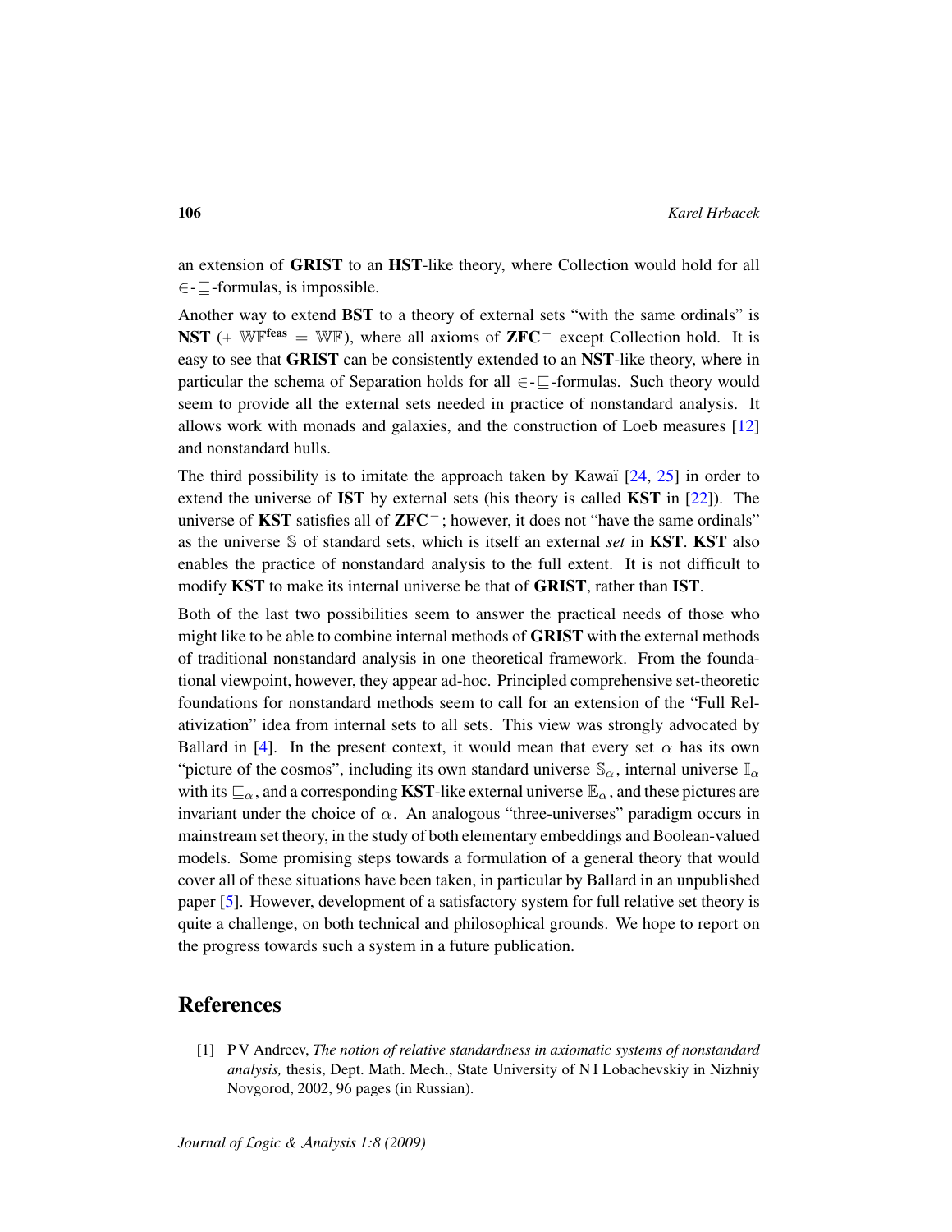an extension of **GRIST** to an **HST**-like theory, where Collection would hold for all $\in$-$\sqsubseteq$-formulas, is impossible.

Another way to extend **BST** to a theory of external sets "with the same ordinals" is **NST** (+ $\mathbb{WF}^{\mathbf{feas}} = \mathbb{WF}$), where all axioms of **ZFC**$^-$ except Collection hold. It is easy to see that **GRIST** can be consistently extended to an **NST**-like theory, where in particular the schema of Separation holds for all $\in$-$\sqsubseteq$-formulas. Such theory would seem to provide all the external sets needed in practice of nonstandard analysis. It allows work with monads and galaxies, and the construction of Loeb measures [12] and nonstandard hulls.

The third possibility is to imitate the approach taken by Kawaï [24, 25] in order to extend the universe of **IST** by external sets (his theory is called **KST** in [22]). The universe of **KST** satisfies all of **ZFC**$^-$; however, it does not "have the same ordinals" as the universe $\mathbb{S}$ of standard sets, which is itself an external *set* in **KST**. **KST** also enables the practice of nonstandard analysis to the full extent. It is not difficult to modify **KST** to make its internal universe be that of **GRIST**, rather than **IST**.

Both of the last two possibilities seem to answer the practical needs of those who might like to be able to combine internal methods of **GRIST** with the external methods of traditional nonstandard analysis in one theoretical framework. From the foundational viewpoint, however, they appear ad-hoc. Principled comprehensive set-theoretic foundations for nonstandard methods seem to call for an extension of the "Full Relativization" idea from internal sets to all sets. This view was strongly advocated by Ballard in [4]. In the present context, it would mean that every set $\alpha$ has its own "picture of the cosmos", including its own standard universe $\mathbb{S}_\alpha$, internal universe $\mathbb{I}_\alpha$ with its $\sqsubseteq_\alpha$, and a corresponding **KST**-like external universe $\mathbb{E}_\alpha$, and these pictures are invariant under the choice of $\alpha$. An analogous "three-universes" paradigm occurs in mainstream set theory, in the study of both elementary embeddings and Boolean-valued models. Some promising steps towards a formulation of a general theory that would cover all of these situations have been taken, in particular by Ballard in an unpublished paper [5]. However, development of a satisfactory system for full relative set theory is quite a challenge, on both technical and philosophical grounds. We hope to report on the progress towards such a system in a future publication.

## References

[1] P V Andreev, *The notion of relative standardness in axiomatic systems of nonstandard analysis,* thesis, Dept. Math. Mech., State University of N I Lobachevskiy in Nizhniy Novgorod, 2002, 96 pages (in Russian).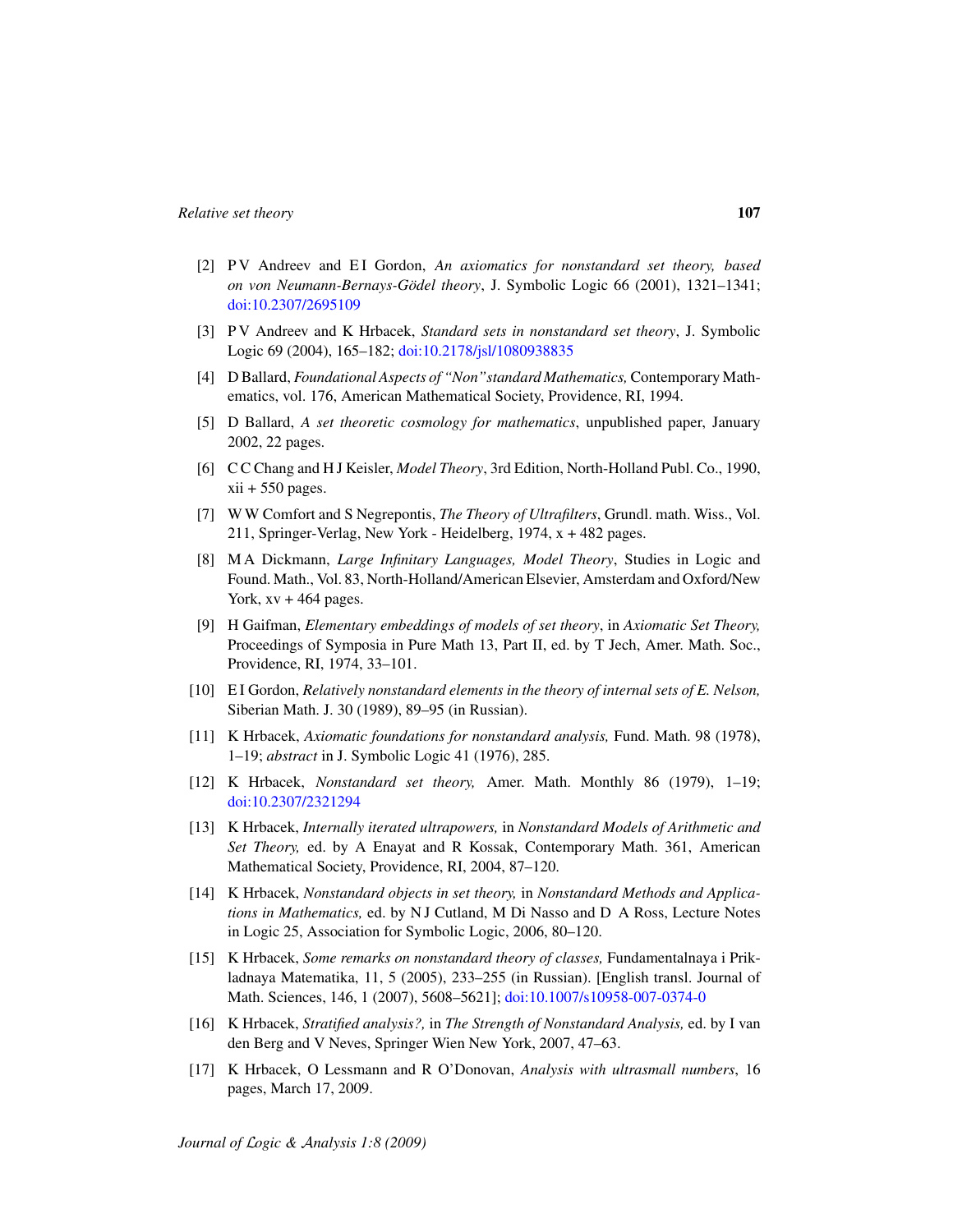[2] P V Andreev and E I Gordon, *An axiomatics for nonstandard set theory, based on von Neumann-Bernays-Gödel theory*, J. Symbolic Logic 66 (2001), 1321–1341; doi:10.2307/2695109

[3] P V Andreev and K Hrbacek, *Standard sets in nonstandard set theory*, J. Symbolic Logic 69 (2004), 165–182; doi:10.2178/jsl/1080938835

[4] D Ballard, *Foundational Aspects of "Non" standard Mathematics,* Contemporary Mathematics, vol. 176, American Mathematical Society, Providence, RI, 1994.

[5] D Ballard, *A set theoretic cosmology for mathematics*, unpublished paper, January 2002, 22 pages.

[6] C C Chang and H J Keisler, *Model Theory*, 3rd Edition, North-Holland Publ. Co., 1990, xii + 550 pages.

[7] W W Comfort and S Negrepontis, *The Theory of Ultrafilters*, Grundl. math. Wiss., Vol. 211, Springer-Verlag, New York - Heidelberg, 1974, x + 482 pages.

[8] M A Dickmann, *Large Infinitary Languages, Model Theory*, Studies in Logic and Found. Math., Vol. 83, North-Holland/American Elsevier, Amsterdam and Oxford/New York, xv + 464 pages.

[9] H Gaifman, *Elementary embeddings of models of set theory*, in *Axiomatic Set Theory,* Proceedings of Symposia in Pure Math 13, Part II, ed. by T Jech, Amer. Math. Soc., Providence, RI, 1974, 33–101.

[10] E I Gordon, *Relatively nonstandard elements in the theory of internal sets of E. Nelson,* Siberian Math. J. 30 (1989), 89–95 (in Russian).

[11] K Hrbacek, *Axiomatic foundations for nonstandard analysis,* Fund. Math. 98 (1978), 1–19; *abstract* in J. Symbolic Logic 41 (1976), 285.

[12] K Hrbacek, *Nonstandard set theory,* Amer. Math. Monthly 86 (1979), 1–19; doi:10.2307/2321294

[13] K Hrbacek, *Internally iterated ultrapowers,* in *Nonstandard Models of Arithmetic and Set Theory,* ed. by A Enayat and R Kossak, Contemporary Math. 361, American Mathematical Society, Providence, RI, 2004, 87–120.

[14] K Hrbacek, *Nonstandard objects in set theory,* in *Nonstandard Methods and Applications in Mathematics,* ed. by N J Cutland, M Di Nasso and D A Ross, Lecture Notes in Logic 25, Association for Symbolic Logic, 2006, 80–120.

[15] K Hrbacek, *Some remarks on nonstandard theory of classes,* Fundamentalnaya i Prikladnaya Matematika, 11, 5 (2005), 233–255 (in Russian). [English transl. Journal of Math. Sciences, 146, 1 (2007), 5608–5621]; doi:10.1007/s10958-007-0374-0

[16] K Hrbacek, *Stratified analysis?,* in *The Strength of Nonstandard Analysis,* ed. by I van den Berg and V Neves, Springer Wien New York, 2007, 47–63.

[17] K Hrbacek, O Lessmann and R O'Donovan, *Analysis with ultrasmall numbers*, 16 pages, March 17, 2009.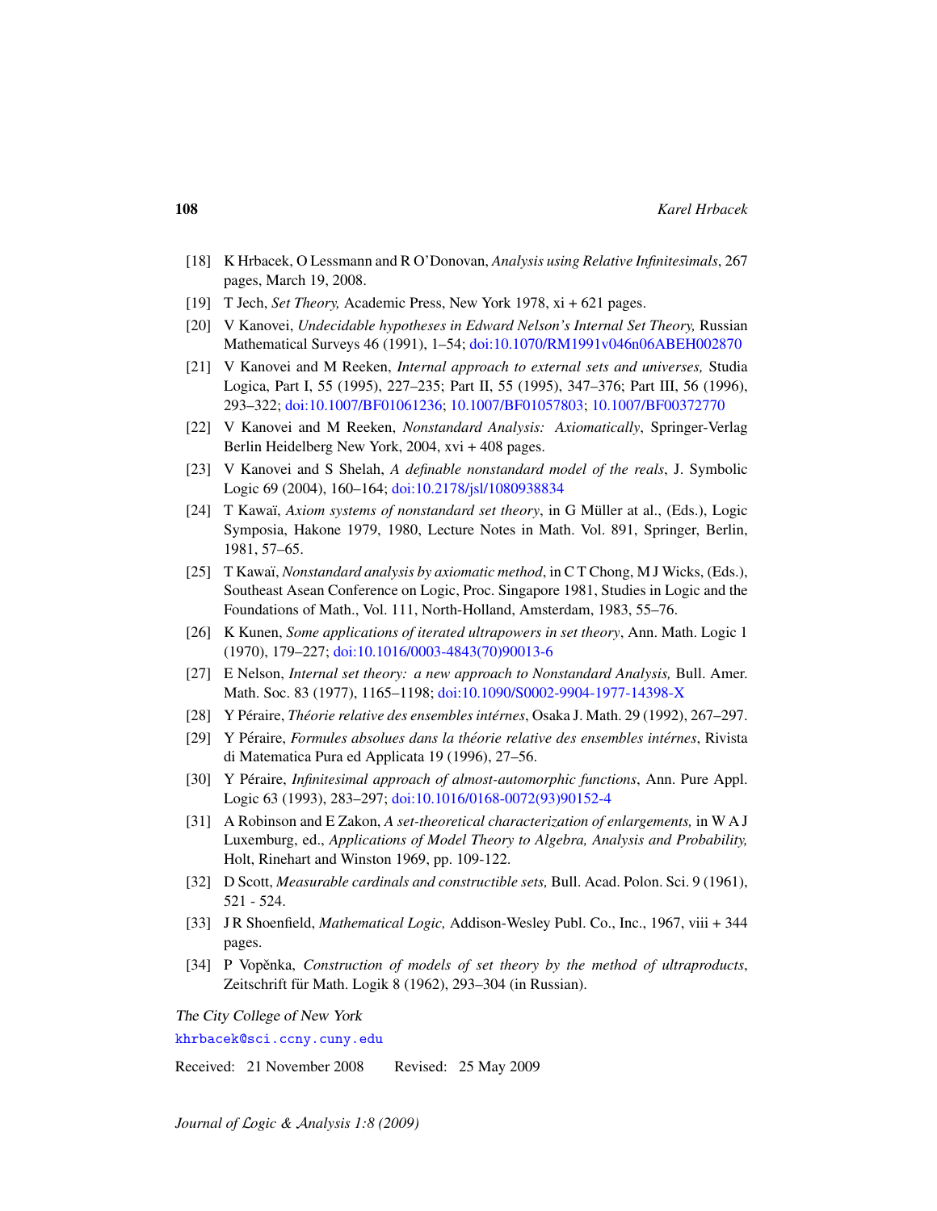[18] K Hrbacek, O Lessmann and R O'Donovan, *Analysis using Relative Infinitesimals*, 267 pages, March 19, 2008.

[19] T Jech, *Set Theory,* Academic Press, New York 1978, xi + 621 pages.

[20] V Kanovei, *Undecidable hypotheses in Edward Nelson's Internal Set Theory,* Russian Mathematical Surveys 46 (1991), 1–54; doi:10.1070/RM1991v046n06ABEH002870

[21] V Kanovei and M Reeken, *Internal approach to external sets and universes,* Studia Logica, Part I, 55 (1995), 227–235; Part II, 55 (1995), 347–376; Part III, 56 (1996), 293–322; doi:10.1007/BF01061236; 10.1007/BF01057803; 10.1007/BF00372770

[22] V Kanovei and M Reeken, *Nonstandard Analysis: Axiomatically*, Springer-Verlag Berlin Heidelberg New York, 2004, xvi + 408 pages.

[23] V Kanovei and S Shelah, *A definable nonstandard model of the reals*, J. Symbolic Logic 69 (2004), 160–164; doi:10.2178/jsl/1080938834

[24] T Kawaï, *Axiom systems of nonstandard set theory*, in G Müller at al., (Eds.), Logic Symposia, Hakone 1979, 1980, Lecture Notes in Math. Vol. 891, Springer, Berlin, 1981, 57–65.

[25] T Kawaï, *Nonstandard analysis by axiomatic method*, in C T Chong, M J Wicks, (Eds.), Southeast Asean Conference on Logic, Proc. Singapore 1981, Studies in Logic and the Foundations of Math., Vol. 111, North-Holland, Amsterdam, 1983, 55–76.

[26] K Kunen, *Some applications of iterated ultrapowers in set theory*, Ann. Math. Logic 1 (1970), 179–227; doi:10.1016/0003-4843(70)90013-6

[27] E Nelson, *Internal set theory: a new approach to Nonstandard Analysis,* Bull. Amer. Math. Soc. 83 (1977), 1165–1198; doi:10.1090/S0002-9904-1977-14398-X

[28] Y Péraire, *Théorie relative des ensembles intérnes*, Osaka J. Math. 29 (1992), 267–297.

[29] Y Péraire, *Formules absolues dans la théorie relative des ensembles intérnes*, Rivista di Matematica Pura ed Applicata 19 (1996), 27–56.

[30] Y Péraire, *Infinitesimal approach of almost-automorphic functions*, Ann. Pure Appl. Logic 63 (1993), 283–297; doi:10.1016/0168-0072(93)90152-4

[31] A Robinson and E Zakon, *A set-theoretical characterization of enlargements,* in W A J Luxemburg, ed., *Applications of Model Theory to Algebra, Analysis and Probability,* Holt, Rinehart and Winston 1969, pp. 109-122.

[32] D Scott, *Measurable cardinals and constructible sets,* Bull. Acad. Polon. Sci. 9 (1961), 521 - 524.

[33] J R Shoenfield, *Mathematical Logic,* Addison-Wesley Publ. Co., Inc., 1967, viii + 344 pages.

[34] P Vopěnka, *Construction of models of set theory by the method of ultraproducts*, Zeitschrift für Math. Logik 8 (1962), 293–304 (in Russian).

*The City College of New York*

khrbacek@sci.ccny.cuny.edu

Received: 21 November 2008  Revised: 25 May 2009